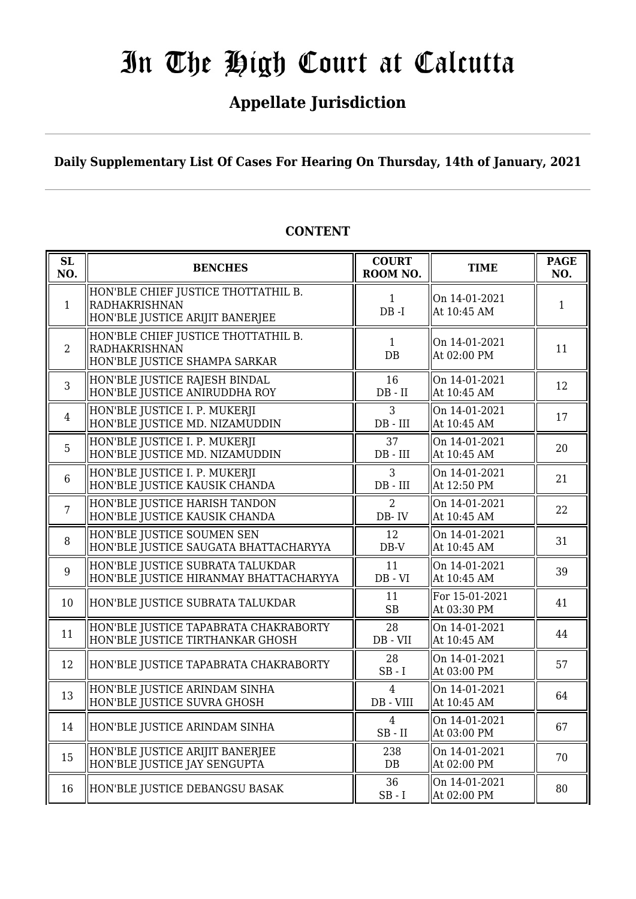# In The High Court at Calcutta

## Appellate Jurisdiction

**Daily Supplementary List Of Cases For Hearing On Thursday, 14th of January, 2021**

**CONTENT**

| SL NO. | BENCHES | COURT ROOM NO. | TIME | PAGE NO. |
|---|---|---|---|---|
| 1 | HON'BLE CHIEF JUSTICE THOTTATHIL B. RADHAKRISHNAN<br>HON'BLE JUSTICE ARIJIT BANERJEE | 1<br>DB -I | On 14-01-2021<br>At 10:45 AM | 1 |
| 2 | HON'BLE CHIEF JUSTICE THOTTATHIL B. RADHAKRISHNAN<br>HON'BLE JUSTICE SHAMPA SARKAR | 1<br>DB | On 14-01-2021<br>At 02:00 PM | 11 |
| 3 | HON'BLE JUSTICE RAJESH BINDAL<br>HON'BLE JUSTICE ANIRUDDHA ROY | 16<br>DB - II | On 14-01-2021<br>At 10:45 AM | 12 |
| 4 | HON'BLE JUSTICE I. P. MUKERJI<br>HON'BLE JUSTICE MD. NIZAMUDDIN | 3<br>DB - III | On 14-01-2021<br>At 10:45 AM | 17 |
| 5 | HON'BLE JUSTICE I. P. MUKERJI<br>HON'BLE JUSTICE MD. NIZAMUDDIN | 37<br>DB - III | On 14-01-2021<br>At 10:45 AM | 20 |
| 6 | HON'BLE JUSTICE I. P. MUKERJI<br>HON'BLE JUSTICE KAUSIK CHANDA | 3<br>DB - III | On 14-01-2021<br>At 12:50 PM | 21 |
| 7 | HON'BLE JUSTICE HARISH TANDON<br>HON'BLE JUSTICE KAUSIK CHANDA | 2<br>DB- IV | On 14-01-2021<br>At 10:45 AM | 22 |
| 8 | HON'BLE JUSTICE SOUMEN SEN<br>HON'BLE JUSTICE SAUGATA BHATTACHARYYA | 12<br>DB-V | On 14-01-2021<br>At 10:45 AM | 31 |
| 9 | HON'BLE JUSTICE SUBRATA TALUKDAR<br>HON'BLE JUSTICE HIRANMAY BHATTACHARYYA | 11<br>DB - VI | On 14-01-2021<br>At 10:45 AM | 39 |
| 10 | HON'BLE JUSTICE SUBRATA TALUKDAR | 11<br>SB | For 15-01-2021<br>At 03:30 PM | 41 |
| 11 | HON'BLE JUSTICE TAPABRATA CHAKRABORTY<br>HON'BLE JUSTICE TIRTHANKAR GHOSH | 28<br>DB - VII | On 14-01-2021<br>At 10:45 AM | 44 |
| 12 | HON'BLE JUSTICE TAPABRATA CHAKRABORTY | 28<br>SB - I | On 14-01-2021<br>At 03:00 PM | 57 |
| 13 | HON'BLE JUSTICE ARINDAM SINHA<br>HON'BLE JUSTICE SUVRA GHOSH | 4<br>DB - VIII | On 14-01-2021<br>At 10:45 AM | 64 |
| 14 | HON'BLE JUSTICE ARINDAM SINHA | 4<br>SB - II | On 14-01-2021<br>At 03:00 PM | 67 |
| 15 | HON'BLE JUSTICE ARIJIT BANERJEE<br>HON'BLE JUSTICE JAY SENGUPTA | 238<br>DB | On 14-01-2021<br>At 02:00 PM | 70 |
| 16 | HON'BLE JUSTICE DEBANGSU BASAK | 36<br>SB - I | On 14-01-2021<br>At 02:00 PM | 80 |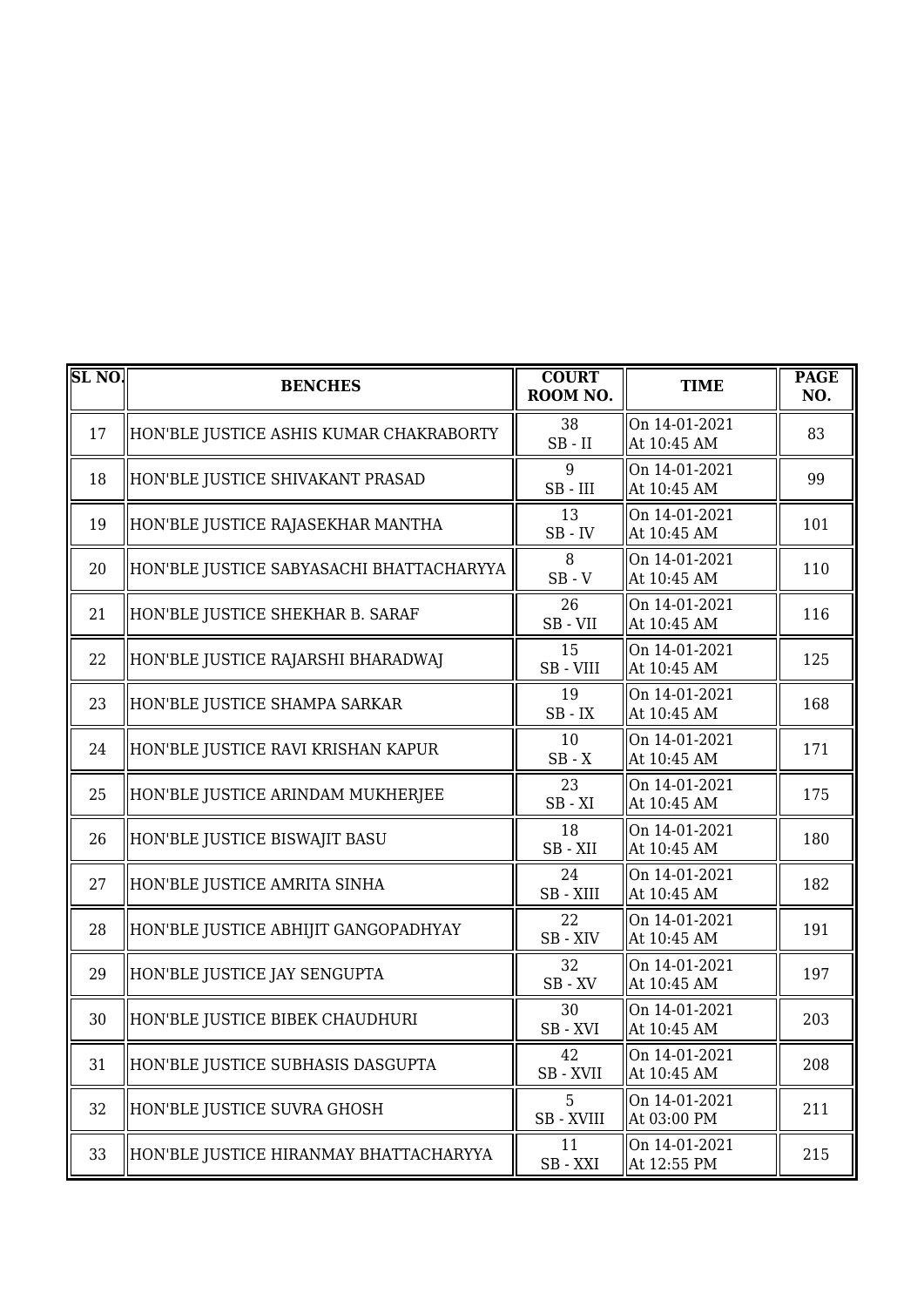| SL NO. | BENCHES | COURT ROOM NO. | TIME | PAGE NO. |
|---|---|---|---|---|
| 17 | HON'BLE JUSTICE ASHIS KUMAR CHAKRABORTY | 38<br>SB - II | On 14-01-2021<br>At 10:45 AM | 83 |
| 18 | HON'BLE JUSTICE SHIVAKANT PRASAD | 9<br>SB - III | On 14-01-2021<br>At 10:45 AM | 99 |
| 19 | HON'BLE JUSTICE RAJASEKHAR MANTHA | 13<br>SB - IV | On 14-01-2021<br>At 10:45 AM | 101 |
| 20 | HON'BLE JUSTICE SABYASACHI BHATTACHARYYA | 8<br>SB - V | On 14-01-2021<br>At 10:45 AM | 110 |
| 21 | HON'BLE JUSTICE SHEKHAR B. SARAF | 26<br>SB - VII | On 14-01-2021<br>At 10:45 AM | 116 |
| 22 | HON'BLE JUSTICE RAJARSHI BHARADWAJ | 15<br>SB - VIII | On 14-01-2021<br>At 10:45 AM | 125 |
| 23 | HON'BLE JUSTICE SHAMPA SARKAR | 19<br>SB - IX | On 14-01-2021<br>At 10:45 AM | 168 |
| 24 | HON'BLE JUSTICE RAVI KRISHAN KAPUR | 10<br>SB - X | On 14-01-2021<br>At 10:45 AM | 171 |
| 25 | HON'BLE JUSTICE ARINDAM MUKHERJEE | 23<br>SB - XI | On 14-01-2021<br>At 10:45 AM | 175 |
| 26 | HON'BLE JUSTICE BISWAJIT BASU | 18<br>SB - XII | On 14-01-2021<br>At 10:45 AM | 180 |
| 27 | HON'BLE JUSTICE AMRITA SINHA | 24<br>SB - XIII | On 14-01-2021<br>At 10:45 AM | 182 |
| 28 | HON'BLE JUSTICE ABHIJIT GANGOPADHYAY | 22<br>SB - XIV | On 14-01-2021<br>At 10:45 AM | 191 |
| 29 | HON'BLE JUSTICE JAY SENGUPTA | 32<br>SB - XV | On 14-01-2021<br>At 10:45 AM | 197 |
| 30 | HON'BLE JUSTICE BIBEK CHAUDHURI | 30<br>SB - XVI | On 14-01-2021<br>At 10:45 AM | 203 |
| 31 | HON'BLE JUSTICE SUBHASIS DASGUPTA | 42<br>SB - XVII | On 14-01-2021<br>At 10:45 AM | 208 |
| 32 | HON'BLE JUSTICE SUVRA GHOSH | 5<br>SB - XVIII | On 14-01-2021<br>At 03:00 PM | 211 |
| 33 | HON'BLE JUSTICE HIRANMAY BHATTACHARYYA | 11<br>SB - XXI | On 14-01-2021<br>At 12:55 PM | 215 |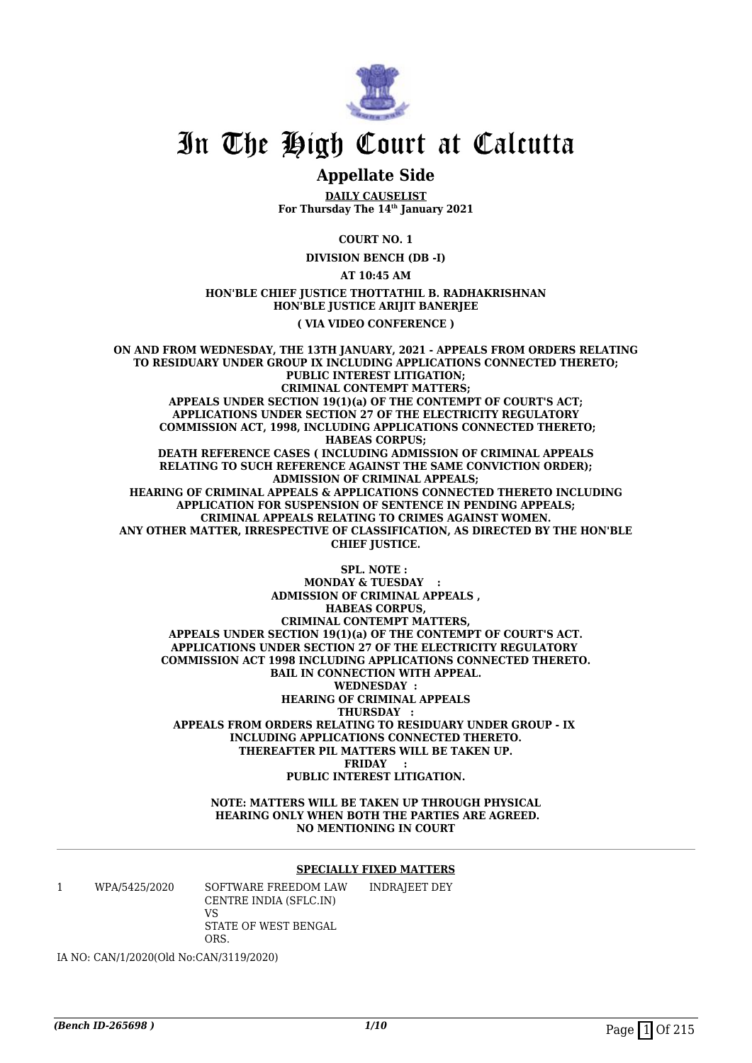# In The High Court at Calcutta

## Appellate Side

**DAILY CAUSELIST**
**For Thursday The 14th January 2021**

**COURT NO. 1**

**DIVISION BENCH (DB -I)**

**AT 10:45 AM**

**HON'BLE CHIEF JUSTICE THOTTATHIL B. RADHAKRISHNAN**
**HON'BLE JUSTICE ARIJIT BANERJEE**

**( VIA VIDEO CONFERENCE )**

**ON AND FROM WEDNESDAY, THE 13TH JANUARY, 2021 - APPEALS FROM ORDERS RELATING TO RESIDUARY UNDER GROUP IX INCLUDING APPLICATIONS CONNECTED THERETO; PUBLIC INTEREST LITIGATION; CRIMINAL CONTEMPT MATTERS; APPEALS UNDER SECTION 19(1)(a) OF THE CONTEMPT OF COURT'S ACT; APPLICATIONS UNDER SECTION 27 OF THE ELECTRICITY REGULATORY COMMISSION ACT, 1998, INCLUDING APPLICATIONS CONNECTED THERETO; HABEAS CORPUS; DEATH REFERENCE CASES ( INCLUDING ADMISSION OF CRIMINAL APPEALS RELATING TO SUCH REFERENCE AGAINST THE SAME CONVICTION ORDER); ADMISSION OF CRIMINAL APPEALS; HEARING OF CRIMINAL APPEALS & APPLICATIONS CONNECTED THERETO INCLUDING APPLICATION FOR SUSPENSION OF SENTENCE IN PENDING APPEALS; CRIMINAL APPEALS RELATING TO CRIMES AGAINST WOMEN. ANY OTHER MATTER, IRRESPECTIVE OF CLASSIFICATION, AS DIRECTED BY THE HON'BLE CHIEF JUSTICE.**

**SPL. NOTE :**
**MONDAY & TUESDAY :**
**ADMISSION OF CRIMINAL APPEALS ,**
**HABEAS CORPUS,**
**CRIMINAL CONTEMPT MATTERS,**
**APPEALS UNDER SECTION 19(1)(a) OF THE CONTEMPT OF COURT'S ACT.**
**APPLICATIONS UNDER SECTION 27 OF THE ELECTRICITY REGULATORY COMMISSION ACT 1998 INCLUDING APPLICATIONS CONNECTED THERETO.**
**BAIL IN CONNECTION WITH APPEAL.**
**WEDNESDAY :**
**HEARING OF CRIMINAL APPEALS**
**THURSDAY :**
**APPEALS FROM ORDERS RELATING TO RESIDUARY UNDER GROUP - IX INCLUDING APPLICATIONS CONNECTED THERETO.**
**THEREAFTER PIL MATTERS WILL BE TAKEN UP.**
**FRIDAY :**
**PUBLIC INTEREST LITIGATION.**

**NOTE: MATTERS WILL BE TAKEN UP THROUGH PHYSICAL HEARING ONLY WHEN BOTH THE PARTIES ARE AGREED. NO MENTIONING IN COURT**

**SPECIALLY FIXED MATTERS**

| | | | |
|---|---|---|---|
| 1 | WPA/5425/2020 | SOFTWARE FREEDOM LAW CENTRE INDIA (SFLC.IN) VS STATE OF WEST BENGAL ORS. | INDRAJEET DEY |

IA NO: CAN/1/2020(Old No:CAN/3119/2020)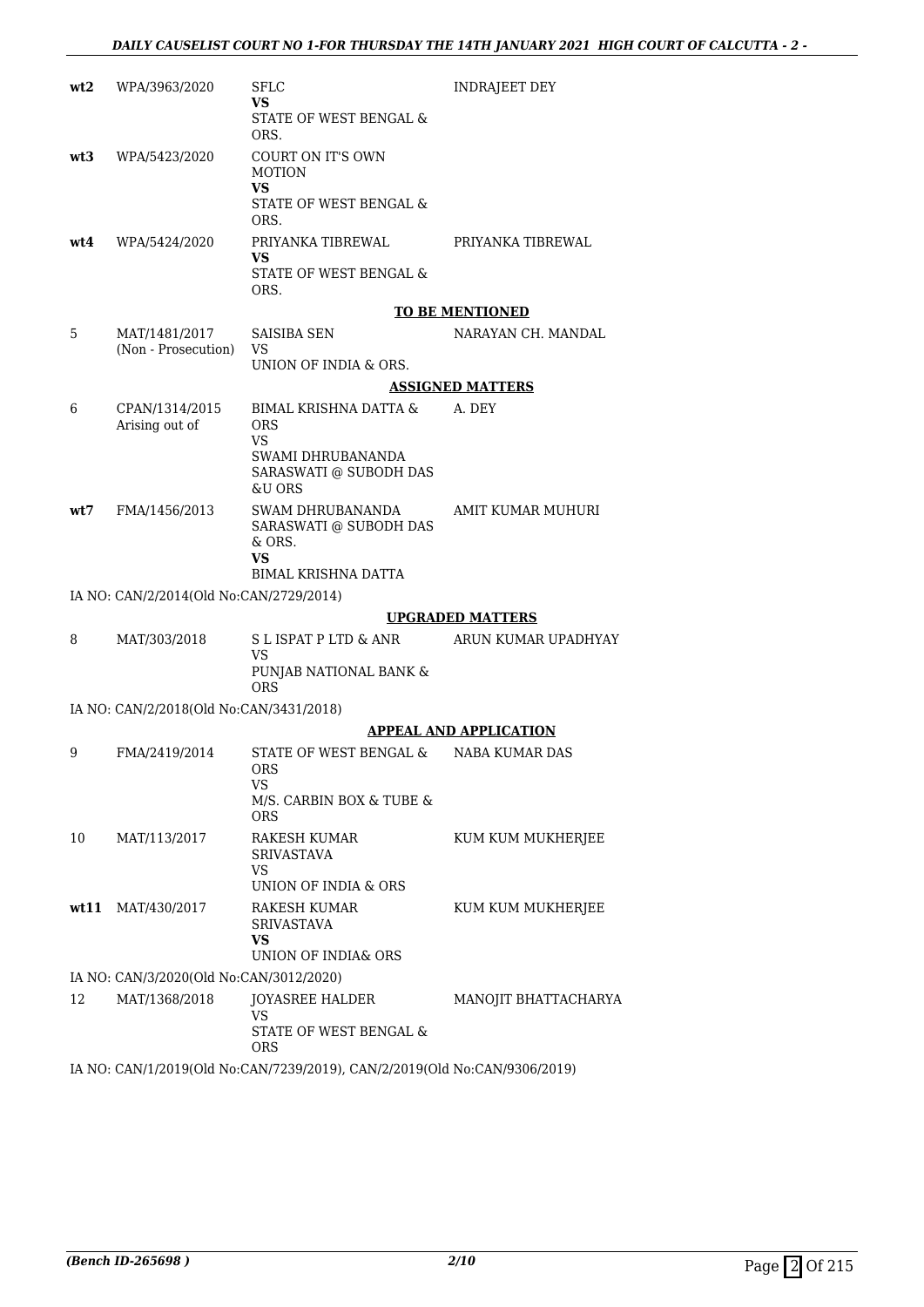| | | | |
|---|---|---|---|
| wt2 | WPA/3963/2020 | SFLC<br>**VS**<br>STATE OF WEST BENGAL & ORS. | INDRAJEET DEY |
| wt3 | WPA/5423/2020 | COURT ON IT'S OWN MOTION<br>**VS**<br>STATE OF WEST BENGAL & ORS. | |
| wt4 | WPA/5424/2020 | PRIYANKA TIBREWAL<br>**VS**<br>STATE OF WEST BENGAL & ORS. | PRIYANKA TIBREWAL |

**TO BE MENTIONED**

| | | | |
|---|---|---|---|
| 5 | MAT/1481/2017<br>(Non - Prosecution) | SAISIBA SEN<br>VS<br>UNION OF INDIA & ORS. | NARAYAN CH. MANDAL |

**ASSIGNED MATTERS**

| | | | |
|---|---|---|---|
| 6 | CPAN/1314/2015<br>Arising out of | BIMAL KRISHNA DATTA & ORS<br>VS<br>SWAMI DHRUBANANDA SARASWATI @ SUBODH DAS &U ORS | A. DEY |
| wt7 | FMA/1456/2013 | SWAM DHRUBANANDA SARASWATI @ SUBODH DAS & ORS.<br>**VS**<br>BIMAL KRISHNA DATTA | AMIT KUMAR MUHURI |

IA NO: CAN/2/2014(Old No:CAN/2729/2014)

**UPGRADED MATTERS**

| | | | |
|---|---|---|---|
| 8 | MAT/303/2018 | S L ISPAT P LTD & ANR<br>VS<br>PUNJAB NATIONAL BANK & ORS | ARUN KUMAR UPADHYAY |

IA NO: CAN/2/2018(Old No:CAN/3431/2018)

**APPEAL AND APPLICATION**

| | | | |
|---|---|---|---|
| 9 | FMA/2419/2014 | STATE OF WEST BENGAL & ORS<br>VS<br>M/S. CARBIN BOX & TUBE & ORS | NABA KUMAR DAS |
| 10 | MAT/113/2017 | RAKESH KUMAR SRIVASTAVA<br>VS<br>UNION OF INDIA & ORS | KUM KUM MUKHERJEE |
| wt11 | MAT/430/2017 | RAKESH KUMAR SRIVASTAVA<br>**VS**<br>UNION OF INDIA& ORS | KUM KUM MUKHERJEE |

IA NO: CAN/3/2020(Old No:CAN/3012/2020)

| | | | |
|---|---|---|---|
| 12 | MAT/1368/2018 | JOYASREE HALDER<br>VS<br>STATE OF WEST BENGAL & ORS | MANOJIT BHATTACHARYA |

IA NO: CAN/1/2019(Old No:CAN/7239/2019), CAN/2/2019(Old No:CAN/9306/2019)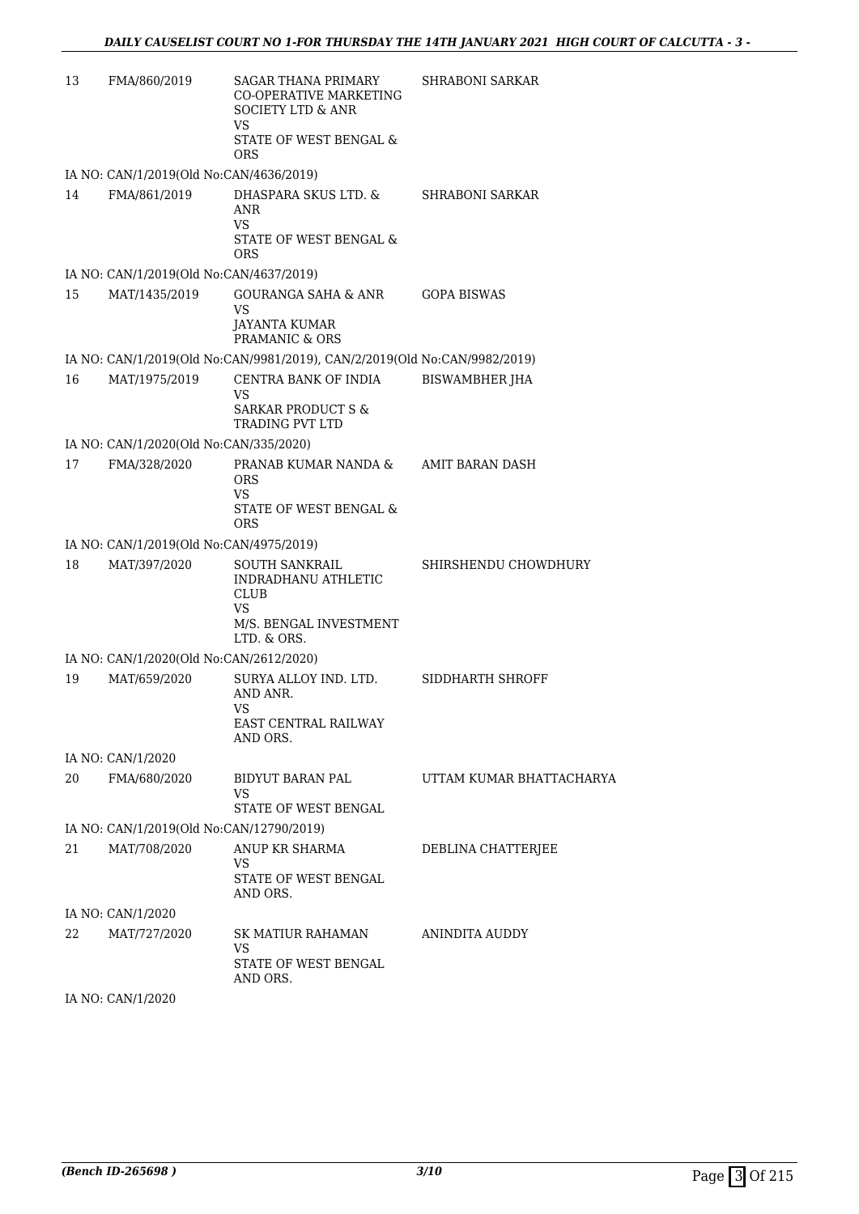| | | | |
|---|---|---|---|
| 13 | FMA/860/2019 | SAGAR THANA PRIMARY CO-OPERATIVE MARKETING SOCIETY LTD & ANR<br>VS<br>STATE OF WEST BENGAL & ORS | SHRABONI SARKAR |
| | IA NO: CAN/1/2019(Old No:CAN/4636/2019) | | |
| 14 | FMA/861/2019 | DHASPARA SKUS LTD. & ANR<br>VS<br>STATE OF WEST BENGAL & ORS | SHRABONI SARKAR |
| | IA NO: CAN/1/2019(Old No:CAN/4637/2019) | | |
| 15 | MAT/1435/2019 | GOURANGA SAHA & ANR<br>VS<br>JAYANTA KUMAR PRAMANIC & ORS | GOPA BISWAS |
| | IA NO: CAN/1/2019(Old No:CAN/9981/2019), CAN/2/2019(Old No:CAN/9982/2019) | | |
| 16 | MAT/1975/2019 | CENTRA BANK OF INDIA<br>VS<br>SARKAR PRODUCT S & TRADING PVT LTD | BISWAMBHER JHA |
| | IA NO: CAN/1/2020(Old No:CAN/335/2020) | | |
| 17 | FMA/328/2020 | PRANAB KUMAR NANDA & ORS<br>VS<br>STATE OF WEST BENGAL & ORS | AMIT BARAN DASH |
| | IA NO: CAN/1/2019(Old No:CAN/4975/2019) | | |
| 18 | MAT/397/2020 | SOUTH SANKRAIL INDRADHANU ATHLETIC CLUB<br>VS<br>M/S. BENGAL INVESTMENT LTD. & ORS. | SHIRSHENDU CHOWDHURY |
| | IA NO: CAN/1/2020(Old No:CAN/2612/2020) | | |
| 19 | MAT/659/2020 | SURYA ALLOY IND. LTD. AND ANR.<br>VS<br>EAST CENTRAL RAILWAY AND ORS. | SIDDHARTH SHROFF |
| | IA NO: CAN/1/2020 | | |
| 20 | FMA/680/2020 | BIDYUT BARAN PAL<br>VS<br>STATE OF WEST BENGAL | UTTAM KUMAR BHATTACHARYA |
| | IA NO: CAN/1/2019(Old No:CAN/12790/2019) | | |
| 21 | MAT/708/2020 | ANUP KR SHARMA<br>VS<br>STATE OF WEST BENGAL AND ORS. | DEBLINA CHATTERJEE |
| | IA NO: CAN/1/2020 | | |
| 22 | MAT/727/2020 | SK MATIUR RAHAMAN<br>VS<br>STATE OF WEST BENGAL AND ORS. | ANINDITA AUDDY |
| | IA NO: CAN/1/2020 | | |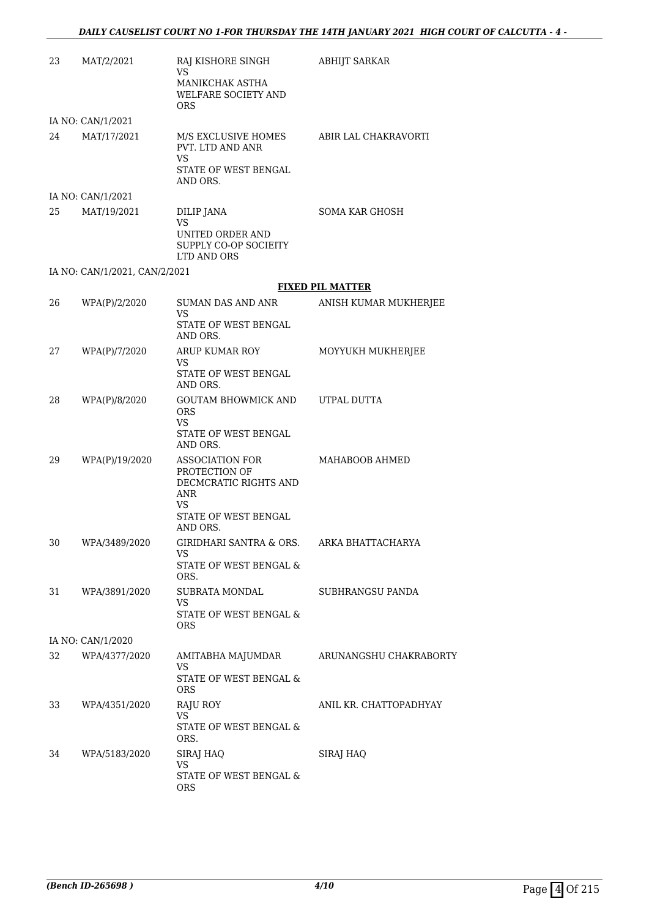| | | | |
|---|---|---|---|
| 23 | MAT/2/2021 | RAJ KISHORE SINGH<br>VS<br>MANIKCHAK ASTHA WELFARE SOCIETY AND ORS | ABHIJT SARKAR |
| | IA NO: CAN/1/2021 | | |
| 24 | MAT/17/2021 | M/S EXCLUSIVE HOMES PVT. LTD AND ANR<br>VS<br>STATE OF WEST BENGAL AND ORS. | ABIR LAL CHAKRAVORTI |
| | IA NO: CAN/1/2021 | | |
| 25 | MAT/19/2021 | DILIP JANA<br>VS<br>UNITED ORDER AND SUPPLY CO-OP SOCIEITY LTD AND ORS | SOMA KAR GHOSH |
| | IA NO: CAN/1/2021, CAN/2/2021 | | |

**FIXED PIL MATTER**

| | | | |
|---|---|---|---|
| 26 | WPA(P)/2/2020 | SUMAN DAS AND ANR<br>VS<br>STATE OF WEST BENGAL AND ORS. | ANISH KUMAR MUKHERJEE |
| 27 | WPA(P)/7/2020 | ARUP KUMAR ROY<br>VS<br>STATE OF WEST BENGAL AND ORS. | MOYYUKH MUKHERJEE |
| 28 | WPA(P)/8/2020 | GOUTAM BHOWMICK AND ORS<br>VS<br>STATE OF WEST BENGAL AND ORS. | UTPAL DUTTA |
| 29 | WPA(P)/19/2020 | ASSOCIATION FOR PROTECTION OF DECMCRATIC RIGHTS AND ANR<br>VS<br>STATE OF WEST BENGAL AND ORS. | MAHABOOB AHMED |
| 30 | WPA/3489/2020 | GIRIDHARI SANTRA & ORS.<br>VS<br>STATE OF WEST BENGAL & ORS. | ARKA BHATTACHARYA |
| 31 | WPA/3891/2020 | SUBRATA MONDAL<br>VS<br>STATE OF WEST BENGAL & ORS | SUBHRANGSU PANDA |
| | IA NO: CAN/1/2020 | | |
| 32 | WPA/4377/2020 | AMITABHA MAJUMDAR<br>VS<br>STATE OF WEST BENGAL & ORS | ARUNANGSHU CHAKRABORTY |
| 33 | WPA/4351/2020 | RAJU ROY<br>VS<br>STATE OF WEST BENGAL & ORS. | ANIL KR. CHATTOPADHYAY |
| 34 | WPA/5183/2020 | SIRAJ HAQ<br>VS<br>STATE OF WEST BENGAL & ORS | SIRAJ HAQ |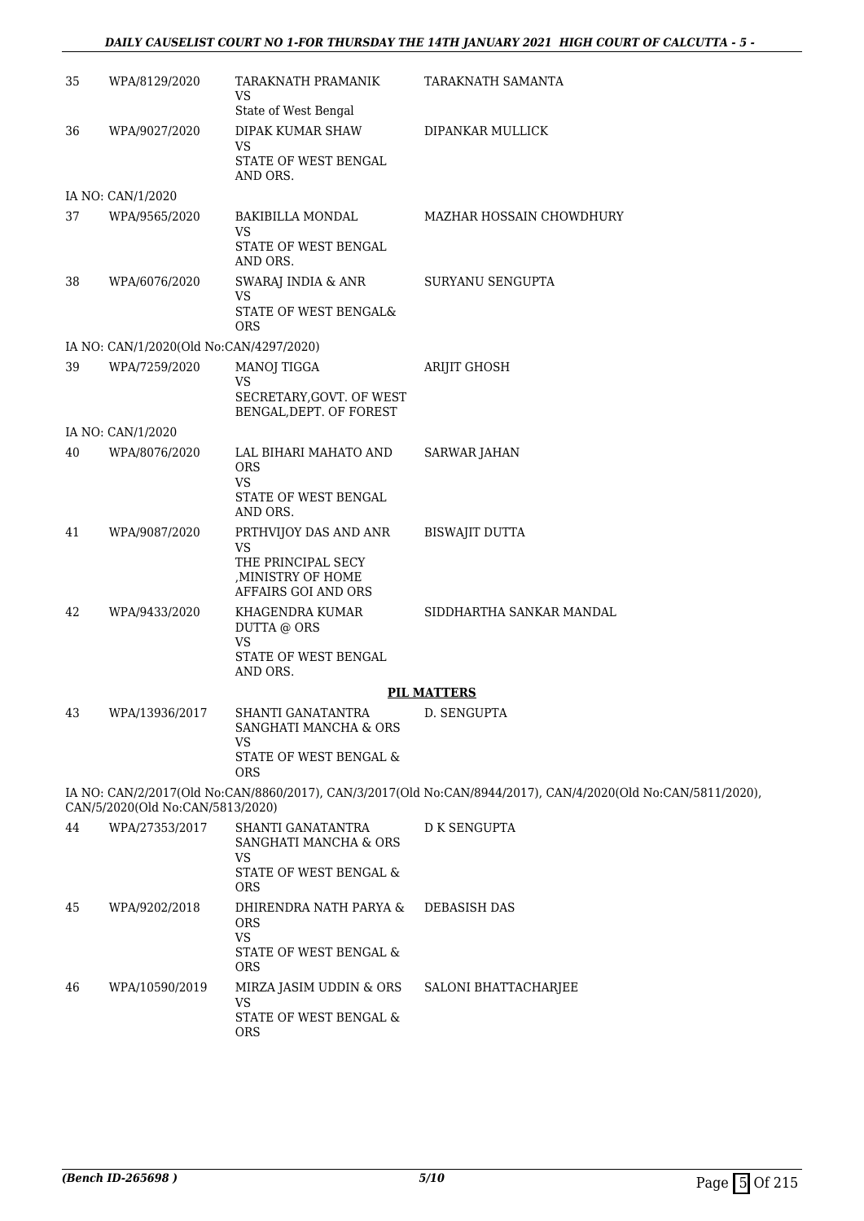| | | | |
|---|---|---|---|
| 35 | WPA/8129/2020 | TARAKNATH PRAMANIK<br>VS<br>State of West Bengal | TARAKNATH SAMANTA |
| 36 | WPA/9027/2020 | DIPAK KUMAR SHAW<br>VS<br>STATE OF WEST BENGAL AND ORS. | DIPANKAR MULLICK |

IA NO: CAN/1/2020

| | | | |
|---|---|---|---|
| 37 | WPA/9565/2020 | BAKIBILLA MONDAL<br>VS<br>STATE OF WEST BENGAL AND ORS. | MAZHAR HOSSAIN CHOWDHURY |
| 38 | WPA/6076/2020 | SWARAJ INDIA & ANR<br>VS<br>STATE OF WEST BENGAL& ORS | SURYANU SENGUPTA |

IA NO: CAN/1/2020(Old No:CAN/4297/2020)

| | | | |
|---|---|---|---|
| 39 | WPA/7259/2020 | MANOJ TIGGA<br>VS<br>SECRETARY,GOVT. OF WEST BENGAL,DEPT. OF FOREST | ARIJIT GHOSH |

IA NO: CAN/1/2020

| | | | |
|---|---|---|---|
| 40 | WPA/8076/2020 | LAL BIHARI MAHATO AND ORS<br>VS<br>STATE OF WEST BENGAL AND ORS. | SARWAR JAHAN |
| 41 | WPA/9087/2020 | PRTHVIJOY DAS AND ANR<br>VS<br>THE PRINCIPAL SECY ,MINISTRY OF HOME AFFAIRS GOI AND ORS | BISWAJIT DUTTA |
| 42 | WPA/9433/2020 | KHAGENDRA KUMAR DUTTA @ ORS<br>VS<br>STATE OF WEST BENGAL AND ORS. | SIDDHARTHA SANKAR MANDAL |

**PIL MATTERS**

| | | | |
|---|---|---|---|
| 43 | WPA/13936/2017 | SHANTI GANATANTRA SANGHATI MANCHA & ORS<br>VS<br>STATE OF WEST BENGAL & ORS | D. SENGUPTA |

IA NO: CAN/2/2017(Old No:CAN/8860/2017), CAN/3/2017(Old No:CAN/8944/2017), CAN/4/2020(Old No:CAN/5811/2020), CAN/5/2020(Old No:CAN/5813/2020)

| | | | |
|---|---|---|---|
| 44 | WPA/27353/2017 | SHANTI GANATANTRA SANGHATI MANCHA & ORS<br>VS<br>STATE OF WEST BENGAL & ORS | D K SENGUPTA |
| 45 | WPA/9202/2018 | DHIRENDRA NATH PARYA & ORS<br>VS<br>STATE OF WEST BENGAL & ORS | DEBASISH DAS |
| 46 | WPA/10590/2019 | MIRZA JASIM UDDIN & ORS<br>VS<br>STATE OF WEST BENGAL & ORS | SALONI BHATTACHARJEE |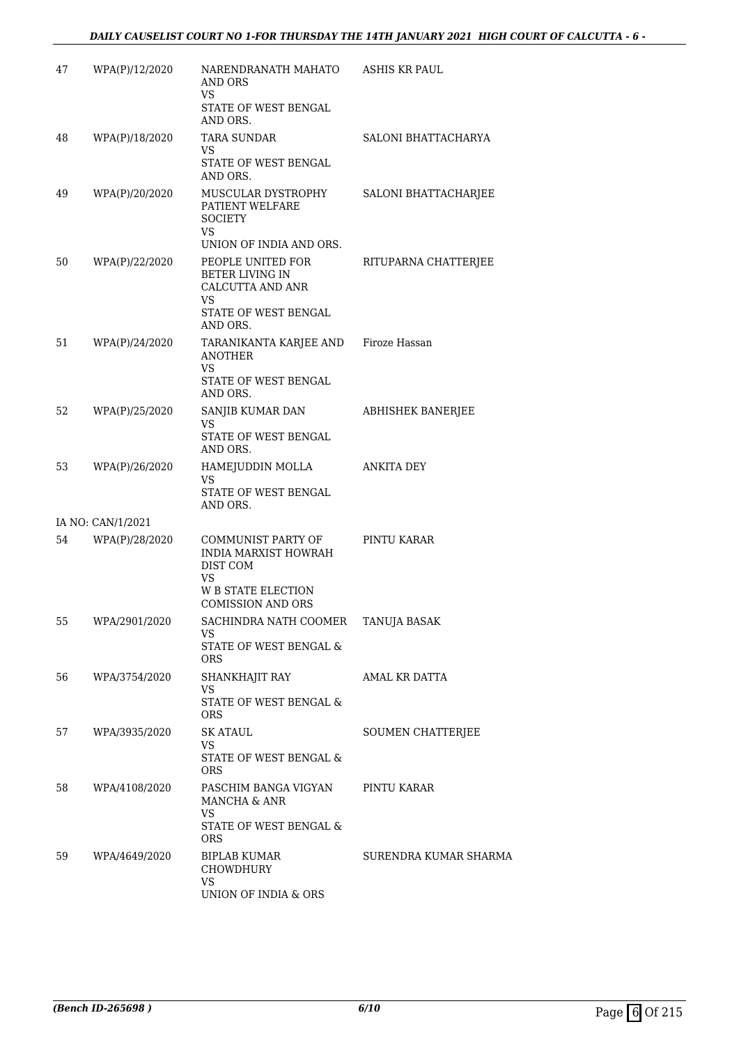| | | | |
|---|---|---|---|
| 47 | WPA(P)/12/2020 | NARENDRANATH MAHATO AND ORS<br>VS<br>STATE OF WEST BENGAL AND ORS. | ASHIS KR PAUL |
| 48 | WPA(P)/18/2020 | TARA SUNDAR<br>VS<br>STATE OF WEST BENGAL AND ORS. | SALONI BHATTACHARYA |
| 49 | WPA(P)/20/2020 | MUSCULAR DYSTROPHY PATIENT WELFARE SOCIETY<br>VS<br>UNION OF INDIA AND ORS. | SALONI BHATTACHARJEE |
| 50 | WPA(P)/22/2020 | PEOPLE UNITED FOR BETER LIVING IN CALCUTTA AND ANR<br>VS<br>STATE OF WEST BENGAL AND ORS. | RITUPARNA CHATTERJEE |
| 51 | WPA(P)/24/2020 | TARANIKANTA KARJEE AND ANOTHER<br>VS<br>STATE OF WEST BENGAL AND ORS. | Firoze Hassan |
| 52 | WPA(P)/25/2020 | SANJIB KUMAR DAN<br>VS<br>STATE OF WEST BENGAL AND ORS. | ABHISHEK BANERJEE |
| 53 | WPA(P)/26/2020 | HAMEJUDDIN MOLLA<br>VS<br>STATE OF WEST BENGAL AND ORS. | ANKITA DEY |
| | IA NO: CAN/1/2021 | | |
| 54 | WPA(P)/28/2020 | COMMUNIST PARTY OF INDIA MARXIST HOWRAH DIST COM<br>VS<br>W B STATE ELECTION COMISSION AND ORS | PINTU KARAR |
| 55 | WPA/2901/2020 | SACHINDRA NATH COOMER<br>VS<br>STATE OF WEST BENGAL & ORS | TANUJA BASAK |
| 56 | WPA/3754/2020 | SHANKHAJIT RAY<br>VS<br>STATE OF WEST BENGAL & ORS | AMAL KR DATTA |
| 57 | WPA/3935/2020 | SK ATAUL<br>VS<br>STATE OF WEST BENGAL & ORS | SOUMEN CHATTERJEE |
| 58 | WPA/4108/2020 | PASCHIM BANGA VIGYAN MANCHA & ANR<br>VS<br>STATE OF WEST BENGAL & ORS | PINTU KARAR |
| 59 | WPA/4649/2020 | BIPLAB KUMAR CHOWDHURY<br>VS<br>UNION OF INDIA & ORS | SURENDRA KUMAR SHARMA |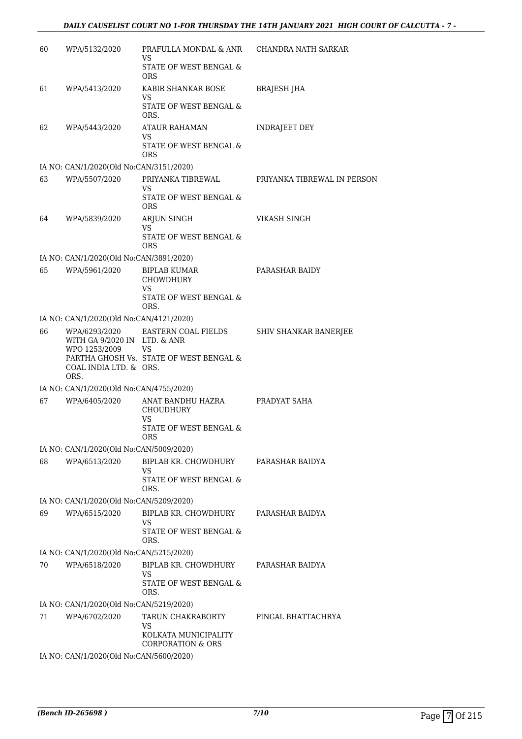| | | | |
|---|---|---|---|
| 60 | WPA/5132/2020 | PRAFULLA MONDAL & ANR<br>VS<br>STATE OF WEST BENGAL & ORS | CHANDRA NATH SARKAR |
| 61 | WPA/5413/2020 | KABIR SHANKAR BOSE<br>VS<br>STATE OF WEST BENGAL & ORS. | BRAJESH JHA |
| 62 | WPA/5443/2020 | ATAUR RAHAMAN<br>VS<br>STATE OF WEST BENGAL & ORS | INDRAJEET DEY |
| | IA NO: CAN/1/2020(Old No:CAN/3151/2020) | | |
| 63 | WPA/5507/2020 | PRIYANKA TIBREWAL<br>VS<br>STATE OF WEST BENGAL & ORS | PRIYANKA TIBREWAL IN PERSON |
| 64 | WPA/5839/2020 | ARJUN SINGH<br>VS<br>STATE OF WEST BENGAL & ORS | VIKASH SINGH |
| | IA NO: CAN/1/2020(Old No:CAN/3891/2020) | | |
| 65 | WPA/5961/2020 | BIPLAB KUMAR CHOWDHURY<br>VS<br>STATE OF WEST BENGAL & ORS. | PARASHAR BAIDY |
| | IA NO: CAN/1/2020(Old No:CAN/4121/2020) | | |
| 66 | WPA/6293/2020 WITH GA 9/2020 IN WPO 1253/2009 PARTHA GHOSH Vs. COAL INDIA LTD. & ORS. | EASTERN COAL FIELDS LTD. & ANR<br>VS<br>STATE OF WEST BENGAL & ORS. | SHIV SHANKAR BANERJEE |
| | IA NO: CAN/1/2020(Old No:CAN/4755/2020) | | |
| 67 | WPA/6405/2020 | ANAT BANDHU HAZRA CHOUDHURY<br>VS<br>STATE OF WEST BENGAL & ORS | PRADYAT SAHA |
| | IA NO: CAN/1/2020(Old No:CAN/5009/2020) | | |
| 68 | WPA/6513/2020 | BIPLAB KR. CHOWDHURY<br>VS<br>STATE OF WEST BENGAL & ORS. | PARASHAR BAIDYA |
| | IA NO: CAN/1/2020(Old No:CAN/5209/2020) | | |
| 69 | WPA/6515/2020 | BIPLAB KR. CHOWDHURY<br>VS<br>STATE OF WEST BENGAL & ORS. | PARASHAR BAIDYA |
| | IA NO: CAN/1/2020(Old No:CAN/5215/2020) | | |
| 70 | WPA/6518/2020 | BIPLAB KR. CHOWDHURY<br>VS<br>STATE OF WEST BENGAL & ORS. | PARASHAR BAIDYA |
| | IA NO: CAN/1/2020(Old No:CAN/5219/2020) | | |
| 71 | WPA/6702/2020 | TARUN CHAKRABORTY<br>VS<br>KOLKATA MUNICIPALITY CORPORATION & ORS | PINGAL BHATTACHRYA |
| | IA NO: CAN/1/2020(Old No:CAN/5600/2020) | | |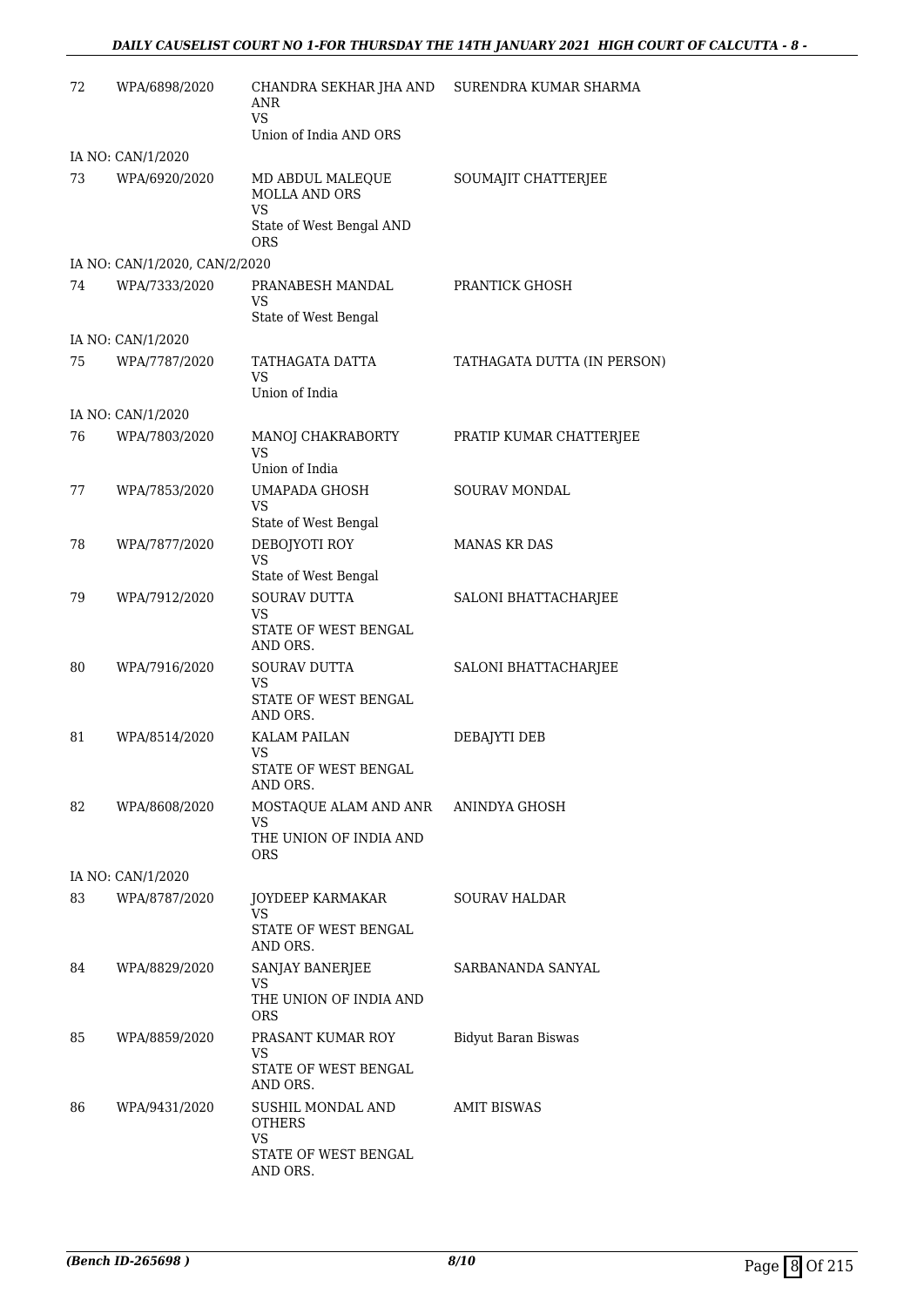| 72 | WPA/6898/2020 | CHANDRA SEKHAR JHA AND ANR<br>VS<br>Union of India AND ORS | SURENDRA KUMAR SHARMA |
|---|---|---|---|
| | IA NO: CAN/1/2020 | | |
| 73 | WPA/6920/2020 | MD ABDUL MALEQUE MOLLA AND ORS<br>VS<br>State of West Bengal AND ORS | SOUMAJIT CHATTERJEE |
| | IA NO: CAN/1/2020, CAN/2/2020 | | |
| 74 | WPA/7333/2020 | PRANABESH MANDAL<br>VS<br>State of West Bengal | PRANTICK GHOSH |
| | IA NO: CAN/1/2020 | | |
| 75 | WPA/7787/2020 | TATHAGATA DATTA<br>VS<br>Union of India | TATHAGATA DUTTA (IN PERSON) |
| | IA NO: CAN/1/2020 | | |
| 76 | WPA/7803/2020 | MANOJ CHAKRABORTY<br>VS<br>Union of India | PRATIP KUMAR CHATTERJEE |
| 77 | WPA/7853/2020 | UMAPADA GHOSH<br>VS<br>State of West Bengal | SOURAV MONDAL |
| 78 | WPA/7877/2020 | DEBOJYOTI ROY<br>VS<br>State of West Bengal | MANAS KR DAS |
| 79 | WPA/7912/2020 | SOURAV DUTTA<br>VS<br>STATE OF WEST BENGAL AND ORS. | SALONI BHATTACHARJEE |
| 80 | WPA/7916/2020 | SOURAV DUTTA<br>VS<br>STATE OF WEST BENGAL AND ORS. | SALONI BHATTACHARJEE |
| 81 | WPA/8514/2020 | KALAM PAILAN<br>VS<br>STATE OF WEST BENGAL AND ORS. | DEBAJYTI DEB |
| 82 | WPA/8608/2020 | MOSTAQUE ALAM AND ANR<br>VS<br>THE UNION OF INDIA AND ORS | ANINDYA GHOSH |
| | IA NO: CAN/1/2020 | | |
| 83 | WPA/8787/2020 | JOYDEEP KARMAKAR<br>VS<br>STATE OF WEST BENGAL AND ORS. | SOURAV HALDAR |
| 84 | WPA/8829/2020 | SANJAY BANERJEE<br>VS<br>THE UNION OF INDIA AND ORS | SARBANANDA SANYAL |
| 85 | WPA/8859/2020 | PRASANT KUMAR ROY<br>VS<br>STATE OF WEST BENGAL AND ORS. | Bidyut Baran Biswas |
| 86 | WPA/9431/2020 | SUSHIL MONDAL AND OTHERS<br>VS<br>STATE OF WEST BENGAL AND ORS. | AMIT BISWAS |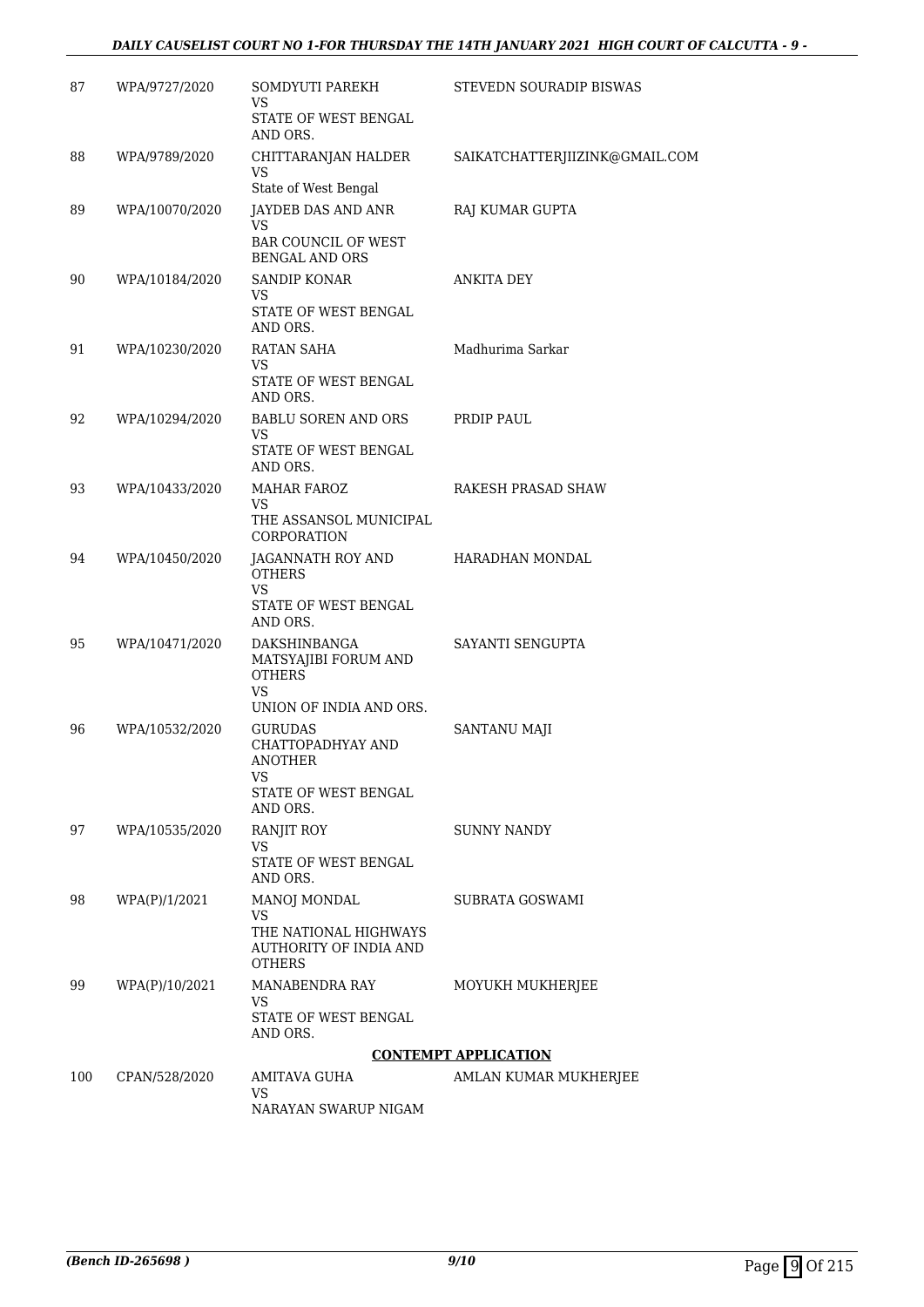| 87 | WPA/9727/2020 | SOMDYUTI PAREKH<br>VS<br>STATE OF WEST BENGAL AND ORS. | STEVEDN SOURADIP BISWAS |
|---|---|---|---|
| 88 | WPA/9789/2020 | CHITTARANJAN HALDER<br>VS<br>State of West Bengal | SAIKATCHATTERJIIZINK@GMAIL.COM |
| 89 | WPA/10070/2020 | JAYDEB DAS AND ANR<br>VS<br>BAR COUNCIL OF WEST BENGAL AND ORS | RAJ KUMAR GUPTA |
| 90 | WPA/10184/2020 | SANDIP KONAR<br>VS<br>STATE OF WEST BENGAL AND ORS. | ANKITA DEY |
| 91 | WPA/10230/2020 | RATAN SAHA<br>VS<br>STATE OF WEST BENGAL AND ORS. | Madhurima Sarkar |
| 92 | WPA/10294/2020 | BABLU SOREN AND ORS<br>VS<br>STATE OF WEST BENGAL AND ORS. | PRDIP PAUL |
| 93 | WPA/10433/2020 | MAHAR FAROZ<br>VS<br>THE ASSANSOL MUNICIPAL CORPORATION | RAKESH PRASAD SHAW |
| 94 | WPA/10450/2020 | JAGANNATH ROY AND OTHERS<br>VS<br>STATE OF WEST BENGAL AND ORS. | HARADHAN MONDAL |
| 95 | WPA/10471/2020 | DAKSHINBANGA MATSYAJIBI FORUM AND OTHERS<br>VS<br>UNION OF INDIA AND ORS. | SAYANTI SENGUPTA |
| 96 | WPA/10532/2020 | GURUDAS CHATTOPADHYAY AND ANOTHER<br>VS<br>STATE OF WEST BENGAL AND ORS. | SANTANU MAJI |
| 97 | WPA/10535/2020 | RANJIT ROY<br>VS<br>STATE OF WEST BENGAL AND ORS. | SUNNY NANDY |
| 98 | WPA(P)/1/2021 | MANOJ MONDAL<br>VS<br>THE NATIONAL HIGHWAYS AUTHORITY OF INDIA AND OTHERS | SUBRATA GOSWAMI |
| 99 | WPA(P)/10/2021 | MANABENDRA RAY<br>VS<br>STATE OF WEST BENGAL AND ORS. | MOYUKH MUKHERJEE |

**CONTEMPT APPLICATION**

| 100 | CPAN/528/2020 | AMITAVA GUHA<br>VS<br>NARAYAN SWARUP NIGAM | AMLAN KUMAR MUKHERJEE |
|---|---|---|---|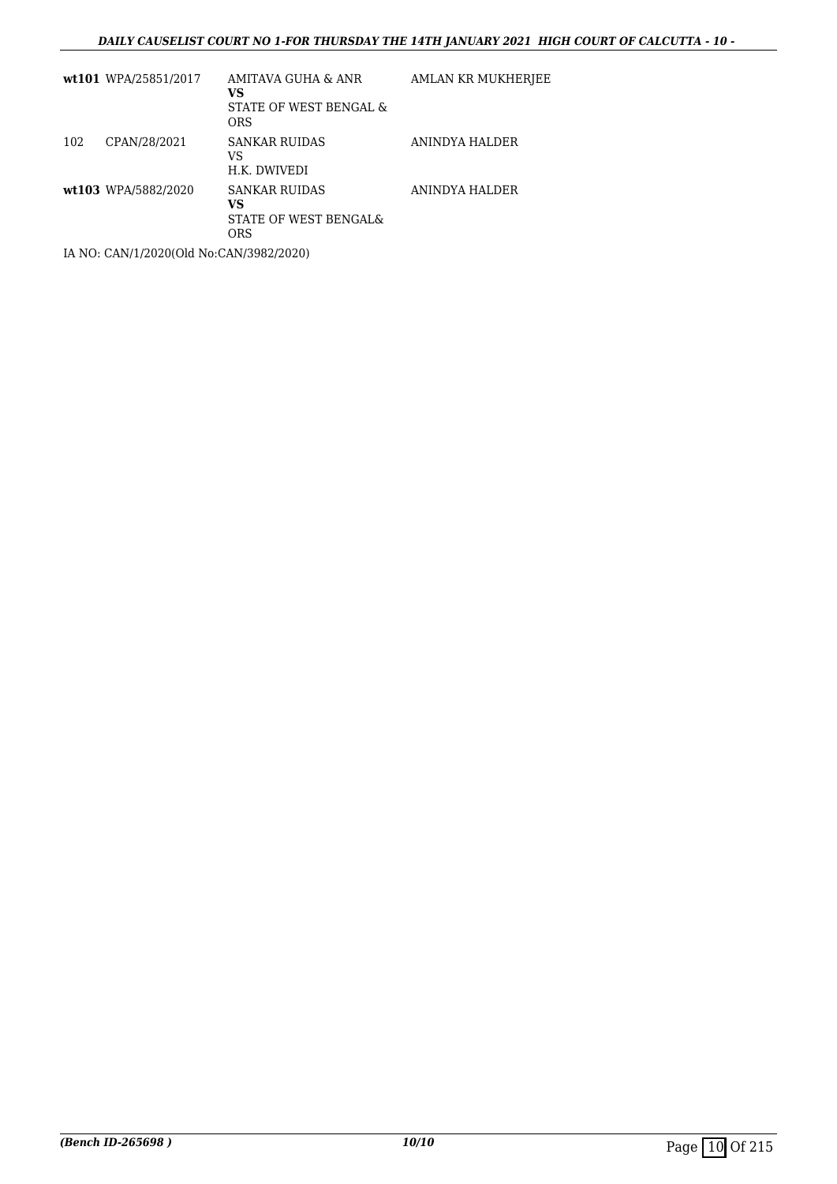| | | | |
|---|---|---|---|
| **wt101** | WPA/25851/2017 | AMITAVA GUHA & ANR<br>**VS**<br>STATE OF WEST BENGAL & ORS | AMLAN KR MUKHERJEE |
| 102 | CPAN/28/2021 | SANKAR RUIDAS<br>VS<br>H.K. DWIVEDI | ANINDYA HALDER |
| **wt103** | WPA/5882/2020 | SANKAR RUIDAS<br>**VS**<br>STATE OF WEST BENGAL& ORS | ANINDYA HALDER |

IA NO: CAN/1/2020(Old No:CAN/3982/2020)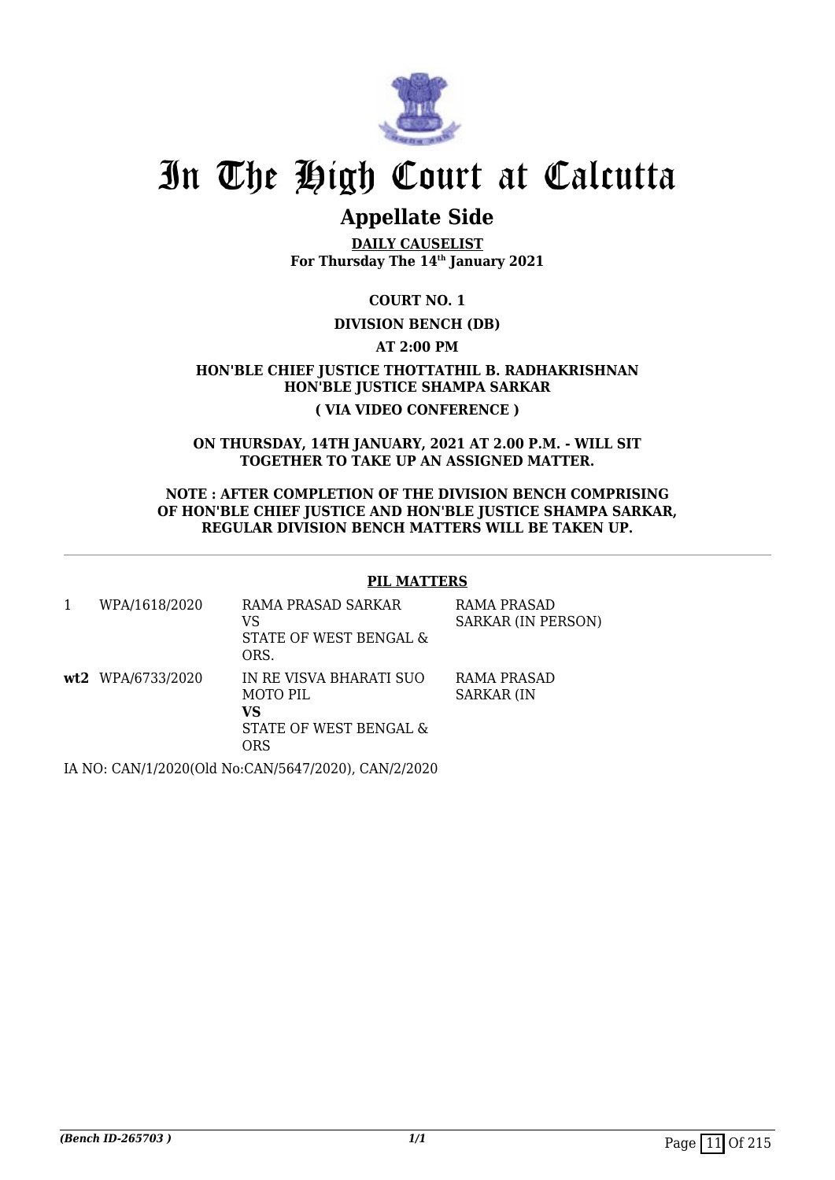# In The High Court at Calcutta

## Appellate Side

**DAILY CAUSELIST**
**For Thursday The 14th January 2021**

**COURT NO. 1**

**DIVISION BENCH (DB)**

**AT 2:00 PM**

**HON'BLE CHIEF JUSTICE THOTTATHIL B. RADHAKRISHNAN**
**HON'BLE JUSTICE SHAMPA SARKAR**

**( VIA VIDEO CONFERENCE )**

**ON THURSDAY, 14TH JANUARY, 2021 AT 2.00 P.M. - WILL SIT TOGETHER TO TAKE UP AN ASSIGNED MATTER.**

**NOTE : AFTER COMPLETION OF THE DIVISION BENCH COMPRISING OF HON'BLE CHIEF JUSTICE AND HON'BLE JUSTICE SHAMPA SARKAR, REGULAR DIVISION BENCH MATTERS WILL BE TAKEN UP.**

**PIL MATTERS**

| | | | |
|---|---|---|---|
| 1 | WPA/1618/2020 | RAMA PRASAD SARKAR VS STATE OF WEST BENGAL & ORS. | RAMA PRASAD SARKAR (IN PERSON) |
| **wt2** | WPA/6733/2020 | IN RE VISVA BHARATI SUO MOTO PIL **VS** STATE OF WEST BENGAL & ORS | RAMA PRASAD SARKAR (IN |

IA NO: CAN/1/2020(Old No:CAN/5647/2020), CAN/2/2020

*(Bench ID-265703 )*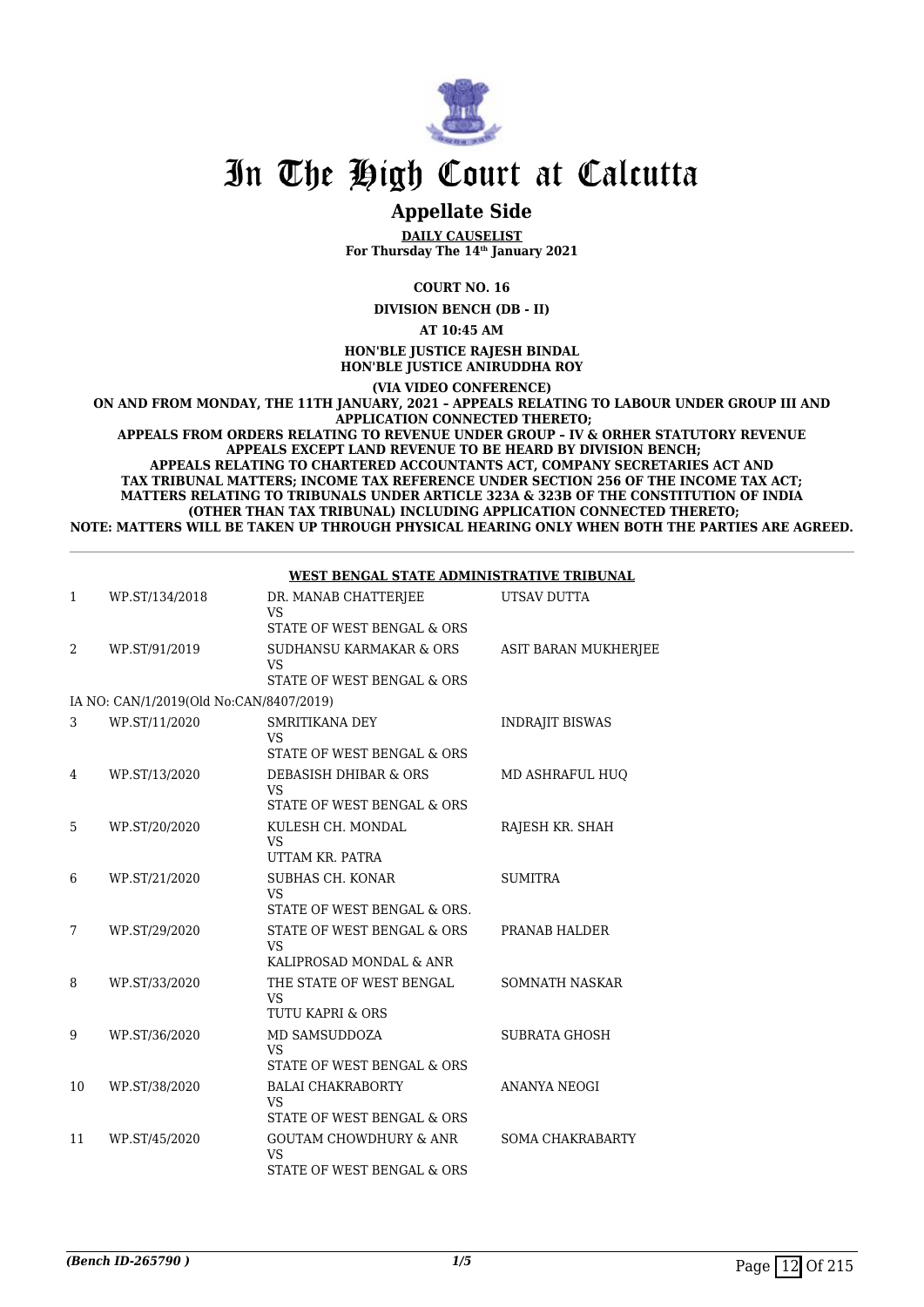# In The High Court at Calcutta

## Appellate Side

**DAILY CAUSELIST**
**For Thursday The 14th January 2021**

**COURT NO. 16**

**DIVISION BENCH (DB - II)**

**AT 10:45 AM**

**HON'BLE JUSTICE RAJESH BINDAL**
**HON'BLE JUSTICE ANIRUDDHA ROY**

**(VIA VIDEO CONFERENCE)**

**ON AND FROM MONDAY, THE 11TH JANUARY, 2021 – APPEALS RELATING TO LABOUR UNDER GROUP III AND APPLICATION CONNECTED THERETO;**
**APPEALS FROM ORDERS RELATING TO REVENUE UNDER GROUP – IV & ORHER STATUTORY REVENUE APPEALS EXCEPT LAND REVENUE TO BE HEARD BY DIVISION BENCH;**
**APPEALS RELATING TO CHARTERED ACCOUNTANTS ACT, COMPANY SECRETARIES ACT AND TAX TRIBUNAL MATTERS; INCOME TAX REFERENCE UNDER SECTION 256 OF THE INCOME TAX ACT;**
**MATTERS RELATING TO TRIBUNALS UNDER ARTICLE 323A & 323B OF THE CONSTITUTION OF INDIA (OTHER THAN TAX TRIBUNAL) INCLUDING APPLICATION CONNECTED THERETO;**
**NOTE: MATTERS WILL BE TAKEN UP THROUGH PHYSICAL HEARING ONLY WHEN BOTH THE PARTIES ARE AGREED.**

**WEST BENGAL STATE ADMINISTRATIVE TRIBUNAL**

| | | | |
|---|---|---|---|
| 1 | WP.ST/134/2018 | DR. MANAB CHATTERJEE VS STATE OF WEST BENGAL & ORS | UTSAV DUTTA |
| 2 | WP.ST/91/2019 | SUDHANSU KARMAKAR & ORS VS STATE OF WEST BENGAL & ORS | ASIT BARAN MUKHERJEE |
| | IA NO: CAN/1/2019(Old No:CAN/8407/2019) | | |
| 3 | WP.ST/11/2020 | SMRITIKANA DEY VS STATE OF WEST BENGAL & ORS | INDRAJIT BISWAS |
| 4 | WP.ST/13/2020 | DEBASISH DHIBAR & ORS VS STATE OF WEST BENGAL & ORS | MD ASHRAFUL HUQ |
| 5 | WP.ST/20/2020 | KULESH CH. MONDAL VS UTTAM KR. PATRA | RAJESH KR. SHAH |
| 6 | WP.ST/21/2020 | SUBHAS CH. KONAR VS STATE OF WEST BENGAL & ORS. | SUMITRA |
| 7 | WP.ST/29/2020 | STATE OF WEST BENGAL & ORS VS KALIPROSAD MONDAL & ANR | PRANAB HALDER |
| 8 | WP.ST/33/2020 | THE STATE OF WEST BENGAL VS TUTU KAPRI & ORS | SOMNATH NASKAR |
| 9 | WP.ST/36/2020 | MD SAMSUDDOZA VS STATE OF WEST BENGAL & ORS | SUBRATA GHOSH |
| 10 | WP.ST/38/2020 | BALAI CHAKRABORTY VS STATE OF WEST BENGAL & ORS | ANANYA NEOGI |
| 11 | WP.ST/45/2020 | GOUTAM CHOWDHURY & ANR VS STATE OF WEST BENGAL & ORS | SOMA CHAKRABARTY |

*(Bench ID-265790 )*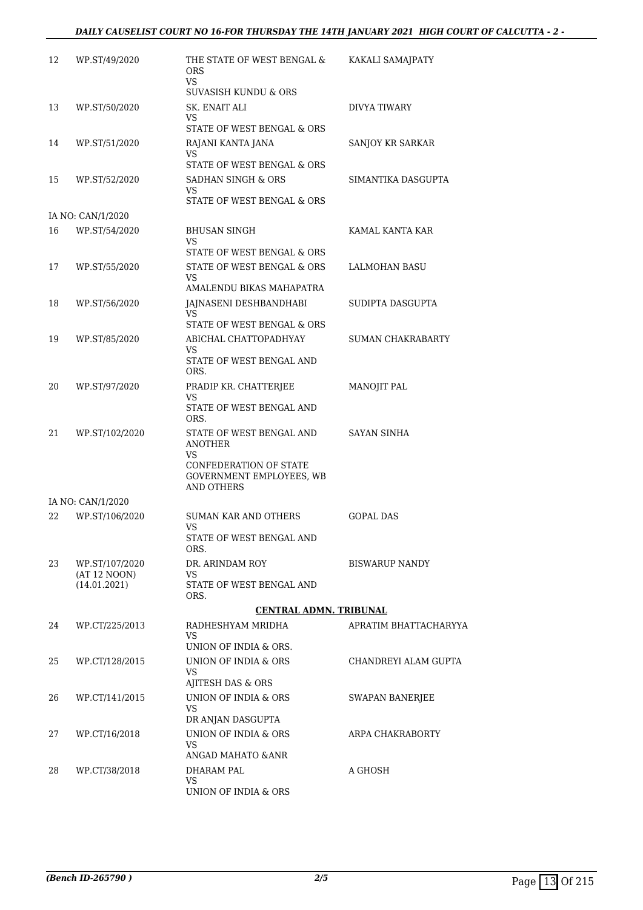| | | | |
|---|---|---|---|
| 12 | WP.ST/49/2020 | THE STATE OF WEST BENGAL & ORS<br>VS<br>SUVASISH KUNDU & ORS | KAKALI SAMAJPATY |
| 13 | WP.ST/50/2020 | SK. ENAIT ALI<br>VS<br>STATE OF WEST BENGAL & ORS | DIVYA TIWARY |
| 14 | WP.ST/51/2020 | RAJANI KANTA JANA<br>VS<br>STATE OF WEST BENGAL & ORS | SANJOY KR SARKAR |
| 15 | WP.ST/52/2020 | SADHAN SINGH & ORS<br>VS<br>STATE OF WEST BENGAL & ORS | SIMANTIKA DASGUPTA |
| | IA NO: CAN/1/2020 | | |
| 16 | WP.ST/54/2020 | BHUSAN SINGH<br>VS<br>STATE OF WEST BENGAL & ORS | KAMAL KANTA KAR |
| 17 | WP.ST/55/2020 | STATE OF WEST BENGAL & ORS<br>VS<br>AMALENDU BIKAS MAHAPATRA | LALMOHAN BASU |
| 18 | WP.ST/56/2020 | JAJNASENI DESHBANDHABI<br>VS<br>STATE OF WEST BENGAL & ORS | SUDIPTA DASGUPTA |
| 19 | WP.ST/85/2020 | ABICHAL CHATTOPADHYAY<br>VS<br>STATE OF WEST BENGAL AND ORS. | SUMAN CHAKRABARTY |
| 20 | WP.ST/97/2020 | PRADIP KR. CHATTERJEE<br>VS<br>STATE OF WEST BENGAL AND ORS. | MANOJIT PAL |
| 21 | WP.ST/102/2020 | STATE OF WEST BENGAL AND ANOTHER<br>VS<br>CONFEDERATION OF STATE GOVERNMENT EMPLOYEES, WB AND OTHERS | SAYAN SINHA |
| | IA NO: CAN/1/2020 | | |
| 22 | WP.ST/106/2020 | SUMAN KAR AND OTHERS<br>VS<br>STATE OF WEST BENGAL AND ORS. | GOPAL DAS |
| 23 | WP.ST/107/2020<br>(AT 12 NOON)<br>(14.01.2021) | DR. ARINDAM ROY<br>VS<br>STATE OF WEST BENGAL AND ORS. | BISWARUP NANDY |
| | | **CENTRAL ADMN. TRIBUNAL** | |
| 24 | WP.CT/225/2013 | RADHESHYAM MRIDHA<br>VS<br>UNION OF INDIA & ORS. | APRATIM BHATTACHARYYA |
| 25 | WP.CT/128/2015 | UNION OF INDIA & ORS<br>VS<br>AJITESH DAS & ORS | CHANDREYI ALAM GUPTA |
| 26 | WP.CT/141/2015 | UNION OF INDIA & ORS<br>VS<br>DR ANJAN DASGUPTA | SWAPAN BANERJEE |
| 27 | WP.CT/16/2018 | UNION OF INDIA & ORS<br>VS<br>ANGAD MAHATO &ANR | ARPA CHAKRABORTY |
| 28 | WP.CT/38/2018 | DHARAM PAL<br>VS<br>UNION OF INDIA & ORS | A GHOSH |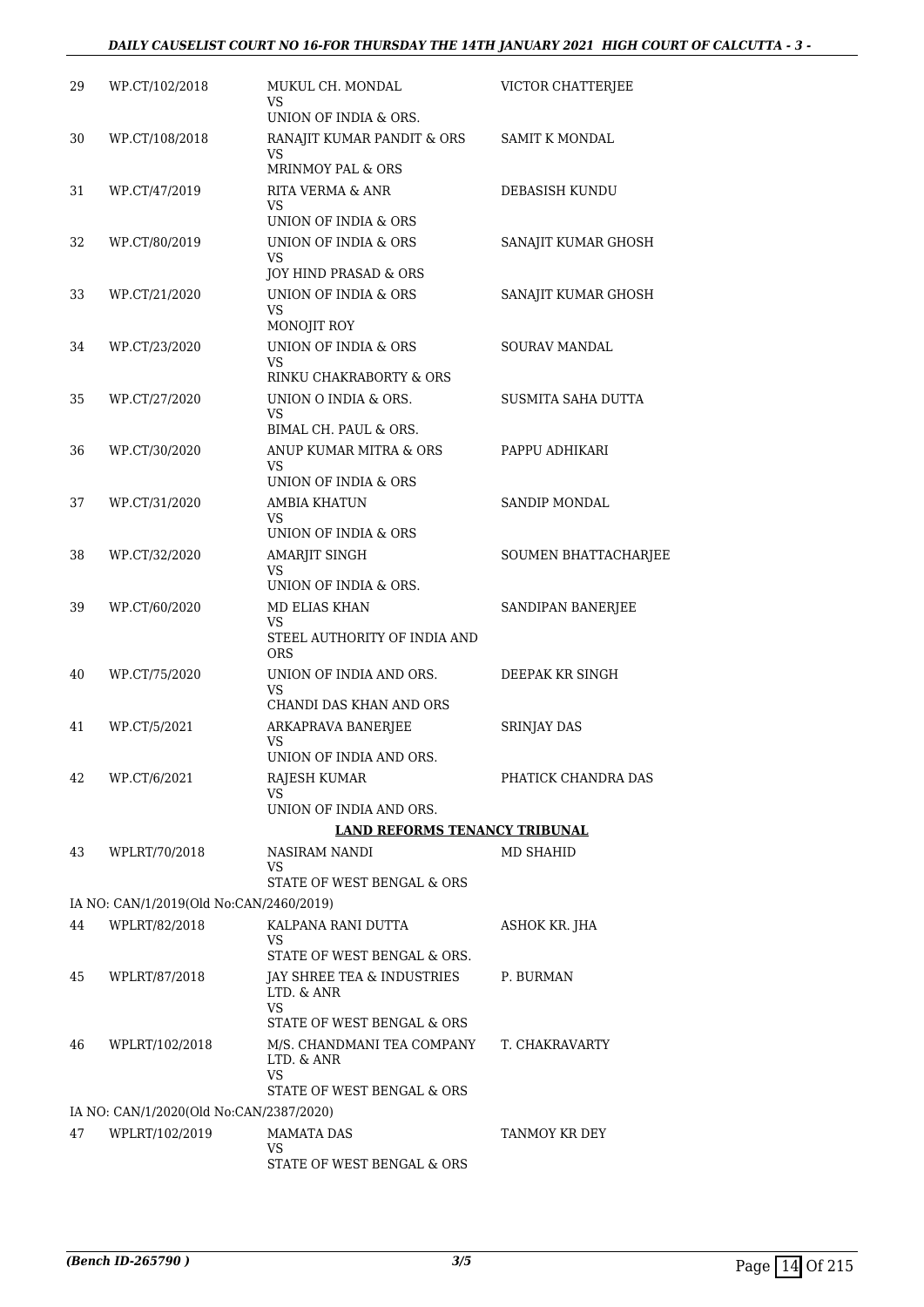| | | | |
|---|---|---|---|
| 29 | WP.CT/102/2018 | MUKUL CH. MONDAL<br>VS<br>UNION OF INDIA & ORS. | VICTOR CHATTERJEE |
| 30 | WP.CT/108/2018 | RANAJIT KUMAR PANDIT & ORS<br>VS<br>MRINMOY PAL & ORS | SAMIT K MONDAL |
| 31 | WP.CT/47/2019 | RITA VERMA & ANR<br>VS<br>UNION OF INDIA & ORS | DEBASISH KUNDU |
| 32 | WP.CT/80/2019 | UNION OF INDIA & ORS<br>VS<br>JOY HIND PRASAD & ORS | SANAJIT KUMAR GHOSH |
| 33 | WP.CT/21/2020 | UNION OF INDIA & ORS<br>VS<br>MONOJIT ROY | SANAJIT KUMAR GHOSH |
| 34 | WP.CT/23/2020 | UNION OF INDIA & ORS<br>VS<br>RINKU CHAKRABORTY & ORS | SOURAV MANDAL |
| 35 | WP.CT/27/2020 | UNION O INDIA & ORS.<br>VS<br>BIMAL CH. PAUL & ORS. | SUSMITA SAHA DUTTA |
| 36 | WP.CT/30/2020 | ANUP KUMAR MITRA & ORS<br>VS<br>UNION OF INDIA & ORS | PAPPU ADHIKARI |
| 37 | WP.CT/31/2020 | AMBIA KHATUN<br>VS<br>UNION OF INDIA & ORS | SANDIP MONDAL |
| 38 | WP.CT/32/2020 | AMARJIT SINGH<br>VS<br>UNION OF INDIA & ORS. | SOUMEN BHATTACHARJEE |
| 39 | WP.CT/60/2020 | MD ELIAS KHAN<br>VS<br>STEEL AUTHORITY OF INDIA AND ORS | SANDIPAN BANERJEE |
| 40 | WP.CT/75/2020 | UNION OF INDIA AND ORS.<br>VS<br>CHANDI DAS KHAN AND ORS | DEEPAK KR SINGH |
| 41 | WP.CT/5/2021 | ARKAPRAVA BANERJEE<br>VS<br>UNION OF INDIA AND ORS. | SRINJAY DAS |
| 42 | WP.CT/6/2021 | RAJESH KUMAR<br>VS<br>UNION OF INDIA AND ORS. | PHATICK CHANDRA DAS |
| | | **LAND REFORMS TENANCY TRIBUNAL** | |
| 43 | WPLRT/70/2018 | NASIRAM NANDI<br>VS<br>STATE OF WEST BENGAL & ORS | MD SHAHID |
| | IA NO: CAN/1/2019(Old No:CAN/2460/2019) | | |
| 44 | WPLRT/82/2018 | KALPANA RANI DUTTA<br>VS<br>STATE OF WEST BENGAL & ORS. | ASHOK KR. JHA |
| 45 | WPLRT/87/2018 | JAY SHREE TEA & INDUSTRIES LTD. & ANR<br>VS<br>STATE OF WEST BENGAL & ORS | P. BURMAN |
| 46 | WPLRT/102/2018 | M/S. CHANDMANI TEA COMPANY LTD. & ANR<br>VS<br>STATE OF WEST BENGAL & ORS | T. CHAKRAVARTY |
| | IA NO: CAN/1/2020(Old No:CAN/2387/2020) | | |
| 47 | WPLRT/102/2019 | MAMATA DAS<br>VS<br>STATE OF WEST BENGAL & ORS | TANMOY KR DEY |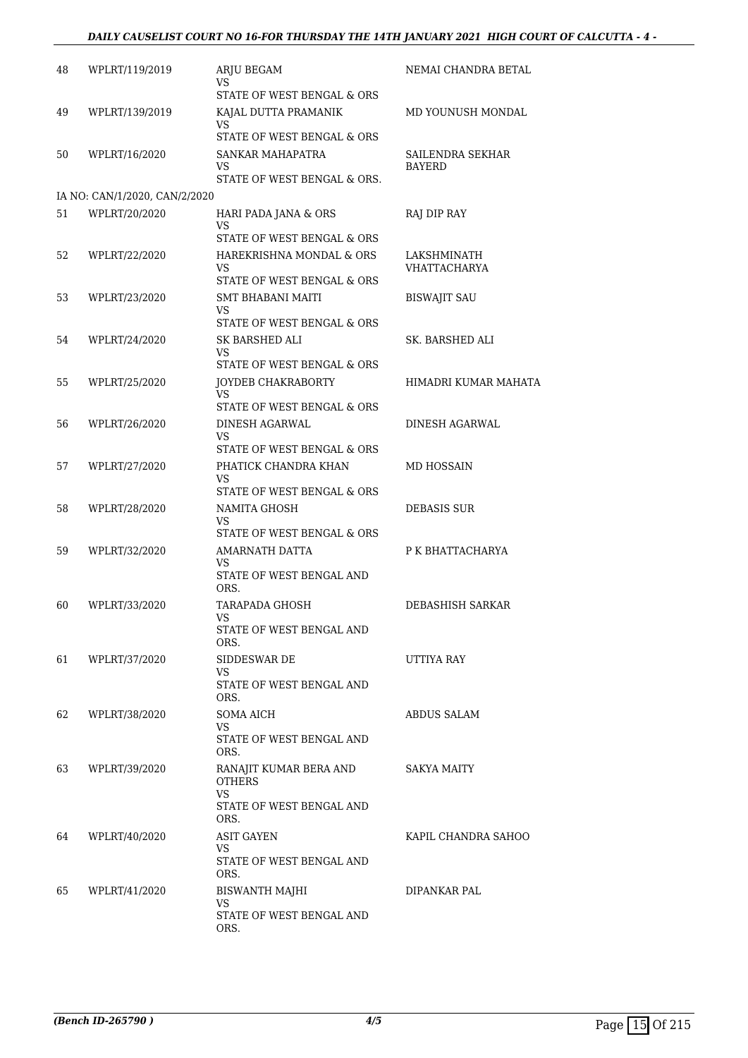| | | | |
|---|---|---|---|
| 48 | WPLRT/119/2019 | ARJU BEGAM<br>VS<br>STATE OF WEST BENGAL & ORS | NEMAI CHANDRA BETAL |
| 49 | WPLRT/139/2019 | KAJAL DUTTA PRAMANIK<br>VS<br>STATE OF WEST BENGAL & ORS | MD YOUNUSH MONDAL |
| 50 | WPLRT/16/2020 | SANKAR MAHAPATRA<br>VS<br>STATE OF WEST BENGAL & ORS. | SAILENDRA SEKHAR BAYERD |
| | IA NO: CAN/1/2020, CAN/2/2020 | | |
| 51 | WPLRT/20/2020 | HARI PADA JANA & ORS<br>VS<br>STATE OF WEST BENGAL & ORS | RAJ DIP RAY |
| 52 | WPLRT/22/2020 | HAREKRISHNA MONDAL & ORS<br>VS<br>STATE OF WEST BENGAL & ORS | LAKSHMINATH VHATTACHARYA |
| 53 | WPLRT/23/2020 | SMT BHABANI MAITI<br>VS<br>STATE OF WEST BENGAL & ORS | BISWAJIT SAU |
| 54 | WPLRT/24/2020 | SK BARSHED ALI<br>VS<br>STATE OF WEST BENGAL & ORS | SK. BARSHED ALI |
| 55 | WPLRT/25/2020 | JOYDEB CHAKRABORTY<br>VS<br>STATE OF WEST BENGAL & ORS | HIMADRI KUMAR MAHATA |
| 56 | WPLRT/26/2020 | DINESH AGARWAL<br>VS<br>STATE OF WEST BENGAL & ORS | DINESH AGARWAL |
| 57 | WPLRT/27/2020 | PHATICK CHANDRA KHAN<br>VS<br>STATE OF WEST BENGAL & ORS | MD HOSSAIN |
| 58 | WPLRT/28/2020 | NAMITA GHOSH<br>VS<br>STATE OF WEST BENGAL & ORS | DEBASIS SUR |
| 59 | WPLRT/32/2020 | AMARNATH DATTA<br>VS<br>STATE OF WEST BENGAL AND ORS. | P K BHATTACHARYA |
| 60 | WPLRT/33/2020 | TARAPADA GHOSH<br>VS<br>STATE OF WEST BENGAL AND ORS. | DEBASHISH SARKAR |
| 61 | WPLRT/37/2020 | SIDDESWAR DE<br>VS<br>STATE OF WEST BENGAL AND ORS. | UTTIYA RAY |
| 62 | WPLRT/38/2020 | SOMA AICH<br>VS<br>STATE OF WEST BENGAL AND ORS. | ABDUS SALAM |
| 63 | WPLRT/39/2020 | RANAJIT KUMAR BERA AND OTHERS<br>VS<br>STATE OF WEST BENGAL AND ORS. | SAKYA MAITY |
| 64 | WPLRT/40/2020 | ASIT GAYEN<br>VS<br>STATE OF WEST BENGAL AND ORS. | KAPIL CHANDRA SAHOO |
| 65 | WPLRT/41/2020 | BISWANTH MAJHI<br>VS<br>STATE OF WEST BENGAL AND ORS. | DIPANKAR PAL |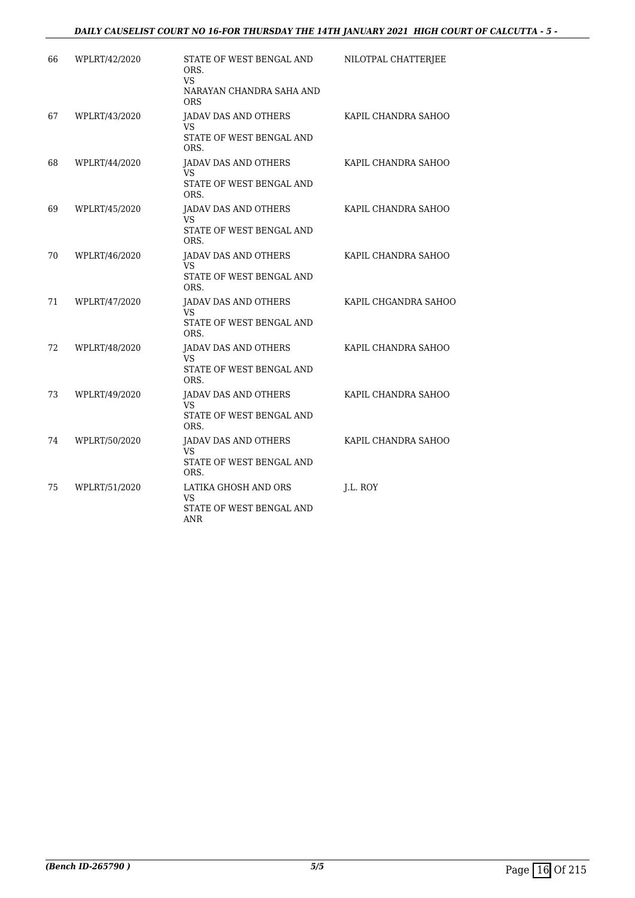| | | | |
|---|---|---|---|
| 66 | WPLRT/42/2020 | STATE OF WEST BENGAL AND ORS.<br>VS<br>NARAYAN CHANDRA SAHA AND ORS | NILOTPAL CHATTERJEE |
| 67 | WPLRT/43/2020 | JADAV DAS AND OTHERS<br>VS<br>STATE OF WEST BENGAL AND ORS. | KAPIL CHANDRA SAHOO |
| 68 | WPLRT/44/2020 | JADAV DAS AND OTHERS<br>VS<br>STATE OF WEST BENGAL AND ORS. | KAPIL CHANDRA SAHOO |
| 69 | WPLRT/45/2020 | JADAV DAS AND OTHERS<br>VS<br>STATE OF WEST BENGAL AND ORS. | KAPIL CHANDRA SAHOO |
| 70 | WPLRT/46/2020 | JADAV DAS AND OTHERS<br>VS<br>STATE OF WEST BENGAL AND ORS. | KAPIL CHANDRA SAHOO |
| 71 | WPLRT/47/2020 | JADAV DAS AND OTHERS<br>VS<br>STATE OF WEST BENGAL AND ORS. | KAPIL CHGANDRA SAHOO |
| 72 | WPLRT/48/2020 | JADAV DAS AND OTHERS<br>VS<br>STATE OF WEST BENGAL AND ORS. | KAPIL CHANDRA SAHOO |
| 73 | WPLRT/49/2020 | JADAV DAS AND OTHERS<br>VS<br>STATE OF WEST BENGAL AND ORS. | KAPIL CHANDRA SAHOO |
| 74 | WPLRT/50/2020 | JADAV DAS AND OTHERS<br>VS<br>STATE OF WEST BENGAL AND ORS. | KAPIL CHANDRA SAHOO |
| 75 | WPLRT/51/2020 | LATIKA GHOSH AND ORS<br>VS<br>STATE OF WEST BENGAL AND ANR | J.L. ROY |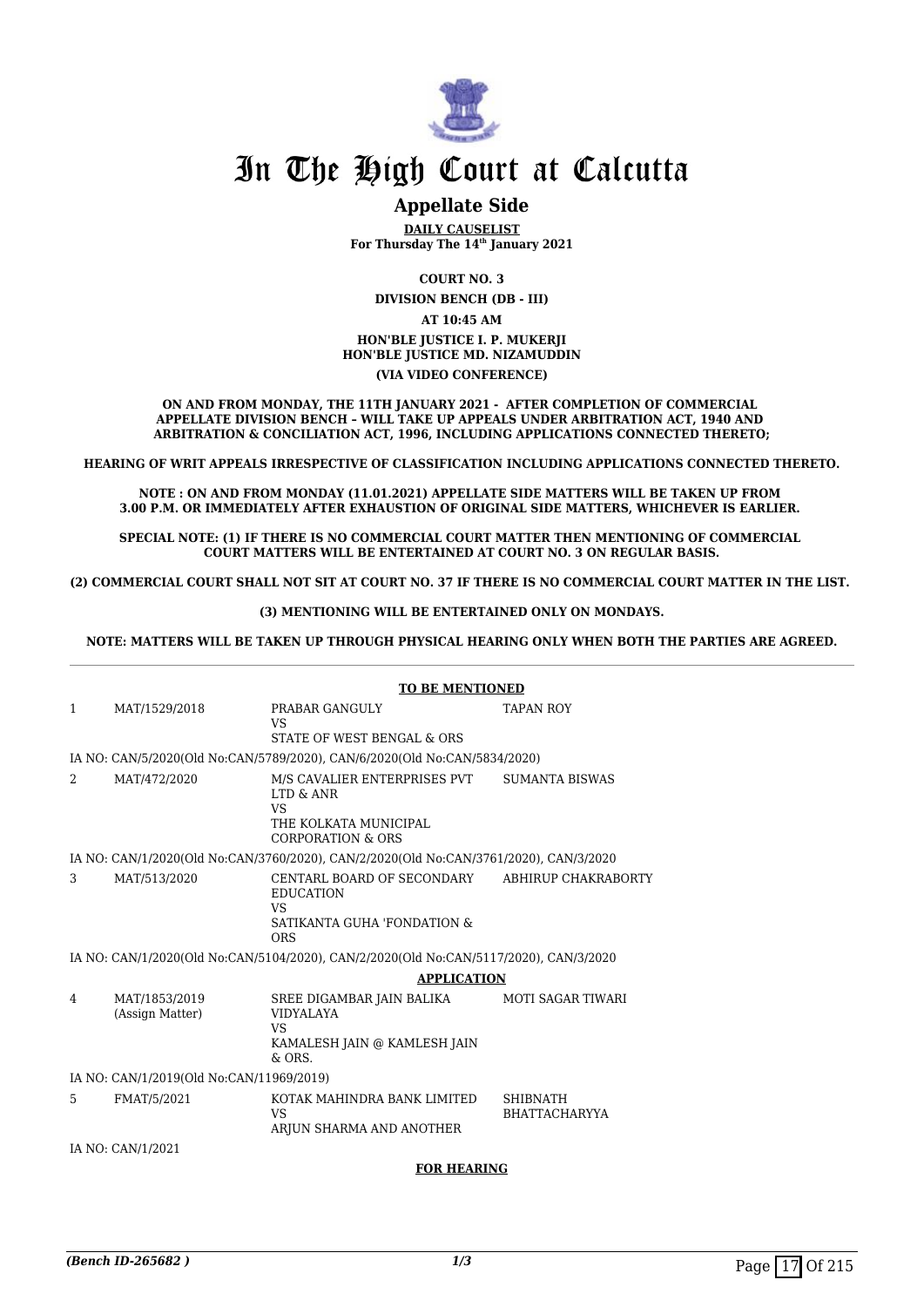# In The High Court at Calcutta

## Appellate Side

**DAILY CAUSELIST**
**For Thursday The 14th January 2021**

**COURT NO. 3**

**DIVISION BENCH (DB - III)**

**AT 10:45 AM**

**HON'BLE JUSTICE I. P. MUKERJI**
**HON'BLE JUSTICE MD. NIZAMUDDIN**

**(VIA VIDEO CONFERENCE)**

**ON AND FROM MONDAY, THE 11TH JANUARY 2021 - AFTER COMPLETION OF COMMERCIAL APPELLATE DIVISION BENCH – WILL TAKE UP APPEALS UNDER ARBITRATION ACT, 1940 AND ARBITRATION & CONCILIATION ACT, 1996, INCLUDING APPLICATIONS CONNECTED THERETO;**

**HEARING OF WRIT APPEALS IRRESPECTIVE OF CLASSIFICATION INCLUDING APPLICATIONS CONNECTED THERETO.**

**NOTE : ON AND FROM MONDAY (11.01.2021) APPELLATE SIDE MATTERS WILL BE TAKEN UP FROM 3.00 P.M. OR IMMEDIATELY AFTER EXHAUSTION OF ORIGINAL SIDE MATTERS, WHICHEVER IS EARLIER.**

**SPECIAL NOTE: (1) IF THERE IS NO COMMERCIAL COURT MATTER THEN MENTIONING OF COMMERCIAL COURT MATTERS WILL BE ENTERTAINED AT COURT NO. 3 ON REGULAR BASIS.**

**(2) COMMERCIAL COURT SHALL NOT SIT AT COURT NO. 37 IF THERE IS NO COMMERCIAL COURT MATTER IN THE LIST.**

**(3) MENTIONING WILL BE ENTERTAINED ONLY ON MONDAYS.**

**NOTE: MATTERS WILL BE TAKEN UP THROUGH PHYSICAL HEARING ONLY WHEN BOTH THE PARTIES ARE AGREED.**

**TO BE MENTIONED**

| | | | |
|---|---|---|---|
| 1 | MAT/1529/2018 | PRABAR GANGULY<br>VS<br>STATE OF WEST BENGAL & ORS | TAPAN ROY |
| | IA NO: CAN/5/2020(Old No:CAN/5789/2020), CAN/6/2020(Old No:CAN/5834/2020) | | |
| 2 | MAT/472/2020 | M/S CAVALIER ENTERPRISES PVT LTD & ANR<br>VS<br>THE KOLKATA MUNICIPAL CORPORATION & ORS | SUMANTA BISWAS |
| | IA NO: CAN/1/2020(Old No:CAN/3760/2020), CAN/2/2020(Old No:CAN/3761/2020), CAN/3/2020 | | |
| 3 | MAT/513/2020 | CENTARL BOARD OF SECONDARY EDUCATION<br>VS<br>SATIKANTA GUHA 'FONDATION & ORS | ABHIRUP CHAKRABORTY |
| | IA NO: CAN/1/2020(Old No:CAN/5104/2020), CAN/2/2020(Old No:CAN/5117/2020), CAN/3/2020 | | |

**APPLICATION**

| | | | |
|---|---|---|---|
| 4 | MAT/1853/2019<br>(Assign Matter) | SREE DIGAMBAR JAIN BALIKA VIDYALAYA<br>VS<br>KAMALESH JAIN @ KAMLESH JAIN & ORS. | MOTI SAGAR TIWARI |
| | IA NO: CAN/1/2019(Old No:CAN/11969/2019) | | |
| 5 | FMAT/5/2021 | KOTAK MAHINDRA BANK LIMITED<br>VS<br>ARJUN SHARMA AND ANOTHER | SHIBNATH BHATTACHARYYA |
| | IA NO: CAN/1/2021 | | |

**FOR HEARING**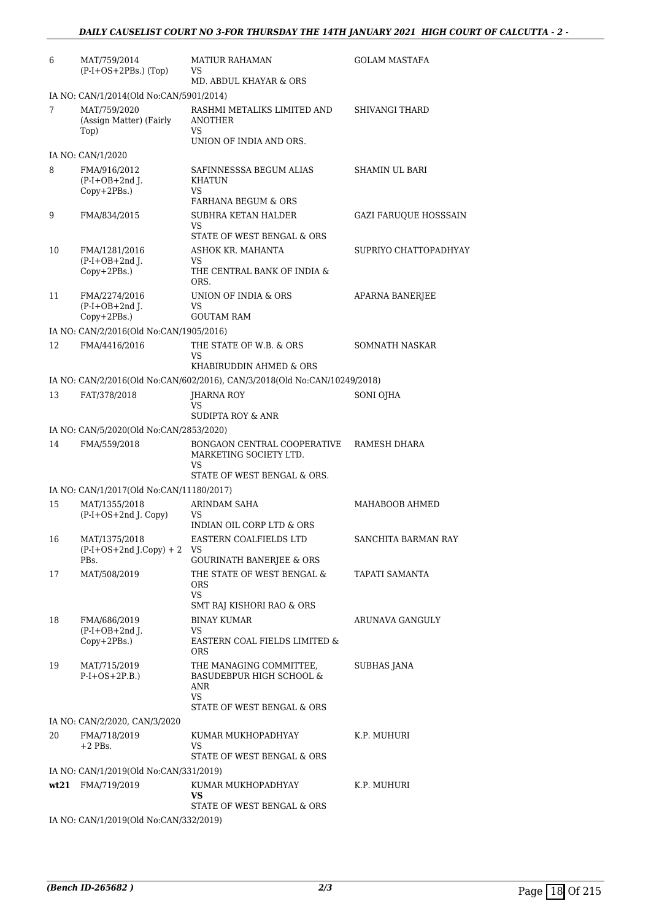| | | | |
|---|---|---|---|
| 6 | MAT/759/2014 (P-I+OS+2PBs.) (Top) | MATIUR RAHAMAN VS MD. ABDUL KHAYAR & ORS | GOLAM MASTAFA |
| | IA NO: CAN/1/2014(Old No:CAN/5901/2014) | | |
| 7 | MAT/759/2020 (Assign Matter) (Fairly Top) | RASHMI METALIKS LIMITED AND ANOTHER VS UNION OF INDIA AND ORS. | SHIVANGI THARD |
| | IA NO: CAN/1/2020 | | |
| 8 | FMA/916/2012 (P-I+OB+2nd J. Copy+2PBs.) | SAFINNESSSA BEGUM ALIAS KHATUN VS FARHANA BEGUM & ORS | SHAMIN UL BARI |
| 9 | FMA/834/2015 | SUBHRA KETAN HALDER VS STATE OF WEST BENGAL & ORS | GAZI FARUQUE HOSSSAIN |
| 10 | FMA/1281/2016 (P-I+OB+2nd J. Copy+2PBs.) | ASHOK KR. MAHANTA VS THE CENTRAL BANK OF INDIA & ORS. | SUPRIYO CHATTOPADHYAY |
| 11 | FMA/2274/2016 (P-I+OB+2nd J. Copy+2PBs.) | UNION OF INDIA & ORS VS GOUTAM RAM | APARNA BANERJEE |
| | IA NO: CAN/2/2016(Old No:CAN/1905/2016) | | |
| 12 | FMA/4416/2016 | THE STATE OF W.B. & ORS VS KHABIRUDDIN AHMED & ORS | SOMNATH NASKAR |
| | IA NO: CAN/2/2016(Old No:CAN/602/2016), CAN/3/2018(Old No:CAN/10249/2018) | | |
| 13 | FAT/378/2018 | JHARNA ROY VS SUDIPTA ROY & ANR | SONI OJHA |
| | IA NO: CAN/5/2020(Old No:CAN/2853/2020) | | |
| 14 | FMA/559/2018 | BONGAON CENTRAL COOPERATIVE MARKETING SOCIETY LTD. VS STATE OF WEST BENGAL & ORS. | RAMESH DHARA |
| | IA NO: CAN/1/2017(Old No:CAN/11180/2017) | | |
| 15 | MAT/1355/2018 (P-I+OS+2nd J. Copy) | ARINDAM SAHA VS INDIAN OIL CORP LTD & ORS | MAHABOOB AHMED |
| 16 | MAT/1375/2018 (P-I+OS+2nd J.Copy) + 2 PBs. | EASTERN COALFIELDS LTD VS GOURINATH BANERJEE & ORS | SANCHITA BARMAN RAY |
| 17 | MAT/508/2019 | THE STATE OF WEST BENGAL & ORS VS SMT RAJ KISHORI RAO & ORS | TAPATI SAMANTA |
| 18 | FMA/686/2019 (P-I+OB+2nd J. Copy+2PBs.) | BINAY KUMAR VS EASTERN COAL FIELDS LIMITED & ORS | ARUNAVA GANGULY |
| 19 | MAT/715/2019 P-I+OS+2P.B.) | THE MANAGING COMMITTEE, BASUDEBPUR HIGH SCHOOL & ANR VS STATE OF WEST BENGAL & ORS | SUBHAS JANA |
| | IA NO: CAN/2/2020, CAN/3/2020 | | |
| 20 | FMA/718/2019 +2 PBs. | KUMAR MUKHOPADHYAY VS STATE OF WEST BENGAL & ORS | K.P. MUHURI |
| | IA NO: CAN/1/2019(Old No:CAN/331/2019) | | |
| wt21 | FMA/719/2019 | KUMAR MUKHOPADHYAY **VS** STATE OF WEST BENGAL & ORS | K.P. MUHURI |
| | IA NO: CAN/1/2019(Old No:CAN/332/2019) | | |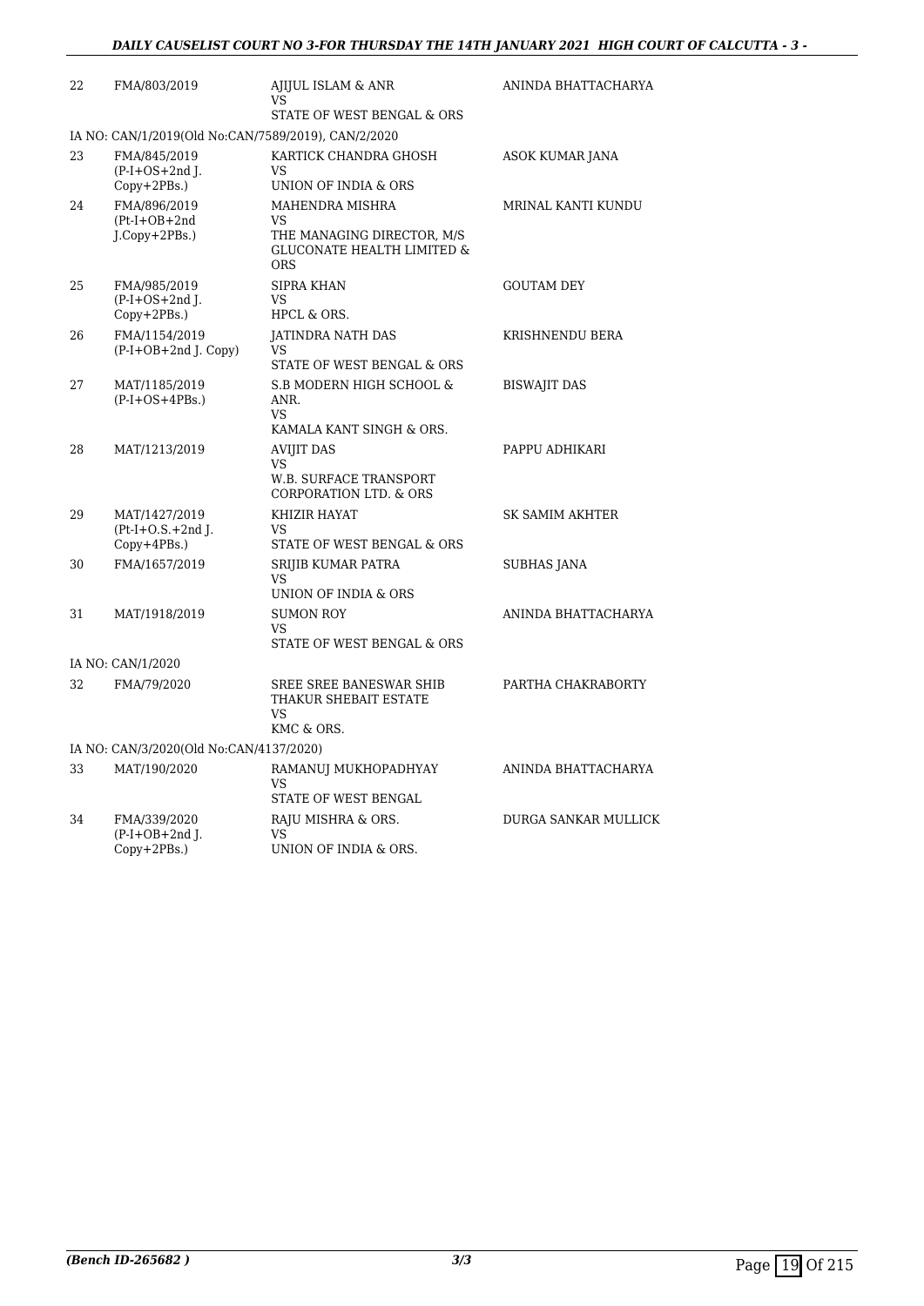| | | | |
|---|---|---|---|
| 22 | FMA/803/2019 | AJIJUL ISLAM & ANR<br>VS<br>STATE OF WEST BENGAL & ORS | ANINDA BHATTACHARYA |
| IA NO: CAN/1/2019(Old No:CAN/7589/2019), CAN/2/2020 | | | |
| 23 | FMA/845/2019<br>(P-I+OS+2nd J.<br>Copy+2PBs.) | KARTICK CHANDRA GHOSH<br>VS<br>UNION OF INDIA & ORS | ASOK KUMAR JANA |
| 24 | FMA/896/2019<br>(Pt-I+OB+2nd<br>J.Copy+2PBs.) | MAHENDRA MISHRA<br>VS<br>THE MANAGING DIRECTOR, M/S<br>GLUCONATE HEALTH LIMITED &<br>ORS | MRINAL KANTI KUNDU |
| 25 | FMA/985/2019<br>(P-I+OS+2nd J.<br>Copy+2PBs.) | SIPRA KHAN<br>VS<br>HPCL & ORS. | GOUTAM DEY |
| 26 | FMA/1154/2019<br>(P-I+OB+2nd J. Copy) | JATINDRA NATH DAS<br>VS<br>STATE OF WEST BENGAL & ORS | KRISHNENDU BERA |
| 27 | MAT/1185/2019<br>(P-I+OS+4PBs.) | S.B MODERN HIGH SCHOOL &<br>ANR.<br>VS<br>KAMALA KANT SINGH & ORS. | BISWAJIT DAS |
| 28 | MAT/1213/2019 | AVIJIT DAS<br>VS<br>W.B. SURFACE TRANSPORT<br>CORPORATION LTD. & ORS | PAPPU ADHIKARI |
| 29 | MAT/1427/2019<br>(Pt-I+O.S.+2nd J.<br>Copy+4PBs.) | KHIZIR HAYAT<br>VS<br>STATE OF WEST BENGAL & ORS | SK SAMIM AKHTER |
| 30 | FMA/1657/2019 | SRIJIB KUMAR PATRA<br>VS<br>UNION OF INDIA & ORS | SUBHAS JANA |
| 31 | MAT/1918/2019 | SUMON ROY<br>VS<br>STATE OF WEST BENGAL & ORS | ANINDA BHATTACHARYA |
| IA NO: CAN/1/2020 | | | |
| 32 | FMA/79/2020 | SREE SREE BANESWAR SHIB<br>THAKUR SHEBAIT ESTATE<br>VS<br>KMC & ORS. | PARTHA CHAKRABORTY |
| IA NO: CAN/3/2020(Old No:CAN/4137/2020) | | | |
| 33 | MAT/190/2020 | RAMANUJ MUKHOPADHYAY<br>VS<br>STATE OF WEST BENGAL | ANINDA BHATTACHARYA |
| 34 | FMA/339/2020<br>(P-I+OB+2nd J.<br>Copy+2PBs.) | RAJU MISHRA & ORS.<br>VS<br>UNION OF INDIA & ORS. | DURGA SANKAR MULLICK |

*(Bench ID-265682 )*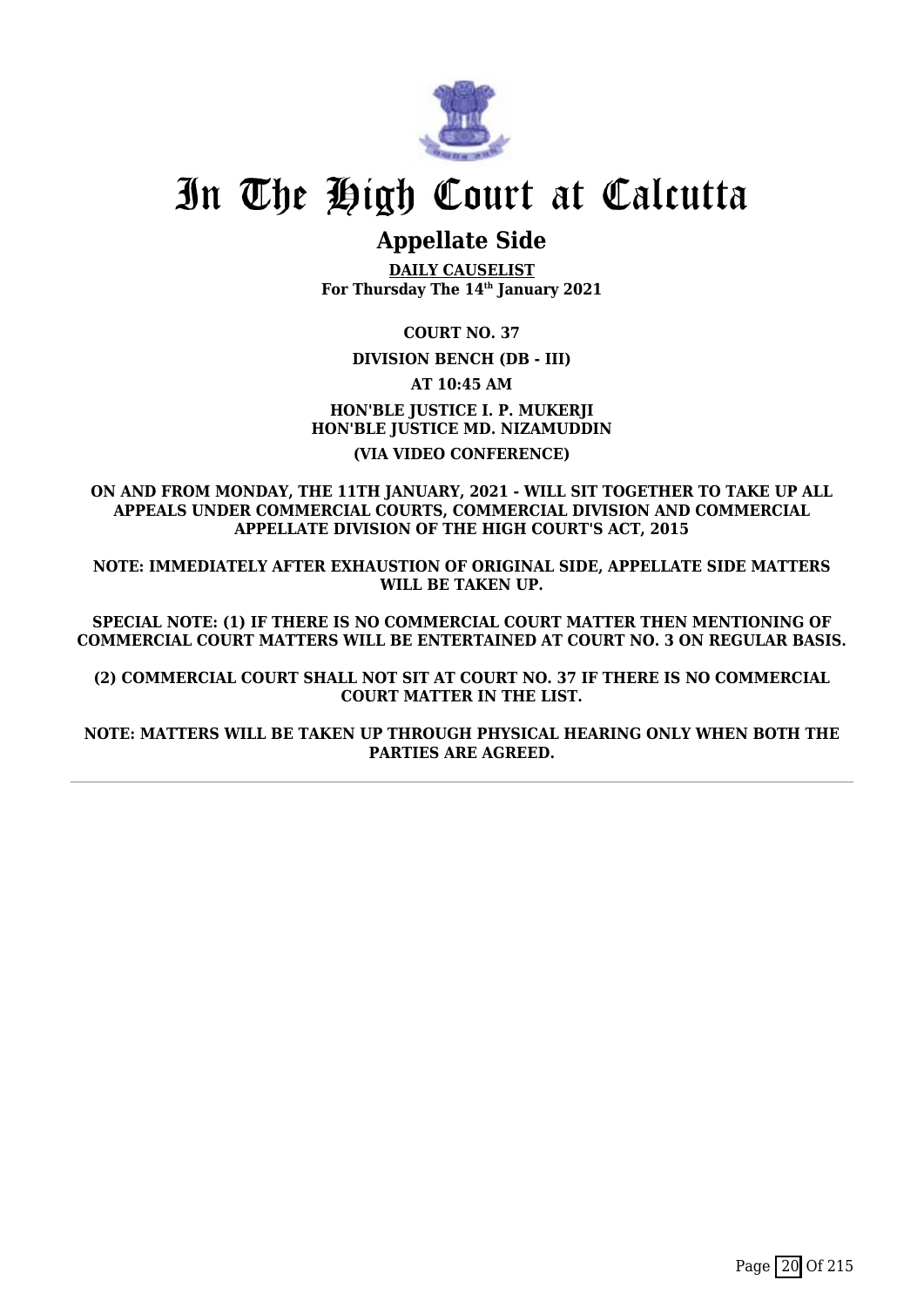# In The High Court at Calcutta

## Appellate Side

**DAILY CAUSELIST**
**For Thursday The 14th January 2021**

**COURT NO. 37**

**DIVISION BENCH (DB - III)**

**AT 10:45 AM**

**HON'BLE JUSTICE I. P. MUKERJI**
**HON'BLE JUSTICE MD. NIZAMUDDIN**

**(VIA VIDEO CONFERENCE)**

**ON AND FROM MONDAY, THE 11TH JANUARY, 2021 - WILL SIT TOGETHER TO TAKE UP ALL APPEALS UNDER COMMERCIAL COURTS, COMMERCIAL DIVISION AND COMMERCIAL APPELLATE DIVISION OF THE HIGH COURT'S ACT, 2015**

**NOTE: IMMEDIATELY AFTER EXHAUSTION OF ORIGINAL SIDE, APPELLATE SIDE MATTERS WILL BE TAKEN UP.**

**SPECIAL NOTE: (1) IF THERE IS NO COMMERCIAL COURT MATTER THEN MENTIONING OF COMMERCIAL COURT MATTERS WILL BE ENTERTAINED AT COURT NO. 3 ON REGULAR BASIS.**

**(2) COMMERCIAL COURT SHALL NOT SIT AT COURT NO. 37 IF THERE IS NO COMMERCIAL COURT MATTER IN THE LIST.**

**NOTE: MATTERS WILL BE TAKEN UP THROUGH PHYSICAL HEARING ONLY WHEN BOTH THE PARTIES ARE AGREED.**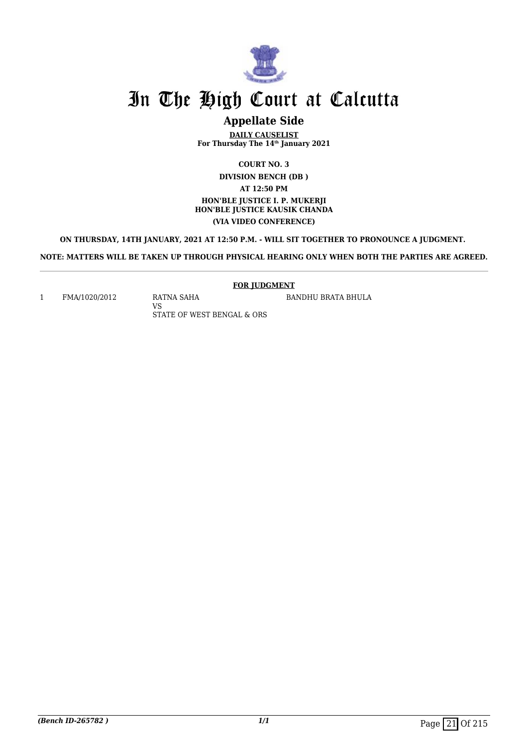# In The High Court at Calcutta

## Appellate Side

**DAILY CAUSELIST**
**For Thursday The 14th January 2021**

**COURT NO. 3**

**DIVISION BENCH (DB )**

**AT 12:50 PM**

**HON'BLE JUSTICE I. P. MUKERJI**
**HON'BLE JUSTICE KAUSIK CHANDA**

**(VIA VIDEO CONFERENCE)**

**ON THURSDAY, 14TH JANUARY, 2021 AT 12:50 P.M. - WILL SIT TOGETHER TO PRONOUNCE A JUDGMENT.**

**NOTE: MATTERS WILL BE TAKEN UP THROUGH PHYSICAL HEARING ONLY WHEN BOTH THE PARTIES ARE AGREED.**

**FOR JUDGMENT**

| | | | |
|---|---|---|---|
| 1 | FMA/1020/2012 | RATNA SAHA<br>VS<br>STATE OF WEST BENGAL & ORS | BANDHU BRATA BHULA |

*(Bench ID-265782 )*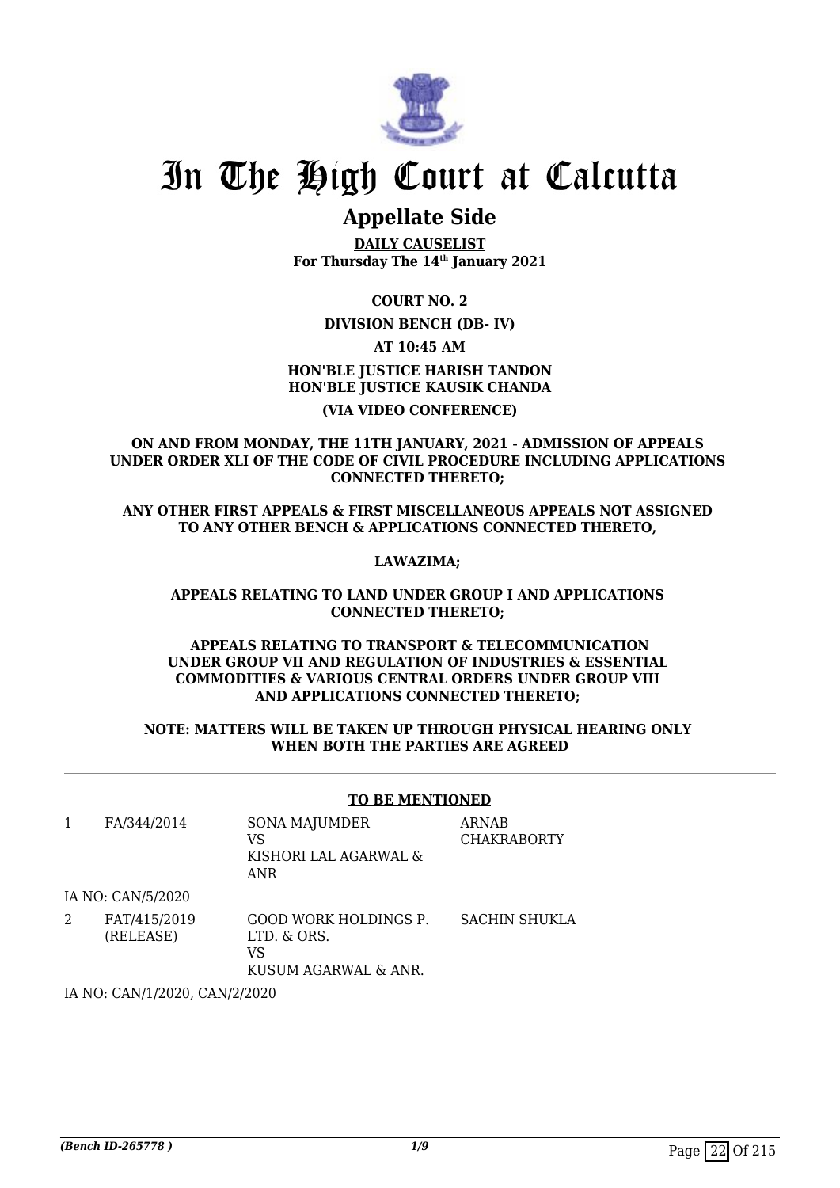# In The High Court at Calcutta

## Appellate Side

**DAILY CAUSELIST**
**For Thursday The 14th January 2021**

**COURT NO. 2**

**DIVISION BENCH (DB- IV)**

**AT 10:45 AM**

**HON'BLE JUSTICE HARISH TANDON**
**HON'BLE JUSTICE KAUSIK CHANDA**

**(VIA VIDEO CONFERENCE)**

**ON AND FROM MONDAY, THE 11TH JANUARY, 2021 - ADMISSION OF APPEALS UNDER ORDER XLI OF THE CODE OF CIVIL PROCEDURE INCLUDING APPLICATIONS CONNECTED THERETO;**

**ANY OTHER FIRST APPEALS & FIRST MISCELLANEOUS APPEALS NOT ASSIGNED TO ANY OTHER BENCH & APPLICATIONS CONNECTED THERETO,**

**LAWAZIMA;**

**APPEALS RELATING TO LAND UNDER GROUP I AND APPLICATIONS CONNECTED THERETO;**

**APPEALS RELATING TO TRANSPORT & TELECOMMUNICATION UNDER GROUP VII AND REGULATION OF INDUSTRIES & ESSENTIAL COMMODITIES & VARIOUS CENTRAL ORDERS UNDER GROUP VIII AND APPLICATIONS CONNECTED THERETO;**

**NOTE: MATTERS WILL BE TAKEN UP THROUGH PHYSICAL HEARING ONLY WHEN BOTH THE PARTIES ARE AGREED**

**TO BE MENTIONED**

| | | | |
|---|---|---|---|
| 1 | FA/344/2014 | SONA MAJUMDER VS KISHORI LAL AGARWAL & ANR | ARNAB CHAKRABORTY |
| | IA NO: CAN/5/2020 | | |
| 2 | FAT/415/2019 (RELEASE) | GOOD WORK HOLDINGS P. LTD. & ORS. VS KUSUM AGARWAL & ANR. | SACHIN SHUKLA |
| | IA NO: CAN/1/2020, CAN/2/2020 | | |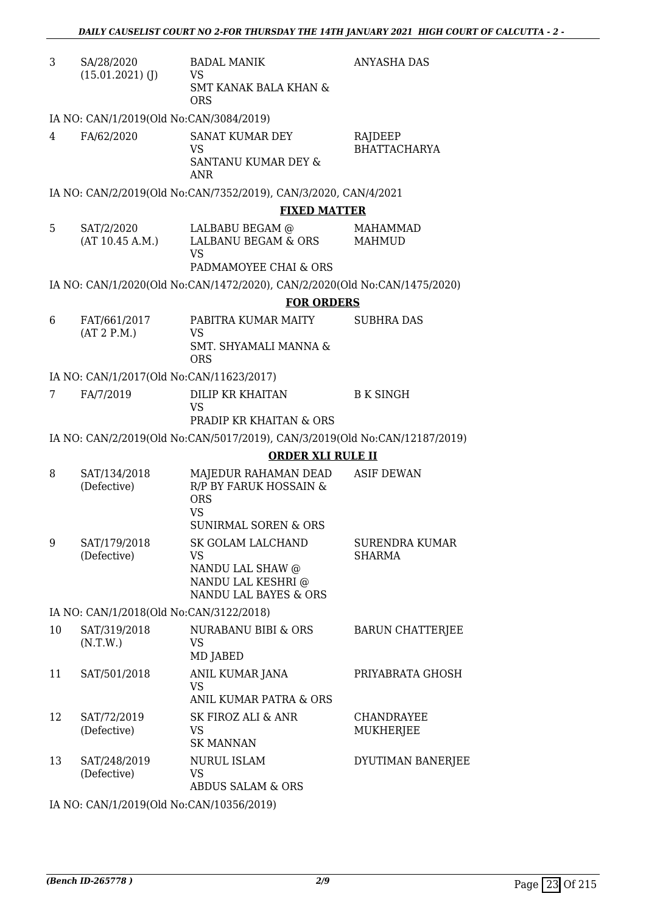| | | | |
|---|---|---|---|
| 3 | SA/28/2020<br>(15.01.2021) (J) | BADAL MANIK<br>VS<br>SMT KANAK BALA KHAN & ORS | ANYASHA DAS |

IA NO: CAN/1/2019(Old No:CAN/3084/2019)

| | | | |
|---|---|---|---|
| 4 | FA/62/2020 | SANAT KUMAR DEY<br>VS<br>SANTANU KUMAR DEY & ANR | RAJDEEP BHATTACHARYA |

IA NO: CAN/2/2019(Old No:CAN/7352/2019), CAN/3/2020, CAN/4/2021

**FIXED MATTER**

| | | | |
|---|---|---|---|
| 5 | SAT/2/2020<br>(AT 10.45 A.M.) | LALBABU BEGAM @ LALBANU BEGAM & ORS<br>VS<br>PADMAMOYEE CHAI & ORS | MAHAMMAD MAHMUD |

IA NO: CAN/1/2020(Old No:CAN/1472/2020), CAN/2/2020(Old No:CAN/1475/2020)

**FOR ORDERS**

| | | | |
|---|---|---|---|
| 6 | FAT/661/2017<br>(AT 2 P.M.) | PABITRA KUMAR MAITY<br>VS<br>SMT. SHYAMALI MANNA & ORS | SUBHRA DAS |

IA NO: CAN/1/2017(Old No:CAN/11623/2017)

| | | | |
|---|---|---|---|
| 7 | FA/7/2019 | DILIP KR KHAITAN<br>VS<br>PRADIP KR KHAITAN & ORS | B K SINGH |

IA NO: CAN/2/2019(Old No:CAN/5017/2019), CAN/3/2019(Old No:CAN/12187/2019)

**ORDER XLI RULE II**

| | | | |
|---|---|---|---|
| 8 | SAT/134/2018<br>(Defective) | MAJEDUR RAHAMAN DEAD R/P BY FARUK HOSSAIN & ORS<br>VS<br>SUNIRMAL SOREN & ORS | ASIF DEWAN |
| 9 | SAT/179/2018<br>(Defective) | SK GOLAM LALCHAND<br>VS<br>NANDU LAL SHAW @ NANDU LAL KESHRI @ NANDU LAL BAYES & ORS | SURENDRA KUMAR SHARMA |

IA NO: CAN/1/2018(Old No:CAN/3122/2018)

| | | | |
|---|---|---|---|
| 10 | SAT/319/2018<br>(N.T.W.) | NURABANU BIBI & ORS<br>VS<br>MD JABED | BARUN CHATTERJEE |
| 11 | SAT/501/2018 | ANIL KUMAR JANA<br>VS<br>ANIL KUMAR PATRA & ORS | PRIYABRATA GHOSH |
| 12 | SAT/72/2019<br>(Defective) | SK FIROZ ALI & ANR<br>VS<br>SK MANNAN | CHANDRAYEE MUKHERJEE |
| 13 | SAT/248/2019<br>(Defective) | NURUL ISLAM<br>VS<br>ABDUS SALAM & ORS | DYUTIMAN BANERJEE |

IA NO: CAN/1/2019(Old No:CAN/10356/2019)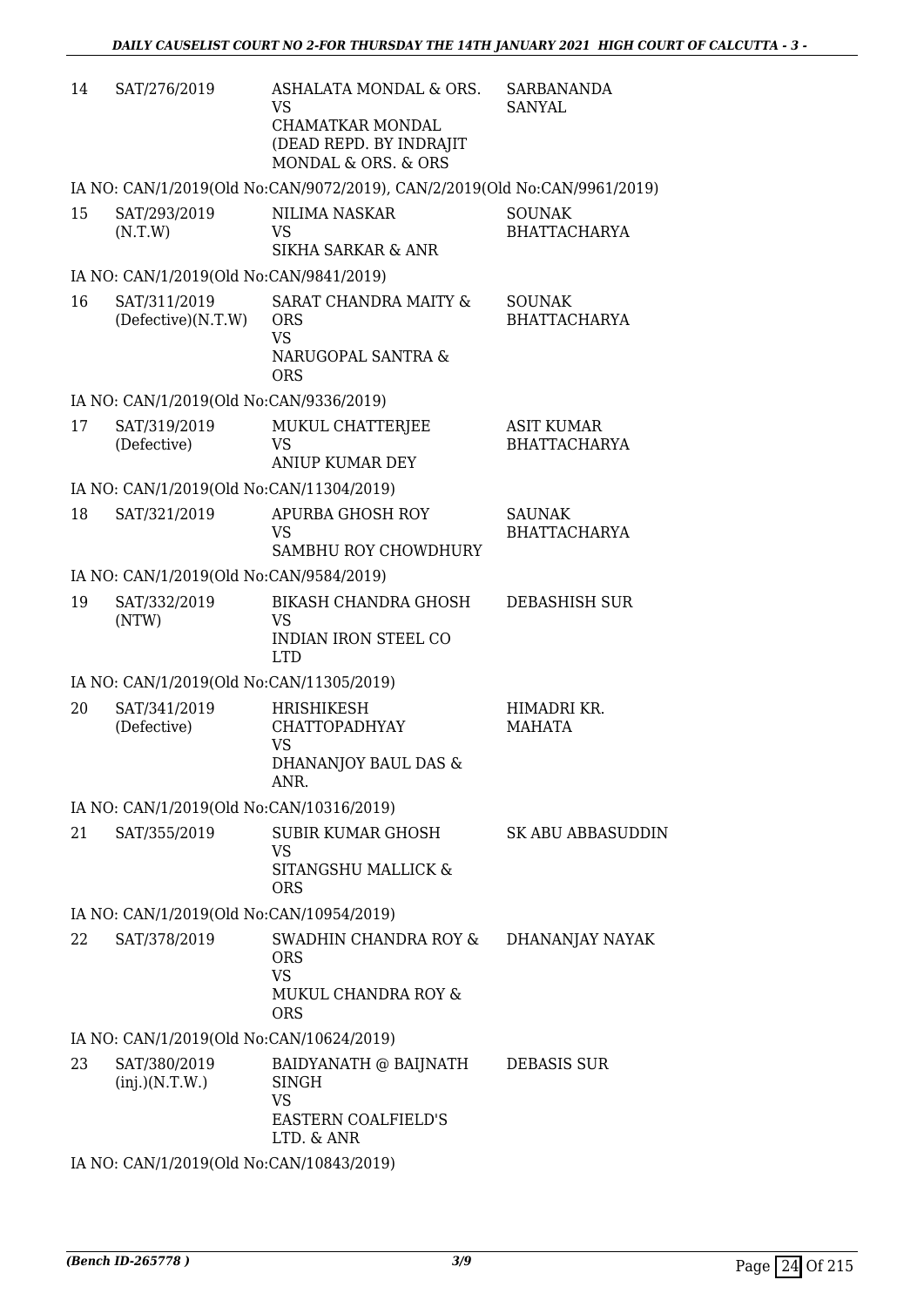| | | | |
|---|---|---|---|
| 14 | SAT/276/2019 | ASHALATA MONDAL & ORS.<br>VS<br>CHAMATKAR MONDAL (DEAD REPD. BY INDRAJIT MONDAL & ORS. & ORS | SARBANANDA SANYAL |
| | IA NO: CAN/1/2019(Old No:CAN/9072/2019), CAN/2/2019(Old No:CAN/9961/2019) | | |
| 15 | SAT/293/2019<br>(N.T.W) | NILIMA NASKAR<br>VS<br>SIKHA SARKAR & ANR | SOUNAK BHATTACHARYA |
| | IA NO: CAN/1/2019(Old No:CAN/9841/2019) | | |
| 16 | SAT/311/2019<br>(Defective)(N.T.W) | SARAT CHANDRA MAITY & ORS<br>VS<br>NARUGOPAL SANTRA & ORS | SOUNAK BHATTACHARYA |
| | IA NO: CAN/1/2019(Old No:CAN/9336/2019) | | |
| 17 | SAT/319/2019<br>(Defective) | MUKUL CHATTERJEE<br>VS<br>ANIUP KUMAR DEY | ASIT KUMAR BHATTACHARYA |
| | IA NO: CAN/1/2019(Old No:CAN/11304/2019) | | |
| 18 | SAT/321/2019 | APURBA GHOSH ROY<br>VS<br>SAMBHU ROY CHOWDHURY | SAUNAK BHATTACHARYA |
| | IA NO: CAN/1/2019(Old No:CAN/9584/2019) | | |
| 19 | SAT/332/2019<br>(NTW) | BIKASH CHANDRA GHOSH<br>VS<br>INDIAN IRON STEEL CO LTD | DEBASHISH SUR |
| | IA NO: CAN/1/2019(Old No:CAN/11305/2019) | | |
| 20 | SAT/341/2019<br>(Defective) | HRISHIKESH CHATTOPADHYAY<br>VS<br>DHANANJOY BAUL DAS & ANR. | HIMADRI KR. MAHATA |
| | IA NO: CAN/1/2019(Old No:CAN/10316/2019) | | |
| 21 | SAT/355/2019 | SUBIR KUMAR GHOSH<br>VS<br>SITANGSHU MALLICK & ORS | SK ABU ABBASUDDIN |
| | IA NO: CAN/1/2019(Old No:CAN/10954/2019) | | |
| 22 | SAT/378/2019 | SWADHIN CHANDRA ROY & ORS<br>VS<br>MUKUL CHANDRA ROY & ORS | DHANANJAY NAYAK |
| | IA NO: CAN/1/2019(Old No:CAN/10624/2019) | | |
| 23 | SAT/380/2019<br>(inj.)(N.T.W.) | BAIDYANATH @ BAIJNATH SINGH<br>VS<br>EASTERN COALFIELD'S LTD. & ANR | DEBASIS SUR |
| | IA NO: CAN/1/2019(Old No:CAN/10843/2019) | | |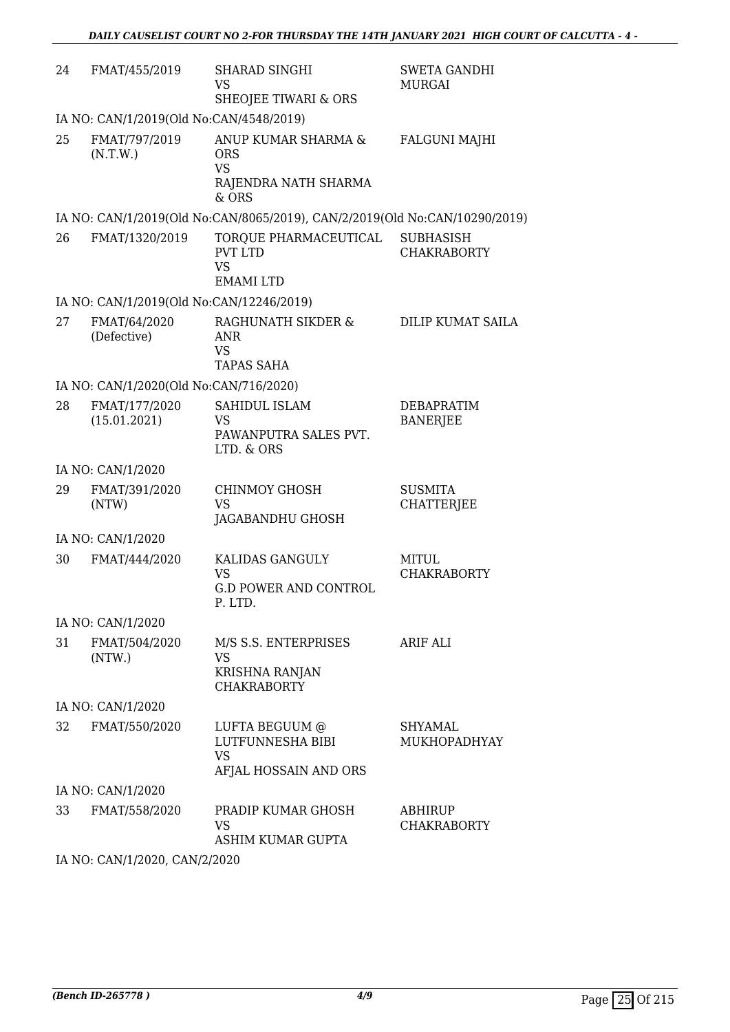| | | | |
|---|---|---|---|
| 24 | FMAT/455/2019 | SHARAD SINGHI<br>VS<br>SHEOJEE TIWARI & ORS | SWETA GANDHI MURGAI |
| IA NO: CAN/1/2019(Old No:CAN/4548/2019) | | | |
| 25 | FMAT/797/2019 (N.T.W.) | ANUP KUMAR SHARMA & ORS<br>VS<br>RAJENDRA NATH SHARMA & ORS | FALGUNI MAJHI |
| IA NO: CAN/1/2019(Old No:CAN/8065/2019), CAN/2/2019(Old No:CAN/10290/2019) | | | |
| 26 | FMAT/1320/2019 | TORQUE PHARMACEUTICAL PVT LTD<br>VS<br>EMAMI LTD | SUBHASISH CHAKRABORTY |
| IA NO: CAN/1/2019(Old No:CAN/12246/2019) | | | |
| 27 | FMAT/64/2020 (Defective) | RAGHUNATH SIKDER & ANR<br>VS<br>TAPAS SAHA | DILIP KUMAT SAILA |
| IA NO: CAN/1/2020(Old No:CAN/716/2020) | | | |
| 28 | FMAT/177/2020 (15.01.2021) | SAHIDUL ISLAM<br>VS<br>PAWANPUTRA SALES PVT. LTD. & ORS | DEBAPRATIM BANERJEE |
| IA NO: CAN/1/2020 | | | |
| 29 | FMAT/391/2020 (NTW) | CHINMOY GHOSH<br>VS<br>JAGABANDHU GHOSH | SUSMITA CHATTERJEE |
| IA NO: CAN/1/2020 | | | |
| 30 | FMAT/444/2020 | KALIDAS GANGULY<br>VS<br>G.D POWER AND CONTROL P. LTD. | MITUL CHAKRABORTY |
| IA NO: CAN/1/2020 | | | |
| 31 | FMAT/504/2020 (NTW.) | M/S S.S. ENTERPRISES<br>VS<br>KRISHNA RANJAN CHAKRABORTY | ARIF ALI |
| IA NO: CAN/1/2020 | | | |
| 32 | FMAT/550/2020 | LUFTA BEGUUM @ LUTFUNNESHA BIBI<br>VS<br>AFJAL HOSSAIN AND ORS | SHYAMAL MUKHOPADHYAY |
| IA NO: CAN/1/2020 | | | |
| 33 | FMAT/558/2020 | PRADIP KUMAR GHOSH<br>VS<br>ASHIM KUMAR GUPTA | ABHIRUP CHAKRABORTY |
| IA NO: CAN/1/2020, CAN/2/2020 | | | |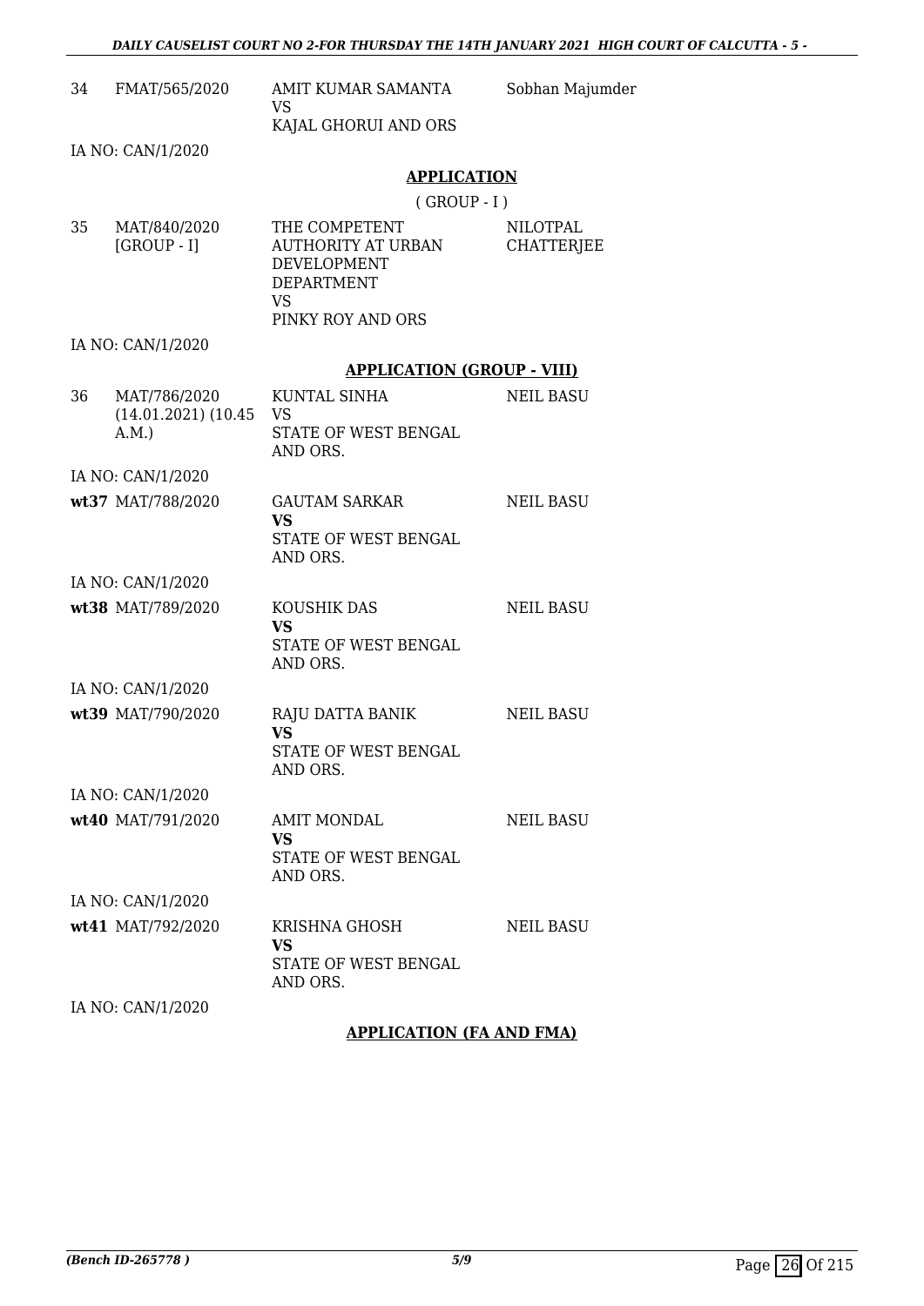| | | | |
|---|---|---|---|
| 34 | FMAT/565/2020 | AMIT KUMAR SAMANTA<br>VS<br>KAJAL GHORUI AND ORS | Sobhan Majumder |
| | IA NO: CAN/1/2020 | | |

## APPLICATION

( GROUP - I )

| | | | |
|---|---|---|---|
| 35 | MAT/840/2020<br>[GROUP - I] | THE COMPETENT AUTHORITY AT URBAN DEVELOPMENT DEPARTMENT<br>VS<br>PINKY ROY AND ORS | NILOTPAL CHATTERJEE |
| | IA NO: CAN/1/2020 | | |

## APPLICATION (GROUP - VIII)

| | | | |
|---|---|---|---|
| 36 | MAT/786/2020<br>(14.01.2021) (10.45 A.M.) | KUNTAL SINHA<br>VS<br>STATE OF WEST BENGAL AND ORS. | NEIL BASU |
| | IA NO: CAN/1/2020 | | |
| **wt37** | MAT/788/2020 | GAUTAM SARKAR<br>**VS**<br>STATE OF WEST BENGAL AND ORS. | NEIL BASU |
| | IA NO: CAN/1/2020 | | |
| **wt38** | MAT/789/2020 | KOUSHIK DAS<br>**VS**<br>STATE OF WEST BENGAL AND ORS. | NEIL BASU |
| | IA NO: CAN/1/2020 | | |
| **wt39** | MAT/790/2020 | RAJU DATTA BANIK<br>**VS**<br>STATE OF WEST BENGAL AND ORS. | NEIL BASU |
| | IA NO: CAN/1/2020 | | |
| **wt40** | MAT/791/2020 | AMIT MONDAL<br>**VS**<br>STATE OF WEST BENGAL AND ORS. | NEIL BASU |
| | IA NO: CAN/1/2020 | | |
| **wt41** | MAT/792/2020 | KRISHNA GHOSH<br>**VS**<br>STATE OF WEST BENGAL AND ORS. | NEIL BASU |
| | IA NO: CAN/1/2020 | | |

## APPLICATION (FA AND FMA)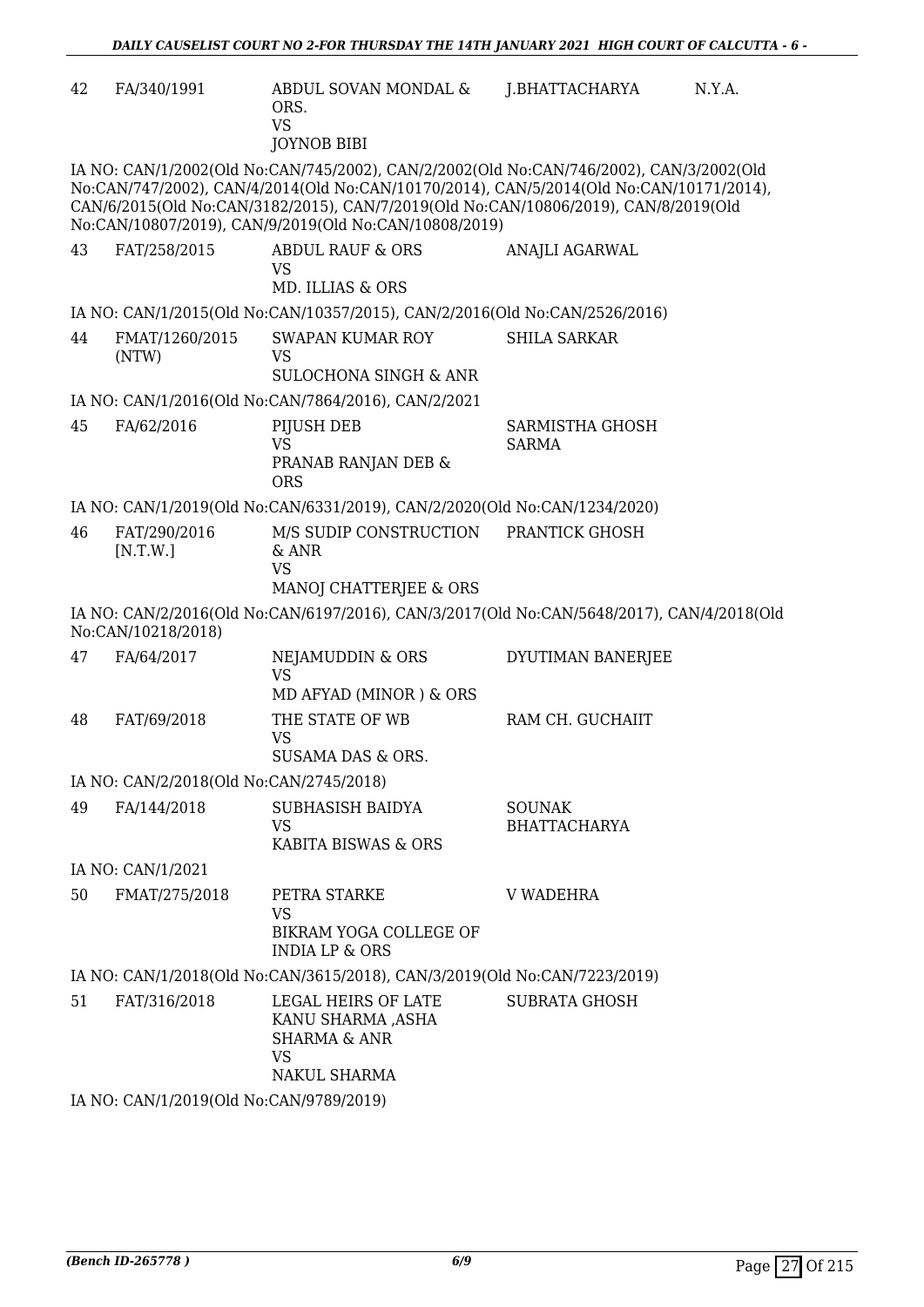| | | | | |
|---|---|---|---|---|
| 42 | FA/340/1991 | ABDUL SOVAN MONDAL & ORS.<br>VS<br>JOYNOB BIBI | J.BHATTACHARYA | N.Y.A. |

IA NO: CAN/1/2002(Old No:CAN/745/2002), CAN/2/2002(Old No:CAN/746/2002), CAN/3/2002(Old No:CAN/747/2002), CAN/4/2014(Old No:CAN/10170/2014), CAN/5/2014(Old No:CAN/10171/2014), CAN/6/2015(Old No:CAN/3182/2015), CAN/7/2019(Old No:CAN/10806/2019), CAN/8/2019(Old No:CAN/10807/2019), CAN/9/2019(Old No:CAN/10808/2019)

| | | | |
|---|---|---|---|
| 43 | FAT/258/2015 | ABDUL RAUF & ORS<br>VS<br>MD. ILLIAS & ORS | ANAJLI AGARWAL |

IA NO: CAN/1/2015(Old No:CAN/10357/2015), CAN/2/2016(Old No:CAN/2526/2016)

| | | | |
|---|---|---|---|
| 44 | FMAT/1260/2015 (NTW) | SWAPAN KUMAR ROY<br>VS<br>SULOCHONA SINGH & ANR | SHILA SARKAR |

IA NO: CAN/1/2016(Old No:CAN/7864/2016), CAN/2/2021

| | | | |
|---|---|---|---|
| 45 | FA/62/2016 | PIJUSH DEB<br>VS<br>PRANAB RANJAN DEB & ORS | SARMISTHA GHOSH SARMA |

IA NO: CAN/1/2019(Old No:CAN/6331/2019), CAN/2/2020(Old No:CAN/1234/2020)

| | | | |
|---|---|---|---|
| 46 | FAT/290/2016 [N.T.W.] | M/S SUDIP CONSTRUCTION & ANR<br>VS<br>MANOJ CHATTERJEE & ORS | PRANTICK GHOSH |

IA NO: CAN/2/2016(Old No:CAN/6197/2016), CAN/3/2017(Old No:CAN/5648/2017), CAN/4/2018(Old No:CAN/10218/2018)

| | | | |
|---|---|---|---|
| 47 | FA/64/2017 | NEJAMUDDIN & ORS<br>VS<br>MD AFYAD (MINOR ) & ORS | DYUTIMAN BANERJEE |
| 48 | FAT/69/2018 | THE STATE OF WB<br>VS<br>SUSAMA DAS & ORS. | RAM CH. GUCHAIIT |

IA NO: CAN/2/2018(Old No:CAN/2745/2018)

| | | | |
|---|---|---|---|
| 49 | FA/144/2018 | SUBHASISH BAIDYA<br>VS<br>KABITA BISWAS & ORS | SOUNAK BHATTACHARYA |

IA NO: CAN/1/2021

| | | | |
|---|---|---|---|
| 50 | FMAT/275/2018 | PETRA STARKE<br>VS<br>BIKRAM YOGA COLLEGE OF INDIA LP & ORS | V WADEHRA |

IA NO: CAN/1/2018(Old No:CAN/3615/2018), CAN/3/2019(Old No:CAN/7223/2019)

| | | | |
|---|---|---|---|
| 51 | FAT/316/2018 | LEGAL HEIRS OF LATE KANU SHARMA ,ASHA SHARMA & ANR<br>VS<br>NAKUL SHARMA | SUBRATA GHOSH |

IA NO: CAN/1/2019(Old No:CAN/9789/2019)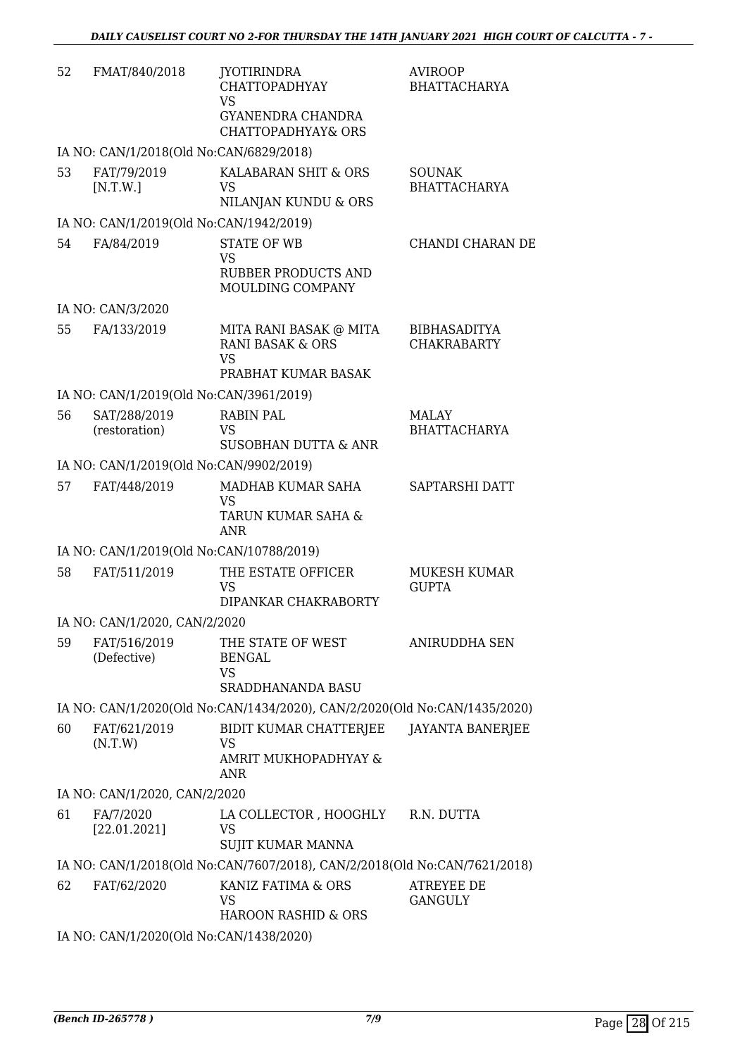| | | | |
|---|---|---|---|
| 52 | FMAT/840/2018 | JYOTIRINDRA CHATTOPADHYAY<br>VS<br>GYANENDRA CHANDRA CHATTOPADHYAY& ORS | AVIROOP BHATTACHARYA |
| | IA NO: CAN/1/2018(Old No:CAN/6829/2018) | | |
| 53 | FAT/79/2019<br>[N.T.W.] | KALABARAN SHIT & ORS<br>VS<br>NILANJAN KUNDU & ORS | SOUNAK BHATTACHARYA |
| | IA NO: CAN/1/2019(Old No:CAN/1942/2019) | | |
| 54 | FA/84/2019 | STATE OF WB<br>VS<br>RUBBER PRODUCTS AND MOULDING COMPANY | CHANDI CHARAN DE |
| | IA NO: CAN/3/2020 | | |
| 55 | FA/133/2019 | MITA RANI BASAK @ MITA RANI BASAK & ORS<br>VS<br>PRABHAT KUMAR BASAK | BIBHASADITYA CHAKRABARTY |
| | IA NO: CAN/1/2019(Old No:CAN/3961/2019) | | |
| 56 | SAT/288/2019<br>(restoration) | RABIN PAL<br>VS<br>SUSOBHAN DUTTA & ANR | MALAY BHATTACHARYA |
| | IA NO: CAN/1/2019(Old No:CAN/9902/2019) | | |
| 57 | FAT/448/2019 | MADHAB KUMAR SAHA<br>VS<br>TARUN KUMAR SAHA & ANR | SAPTARSHI DATT |
| | IA NO: CAN/1/2019(Old No:CAN/10788/2019) | | |
| 58 | FAT/511/2019 | THE ESTATE OFFICER<br>VS<br>DIPANKAR CHAKRABORTY | MUKESH KUMAR GUPTA |
| | IA NO: CAN/1/2020, CAN/2/2020 | | |
| 59 | FAT/516/2019<br>(Defective) | THE STATE OF WEST BENGAL<br>VS<br>SRADDHANANDA BASU | ANIRUDDHA SEN |
| | IA NO: CAN/1/2020(Old No:CAN/1434/2020), CAN/2/2020(Old No:CAN/1435/2020) | | |
| 60 | FAT/621/2019<br>(N.T.W) | BIDIT KUMAR CHATTERJEE<br>VS<br>AMRIT MUKHOPADHYAY & ANR | JAYANTA BANERJEE |
| | IA NO: CAN/1/2020, CAN/2/2020 | | |
| 61 | FA/7/2020<br>[22.01.2021] | LA COLLECTOR , HOOGHLY<br>VS<br>SUJIT KUMAR MANNA | R.N. DUTTA |
| | IA NO: CAN/1/2018(Old No:CAN/7607/2018), CAN/2/2018(Old No:CAN/7621/2018) | | |
| 62 | FAT/62/2020 | KANIZ FATIMA & ORS<br>VS<br>HAROON RASHID & ORS | ATREYEE DE GANGULY |
| | IA NO: CAN/1/2020(Old No:CAN/1438/2020) | | |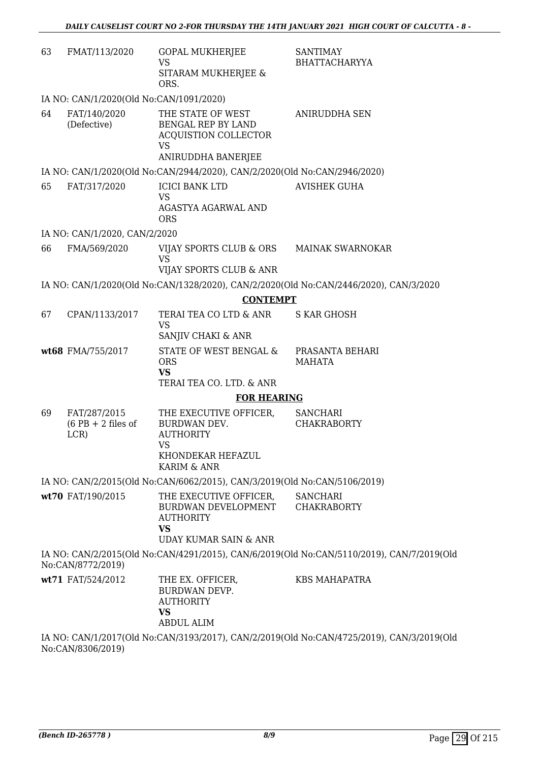| | | | |
|---|---|---|---|
| 63 | FMAT/113/2020 | GOPAL MUKHERJEE<br>VS<br>SITARAM MUKHERJEE & ORS. | SANTIMAY BHATTACHARYYA |

IA NO: CAN/1/2020(Old No:CAN/1091/2020)

| | | | |
|---|---|---|---|
| 64 | FAT/140/2020 (Defective) | THE STATE OF WEST BENGAL REP BY LAND ACQUISTION COLLECTOR<br>VS<br>ANIRUDDHA BANERJEE | ANIRUDDHA SEN |

IA NO: CAN/1/2020(Old No:CAN/2944/2020), CAN/2/2020(Old No:CAN/2946/2020)

| | | | |
|---|---|---|---|
| 65 | FAT/317/2020 | ICICI BANK LTD<br>VS<br>AGASTYA AGARWAL AND ORS | AVISHEK GUHA |

IA NO: CAN/1/2020, CAN/2/2020

| | | | |
|---|---|---|---|
| 66 | FMA/569/2020 | VIJAY SPORTS CLUB & ORS<br>VS<br>VIJAY SPORTS CLUB & ANR | MAINAK SWARNOKAR |

IA NO: CAN/1/2020(Old No:CAN/1328/2020), CAN/2/2020(Old No:CAN/2446/2020), CAN/3/2020

**CONTEMPT**

| | | | |
|---|---|---|---|
| 67 | CPAN/1133/2017 | TERAI TEA CO LTD & ANR<br>VS<br>SANJIV CHAKI & ANR | S KAR GHOSH |
| **wt68** | FMA/755/2017 | STATE OF WEST BENGAL & ORS<br>**VS**<br>TERAI TEA CO. LTD. & ANR | PRASANTA BEHARI MAHATA |

**FOR HEARING**

| | | | |
|---|---|---|---|
| 69 | FAT/287/2015 (6 PB + 2 files of LCR) | THE EXECUTIVE OFFICER, BURDWAN DEV. AUTHORITY<br>VS<br>KHONDEKAR HEFAZUL KARIM & ANR | SANCHARI CHAKRABORTY |

IA NO: CAN/2/2015(Old No:CAN/6062/2015), CAN/3/2019(Old No:CAN/5106/2019)

| | | | |
|---|---|---|---|
| **wt70** | FAT/190/2015 | THE EXECUTIVE OFFICER, BURDWAN DEVELOPMENT AUTHORITY<br>**VS**<br>UDAY KUMAR SAIN & ANR | SANCHARI CHAKRABORTY |

IA NO: CAN/2/2015(Old No:CAN/4291/2015), CAN/6/2019(Old No:CAN/5110/2019), CAN/7/2019(Old No:CAN/8772/2019)

| | | | |
|---|---|---|---|
| **wt71** | FAT/524/2012 | THE EX. OFFICER, BURDWAN DEVP. AUTHORITY<br>**VS**<br>ABDUL ALIM | KBS MAHAPATRA |

IA NO: CAN/1/2017(Old No:CAN/3193/2017), CAN/2/2019(Old No:CAN/4725/2019), CAN/3/2019(Old No:CAN/8306/2019)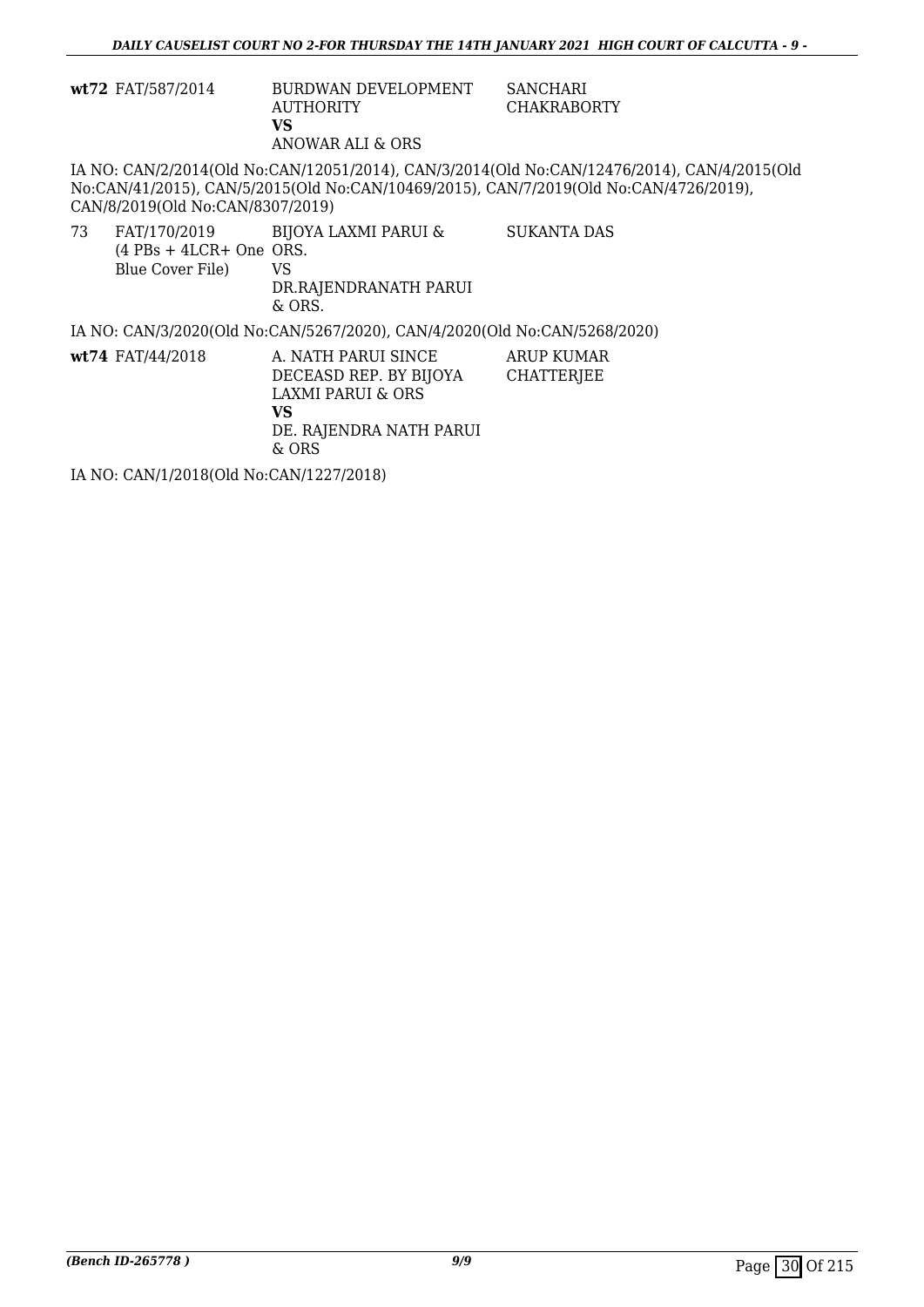| | | | |
|---|---|---|---|
| **wt72** | FAT/587/2014 | BURDWAN DEVELOPMENT AUTHORITY **VS** ANOWAR ALI & ORS | SANCHARI CHAKRABORTY |

IA NO: CAN/2/2014(Old No:CAN/12051/2014), CAN/3/2014(Old No:CAN/12476/2014), CAN/4/2015(Old No:CAN/41/2015), CAN/5/2015(Old No:CAN/10469/2015), CAN/7/2019(Old No:CAN/4726/2019), CAN/8/2019(Old No:CAN/8307/2019)

| | | | |
|---|---|---|---|
| 73 | FAT/170/2019 (4 PBs + 4LCR+ One Blue Cover File) | BIJOYA LAXMI PARUI & ORS. VS DR.RAJENDRANATH PARUI & ORS. | SUKANTA DAS |

IA NO: CAN/3/2020(Old No:CAN/5267/2020), CAN/4/2020(Old No:CAN/5268/2020)

| | | | |
|---|---|---|---|
| **wt74** | FAT/44/2018 | A. NATH PARUI SINCE DECEASD REP. BY BIJOYA LAXMI PARUI & ORS **VS** DE. RAJENDRA NATH PARUI & ORS | ARUP KUMAR CHATTERJEE |

IA NO: CAN/1/2018(Old No:CAN/1227/2018)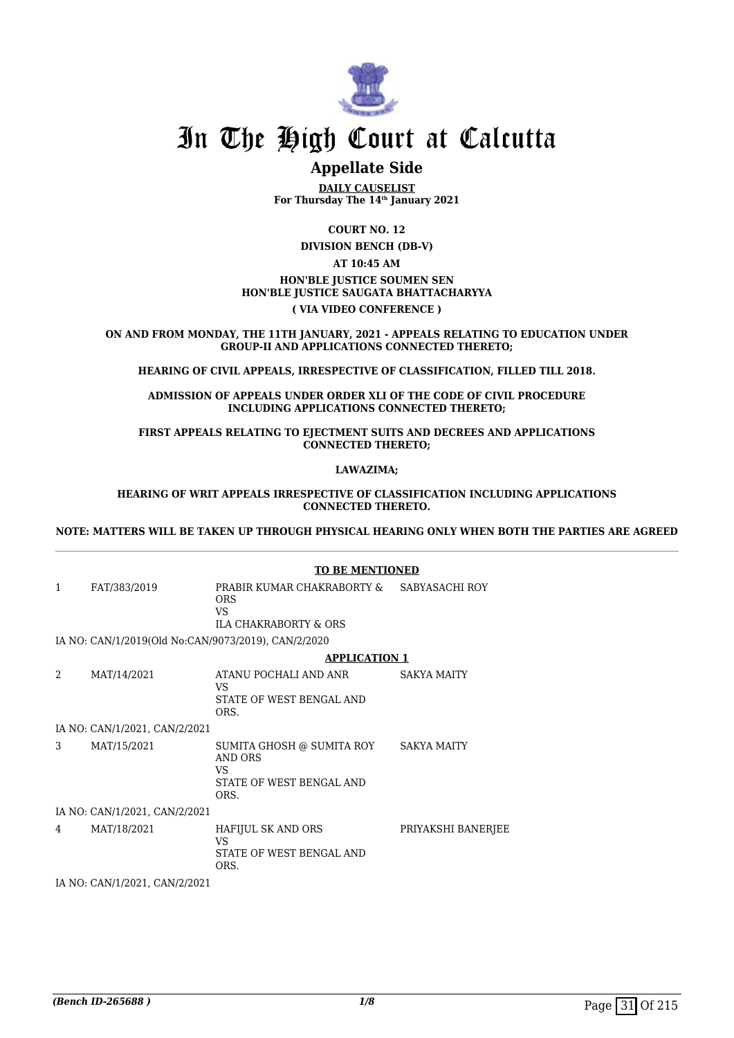# In The High Court at Calcutta

## Appellate Side

**DAILY CAUSELIST**
**For Thursday The 14th January 2021**

**COURT NO. 12**

**DIVISION BENCH (DB-V)**

**AT 10:45 AM**

**HON'BLE JUSTICE SOUMEN SEN**
**HON'BLE JUSTICE SAUGATA BHATTACHARYYA**

**( VIA VIDEO CONFERENCE )**

**ON AND FROM MONDAY, THE 11TH JANUARY, 2021 - APPEALS RELATING TO EDUCATION UNDER GROUP-II AND APPLICATIONS CONNECTED THERETO;**

**HEARING OF CIVIL APPEALS, IRRESPECTIVE OF CLASSIFICATION, FILLED TILL 2018.**

**ADMISSION OF APPEALS UNDER ORDER XLI OF THE CODE OF CIVIL PROCEDURE INCLUDING APPLICATIONS CONNECTED THERETO;**

**FIRST APPEALS RELATING TO EJECTMENT SUITS AND DECREES AND APPLICATIONS CONNECTED THERETO;**

**LAWAZIMA;**

**HEARING OF WRIT APPEALS IRRESPECTIVE OF CLASSIFICATION INCLUDING APPLICATIONS CONNECTED THERETO.**

**NOTE: MATTERS WILL BE TAKEN UP THROUGH PHYSICAL HEARING ONLY WHEN BOTH THE PARTIES ARE AGREED**

**TO BE MENTIONED**

| | | | |
|---|---|---|---|
| 1 | FAT/383/2019 | PRABIR KUMAR CHAKRABORTY & ORS<br>VS<br>ILA CHAKRABORTY & ORS | SABYASACHI ROY |

IA NO: CAN/1/2019(Old No:CAN/9073/2019), CAN/2/2020

**APPLICATION 1**

| | | | |
|---|---|---|---|
| 2 | MAT/14/2021 | ATANU POCHALI AND ANR<br>VS<br>STATE OF WEST BENGAL AND ORS. | SAKYA MAITY |

IA NO: CAN/1/2021, CAN/2/2021

| | | | |
|---|---|---|---|
| 3 | MAT/15/2021 | SUMITA GHOSH @ SUMITA ROY AND ORS<br>VS<br>STATE OF WEST BENGAL AND ORS. | SAKYA MAITY |

IA NO: CAN/1/2021, CAN/2/2021

| | | | |
|---|---|---|---|
| 4 | MAT/18/2021 | HAFIJUL SK AND ORS<br>VS<br>STATE OF WEST BENGAL AND ORS. | PRIYAKSHI BANERJEE |

IA NO: CAN/1/2021, CAN/2/2021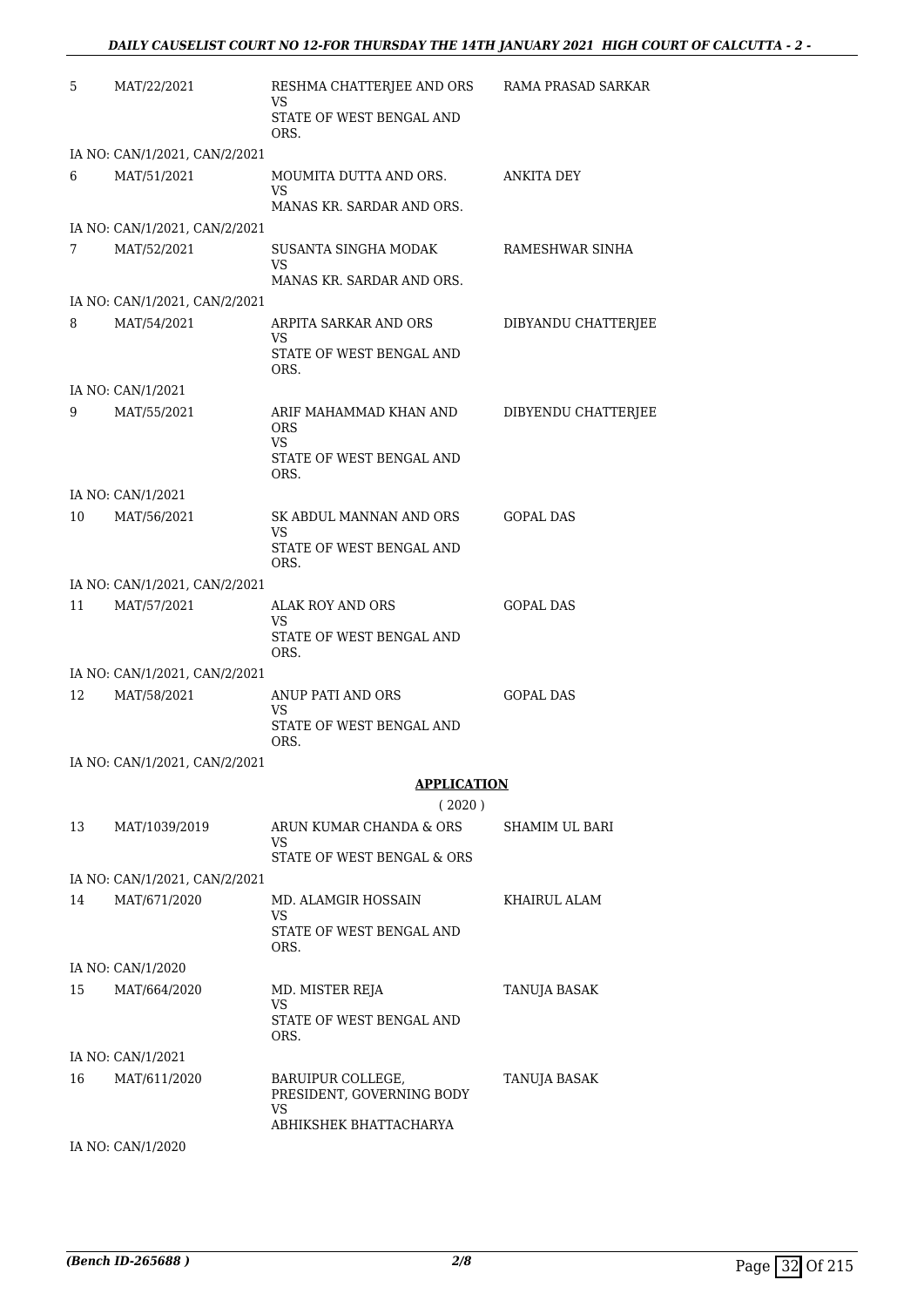| | | | |
|---|---|---|---|
| 5 | MAT/22/2021 | RESHMA CHATTERJEE AND ORS<br>VS<br>STATE OF WEST BENGAL AND ORS. | RAMA PRASAD SARKAR |
| | IA NO: CAN/1/2021, CAN/2/2021 | | |
| 6 | MAT/51/2021 | MOUMITA DUTTA AND ORS.<br>VS<br>MANAS KR. SARDAR AND ORS. | ANKITA DEY |
| | IA NO: CAN/1/2021, CAN/2/2021 | | |
| 7 | MAT/52/2021 | SUSANTA SINGHA MODAK<br>VS<br>MANAS KR. SARDAR AND ORS. | RAMESHWAR SINHA |
| | IA NO: CAN/1/2021, CAN/2/2021 | | |
| 8 | MAT/54/2021 | ARPITA SARKAR AND ORS<br>VS<br>STATE OF WEST BENGAL AND ORS. | DIBYANDU CHATTERJEE |
| | IA NO: CAN/1/2021 | | |
| 9 | MAT/55/2021 | ARIF MAHAMMAD KHAN AND ORS<br>VS<br>STATE OF WEST BENGAL AND ORS. | DIBYENDU CHATTERJEE |
| | IA NO: CAN/1/2021 | | |
| 10 | MAT/56/2021 | SK ABDUL MANNAN AND ORS<br>VS<br>STATE OF WEST BENGAL AND ORS. | GOPAL DAS |
| | IA NO: CAN/1/2021, CAN/2/2021 | | |
| 11 | MAT/57/2021 | ALAK ROY AND ORS<br>VS<br>STATE OF WEST BENGAL AND ORS. | GOPAL DAS |
| | IA NO: CAN/1/2021, CAN/2/2021 | | |
| 12 | MAT/58/2021 | ANUP PATI AND ORS<br>VS<br>STATE OF WEST BENGAL AND ORS. | GOPAL DAS |
| | IA NO: CAN/1/2021, CAN/2/2021 | | |

**APPLICATION**

( 2020 )

| | | | |
|---|---|---|---|
| 13 | MAT/1039/2019 | ARUN KUMAR CHANDA & ORS<br>VS<br>STATE OF WEST BENGAL & ORS | SHAMIM UL BARI |
| | IA NO: CAN/1/2021, CAN/2/2021 | | |
| 14 | MAT/671/2020 | MD. ALAMGIR HOSSAIN<br>VS<br>STATE OF WEST BENGAL AND ORS. | KHAIRUL ALAM |
| | IA NO: CAN/1/2020 | | |
| 15 | MAT/664/2020 | MD. MISTER REJA<br>VS<br>STATE OF WEST BENGAL AND ORS. | TANUJA BASAK |
| | IA NO: CAN/1/2021 | | |
| 16 | MAT/611/2020 | BARUIPUR COLLEGE, PRESIDENT, GOVERNING BODY<br>VS<br>ABHIKSHEK BHATTACHARYA | TANUJA BASAK |
| | IA NO: CAN/1/2020 | | |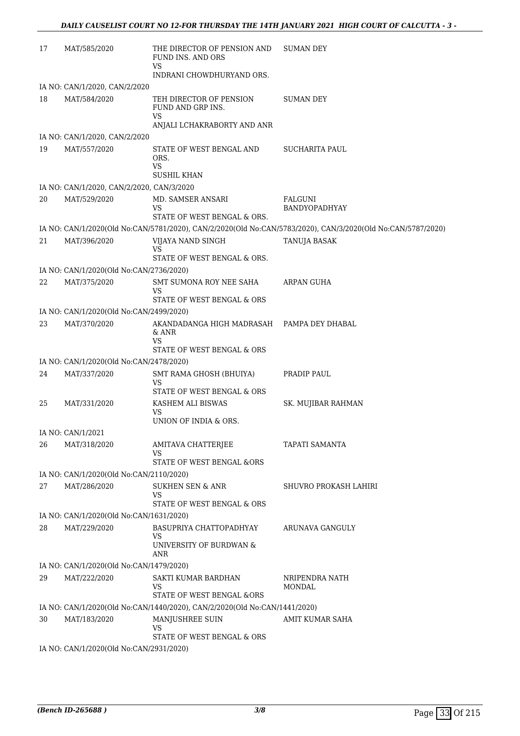| | | | |
|---|---|---|---|
| 17 | MAT/585/2020 | THE DIRECTOR OF PENSION AND FUND INS. AND ORS<br>VS<br>INDRANI CHOWDHURYAND ORS. | SUMAN DEY |
| | IA NO: CAN/1/2020, CAN/2/2020 | | |
| 18 | MAT/584/2020 | TEH DIRECTOR OF PENSION FUND AND GRP INS.<br>VS<br>ANJALI LCHAKRABORTY AND ANR | SUMAN DEY |
| | IA NO: CAN/1/2020, CAN/2/2020 | | |
| 19 | MAT/557/2020 | STATE OF WEST BENGAL AND ORS.<br>VS<br>SUSHIL KHAN | SUCHARITA PAUL |
| | IA NO: CAN/1/2020, CAN/2/2020, CAN/3/2020 | | |
| 20 | MAT/529/2020 | MD. SAMSER ANSARI<br>VS<br>STATE OF WEST BENGAL & ORS. | FALGUNI BANDYOPADHYAY |
| | IA NO: CAN/1/2020(Old No:CAN/5781/2020), CAN/2/2020(Old No:CAN/5783/2020), CAN/3/2020(Old No:CAN/5787/2020) | | |
| 21 | MAT/396/2020 | VIJAYA NAND SINGH<br>VS<br>STATE OF WEST BENGAL & ORS. | TANUJA BASAK |
| | IA NO: CAN/1/2020(Old No:CAN/2736/2020) | | |
| 22 | MAT/375/2020 | SMT SUMONA ROY NEE SAHA<br>VS<br>STATE OF WEST BENGAL & ORS | ARPAN GUHA |
| | IA NO: CAN/1/2020(Old No:CAN/2499/2020) | | |
| 23 | MAT/370/2020 | AKANDADANGA HIGH MADRASAH & ANR<br>VS<br>STATE OF WEST BENGAL & ORS | PAMPA DEY DHABAL |
| | IA NO: CAN/1/2020(Old No:CAN/2478/2020) | | |
| 24 | MAT/337/2020 | SMT RAMA GHOSH (BHUIYA)<br>VS<br>STATE OF WEST BENGAL & ORS | PRADIP PAUL |
| 25 | MAT/331/2020 | KASHEM ALI BISWAS<br>VS<br>UNION OF INDIA & ORS. | SK. MUJIBAR RAHMAN |
| | IA NO: CAN/1/2021 | | |
| 26 | MAT/318/2020 | AMITAVA CHATTERJEE<br>VS<br>STATE OF WEST BENGAL &ORS | TAPATI SAMANTA |
| | IA NO: CAN/1/2020(Old No:CAN/2110/2020) | | |
| 27 | MAT/286/2020 | SUKHEN SEN & ANR<br>VS<br>STATE OF WEST BENGAL & ORS | SHUVRO PROKASH LAHIRI |
| | IA NO: CAN/1/2020(Old No:CAN/1631/2020) | | |
| 28 | MAT/229/2020 | BASUPRIYA CHATTOPADHYAY<br>VS<br>UNIVERSITY OF BURDWAN & ANR | ARUNAVA GANGULY |
| | IA NO: CAN/1/2020(Old No:CAN/1479/2020) | | |
| 29 | MAT/222/2020 | SAKTI KUMAR BARDHAN<br>VS<br>STATE OF WEST BENGAL &ORS | NRIPENDRA NATH MONDAL |
| | IA NO: CAN/1/2020(Old No:CAN/1440/2020), CAN/2/2020(Old No:CAN/1441/2020) | | |
| 30 | MAT/183/2020 | MANJUSHREE SUIN<br>VS<br>STATE OF WEST BENGAL & ORS | AMIT KUMAR SAHA |
| | IA NO: CAN/1/2020(Old No:CAN/2931/2020) | | |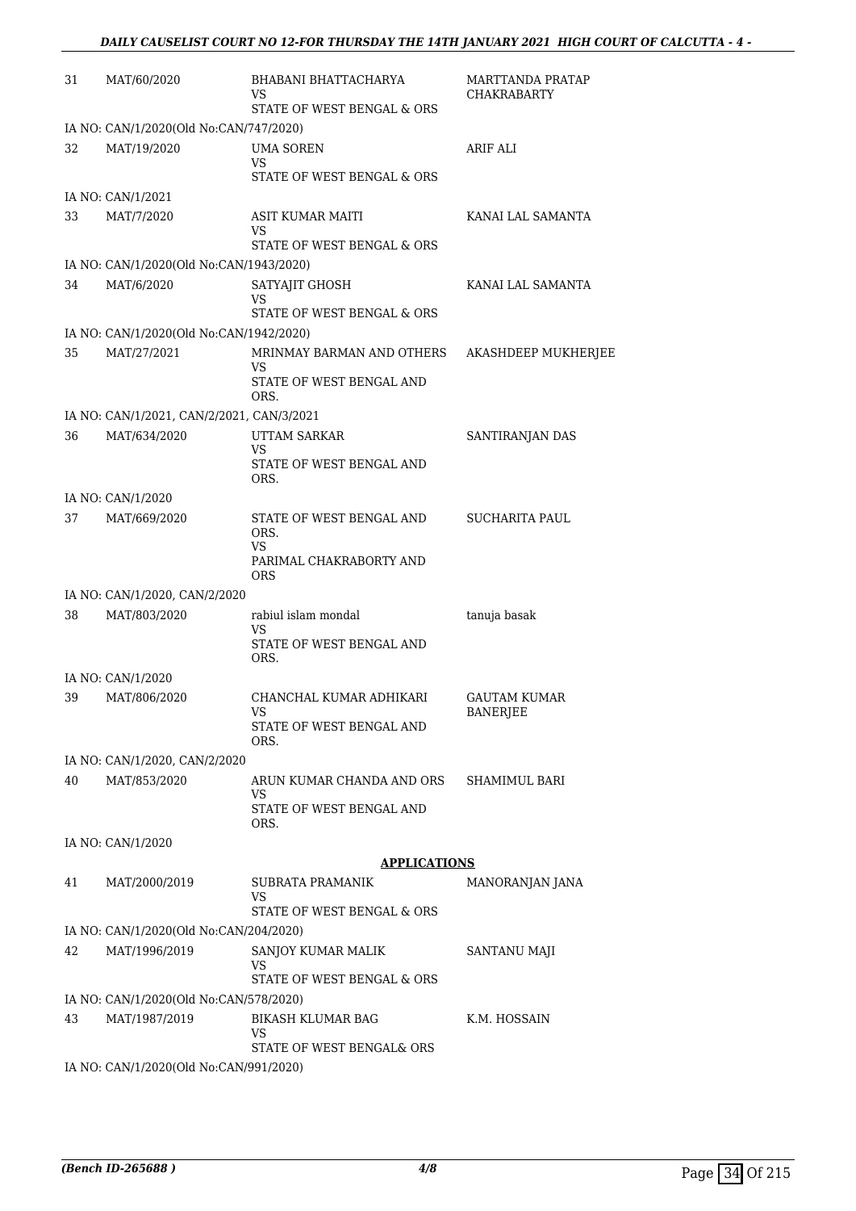| | | | |
|---|---|---|---|
| 31 | MAT/60/2020 | BHABANI BHATTACHARYA<br>VS<br>STATE OF WEST BENGAL & ORS | MARTTANDA PRATAP CHAKRABARTY |
| IA NO: CAN/1/2020(Old No:CAN/747/2020) | | | |
| 32 | MAT/19/2020 | UMA SOREN<br>VS<br>STATE OF WEST BENGAL & ORS | ARIF ALI |
| IA NO: CAN/1/2021 | | | |
| 33 | MAT/7/2020 | ASIT KUMAR MAITI<br>VS<br>STATE OF WEST BENGAL & ORS | KANAI LAL SAMANTA |
| IA NO: CAN/1/2020(Old No:CAN/1943/2020) | | | |
| 34 | MAT/6/2020 | SATYAJIT GHOSH<br>VS<br>STATE OF WEST BENGAL & ORS | KANAI LAL SAMANTA |
| IA NO: CAN/1/2020(Old No:CAN/1942/2020) | | | |
| 35 | MAT/27/2021 | MRINMAY BARMAN AND OTHERS<br>VS<br>STATE OF WEST BENGAL AND ORS. | AKASHDEEP MUKHERJEE |
| IA NO: CAN/1/2021, CAN/2/2021, CAN/3/2021 | | | |
| 36 | MAT/634/2020 | UTTAM SARKAR<br>VS<br>STATE OF WEST BENGAL AND ORS. | SANTIRANJAN DAS |
| IA NO: CAN/1/2020 | | | |
| 37 | MAT/669/2020 | STATE OF WEST BENGAL AND ORS.<br>VS<br>PARIMAL CHAKRABORTY AND ORS | SUCHARITA PAUL |
| IA NO: CAN/1/2020, CAN/2/2020 | | | |
| 38 | MAT/803/2020 | rabiul islam mondal<br>VS<br>STATE OF WEST BENGAL AND ORS. | tanuja basak |
| IA NO: CAN/1/2020 | | | |
| 39 | MAT/806/2020 | CHANCHAL KUMAR ADHIKARI<br>VS<br>STATE OF WEST BENGAL AND ORS. | GAUTAM KUMAR BANERJEE |
| IA NO: CAN/1/2020, CAN/2/2020 | | | |
| 40 | MAT/853/2020 | ARUN KUMAR CHANDA AND ORS<br>VS<br>STATE OF WEST BENGAL AND ORS. | SHAMIMUL BARI |
| IA NO: CAN/1/2020 | | | |

**APPLICATIONS**

| | | | |
|---|---|---|---|
| 41 | MAT/2000/2019 | SUBRATA PRAMANIK<br>VS<br>STATE OF WEST BENGAL & ORS | MANORANJAN JANA |
| IA NO: CAN/1/2020(Old No:CAN/204/2020) | | | |
| 42 | MAT/1996/2019 | SANJOY KUMAR MALIK<br>VS<br>STATE OF WEST BENGAL & ORS | SANTANU MAJI |
| IA NO: CAN/1/2020(Old No:CAN/578/2020) | | | |
| 43 | MAT/1987/2019 | BIKASH KLUMAR BAG<br>VS<br>STATE OF WEST BENGAL& ORS | K.M. HOSSAIN |
| IA NO: CAN/1/2020(Old No:CAN/991/2020) | | | |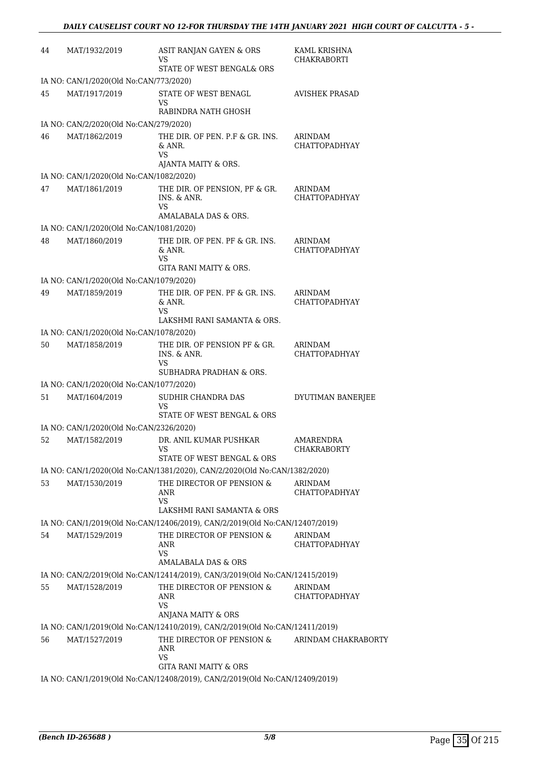| | | | |
|---|---|---|---|
| 44 | MAT/1932/2019 | ASIT RANJAN GAYEN & ORS<br>VS<br>STATE OF WEST BENGAL& ORS | KAML KRISHNA CHAKRABORTI |
| | IA NO: CAN/1/2020(Old No:CAN/773/2020) | | |
| 45 | MAT/1917/2019 | STATE OF WEST BENAGL<br>VS<br>RABINDRA NATH GHOSH | AVISHEK PRASAD |
| | IA NO: CAN/2/2020(Old No:CAN/279/2020) | | |
| 46 | MAT/1862/2019 | THE DIR. OF PEN. P.F & GR. INS. & ANR.<br>VS<br>AJANTA MAITY & ORS. | ARINDAM CHATTOPADHYAY |
| | IA NO: CAN/1/2020(Old No:CAN/1082/2020) | | |
| 47 | MAT/1861/2019 | THE DIR. OF PENSION, PF & GR. INS. & ANR.<br>VS<br>AMALABALA DAS & ORS. | ARINDAM CHATTOPADHYAY |
| | IA NO: CAN/1/2020(Old No:CAN/1081/2020) | | |
| 48 | MAT/1860/2019 | THE DIR. OF PEN. PF & GR. INS. & ANR.<br>VS<br>GITA RANI MAITY & ORS. | ARINDAM CHATTOPADHYAY |
| | IA NO: CAN/1/2020(Old No:CAN/1079/2020) | | |
| 49 | MAT/1859/2019 | THE DIR. OF PEN. PF & GR. INS. & ANR.<br>VS<br>LAKSHMI RANI SAMANTA & ORS. | ARINDAM CHATTOPADHYAY |
| | IA NO: CAN/1/2020(Old No:CAN/1078/2020) | | |
| 50 | MAT/1858/2019 | THE DIR. OF PENSION PF & GR. INS. & ANR.<br>VS<br>SUBHADRA PRADHAN & ORS. | ARINDAM CHATTOPADHYAY |
| | IA NO: CAN/1/2020(Old No:CAN/1077/2020) | | |
| 51 | MAT/1604/2019 | SUDHIR CHANDRA DAS<br>VS<br>STATE OF WEST BENGAL & ORS | DYUTIMAN BANERJEE |
| | IA NO: CAN/1/2020(Old No:CAN/2326/2020) | | |
| 52 | MAT/1582/2019 | DR. ANIL KUMAR PUSHKAR<br>VS<br>STATE OF WEST BENGAL & ORS | AMARENDRA CHAKRABORTY |
| | IA NO: CAN/1/2020(Old No:CAN/1381/2020), CAN/2/2020(Old No:CAN/1382/2020) | | |
| 53 | MAT/1530/2019 | THE DIRECTOR OF PENSION & ANR<br>VS<br>LAKSHMI RANI SAMANTA & ORS | ARINDAM CHATTOPADHYAY |
| | IA NO: CAN/1/2019(Old No:CAN/12406/2019), CAN/2/2019(Old No:CAN/12407/2019) | | |
| 54 | MAT/1529/2019 | THE DIRECTOR OF PENSION & ANR<br>VS<br>AMALABALA DAS & ORS | ARINDAM CHATTOPADHYAY |
| | IA NO: CAN/2/2019(Old No:CAN/12414/2019), CAN/3/2019(Old No:CAN/12415/2019) | | |
| 55 | MAT/1528/2019 | THE DIRECTOR OF PENSION & ANR<br>VS<br>ANJANA MAITY & ORS | ARINDAM CHATTOPADHYAY |
| | IA NO: CAN/1/2019(Old No:CAN/12410/2019), CAN/2/2019(Old No:CAN/12411/2019) | | |
| 56 | MAT/1527/2019 | THE DIRECTOR OF PENSION & ANR<br>VS<br>GITA RANI MAITY & ORS | ARINDAM CHAKRABORTY |
| | IA NO: CAN/1/2019(Old No:CAN/12408/2019), CAN/2/2019(Old No:CAN/12409/2019) | | |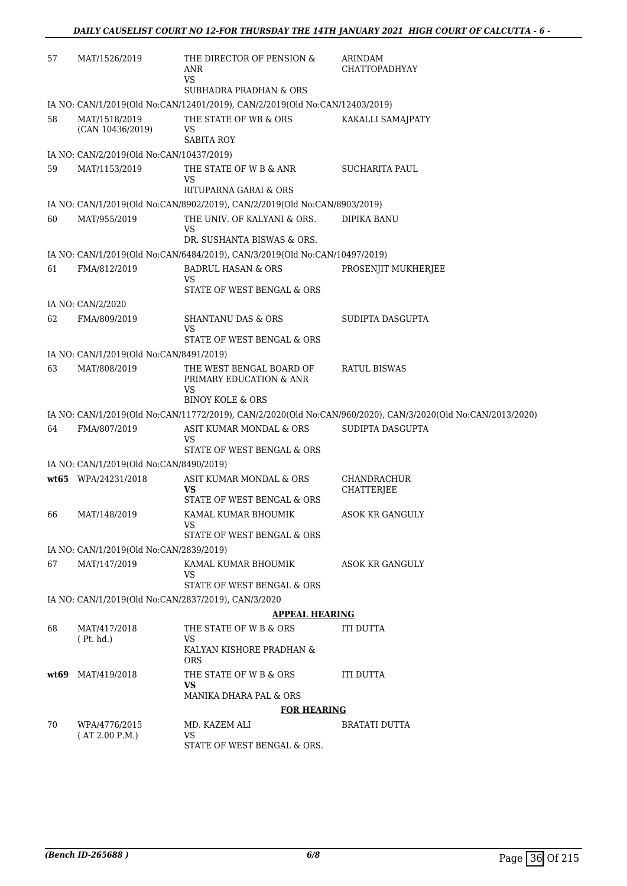| | | | |
|---|---|---|---|
| 57 | MAT/1526/2019 | THE DIRECTOR OF PENSION & ANR<br>VS<br>SUBHADRA PRADHAN & ORS | ARINDAM CHATTOPADHYAY |
| | IA NO: CAN/1/2019(Old No:CAN/12401/2019), CAN/2/2019(Old No:CAN/12403/2019) | | |
| 58 | MAT/1518/2019<br>(CAN 10436/2019) | THE STATE OF WB & ORS<br>VS<br>SABITA ROY | KAKALLI SAMAJPATY |
| | IA NO: CAN/2/2019(Old No:CAN/10437/2019) | | |
| 59 | MAT/1153/2019 | THE STATE OF W B & ANR<br>VS<br>RITUPARNA GARAI & ORS | SUCHARITA PAUL |
| | IA NO: CAN/1/2019(Old No:CAN/8902/2019), CAN/2/2019(Old No:CAN/8903/2019) | | |
| 60 | MAT/955/2019 | THE UNIV. OF KALYANI & ORS.<br>VS<br>DR. SUSHANTA BISWAS & ORS. | DIPIKA BANU |
| | IA NO: CAN/1/2019(Old No:CAN/6484/2019), CAN/3/2019(Old No:CAN/10497/2019) | | |
| 61 | FMA/812/2019 | BADRUL HASAN & ORS<br>VS<br>STATE OF WEST BENGAL & ORS | PROSENJIT MUKHERJEE |
| | IA NO: CAN/2/2020 | | |
| 62 | FMA/809/2019 | SHANTANU DAS & ORS<br>VS<br>STATE OF WEST BENGAL & ORS | SUDIPTA DASGUPTA |
| | IA NO: CAN/1/2019(Old No:CAN/8491/2019) | | |
| 63 | MAT/808/2019 | THE WEST BENGAL BOARD OF PRIMARY EDUCATION & ANR<br>VS<br>BINOY KOLE & ORS | RATUL BISWAS |
| | IA NO: CAN/1/2019(Old No:CAN/11772/2019), CAN/2/2020(Old No:CAN/960/2020), CAN/3/2020(Old No:CAN/2013/2020) | | |
| 64 | FMA/807/2019 | ASIT KUMAR MONDAL & ORS<br>VS<br>STATE OF WEST BENGAL & ORS | SUDIPTA DASGUPTA |
| | IA NO: CAN/1/2019(Old No:CAN/8490/2019) | | |
| **wt65** | WPA/24231/2018 | ASIT KUMAR MONDAL & ORS<br>**VS**<br>STATE OF WEST BENGAL & ORS | CHANDRACHUR CHATTERJEE |
| 66 | MAT/148/2019 | KAMAL KUMAR BHOUMIK<br>VS<br>STATE OF WEST BENGAL & ORS | ASOK KR GANGULY |
| | IA NO: CAN/1/2019(Old No:CAN/2839/2019) | | |
| 67 | MAT/147/2019 | KAMAL KUMAR BHOUMIK<br>VS<br>STATE OF WEST BENGAL & ORS | ASOK KR GANGULY |
| | IA NO: CAN/1/2019(Old No:CAN/2837/2019), CAN/3/2020 | | |
| | | **APPEAL HEARING** | |
| 68 | MAT/417/2018<br>( Pt. hd.) | THE STATE OF W B & ORS<br>VS<br>KALYAN KISHORE PRADHAN & ORS | ITI DUTTA |
| **wt69** | MAT/419/2018 | THE STATE OF W B & ORS<br>**VS**<br>MANIKA DHARA PAL & ORS | ITI DUTTA |
| | | **FOR HEARING** | |
| 70 | WPA/4776/2015<br>( AT 2.00 P.M.) | MD. KAZEM ALI<br>VS<br>STATE OF WEST BENGAL & ORS. | BRATATI DUTTA |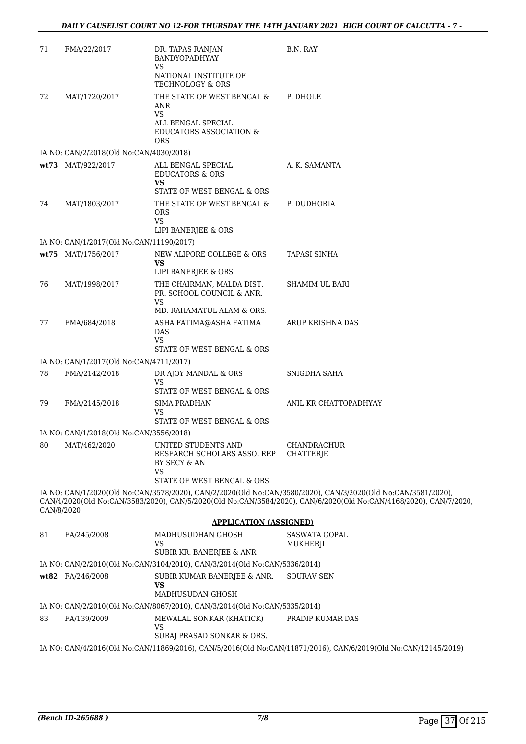| | | | |
|---|---|---|---|
| 71 | FMA/22/2017 | DR. TAPAS RANJAN BANDYOPADHYAY<br>VS<br>NATIONAL INSTITUTE OF TECHNOLOGY & ORS | B.N. RAY |
| 72 | MAT/1720/2017 | THE STATE OF WEST BENGAL & ANR<br>VS<br>ALL BENGAL SPECIAL EDUCATORS ASSOCIATION & ORS | P. DHOLE |

IA NO: CAN/2/2018(Old No:CAN/4030/2018)

| | | | |
|---|---|---|---|
| **wt73** | MAT/922/2017 | ALL BENGAL SPECIAL EDUCATORS & ORS<br>**VS**<br>STATE OF WEST BENGAL & ORS | A. K. SAMANTA |
| 74 | MAT/1803/2017 | THE STATE OF WEST BENGAL & ORS<br>VS<br>LIPI BANERJEE & ORS | P. DUDHORIA |

IA NO: CAN/1/2017(Old No:CAN/11190/2017)

| | | | |
|---|---|---|---|
| **wt75** | MAT/1756/2017 | NEW ALIPORE COLLEGE & ORS<br>**VS**<br>LIPI BANERJEE & ORS | TAPASI SINHA |
| 76 | MAT/1998/2017 | THE CHAIRMAN, MALDA DIST. PR. SCHOOL COUNCIL & ANR.<br>VS<br>MD. RAHAMATUL ALAM & ORS. | SHAMIM UL BARI |
| 77 | FMA/684/2018 | ASHA FATIMA@ASHA FATIMA DAS<br>VS<br>STATE OF WEST BENGAL & ORS | ARUP KRISHNA DAS |

IA NO: CAN/1/2017(Old No:CAN/4711/2017)

| | | | |
|---|---|---|---|
| 78 | FMA/2142/2018 | DR AJOY MANDAL & ORS<br>VS<br>STATE OF WEST BENGAL & ORS | SNIGDHA SAHA |
| 79 | FMA/2145/2018 | SIMA PRADHAN<br>VS<br>STATE OF WEST BENGAL & ORS | ANIL KR CHATTOPADHYAY |

IA NO: CAN/1/2018(Old No:CAN/3556/2018)

| | | | |
|---|---|---|---|
| 80 | MAT/462/2020 | UNITED STUDENTS AND RESEARCH SCHOLARS ASSO. REP BY SECY & AN<br>VS<br>STATE OF WEST BENGAL & ORS | CHANDRACHUR CHATTERJE |

IA NO: CAN/1/2020(Old No:CAN/3578/2020), CAN/2/2020(Old No:CAN/3580/2020), CAN/3/2020(Old No:CAN/3581/2020), CAN/4/2020(Old No:CAN/3583/2020), CAN/5/2020(Old No:CAN/3584/2020), CAN/6/2020(Old No:CAN/4168/2020), CAN/7/2020, CAN/8/2020

## APPLICATION (ASSIGNED)

| | | | |
|---|---|---|---|
| 81 | FA/245/2008 | MADHUSUDHAN GHOSH<br>VS<br>SUBIR KR. BANERJEE & ANR | SASWATA GOPAL MUKHERJI |

IA NO: CAN/2/2010(Old No:CAN/3104/2010), CAN/3/2014(Old No:CAN/5336/2014)

| | | | |
|---|---|---|---|
| **wt82** | FA/246/2008 | SUBIR KUMAR BANERJEE & ANR.<br>**VS**<br>MADHUSUDAN GHOSH | SOURAV SEN |

IA NO: CAN/2/2010(Old No:CAN/8067/2010), CAN/3/2014(Old No:CAN/5335/2014)

| | | | |
|---|---|---|---|
| 83 | FA/139/2009 | MEWALAL SONKAR (KHATICK)<br>VS<br>SURAJ PRASAD SONKAR & ORS. | PRADIP KUMAR DAS |

IA NO: CAN/4/2016(Old No:CAN/11869/2016), CAN/5/2016(Old No:CAN/11871/2016), CAN/6/2019(Old No:CAN/12145/2019)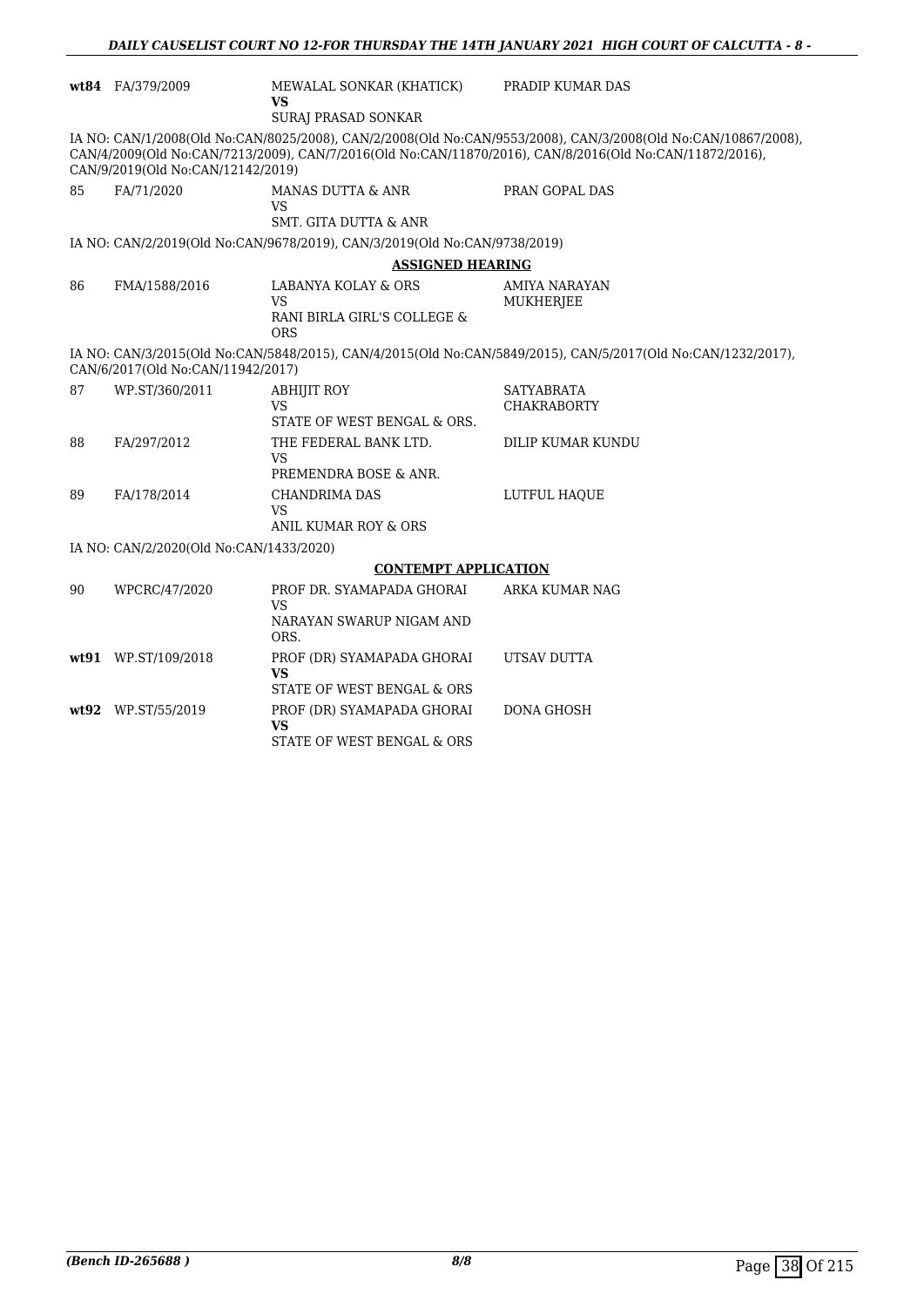| | | | |
|---|---|---|---|
| **wt84** | FA/379/2009 | MEWALAL SONKAR (KHATICK)<br>**VS**<br>SURAJ PRASAD SONKAR | PRADIP KUMAR DAS |

IA NO: CAN/1/2008(Old No:CAN/8025/2008), CAN/2/2008(Old No:CAN/9553/2008), CAN/3/2008(Old No:CAN/10867/2008), CAN/4/2009(Old No:CAN/7213/2009), CAN/7/2016(Old No:CAN/11870/2016), CAN/8/2016(Old No:CAN/11872/2016), CAN/9/2019(Old No:CAN/12142/2019)

| | | | |
|---|---|---|---|
| 85 | FA/71/2020 | MANAS DUTTA & ANR<br>VS<br>SMT. GITA DUTTA & ANR | PRAN GOPAL DAS |

IA NO: CAN/2/2019(Old No:CAN/9678/2019), CAN/3/2019(Old No:CAN/9738/2019)

**ASSIGNED HEARING**

| | | | |
|---|---|---|---|
| 86 | FMA/1588/2016 | LABANYA KOLAY & ORS<br>VS<br>RANI BIRLA GIRL'S COLLEGE & ORS | AMIYA NARAYAN MUKHERJEE |

IA NO: CAN/3/2015(Old No:CAN/5848/2015), CAN/4/2015(Old No:CAN/5849/2015), CAN/5/2017(Old No:CAN/1232/2017), CAN/6/2017(Old No:CAN/11942/2017)

| | | | |
|---|---|---|---|
| 87 | WP.ST/360/2011 | ABHIJIT ROY<br>VS<br>STATE OF WEST BENGAL & ORS. | SATYABRATA CHAKRABORTY |
| 88 | FA/297/2012 | THE FEDERAL BANK LTD.<br>VS<br>PREMENDRA BOSE & ANR. | DILIP KUMAR KUNDU |
| 89 | FA/178/2014 | CHANDRIMA DAS<br>VS<br>ANIL KUMAR ROY & ORS | LUTFUL HAQUE |

IA NO: CAN/2/2020(Old No:CAN/1433/2020)

**CONTEMPT APPLICATION**

| | | | |
|---|---|---|---|
| 90 | WPCRC/47/2020 | PROF DR. SYAMAPADA GHORAI<br>VS<br>NARAYAN SWARUP NIGAM AND ORS. | ARKA KUMAR NAG |
| **wt91** | WP.ST/109/2018 | PROF (DR) SYAMAPADA GHORAI<br>**VS**<br>STATE OF WEST BENGAL & ORS | UTSAV DUTTA |
| **wt92** | WP.ST/55/2019 | PROF (DR) SYAMAPADA GHORAI<br>**VS**<br>STATE OF WEST BENGAL & ORS | DONA GHOSH |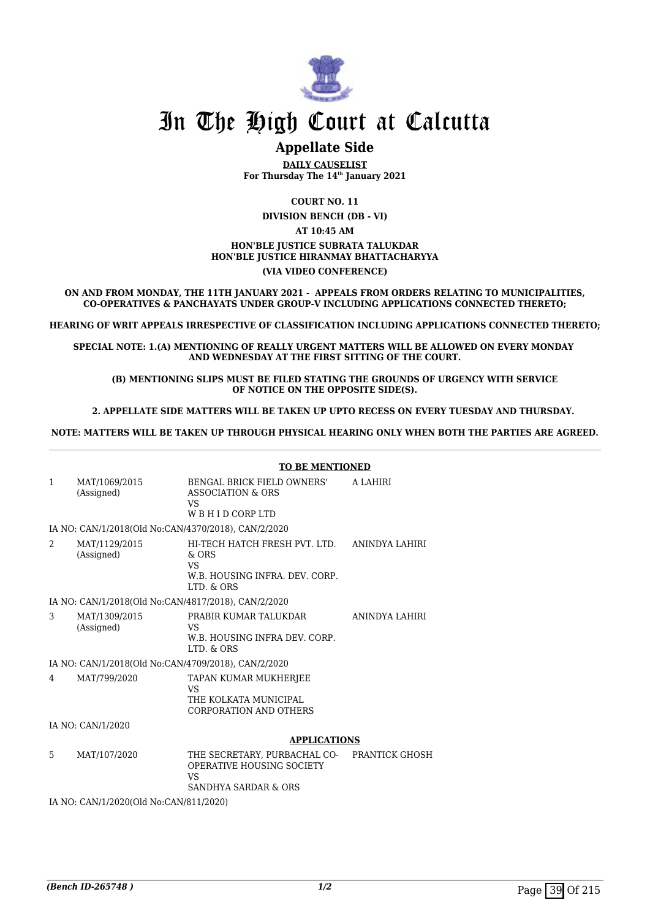# In The High Court at Calcutta

## Appellate Side

**DAILY CAUSELIST**
**For Thursday The 14th January 2021**

**COURT NO. 11**

**DIVISION BENCH (DB - VI)**

**AT 10:45 AM**

**HON'BLE JUSTICE SUBRATA TALUKDAR**
**HON'BLE JUSTICE HIRANMAY BHATTACHARYYA**

**(VIA VIDEO CONFERENCE)**

**ON AND FROM MONDAY, THE 11TH JANUARY 2021 - APPEALS FROM ORDERS RELATING TO MUNICIPALITIES, CO-OPERATIVES & PANCHAYATS UNDER GROUP-V INCLUDING APPLICATIONS CONNECTED THERETO;**

**HEARING OF WRIT APPEALS IRRESPECTIVE OF CLASSIFICATION INCLUDING APPLICATIONS CONNECTED THERETO;**

**SPECIAL NOTE: 1.(A) MENTIONING OF REALLY URGENT MATTERS WILL BE ALLOWED ON EVERY MONDAY AND WEDNESDAY AT THE FIRST SITTING OF THE COURT.**

**(B) MENTIONING SLIPS MUST BE FILED STATING THE GROUNDS OF URGENCY WITH SERVICE OF NOTICE ON THE OPPOSITE SIDE(S).**

**2. APPELLATE SIDE MATTERS WILL BE TAKEN UP UPTO RECESS ON EVERY TUESDAY AND THURSDAY.**

**NOTE: MATTERS WILL BE TAKEN UP THROUGH PHYSICAL HEARING ONLY WHEN BOTH THE PARTIES ARE AGREED.**

**TO BE MENTIONED**

| | | | |
|---|---|---|---|
| 1 | MAT/1069/2015 (Assigned) | BENGAL BRICK FIELD OWNERS' ASSOCIATION & ORS VS W B H I D CORP LTD | A LAHIRI |
| | IA NO: CAN/1/2018(Old No:CAN/4370/2018), CAN/2/2020 | | |
| 2 | MAT/1129/2015 (Assigned) | HI-TECH HATCH FRESH PVT. LTD. & ORS VS W.B. HOUSING INFRA. DEV. CORP. LTD. & ORS | ANINDYA LAHIRI |
| | IA NO: CAN/1/2018(Old No:CAN/4817/2018), CAN/2/2020 | | |
| 3 | MAT/1309/2015 (Assigned) | PRABIR KUMAR TALUKDAR VS W.B. HOUSING INFRA DEV. CORP. LTD. & ORS | ANINDYA LAHIRI |
| | IA NO: CAN/1/2018(Old No:CAN/4709/2018), CAN/2/2020 | | |
| 4 | MAT/799/2020 | TAPAN KUMAR MUKHERJEE VS THE KOLKATA MUNICIPAL CORPORATION AND OTHERS | |
| | IA NO: CAN/1/2020 | | |

**APPLICATIONS**

| | | | |
|---|---|---|---|
| 5 | MAT/107/2020 | THE SECRETARY, PURBACHAL CO-OPERATIVE HOUSING SOCIETY VS SANDHYA SARDAR & ORS | PRANTICK GHOSH |
| | IA NO: CAN/1/2020(Old No:CAN/811/2020) | | |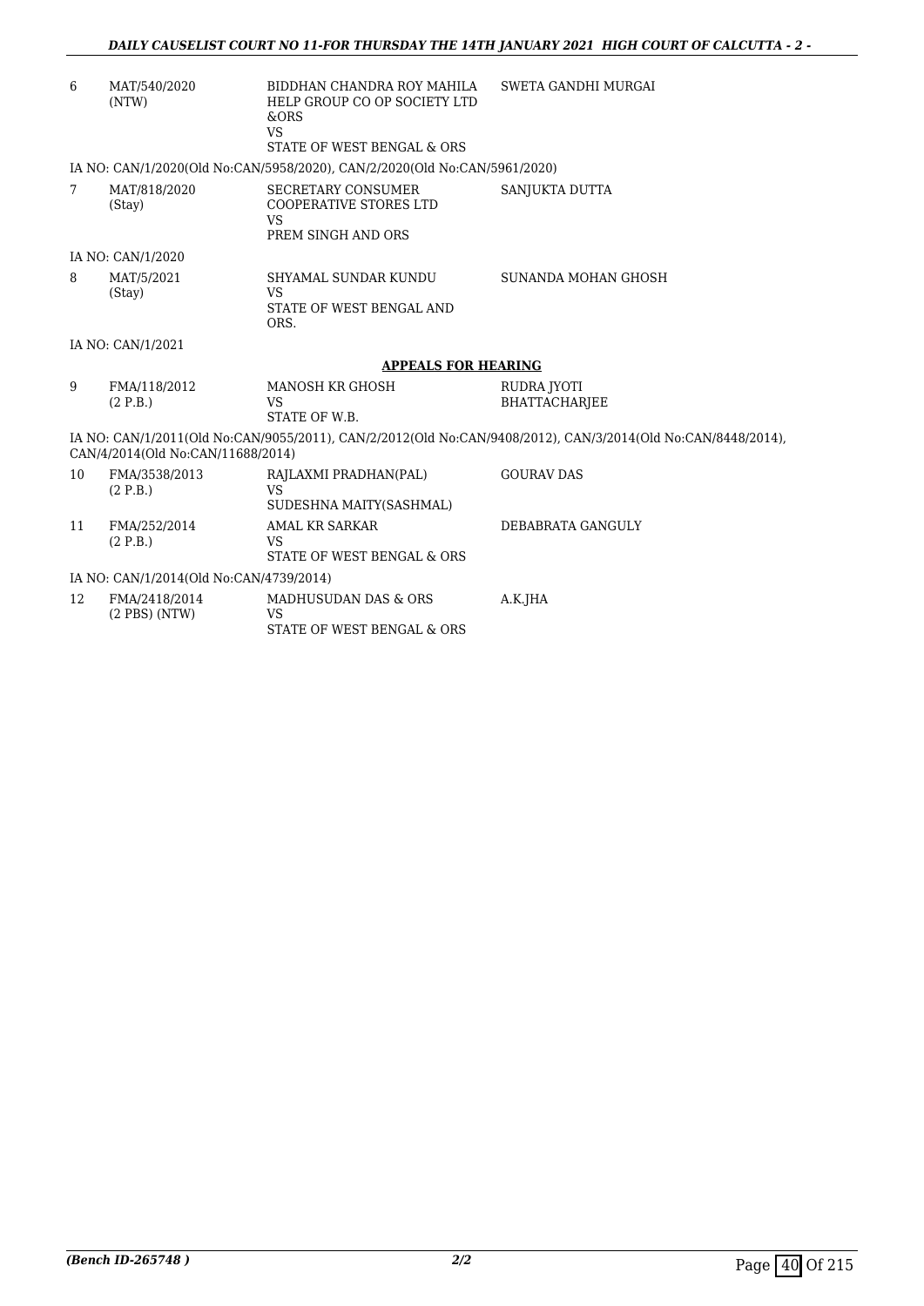| | | | |
|---|---|---|---|
| 6 | MAT/540/2020 (NTW) | BIDDHAN CHANDRA ROY MAHILA HELP GROUP CO OP SOCIETY LTD &ORS VS STATE OF WEST BENGAL & ORS | SWETA GANDHI MURGAI |

IA NO: CAN/1/2020(Old No:CAN/5958/2020), CAN/2/2020(Old No:CAN/5961/2020)

| | | | |
|---|---|---|---|
| 7 | MAT/818/2020 (Stay) | SECRETARY CONSUMER COOPERATIVE STORES LTD VS PREM SINGH AND ORS | SANJUKTA DUTTA |

IA NO: CAN/1/2020

| | | | |
|---|---|---|---|
| 8 | MAT/5/2021 (Stay) | SHYAMAL SUNDAR KUNDU VS STATE OF WEST BENGAL AND ORS. | SUNANDA MOHAN GHOSH |

IA NO: CAN/1/2021

## APPEALS FOR HEARING

| | | | |
|---|---|---|---|
| 9 | FMA/118/2012 (2 P.B.) | MANOSH KR GHOSH VS STATE OF W.B. | RUDRA JYOTI BHATTACHARJEE |

IA NO: CAN/1/2011(Old No:CAN/9055/2011), CAN/2/2012(Old No:CAN/9408/2012), CAN/3/2014(Old No:CAN/8448/2014), CAN/4/2014(Old No:CAN/11688/2014)

| | | | |
|---|---|---|---|
| 10 | FMA/3538/2013 (2 P.B.) | RAJLAXMI PRADHAN(PAL) VS SUDESHNA MAITY(SASHMAL) | GOURAV DAS |
| 11 | FMA/252/2014 (2 P.B.) | AMAL KR SARKAR VS STATE OF WEST BENGAL & ORS | DEBABRATA GANGULY |

IA NO: CAN/1/2014(Old No:CAN/4739/2014)

| | | | |
|---|---|---|---|
| 12 | FMA/2418/2014 (2 PBS) (NTW) | MADHUSUDAN DAS & ORS VS STATE OF WEST BENGAL & ORS | A.K.JHA |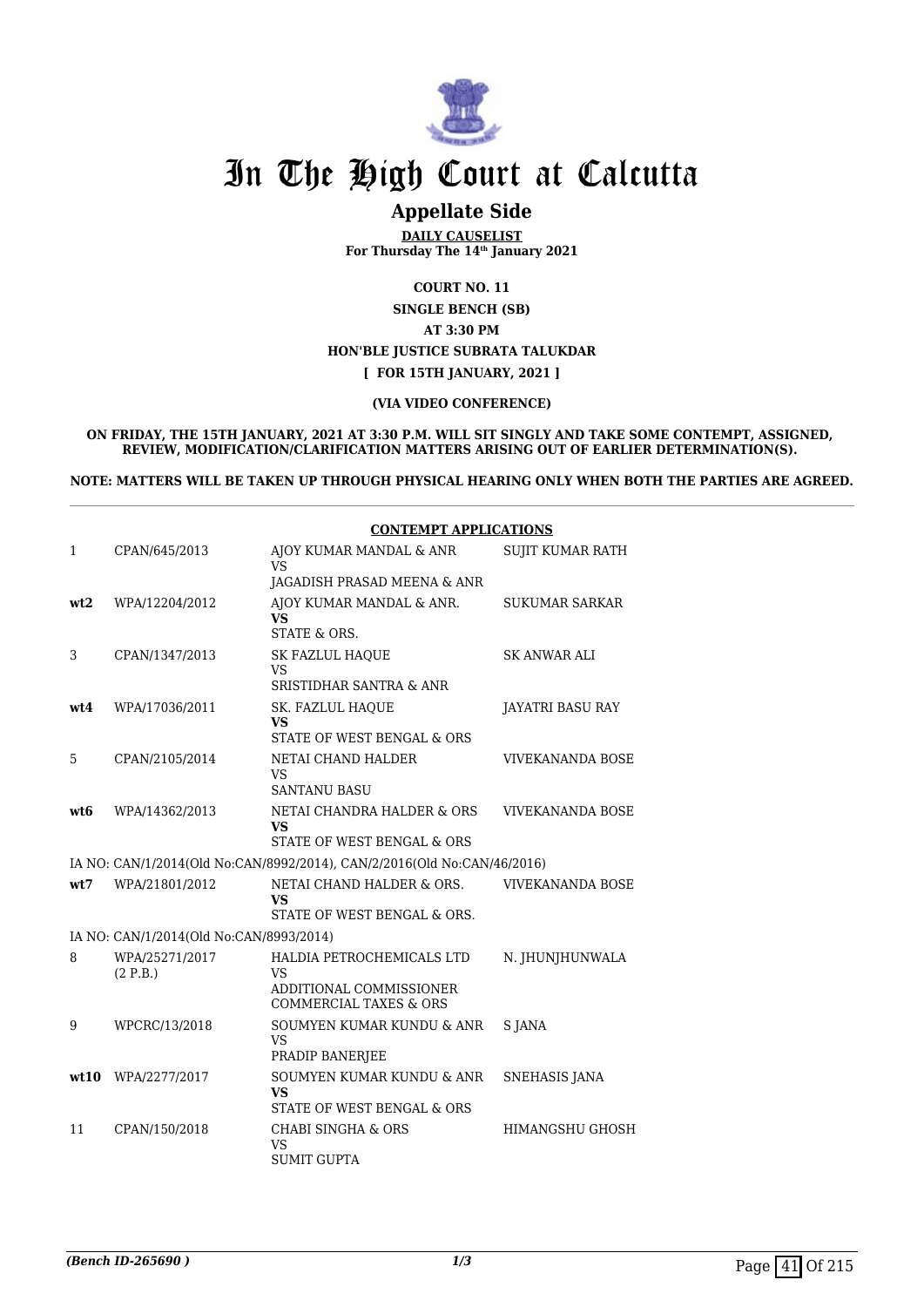# In The High Court at Calcutta

## Appellate Side

**DAILY CAUSELIST**
**For Thursday The 14th January 2021**

**COURT NO. 11**
**SINGLE BENCH (SB)**
**AT 3:30 PM**
**HON'BLE JUSTICE SUBRATA TALUKDAR**
**[ FOR 15TH JANUARY, 2021 ]**

**(VIA VIDEO CONFERENCE)**

**ON FRIDAY, THE 15TH JANUARY, 2021 AT 3:30 P.M. WILL SIT SINGLY AND TAKE SOME CONTEMPT, ASSIGNED, REVIEW, MODIFICATION/CLARIFICATION MATTERS ARISING OUT OF EARLIER DETERMINATION(S).**

**NOTE: MATTERS WILL BE TAKEN UP THROUGH PHYSICAL HEARING ONLY WHEN BOTH THE PARTIES ARE AGREED.**

**CONTEMPT APPLICATIONS**

| | | | |
|---|---|---|---|
| 1 | CPAN/645/2013 | AJOY KUMAR MANDAL & ANR<br>VS<br>JAGADISH PRASAD MEENA & ANR | SUJIT KUMAR RATH |
| **wt2** | WPA/12204/2012 | AJOY KUMAR MANDAL & ANR.<br>**VS**<br>STATE & ORS. | SUKUMAR SARKAR |
| 3 | CPAN/1347/2013 | SK FAZLUL HAQUE<br>VS<br>SRISTIDHAR SANTRA & ANR | SK ANWAR ALI |
| **wt4** | WPA/17036/2011 | SK. FAZLUL HAQUE<br>**VS**<br>STATE OF WEST BENGAL & ORS | JAYATRI BASU RAY |
| 5 | CPAN/2105/2014 | NETAI CHAND HALDER<br>VS<br>SANTANU BASU | VIVEKANANDA BOSE |
| **wt6** | WPA/14362/2013 | NETAI CHANDRA HALDER & ORS<br>**VS**<br>STATE OF WEST BENGAL & ORS | VIVEKANANDA BOSE |
| | IA NO: CAN/1/2014(Old No:CAN/8992/2014), CAN/2/2016(Old No:CAN/46/2016) | | |
| **wt7** | WPA/21801/2012 | NETAI CHAND HALDER & ORS.<br>**VS**<br>STATE OF WEST BENGAL & ORS. | VIVEKANANDA BOSE |
| | IA NO: CAN/1/2014(Old No:CAN/8993/2014) | | |
| 8 | WPA/25271/2017<br>(2 P.B.) | HALDIA PETROCHEMICALS LTD<br>VS<br>ADDITIONAL COMMISSIONER COMMERCIAL TAXES & ORS | N. JHUNJHUNWALA |
| 9 | WPCRC/13/2018 | SOUMYEN KUMAR KUNDU & ANR<br>VS<br>PRADIP BANERJEE | S JANA |
| **wt10** | WPA/2277/2017 | SOUMYEN KUMAR KUNDU & ANR<br>**VS**<br>STATE OF WEST BENGAL & ORS | SNEHASIS JANA |
| 11 | CPAN/150/2018 | CHABI SINGHA & ORS<br>VS<br>SUMIT GUPTA | HIMANGSHU GHOSH |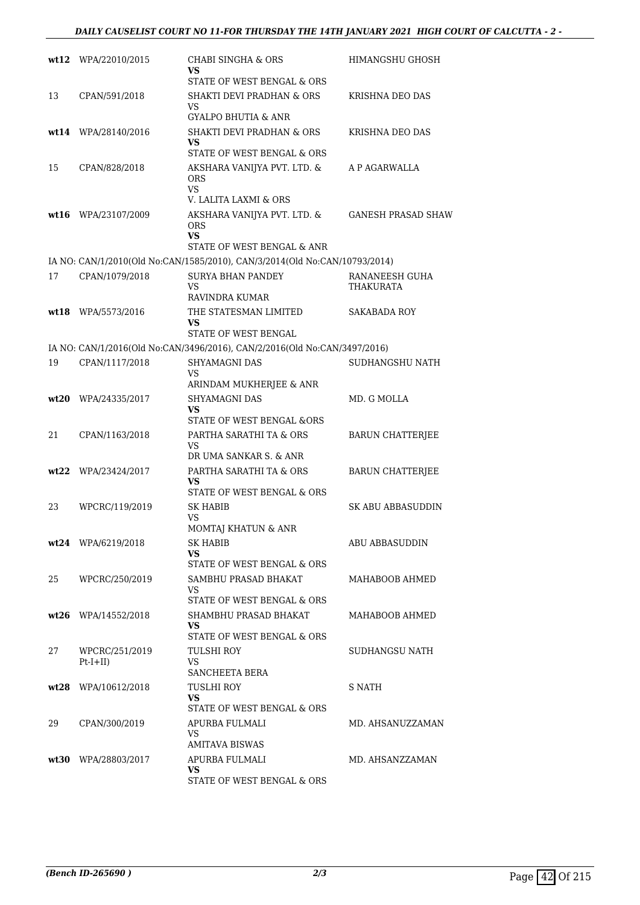| | | | |
|---|---|---|---|
| wt12 | WPA/22010/2015 | CHABI SINGHA & ORS<br>VS<br>STATE OF WEST BENGAL & ORS | HIMANGSHU GHOSH |
| 13 | CPAN/591/2018 | SHAKTI DEVI PRADHAN & ORS<br>VS<br>GYALPO BHUTIA & ANR | KRISHNA DEO DAS |
| wt14 | WPA/28140/2016 | SHAKTI DEVI PRADHAN & ORS<br>VS<br>STATE OF WEST BENGAL & ORS | KRISHNA DEO DAS |
| 15 | CPAN/828/2018 | AKSHARA VANIJYA PVT. LTD. & ORS<br>VS<br>V. LALITA LAXMI & ORS | A P AGARWALLA |
| wt16 | WPA/23107/2009 | AKSHARA VANIJYA PVT. LTD. & ORS<br>VS<br>STATE OF WEST BENGAL & ANR | GANESH PRASAD SHAW |
| | IA NO: CAN/1/2010(Old No:CAN/1585/2010), CAN/3/2014(Old No:CAN/10793/2014) | | |
| 17 | CPAN/1079/2018 | SURYA BHAN PANDEY<br>VS<br>RAVINDRA KUMAR | RANANEESH GUHA THAKURATA |
| wt18 | WPA/5573/2016 | THE STATESMAN LIMITED<br>VS<br>STATE OF WEST BENGAL | SAKABADA ROY |
| | IA NO: CAN/1/2016(Old No:CAN/3496/2016), CAN/2/2016(Old No:CAN/3497/2016) | | |
| 19 | CPAN/1117/2018 | SHYAMAGNI DAS<br>VS<br>ARINDAM MUKHERJEE & ANR | SUDHANGSHU NATH |
| wt20 | WPA/24335/2017 | SHYAMAGNI DAS<br>VS<br>STATE OF WEST BENGAL &ORS | MD. G MOLLA |
| 21 | CPAN/1163/2018 | PARTHA SARATHI TA & ORS<br>VS<br>DR UMA SANKAR S. & ANR | BARUN CHATTERJEE |
| wt22 | WPA/23424/2017 | PARTHA SARATHI TA & ORS<br>VS<br>STATE OF WEST BENGAL & ORS | BARUN CHATTERJEE |
| 23 | WPCRC/119/2019 | SK HABIB<br>VS<br>MOMTAJ KHATUN & ANR | SK ABU ABBASUDDIN |
| wt24 | WPA/6219/2018 | SK HABIB<br>VS<br>STATE OF WEST BENGAL & ORS | ABU ABBASUDDIN |
| 25 | WPCRC/250/2019 | SAMBHU PRASAD BHAKAT<br>VS<br>STATE OF WEST BENGAL & ORS | MAHABOOB AHMED |
| wt26 | WPA/14552/2018 | SHAMBHU PRASAD BHAKAT<br>VS<br>STATE OF WEST BENGAL & ORS | MAHABOOB AHMED |
| 27 | WPCRC/251/2019 Pt-I+II) | TULSHI ROY<br>VS<br>SANCHEETA BERA | SUDHANGSU NATH |
| wt28 | WPA/10612/2018 | TUSLHI ROY<br>VS<br>STATE OF WEST BENGAL & ORS | S NATH |
| 29 | CPAN/300/2019 | APURBA FULMALI<br>VS<br>AMITAVA BISWAS | MD. AHSANUZZAMAN |
| wt30 | WPA/28803/2017 | APURBA FULMALI<br>VS<br>STATE OF WEST BENGAL & ORS | MD. AHSANZZAMAN |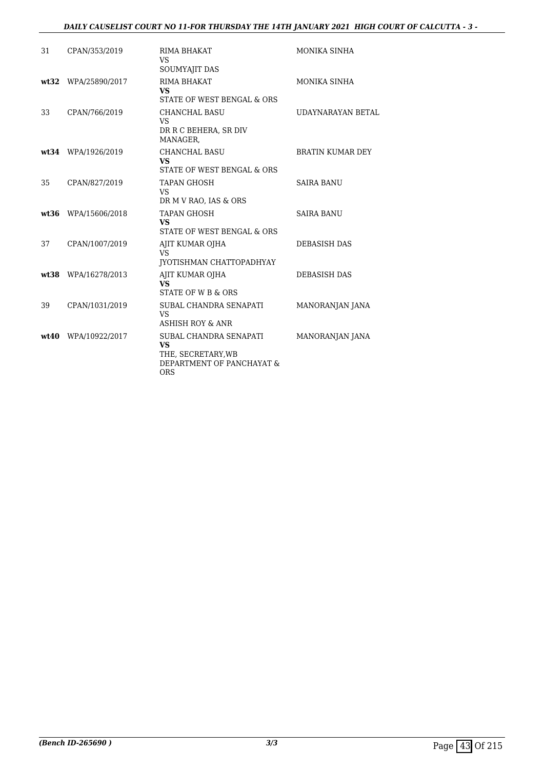| | | | |
|---|---|---|---|
| 31 | CPAN/353/2019 | RIMA BHAKAT<br>VS<br>SOUMYAJIT DAS | MONIKA SINHA |
| **wt32** | WPA/25890/2017 | RIMA BHAKAT<br>**VS**<br>STATE OF WEST BENGAL & ORS | MONIKA SINHA |
| 33 | CPAN/766/2019 | CHANCHAL BASU<br>VS<br>DR R C BEHERA, SR DIV MANAGER, | UDAYNARAYAN BETAL |
| **wt34** | WPA/1926/2019 | CHANCHAL BASU<br>**VS**<br>STATE OF WEST BENGAL & ORS | BRATIN KUMAR DEY |
| 35 | CPAN/827/2019 | TAPAN GHOSH<br>VS<br>DR M V RAO, IAS & ORS | SAIRA BANU |
| **wt36** | WPA/15606/2018 | TAPAN GHOSH<br>**VS**<br>STATE OF WEST BENGAL & ORS | SAIRA BANU |
| 37 | CPAN/1007/2019 | AJIT KUMAR OJHA<br>VS<br>JYOTISHMAN CHATTOPADHYAY | DEBASISH DAS |
| **wt38** | WPA/16278/2013 | AJIT KUMAR OJHA<br>**VS**<br>STATE OF W B & ORS | DEBASISH DAS |
| 39 | CPAN/1031/2019 | SUBAL CHANDRA SENAPATI<br>VS<br>ASHISH ROY & ANR | MANORANJAN JANA |
| **wt40** | WPA/10922/2017 | SUBAL CHANDRA SENAPATI<br>**VS**<br>THE, SECRETARY,WB DEPARTMENT OF PANCHAYAT & ORS | MANORANJAN JANA |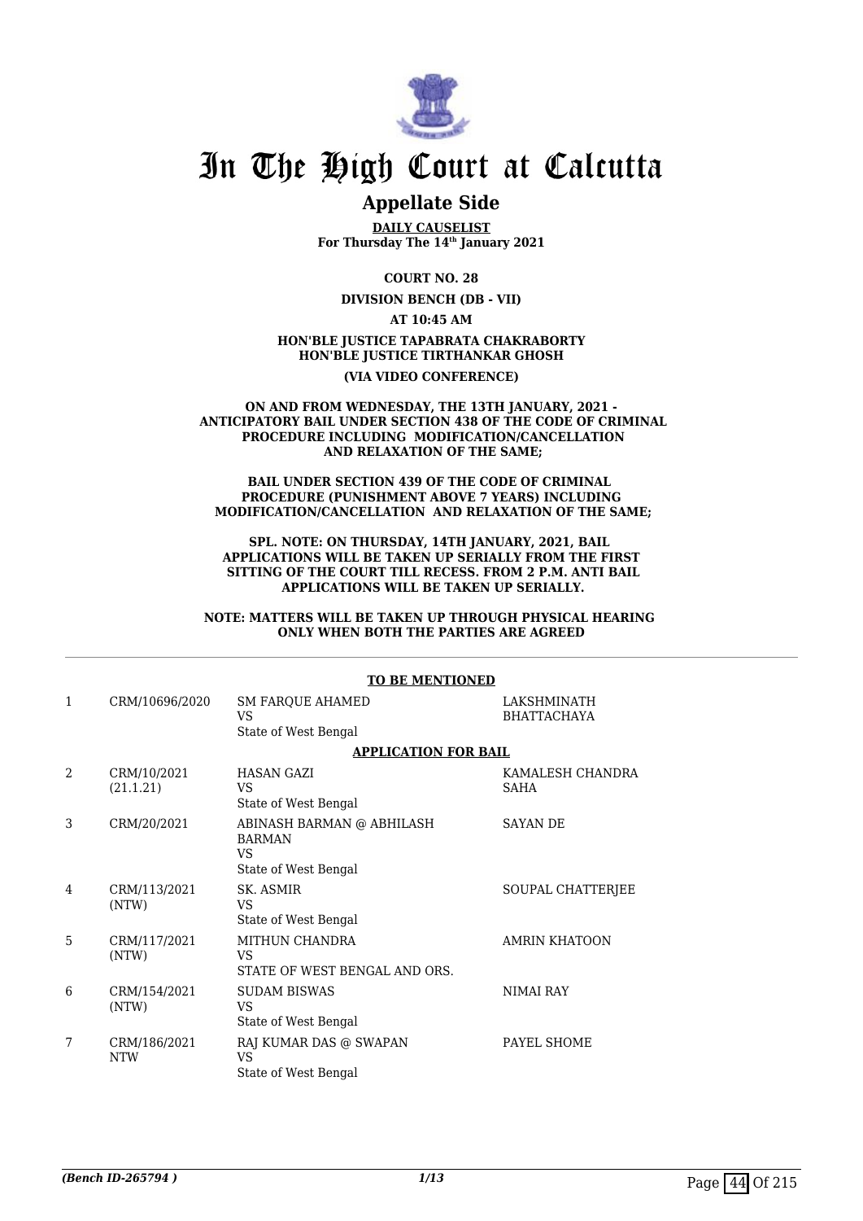# In The High Court at Calcutta

## Appellate Side

**DAILY CAUSELIST**
**For Thursday The 14th January 2021**

**COURT NO. 28**

**DIVISION BENCH (DB - VII)**

**AT 10:45 AM**

**HON'BLE JUSTICE TAPABRATA CHAKRABORTY**
**HON'BLE JUSTICE TIRTHANKAR GHOSH**

**(VIA VIDEO CONFERENCE)**

**ON AND FROM WEDNESDAY, THE 13TH JANUARY, 2021 - ANTICIPATORY BAIL UNDER SECTION 438 OF THE CODE OF CRIMINAL PROCEDURE INCLUDING MODIFICATION/CANCELLATION AND RELAXATION OF THE SAME;**

**BAIL UNDER SECTION 439 OF THE CODE OF CRIMINAL PROCEDURE (PUNISHMENT ABOVE 7 YEARS) INCLUDING MODIFICATION/CANCELLATION AND RELAXATION OF THE SAME;**

**SPL. NOTE: ON THURSDAY, 14TH JANUARY, 2021, BAIL APPLICATIONS WILL BE TAKEN UP SERIALLY FROM THE FIRST SITTING OF THE COURT TILL RECESS. FROM 2 P.M. ANTI BAIL APPLICATIONS WILL BE TAKEN UP SERIALLY.**

**NOTE: MATTERS WILL BE TAKEN UP THROUGH PHYSICAL HEARING ONLY WHEN BOTH THE PARTIES ARE AGREED**

**TO BE MENTIONED**

| | | | |
|---|---|---|---|
| 1 | CRM/10696/2020 | SM FARQUE AHAMED<br>VS<br>State of West Bengal | LAKSHMINATH BHATTACHAYA |

**APPLICATION FOR BAIL**

| | | | |
|---|---|---|---|
| 2 | CRM/10/2021<br>(21.1.21) | HASAN GAZI<br>VS<br>State of West Bengal | KAMALESH CHANDRA SAHA |
| 3 | CRM/20/2021 | ABINASH BARMAN @ ABHILASH BARMAN<br>VS<br>State of West Bengal | SAYAN DE |
| 4 | CRM/113/2021<br>(NTW) | SK. ASMIR<br>VS<br>State of West Bengal | SOUPAL CHATTERJEE |
| 5 | CRM/117/2021<br>(NTW) | MITHUN CHANDRA<br>VS<br>STATE OF WEST BENGAL AND ORS. | AMRIN KHATOON |
| 6 | CRM/154/2021<br>(NTW) | SUDAM BISWAS<br>VS<br>State of West Bengal | NIMAI RAY |
| 7 | CRM/186/2021<br>NTW | RAJ KUMAR DAS @ SWAPAN<br>VS<br>State of West Bengal | PAYEL SHOME |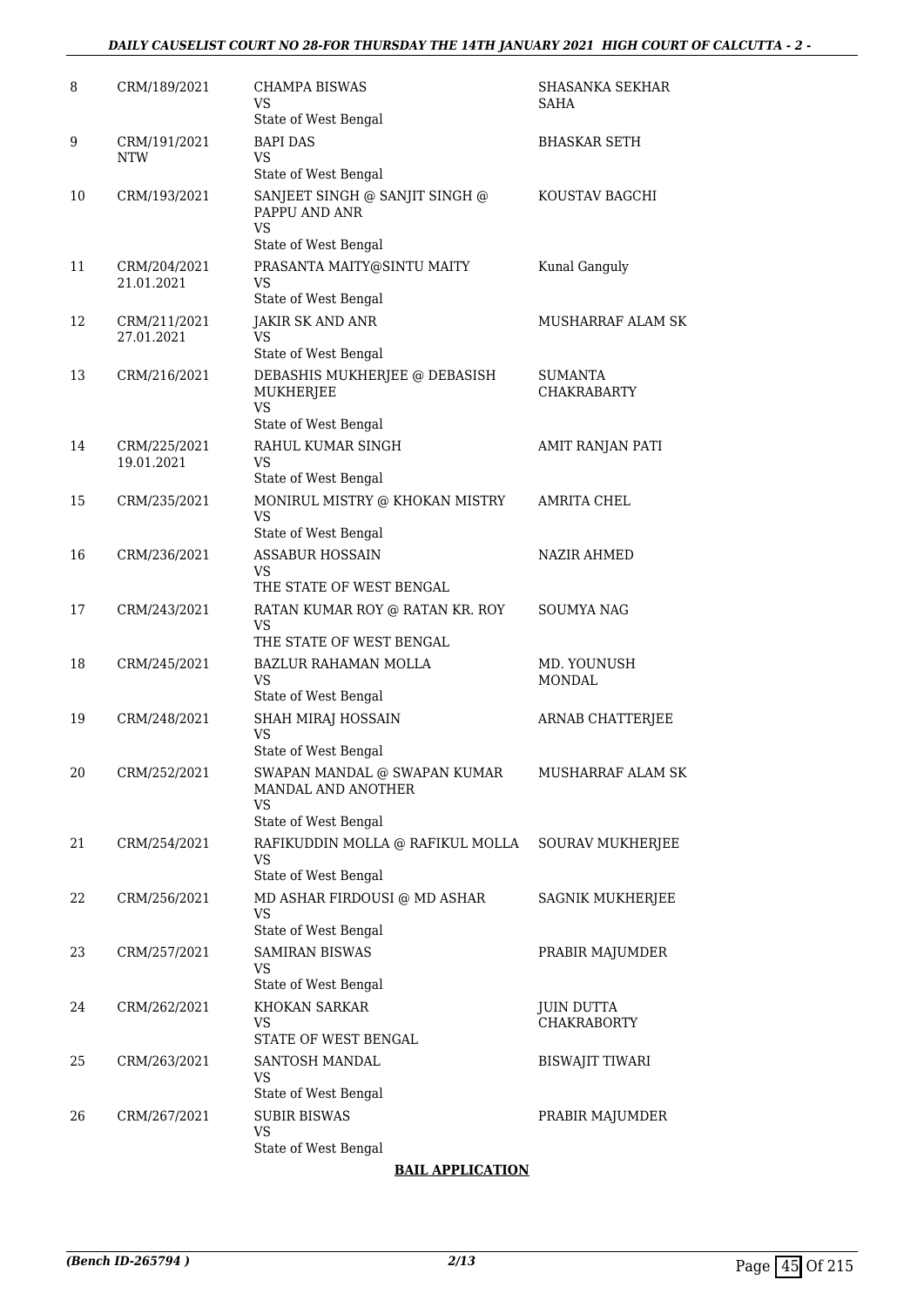| 8 | CRM/189/2021 | CHAMPA BISWAS<br>VS<br>State of West Bengal | SHASANKA SEKHAR SAHA |
|---|---|---|---|
| 9 | CRM/191/2021<br>NTW | BAPI DAS<br>VS<br>State of West Bengal | BHASKAR SETH |
| 10 | CRM/193/2021 | SANJEET SINGH @ SANJIT SINGH @ PAPPU AND ANR<br>VS<br>State of West Bengal | KOUSTAV BAGCHI |
| 11 | CRM/204/2021<br>21.01.2021 | PRASANTA MAITY@SINTU MAITY<br>VS<br>State of West Bengal | Kunal Ganguly |
| 12 | CRM/211/2021<br>27.01.2021 | JAKIR SK AND ANR<br>VS<br>State of West Bengal | MUSHARRAF ALAM SK |
| 13 | CRM/216/2021 | DEBASHIS MUKHERJEE @ DEBASISH MUKHERJEE<br>VS<br>State of West Bengal | SUMANTA CHAKRABARTY |
| 14 | CRM/225/2021<br>19.01.2021 | RAHUL KUMAR SINGH<br>VS<br>State of West Bengal | AMIT RANJAN PATI |
| 15 | CRM/235/2021 | MONIRUL MISTRY @ KHOKAN MISTRY<br>VS<br>State of West Bengal | AMRITA CHEL |
| 16 | CRM/236/2021 | ASSABUR HOSSAIN<br>VS<br>THE STATE OF WEST BENGAL | NAZIR AHMED |
| 17 | CRM/243/2021 | RATAN KUMAR ROY @ RATAN KR. ROY<br>VS<br>THE STATE OF WEST BENGAL | SOUMYA NAG |
| 18 | CRM/245/2021 | BAZLUR RAHAMAN MOLLA<br>VS<br>State of West Bengal | MD. YOUNUSH MONDAL |
| 19 | CRM/248/2021 | SHAH MIRAJ HOSSAIN<br>VS<br>State of West Bengal | ARNAB CHATTERJEE |
| 20 | CRM/252/2021 | SWAPAN MANDAL @ SWAPAN KUMAR MANDAL AND ANOTHER<br>VS<br>State of West Bengal | MUSHARRAF ALAM SK |
| 21 | CRM/254/2021 | RAFIKUDDIN MOLLA @ RAFIKUL MOLLA<br>VS<br>State of West Bengal | SOURAV MUKHERJEE |
| 22 | CRM/256/2021 | MD ASHAR FIRDOUSI @ MD ASHAR<br>VS<br>State of West Bengal | SAGNIK MUKHERJEE |
| 23 | CRM/257/2021 | SAMIRAN BISWAS<br>VS<br>State of West Bengal | PRABIR MAJUMDER |
| 24 | CRM/262/2021 | KHOKAN SARKAR<br>VS<br>STATE OF WEST BENGAL | JUIN DUTTA CHAKRABORTY |
| 25 | CRM/263/2021 | SANTOSH MANDAL<br>VS<br>State of West Bengal | BISWAJIT TIWARI |
| 26 | CRM/267/2021 | SUBIR BISWAS<br>VS<br>State of West Bengal | PRABIR MAJUMDER |

**BAIL APPLICATION**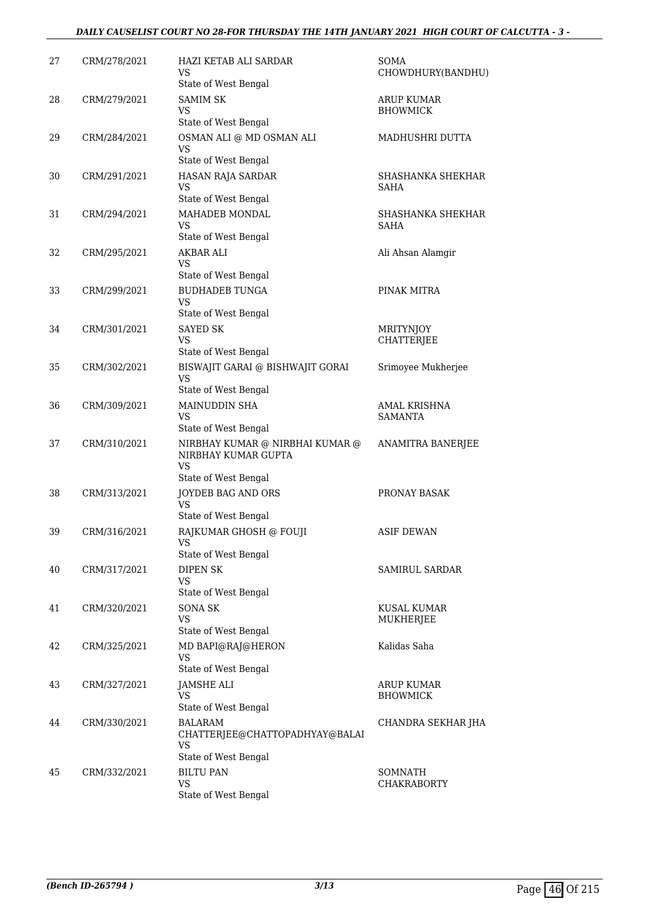| | | | |
|---|---|---|---|
| 27 | CRM/278/2021 | HAZI KETAB ALI SARDAR<br>VS<br>State of West Bengal | SOMA CHOWDHURY(BANDHU) |
| 28 | CRM/279/2021 | SAMIM SK<br>VS<br>State of West Bengal | ARUP KUMAR BHOWMICK |
| 29 | CRM/284/2021 | OSMAN ALI @ MD OSMAN ALI<br>VS<br>State of West Bengal | MADHUSHRI DUTTA |
| 30 | CRM/291/2021 | HASAN RAJA SARDAR<br>VS<br>State of West Bengal | SHASHANKA SHEKHAR SAHA |
| 31 | CRM/294/2021 | MAHADEB MONDAL<br>VS<br>State of West Bengal | SHASHANKA SHEKHAR SAHA |
| 32 | CRM/295/2021 | AKBAR ALI<br>VS<br>State of West Bengal | Ali Ahsan Alamgir |
| 33 | CRM/299/2021 | BUDHADEB TUNGA<br>VS<br>State of West Bengal | PINAK MITRA |
| 34 | CRM/301/2021 | SAYED SK<br>VS<br>State of West Bengal | MRITYNJOY CHATTERJEE |
| 35 | CRM/302/2021 | BISWAJIT GARAI @ BISHWAJIT GORAI<br>VS<br>State of West Bengal | Srimoyee Mukherjee |
| 36 | CRM/309/2021 | MAINUDDIN SHA<br>VS<br>State of West Bengal | AMAL KRISHNA SAMANTA |
| 37 | CRM/310/2021 | NIRBHAY KUMAR @ NIRBHAI KUMAR @ NIRBHAY KUMAR GUPTA<br>VS<br>State of West Bengal | ANAMITRA BANERJEE |
| 38 | CRM/313/2021 | JOYDEB BAG AND ORS<br>VS<br>State of West Bengal | PRONAY BASAK |
| 39 | CRM/316/2021 | RAJKUMAR GHOSH @ FOUJI<br>VS<br>State of West Bengal | ASIF DEWAN |
| 40 | CRM/317/2021 | DIPEN SK<br>VS<br>State of West Bengal | SAMIRUL SARDAR |
| 41 | CRM/320/2021 | SONA SK<br>VS<br>State of West Bengal | KUSAL KUMAR MUKHERJEE |
| 42 | CRM/325/2021 | MD BAPI@RAJ@HERON<br>VS<br>State of West Bengal | Kalidas Saha |
| 43 | CRM/327/2021 | JAMSHE ALI<br>VS<br>State of West Bengal | ARUP KUMAR BHOWMICK |
| 44 | CRM/330/2021 | BALARAM CHATTERJEE@CHATTOPADHYAY@BALAI<br>VS<br>State of West Bengal | CHANDRA SEKHAR JHA |
| 45 | CRM/332/2021 | BILTU PAN<br>VS<br>State of West Bengal | SOMNATH CHAKRABORTY |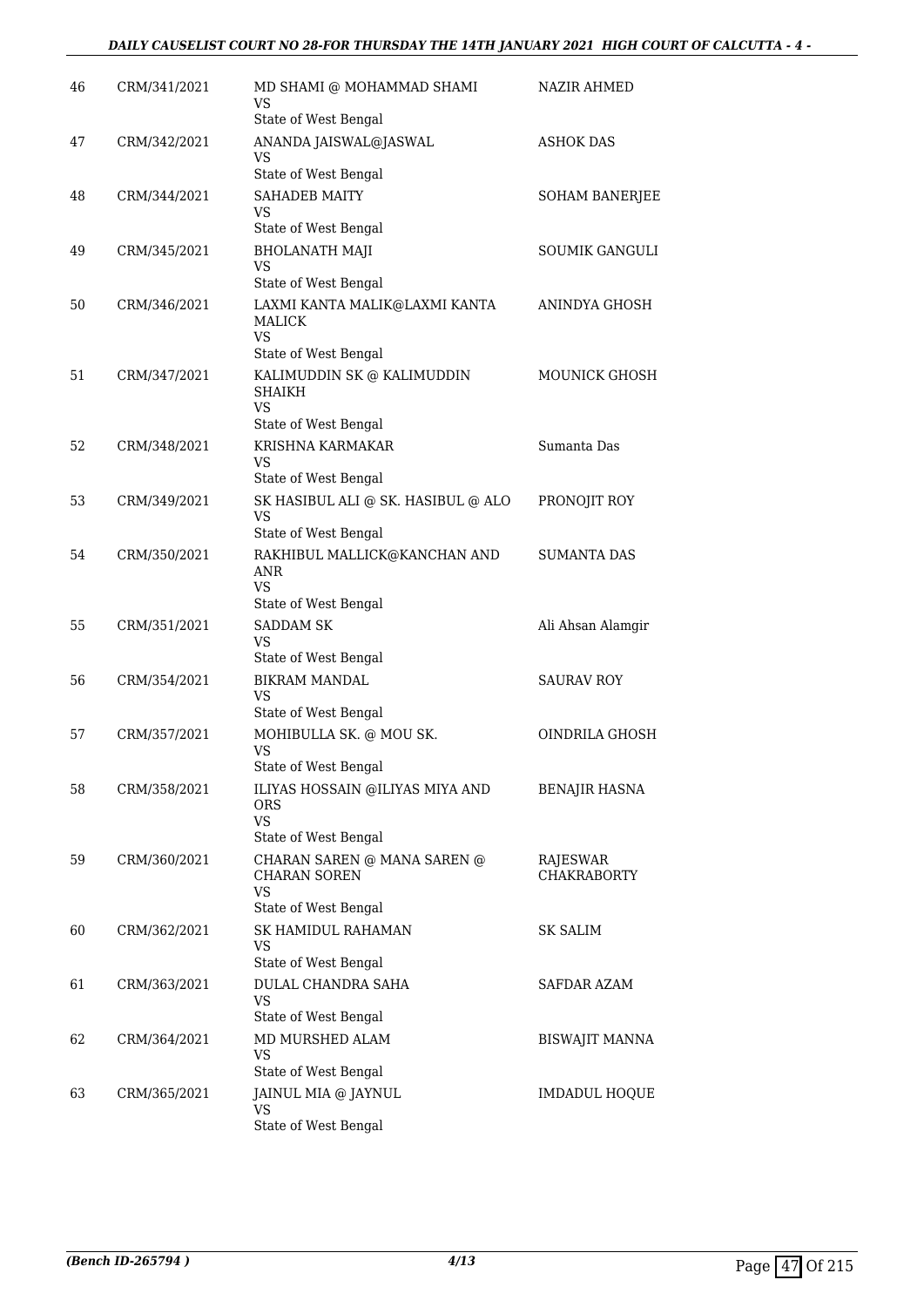| 46 | CRM/341/2021 | MD SHAMI @ MOHAMMAD SHAMI<br>VS<br>State of West Bengal | NAZIR AHMED |
|---|---|---|---|
| 47 | CRM/342/2021 | ANANDA JAISWAL@JASWAL<br>VS<br>State of West Bengal | ASHOK DAS |
| 48 | CRM/344/2021 | SAHADEB MAITY<br>VS<br>State of West Bengal | SOHAM BANERJEE |
| 49 | CRM/345/2021 | BHOLANATH MAJI<br>VS<br>State of West Bengal | SOUMIK GANGULI |
| 50 | CRM/346/2021 | LAXMI KANTA MALIK@LAXMI KANTA MALICK<br>VS<br>State of West Bengal | ANINDYA GHOSH |
| 51 | CRM/347/2021 | KALIMUDDIN SK @ KALIMUDDIN SHAIKH<br>VS<br>State of West Bengal | MOUNICK GHOSH |
| 52 | CRM/348/2021 | KRISHNA KARMAKAR<br>VS<br>State of West Bengal | Sumanta Das |
| 53 | CRM/349/2021 | SK HASIBUL ALI @ SK. HASIBUL @ ALO<br>VS<br>State of West Bengal | PRONOJIT ROY |
| 54 | CRM/350/2021 | RAKHIBUL MALLICK@KANCHAN AND ANR<br>VS<br>State of West Bengal | SUMANTA DAS |
| 55 | CRM/351/2021 | SADDAM SK<br>VS<br>State of West Bengal | Ali Ahsan Alamgir |
| 56 | CRM/354/2021 | BIKRAM MANDAL<br>VS<br>State of West Bengal | SAURAV ROY |
| 57 | CRM/357/2021 | MOHIBULLA SK. @ MOU SK.<br>VS<br>State of West Bengal | OINDRILA GHOSH |
| 58 | CRM/358/2021 | ILIYAS HOSSAIN @ILIYAS MIYA AND ORS<br>VS<br>State of West Bengal | BENAJIR HASNA |
| 59 | CRM/360/2021 | CHARAN SAREN @ MANA SAREN @ CHARAN SOREN<br>VS<br>State of West Bengal | RAJESWAR CHAKRABORTY |
| 60 | CRM/362/2021 | SK HAMIDUL RAHAMAN<br>VS<br>State of West Bengal | SK SALIM |
| 61 | CRM/363/2021 | DULAL CHANDRA SAHA<br>VS<br>State of West Bengal | SAFDAR AZAM |
| 62 | CRM/364/2021 | MD MURSHED ALAM<br>VS<br>State of West Bengal | BISWAJIT MANNA |
| 63 | CRM/365/2021 | JAINUL MIA @ JAYNUL<br>VS<br>State of West Bengal | IMDADUL HOQUE |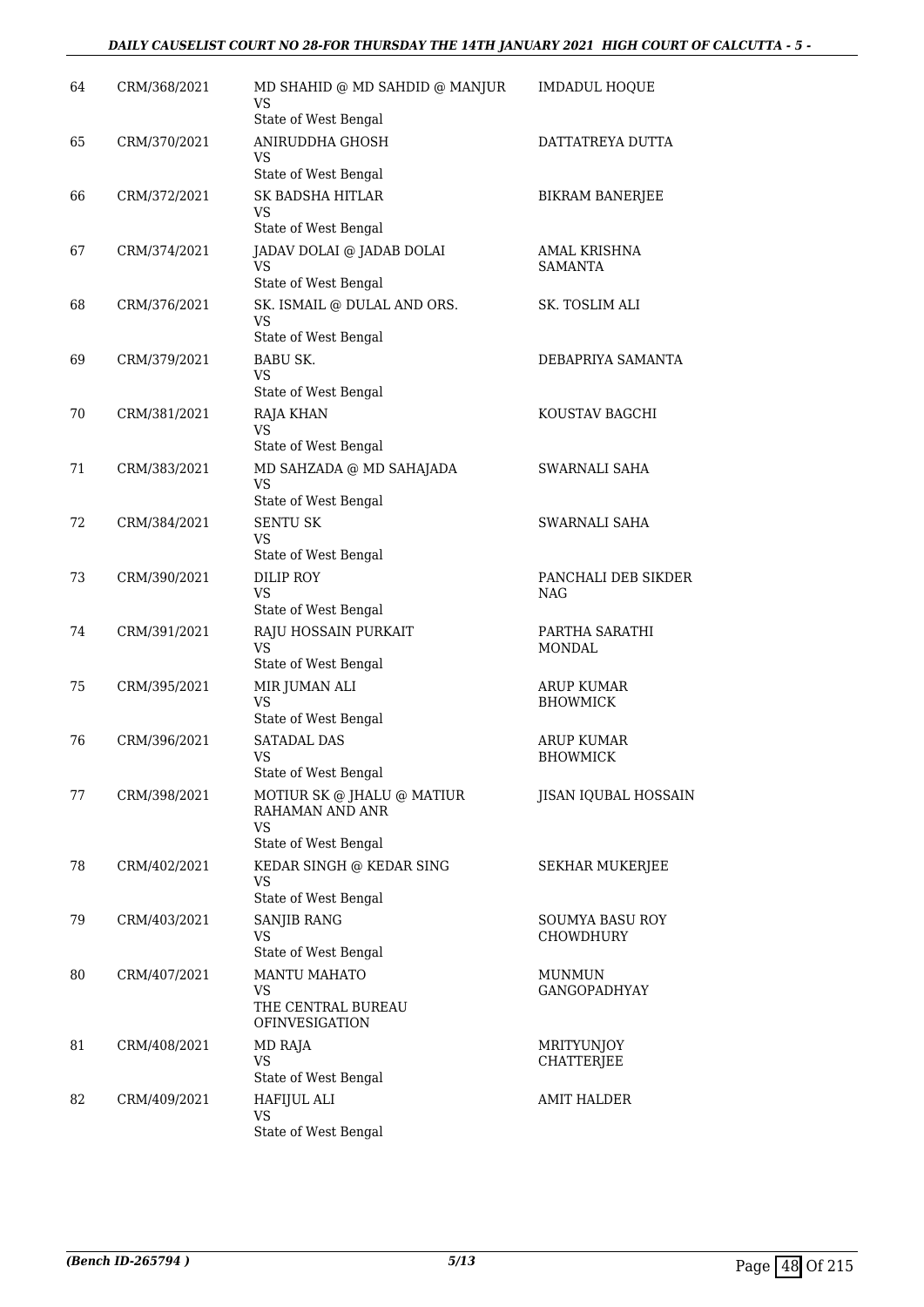| | | | |
|---|---|---|---|
| 64 | CRM/368/2021 | MD SHAHID @ MD SAHDID @ MANJUR<br>VS<br>State of West Bengal | IMDADUL HOQUE |
| 65 | CRM/370/2021 | ANIRUDDHA GHOSH<br>VS<br>State of West Bengal | DATTATREYA DUTTA |
| 66 | CRM/372/2021 | SK BADSHA HITLAR<br>VS<br>State of West Bengal | BIKRAM BANERJEE |
| 67 | CRM/374/2021 | JADAV DOLAI @ JADAB DOLAI<br>VS<br>State of West Bengal | AMAL KRISHNA SAMANTA |
| 68 | CRM/376/2021 | SK. ISMAIL @ DULAL AND ORS.<br>VS<br>State of West Bengal | SK. TOSLIM ALI |
| 69 | CRM/379/2021 | BABU SK.<br>VS<br>State of West Bengal | DEBAPRIYA SAMANTA |
| 70 | CRM/381/2021 | RAJA KHAN<br>VS<br>State of West Bengal | KOUSTAV BAGCHI |
| 71 | CRM/383/2021 | MD SAHZADA @ MD SAHAJADA<br>VS<br>State of West Bengal | SWARNALI SAHA |
| 72 | CRM/384/2021 | SENTU SK<br>VS<br>State of West Bengal | SWARNALI SAHA |
| 73 | CRM/390/2021 | DILIP ROY<br>VS<br>State of West Bengal | PANCHALI DEB SIKDER NAG |
| 74 | CRM/391/2021 | RAJU HOSSAIN PURKAIT<br>VS<br>State of West Bengal | PARTHA SARATHI MONDAL |
| 75 | CRM/395/2021 | MIR JUMAN ALI<br>VS<br>State of West Bengal | ARUP KUMAR BHOWMICK |
| 76 | CRM/396/2021 | SATADAL DAS<br>VS<br>State of West Bengal | ARUP KUMAR BHOWMICK |
| 77 | CRM/398/2021 | MOTIUR SK @ JHALU @ MATIUR RAHAMAN AND ANR<br>VS<br>State of West Bengal | JISAN IQUBAL HOSSAIN |
| 78 | CRM/402/2021 | KEDAR SINGH @ KEDAR SING<br>VS<br>State of West Bengal | SEKHAR MUKERJEE |
| 79 | CRM/403/2021 | SANJIB RANG<br>VS<br>State of West Bengal | SOUMYA BASU ROY CHOWDHURY |
| 80 | CRM/407/2021 | MANTU MAHATO<br>VS<br>THE CENTRAL BUREAU OFINVESIGATION | MUNMUN GANGOPADHYAY |
| 81 | CRM/408/2021 | MD RAJA<br>VS<br>State of West Bengal | MRITYUNJOY CHATTERJEE |
| 82 | CRM/409/2021 | HAFIJUL ALI<br>VS<br>State of West Bengal | AMIT HALDER |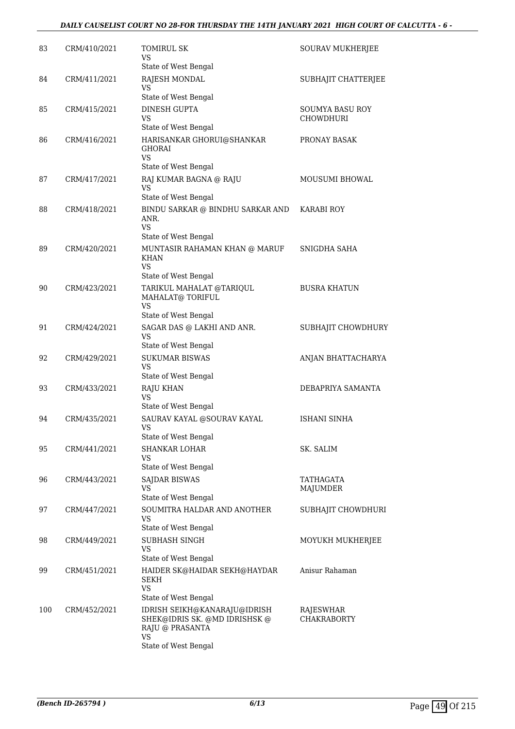| 83 | CRM/410/2021 | TOMIRUL SK<br>VS<br>State of West Bengal | SOURAV MUKHERJEE |
|---|---|---|---|
| 84 | CRM/411/2021 | RAJESH MONDAL<br>VS<br>State of West Bengal | SUBHAJIT CHATTERJEE |
| 85 | CRM/415/2021 | DINESH GUPTA<br>VS<br>State of West Bengal | SOUMYA BASU ROY CHOWDHURI |
| 86 | CRM/416/2021 | HARISANKAR GHORUI@SHANKAR GHORAI<br>VS<br>State of West Bengal | PRONAY BASAK |
| 87 | CRM/417/2021 | RAJ KUMAR BAGNA @ RAJU<br>VS<br>State of West Bengal | MOUSUMI BHOWAL |
| 88 | CRM/418/2021 | BINDU SARKAR @ BINDHU SARKAR AND ANR.<br>VS<br>State of West Bengal | KARABI ROY |
| 89 | CRM/420/2021 | MUNTASIR RAHAMAN KHAN @ MARUF KHAN<br>VS<br>State of West Bengal | SNIGDHA SAHA |
| 90 | CRM/423/2021 | TARIKUL MAHALAT @TARIQUL MAHALAT@ TORIFUL<br>VS<br>State of West Bengal | BUSRA KHATUN |
| 91 | CRM/424/2021 | SAGAR DAS @ LAKHI AND ANR.<br>VS<br>State of West Bengal | SUBHAJIT CHOWDHURY |
| 92 | CRM/429/2021 | SUKUMAR BISWAS<br>VS<br>State of West Bengal | ANJAN BHATTACHARYA |
| 93 | CRM/433/2021 | RAJU KHAN<br>VS<br>State of West Bengal | DEBAPRIYA SAMANTA |
| 94 | CRM/435/2021 | SAURAV KAYAL @SOURAV KAYAL<br>VS<br>State of West Bengal | ISHANI SINHA |
| 95 | CRM/441/2021 | SHANKAR LOHAR<br>VS<br>State of West Bengal | SK. SALIM |
| 96 | CRM/443/2021 | SAJDAR BISWAS<br>VS<br>State of West Bengal | TATHAGATA MAJUMDER |
| 97 | CRM/447/2021 | SOUMITRA HALDAR AND ANOTHER<br>VS<br>State of West Bengal | SUBHAJIT CHOWDHURI |
| 98 | CRM/449/2021 | SUBHASH SINGH<br>VS<br>State of West Bengal | MOYUKH MUKHERJEE |
| 99 | CRM/451/2021 | HAIDER SK@HAIDAR SEKH@HAYDAR SEKH<br>VS<br>State of West Bengal | Anisur Rahaman |
| 100 | CRM/452/2021 | IDRISH SEIKH@KANARAJU@IDRISH SHEK@IDRIS SK. @MD IDRISHSK @ RAJU @ PRASANTA<br>VS<br>State of West Bengal | RAJESWHAR CHAKRABORTY |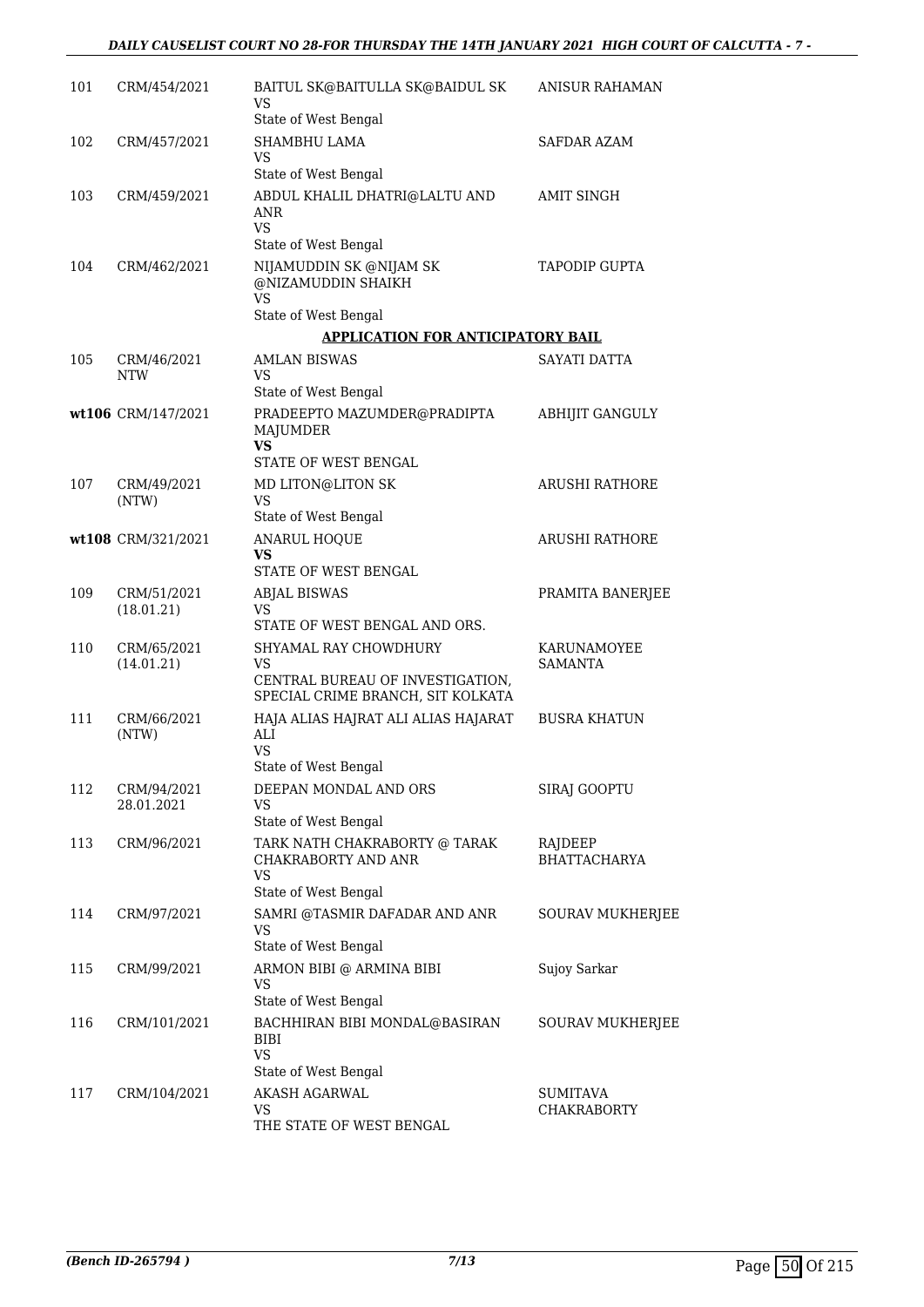| | | | |
|---|---|---|---|
| 101 | CRM/454/2021 | BAITUL SK@BAITULLA SK@BAIDUL SK<br>VS<br>State of West Bengal | ANISUR RAHAMAN |
| 102 | CRM/457/2021 | SHAMBHU LAMA<br>VS<br>State of West Bengal | SAFDAR AZAM |
| 103 | CRM/459/2021 | ABDUL KHALIL DHATRI@LALTU AND ANR<br>VS<br>State of West Bengal | AMIT SINGH |
| 104 | CRM/462/2021 | NIJAMUDDIN SK @NIJAM SK @NIZAMUDDIN SHAIKH<br>VS<br>State of West Bengal | TAPODIP GUPTA |

**APPLICATION FOR ANTICIPATORY BAIL**

| | | | |
|---|---|---|---|
| 105 | CRM/46/2021 NTW | AMLAN BISWAS<br>VS<br>State of West Bengal | SAYATI DATTA |
| **wt**106 | CRM/147/2021 | PRADEEPTO MAZUMDER@PRADIPTA MAJUMDER<br>**VS**<br>STATE OF WEST BENGAL | ABHIJIT GANGULY |
| 107 | CRM/49/2021 (NTW) | MD LITON@LITON SK<br>VS<br>State of West Bengal | ARUSHI RATHORE |
| **wt**108 | CRM/321/2021 | ANARUL HOQUE<br>**VS**<br>STATE OF WEST BENGAL | ARUSHI RATHORE |
| 109 | CRM/51/2021 (18.01.21) | ABJAL BISWAS<br>VS<br>STATE OF WEST BENGAL AND ORS. | PRAMITA BANERJEE |
| 110 | CRM/65/2021 (14.01.21) | SHYAMAL RAY CHOWDHURY<br>VS<br>CENTRAL BUREAU OF INVESTIGATION, SPECIAL CRIME BRANCH, SIT KOLKATA | KARUNAMOYEE SAMANTA |
| 111 | CRM/66/2021 (NTW) | HAJA ALIAS HAJRAT ALI ALIAS HAJARAT ALI<br>VS<br>State of West Bengal | BUSRA KHATUN |
| 112 | CRM/94/2021 28.01.2021 | DEEPAN MONDAL AND ORS<br>VS<br>State of West Bengal | SIRAJ GOOPTU |
| 113 | CRM/96/2021 | TARK NATH CHAKRABORTY @ TARAK CHAKRABORTY AND ANR<br>VS<br>State of West Bengal | RAJDEEP BHATTACHARYA |
| 114 | CRM/97/2021 | SAMRI @TASMIR DAFADAR AND ANR<br>VS<br>State of West Bengal | SOURAV MUKHERJEE |
| 115 | CRM/99/2021 | ARMON BIBI @ ARMINA BIBI<br>VS<br>State of West Bengal | Sujoy Sarkar |
| 116 | CRM/101/2021 | BACHHIRAN BIBI MONDAL@BASIRAN BIBI<br>VS<br>State of West Bengal | SOURAV MUKHERJEE |
| 117 | CRM/104/2021 | AKASH AGARWAL<br>VS<br>THE STATE OF WEST BENGAL | SUMITAVA CHAKRABORTY |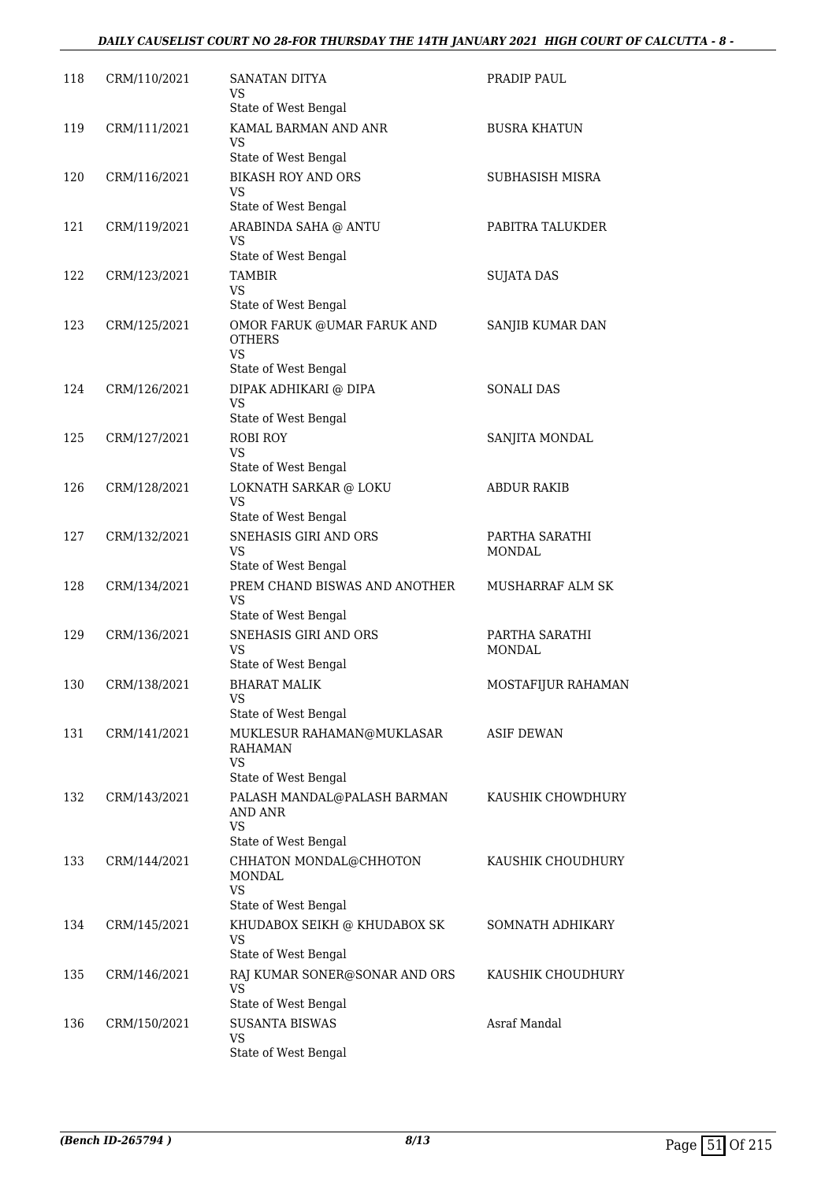| | | | |
|---|---|---|---|
| 118 | CRM/110/2021 | SANATAN DITYA<br>VS<br>State of West Bengal | PRADIP PAUL |
| 119 | CRM/111/2021 | KAMAL BARMAN AND ANR<br>VS<br>State of West Bengal | BUSRA KHATUN |
| 120 | CRM/116/2021 | BIKASH ROY AND ORS<br>VS<br>State of West Bengal | SUBHASISH MISRA |
| 121 | CRM/119/2021 | ARABINDA SAHA @ ANTU<br>VS<br>State of West Bengal | PABITRA TALUKDER |
| 122 | CRM/123/2021 | TAMBIR<br>VS<br>State of West Bengal | SUJATA DAS |
| 123 | CRM/125/2021 | OMOR FARUK @UMAR FARUK AND OTHERS<br>VS<br>State of West Bengal | SANJIB KUMAR DAN |
| 124 | CRM/126/2021 | DIPAK ADHIKARI @ DIPA<br>VS<br>State of West Bengal | SONALI DAS |
| 125 | CRM/127/2021 | ROBI ROY<br>VS<br>State of West Bengal | SANJITA MONDAL |
| 126 | CRM/128/2021 | LOKNATH SARKAR @ LOKU<br>VS<br>State of West Bengal | ABDUR RAKIB |
| 127 | CRM/132/2021 | SNEHASIS GIRI AND ORS<br>VS<br>State of West Bengal | PARTHA SARATHI MONDAL |
| 128 | CRM/134/2021 | PREM CHAND BISWAS AND ANOTHER<br>VS<br>State of West Bengal | MUSHARRAF ALM SK |
| 129 | CRM/136/2021 | SNEHASIS GIRI AND ORS<br>VS<br>State of West Bengal | PARTHA SARATHI MONDAL |
| 130 | CRM/138/2021 | BHARAT MALIK<br>VS<br>State of West Bengal | MOSTAFIJUR RAHAMAN |
| 131 | CRM/141/2021 | MUKLESUR RAHAMAN@MUKLASAR RAHAMAN<br>VS<br>State of West Bengal | ASIF DEWAN |
| 132 | CRM/143/2021 | PALASH MANDAL@PALASH BARMAN AND ANR<br>VS<br>State of West Bengal | KAUSHIK CHOWDHURY |
| 133 | CRM/144/2021 | CHHATON MONDAL@CHHOTON MONDAL<br>VS<br>State of West Bengal | KAUSHIK CHOUDHURY |
| 134 | CRM/145/2021 | KHUDABOX SEIKH @ KHUDABOX SK<br>VS<br>State of West Bengal | SOMNATH ADHIKARY |
| 135 | CRM/146/2021 | RAJ KUMAR SONER@SONAR AND ORS<br>VS<br>State of West Bengal | KAUSHIK CHOUDHURY |
| 136 | CRM/150/2021 | SUSANTA BISWAS<br>VS<br>State of West Bengal | Asraf Mandal |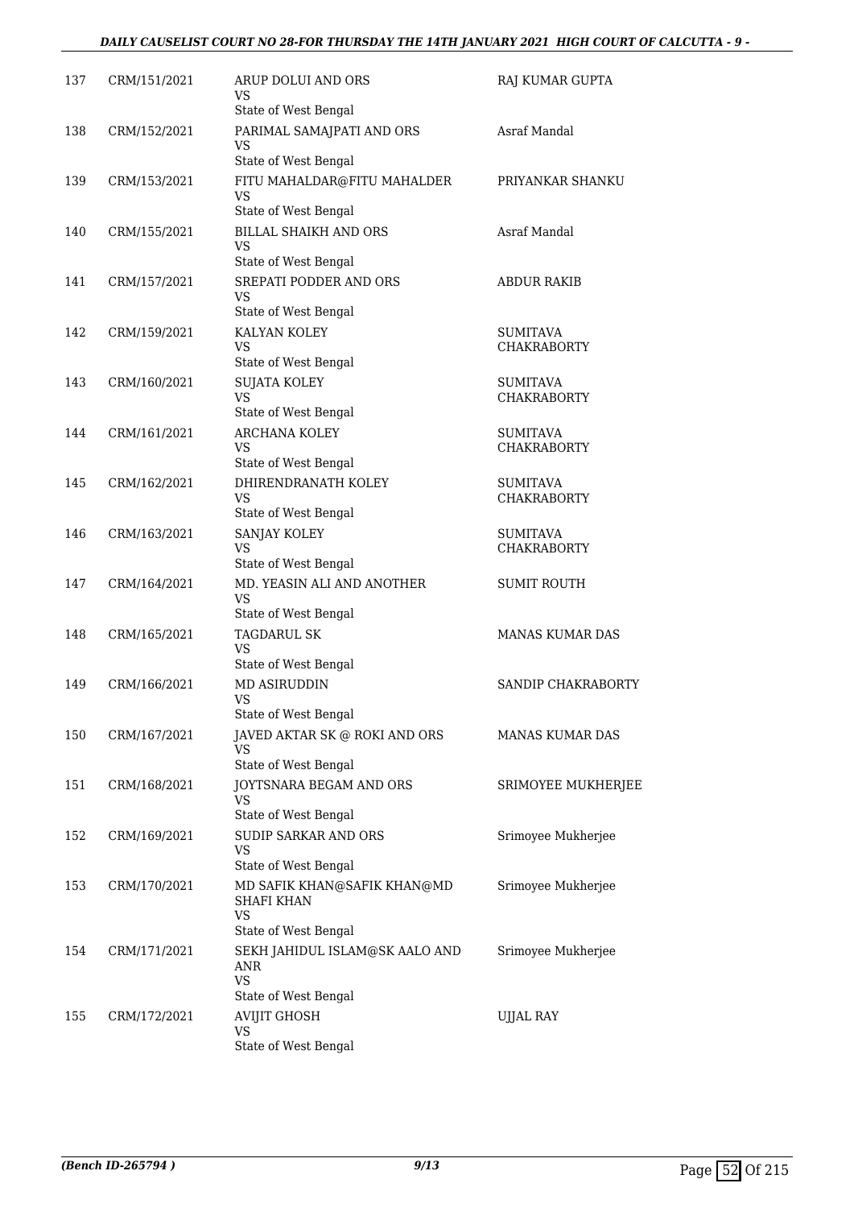| | | | |
|---|---|---|---|
| 137 | CRM/151/2021 | ARUP DOLUI AND ORS<br>VS<br>State of West Bengal | RAJ KUMAR GUPTA |
| 138 | CRM/152/2021 | PARIMAL SAMAJPATI AND ORS<br>VS<br>State of West Bengal | Asraf Mandal |
| 139 | CRM/153/2021 | FITU MAHALDAR@FITU MAHALDER<br>VS<br>State of West Bengal | PRIYANKAR SHANKU |
| 140 | CRM/155/2021 | BILLAL SHAIKH AND ORS<br>VS<br>State of West Bengal | Asraf Mandal |
| 141 | CRM/157/2021 | SREPATI PODDER AND ORS<br>VS<br>State of West Bengal | ABDUR RAKIB |
| 142 | CRM/159/2021 | KALYAN KOLEY<br>VS<br>State of West Bengal | SUMITAVA CHAKRABORTY |
| 143 | CRM/160/2021 | SUJATA KOLEY<br>VS<br>State of West Bengal | SUMITAVA CHAKRABORTY |
| 144 | CRM/161/2021 | ARCHANA KOLEY<br>VS<br>State of West Bengal | SUMITAVA CHAKRABORTY |
| 145 | CRM/162/2021 | DHIRENDRANATH KOLEY<br>VS<br>State of West Bengal | SUMITAVA CHAKRABORTY |
| 146 | CRM/163/2021 | SANJAY KOLEY<br>VS<br>State of West Bengal | SUMITAVA CHAKRABORTY |
| 147 | CRM/164/2021 | MD. YEASIN ALI AND ANOTHER<br>VS<br>State of West Bengal | SUMIT ROUTH |
| 148 | CRM/165/2021 | TAGDARUL SK<br>VS<br>State of West Bengal | MANAS KUMAR DAS |
| 149 | CRM/166/2021 | MD ASIRUDDIN<br>VS<br>State of West Bengal | SANDIP CHAKRABORTY |
| 150 | CRM/167/2021 | JAVED AKTAR SK @ ROKI AND ORS<br>VS<br>State of West Bengal | MANAS KUMAR DAS |
| 151 | CRM/168/2021 | JOYTSNARA BEGAM AND ORS<br>VS<br>State of West Bengal | SRIMOYEE MUKHERJEE |
| 152 | CRM/169/2021 | SUDIP SARKAR AND ORS<br>VS<br>State of West Bengal | Srimoyee Mukherjee |
| 153 | CRM/170/2021 | MD SAFIK KHAN@SAFIK KHAN@MD SHAFI KHAN<br>VS<br>State of West Bengal | Srimoyee Mukherjee |
| 154 | CRM/171/2021 | SEKH JAHIDUL ISLAM@SK AALO AND ANR<br>VS<br>State of West Bengal | Srimoyee Mukherjee |
| 155 | CRM/172/2021 | AVIJIT GHOSH<br>VS<br>State of West Bengal | UJJAL RAY |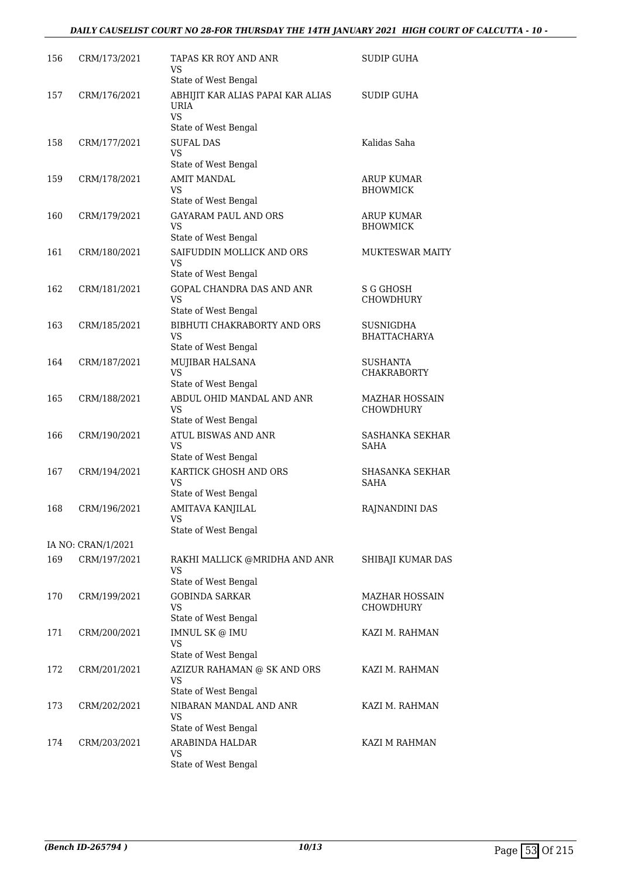| | | | |
|---|---|---|---|
| 156 | CRM/173/2021 | TAPAS KR ROY AND ANR<br>VS<br>State of West Bengal | SUDIP GUHA |
| 157 | CRM/176/2021 | ABHIJIT KAR ALIAS PAPAI KAR ALIAS URIA<br>VS<br>State of West Bengal | SUDIP GUHA |
| 158 | CRM/177/2021 | SUFAL DAS<br>VS<br>State of West Bengal | Kalidas Saha |
| 159 | CRM/178/2021 | AMIT MANDAL<br>VS<br>State of West Bengal | ARUP KUMAR BHOWMICK |
| 160 | CRM/179/2021 | GAYARAM PAUL AND ORS<br>VS<br>State of West Bengal | ARUP KUMAR BHOWMICK |
| 161 | CRM/180/2021 | SAIFUDDIN MOLLICK AND ORS<br>VS<br>State of West Bengal | MUKTESWAR MAITY |
| 162 | CRM/181/2021 | GOPAL CHANDRA DAS AND ANR<br>VS<br>State of West Bengal | S G GHOSH CHOWDHURY |
| 163 | CRM/185/2021 | BIBHUTI CHAKRABORTY AND ORS<br>VS<br>State of West Bengal | SUSNIGDHA BHATTACHARYA |
| 164 | CRM/187/2021 | MUJIBAR HALSANA<br>VS<br>State of West Bengal | SUSHANTA CHAKRABORTY |
| 165 | CRM/188/2021 | ABDUL OHID MANDAL AND ANR<br>VS<br>State of West Bengal | MAZHAR HOSSAIN CHOWDHURY |
| 166 | CRM/190/2021 | ATUL BISWAS AND ANR<br>VS<br>State of West Bengal | SASHANKA SEKHAR SAHA |
| 167 | CRM/194/2021 | KARTICK GHOSH AND ORS<br>VS<br>State of West Bengal | SHASANKA SEKHAR SAHA |
| 168 | CRM/196/2021 | AMITAVA KANJILAL<br>VS<br>State of West Bengal | RAJNANDINI DAS |
| | IA NO: CRAN/1/2021 | | |
| 169 | CRM/197/2021 | RAKHI MALLICK @MRIDHA AND ANR<br>VS<br>State of West Bengal | SHIBAJI KUMAR DAS |
| 170 | CRM/199/2021 | GOBINDA SARKAR<br>VS<br>State of West Bengal | MAZHAR HOSSAIN CHOWDHURY |
| 171 | CRM/200/2021 | IMNUL SK @ IMU<br>VS<br>State of West Bengal | KAZI M. RAHMAN |
| 172 | CRM/201/2021 | AZIZUR RAHAMAN @ SK AND ORS<br>VS<br>State of West Bengal | KAZI M. RAHMAN |
| 173 | CRM/202/2021 | NIBARAN MANDAL AND ANR<br>VS<br>State of West Bengal | KAZI M. RAHMAN |
| 174 | CRM/203/2021 | ARABINDA HALDAR<br>VS<br>State of West Bengal | KAZI M RAHMAN |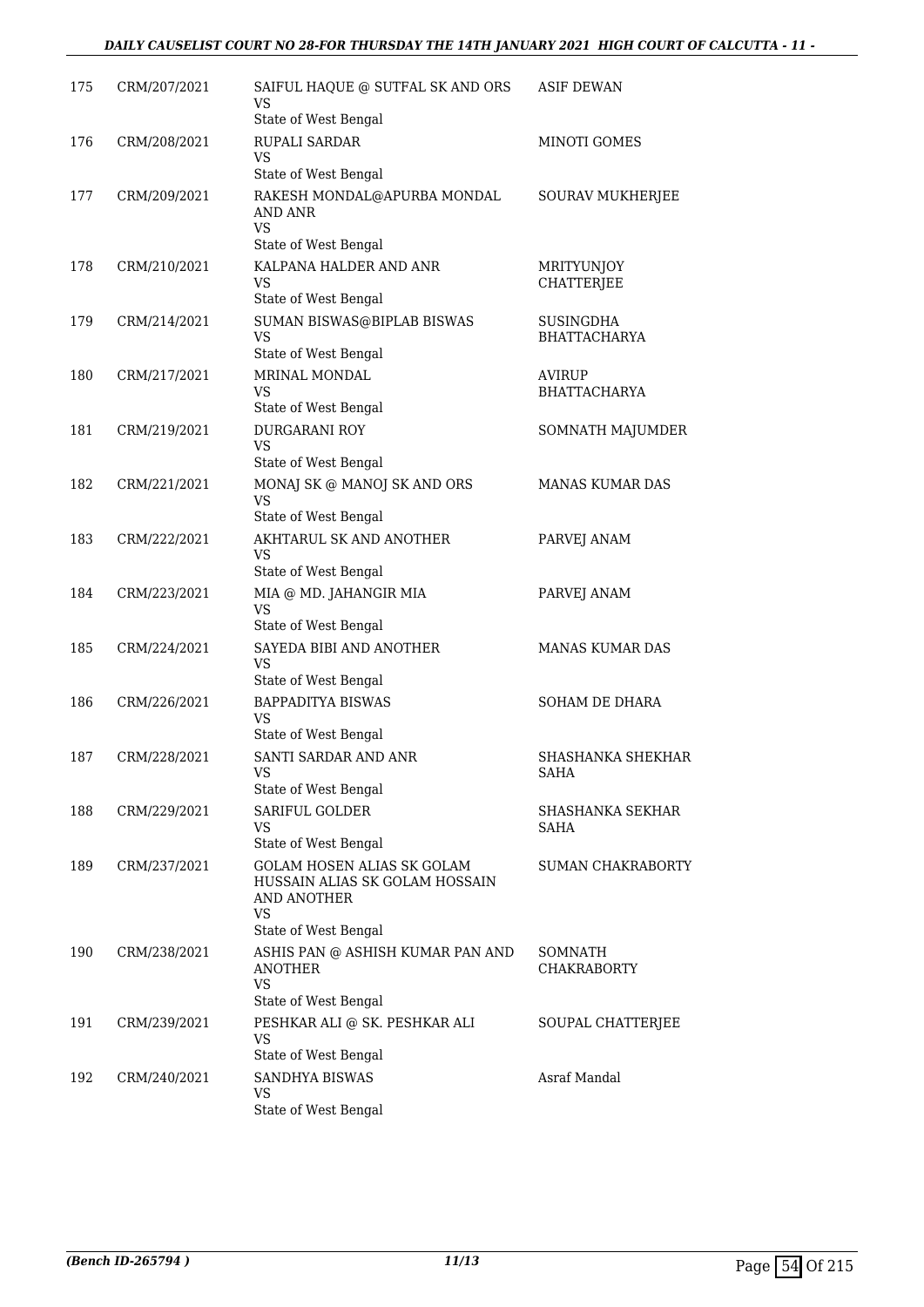| 175 | CRM/207/2021 | SAIFUL HAQUE @ SUTFAL SK AND ORS<br>VS<br>State of West Bengal | ASIF DEWAN |
|---|---|---|---|
| 176 | CRM/208/2021 | RUPALI SARDAR<br>VS<br>State of West Bengal | MINOTI GOMES |
| 177 | CRM/209/2021 | RAKESH MONDAL@APURBA MONDAL AND ANR<br>VS<br>State of West Bengal | SOURAV MUKHERJEE |
| 178 | CRM/210/2021 | KALPANA HALDER AND ANR<br>VS<br>State of West Bengal | MRITYUNJOY CHATTERJEE |
| 179 | CRM/214/2021 | SUMAN BISWAS@BIPLAB BISWAS<br>VS<br>State of West Bengal | SUSINGDHA BHATTACHARYA |
| 180 | CRM/217/2021 | MRINAL MONDAL<br>VS<br>State of West Bengal | AVIRUP BHATTACHARYA |
| 181 | CRM/219/2021 | DURGARANI ROY<br>VS<br>State of West Bengal | SOMNATH MAJUMDER |
| 182 | CRM/221/2021 | MONAJ SK @ MANOJ SK AND ORS<br>VS<br>State of West Bengal | MANAS KUMAR DAS |
| 183 | CRM/222/2021 | AKHTARUL SK AND ANOTHER<br>VS<br>State of West Bengal | PARVEJ ANAM |
| 184 | CRM/223/2021 | MIA @ MD. JAHANGIR MIA<br>VS<br>State of West Bengal | PARVEJ ANAM |
| 185 | CRM/224/2021 | SAYEDA BIBI AND ANOTHER<br>VS<br>State of West Bengal | MANAS KUMAR DAS |
| 186 | CRM/226/2021 | BAPPADITYA BISWAS<br>VS<br>State of West Bengal | SOHAM DE DHARA |
| 187 | CRM/228/2021 | SANTI SARDAR AND ANR<br>VS<br>State of West Bengal | SHASHANKA SHEKHAR SAHA |
| 188 | CRM/229/2021 | SARIFUL GOLDER<br>VS<br>State of West Bengal | SHASHANKA SEKHAR SAHA |
| 189 | CRM/237/2021 | GOLAM HOSEN ALIAS SK GOLAM HUSSAIN ALIAS SK GOLAM HOSSAIN AND ANOTHER<br>VS<br>State of West Bengal | SUMAN CHAKRABORTY |
| 190 | CRM/238/2021 | ASHIS PAN @ ASHISH KUMAR PAN AND ANOTHER<br>VS<br>State of West Bengal | SOMNATH CHAKRABORTY |
| 191 | CRM/239/2021 | PESHKAR ALI @ SK. PESHKAR ALI<br>VS<br>State of West Bengal | SOUPAL CHATTERJEE |
| 192 | CRM/240/2021 | SANDHYA BISWAS<br>VS<br>State of West Bengal | Asraf Mandal |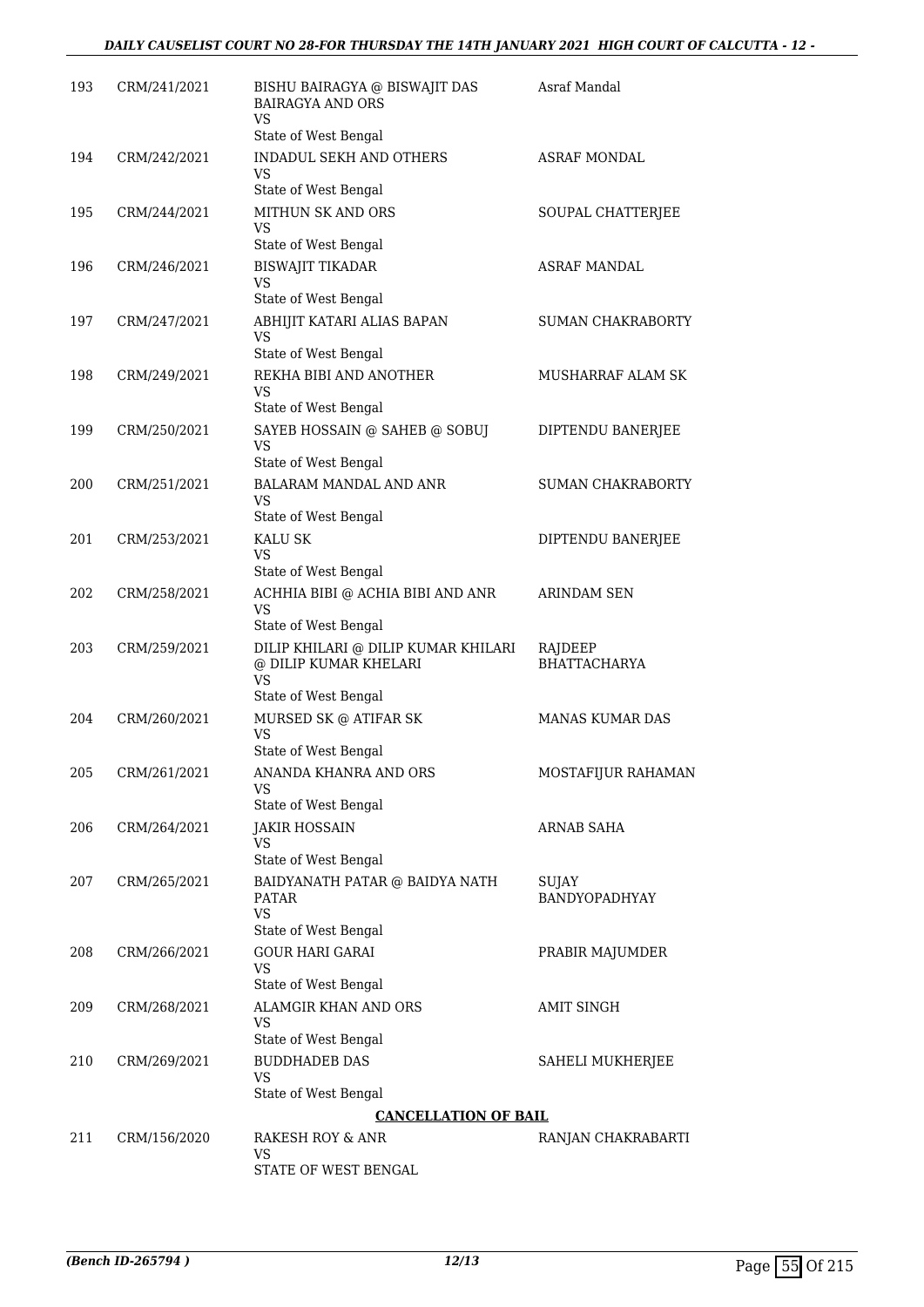| | | | |
|---|---|---|---|
| 193 | CRM/241/2021 | BISHU BAIRAGYA @ BISWAJIT DAS BAIRAGYA AND ORS<br>VS<br>State of West Bengal | Asraf Mandal |
| 194 | CRM/242/2021 | INDADUL SEKH AND OTHERS<br>VS<br>State of West Bengal | ASRAF MONDAL |
| 195 | CRM/244/2021 | MITHUN SK AND ORS<br>VS<br>State of West Bengal | SOUPAL CHATTERJEE |
| 196 | CRM/246/2021 | BISWAJIT TIKADAR<br>VS<br>State of West Bengal | ASRAF MANDAL |
| 197 | CRM/247/2021 | ABHIJIT KATARI ALIAS BAPAN<br>VS<br>State of West Bengal | SUMAN CHAKRABORTY |
| 198 | CRM/249/2021 | REKHA BIBI AND ANOTHER<br>VS<br>State of West Bengal | MUSHARRAF ALAM SK |
| 199 | CRM/250/2021 | SAYEB HOSSAIN @ SAHEB @ SOBUJ<br>VS<br>State of West Bengal | DIPTENDU BANERJEE |
| 200 | CRM/251/2021 | BALARAM MANDAL AND ANR<br>VS<br>State of West Bengal | SUMAN CHAKRABORTY |
| 201 | CRM/253/2021 | KALU SK<br>VS<br>State of West Bengal | DIPTENDU BANERJEE |
| 202 | CRM/258/2021 | ACHHIA BIBI @ ACHIA BIBI AND ANR<br>VS<br>State of West Bengal | ARINDAM SEN |
| 203 | CRM/259/2021 | DILIP KHILARI @ DILIP KUMAR KHILARI @ DILIP KUMAR KHELARI<br>VS<br>State of West Bengal | RAJDEEP BHATTACHARYA |
| 204 | CRM/260/2021 | MURSED SK @ ATIFAR SK<br>VS<br>State of West Bengal | MANAS KUMAR DAS |
| 205 | CRM/261/2021 | ANANDA KHANRA AND ORS<br>VS<br>State of West Bengal | MOSTAFIJUR RAHAMAN |
| 206 | CRM/264/2021 | JAKIR HOSSAIN<br>VS<br>State of West Bengal | ARNAB SAHA |
| 207 | CRM/265/2021 | BAIDYANATH PATAR @ BAIDYA NATH PATAR<br>VS<br>State of West Bengal | SUJAY BANDYOPADHYAY |
| 208 | CRM/266/2021 | GOUR HARI GARAI<br>VS<br>State of West Bengal | PRABIR MAJUMDER |
| 209 | CRM/268/2021 | ALAMGIR KHAN AND ORS<br>VS<br>State of West Bengal | AMIT SINGH |
| 210 | CRM/269/2021 | BUDDHADEB DAS<br>VS<br>State of West Bengal | SAHELI MUKHERJEE |

**CANCELLATION OF BAIL**

| | | | |
|---|---|---|---|
| 211 | CRM/156/2020 | RAKESH ROY & ANR<br>VS<br>STATE OF WEST BENGAL | RANJAN CHAKRABARTI |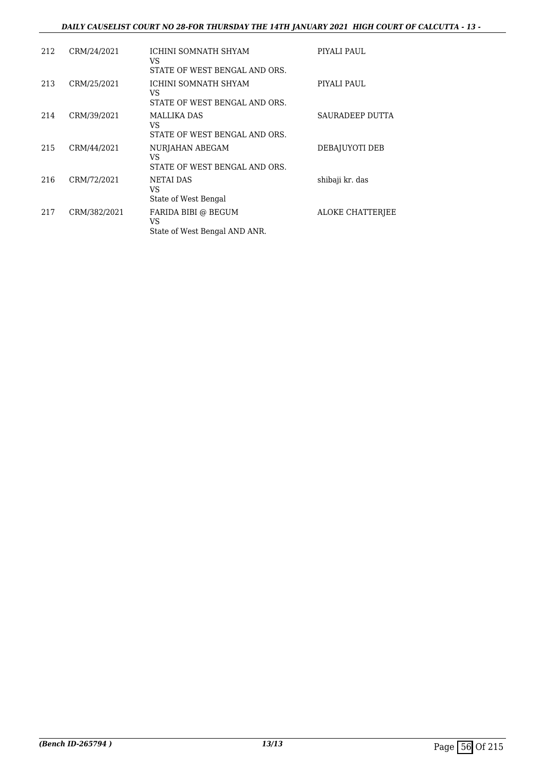| 212 | CRM/24/2021 | ICHINI SOMNATH SHYAM<br>VS<br>STATE OF WEST BENGAL AND ORS. | PIYALI PAUL |
|---|---|---|---|
| 213 | CRM/25/2021 | ICHINI SOMNATH SHYAM<br>VS<br>STATE OF WEST BENGAL AND ORS. | PIYALI PAUL |
| 214 | CRM/39/2021 | MALLIKA DAS<br>VS<br>STATE OF WEST BENGAL AND ORS. | SAURADEEP DUTTA |
| 215 | CRM/44/2021 | NURJAHAN ABEGAM<br>VS<br>STATE OF WEST BENGAL AND ORS. | DEBAJUYOTI DEB |
| 216 | CRM/72/2021 | NETAI DAS<br>VS<br>State of West Bengal | shibaji kr. das |
| 217 | CRM/382/2021 | FARIDA BIBI @ BEGUM<br>VS<br>State of West Bengal AND ANR. | ALOKE CHATTERJEE |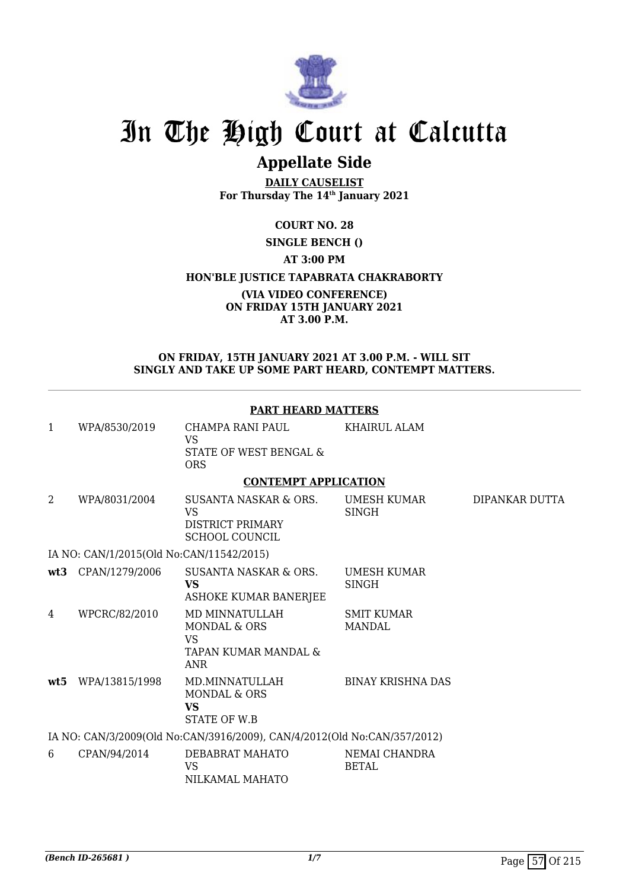# In The High Court at Calcutta

## Appellate Side

**DAILY CAUSELIST**
**For Thursday The 14th January 2021**

**COURT NO. 28**

**SINGLE BENCH ()**

**AT 3:00 PM**

**HON'BLE JUSTICE TAPABRATA CHAKRABORTY**

**(VIA VIDEO CONFERENCE)**
**ON FRIDAY 15TH JANUARY 2021**
**AT 3.00 P.M.**

**ON FRIDAY, 15TH JANUARY 2021 AT 3.00 P.M. - WILL SIT SINGLY AND TAKE UP SOME PART HEARD, CONTEMPT MATTERS.**

**PART HEARD MATTERS**

| | | | | |
|---|---|---|---|---|
| 1 | WPA/8530/2019 | CHAMPA RANI PAUL<br>VS<br>STATE OF WEST BENGAL & ORS | KHAIRUL ALAM | |

**CONTEMPT APPLICATION**

| | | | | |
|---|---|---|---|---|
| 2 | WPA/8031/2004 | SUSANTA NASKAR & ORS.<br>VS<br>DISTRICT PRIMARY SCHOOL COUNCIL | UMESH KUMAR SINGH | DIPANKAR DUTTA |
| | IA NO: CAN/1/2015(Old No:CAN/11542/2015) | | | |
| **wt3** | CPAN/1279/2006 | SUSANTA NASKAR & ORS.<br>**VS**<br>ASHOKE KUMAR BANERJEE | UMESH KUMAR SINGH | |
| 4 | WPCRC/82/2010 | MD MINNATULLAH MONDAL & ORS<br>VS<br>TAPAN KUMAR MANDAL & ANR | SMIT KUMAR MANDAL | |
| **wt5** | WPA/13815/1998 | MD.MINNATULLAH MONDAL & ORS<br>**VS**<br>STATE OF W.B | BINAY KRISHNA DAS | |
| | IA NO: CAN/3/2009(Old No:CAN/3916/2009), CAN/4/2012(Old No:CAN/357/2012) | | | |
| 6 | CPAN/94/2014 | DEBABRAT MAHATO<br>VS<br>NILKAMAL MAHATO | NEMAI CHANDRA BETAL | |

(Bench ID-265681 )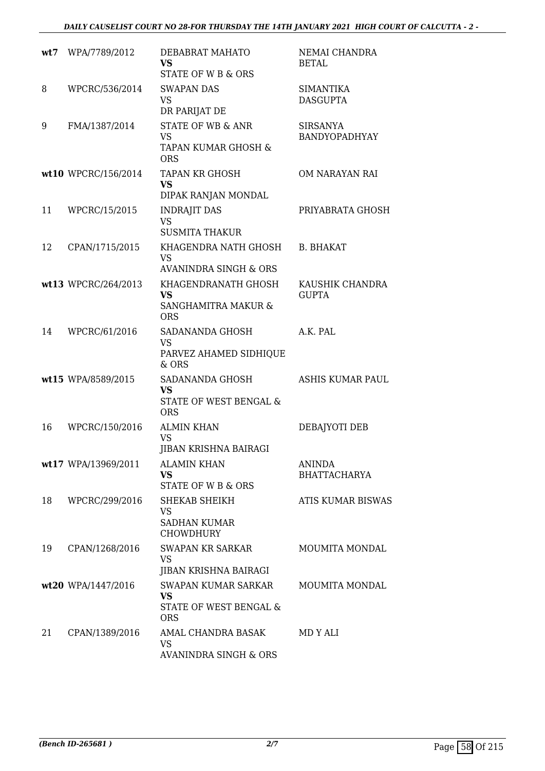| | | | |
|---|---|---|---|
| wt7 | WPA/7789/2012 | DEBABRAT MAHATO<br>**VS**<br>STATE OF W B & ORS | NEMAI CHANDRA BETAL |
| 8 | WPCRC/536/2014 | SWAPAN DAS<br>VS<br>DR PARIJAT DE | SIMANTIKA DASGUPTA |
| 9 | FMA/1387/2014 | STATE OF WB & ANR<br>VS<br>TAPAN KUMAR GHOSH & ORS | SIRSANYA BANDYOPADHYAY |
| wt10 | WPCRC/156/2014 | TAPAN KR GHOSH<br>**VS**<br>DIPAK RANJAN MONDAL | OM NARAYAN RAI |
| 11 | WPCRC/15/2015 | INDRAJIT DAS<br>VS<br>SUSMITA THAKUR | PRIYABRATA GHOSH |
| 12 | CPAN/1715/2015 | KHAGENDRA NATH GHOSH<br>VS<br>AVANINDRA SINGH & ORS | B. BHAKAT |
| wt13 | WPCRC/264/2013 | KHAGENDRANATH GHOSH<br>**VS**<br>SANGHAMITRA MAKUR & ORS | KAUSHIK CHANDRA GUPTA |
| 14 | WPCRC/61/2016 | SADANANDA GHOSH<br>VS<br>PARVEZ AHAMED SIDHIQUE & ORS | A.K. PAL |
| wt15 | WPA/8589/2015 | SADANANDA GHOSH<br>**VS**<br>STATE OF WEST BENGAL & ORS | ASHIS KUMAR PAUL |
| 16 | WPCRC/150/2016 | ALMIN KHAN<br>VS<br>JIBAN KRISHNA BAIRAGI | DEBAJYOTI DEB |
| wt17 | WPA/13969/2011 | ALAMIN KHAN<br>**VS**<br>STATE OF W B & ORS | ANINDA BHATTACHARYA |
| 18 | WPCRC/299/2016 | SHEKAB SHEIKH<br>VS<br>SADHAN KUMAR CHOWDHURY | ATIS KUMAR BISWAS |
| 19 | CPAN/1268/2016 | SWAPAN KR SARKAR<br>VS<br>JIBAN KRISHNA BAIRAGI | MOUMITA MONDAL |
| wt20 | WPA/1447/2016 | SWAPAN KUMAR SARKAR<br>**VS**<br>STATE OF WEST BENGAL & ORS | MOUMITA MONDAL |
| 21 | CPAN/1389/2016 | AMAL CHANDRA BASAK<br>VS<br>AVANINDRA SINGH & ORS | MD Y ALI |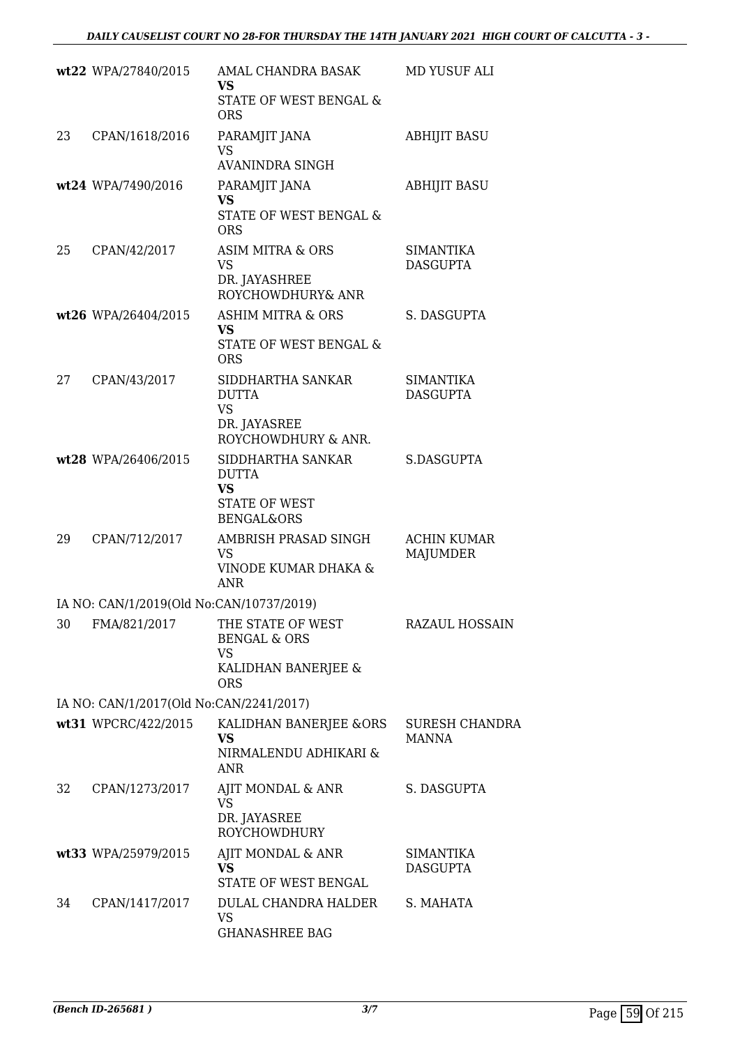| | | | |
|---|---|---|---|
| wt22 | WPA/27840/2015 | AMAL CHANDRA BASAK<br>**VS**<br>STATE OF WEST BENGAL & ORS | MD YUSUF ALI |
| 23 | CPAN/1618/2016 | PARAMJIT JANA<br>VS<br>AVANINDRA SINGH | ABHIJIT BASU |
| wt24 | WPA/7490/2016 | PARAMJIT JANA<br>**VS**<br>STATE OF WEST BENGAL & ORS | ABHIJIT BASU |
| 25 | CPAN/42/2017 | ASIM MITRA & ORS<br>VS<br>DR. JAYASHREE ROYCHOWDHURY& ANR | SIMANTIKA DASGUPTA |
| wt26 | WPA/26404/2015 | ASHIM MITRA & ORS<br>**VS**<br>STATE OF WEST BENGAL & ORS | S. DASGUPTA |
| 27 | CPAN/43/2017 | SIDDHARTHA SANKAR DUTTA<br>VS<br>DR. JAYASREE ROYCHOWDHURY & ANR. | SIMANTIKA DASGUPTA |
| wt28 | WPA/26406/2015 | SIDDHARTHA SANKAR DUTTA<br>**VS**<br>STATE OF WEST BENGAL&ORS | S.DASGUPTA |
| 29 | CPAN/712/2017 | AMBRISH PRASAD SINGH<br>VS<br>VINODE KUMAR DHAKA & ANR | ACHIN KUMAR MAJUMDER |
| IA NO: CAN/1/2019(Old No:CAN/10737/2019) | | | |
| 30 | FMA/821/2017 | THE STATE OF WEST BENGAL & ORS<br>VS<br>KALIDHAN BANERJEE & ORS | RAZAUL HOSSAIN |
| IA NO: CAN/1/2017(Old No:CAN/2241/2017) | | | |
| wt31 | WPCRC/422/2015 | KALIDHAN BANERJEE &ORS<br>**VS**<br>NIRMALENDU ADHIKARI & ANR | SURESH CHANDRA MANNA |
| 32 | CPAN/1273/2017 | AJIT MONDAL & ANR<br>VS<br>DR. JAYASREE ROYCHOWDHURY | S. DASGUPTA |
| wt33 | WPA/25979/2015 | AJIT MONDAL & ANR<br>**VS**<br>STATE OF WEST BENGAL | SIMANTIKA DASGUPTA |
| 34 | CPAN/1417/2017 | DULAL CHANDRA HALDER<br>VS<br>GHANASHREE BAG | S. MAHATA |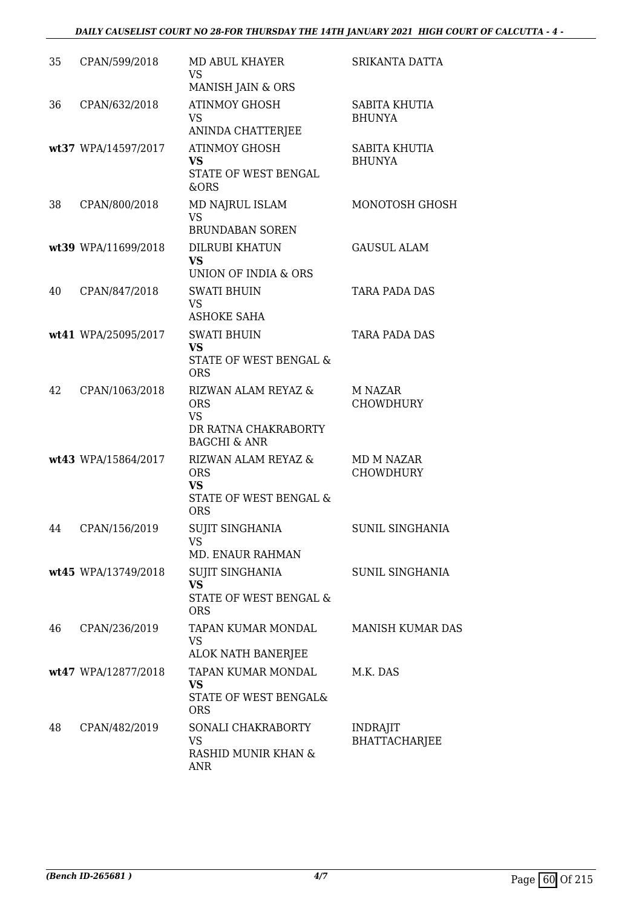| | | | |
|---|---|---|---|
| 35 | CPAN/599/2018 | MD ABUL KHAYER<br>VS<br>MANISH JAIN & ORS | SRIKANTA DATTA |
| 36 | CPAN/632/2018 | ATINMOY GHOSH<br>VS<br>ANINDA CHATTERJEE | SABITA KHUTIA BHUNYA |
| wt37 | WPA/14597/2017 | ATINMOY GHOSH<br>**VS**<br>STATE OF WEST BENGAL &ORS | SABITA KHUTIA BHUNYA |
| 38 | CPAN/800/2018 | MD NAJRUL ISLAM<br>VS<br>BRUNDABAN SOREN | MONOTOSH GHOSH |
| wt39 | WPA/11699/2018 | DILRUBI KHATUN<br>**VS**<br>UNION OF INDIA & ORS | GAUSUL ALAM |
| 40 | CPAN/847/2018 | SWATI BHUIN<br>VS<br>ASHOKE SAHA | TARA PADA DAS |
| wt41 | WPA/25095/2017 | SWATI BHUIN<br>**VS**<br>STATE OF WEST BENGAL & ORS | TARA PADA DAS |
| 42 | CPAN/1063/2018 | RIZWAN ALAM REYAZ & ORS<br>VS<br>DR RATNA CHAKRABORTY BAGCHI & ANR | M NAZAR CHOWDHURY |
| wt43 | WPA/15864/2017 | RIZWAN ALAM REYAZ & ORS<br>**VS**<br>STATE OF WEST BENGAL & ORS | MD M NAZAR CHOWDHURY |
| 44 | CPAN/156/2019 | SUJIT SINGHANIA<br>VS<br>MD. ENAUR RAHMAN | SUNIL SINGHANIA |
| wt45 | WPA/13749/2018 | SUJIT SINGHANIA<br>**VS**<br>STATE OF WEST BENGAL & ORS | SUNIL SINGHANIA |
| 46 | CPAN/236/2019 | TAPAN KUMAR MONDAL<br>VS<br>ALOK NATH BANERJEE | MANISH KUMAR DAS |
| wt47 | WPA/12877/2018 | TAPAN KUMAR MONDAL<br>**VS**<br>STATE OF WEST BENGAL& ORS | M.K. DAS |
| 48 | CPAN/482/2019 | SONALI CHAKRABORTY<br>VS<br>RASHID MUNIR KHAN & ANR | INDRAJIT BHATTACHARJEE |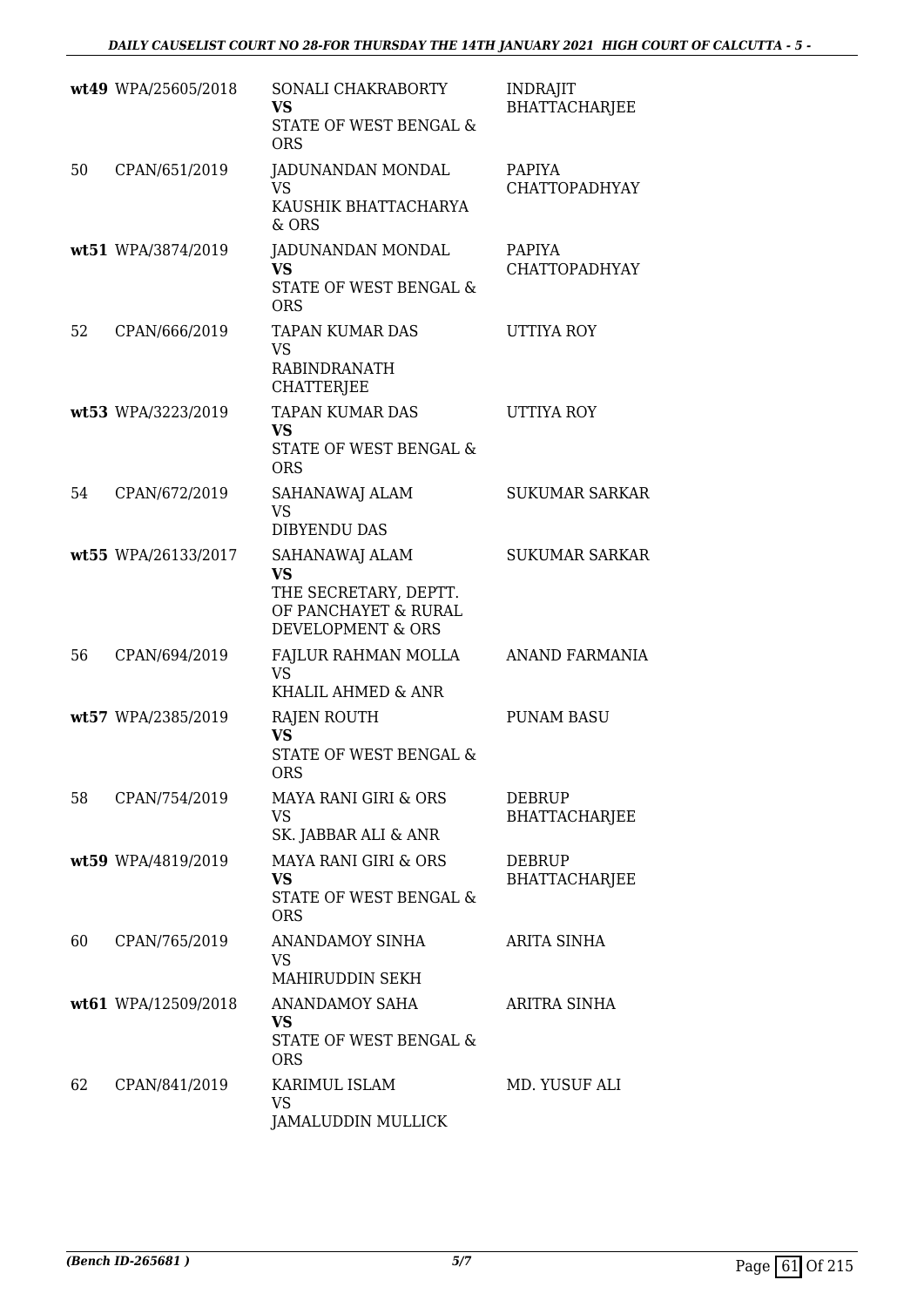| | | | |
|---|---|---|---|
| wt49 | WPA/25605/2018 | SONALI CHAKRABORTY<br>**VS**<br>STATE OF WEST BENGAL & ORS | INDRAJIT BHATTACHARJEE |
| 50 | CPAN/651/2019 | JADUNANDAN MONDAL<br>VS<br>KAUSHIK BHATTACHARYA & ORS | PAPIYA CHATTOPADHYAY |
| wt51 | WPA/3874/2019 | JADUNANDAN MONDAL<br>**VS**<br>STATE OF WEST BENGAL & ORS | PAPIYA CHATTOPADHYAY |
| 52 | CPAN/666/2019 | TAPAN KUMAR DAS<br>VS<br>RABINDRANATH CHATTERJEE | UTTIYA ROY |
| wt53 | WPA/3223/2019 | TAPAN KUMAR DAS<br>**VS**<br>STATE OF WEST BENGAL & ORS | UTTIYA ROY |
| 54 | CPAN/672/2019 | SAHANAWAJ ALAM<br>VS<br>DIBYENDU DAS | SUKUMAR SARKAR |
| wt55 | WPA/26133/2017 | SAHANAWAJ ALAM<br>**VS**<br>THE SECRETARY, DEPTT. OF PANCHAYET & RURAL DEVELOPMENT & ORS | SUKUMAR SARKAR |
| 56 | CPAN/694/2019 | FAJLUR RAHMAN MOLLA<br>VS<br>KHALIL AHMED & ANR | ANAND FARMANIA |
| wt57 | WPA/2385/2019 | RAJEN ROUTH<br>**VS**<br>STATE OF WEST BENGAL & ORS | PUNAM BASU |
| 58 | CPAN/754/2019 | MAYA RANI GIRI & ORS<br>VS<br>SK. JABBAR ALI & ANR | DEBRUP BHATTACHARJEE |
| wt59 | WPA/4819/2019 | MAYA RANI GIRI & ORS<br>**VS**<br>STATE OF WEST BENGAL & ORS | DEBRUP BHATTACHARJEE |
| 60 | CPAN/765/2019 | ANANDAMOY SINHA<br>VS<br>MAHIRUDDIN SEKH | ARITA SINHA |
| wt61 | WPA/12509/2018 | ANANDAMOY SAHA<br>**VS**<br>STATE OF WEST BENGAL & ORS | ARITRA SINHA |
| 62 | CPAN/841/2019 | KARIMUL ISLAM<br>VS<br>JAMALUDDIN MULLICK | MD. YUSUF ALI |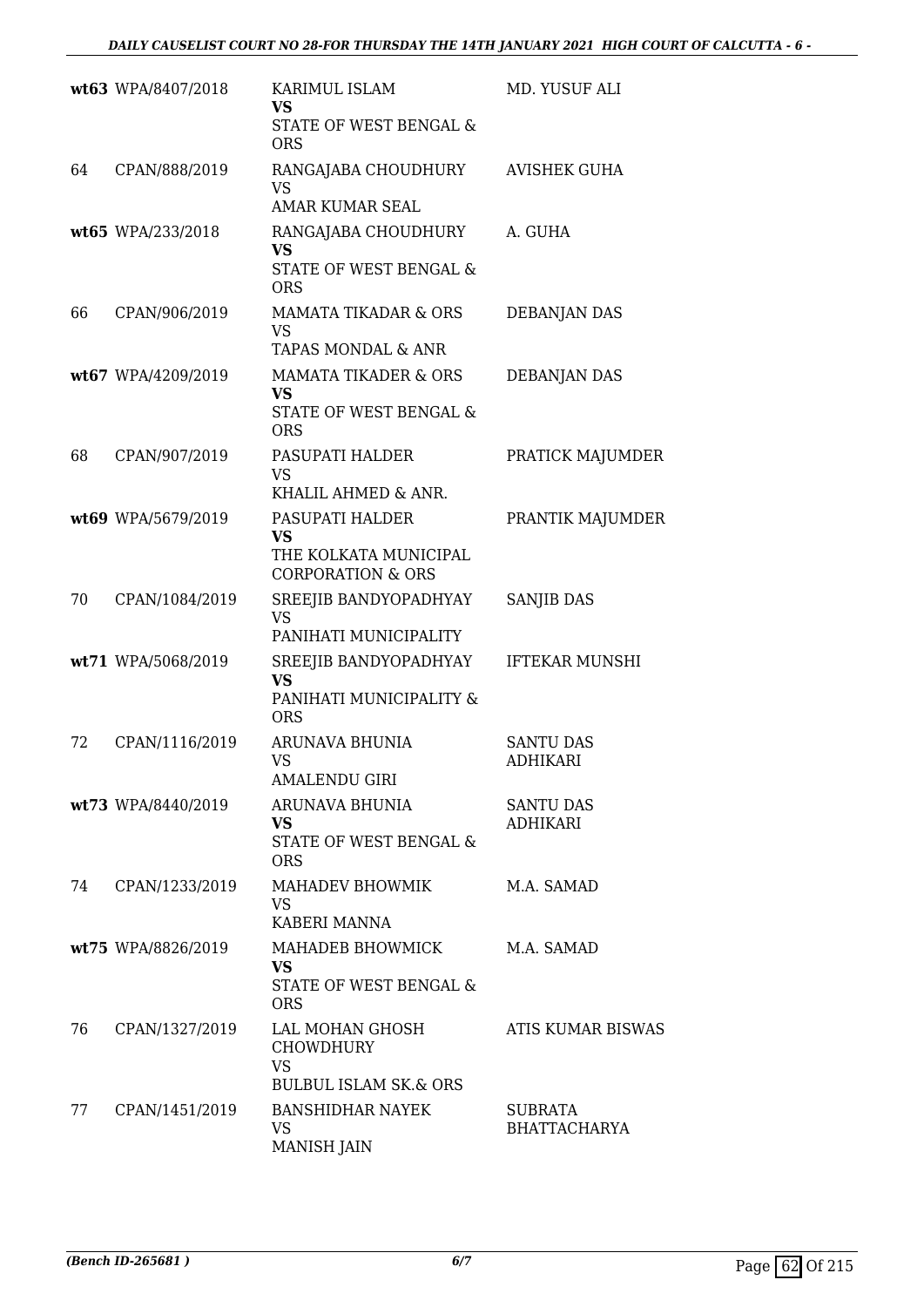| | | | |
|---|---|---|---|
| wt63 | WPA/8407/2018 | KARIMUL ISLAM<br>**VS**<br>STATE OF WEST BENGAL & ORS | MD. YUSUF ALI |
| 64 | CPAN/888/2019 | RANGAJABA CHOUDHURY<br>VS<br>AMAR KUMAR SEAL | AVISHEK GUHA |
| wt65 | WPA/233/2018 | RANGAJABA CHOUDHURY<br>**VS**<br>STATE OF WEST BENGAL & ORS | A. GUHA |
| 66 | CPAN/906/2019 | MAMATA TIKADAR & ORS<br>VS<br>TAPAS MONDAL & ANR | DEBANJAN DAS |
| wt67 | WPA/4209/2019 | MAMATA TIKADER & ORS<br>**VS**<br>STATE OF WEST BENGAL & ORS | DEBANJAN DAS |
| 68 | CPAN/907/2019 | PASUPATI HALDER<br>VS<br>KHALIL AHMED & ANR. | PRATICK MAJUMDER |
| wt69 | WPA/5679/2019 | PASUPATI HALDER<br>**VS**<br>THE KOLKATA MUNICIPAL CORPORATION & ORS | PRANTIK MAJUMDER |
| 70 | CPAN/1084/2019 | SREEJIB BANDYOPADHYAY<br>VS<br>PANIHATI MUNICIPALITY | SANJIB DAS |
| wt71 | WPA/5068/2019 | SREEJIB BANDYOPADHYAY<br>**VS**<br>PANIHATI MUNICIPALITY & ORS | IFTEKAR MUNSHI |
| 72 | CPAN/1116/2019 | ARUNAVA BHUNIA<br>VS<br>AMALENDU GIRI | SANTU DAS ADHIKARI |
| wt73 | WPA/8440/2019 | ARUNAVA BHUNIA<br>**VS**<br>STATE OF WEST BENGAL & ORS | SANTU DAS ADHIKARI |
| 74 | CPAN/1233/2019 | MAHADEV BHOWMIK<br>VS<br>KABERI MANNA | M.A. SAMAD |
| wt75 | WPA/8826/2019 | MAHADEB BHOWMICK<br>**VS**<br>STATE OF WEST BENGAL & ORS | M.A. SAMAD |
| 76 | CPAN/1327/2019 | LAL MOHAN GHOSH CHOWDHURY<br>VS<br>BULBUL ISLAM SK.& ORS | ATIS KUMAR BISWAS |
| 77 | CPAN/1451/2019 | BANSHIDHAR NAYEK<br>VS<br>MANISH JAIN | SUBRATA BHATTACHARYA |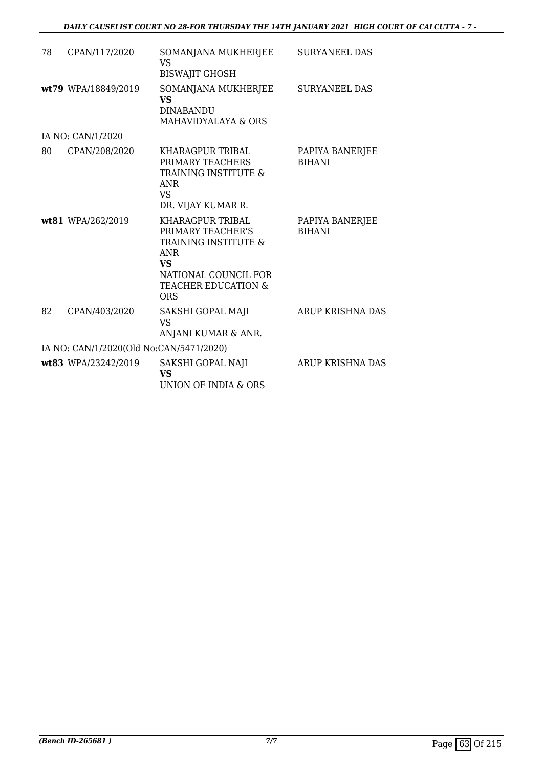| | | | |
|---|---|---|---|
| 78 | CPAN/117/2020 | SOMANJANA MUKHERJEE<br>VS<br>BISWAJIT GHOSH | SURYANEEL DAS |
| **wt79** | WPA/18849/2019 | SOMANJANA MUKHERJEE<br>**VS**<br>DINABANDU MAHAVIDYALAYA & ORS | SURYANEEL DAS |
| IA NO: CAN/1/2020 | | | |
| 80 | CPAN/208/2020 | KHARAGPUR TRIBAL PRIMARY TEACHERS TRAINING INSTITUTE & ANR<br>VS<br>DR. VIJAY KUMAR R. | PAPIYA BANERJEE BIHANI |
| **wt81** | WPA/262/2019 | KHARAGPUR TRIBAL PRIMARY TEACHER'S TRAINING INSTITUTE & ANR<br>**VS**<br>NATIONAL COUNCIL FOR TEACHER EDUCATION & ORS | PAPIYA BANERJEE BIHANI |
| 82 | CPAN/403/2020 | SAKSHI GOPAL MAJI<br>VS<br>ANJANI KUMAR & ANR. | ARUP KRISHNA DAS |
| IA NO: CAN/1/2020(Old No:CAN/5471/2020) | | | |
| **wt83** | WPA/23242/2019 | SAKSHI GOPAL NAJI<br>**VS**<br>UNION OF INDIA & ORS | ARUP KRISHNA DAS |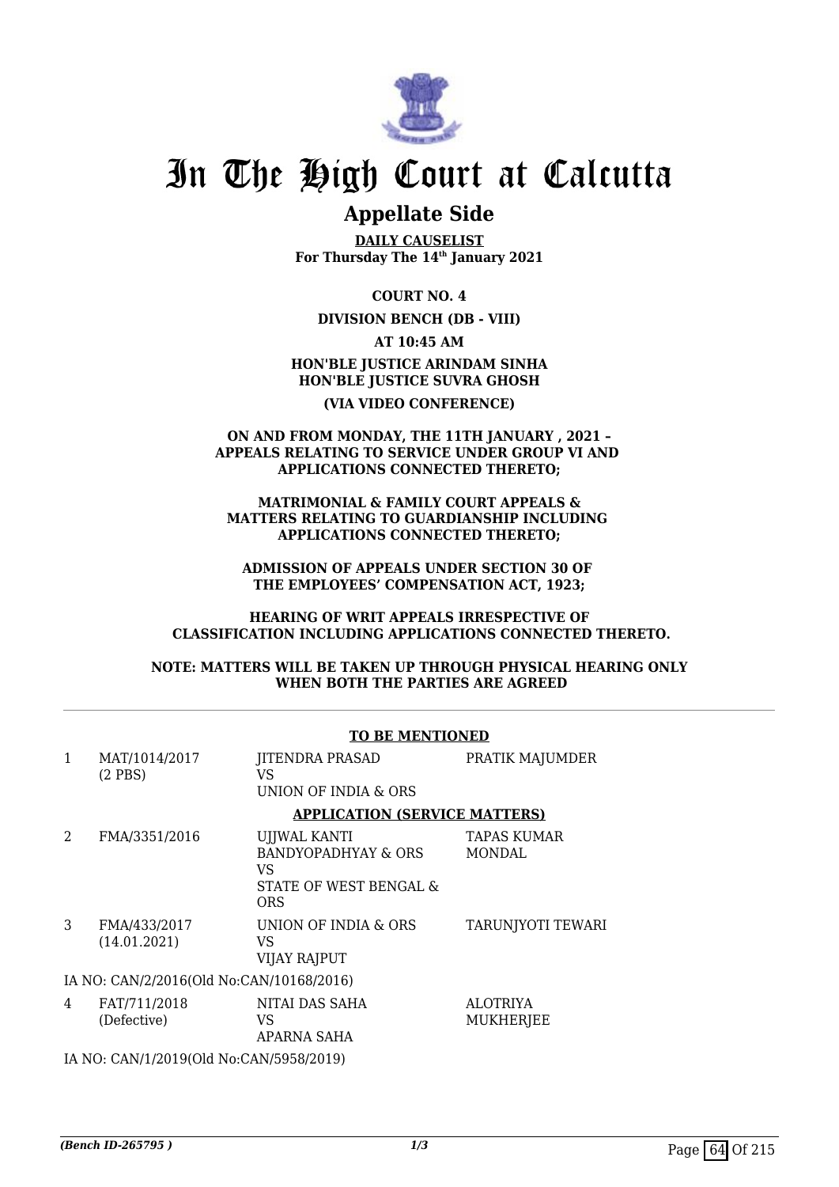# In The High Court at Calcutta

## Appellate Side

**DAILY CAUSELIST**
**For Thursday The 14th January 2021**

**COURT NO. 4**

**DIVISION BENCH (DB - VIII)**

**AT 10:45 AM**

**HON'BLE JUSTICE ARINDAM SINHA**
**HON'BLE JUSTICE SUVRA GHOSH**

**(VIA VIDEO CONFERENCE)**

**ON AND FROM MONDAY, THE 11TH JANUARY , 2021 – APPEALS RELATING TO SERVICE UNDER GROUP VI AND APPLICATIONS CONNECTED THERETO;**

**MATRIMONIAL & FAMILY COURT APPEALS & MATTERS RELATING TO GUARDIANSHIP INCLUDING APPLICATIONS CONNECTED THERETO;**

**ADMISSION OF APPEALS UNDER SECTION 30 OF THE EMPLOYEES' COMPENSATION ACT, 1923;**

**HEARING OF WRIT APPEALS IRRESPECTIVE OF CLASSIFICATION INCLUDING APPLICATIONS CONNECTED THERETO.**

**NOTE: MATTERS WILL BE TAKEN UP THROUGH PHYSICAL HEARING ONLY WHEN BOTH THE PARTIES ARE AGREED**

**TO BE MENTIONED**

| | | | |
|---|---|---|---|
| 1 | MAT/1014/2017 (2 PBS) | JITENDRA PRASAD VS UNION OF INDIA & ORS | PRATIK MAJUMDER |

**APPLICATION (SERVICE MATTERS)**

| | | | |
|---|---|---|---|
| 2 | FMA/3351/2016 | UJJWAL KANTI BANDYOPADHYAY & ORS VS STATE OF WEST BENGAL & ORS | TAPAS KUMAR MONDAL |
| 3 | FMA/433/2017 (14.01.2021) | UNION OF INDIA & ORS VS VIJAY RAJPUT | TARUNJYOTI TEWARI |

IA NO: CAN/2/2016(Old No:CAN/10168/2016)

| | | | |
|---|---|---|---|
| 4 | FAT/711/2018 (Defective) | NITAI DAS SAHA VS APARNA SAHA | ALOTRIYA MUKHERJEE |

IA NO: CAN/1/2019(Old No:CAN/5958/2019)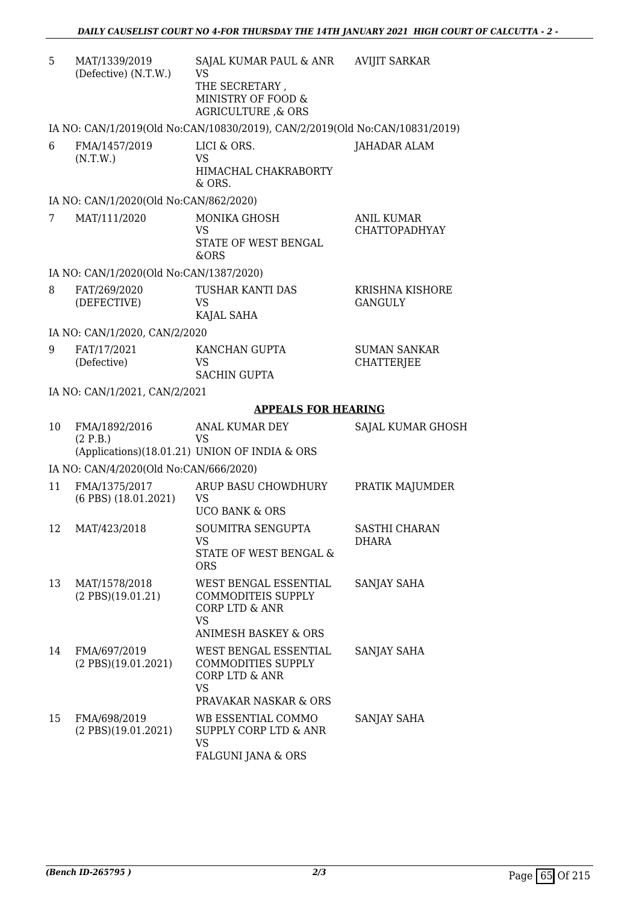| | | | |
|---|---|---|---|
| 5 | MAT/1339/2019 (Defective) (N.T.W.) | SAJAL KUMAR PAUL & ANR VS THE SECRETARY , MINISTRY OF FOOD & AGRICULTURE ,& ORS | AVIJIT SARKAR |

IA NO: CAN/1/2019(Old No:CAN/10830/2019), CAN/2/2019(Old No:CAN/10831/2019)

| | | | |
|---|---|---|---|
| 6 | FMA/1457/2019 (N.T.W.) | LICI & ORS. VS HIMACHAL CHAKRABORTY & ORS. | JAHADAR ALAM |

IA NO: CAN/1/2020(Old No:CAN/862/2020)

| | | | |
|---|---|---|---|
| 7 | MAT/111/2020 | MONIKA GHOSH VS STATE OF WEST BENGAL &ORS | ANIL KUMAR CHATTOPADHYAY |

IA NO: CAN/1/2020(Old No:CAN/1387/2020)

| | | | |
|---|---|---|---|
| 8 | FAT/269/2020 (DEFECTIVE) | TUSHAR KANTI DAS VS KAJAL SAHA | KRISHNA KISHORE GANGULY |

IA NO: CAN/1/2020, CAN/2/2020

| | | | |
|---|---|---|---|
| 9 | FAT/17/2021 (Defective) | KANCHAN GUPTA VS SACHIN GUPTA | SUMAN SANKAR CHATTERJEE |

IA NO: CAN/1/2021, CAN/2/2021

## APPEALS FOR HEARING

| | | | |
|---|---|---|---|
| 10 | FMA/1892/2016 (2 P.B.) (Applications)(18.01.21) | ANAL KUMAR DEY VS UNION OF INDIA & ORS | SAJAL KUMAR GHOSH |

IA NO: CAN/4/2020(Old No:CAN/666/2020)

| | | | |
|---|---|---|---|
| 11 | FMA/1375/2017 (6 PBS) (18.01.2021) | ARUP BASU CHOWDHURY VS UCO BANK & ORS | PRATIK MAJUMDER |
| 12 | MAT/423/2018 | SOUMITRA SENGUPTA VS STATE OF WEST BENGAL & ORS | SASTHI CHARAN DHARA |
| 13 | MAT/1578/2018 (2 PBS)(19.01.21) | WEST BENGAL ESSENTIAL COMMODITEIS SUPPLY CORP LTD & ANR VS ANIMESH BASKEY & ORS | SANJAY SAHA |
| 14 | FMA/697/2019 (2 PBS)(19.01.2021) | WEST BENGAL ESSENTIAL COMMODITIES SUPPLY CORP LTD & ANR VS PRAVAKAR NASKAR & ORS | SANJAY SAHA |
| 15 | FMA/698/2019 (2 PBS)(19.01.2021) | WB ESSENTIAL COMMO SUPPLY CORP LTD & ANR VS FALGUNI JANA & ORS | SANJAY SAHA |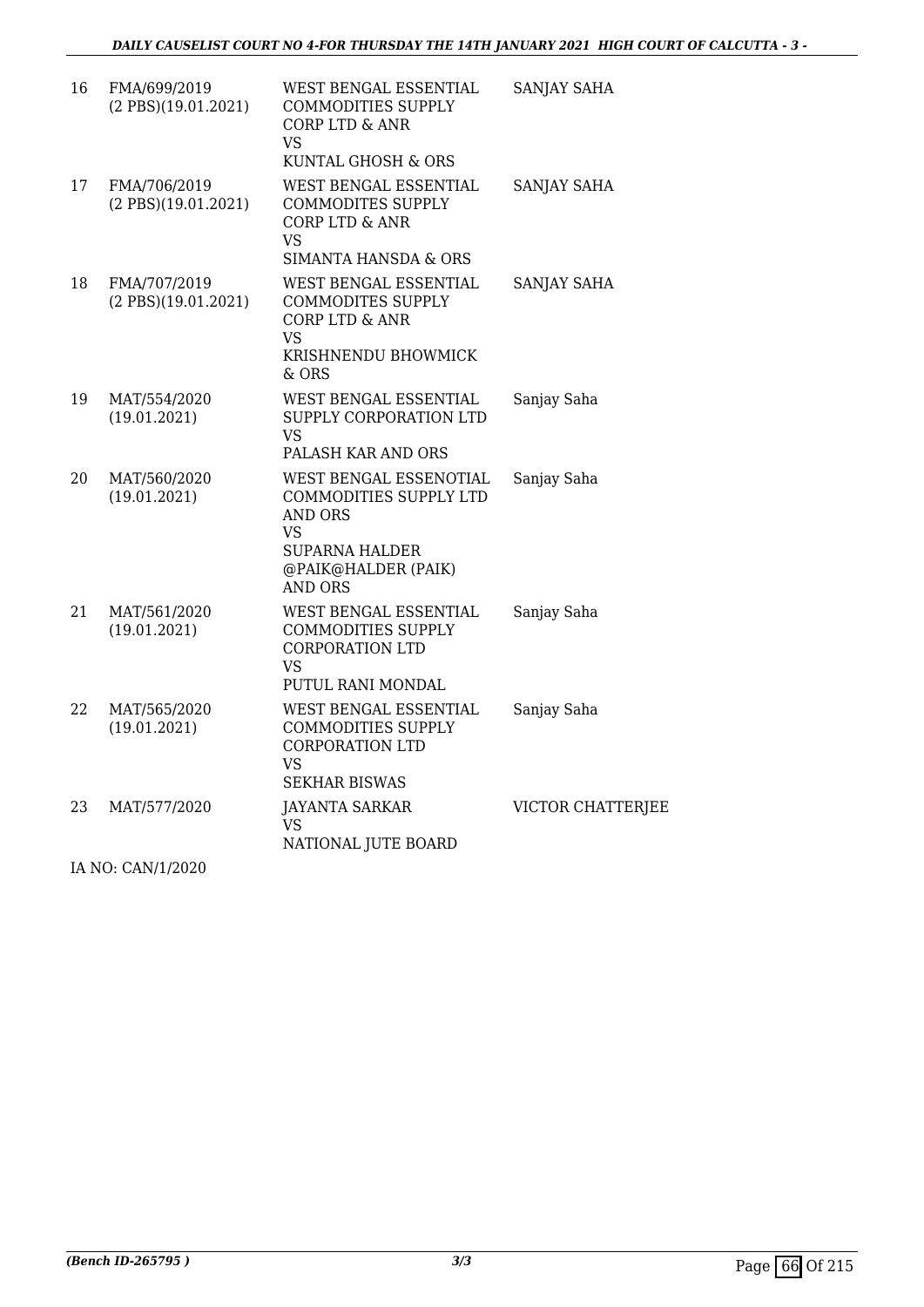| | | | |
|---|---|---|---|
| 16 | FMA/699/2019 (2 PBS)(19.01.2021) | WEST BENGAL ESSENTIAL COMMODITIES SUPPLY CORP LTD & ANR VS KUNTAL GHOSH & ORS | SANJAY SAHA |
| 17 | FMA/706/2019 (2 PBS)(19.01.2021) | WEST BENGAL ESSENTIAL COMMODITES SUPPLY CORP LTD & ANR VS SIMANTA HANSDA & ORS | SANJAY SAHA |
| 18 | FMA/707/2019 (2 PBS)(19.01.2021) | WEST BENGAL ESSENTIAL COMMODITES SUPPLY CORP LTD & ANR VS KRISHNENDU BHOWMICK & ORS | SANJAY SAHA |
| 19 | MAT/554/2020 (19.01.2021) | WEST BENGAL ESSENTIAL SUPPLY CORPORATION LTD VS PALASH KAR AND ORS | Sanjay Saha |
| 20 | MAT/560/2020 (19.01.2021) | WEST BENGAL ESSENOTIAL COMMODITIES SUPPLY LTD AND ORS VS SUPARNA HALDER @PAIK@HALDER (PAIK) AND ORS | Sanjay Saha |
| 21 | MAT/561/2020 (19.01.2021) | WEST BENGAL ESSENTIAL COMMODITIES SUPPLY CORPORATION LTD VS PUTUL RANI MONDAL | Sanjay Saha |
| 22 | MAT/565/2020 (19.01.2021) | WEST BENGAL ESSENTIAL COMMODITIES SUPPLY CORPORATION LTD VS SEKHAR BISWAS | Sanjay Saha |
| 23 | MAT/577/2020 | JAYANTA SARKAR VS NATIONAL JUTE BOARD | VICTOR CHATTERJEE |

IA NO: CAN/1/2020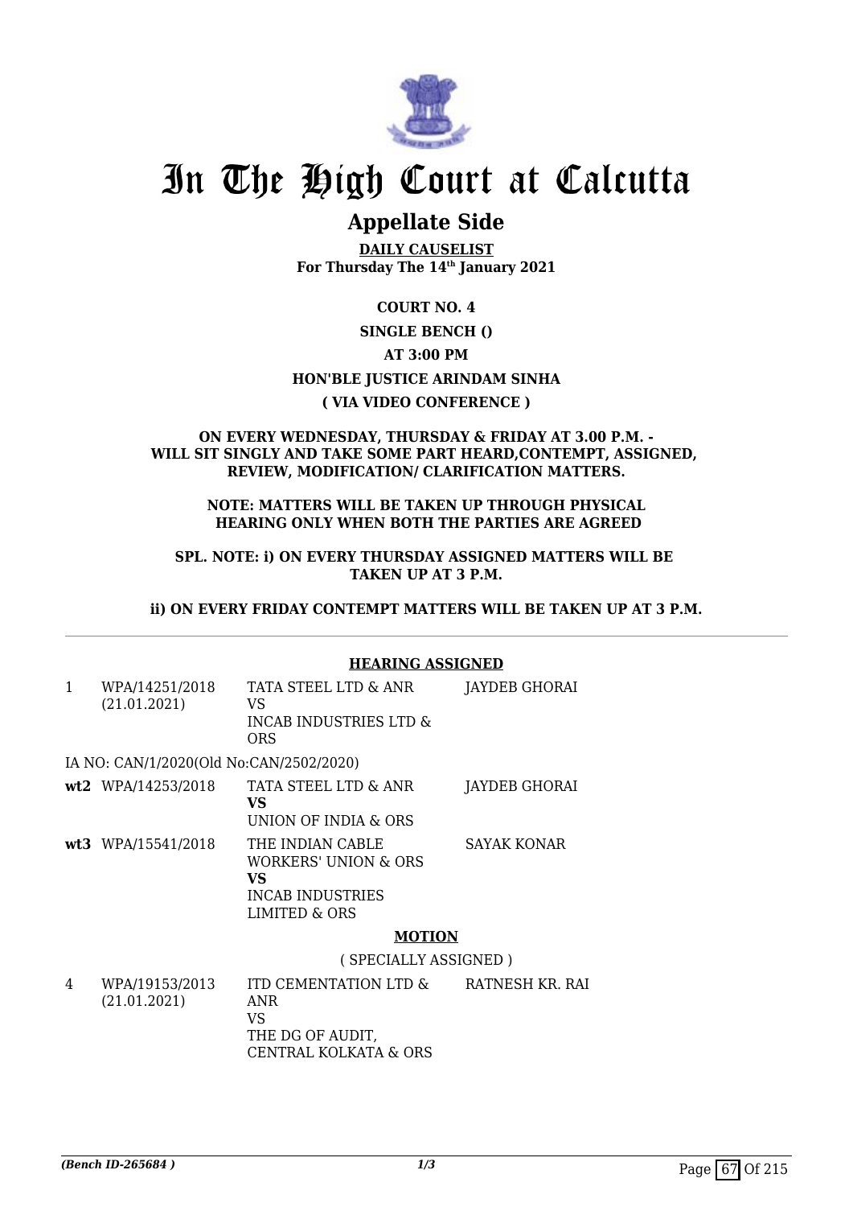# In The High Court at Calcutta

## Appellate Side

**DAILY CAUSELIST**
**For Thursday The 14th January 2021**

**COURT NO. 4**

**SINGLE BENCH ()**

**AT 3:00 PM**

**HON'BLE JUSTICE ARINDAM SINHA**

**( VIA VIDEO CONFERENCE )**

**ON EVERY WEDNESDAY, THURSDAY & FRIDAY AT 3.00 P.M. - WILL SIT SINGLY AND TAKE SOME PART HEARD,CONTEMPT, ASSIGNED, REVIEW, MODIFICATION/ CLARIFICATION MATTERS.**

**NOTE: MATTERS WILL BE TAKEN UP THROUGH PHYSICAL HEARING ONLY WHEN BOTH THE PARTIES ARE AGREED**

**SPL. NOTE: i) ON EVERY THURSDAY ASSIGNED MATTERS WILL BE TAKEN UP AT 3 P.M.**

**ii) ON EVERY FRIDAY CONTEMPT MATTERS WILL BE TAKEN UP AT 3 P.M.**

---

**HEARING ASSIGNED**

| | | | |
|---|---|---|---|
| 1 | WPA/14251/2018 (21.01.2021) | TATA STEEL LTD & ANR VS INCAB INDUSTRIES LTD & ORS | JAYDEB GHORAI |
| | IA NO: CAN/1/2020(Old No:CAN/2502/2020) | | |
| **wt2** | WPA/14253/2018 | TATA STEEL LTD & ANR **VS** UNION OF INDIA & ORS | JAYDEB GHORAI |
| **wt3** | WPA/15541/2018 | THE INDIAN CABLE WORKERS' UNION & ORS **VS** INCAB INDUSTRIES LIMITED & ORS | SAYAK KONAR |

**MOTION**

( SPECIALLY ASSIGNED )

| | | | |
|---|---|---|---|
| 4 | WPA/19153/2013 (21.01.2021) | ITD CEMENTATION LTD & ANR VS THE DG OF AUDIT, CENTRAL KOLKATA & ORS | RATNESH KR. RAI |

*(Bench ID-265684 )* 1/3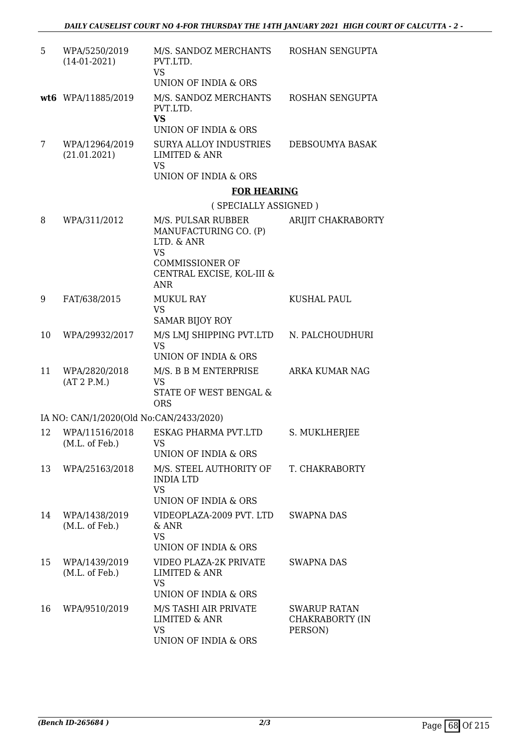| | | | |
|---|---|---|---|
| 5 | WPA/5250/2019 (14-01-2021) | M/S. SANDOZ MERCHANTS PVT.LTD. VS UNION OF INDIA & ORS | ROSHAN SENGUPTA |
| **wt6** | WPA/11885/2019 | M/S. SANDOZ MERCHANTS PVT.LTD. **VS** UNION OF INDIA & ORS | ROSHAN SENGUPTA |
| 7 | WPA/12964/2019 (21.01.2021) | SURYA ALLOY INDUSTRIES LIMITED & ANR VS UNION OF INDIA & ORS | DEBSOUMYA BASAK |

**FOR HEARING**

( SPECIALLY ASSIGNED )

| | | | |
|---|---|---|---|
| 8 | WPA/311/2012 | M/S. PULSAR RUBBER MANUFACTURING CO. (P) LTD. & ANR VS COMMISSIONER OF CENTRAL EXCISE, KOL-III & ANR | ARIJIT CHAKRABORTY |
| 9 | FAT/638/2015 | MUKUL RAY VS SAMAR BIJOY ROY | KUSHAL PAUL |
| 10 | WPA/29932/2017 | M/S LMJ SHIPPING PVT.LTD VS UNION OF INDIA & ORS | N. PALCHOUDHURI |
| 11 | WPA/2820/2018 (AT 2 P.M.) | M/S. B B M ENTERPRISE VS STATE OF WEST BENGAL & ORS | ARKA KUMAR NAG |

IA NO: CAN/1/2020(Old No:CAN/2433/2020)

| | | | |
|---|---|---|---|
| 12 | WPA/11516/2018 (M.L. of Feb.) | ESKAG PHARMA PVT.LTD VS UNION OF INDIA & ORS | S. MUKLHERJEE |
| 13 | WPA/25163/2018 | M/S. STEEL AUTHORITY OF INDIA LTD VS UNION OF INDIA & ORS | T. CHAKRABORTY |
| 14 | WPA/1438/2019 (M.L. of Feb.) | VIDEOPLAZA-2009 PVT. LTD & ANR VS UNION OF INDIA & ORS | SWAPNA DAS |
| 15 | WPA/1439/2019 (M.L. of Feb.) | VIDEO PLAZA-2K PRIVATE LIMITED & ANR VS UNION OF INDIA & ORS | SWAPNA DAS |
| 16 | WPA/9510/2019 | M/S TASHI AIR PRIVATE LIMITED & ANR VS UNION OF INDIA & ORS | SWARUP RATAN CHAKRABORTY (IN PERSON) |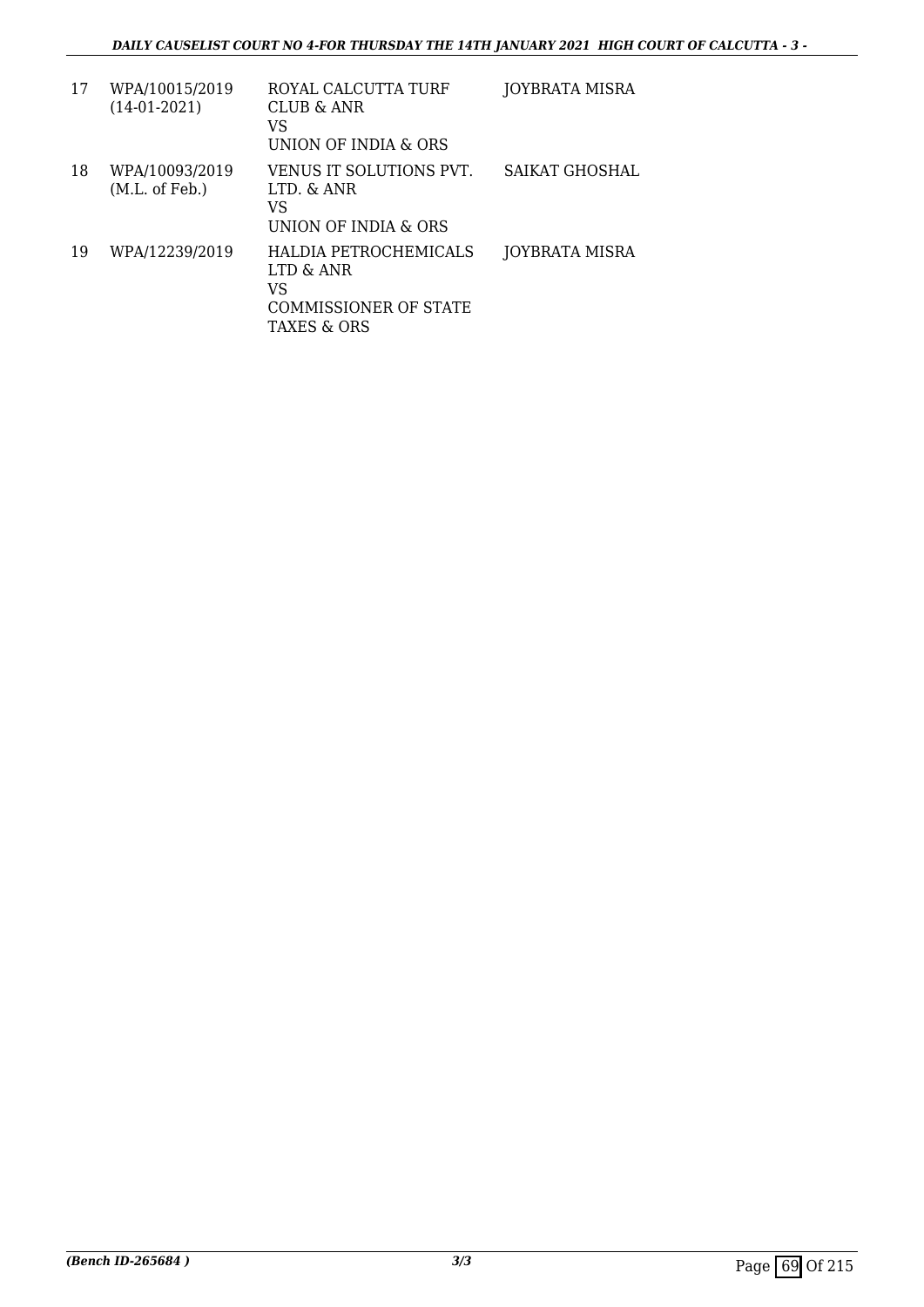| 17 | WPA/10015/2019<br>(14-01-2021) | ROYAL CALCUTTA TURF CLUB & ANR<br>VS<br>UNION OF INDIA & ORS | JOYBRATA MISRA |
|---|---|---|---|
| 18 | WPA/10093/2019<br>(M.L. of Feb.) | VENUS IT SOLUTIONS PVT. LTD. & ANR<br>VS<br>UNION OF INDIA & ORS | SAIKAT GHOSHAL |
| 19 | WPA/12239/2019 | HALDIA PETROCHEMICALS LTD & ANR<br>VS<br>COMMISSIONER OF STATE TAXES & ORS | JOYBRATA MISRA |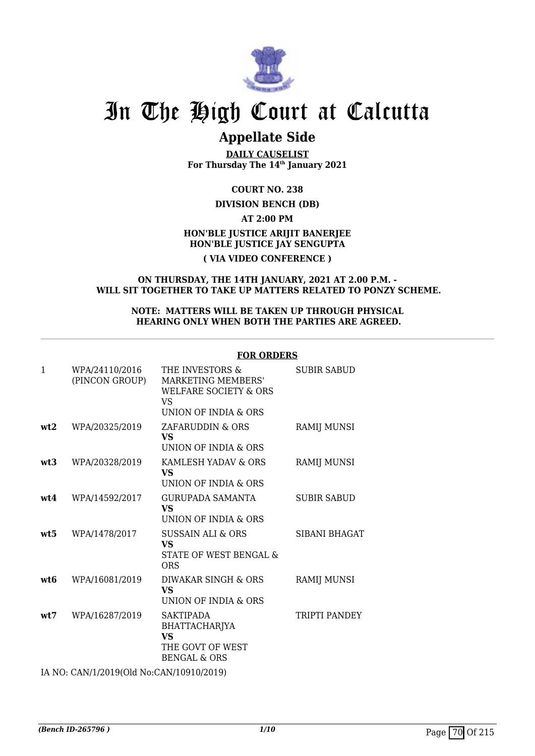# In The High Court at Calcutta

## Appellate Side

**DAILY CAUSELIST**
**For Thursday The 14th January 2021**

**COURT NO. 238**

**DIVISION BENCH (DB)**

**AT 2:00 PM**

**HON'BLE JUSTICE ARIJIT BANERJEE**
**HON'BLE JUSTICE JAY SENGUPTA**

**( VIA VIDEO CONFERENCE )**

**ON THURSDAY, THE 14TH JANUARY, 2021 AT 2.00 P.M. - WILL SIT TOGETHER TO TAKE UP MATTERS RELATED TO PONZY SCHEME.**

**NOTE: MATTERS WILL BE TAKEN UP THROUGH PHYSICAL HEARING ONLY WHEN BOTH THE PARTIES ARE AGREED.**

**FOR ORDERS**

| | | | |
|---|---|---|---|
| 1 | WPA/24110/2016 (PINCON GROUP) | THE INVESTORS & MARKETING MEMBERS' WELFARE SOCIETY & ORS<br>VS<br>UNION OF INDIA & ORS | SUBIR SABUD |
| **wt2** | WPA/20325/2019 | ZAFARUDDIN & ORS<br>**VS**<br>UNION OF INDIA & ORS | RAMIJ MUNSI |
| **wt3** | WPA/20328/2019 | KAMLESH YADAV & ORS<br>**VS**<br>UNION OF INDIA & ORS | RAMIJ MUNSI |
| **wt4** | WPA/14592/2017 | GURUPADA SAMANTA<br>**VS**<br>UNION OF INDIA & ORS | SUBIR SABUD |
| **wt5** | WPA/1478/2017 | SUSSAIN ALI & ORS<br>**VS**<br>STATE OF WEST BENGAL & ORS | SIBANI BHAGAT |
| **wt6** | WPA/16081/2019 | DIWAKAR SINGH & ORS<br>**VS**<br>UNION OF INDIA & ORS | RAMIJ MUNSI |
| **wt7** | WPA/16287/2019 | SAKTIPADA BHATTACHARJYA<br>**VS**<br>THE GOVT OF WEST BENGAL & ORS | TRIPTI PANDEY |

IA NO: CAN/1/2019(Old No:CAN/10910/2019)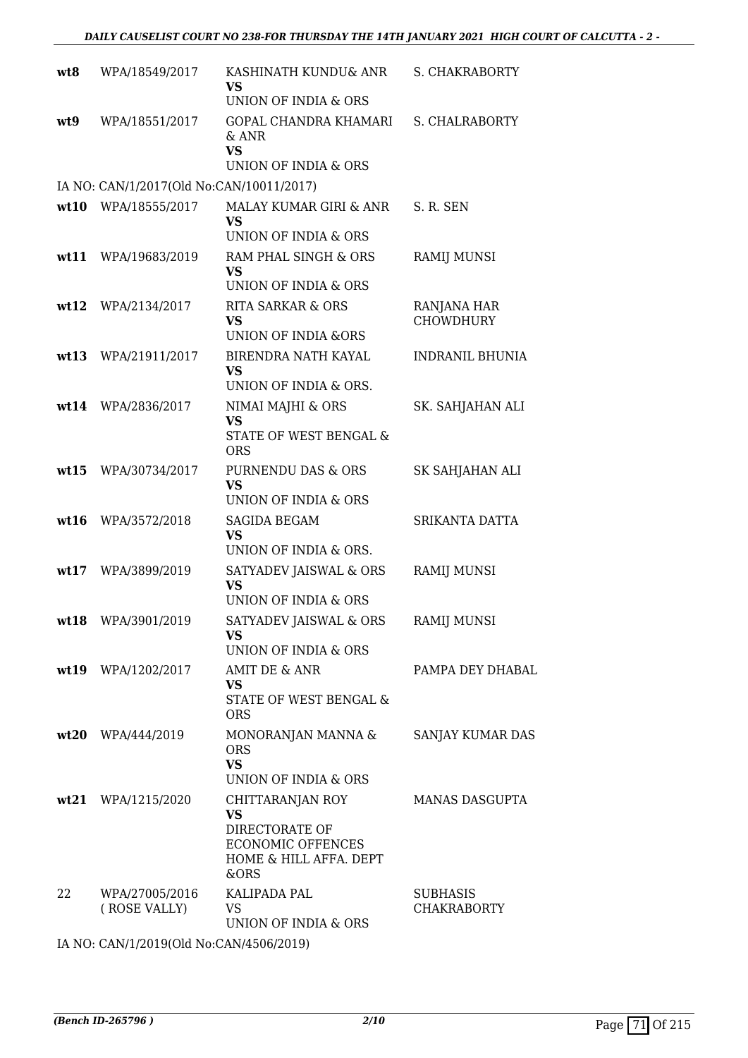| | | | |
|---|---|---|---|
| wt8 | WPA/18549/2017 | KASHINATH KUNDU& ANR<br>**VS**<br>UNION OF INDIA & ORS | S. CHAKRABORTY |
| wt9 | WPA/18551/2017 | GOPAL CHANDRA KHAMARI & ANR<br>**VS**<br>UNION OF INDIA & ORS | S. CHALRABORTY |
| IA NO: CAN/1/2017(Old No:CAN/10011/2017) | | | |
| wt10 | WPA/18555/2017 | MALAY KUMAR GIRI & ANR<br>**VS**<br>UNION OF INDIA & ORS | S. R. SEN |
| wt11 | WPA/19683/2019 | RAM PHAL SINGH & ORS<br>**VS**<br>UNION OF INDIA & ORS | RAMIJ MUNSI |
| wt12 | WPA/2134/2017 | RITA SARKAR & ORS<br>**VS**<br>UNION OF INDIA &ORS | RANJANA HAR CHOWDHURY |
| wt13 | WPA/21911/2017 | BIRENDRA NATH KAYAL<br>**VS**<br>UNION OF INDIA & ORS. | INDRANIL BHUNIA |
| wt14 | WPA/2836/2017 | NIMAI MAJHI & ORS<br>**VS**<br>STATE OF WEST BENGAL & ORS | SK. SAHJAHAN ALI |
| wt15 | WPA/30734/2017 | PURNENDU DAS & ORS<br>**VS**<br>UNION OF INDIA & ORS | SK SAHJAHAN ALI |
| wt16 | WPA/3572/2018 | SAGIDA BEGAM<br>**VS**<br>UNION OF INDIA & ORS. | SRIKANTA DATTA |
| wt17 | WPA/3899/2019 | SATYADEV JAISWAL & ORS<br>**VS**<br>UNION OF INDIA & ORS | RAMIJ MUNSI |
| wt18 | WPA/3901/2019 | SATYADEV JAISWAL & ORS<br>**VS**<br>UNION OF INDIA & ORS | RAMIJ MUNSI |
| wt19 | WPA/1202/2017 | AMIT DE & ANR<br>**VS**<br>STATE OF WEST BENGAL & ORS | PAMPA DEY DHABAL |
| wt20 | WPA/444/2019 | MONORANJAN MANNA & ORS<br>**VS**<br>UNION OF INDIA & ORS | SANJAY KUMAR DAS |
| wt21 | WPA/1215/2020 | CHITTARANJAN ROY<br>**VS**<br>DIRECTORATE OF ECONOMIC OFFENCES HOME & HILL AFFA. DEPT &ORS | MANAS DASGUPTA |
| 22 | WPA/27005/2016 ( ROSE VALLY) | KALIPADA PAL<br>VS<br>UNION OF INDIA & ORS | SUBHASIS CHAKRABORTY |
| IA NO: CAN/1/2019(Old No:CAN/4506/2019) | | | |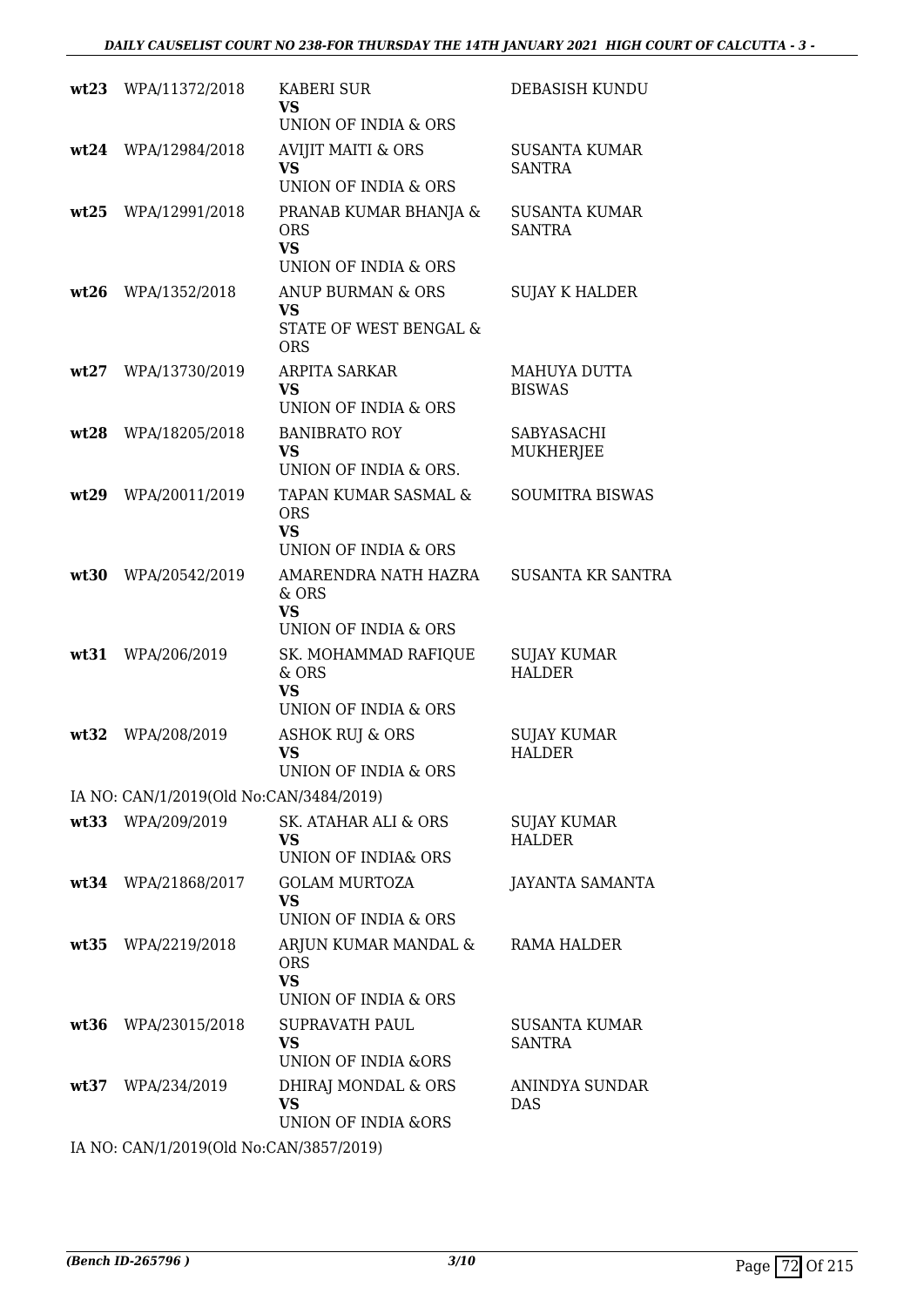| | | | |
|---|---|---|---|
| wt23 | WPA/11372/2018 | KABERI SUR<br>VS<br>UNION OF INDIA & ORS | DEBASISH KUNDU |
| wt24 | WPA/12984/2018 | AVIJIT MAITI & ORS<br>VS<br>UNION OF INDIA & ORS | SUSANTA KUMAR SANTRA |
| wt25 | WPA/12991/2018 | PRANAB KUMAR BHANJA & ORS<br>VS<br>UNION OF INDIA & ORS | SUSANTA KUMAR SANTRA |
| wt26 | WPA/1352/2018 | ANUP BURMAN & ORS<br>VS<br>STATE OF WEST BENGAL & ORS | SUJAY K HALDER |
| wt27 | WPA/13730/2019 | ARPITA SARKAR<br>VS<br>UNION OF INDIA & ORS | MAHUYA DUTTA BISWAS |
| wt28 | WPA/18205/2018 | BANIBRATO ROY<br>VS<br>UNION OF INDIA & ORS. | SABYASACHI MUKHERJEE |
| wt29 | WPA/20011/2019 | TAPAN KUMAR SASMAL & ORS<br>VS<br>UNION OF INDIA & ORS | SOUMITRA BISWAS |
| wt30 | WPA/20542/2019 | AMARENDRA NATH HAZRA & ORS<br>VS<br>UNION OF INDIA & ORS | SUSANTA KR SANTRA |
| wt31 | WPA/206/2019 | SK. MOHAMMAD RAFIQUE & ORS<br>VS<br>UNION OF INDIA & ORS | SUJAY KUMAR HALDER |
| wt32 | WPA/208/2019 | ASHOK RUJ & ORS<br>VS<br>UNION OF INDIA & ORS | SUJAY KUMAR HALDER |
| | IA NO: CAN/1/2019(Old No:CAN/3484/2019) | | |
| wt33 | WPA/209/2019 | SK. ATAHAR ALI & ORS<br>VS<br>UNION OF INDIA& ORS | SUJAY KUMAR HALDER |
| wt34 | WPA/21868/2017 | GOLAM MURTOZA<br>VS<br>UNION OF INDIA & ORS | JAYANTA SAMANTA |
| wt35 | WPA/2219/2018 | ARJUN KUMAR MANDAL & ORS<br>VS<br>UNION OF INDIA & ORS | RAMA HALDER |
| wt36 | WPA/23015/2018 | SUPRAVATH PAUL<br>VS<br>UNION OF INDIA &ORS | SUSANTA KUMAR SANTRA |
| wt37 | WPA/234/2019 | DHIRAJ MONDAL & ORS<br>VS<br>UNION OF INDIA &ORS | ANINDYA SUNDAR DAS |
| | IA NO: CAN/1/2019(Old No:CAN/3857/2019) | | |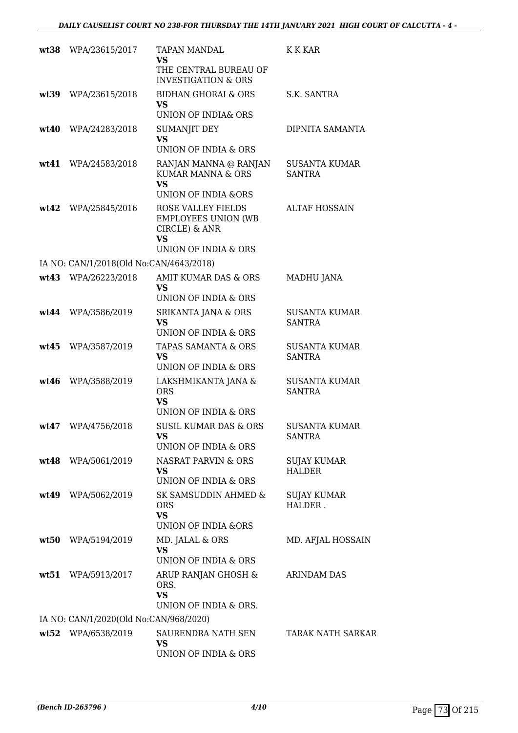| | | | |
|---|---|---|---|
| **wt38** | WPA/23615/2017 | TAPAN MANDAL<br>**VS**<br>THE CENTRAL BUREAU OF INVESTIGATION & ORS | K K KAR |
| **wt39** | WPA/23615/2018 | BIDHAN GHORAI & ORS<br>**VS**<br>UNION OF INDIA& ORS | S.K. SANTRA |
| **wt40** | WPA/24283/2018 | SUMANJIT DEY<br>**VS**<br>UNION OF INDIA & ORS | DIPNITA SAMANTA |
| **wt41** | WPA/24583/2018 | RANJAN MANNA @ RANJAN KUMAR MANNA & ORS<br>**VS**<br>UNION OF INDIA &ORS | SUSANTA KUMAR SANTRA |
| **wt42** | WPA/25845/2016 | ROSE VALLEY FIELDS EMPLOYEES UNION (WB CIRCLE) & ANR<br>**VS**<br>UNION OF INDIA & ORS | ALTAF HOSSAIN |
| | IA NO: CAN/1/2018(Old No:CAN/4643/2018) | | |
| **wt43** | WPA/26223/2018 | AMIT KUMAR DAS & ORS<br>**VS**<br>UNION OF INDIA & ORS | MADHU JANA |
| **wt44** | WPA/3586/2019 | SRIKANTA JANA & ORS<br>**VS**<br>UNION OF INDIA & ORS | SUSANTA KUMAR SANTRA |
| **wt45** | WPA/3587/2019 | TAPAS SAMANTA & ORS<br>**VS**<br>UNION OF INDIA & ORS | SUSANTA KUMAR SANTRA |
| **wt46** | WPA/3588/2019 | LAKSHMIKANTA JANA & ORS<br>**VS**<br>UNION OF INDIA & ORS | SUSANTA KUMAR SANTRA |
| **wt47** | WPA/4756/2018 | SUSIL KUMAR DAS & ORS<br>**VS**<br>UNION OF INDIA & ORS | SUSANTA KUMAR SANTRA |
| **wt48** | WPA/5061/2019 | NASRAT PARVIN & ORS<br>**VS**<br>UNION OF INDIA & ORS | SUJAY KUMAR HALDER |
| **wt49** | WPA/5062/2019 | SK SAMSUDDIN AHMED & ORS<br>**VS**<br>UNION OF INDIA &ORS | SUJAY KUMAR HALDER . |
| **wt50** | WPA/5194/2019 | MD. JALAL & ORS<br>**VS**<br>UNION OF INDIA & ORS | MD. AFJAL HOSSAIN |
| **wt51** | WPA/5913/2017 | ARUP RANJAN GHOSH & ORS.<br>**VS**<br>UNION OF INDIA & ORS. | ARINDAM DAS |
| | IA NO: CAN/1/2020(Old No:CAN/968/2020) | | |
| **wt52** | WPA/6538/2019 | SAURENDRA NATH SEN<br>**VS**<br>UNION OF INDIA & ORS | TARAK NATH SARKAR |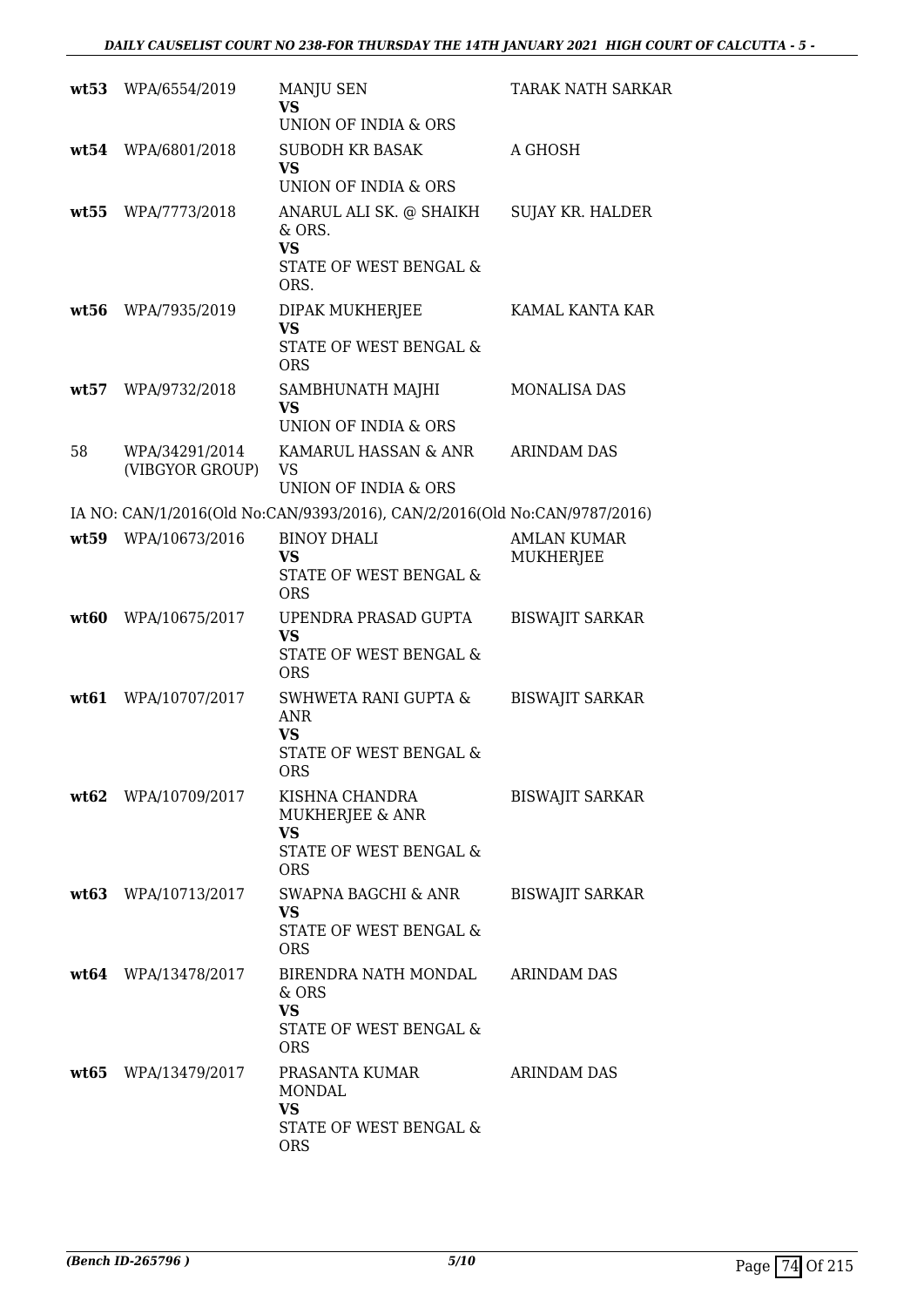| | | | |
|---|---|---|---|
| **wt53** | WPA/6554/2019 | MANJU SEN<br>**VS**<br>UNION OF INDIA & ORS | TARAK NATH SARKAR |
| **wt54** | WPA/6801/2018 | SUBODH KR BASAK<br>**VS**<br>UNION OF INDIA & ORS | A GHOSH |
| **wt55** | WPA/7773/2018 | ANARUL ALI SK. @ SHAIKH & ORS.<br>**VS**<br>STATE OF WEST BENGAL & ORS. | SUJAY KR. HALDER |
| **wt56** | WPA/7935/2019 | DIPAK MUKHERJEE<br>**VS**<br>STATE OF WEST BENGAL & ORS | KAMAL KANTA KAR |
| **wt57** | WPA/9732/2018 | SAMBHUNATH MAJHI<br>**VS**<br>UNION OF INDIA & ORS | MONALISA DAS |
| 58 | WPA/34291/2014 (VIBGYOR GROUP) | KAMARUL HASSAN & ANR<br>VS<br>UNION OF INDIA & ORS | ARINDAM DAS |
| | IA NO: CAN/1/2016(Old No:CAN/9393/2016), CAN/2/2016(Old No:CAN/9787/2016) | | |
| **wt59** | WPA/10673/2016 | BINOY DHALI<br>**VS**<br>STATE OF WEST BENGAL & ORS | AMLAN KUMAR MUKHERJEE |
| **wt60** | WPA/10675/2017 | UPENDRA PRASAD GUPTA<br>**VS**<br>STATE OF WEST BENGAL & ORS | BISWAJIT SARKAR |
| **wt61** | WPA/10707/2017 | SWHWETA RANI GUPTA & ANR<br>**VS**<br>STATE OF WEST BENGAL & ORS | BISWAJIT SARKAR |
| **wt62** | WPA/10709/2017 | KISHNA CHANDRA MUKHERJEE & ANR<br>**VS**<br>STATE OF WEST BENGAL & ORS | BISWAJIT SARKAR |
| **wt63** | WPA/10713/2017 | SWAPNA BAGCHI & ANR<br>**VS**<br>STATE OF WEST BENGAL & ORS | BISWAJIT SARKAR |
| **wt64** | WPA/13478/2017 | BIRENDRA NATH MONDAL & ORS<br>**VS**<br>STATE OF WEST BENGAL & ORS | ARINDAM DAS |
| **wt65** | WPA/13479/2017 | PRASANTA KUMAR MONDAL<br>**VS**<br>STATE OF WEST BENGAL & ORS | ARINDAM DAS |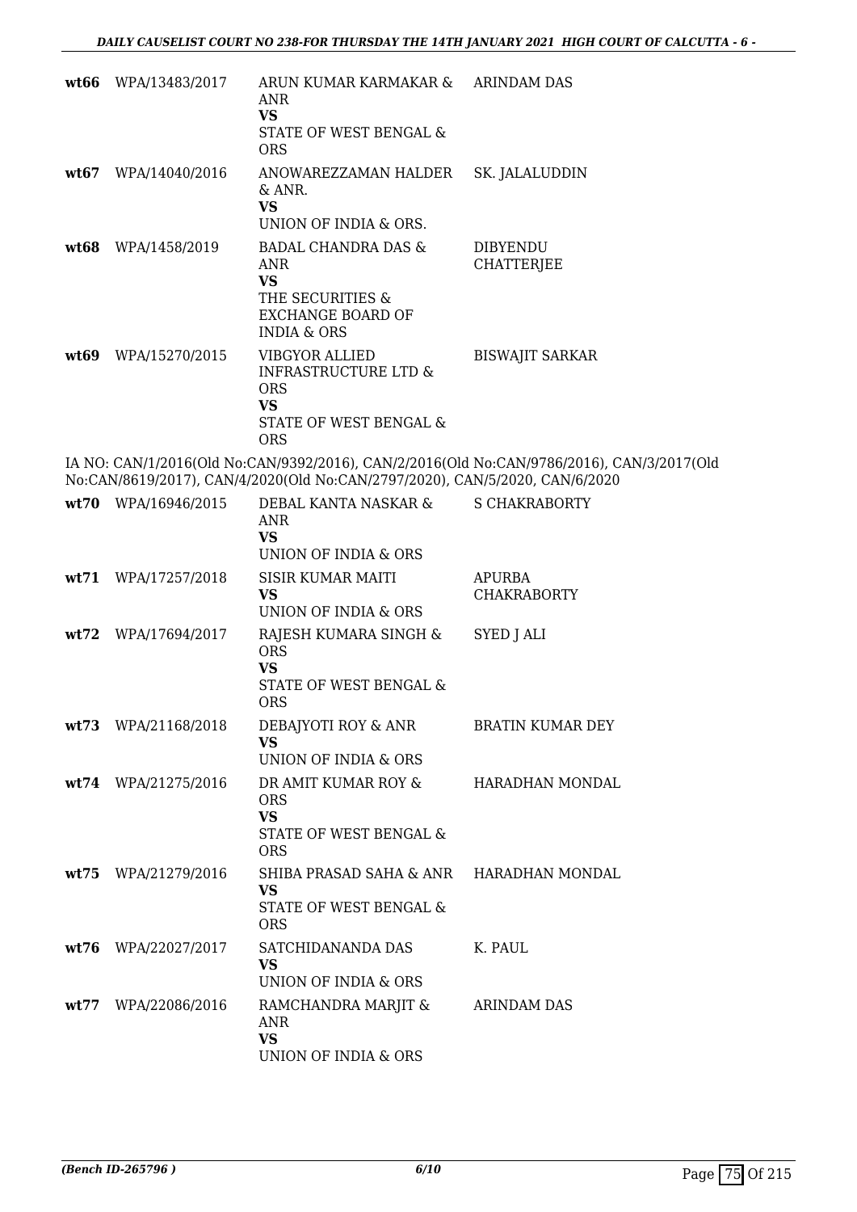| | | | |
|---|---|---|---|
| **wt66** | WPA/13483/2017 | ARUN KUMAR KARMAKAR & ANR<br>**VS**<br>STATE OF WEST BENGAL & ORS | ARINDAM DAS |
| **wt67** | WPA/14040/2016 | ANOWAREZZAMAN HALDER & ANR.<br>**VS**<br>UNION OF INDIA & ORS. | SK. JALALUDDIN |
| **wt68** | WPA/1458/2019 | BADAL CHANDRA DAS & ANR<br>**VS**<br>THE SECURITIES & EXCHANGE BOARD OF INDIA & ORS | DIBYENDU CHATTERJEE |
| **wt69** | WPA/15270/2015 | VIBGYOR ALLIED INFRASTRUCTURE LTD & ORS<br>**VS**<br>STATE OF WEST BENGAL & ORS | BISWAJIT SARKAR |

IA NO: CAN/1/2016(Old No:CAN/9392/2016), CAN/2/2016(Old No:CAN/9786/2016), CAN/3/2017(Old No:CAN/8619/2017), CAN/4/2020(Old No:CAN/2797/2020), CAN/5/2020, CAN/6/2020

| | | | |
|---|---|---|---|
| **wt70** | WPA/16946/2015 | DEBAL KANTA NASKAR & ANR<br>**VS**<br>UNION OF INDIA & ORS | S CHAKRABORTY |
| **wt71** | WPA/17257/2018 | SISIR KUMAR MAITI<br>**VS**<br>UNION OF INDIA & ORS | APURBA CHAKRABORTY |
| **wt72** | WPA/17694/2017 | RAJESH KUMARA SINGH & ORS<br>**VS**<br>STATE OF WEST BENGAL & ORS | SYED J ALI |
| **wt73** | WPA/21168/2018 | DEBAJYOTI ROY & ANR<br>**VS**<br>UNION OF INDIA & ORS | BRATIN KUMAR DEY |
| **wt74** | WPA/21275/2016 | DR AMIT KUMAR ROY & ORS<br>**VS**<br>STATE OF WEST BENGAL & ORS | HARADHAN MONDAL |
| **wt75** | WPA/21279/2016 | SHIBA PRASAD SAHA & ANR<br>**VS**<br>STATE OF WEST BENGAL & ORS | HARADHAN MONDAL |
| **wt76** | WPA/22027/2017 | SATCHIDANANDA DAS<br>**VS**<br>UNION OF INDIA & ORS | K. PAUL |
| **wt77** | WPA/22086/2016 | RAMCHANDRA MARJIT & ANR<br>**VS**<br>UNION OF INDIA & ORS | ARINDAM DAS |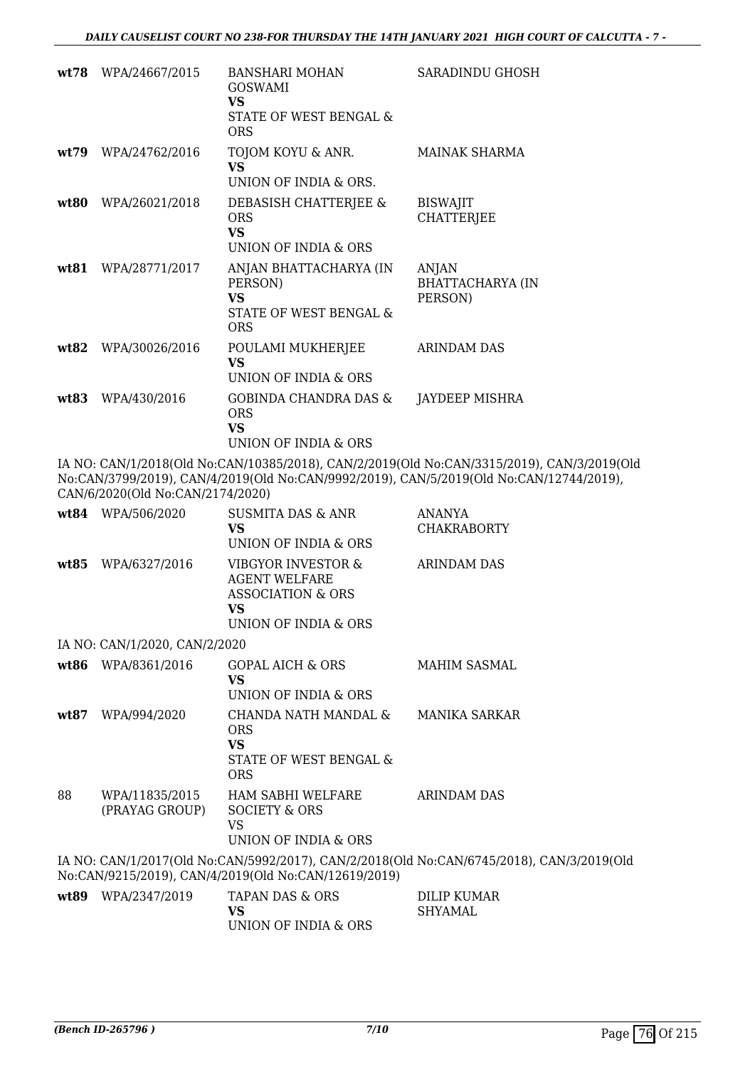| | | | |
|---|---|---|---|
| wt78 | WPA/24667/2015 | BANSHARI MOHAN GOSWAMI<br>VS<br>STATE OF WEST BENGAL & ORS | SARADINDU GHOSH |
| wt79 | WPA/24762/2016 | TOJOM KOYU & ANR.<br>VS<br>UNION OF INDIA & ORS. | MAINAK SHARMA |
| wt80 | WPA/26021/2018 | DEBASISH CHATTERJEE & ORS<br>VS<br>UNION OF INDIA & ORS | BISWAJIT CHATTERJEE |
| wt81 | WPA/28771/2017 | ANJAN BHATTACHARYA (IN PERSON)<br>VS<br>STATE OF WEST BENGAL & ORS | ANJAN BHATTACHARYA (IN PERSON) |
| wt82 | WPA/30026/2016 | POULAMI MUKHERJEE<br>VS<br>UNION OF INDIA & ORS | ARINDAM DAS |
| wt83 | WPA/430/2016 | GOBINDA CHANDRA DAS & ORS<br>VS<br>UNION OF INDIA & ORS | JAYDEEP MISHRA |

IA NO: CAN/1/2018(Old No:CAN/10385/2018), CAN/2/2019(Old No:CAN/3315/2019), CAN/3/2019(Old No:CAN/3799/2019), CAN/4/2019(Old No:CAN/9992/2019), CAN/5/2019(Old No:CAN/12744/2019), CAN/6/2020(Old No:CAN/2174/2020)

| | | | |
|---|---|---|---|
| wt84 | WPA/506/2020 | SUSMITA DAS & ANR<br>VS<br>UNION OF INDIA & ORS | ANANYA CHAKRABORTY |
| wt85 | WPA/6327/2016 | VIBGYOR INVESTOR & AGENT WELFARE ASSOCIATION & ORS<br>VS<br>UNION OF INDIA & ORS | ARINDAM DAS |

IA NO: CAN/1/2020, CAN/2/2020

| | | | |
|---|---|---|---|
| wt86 | WPA/8361/2016 | GOPAL AICH & ORS<br>VS<br>UNION OF INDIA & ORS | MAHIM SASMAL |
| wt87 | WPA/994/2020 | CHANDA NATH MANDAL & ORS<br>VS<br>STATE OF WEST BENGAL & ORS | MANIKA SARKAR |
| 88 | WPA/11835/2015 (PRAYAG GROUP) | HAM SABHI WELFARE SOCIETY & ORS<br>VS<br>UNION OF INDIA & ORS | ARINDAM DAS |

IA NO: CAN/1/2017(Old No:CAN/5992/2017), CAN/2/2018(Old No:CAN/6745/2018), CAN/3/2019(Old No:CAN/9215/2019), CAN/4/2019(Old No:CAN/12619/2019)

| | | | |
|---|---|---|---|
| wt89 | WPA/2347/2019 | TAPAN DAS & ORS<br>VS<br>UNION OF INDIA & ORS | DILIP KUMAR SHYAMAL |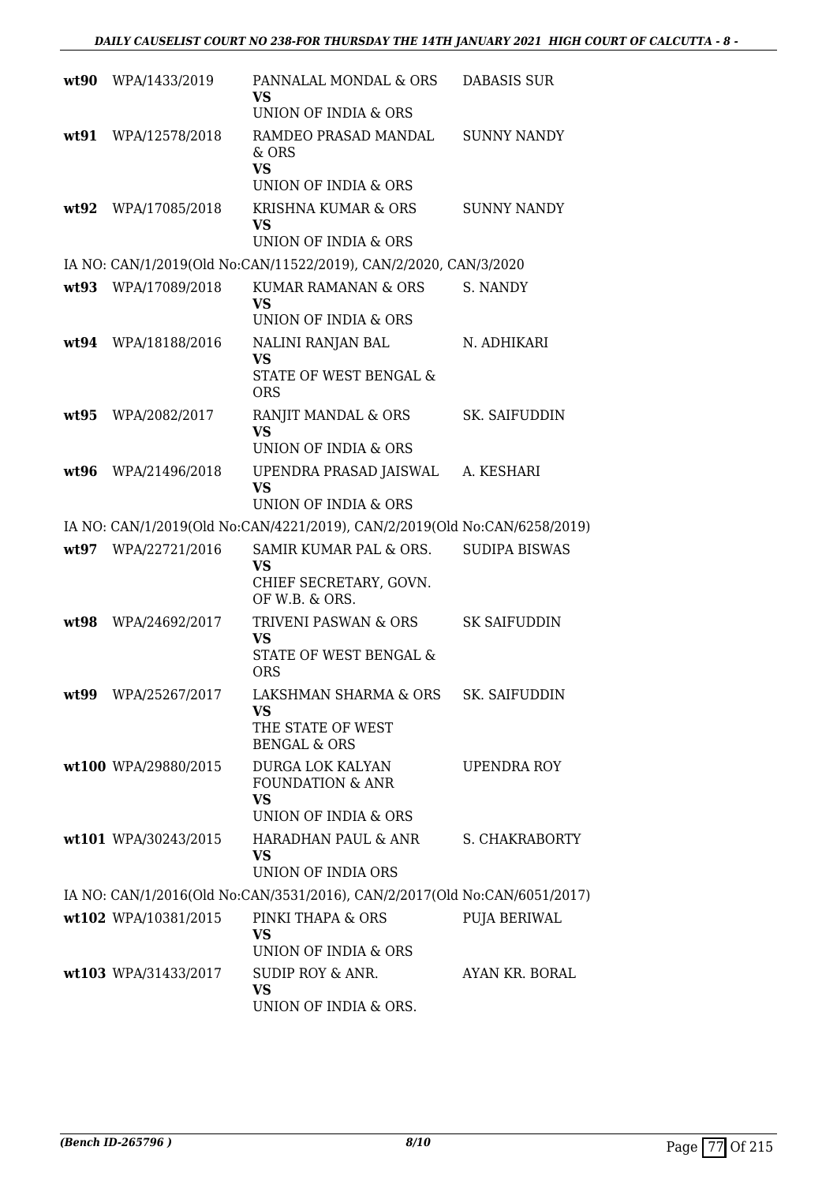| | | | |
|---|---|---|---|
| **wt90** | WPA/1433/2019 | PANNALAL MONDAL & ORS<br>**VS**<br>UNION OF INDIA & ORS | DABASIS SUR |
| **wt91** | WPA/12578/2018 | RAMDEO PRASAD MANDAL & ORS<br>**VS**<br>UNION OF INDIA & ORS | SUNNY NANDY |
| **wt92** | WPA/17085/2018 | KRISHNA KUMAR & ORS<br>**VS**<br>UNION OF INDIA & ORS | SUNNY NANDY |
| | IA NO: CAN/1/2019(Old No:CAN/11522/2019), CAN/2/2020, CAN/3/2020 | | |
| **wt93** | WPA/17089/2018 | KUMAR RAMANAN & ORS<br>**VS**<br>UNION OF INDIA & ORS | S. NANDY |
| **wt94** | WPA/18188/2016 | NALINI RANJAN BAL<br>**VS**<br>STATE OF WEST BENGAL & ORS | N. ADHIKARI |
| **wt95** | WPA/2082/2017 | RANJIT MANDAL & ORS<br>**VS**<br>UNION OF INDIA & ORS | SK. SAIFUDDIN |
| **wt96** | WPA/21496/2018 | UPENDRA PRASAD JAISWAL<br>**VS**<br>UNION OF INDIA & ORS | A. KESHARI |
| | IA NO: CAN/1/2019(Old No:CAN/4221/2019), CAN/2/2019(Old No:CAN/6258/2019) | | |
| **wt97** | WPA/22721/2016 | SAMIR KUMAR PAL & ORS.<br>**VS**<br>CHIEF SECRETARY, GOVN. OF W.B. & ORS. | SUDIPA BISWAS |
| **wt98** | WPA/24692/2017 | TRIVENI PASWAN & ORS<br>**VS**<br>STATE OF WEST BENGAL & ORS | SK SAIFUDDIN |
| **wt99** | WPA/25267/2017 | LAKSHMAN SHARMA & ORS<br>**VS**<br>THE STATE OF WEST BENGAL & ORS | SK. SAIFUDDIN |
| **wt100** | WPA/29880/2015 | DURGA LOK KALYAN FOUNDATION & ANR<br>**VS**<br>UNION OF INDIA & ORS | UPENDRA ROY |
| **wt101** | WPA/30243/2015 | HARADHAN PAUL & ANR<br>**VS**<br>UNION OF INDIA ORS | S. CHAKRABORTY |
| | IA NO: CAN/1/2016(Old No:CAN/3531/2016), CAN/2/2017(Old No:CAN/6051/2017) | | |
| **wt102** | WPA/10381/2015 | PINKI THAPA & ORS<br>**VS**<br>UNION OF INDIA & ORS | PUJA BERIWAL |
| **wt103** | WPA/31433/2017 | SUDIP ROY & ANR.<br>**VS**<br>UNION OF INDIA & ORS. | AYAN KR. BORAL |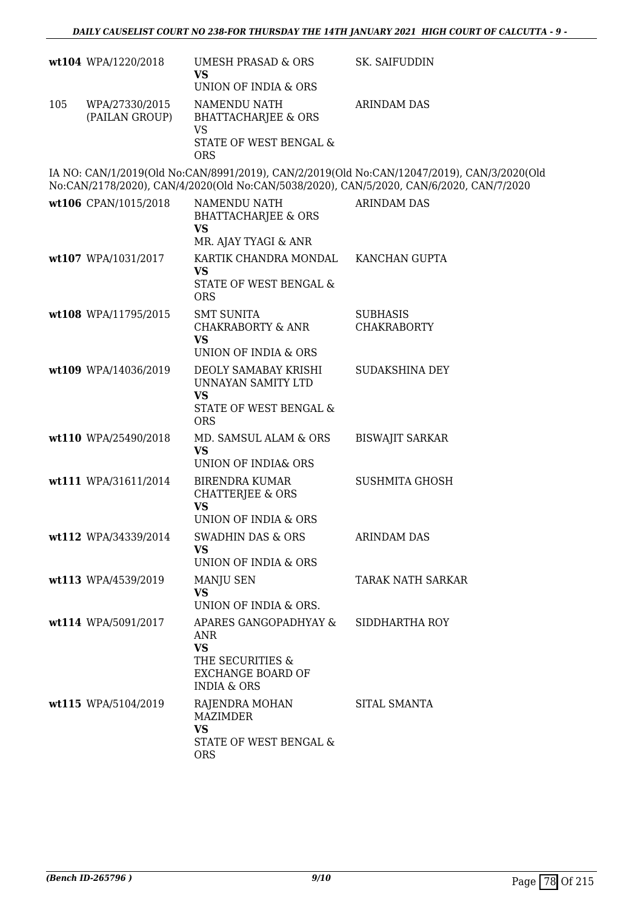| | | | |
|---|---|---|---|
| wt104 | WPA/1220/2018 | UMESH PRASAD & ORS<br>**VS**<br>UNION OF INDIA & ORS | SK. SAIFUDDIN |
| 105 | WPA/27330/2015 (PAILAN GROUP) | NAMENDU NATH BHATTACHARJEE & ORS<br>VS<br>STATE OF WEST BENGAL & ORS | ARINDAM DAS |

IA NO: CAN/1/2019(Old No:CAN/8991/2019), CAN/2/2019(Old No:CAN/12047/2019), CAN/3/2020(Old No:CAN/2178/2020), CAN/4/2020(Old No:CAN/5038/2020), CAN/5/2020, CAN/6/2020, CAN/7/2020

| | | | |
|---|---|---|---|
| wt106 | CPAN/1015/2018 | NAMENDU NATH BHATTACHARJEE & ORS<br>**VS**<br>MR. AJAY TYAGI & ANR | ARINDAM DAS |
| wt107 | WPA/1031/2017 | KARTIK CHANDRA MONDAL<br>**VS**<br>STATE OF WEST BENGAL & ORS | KANCHAN GUPTA |
| wt108 | WPA/11795/2015 | SMT SUNITA CHAKRABORTY & ANR<br>**VS**<br>UNION OF INDIA & ORS | SUBHASIS CHAKRABORTY |
| wt109 | WPA/14036/2019 | DEOLY SAMABAY KRISHI UNNAYAN SAMITY LTD<br>**VS**<br>STATE OF WEST BENGAL & ORS | SUDAKSHINA DEY |
| wt110 | WPA/25490/2018 | MD. SAMSUL ALAM & ORS<br>**VS**<br>UNION OF INDIA& ORS | BISWAJIT SARKAR |
| wt111 | WPA/31611/2014 | BIRENDRA KUMAR CHATTERJEE & ORS<br>**VS**<br>UNION OF INDIA & ORS | SUSHMITA GHOSH |
| wt112 | WPA/34339/2014 | SWADHIN DAS & ORS<br>**VS**<br>UNION OF INDIA & ORS | ARINDAM DAS |
| wt113 | WPA/4539/2019 | MANJU SEN<br>**VS**<br>UNION OF INDIA & ORS. | TARAK NATH SARKAR |
| wt114 | WPA/5091/2017 | APARES GANGOPADHYAY & ANR<br>**VS**<br>THE SECURITIES & EXCHANGE BOARD OF INDIA & ORS | SIDDHARTHA ROY |
| wt115 | WPA/5104/2019 | RAJENDRA MOHAN MAZIMDER<br>**VS**<br>STATE OF WEST BENGAL & ORS | SITAL SMANTA |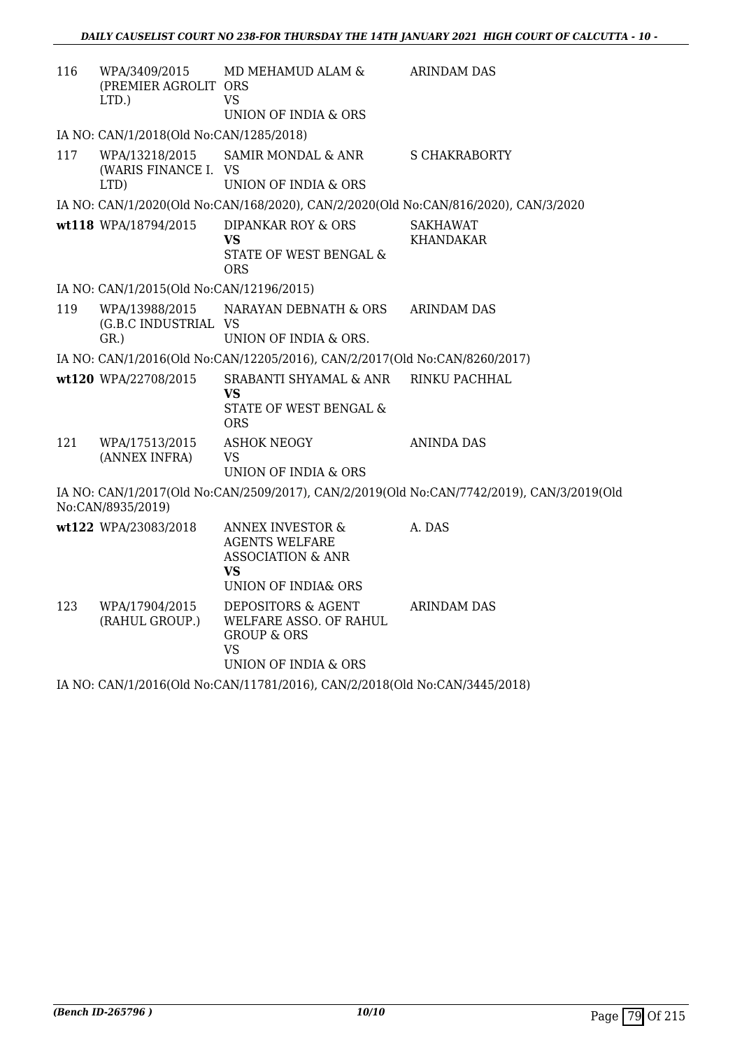| | | | |
|---|---|---|---|
| 116 | WPA/3409/2015 (PREMIER AGROLIT LTD.) | MD MEHAMUD ALAM & ORS VS UNION OF INDIA & ORS | ARINDAM DAS |

IA NO: CAN/1/2018(Old No:CAN/1285/2018)

| | | | |
|---|---|---|---|
| 117 | WPA/13218/2015 (WARIS FINANCE I. LTD) | SAMIR MONDAL & ANR VS UNION OF INDIA & ORS | S CHAKRABORTY |

IA NO: CAN/1/2020(Old No:CAN/168/2020), CAN/2/2020(Old No:CAN/816/2020), CAN/3/2020

| | | | |
|---|---|---|---|
| **wt118** | WPA/18794/2015 | DIPANKAR ROY & ORS **VS** STATE OF WEST BENGAL & ORS | SAKHAWAT KHANDAKAR |

IA NO: CAN/1/2015(Old No:CAN/12196/2015)

| | | | |
|---|---|---|---|
| 119 | WPA/13988/2015 (G.B.C INDUSTRIAL GR.) | NARAYAN DEBNATH & ORS VS UNION OF INDIA & ORS. | ARINDAM DAS |

IA NO: CAN/1/2016(Old No:CAN/12205/2016), CAN/2/2017(Old No:CAN/8260/2017)

| | | | |
|---|---|---|---|
| **wt120** | WPA/22708/2015 | SRABANTI SHYAMAL & ANR **VS** STATE OF WEST BENGAL & ORS | RINKU PACHHAL |
| 121 | WPA/17513/2015 (ANNEX INFRA) | ASHOK NEOGY VS UNION OF INDIA & ORS | ANINDA DAS |

IA NO: CAN/1/2017(Old No:CAN/2509/2017), CAN/2/2019(Old No:CAN/7742/2019), CAN/3/2019(Old No:CAN/8935/2019)

| | | | |
|---|---|---|---|
| **wt122** | WPA/23083/2018 | ANNEX INVESTOR & AGENTS WELFARE ASSOCIATION & ANR **VS** UNION OF INDIA& ORS | A. DAS |
| 123 | WPA/17904/2015 (RAHUL GROUP.) | DEPOSITORS & AGENT WELFARE ASSO. OF RAHUL GROUP & ORS VS UNION OF INDIA & ORS | ARINDAM DAS |

IA NO: CAN/1/2016(Old No:CAN/11781/2016), CAN/2/2018(Old No:CAN/3445/2018)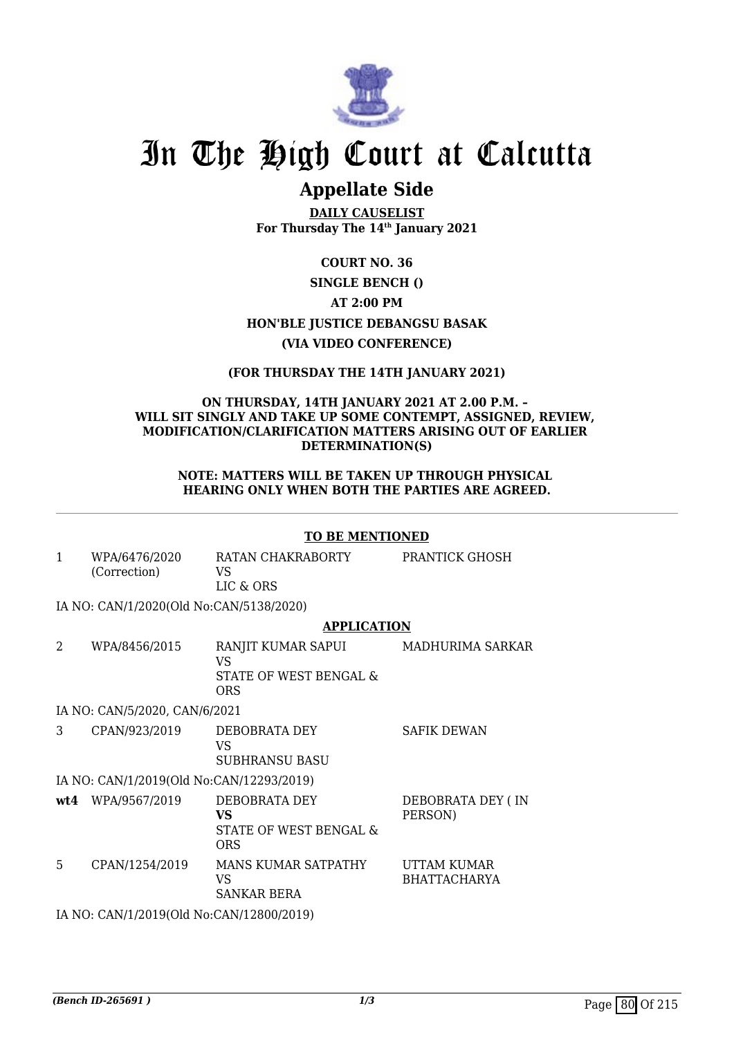# In The High Court at Calcutta

## Appellate Side

**DAILY CAUSELIST**
**For Thursday The 14th January 2021**

**COURT NO. 36**

**SINGLE BENCH ()**

**AT 2:00 PM**

**HON'BLE JUSTICE DEBANGSU BASAK**

**(VIA VIDEO CONFERENCE)**

**(FOR THURSDAY THE 14TH JANUARY 2021)**

**ON THURSDAY, 14TH JANUARY 2021 AT 2.00 P.M. – WILL SIT SINGLY AND TAKE UP SOME CONTEMPT, ASSIGNED, REVIEW, MODIFICATION/CLARIFICATION MATTERS ARISING OUT OF EARLIER DETERMINATION(S)**

**NOTE: MATTERS WILL BE TAKEN UP THROUGH PHYSICAL HEARING ONLY WHEN BOTH THE PARTIES ARE AGREED.**

---

**TO BE MENTIONED**

| | | | |
|---|---|---|---|
| 1 | WPA/6476/2020 (Correction) | RATAN CHAKRABORTY VS LIC & ORS | PRANTICK GHOSH |

IA NO: CAN/1/2020(Old No:CAN/5138/2020)

**APPLICATION**

| | | | |
|---|---|---|---|
| 2 | WPA/8456/2015 | RANJIT KUMAR SAPUI VS STATE OF WEST BENGAL & ORS | MADHURIMA SARKAR |

IA NO: CAN/5/2020, CAN/6/2021

| | | | |
|---|---|---|---|
| 3 | CPAN/923/2019 | DEBOBRATA DEY VS SUBHRANSU BASU | SAFIK DEWAN |

IA NO: CAN/1/2019(Old No:CAN/12293/2019)

| | | | |
|---|---|---|---|
| **wt4** | WPA/9567/2019 | DEBOBRATA DEY **VS** STATE OF WEST BENGAL & ORS | DEBOBRATA DEY ( IN PERSON) |
| 5 | CPAN/1254/2019 | MANS KUMAR SATPATHY VS SANKAR BERA | UTTAM KUMAR BHATTACHARYA |

IA NO: CAN/1/2019(Old No:CAN/12800/2019)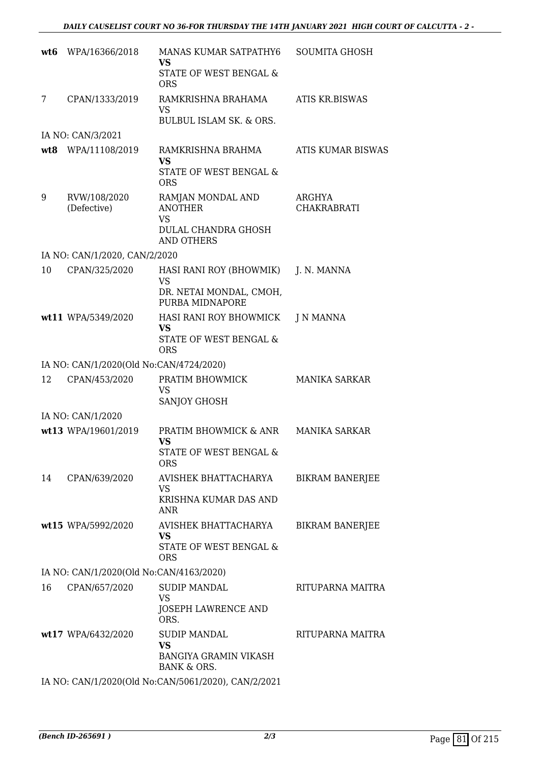| | | | |
|---|---|---|---|
| **wt6** | WPA/16366/2018 | MANAS KUMAR SATPATHY6 **VS** STATE OF WEST BENGAL & ORS | SOUMITA GHOSH |
| 7 | CPAN/1333/2019 | RAMKRISHNA BRAHAMA VS BULBUL ISLAM SK. & ORS. | ATIS KR.BISWAS |
| IA NO: CAN/3/2021 | | | |
| **wt8** | WPA/11108/2019 | RAMKRISHNA BRAHMA **VS** STATE OF WEST BENGAL & ORS | ATIS KUMAR BISWAS |
| 9 | RVW/108/2020 (Defective) | RAMJAN MONDAL AND ANOTHER VS DULAL CHANDRA GHOSH AND OTHERS | ARGHYA CHAKRABRATI |
| IA NO: CAN/1/2020, CAN/2/2020 | | | |
| 10 | CPAN/325/2020 | HASI RANI ROY (BHOWMIK) VS DR. NETAI MONDAL, CMOH, PURBA MIDNAPORE | J. N. MANNA |
| **wt11** | WPA/5349/2020 | HASI RANI ROY BHOWMICK **VS** STATE OF WEST BENGAL & ORS | J N MANNA |
| IA NO: CAN/1/2020(Old No:CAN/4724/2020) | | | |
| 12 | CPAN/453/2020 | PRATIM BHOWMICK VS SANJOY GHOSH | MANIKA SARKAR |
| IA NO: CAN/1/2020 | | | |
| **wt13** | WPA/19601/2019 | PRATIM BHOWMICK & ANR **VS** STATE OF WEST BENGAL & ORS | MANIKA SARKAR |
| 14 | CPAN/639/2020 | AVISHEK BHATTACHARYA VS KRISHNA KUMAR DAS AND ANR | BIKRAM BANERJEE |
| **wt15** | WPA/5992/2020 | AVISHEK BHATTACHARYA **VS** STATE OF WEST BENGAL & ORS | BIKRAM BANERJEE |
| IA NO: CAN/1/2020(Old No:CAN/4163/2020) | | | |
| 16 | CPAN/657/2020 | SUDIP MANDAL VS JOSEPH LAWRENCE AND ORS. | RITUPARNA MAITRA |
| **wt17** | WPA/6432/2020 | SUDIP MANDAL **VS** BANGIYA GRAMIN VIKASH BANK & ORS. | RITUPARNA MAITRA |
| IA NO: CAN/1/2020(Old No:CAN/5061/2020), CAN/2/2021 | | | |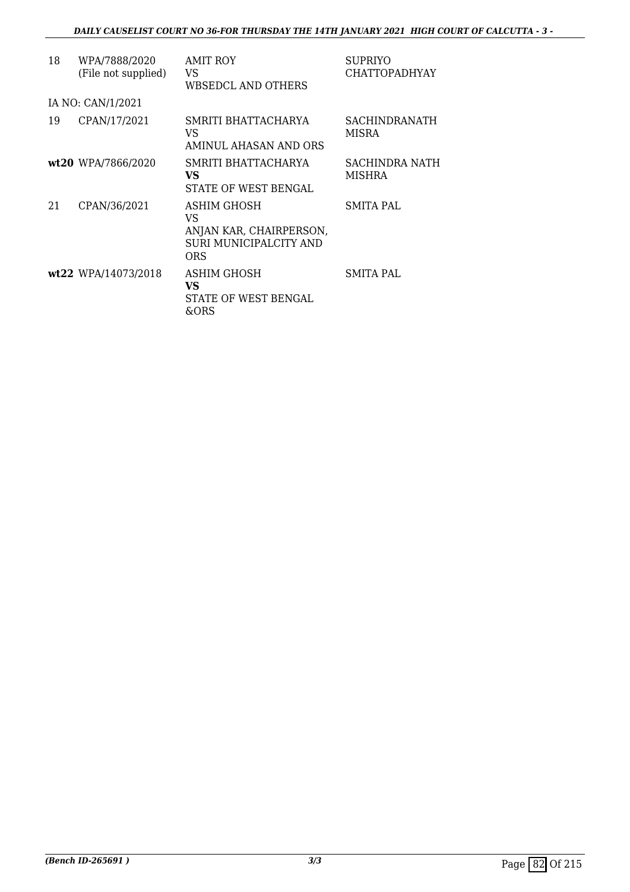| | | | |
|---|---|---|---|
| 18 | WPA/7888/2020<br>(File not supplied) | AMIT ROY<br>VS<br>WBSEDCL AND OTHERS | SUPRIYO CHATTOPADHYAY |
| IA NO: CAN/1/2021 | | | |
| 19 | CPAN/17/2021 | SMRITI BHATTACHARYA<br>VS<br>AMINUL AHASAN AND ORS | SACHINDRANATH MISRA |
| **wt20** | WPA/7866/2020 | SMRITI BHATTACHARYA<br>**VS**<br>STATE OF WEST BENGAL | SACHINDRA NATH MISHRA |
| 21 | CPAN/36/2021 | ASHIM GHOSH<br>VS<br>ANJAN KAR, CHAIRPERSON, SURI MUNICIPALCITY AND ORS | SMITA PAL |
| **wt22** | WPA/14073/2018 | ASHIM GHOSH<br>**VS**<br>STATE OF WEST BENGAL &ORS | SMITA PAL |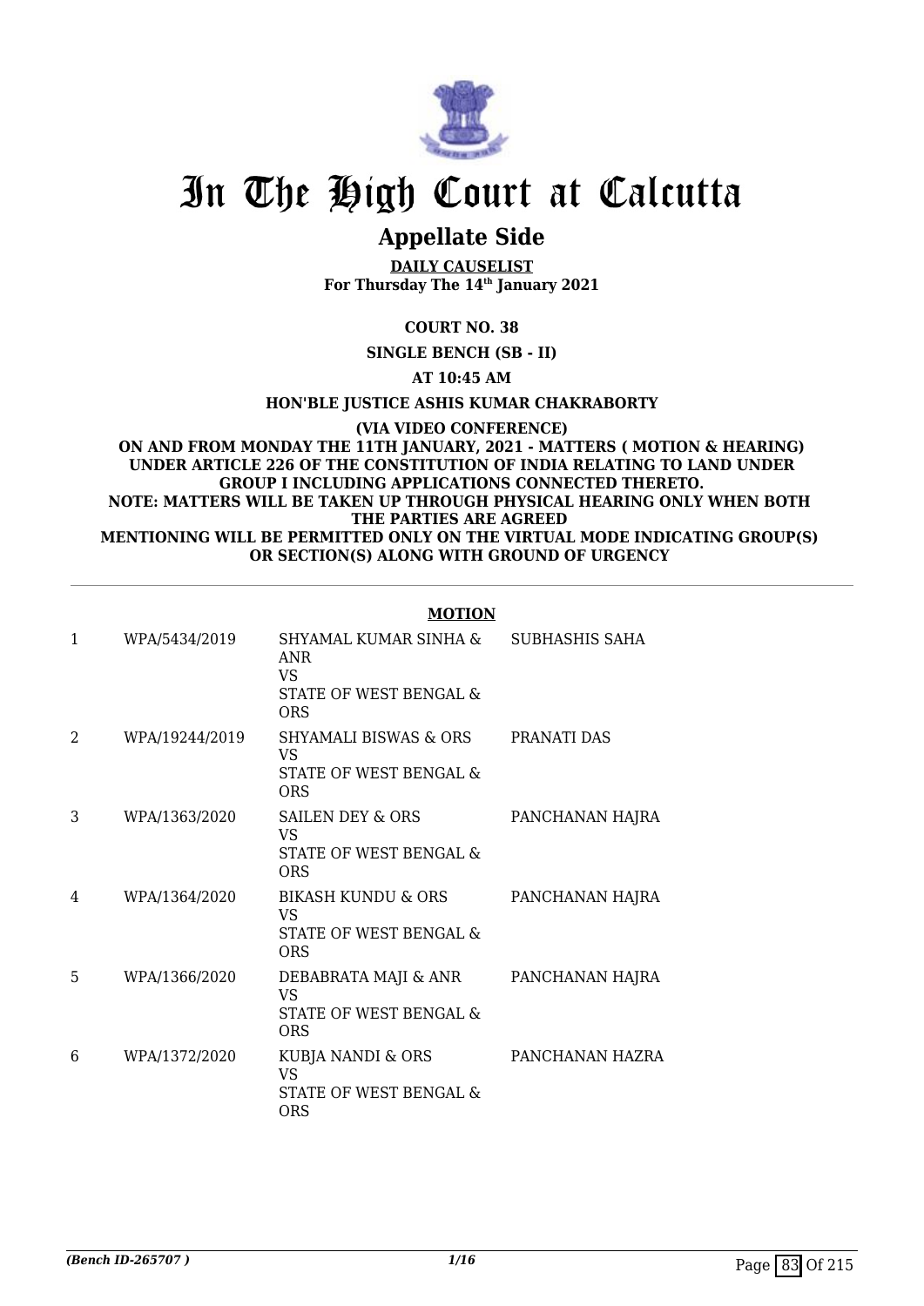# In The High Court at Calcutta

## Appellate Side

**DAILY CAUSELIST**
**For Thursday The 14th January 2021**

**COURT NO. 38**

**SINGLE BENCH (SB - II)**

**AT 10:45 AM**

**HON'BLE JUSTICE ASHIS KUMAR CHAKRABORTY**

**(VIA VIDEO CONFERENCE)**
**ON AND FROM MONDAY THE 11TH JANUARY, 2021 - MATTERS ( MOTION & HEARING) UNDER ARTICLE 226 OF THE CONSTITUTION OF INDIA RELATING TO LAND UNDER GROUP I INCLUDING APPLICATIONS CONNECTED THERETO.**
**NOTE: MATTERS WILL BE TAKEN UP THROUGH PHYSICAL HEARING ONLY WHEN BOTH THE PARTIES ARE AGREED**
**MENTIONING WILL BE PERMITTED ONLY ON THE VIRTUAL MODE INDICATING GROUP(S) OR SECTION(S) ALONG WITH GROUND OF URGENCY**

**MOTION**

| | | | |
|---|---|---|---|
| 1 | WPA/5434/2019 | SHYAMAL KUMAR SINHA & ANR VS STATE OF WEST BENGAL & ORS | SUBHASHIS SAHA |
| 2 | WPA/19244/2019 | SHYAMALI BISWAS & ORS VS STATE OF WEST BENGAL & ORS | PRANATI DAS |
| 3 | WPA/1363/2020 | SAILEN DEY & ORS VS STATE OF WEST BENGAL & ORS | PANCHANAN HAJRA |
| 4 | WPA/1364/2020 | BIKASH KUNDU & ORS VS STATE OF WEST BENGAL & ORS | PANCHANAN HAJRA |
| 5 | WPA/1366/2020 | DEBABRATA MAJI & ANR VS STATE OF WEST BENGAL & ORS | PANCHANAN HAJRA |
| 6 | WPA/1372/2020 | KUBJA NANDI & ORS VS STATE OF WEST BENGAL & ORS | PANCHANAN HAZRA |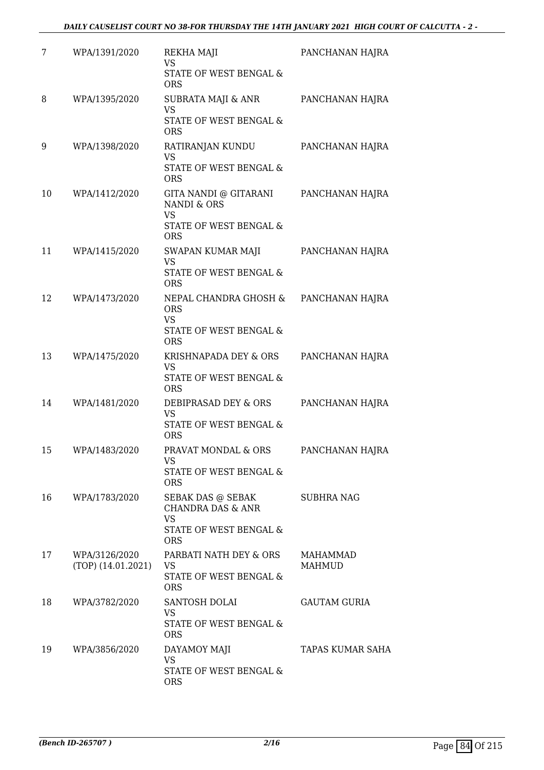| 7 | WPA/1391/2020 | REKHA MAJI<br>VS<br>STATE OF WEST BENGAL & ORS | PANCHANAN HAJRA |
|---|---|---|---|
| 8 | WPA/1395/2020 | SUBRATA MAJI & ANR<br>VS<br>STATE OF WEST BENGAL & ORS | PANCHANAN HAJRA |
| 9 | WPA/1398/2020 | RATIRANJAN KUNDU<br>VS<br>STATE OF WEST BENGAL & ORS | PANCHANAN HAJRA |
| 10 | WPA/1412/2020 | GITA NANDI @ GITARANI NANDI & ORS<br>VS<br>STATE OF WEST BENGAL & ORS | PANCHANAN HAJRA |
| 11 | WPA/1415/2020 | SWAPAN KUMAR MAJI<br>VS<br>STATE OF WEST BENGAL & ORS | PANCHANAN HAJRA |
| 12 | WPA/1473/2020 | NEPAL CHANDRA GHOSH & ORS<br>VS<br>STATE OF WEST BENGAL & ORS | PANCHANAN HAJRA |
| 13 | WPA/1475/2020 | KRISHNAPADA DEY & ORS<br>VS<br>STATE OF WEST BENGAL & ORS | PANCHANAN HAJRA |
| 14 | WPA/1481/2020 | DEBIPRASAD DEY & ORS<br>VS<br>STATE OF WEST BENGAL & ORS | PANCHANAN HAJRA |
| 15 | WPA/1483/2020 | PRAVAT MONDAL & ORS<br>VS<br>STATE OF WEST BENGAL & ORS | PANCHANAN HAJRA |
| 16 | WPA/1783/2020 | SEBAK DAS @ SEBAK CHANDRA DAS & ANR<br>VS<br>STATE OF WEST BENGAL & ORS | SUBHRA NAG |
| 17 | WPA/3126/2020<br>(TOP) (14.01.2021) | PARBATI NATH DEY & ORS<br>VS<br>STATE OF WEST BENGAL & ORS | MAHAMMAD MAHMUD |
| 18 | WPA/3782/2020 | SANTOSH DOLAI<br>VS<br>STATE OF WEST BENGAL & ORS | GAUTAM GURIA |
| 19 | WPA/3856/2020 | DAYAMOY MAJI<br>VS<br>STATE OF WEST BENGAL & ORS | TAPAS KUMAR SAHA |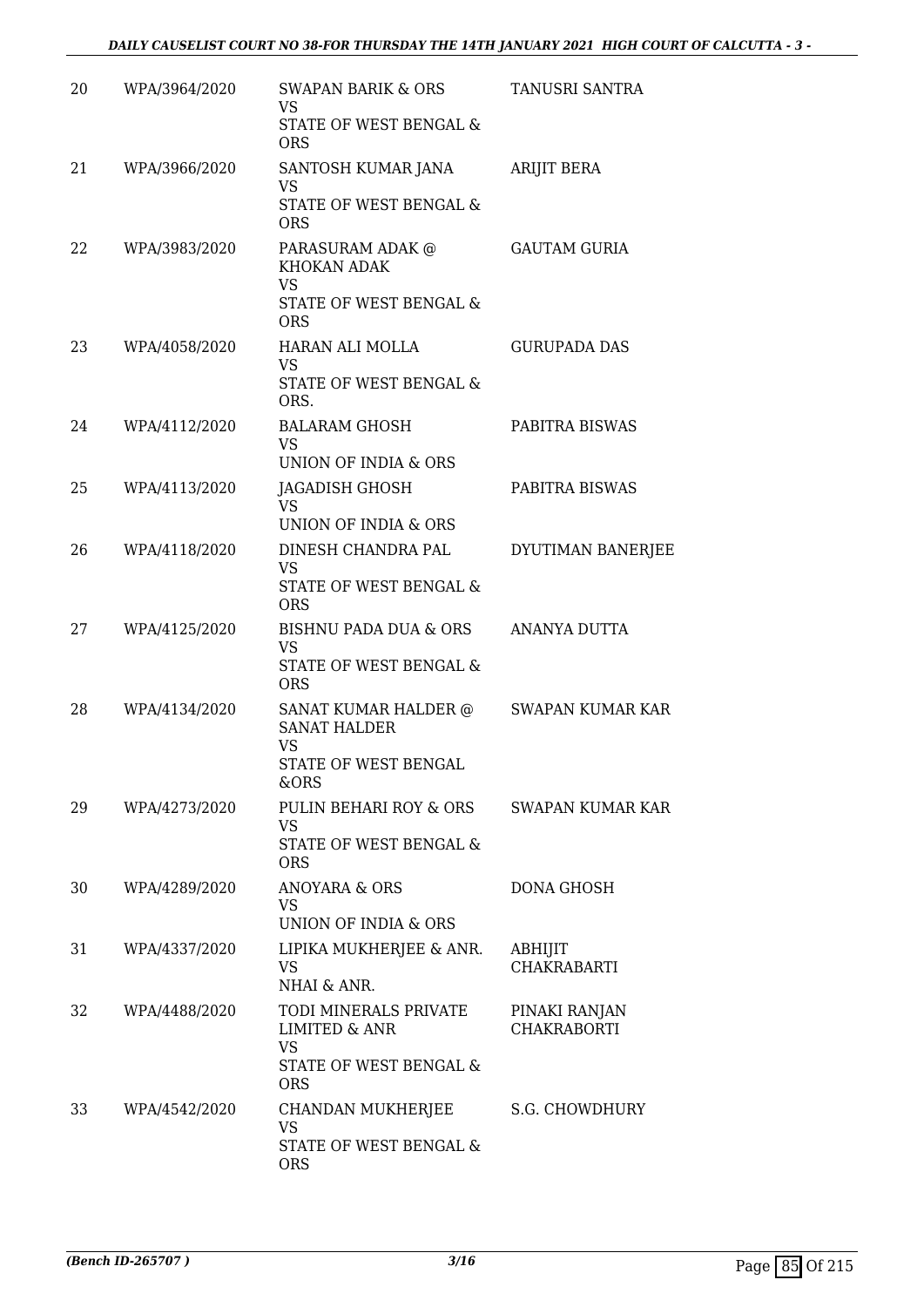| 20 | WPA/3964/2020 | SWAPAN BARIK & ORS<br>VS<br>STATE OF WEST BENGAL & ORS | TANUSRI SANTRA |
|---|---|---|---|
| 21 | WPA/3966/2020 | SANTOSH KUMAR JANA<br>VS<br>STATE OF WEST BENGAL & ORS | ARIJIT BERA |
| 22 | WPA/3983/2020 | PARASURAM ADAK @ KHOKAN ADAK<br>VS<br>STATE OF WEST BENGAL & ORS | GAUTAM GURIA |
| 23 | WPA/4058/2020 | HARAN ALI MOLLA<br>VS<br>STATE OF WEST BENGAL & ORS. | GURUPADA DAS |
| 24 | WPA/4112/2020 | BALARAM GHOSH<br>VS<br>UNION OF INDIA & ORS | PABITRA BISWAS |
| 25 | WPA/4113/2020 | JAGADISH GHOSH<br>VS<br>UNION OF INDIA & ORS | PABITRA BISWAS |
| 26 | WPA/4118/2020 | DINESH CHANDRA PAL<br>VS<br>STATE OF WEST BENGAL & ORS | DYUTIMAN BANERJEE |
| 27 | WPA/4125/2020 | BISHNU PADA DUA & ORS<br>VS<br>STATE OF WEST BENGAL & ORS | ANANYA DUTTA |
| 28 | WPA/4134/2020 | SANAT KUMAR HALDER @ SANAT HALDER<br>VS<br>STATE OF WEST BENGAL &ORS | SWAPAN KUMAR KAR |
| 29 | WPA/4273/2020 | PULIN BEHARI ROY & ORS<br>VS<br>STATE OF WEST BENGAL & ORS | SWAPAN KUMAR KAR |
| 30 | WPA/4289/2020 | ANOYARA & ORS<br>VS<br>UNION OF INDIA & ORS | DONA GHOSH |
| 31 | WPA/4337/2020 | LIPIKA MUKHERJEE & ANR.<br>VS<br>NHAI & ANR. | ABHIJIT CHAKRABARTI |
| 32 | WPA/4488/2020 | TODI MINERALS PRIVATE LIMITED & ANR<br>VS<br>STATE OF WEST BENGAL & ORS | PINAKI RANJAN CHAKRABORTI |
| 33 | WPA/4542/2020 | CHANDAN MUKHERJEE<br>VS<br>STATE OF WEST BENGAL & ORS | S.G. CHOWDHURY |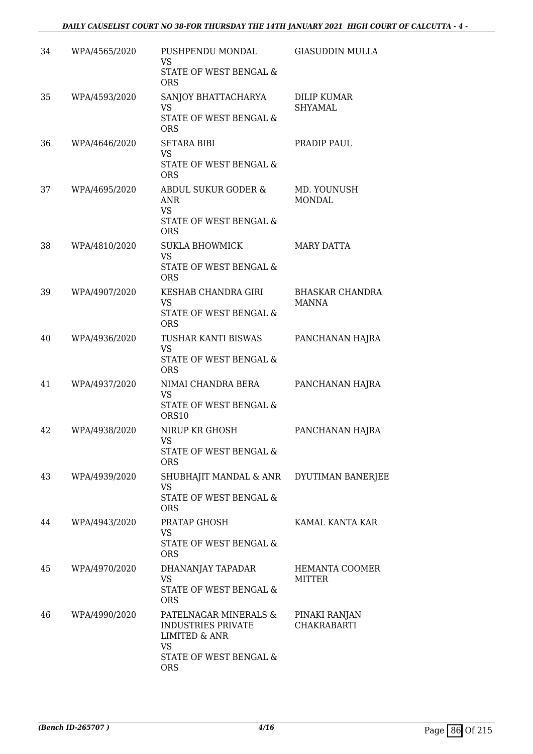| | | | |
|---|---|---|---|
| 34 | WPA/4565/2020 | PUSHPENDU MONDAL<br>VS<br>STATE OF WEST BENGAL & ORS | GIASUDDIN MULLA |
| 35 | WPA/4593/2020 | SANJOY BHATTACHARYA<br>VS<br>STATE OF WEST BENGAL & ORS | DILIP KUMAR SHYAMAL |
| 36 | WPA/4646/2020 | SETARA BIBI<br>VS<br>STATE OF WEST BENGAL & ORS | PRADIP PAUL |
| 37 | WPA/4695/2020 | ABDUL SUKUR GODER & ANR<br>VS<br>STATE OF WEST BENGAL & ORS | MD. YOUNUSH MONDAL |
| 38 | WPA/4810/2020 | SUKLA BHOWMICK<br>VS<br>STATE OF WEST BENGAL & ORS | MARY DATTA |
| 39 | WPA/4907/2020 | KESHAB CHANDRA GIRI<br>VS<br>STATE OF WEST BENGAL & ORS | BHASKAR CHANDRA MANNA |
| 40 | WPA/4936/2020 | TUSHAR KANTI BISWAS<br>VS<br>STATE OF WEST BENGAL & ORS | PANCHANAN HAJRA |
| 41 | WPA/4937/2020 | NIMAI CHANDRA BERA<br>VS<br>STATE OF WEST BENGAL & ORS10 | PANCHANAN HAJRA |
| 42 | WPA/4938/2020 | NIRUP KR GHOSH<br>VS<br>STATE OF WEST BENGAL & ORS | PANCHANAN HAJRA |
| 43 | WPA/4939/2020 | SHUBHAJIT MANDAL & ANR<br>VS<br>STATE OF WEST BENGAL & ORS | DYUTIMAN BANERJEE |
| 44 | WPA/4943/2020 | PRATAP GHOSH<br>VS<br>STATE OF WEST BENGAL & ORS | KAMAL KANTA KAR |
| 45 | WPA/4970/2020 | DHANANJAY TAPADAR<br>VS<br>STATE OF WEST BENGAL & ORS | HEMANTA COOMER MITTER |
| 46 | WPA/4990/2020 | PATELNAGAR MINERALS & INDUSTRIES PRIVATE LIMITED & ANR<br>VS<br>STATE OF WEST BENGAL & ORS | PINAKI RANJAN CHAKRABARTI |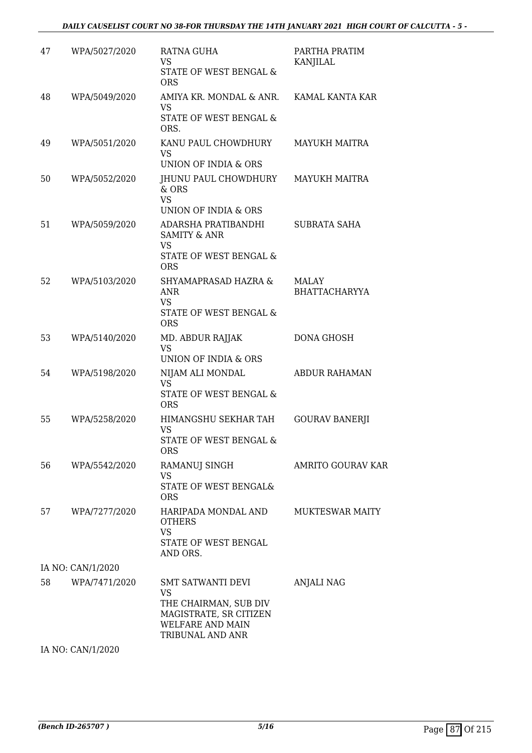| | | | |
|---|---|---|---|
| 47 | WPA/5027/2020 | RATNA GUHA<br>VS<br>STATE OF WEST BENGAL & ORS | PARTHA PRATIM KANJILAL |
| 48 | WPA/5049/2020 | AMIYA KR. MONDAL & ANR.<br>VS<br>STATE OF WEST BENGAL & ORS. | KAMAL KANTA KAR |
| 49 | WPA/5051/2020 | KANU PAUL CHOWDHURY<br>VS<br>UNION OF INDIA & ORS | MAYUKH MAITRA |
| 50 | WPA/5052/2020 | JHUNU PAUL CHOWDHURY & ORS<br>VS<br>UNION OF INDIA & ORS | MAYUKH MAITRA |
| 51 | WPA/5059/2020 | ADARSHA PRATIBANDHI SAMITY & ANR<br>VS<br>STATE OF WEST BENGAL & ORS | SUBRATA SAHA |
| 52 | WPA/5103/2020 | SHYAMAPRASAD HAZRA & ANR<br>VS<br>STATE OF WEST BENGAL & ORS | MALAY BHATTACHARYYA |
| 53 | WPA/5140/2020 | MD. ABDUR RAJJAK<br>VS<br>UNION OF INDIA & ORS | DONA GHOSH |
| 54 | WPA/5198/2020 | NIJAM ALI MONDAL<br>VS<br>STATE OF WEST BENGAL & ORS | ABDUR RAHAMAN |
| 55 | WPA/5258/2020 | HIMANGSHU SEKHAR TAH<br>VS<br>STATE OF WEST BENGAL & ORS | GOURAV BANERJI |
| 56 | WPA/5542/2020 | RAMANUJ SINGH<br>VS<br>STATE OF WEST BENGAL& ORS | AMRITO GOURAV KAR |
| 57 | WPA/7277/2020 | HARIPADA MONDAL AND OTHERS<br>VS<br>STATE OF WEST BENGAL AND ORS. | MUKTESWAR MAITY |
| | IA NO: CAN/1/2020 | | |
| 58 | WPA/7471/2020 | SMT SATWANTI DEVI<br>VS<br>THE CHAIRMAN, SUB DIV MAGISTRATE, SR CITIZEN WELFARE AND MAIN TRIBUNAL AND ANR | ANJALI NAG |
| | IA NO: CAN/1/2020 | | |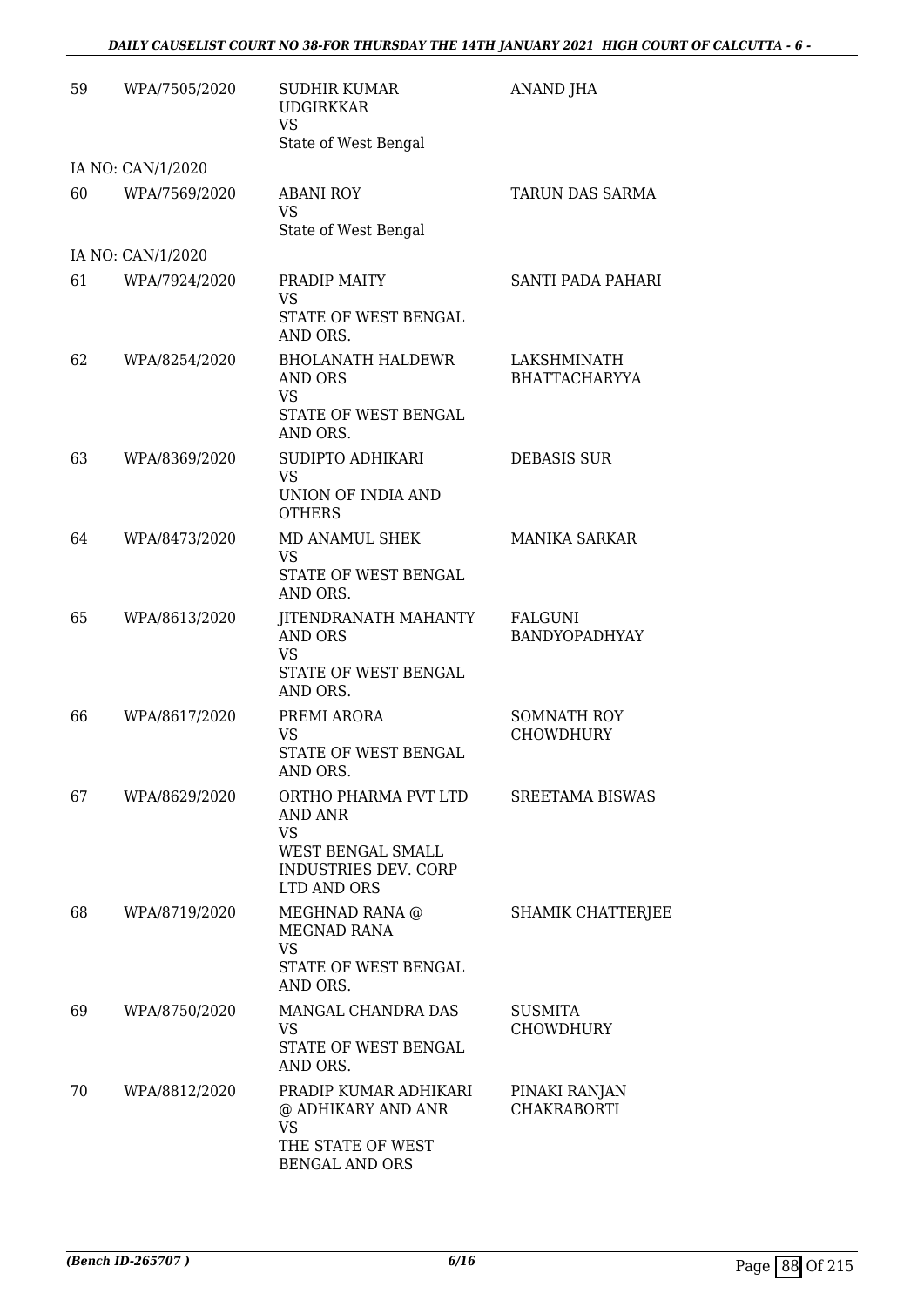| | | | |
|---|---|---|---|
| 59 | WPA/7505/2020 | SUDHIR KUMAR UDGIRKKAR VS State of West Bengal | ANAND JHA |
| | IA NO: CAN/1/2020 | | |
| 60 | WPA/7569/2020 | ABANI ROY VS State of West Bengal | TARUN DAS SARMA |
| | IA NO: CAN/1/2020 | | |
| 61 | WPA/7924/2020 | PRADIP MAITY VS STATE OF WEST BENGAL AND ORS. | SANTI PADA PAHARI |
| 62 | WPA/8254/2020 | BHOLANATH HALDEWR AND ORS VS STATE OF WEST BENGAL AND ORS. | LAKSHMINATH BHATTACHARYYA |
| 63 | WPA/8369/2020 | SUDIPTO ADHIKARI VS UNION OF INDIA AND OTHERS | DEBASIS SUR |
| 64 | WPA/8473/2020 | MD ANAMUL SHEK VS STATE OF WEST BENGAL AND ORS. | MANIKA SARKAR |
| 65 | WPA/8613/2020 | JITENDRANATH MAHANTY AND ORS VS STATE OF WEST BENGAL AND ORS. | FALGUNI BANDYOPADHYAY |
| 66 | WPA/8617/2020 | PREMI ARORA VS STATE OF WEST BENGAL AND ORS. | SOMNATH ROY CHOWDHURY |
| 67 | WPA/8629/2020 | ORTHO PHARMA PVT LTD AND ANR VS WEST BENGAL SMALL INDUSTRIES DEV. CORP LTD AND ORS | SREETAMA BISWAS |
| 68 | WPA/8719/2020 | MEGHNAD RANA @ MEGNAD RANA VS STATE OF WEST BENGAL AND ORS. | SHAMIK CHATTERJEE |
| 69 | WPA/8750/2020 | MANGAL CHANDRA DAS VS STATE OF WEST BENGAL AND ORS. | SUSMITA CHOWDHURY |
| 70 | WPA/8812/2020 | PRADIP KUMAR ADHIKARI @ ADHIKARY AND ANR VS THE STATE OF WEST BENGAL AND ORS | PINAKI RANJAN CHAKRABORTI |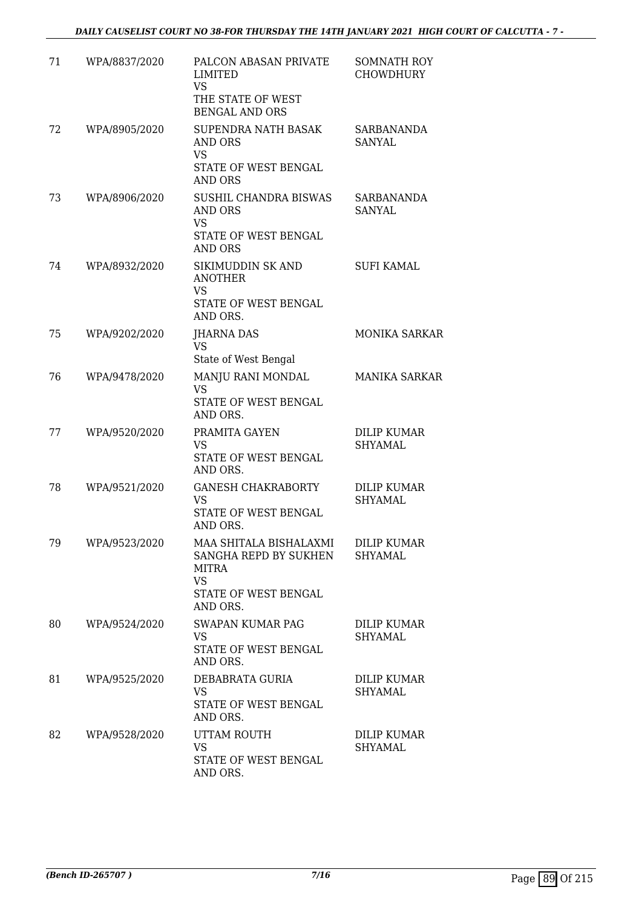| | | | |
|---|---|---|---|
| 71 | WPA/8837/2020 | PALCON ABASAN PRIVATE LIMITED<br>VS<br>THE STATE OF WEST BENGAL AND ORS | SOMNATH ROY CHOWDHURY |
| 72 | WPA/8905/2020 | SUPENDRA NATH BASAK AND ORS<br>VS<br>STATE OF WEST BENGAL AND ORS | SARBANANDA SANYAL |
| 73 | WPA/8906/2020 | SUSHIL CHANDRA BISWAS AND ORS<br>VS<br>STATE OF WEST BENGAL AND ORS | SARBANANDA SANYAL |
| 74 | WPA/8932/2020 | SIKIMUDDIN SK AND ANOTHER<br>VS<br>STATE OF WEST BENGAL AND ORS. | SUFI KAMAL |
| 75 | WPA/9202/2020 | JHARNA DAS<br>VS<br>State of West Bengal | MONIKA SARKAR |
| 76 | WPA/9478/2020 | MANJU RANI MONDAL<br>VS<br>STATE OF WEST BENGAL AND ORS. | MANIKA SARKAR |
| 77 | WPA/9520/2020 | PRAMITA GAYEN<br>VS<br>STATE OF WEST BENGAL AND ORS. | DILIP KUMAR SHYAMAL |
| 78 | WPA/9521/2020 | GANESH CHAKRABORTY<br>VS<br>STATE OF WEST BENGAL AND ORS. | DILIP KUMAR SHYAMAL |
| 79 | WPA/9523/2020 | MAA SHITALA BISHALAXMI SANGHA REPD BY SUKHEN MITRA<br>VS<br>STATE OF WEST BENGAL AND ORS. | DILIP KUMAR SHYAMAL |
| 80 | WPA/9524/2020 | SWAPAN KUMAR PAG<br>VS<br>STATE OF WEST BENGAL AND ORS. | DILIP KUMAR SHYAMAL |
| 81 | WPA/9525/2020 | DEBABRATA GURIA<br>VS<br>STATE OF WEST BENGAL AND ORS. | DILIP KUMAR SHYAMAL |
| 82 | WPA/9528/2020 | UTTAM ROUTH<br>VS<br>STATE OF WEST BENGAL AND ORS. | DILIP KUMAR SHYAMAL |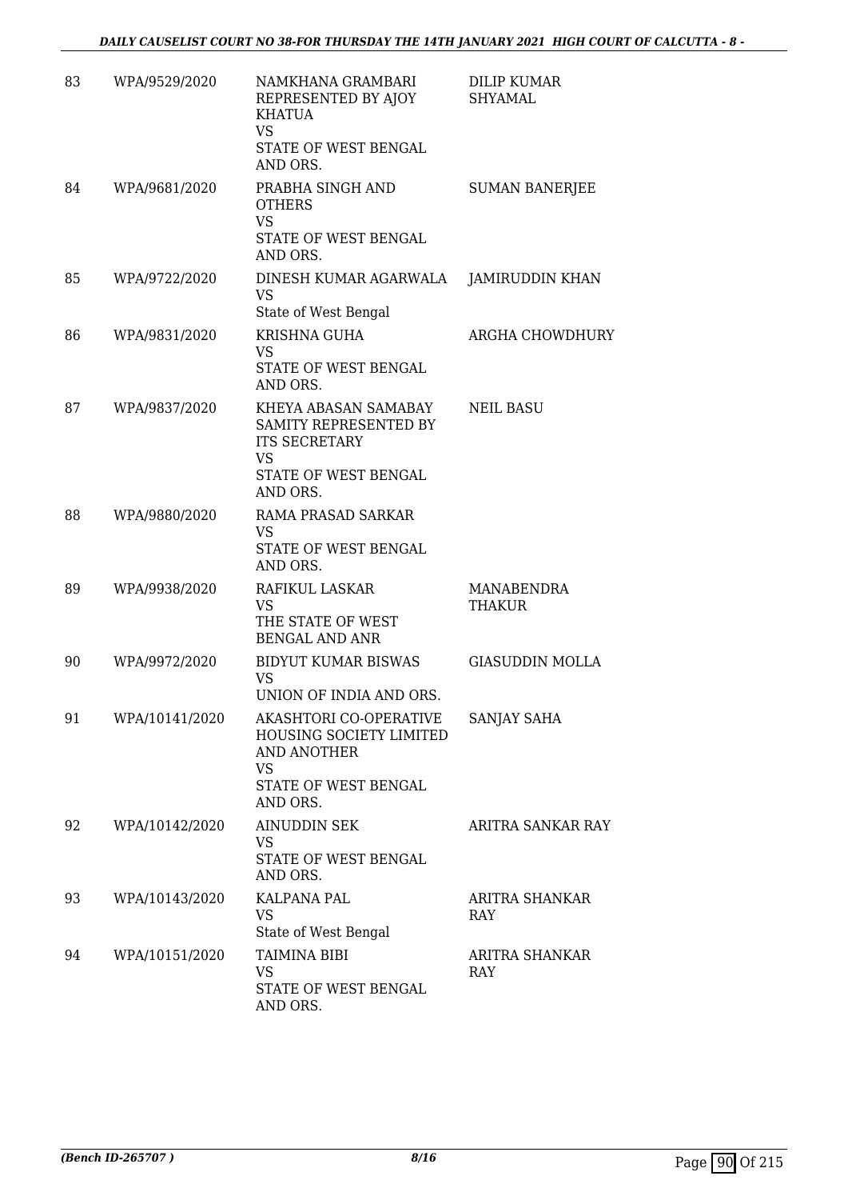| | | | |
|---|---|---|---|
| 83 | WPA/9529/2020 | NAMKHANA GRAMBARI REPRESENTED BY AJOY KHATUA<br>VS<br>STATE OF WEST BENGAL AND ORS. | DILIP KUMAR SHYAMAL |
| 84 | WPA/9681/2020 | PRABHA SINGH AND OTHERS<br>VS<br>STATE OF WEST BENGAL AND ORS. | SUMAN BANERJEE |
| 85 | WPA/9722/2020 | DINESH KUMAR AGARWALA<br>VS<br>State of West Bengal | JAMIRUDDIN KHAN |
| 86 | WPA/9831/2020 | KRISHNA GUHA<br>VS<br>STATE OF WEST BENGAL AND ORS. | ARGHA CHOWDHURY |
| 87 | WPA/9837/2020 | KHEYA ABASAN SAMABAY SAMITY REPRESENTED BY ITS SECRETARY<br>VS<br>STATE OF WEST BENGAL AND ORS. | NEIL BASU |
| 88 | WPA/9880/2020 | RAMA PRASAD SARKAR<br>VS<br>STATE OF WEST BENGAL AND ORS. | |
| 89 | WPA/9938/2020 | RAFIKUL LASKAR<br>VS<br>THE STATE OF WEST BENGAL AND ANR | MANABENDRA THAKUR |
| 90 | WPA/9972/2020 | BIDYUT KUMAR BISWAS<br>VS<br>UNION OF INDIA AND ORS. | GIASUDDIN MOLLA |
| 91 | WPA/10141/2020 | AKASHTORI CO-OPERATIVE HOUSING SOCIETY LIMITED AND ANOTHER<br>VS<br>STATE OF WEST BENGAL AND ORS. | SANJAY SAHA |
| 92 | WPA/10142/2020 | AINUDDIN SEK<br>VS<br>STATE OF WEST BENGAL AND ORS. | ARITRA SANKAR RAY |
| 93 | WPA/10143/2020 | KALPANA PAL<br>VS<br>State of West Bengal | ARITRA SHANKAR RAY |
| 94 | WPA/10151/2020 | TAIMINA BIBI<br>VS<br>STATE OF WEST BENGAL AND ORS. | ARITRA SHANKAR RAY |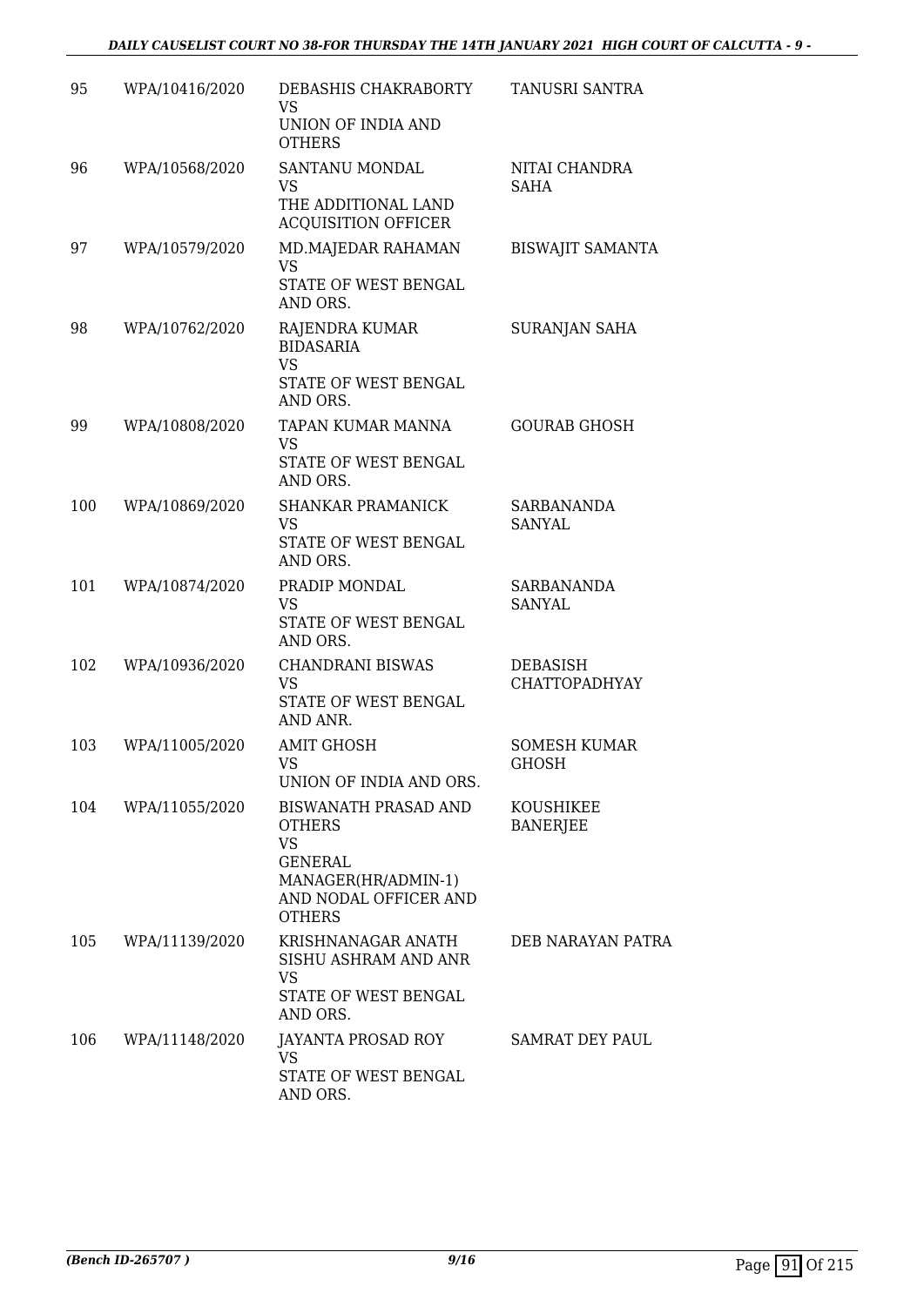| | | | |
|---|---|---|---|
| 95 | WPA/10416/2020 | DEBASHIS CHAKRABORTY<br>VS<br>UNION OF INDIA AND OTHERS | TANUSRI SANTRA |
| 96 | WPA/10568/2020 | SANTANU MONDAL<br>VS<br>THE ADDITIONAL LAND ACQUISITION OFFICER | NITAI CHANDRA SAHA |
| 97 | WPA/10579/2020 | MD.MAJEDAR RAHAMAN<br>VS<br>STATE OF WEST BENGAL AND ORS. | BISWAJIT SAMANTA |
| 98 | WPA/10762/2020 | RAJENDRA KUMAR BIDASARIA<br>VS<br>STATE OF WEST BENGAL AND ORS. | SURANJAN SAHA |
| 99 | WPA/10808/2020 | TAPAN KUMAR MANNA<br>VS<br>STATE OF WEST BENGAL AND ORS. | GOURAB GHOSH |
| 100 | WPA/10869/2020 | SHANKAR PRAMANICK<br>VS<br>STATE OF WEST BENGAL AND ORS. | SARBANANDA SANYAL |
| 101 | WPA/10874/2020 | PRADIP MONDAL<br>VS<br>STATE OF WEST BENGAL AND ORS. | SARBANANDA SANYAL |
| 102 | WPA/10936/2020 | CHANDRANI BISWAS<br>VS<br>STATE OF WEST BENGAL AND ANR. | DEBASISH CHATTOPADHYAY |
| 103 | WPA/11005/2020 | AMIT GHOSH<br>VS<br>UNION OF INDIA AND ORS. | SOMESH KUMAR GHOSH |
| 104 | WPA/11055/2020 | BISWANATH PRASAD AND OTHERS<br>VS<br>GENERAL MANAGER(HR/ADMIN-1) AND NODAL OFFICER AND OTHERS | KOUSHIKEE BANERJEE |
| 105 | WPA/11139/2020 | KRISHNANAGAR ANATH SISHU ASHRAM AND ANR<br>VS<br>STATE OF WEST BENGAL AND ORS. | DEB NARAYAN PATRA |
| 106 | WPA/11148/2020 | JAYANTA PROSAD ROY<br>VS<br>STATE OF WEST BENGAL AND ORS. | SAMRAT DEY PAUL |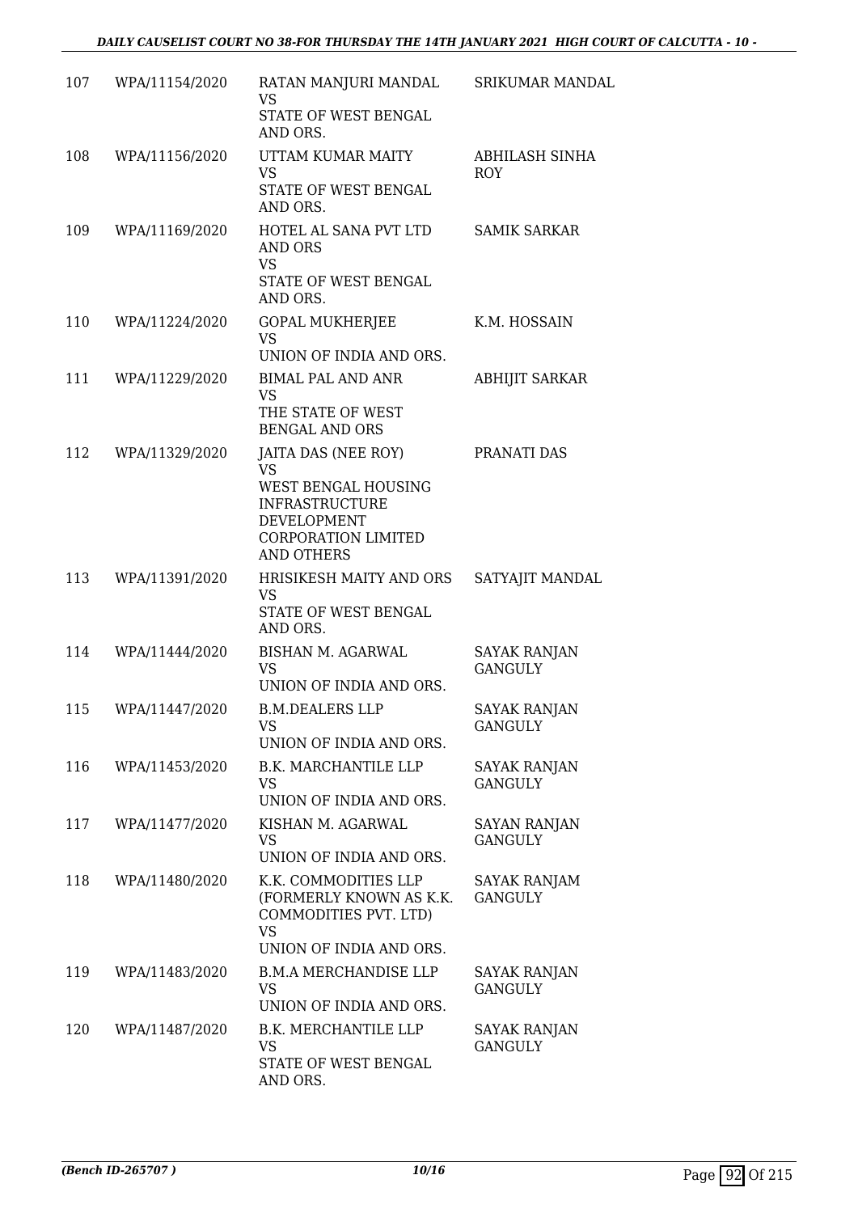| | | | |
|---|---|---|---|
| 107 | WPA/11154/2020 | RATAN MANJURI MANDAL<br>VS<br>STATE OF WEST BENGAL AND ORS. | SRIKUMAR MANDAL |
| 108 | WPA/11156/2020 | UTTAM KUMAR MAITY<br>VS<br>STATE OF WEST BENGAL AND ORS. | ABHILASH SINHA ROY |
| 109 | WPA/11169/2020 | HOTEL AL SANA PVT LTD AND ORS<br>VS<br>STATE OF WEST BENGAL AND ORS. | SAMIK SARKAR |
| 110 | WPA/11224/2020 | GOPAL MUKHERJEE<br>VS<br>UNION OF INDIA AND ORS. | K.M. HOSSAIN |
| 111 | WPA/11229/2020 | BIMAL PAL AND ANR<br>VS<br>THE STATE OF WEST BENGAL AND ORS | ABHIJIT SARKAR |
| 112 | WPA/11329/2020 | JAITA DAS (NEE ROY)<br>VS<br>WEST BENGAL HOUSING INFRASTRUCTURE DEVELOPMENT CORPORATION LIMITED AND OTHERS | PRANATI DAS |
| 113 | WPA/11391/2020 | HRISIKESH MAITY AND ORS<br>VS<br>STATE OF WEST BENGAL AND ORS. | SATYAJIT MANDAL |
| 114 | WPA/11444/2020 | BISHAN M. AGARWAL<br>VS<br>UNION OF INDIA AND ORS. | SAYAK RANJAN GANGULY |
| 115 | WPA/11447/2020 | B.M.DEALERS LLP<br>VS<br>UNION OF INDIA AND ORS. | SAYAK RANJAN GANGULY |
| 116 | WPA/11453/2020 | B.K. MARCHANTILE LLP<br>VS<br>UNION OF INDIA AND ORS. | SAYAK RANJAN GANGULY |
| 117 | WPA/11477/2020 | KISHAN M. AGARWAL<br>VS<br>UNION OF INDIA AND ORS. | SAYAN RANJAN GANGULY |
| 118 | WPA/11480/2020 | K.K. COMMODITIES LLP (FORMERLY KNOWN AS K.K. COMMODITIES PVT. LTD)<br>VS<br>UNION OF INDIA AND ORS. | SAYAK RANJAM GANGULY |
| 119 | WPA/11483/2020 | B.M.A MERCHANDISE LLP<br>VS<br>UNION OF INDIA AND ORS. | SAYAK RANJAN GANGULY |
| 120 | WPA/11487/2020 | B.K. MERCHANTILE LLP<br>VS<br>STATE OF WEST BENGAL AND ORS. | SAYAK RANJAN GANGULY |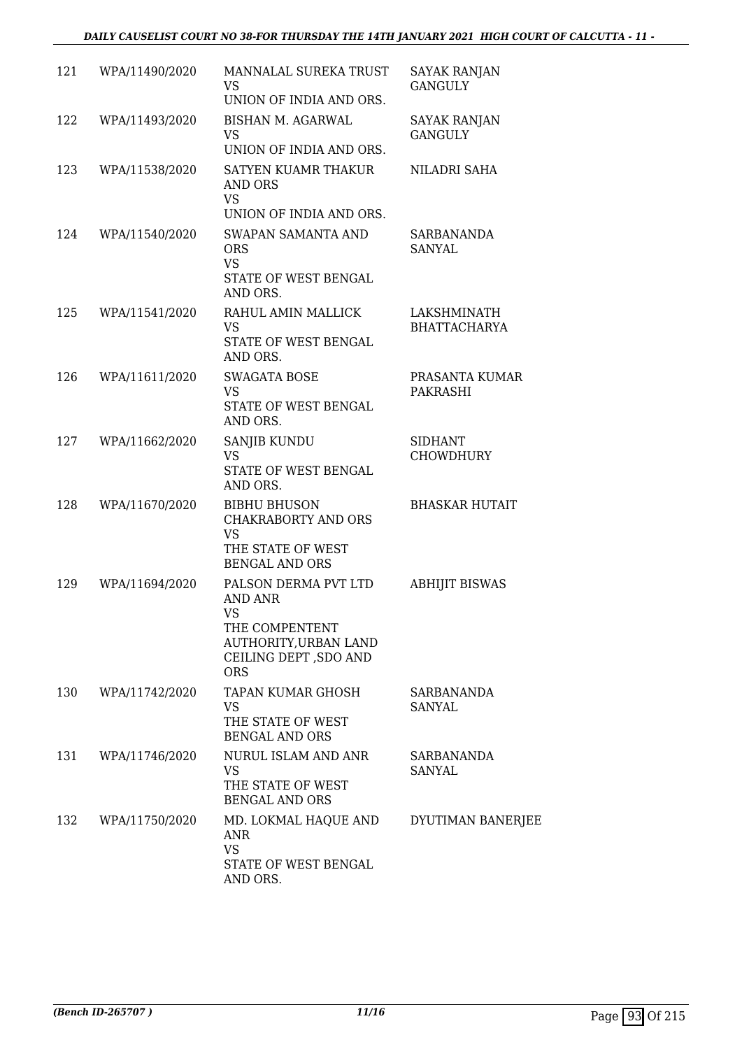| | | | |
|---|---|---|---|
| 121 | WPA/11490/2020 | MANNALAL SUREKA TRUST<br>VS<br>UNION OF INDIA AND ORS. | SAYAK RANJAN GANGULY |
| 122 | WPA/11493/2020 | BISHAN M. AGARWAL<br>VS<br>UNION OF INDIA AND ORS. | SAYAK RANJAN GANGULY |
| 123 | WPA/11538/2020 | SATYEN KUAMR THAKUR AND ORS<br>VS<br>UNION OF INDIA AND ORS. | NILADRI SAHA |
| 124 | WPA/11540/2020 | SWAPAN SAMANTA AND ORS<br>VS<br>STATE OF WEST BENGAL AND ORS. | SARBANANDA SANYAL |
| 125 | WPA/11541/2020 | RAHUL AMIN MALLICK<br>VS<br>STATE OF WEST BENGAL AND ORS. | LAKSHMINATH BHATTACHARYA |
| 126 | WPA/11611/2020 | SWAGATA BOSE<br>VS<br>STATE OF WEST BENGAL AND ORS. | PRASANTA KUMAR PAKRASHI |
| 127 | WPA/11662/2020 | SANJIB KUNDU<br>VS<br>STATE OF WEST BENGAL AND ORS. | SIDHANT CHOWDHURY |
| 128 | WPA/11670/2020 | BIBHU BHUSON CHAKRABORTY AND ORS<br>VS<br>THE STATE OF WEST BENGAL AND ORS | BHASKAR HUTAIT |
| 129 | WPA/11694/2020 | PALSON DERMA PVT LTD AND ANR<br>VS<br>THE COMPENTENT AUTHORITY,URBAN LAND CEILING DEPT ,SDO AND ORS | ABHIJIT BISWAS |
| 130 | WPA/11742/2020 | TAPAN KUMAR GHOSH<br>VS<br>THE STATE OF WEST BENGAL AND ORS | SARBANANDA SANYAL |
| 131 | WPA/11746/2020 | NURUL ISLAM AND ANR<br>VS<br>THE STATE OF WEST BENGAL AND ORS | SARBANANDA SANYAL |
| 132 | WPA/11750/2020 | MD. LOKMAL HAQUE AND ANR<br>VS<br>STATE OF WEST BENGAL AND ORS. | DYUTIMAN BANERJEE |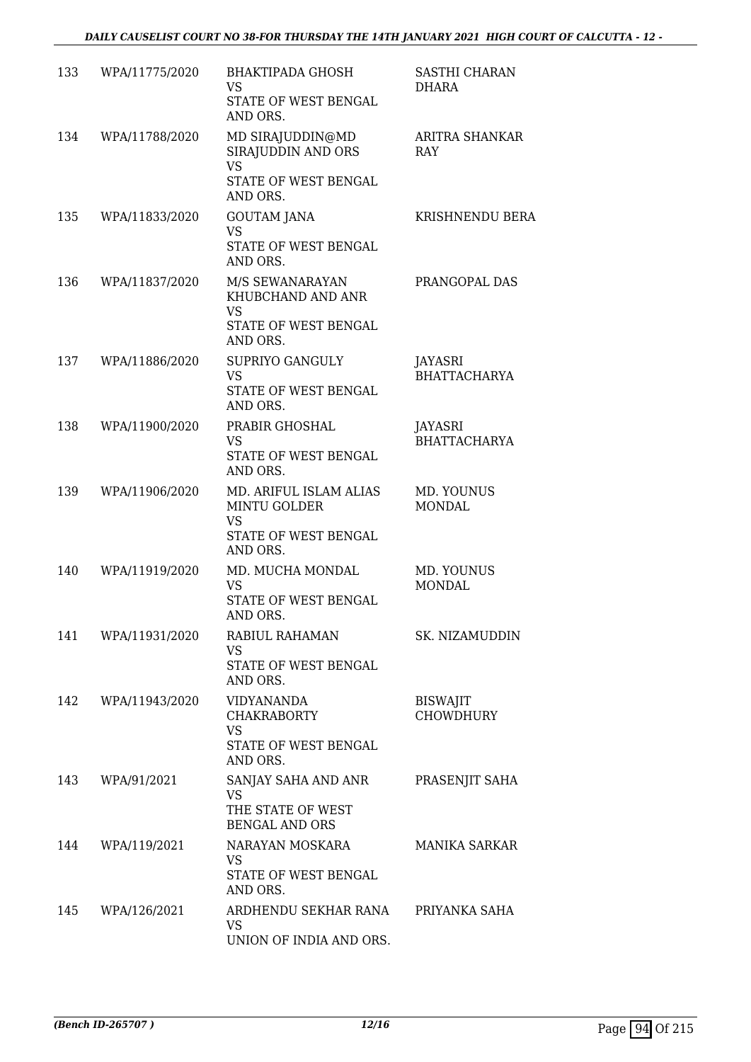| | | | |
|---|---|---|---|
| 133 | WPA/11775/2020 | BHAKTIPADA GHOSH<br>VS<br>STATE OF WEST BENGAL AND ORS. | SASTHI CHARAN DHARA |
| 134 | WPA/11788/2020 | MD SIRAJUDDIN@MD SIRAJUDDIN AND ORS<br>VS<br>STATE OF WEST BENGAL AND ORS. | ARITRA SHANKAR RAY |
| 135 | WPA/11833/2020 | GOUTAM JANA<br>VS<br>STATE OF WEST BENGAL AND ORS. | KRISHNENDU BERA |
| 136 | WPA/11837/2020 | M/S SEWANARAYAN KHUBCHAND AND ANR<br>VS<br>STATE OF WEST BENGAL AND ORS. | PRANGOPAL DAS |
| 137 | WPA/11886/2020 | SUPRIYO GANGULY<br>VS<br>STATE OF WEST BENGAL AND ORS. | JAYASRI BHATTACHARYA |
| 138 | WPA/11900/2020 | PRABIR GHOSHAL<br>VS<br>STATE OF WEST BENGAL AND ORS. | JAYASRI BHATTACHARYA |
| 139 | WPA/11906/2020 | MD. ARIFUL ISLAM ALIAS MINTU GOLDER<br>VS<br>STATE OF WEST BENGAL AND ORS. | MD. YOUNUS MONDAL |
| 140 | WPA/11919/2020 | MD. MUCHA MONDAL<br>VS<br>STATE OF WEST BENGAL AND ORS. | MD. YOUNUS MONDAL |
| 141 | WPA/11931/2020 | RABIUL RAHAMAN<br>VS<br>STATE OF WEST BENGAL AND ORS. | SK. NIZAMUDDIN |
| 142 | WPA/11943/2020 | VIDYANANDA CHAKRABORTY<br>VS<br>STATE OF WEST BENGAL AND ORS. | BISWAJIT CHOWDHURY |
| 143 | WPA/91/2021 | SANJAY SAHA AND ANR<br>VS<br>THE STATE OF WEST BENGAL AND ORS | PRASENJIT SAHA |
| 144 | WPA/119/2021 | NARAYAN MOSKARA<br>VS<br>STATE OF WEST BENGAL AND ORS. | MANIKA SARKAR |
| 145 | WPA/126/2021 | ARDHENDU SEKHAR RANA<br>VS<br>UNION OF INDIA AND ORS. | PRIYANKA SAHA |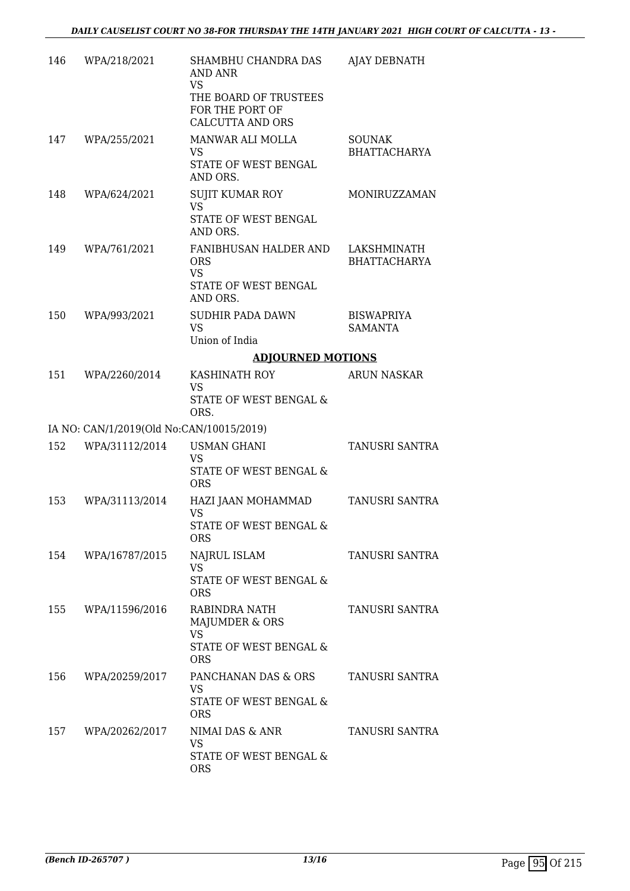| | | | |
|---|---|---|---|
| 146 | WPA/218/2021 | SHAMBHU CHANDRA DAS AND ANR<br>VS<br>THE BOARD OF TRUSTEES FOR THE PORT OF CALCUTTA AND ORS | AJAY DEBNATH |
| 147 | WPA/255/2021 | MANWAR ALI MOLLA<br>VS<br>STATE OF WEST BENGAL AND ORS. | SOUNAK BHATTACHARYA |
| 148 | WPA/624/2021 | SUJIT KUMAR ROY<br>VS<br>STATE OF WEST BENGAL AND ORS. | MONIRUZZAMAN |
| 149 | WPA/761/2021 | FANIBHUSAN HALDER AND ORS<br>VS<br>STATE OF WEST BENGAL AND ORS. | LAKSHMINATH BHATTACHARYA |
| 150 | WPA/993/2021 | SUDHIR PADA DAWN<br>VS<br>Union of India | BISWAPRIYA SAMANTA |

**ADJOURNED MOTIONS**

| | | | |
|---|---|---|---|
| 151 | WPA/2260/2014 | KASHINATH ROY<br>VS<br>STATE OF WEST BENGAL & ORS. | ARUN NASKAR |

IA NO: CAN/1/2019(Old No:CAN/10015/2019)

| | | | |
|---|---|---|---|
| 152 | WPA/31112/2014 | USMAN GHANI<br>VS<br>STATE OF WEST BENGAL & ORS | TANUSRI SANTRA |
| 153 | WPA/31113/2014 | HAZI JAAN MOHAMMAD<br>VS<br>STATE OF WEST BENGAL & ORS | TANUSRI SANTRA |
| 154 | WPA/16787/2015 | NAJRUL ISLAM<br>VS<br>STATE OF WEST BENGAL & ORS | TANUSRI SANTRA |
| 155 | WPA/11596/2016 | RABINDRA NATH MAJUMDER & ORS<br>VS<br>STATE OF WEST BENGAL & ORS | TANUSRI SANTRA |
| 156 | WPA/20259/2017 | PANCHANAN DAS & ORS<br>VS<br>STATE OF WEST BENGAL & ORS | TANUSRI SANTRA |
| 157 | WPA/20262/2017 | NIMAI DAS & ANR<br>VS<br>STATE OF WEST BENGAL & ORS | TANUSRI SANTRA |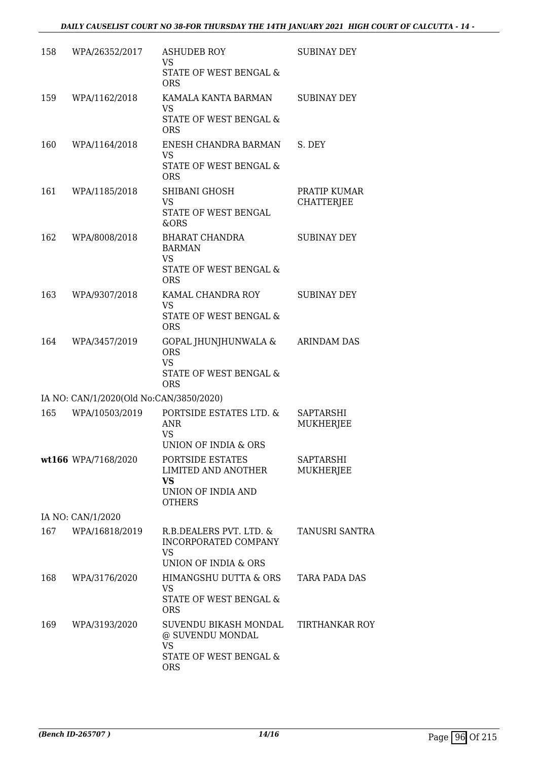| | | | |
|---|---|---|---|
| 158 | WPA/26352/2017 | ASHUDEB ROY<br>VS<br>STATE OF WEST BENGAL & ORS | SUBINAY DEY |
| 159 | WPA/1162/2018 | KAMALA KANTA BARMAN<br>VS<br>STATE OF WEST BENGAL & ORS | SUBINAY DEY |
| 160 | WPA/1164/2018 | ENESH CHANDRA BARMAN<br>VS<br>STATE OF WEST BENGAL & ORS | S. DEY |
| 161 | WPA/1185/2018 | SHIBANI GHOSH<br>VS<br>STATE OF WEST BENGAL &ORS | PRATIP KUMAR CHATTERJEE |
| 162 | WPA/8008/2018 | BHARAT CHANDRA BARMAN<br>VS<br>STATE OF WEST BENGAL & ORS | SUBINAY DEY |
| 163 | WPA/9307/2018 | KAMAL CHANDRA ROY<br>VS<br>STATE OF WEST BENGAL & ORS | SUBINAY DEY |
| 164 | WPA/3457/2019 | GOPAL JHUNJHUNWALA & ORS<br>VS<br>STATE OF WEST BENGAL & ORS | ARINDAM DAS |
| IA NO: CAN/1/2020(Old No:CAN/3850/2020) | | | |
| 165 | WPA/10503/2019 | PORTSIDE ESTATES LTD. & ANR<br>VS<br>UNION OF INDIA & ORS | SAPTARSHI MUKHERJEE |
| **wt166** | WPA/7168/2020 | PORTSIDE ESTATES LIMITED AND ANOTHER<br>**VS**<br>UNION OF INDIA AND OTHERS | SAPTARSHI MUKHERJEE |
| IA NO: CAN/1/2020 | | | |
| 167 | WPA/16818/2019 | R.B.DEALERS PVT. LTD. & INCORPORATED COMPANY<br>VS<br>UNION OF INDIA & ORS | TANUSRI SANTRA |
| 168 | WPA/3176/2020 | HIMANGSHU DUTTA & ORS<br>VS<br>STATE OF WEST BENGAL & ORS | TARA PADA DAS |
| 169 | WPA/3193/2020 | SUVENDU BIKASH MONDAL @ SUVENDU MONDAL<br>VS<br>STATE OF WEST BENGAL & ORS | TIRTHANKAR ROY |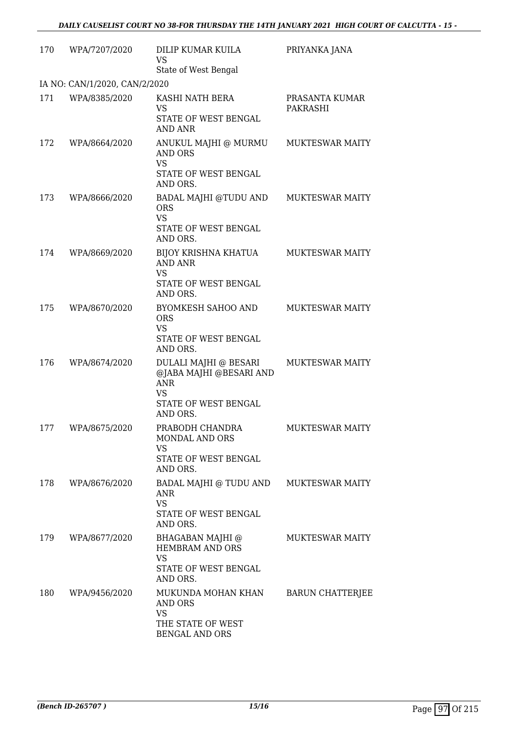| 170 | WPA/7207/2020 | DILIP KUMAR KUILA<br>VS<br>State of West Bengal | PRIYANKA JANA |
|---|---|---|---|
| IA NO: CAN/1/2020, CAN/2/2020 | | | |
| 171 | WPA/8385/2020 | KASHI NATH BERA<br>VS<br>STATE OF WEST BENGAL AND ANR | PRASANTA KUMAR PAKRASHI |
| 172 | WPA/8664/2020 | ANUKUL MAJHI @ MURMU AND ORS<br>VS<br>STATE OF WEST BENGAL AND ORS. | MUKTESWAR MAITY |
| 173 | WPA/8666/2020 | BADAL MAJHI @TUDU AND ORS<br>VS<br>STATE OF WEST BENGAL AND ORS. | MUKTESWAR MAITY |
| 174 | WPA/8669/2020 | BIJOY KRISHNA KHATUA AND ANR<br>VS<br>STATE OF WEST BENGAL AND ORS. | MUKTESWAR MAITY |
| 175 | WPA/8670/2020 | BYOMKESH SAHOO AND ORS<br>VS<br>STATE OF WEST BENGAL AND ORS. | MUKTESWAR MAITY |
| 176 | WPA/8674/2020 | DULALI MAJHI @ BESARI @JABA MAJHI @BESARI AND ANR<br>VS<br>STATE OF WEST BENGAL AND ORS. | MUKTESWAR MAITY |
| 177 | WPA/8675/2020 | PRABODH CHANDRA MONDAL AND ORS<br>VS<br>STATE OF WEST BENGAL AND ORS. | MUKTESWAR MAITY |
| 178 | WPA/8676/2020 | BADAL MAJHI @ TUDU AND ANR<br>VS<br>STATE OF WEST BENGAL AND ORS. | MUKTESWAR MAITY |
| 179 | WPA/8677/2020 | BHAGABAN MAJHI @ HEMBRAM AND ORS<br>VS<br>STATE OF WEST BENGAL AND ORS. | MUKTESWAR MAITY |
| 180 | WPA/9456/2020 | MUKUNDA MOHAN KHAN AND ORS<br>VS<br>THE STATE OF WEST BENGAL AND ORS | BARUN CHATTERJEE |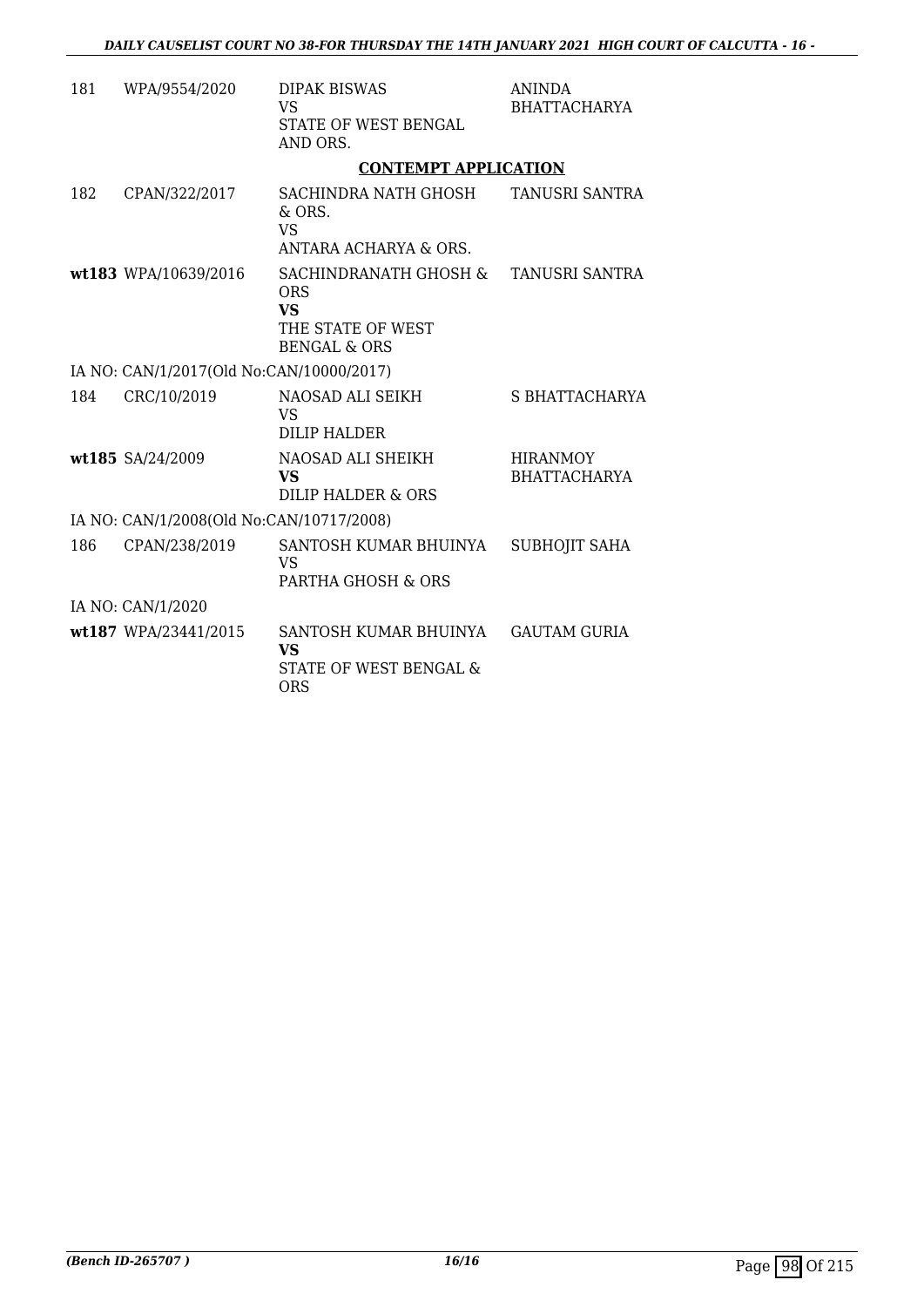| | | | |
|---|---|---|---|
| 181 | WPA/9554/2020 | DIPAK BISWAS<br>VS<br>STATE OF WEST BENGAL AND ORS. | ANINDA BHATTACHARYA |

**CONTEMPT APPLICATION**

| | | | |
|---|---|---|---|
| 182 | CPAN/322/2017 | SACHINDRA NATH GHOSH & ORS.<br>VS<br>ANTARA ACHARYA & ORS. | TANUSRI SANTRA |
| **wt183** | WPA/10639/2016 | SACHINDRANATH GHOSH & ORS<br>**VS**<br>THE STATE OF WEST BENGAL & ORS | TANUSRI SANTRA |
| | IA NO: CAN/1/2017(Old No:CAN/10000/2017) | | |
| 184 | CRC/10/2019 | NAOSAD ALI SEIKH<br>VS<br>DILIP HALDER | S BHATTACHARYA |
| **wt185** | SA/24/2009 | NAOSAD ALI SHEIKH<br>**VS**<br>DILIP HALDER & ORS | HIRANMOY BHATTACHARYA |
| | IA NO: CAN/1/2008(Old No:CAN/10717/2008) | | |
| 186 | CPAN/238/2019 | SANTOSH KUMAR BHUINYA<br>VS<br>PARTHA GHOSH & ORS | SUBHOJIT SAHA |
| | IA NO: CAN/1/2020 | | |
| **wt187** | WPA/23441/2015 | SANTOSH KUMAR BHUINYA<br>**VS**<br>STATE OF WEST BENGAL & ORS | GAUTAM GURIA |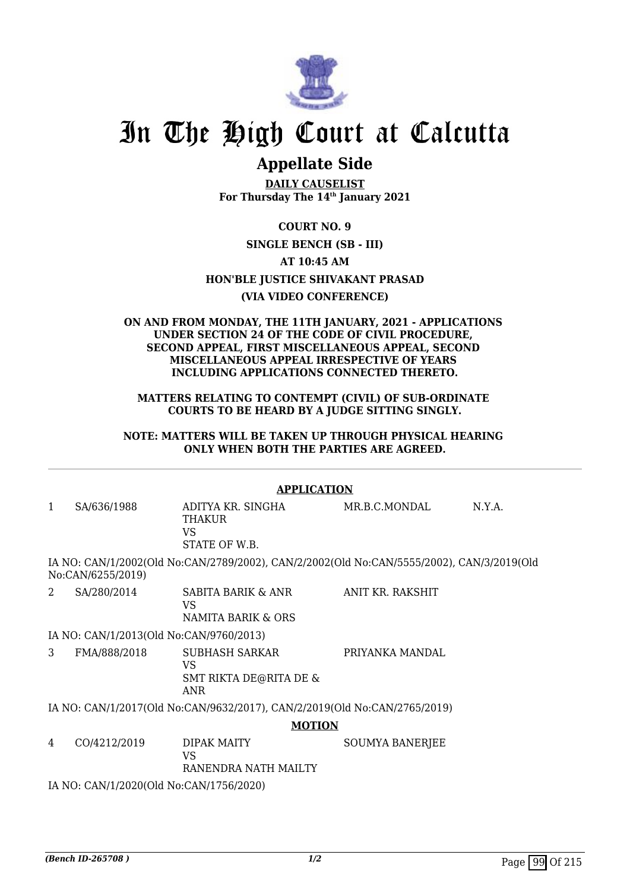# In The High Court at Calcutta

## Appellate Side

**DAILY CAUSELIST**
**For Thursday The 14th January 2021**

**COURT NO. 9**

**SINGLE BENCH (SB - III)**

**AT 10:45 AM**

**HON'BLE JUSTICE SHIVAKANT PRASAD**

**(VIA VIDEO CONFERENCE)**

**ON AND FROM MONDAY, THE 11TH JANUARY, 2021 - APPLICATIONS UNDER SECTION 24 OF THE CODE OF CIVIL PROCEDURE, SECOND APPEAL, FIRST MISCELLANEOUS APPEAL, SECOND MISCELLANEOUS APPEAL IRRESPECTIVE OF YEARS INCLUDING APPLICATIONS CONNECTED THERETO.**

**MATTERS RELATING TO CONTEMPT (CIVIL) OF SUB-ORDINATE COURTS TO BE HEARD BY A JUDGE SITTING SINGLY.**

**NOTE: MATTERS WILL BE TAKEN UP THROUGH PHYSICAL HEARING ONLY WHEN BOTH THE PARTIES ARE AGREED.**

**APPLICATION**

| | | | | |
|---|---|---|---|---|
| 1 | SA/636/1988 | ADITYA KR. SINGHA THAKUR VS STATE OF W.B. | MR.B.C.MONDAL | N.Y.A. |

IA NO: CAN/1/2002(Old No:CAN/2789/2002), CAN/2/2002(Old No:CAN/5555/2002), CAN/3/2019(Old No:CAN/6255/2019)

| | | | |
|---|---|---|---|
| 2 | SA/280/2014 | SABITA BARIK & ANR VS NAMITA BARIK & ORS | ANIT KR. RAKSHIT |

IA NO: CAN/1/2013(Old No:CAN/9760/2013)

| | | | |
|---|---|---|---|
| 3 | FMA/888/2018 | SUBHASH SARKAR VS SMT RIKTA DE@RITA DE & ANR | PRIYANKA MANDAL |

IA NO: CAN/1/2017(Old No:CAN/9632/2017), CAN/2/2019(Old No:CAN/2765/2019)

**MOTION**

| | | | |
|---|---|---|---|
| 4 | CO/4212/2019 | DIPAK MAITY VS RANENDRA NATH MAILTY | SOUMYA BANERJEE |

IA NO: CAN/1/2020(Old No:CAN/1756/2020)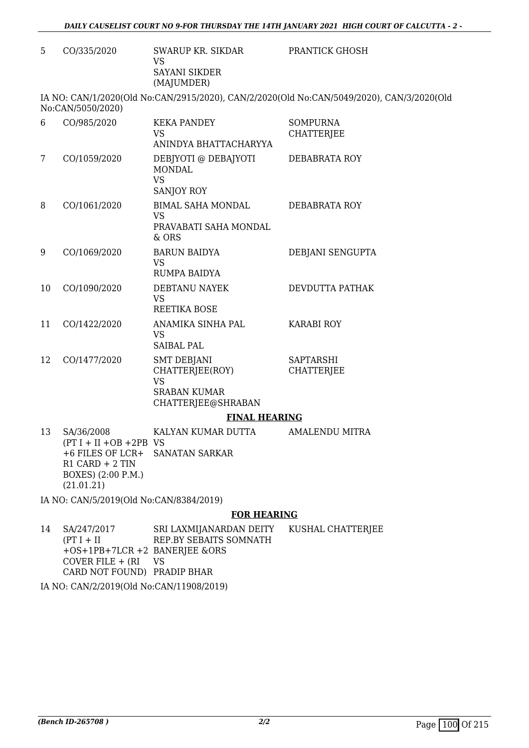| | | | |
|---|---|---|---|
| 5 | CO/335/2020 | SWARUP KR. SIKDAR<br>VS<br>SAYANI SIKDER (MAJUMDER) | PRANTICK GHOSH |

IA NO: CAN/1/2020(Old No:CAN/2915/2020), CAN/2/2020(Old No:CAN/5049/2020), CAN/3/2020(Old No:CAN/5050/2020)

| | | | |
|---|---|---|---|
| 6 | CO/985/2020 | KEKA PANDEY<br>VS<br>ANINDYA BHATTACHARYYA | SOMPURNA CHATTERJEE |
| 7 | CO/1059/2020 | DEBJYOTI @ DEBAJYOTI MONDAL<br>VS<br>SANJOY ROY | DEBABRATA ROY |
| 8 | CO/1061/2020 | BIMAL SAHA MONDAL<br>VS<br>PRAVABATI SAHA MONDAL & ORS | DEBABRATA ROY |
| 9 | CO/1069/2020 | BARUN BAIDYA<br>VS<br>RUMPA BAIDYA | DEBJANI SENGUPTA |
| 10 | CO/1090/2020 | DEBTANU NAYEK<br>VS<br>REETIKA BOSE | DEVDUTTA PATHAK |
| 11 | CO/1422/2020 | ANAMIKA SINHA PAL<br>VS<br>SAIBAL PAL | KARABI ROY |
| 12 | CO/1477/2020 | SMT DEBJANI CHATTERJEE(ROY)<br>VS<br>SRABAN KUMAR CHATTERJEE@SHRABAN | SAPTARSHI CHATTERJEE |

## FINAL HEARING

| | | | |
|---|---|---|---|
| 13 | SA/36/2008 (PT I + II +OB +2PB +6 FILES OF LCR+ R1 CARD + 2 TIN BOXES) (2:00 P.M.) (21.01.21) | KALYAN KUMAR DUTTA<br>VS<br>SANATAN SARKAR | AMALENDU MITRA |

IA NO: CAN/5/2019(Old No:CAN/8384/2019)

## FOR HEARING

| | | | |
|---|---|---|---|
| 14 | SA/247/2017 (PT I + II +OS+1PB+7LCR +2 COVER FILE + (RI CARD NOT FOUND) | SRI LAXMIJANARDAN DEITY REP.BY SEBAITS SOMNATH BANERJEE &ORS<br>VS<br>PRADIP BHAR | KUSHAL CHATTERJEE |

IA NO: CAN/2/2019(Old No:CAN/11908/2019)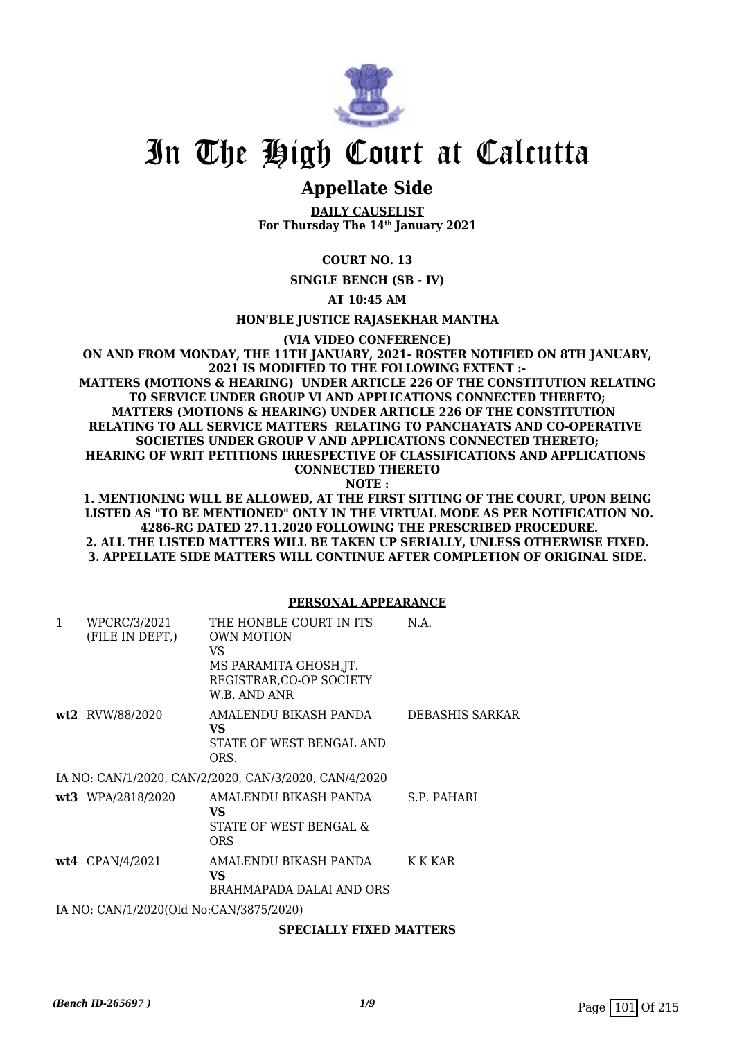# In The High Court at Calcutta

## Appellate Side

**DAILY CAUSELIST**
**For Thursday The 14th January 2021**

**COURT NO. 13**

**SINGLE BENCH (SB - IV)**

**AT 10:45 AM**

**HON'BLE JUSTICE RAJASEKHAR MANTHA**

**(VIA VIDEO CONFERENCE)**

**ON AND FROM MONDAY, THE 11TH JANUARY, 2021- ROSTER NOTIFIED ON 8TH JANUARY, 2021 IS MODIFIED TO THE FOLLOWING EXTENT :-**
**MATTERS (MOTIONS & HEARING) UNDER ARTICLE 226 OF THE CONSTITUTION RELATING TO SERVICE UNDER GROUP VI AND APPLICATIONS CONNECTED THERETO; MATTERS (MOTIONS & HEARING) UNDER ARTICLE 226 OF THE CONSTITUTION RELATING TO ALL SERVICE MATTERS RELATING TO PANCHAYATS AND CO-OPERATIVE SOCIETIES UNDER GROUP V AND APPLICATIONS CONNECTED THERETO; HEARING OF WRIT PETITIONS IRRESPECTIVE OF CLASSIFICATIONS AND APPLICATIONS CONNECTED THERETO**
**NOTE :**
**1. MENTIONING WILL BE ALLOWED, AT THE FIRST SITTING OF THE COURT, UPON BEING LISTED AS "TO BE MENTIONED" ONLY IN THE VIRTUAL MODE AS PER NOTIFICATION NO. 4286-RG DATED 27.11.2020 FOLLOWING THE PRESCRIBED PROCEDURE.**
**2. ALL THE LISTED MATTERS WILL BE TAKEN UP SERIALLY, UNLESS OTHERWISE FIXED.**
**3. APPELLATE SIDE MATTERS WILL CONTINUE AFTER COMPLETION OF ORIGINAL SIDE.**

**PERSONAL APPEARANCE**

| | | | |
|---|---|---|---|
| 1 | WPCRC/3/2021 (FILE IN DEPT,) | THE HONBLE COURT IN ITS OWN MOTION<br>VS<br>MS PARAMITA GHOSH,JT. REGISTRAR,CO-OP SOCIETY W.B. AND ANR | N.A. |
| **wt2** | RVW/88/2020 | AMALENDU BIKASH PANDA<br>**VS**<br>STATE OF WEST BENGAL AND ORS. | DEBASHIS SARKAR |
| | IA NO: CAN/1/2020, CAN/2/2020, CAN/3/2020, CAN/4/2020 | | |
| **wt3** | WPA/2818/2020 | AMALENDU BIKASH PANDA<br>**VS**<br>STATE OF WEST BENGAL & ORS | S.P. PAHARI |
| **wt4** | CPAN/4/2021 | AMALENDU BIKASH PANDA<br>**VS**<br>BRAHMAPADA DALAI AND ORS | K K KAR |
| | IA NO: CAN/1/2020(Old No:CAN/3875/2020) | | |

**SPECIALLY FIXED MATTERS**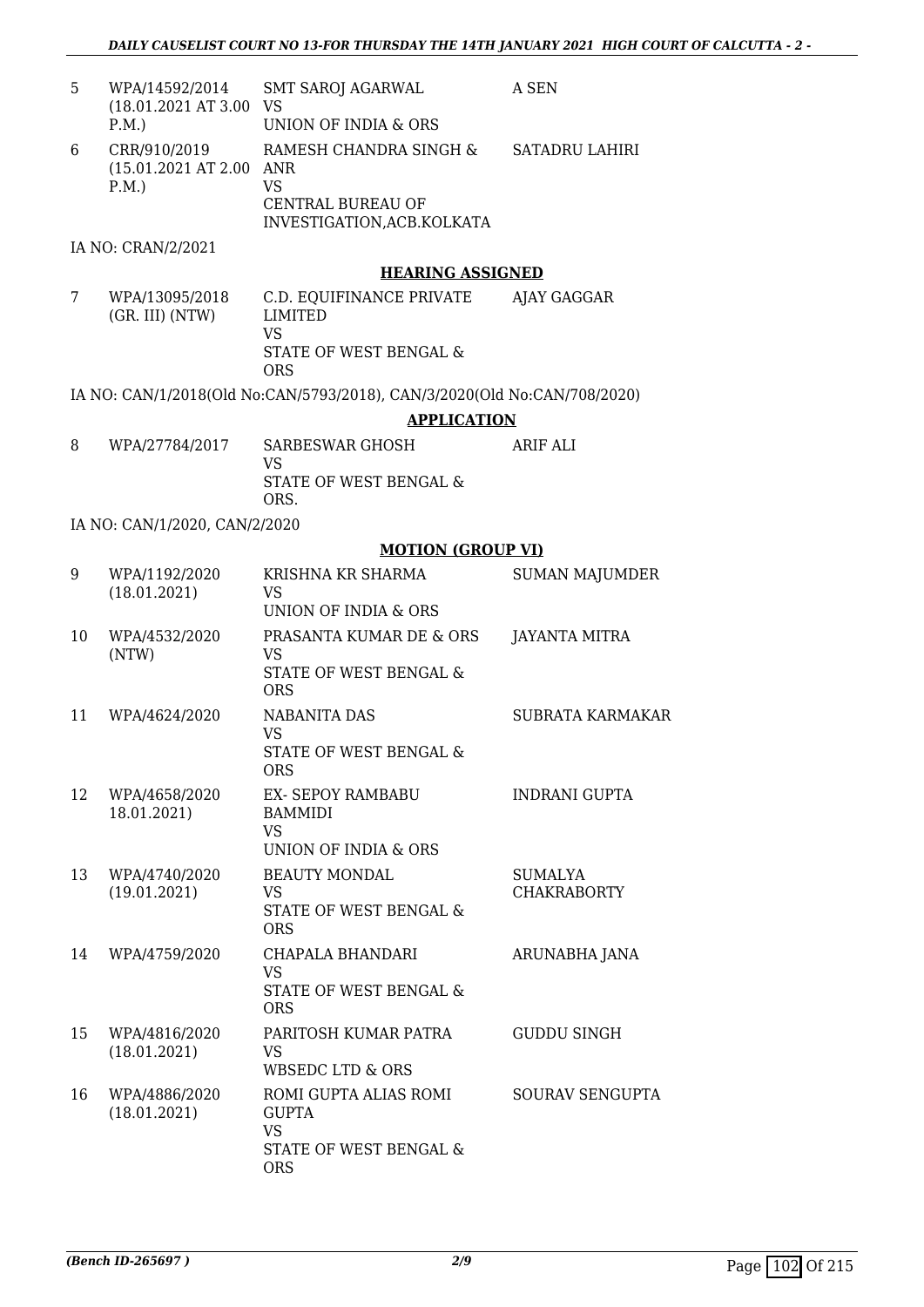| | | | |
|---|---|---|---|
| 5 | WPA/14592/2014 (18.01.2021 AT 3.00 P.M.) | SMT SAROJ AGARWAL VS UNION OF INDIA & ORS | A SEN |
| 6 | CRR/910/2019 (15.01.2021 AT 2.00 P.M.) | RAMESH CHANDRA SINGH & ANR VS CENTRAL BUREAU OF INVESTIGATION,ACB.KOLKATA | SATADRU LAHIRI |

IA NO: CRAN/2/2021

## HEARING ASSIGNED

| | | | |
|---|---|---|---|
| 7 | WPA/13095/2018 (GR. III) (NTW) | C.D. EQUIFINANCE PRIVATE LIMITED VS STATE OF WEST BENGAL & ORS | AJAY GAGGAR |

IA NO: CAN/1/2018(Old No:CAN/5793/2018), CAN/3/2020(Old No:CAN/708/2020)

## APPLICATION

| | | | |
|---|---|---|---|
| 8 | WPA/27784/2017 | SARBESWAR GHOSH VS STATE OF WEST BENGAL & ORS. | ARIF ALI |

IA NO: CAN/1/2020, CAN/2/2020

## MOTION (GROUP VI)

| | | | |
|---|---|---|---|
| 9 | WPA/1192/2020 (18.01.2021) | KRISHNA KR SHARMA VS UNION OF INDIA & ORS | SUMAN MAJUMDER |
| 10 | WPA/4532/2020 (NTW) | PRASANTA KUMAR DE & ORS VS STATE OF WEST BENGAL & ORS | JAYANTA MITRA |
| 11 | WPA/4624/2020 | NABANITA DAS VS STATE OF WEST BENGAL & ORS | SUBRATA KARMAKAR |
| 12 | WPA/4658/2020 18.01.2021) | EX- SEPOY RAMBABU BAMMIDI VS UNION OF INDIA & ORS | INDRANI GUPTA |
| 13 | WPA/4740/2020 (19.01.2021) | BEAUTY MONDAL VS STATE OF WEST BENGAL & ORS | SUMALYA CHAKRABORTY |
| 14 | WPA/4759/2020 | CHAPALA BHANDARI VS STATE OF WEST BENGAL & ORS | ARUNABHA JANA |
| 15 | WPA/4816/2020 (18.01.2021) | PARITOSH KUMAR PATRA VS WBSEDC LTD & ORS | GUDDU SINGH |
| 16 | WPA/4886/2020 (18.01.2021) | ROMI GUPTA ALIAS ROMI GUPTA VS STATE OF WEST BENGAL & ORS | SOURAV SENGUPTA |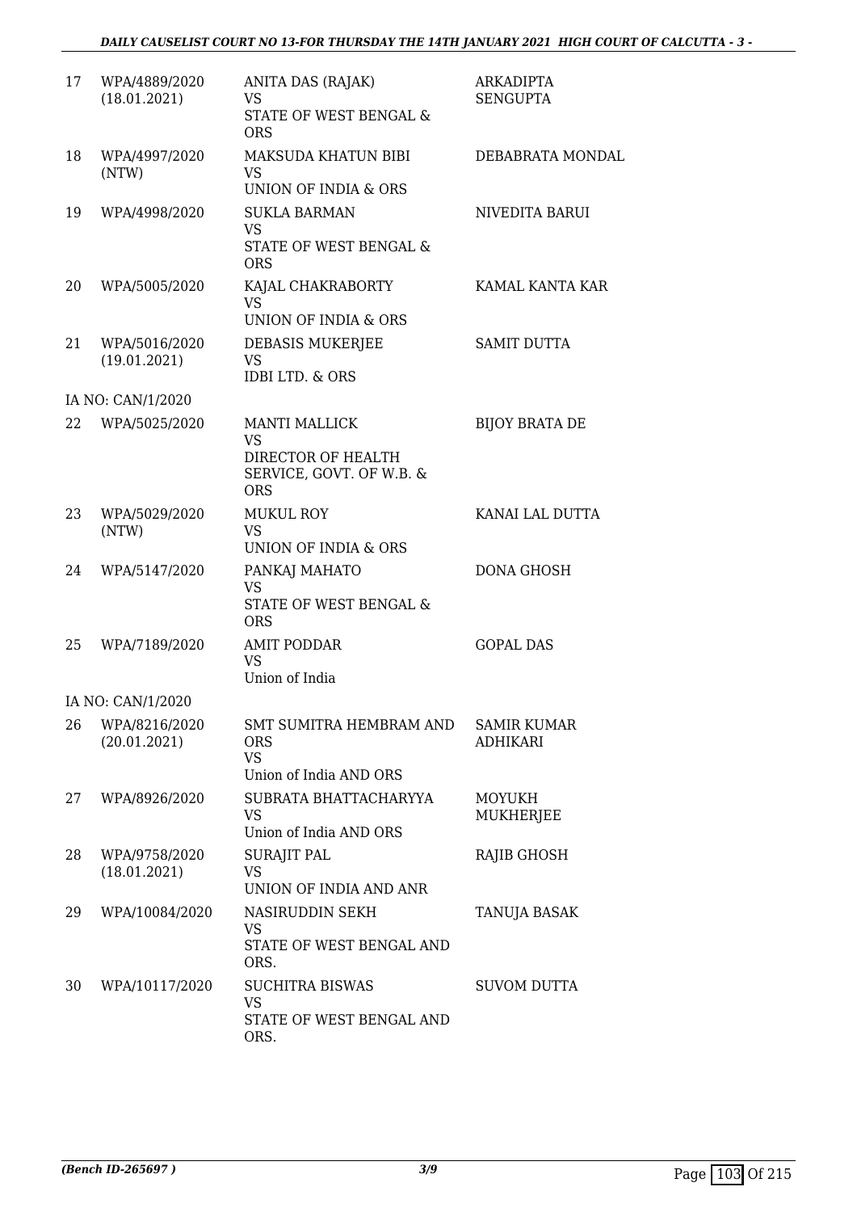| | | | |
|---|---|---|---|
| 17 | WPA/4889/2020 (18.01.2021) | ANITA DAS (RAJAK) VS STATE OF WEST BENGAL & ORS | ARKADIPTA SENGUPTA |
| 18 | WPA/4997/2020 (NTW) | MAKSUDA KHATUN BIBI VS UNION OF INDIA & ORS | DEBABRATA MONDAL |
| 19 | WPA/4998/2020 | SUKLA BARMAN VS STATE OF WEST BENGAL & ORS | NIVEDITA BARUI |
| 20 | WPA/5005/2020 | KAJAL CHAKRABORTY VS UNION OF INDIA & ORS | KAMAL KANTA KAR |
| 21 | WPA/5016/2020 (19.01.2021) | DEBASIS MUKERJEE VS IDBI LTD. & ORS | SAMIT DUTTA |
| | IA NO: CAN/1/2020 | | |
| 22 | WPA/5025/2020 | MANTI MALLICK VS DIRECTOR OF HEALTH SERVICE, GOVT. OF W.B. & ORS | BIJOY BRATA DE |
| 23 | WPA/5029/2020 (NTW) | MUKUL ROY VS UNION OF INDIA & ORS | KANAI LAL DUTTA |
| 24 | WPA/5147/2020 | PANKAJ MAHATO VS STATE OF WEST BENGAL & ORS | DONA GHOSH |
| 25 | WPA/7189/2020 | AMIT PODDAR VS Union of India | GOPAL DAS |
| | IA NO: CAN/1/2020 | | |
| 26 | WPA/8216/2020 (20.01.2021) | SMT SUMITRA HEMBRAM AND ORS VS Union of India AND ORS | SAMIR KUMAR ADHIKARI |
| 27 | WPA/8926/2020 | SUBRATA BHATTACHARYYA VS Union of India AND ORS | MOYUKH MUKHERJEE |
| 28 | WPA/9758/2020 (18.01.2021) | SURAJIT PAL VS UNION OF INDIA AND ANR | RAJIB GHOSH |
| 29 | WPA/10084/2020 | NASIRUDDIN SEKH VS STATE OF WEST BENGAL AND ORS. | TANUJA BASAK |
| 30 | WPA/10117/2020 | SUCHITRA BISWAS VS STATE OF WEST BENGAL AND ORS. | SUVOM DUTTA |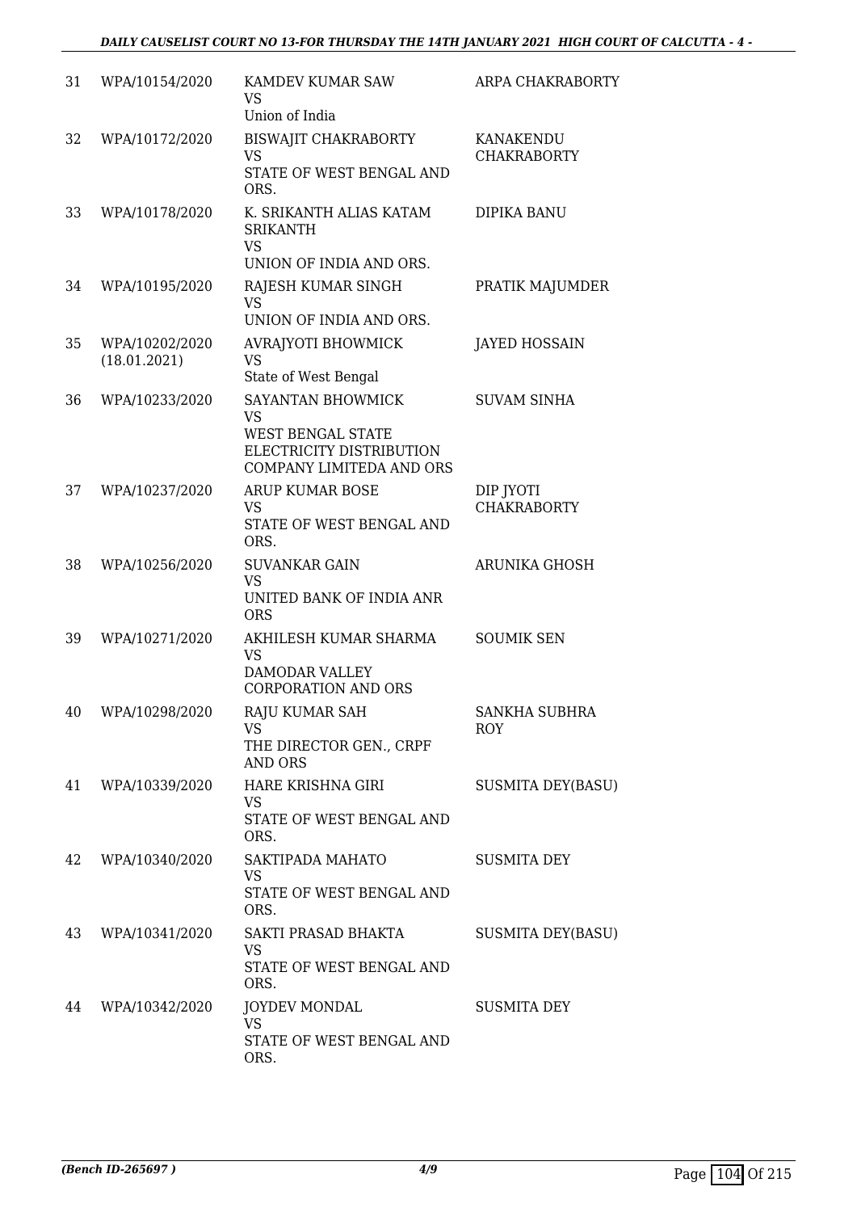| 31 | WPA/10154/2020 | KAMDEV KUMAR SAW<br>VS<br>Union of India | ARPA CHAKRABORTY |
|---|---|---|---|
| 32 | WPA/10172/2020 | BISWAJIT CHAKRABORTY<br>VS<br>STATE OF WEST BENGAL AND ORS. | KANAKENDU CHAKRABORTY |
| 33 | WPA/10178/2020 | K. SRIKANTH ALIAS KATAM SRIKANTH<br>VS<br>UNION OF INDIA AND ORS. | DIPIKA BANU |
| 34 | WPA/10195/2020 | RAJESH KUMAR SINGH<br>VS<br>UNION OF INDIA AND ORS. | PRATIK MAJUMDER |
| 35 | WPA/10202/2020<br>(18.01.2021) | AVRAJYOTI BHOWMICK<br>VS<br>State of West Bengal | JAYED HOSSAIN |
| 36 | WPA/10233/2020 | SAYANTAN BHOWMICK<br>VS<br>WEST BENGAL STATE ELECTRICITY DISTRIBUTION COMPANY LIMITEDA AND ORS | SUVAM SINHA |
| 37 | WPA/10237/2020 | ARUP KUMAR BOSE<br>VS<br>STATE OF WEST BENGAL AND ORS. | DIP JYOTI CHAKRABORTY |
| 38 | WPA/10256/2020 | SUVANKAR GAIN<br>VS<br>UNITED BANK OF INDIA ANR ORS | ARUNIKA GHOSH |
| 39 | WPA/10271/2020 | AKHILESH KUMAR SHARMA<br>VS<br>DAMODAR VALLEY CORPORATION AND ORS | SOUMIK SEN |
| 40 | WPA/10298/2020 | RAJU KUMAR SAH<br>VS<br>THE DIRECTOR GEN., CRPF AND ORS | SANKHA SUBHRA ROY |
| 41 | WPA/10339/2020 | HARE KRISHNA GIRI<br>VS<br>STATE OF WEST BENGAL AND ORS. | SUSMITA DEY(BASU) |
| 42 | WPA/10340/2020 | SAKTIPADA MAHATO<br>VS<br>STATE OF WEST BENGAL AND ORS. | SUSMITA DEY |
| 43 | WPA/10341/2020 | SAKTI PRASAD BHAKTA<br>VS<br>STATE OF WEST BENGAL AND ORS. | SUSMITA DEY(BASU) |
| 44 | WPA/10342/2020 | JOYDEV MONDAL<br>VS<br>STATE OF WEST BENGAL AND ORS. | SUSMITA DEY |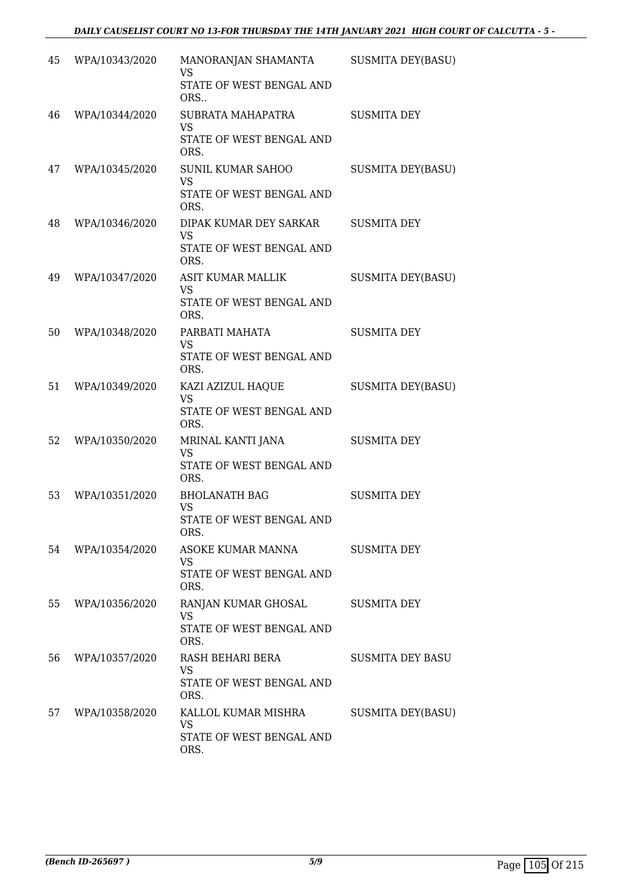| | | | |
|---|---|---|---|
| 45 | WPA/10343/2020 | MANORANJAN SHAMANTA<br>VS<br>STATE OF WEST BENGAL AND ORS.. | SUSMITA DEY(BASU) |
| 46 | WPA/10344/2020 | SUBRATA MAHAPATRA<br>VS<br>STATE OF WEST BENGAL AND ORS. | SUSMITA DEY |
| 47 | WPA/10345/2020 | SUNIL KUMAR SAHOO<br>VS<br>STATE OF WEST BENGAL AND ORS. | SUSMITA DEY(BASU) |
| 48 | WPA/10346/2020 | DIPAK KUMAR DEY SARKAR<br>VS<br>STATE OF WEST BENGAL AND ORS. | SUSMITA DEY |
| 49 | WPA/10347/2020 | ASIT KUMAR MALLIK<br>VS<br>STATE OF WEST BENGAL AND ORS. | SUSMITA DEY(BASU) |
| 50 | WPA/10348/2020 | PARBATI MAHATA<br>VS<br>STATE OF WEST BENGAL AND ORS. | SUSMITA DEY |
| 51 | WPA/10349/2020 | KAZI AZIZUL HAQUE<br>VS<br>STATE OF WEST BENGAL AND ORS. | SUSMITA DEY(BASU) |
| 52 | WPA/10350/2020 | MRINAL KANTI JANA<br>VS<br>STATE OF WEST BENGAL AND ORS. | SUSMITA DEY |
| 53 | WPA/10351/2020 | BHOLANATH BAG<br>VS<br>STATE OF WEST BENGAL AND ORS. | SUSMITA DEY |
| 54 | WPA/10354/2020 | ASOKE KUMAR MANNA<br>VS<br>STATE OF WEST BENGAL AND ORS. | SUSMITA DEY |
| 55 | WPA/10356/2020 | RANJAN KUMAR GHOSAL<br>VS<br>STATE OF WEST BENGAL AND ORS. | SUSMITA DEY |
| 56 | WPA/10357/2020 | RASH BEHARI BERA<br>VS<br>STATE OF WEST BENGAL AND ORS. | SUSMITA DEY BASU |
| 57 | WPA/10358/2020 | KALLOL KUMAR MISHRA<br>VS<br>STATE OF WEST BENGAL AND ORS. | SUSMITA DEY(BASU) |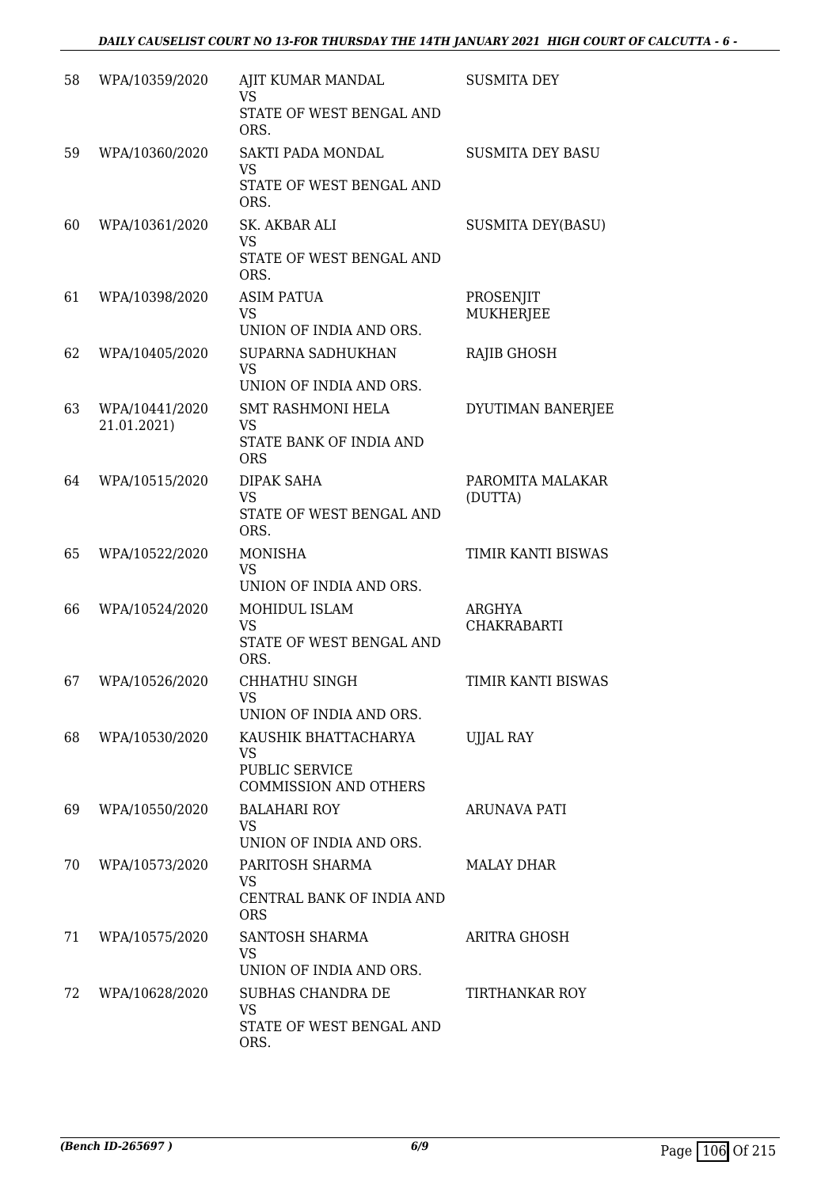| 58 | WPA/10359/2020 | AJIT KUMAR MANDAL<br>VS<br>STATE OF WEST BENGAL AND ORS. | SUSMITA DEY |
|---|---|---|---|
| 59 | WPA/10360/2020 | SAKTI PADA MONDAL<br>VS<br>STATE OF WEST BENGAL AND ORS. | SUSMITA DEY BASU |
| 60 | WPA/10361/2020 | SK. AKBAR ALI<br>VS<br>STATE OF WEST BENGAL AND ORS. | SUSMITA DEY(BASU) |
| 61 | WPA/10398/2020 | ASIM PATUA<br>VS<br>UNION OF INDIA AND ORS. | PROSENJIT MUKHERJEE |
| 62 | WPA/10405/2020 | SUPARNA SADHUKHAN<br>VS<br>UNION OF INDIA AND ORS. | RAJIB GHOSH |
| 63 | WPA/10441/2020 21.01.2021) | SMT RASHMONI HELA<br>VS<br>STATE BANK OF INDIA AND ORS | DYUTIMAN BANERJEE |
| 64 | WPA/10515/2020 | DIPAK SAHA<br>VS<br>STATE OF WEST BENGAL AND ORS. | PAROMITA MALAKAR (DUTTA) |
| 65 | WPA/10522/2020 | MONISHA<br>VS<br>UNION OF INDIA AND ORS. | TIMIR KANTI BISWAS |
| 66 | WPA/10524/2020 | MOHIDUL ISLAM<br>VS<br>STATE OF WEST BENGAL AND ORS. | ARGHYA CHAKRABARTI |
| 67 | WPA/10526/2020 | CHHATHU SINGH<br>VS<br>UNION OF INDIA AND ORS. | TIMIR KANTI BISWAS |
| 68 | WPA/10530/2020 | KAUSHIK BHATTACHARYA<br>VS<br>PUBLIC SERVICE COMMISSION AND OTHERS | UJJAL RAY |
| 69 | WPA/10550/2020 | BALAHARI ROY<br>VS<br>UNION OF INDIA AND ORS. | ARUNAVA PATI |
| 70 | WPA/10573/2020 | PARITOSH SHARMA<br>VS<br>CENTRAL BANK OF INDIA AND ORS | MALAY DHAR |
| 71 | WPA/10575/2020 | SANTOSH SHARMA<br>VS<br>UNION OF INDIA AND ORS. | ARITRA GHOSH |
| 72 | WPA/10628/2020 | SUBHAS CHANDRA DE<br>VS<br>STATE OF WEST BENGAL AND ORS. | TIRTHANKAR ROY |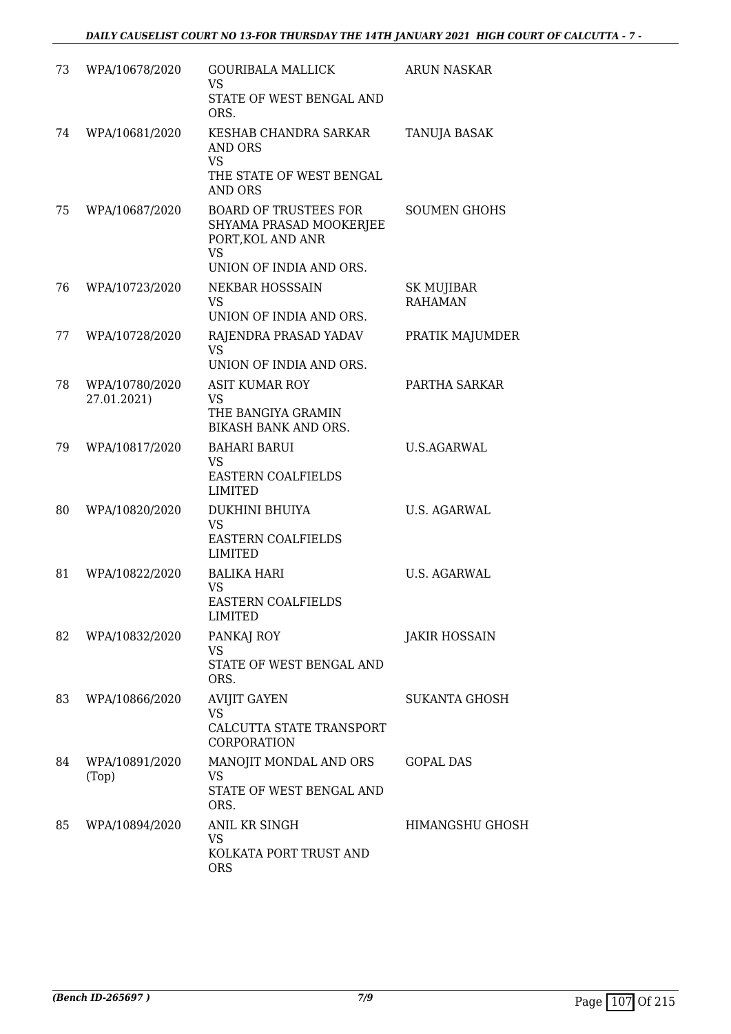| | | | |
|---|---|---|---|
| 73 | WPA/10678/2020 | GOURIBALA MALLICK<br>VS<br>STATE OF WEST BENGAL AND ORS. | ARUN NASKAR |
| 74 | WPA/10681/2020 | KESHAB CHANDRA SARKAR AND ORS<br>VS<br>THE STATE OF WEST BENGAL AND ORS | TANUJA BASAK |
| 75 | WPA/10687/2020 | BOARD OF TRUSTEES FOR SHYAMA PRASAD MOOKERJEE PORT,KOL AND ANR<br>VS<br>UNION OF INDIA AND ORS. | SOUMEN GHOHS |
| 76 | WPA/10723/2020 | NEKBAR HOSSSAIN<br>VS<br>UNION OF INDIA AND ORS. | SK MUJIBAR RAHAMAN |
| 77 | WPA/10728/2020 | RAJENDRA PRASAD YADAV<br>VS<br>UNION OF INDIA AND ORS. | PRATIK MAJUMDER |
| 78 | WPA/10780/2020<br>27.01.2021) | ASIT KUMAR ROY<br>VS<br>THE BANGIYA GRAMIN BIKASH BANK AND ORS. | PARTHA SARKAR |
| 79 | WPA/10817/2020 | BAHARI BARUI<br>VS<br>EASTERN COALFIELDS LIMITED | U.S.AGARWAL |
| 80 | WPA/10820/2020 | DUKHINI BHUIYA<br>VS<br>EASTERN COALFIELDS LIMITED | U.S. AGARWAL |
| 81 | WPA/10822/2020 | BALIKA HARI<br>VS<br>EASTERN COALFIELDS LIMITED | U.S. AGARWAL |
| 82 | WPA/10832/2020 | PANKAJ ROY<br>VS<br>STATE OF WEST BENGAL AND ORS. | JAKIR HOSSAIN |
| 83 | WPA/10866/2020 | AVIJIT GAYEN<br>VS<br>CALCUTTA STATE TRANSPORT CORPORATION | SUKANTA GHOSH |
| 84 | WPA/10891/2020<br>(Top) | MANOJIT MONDAL AND ORS<br>VS<br>STATE OF WEST BENGAL AND ORS. | GOPAL DAS |
| 85 | WPA/10894/2020 | ANIL KR SINGH<br>VS<br>KOLKATA PORT TRUST AND ORS | HIMANGSHU GHOSH |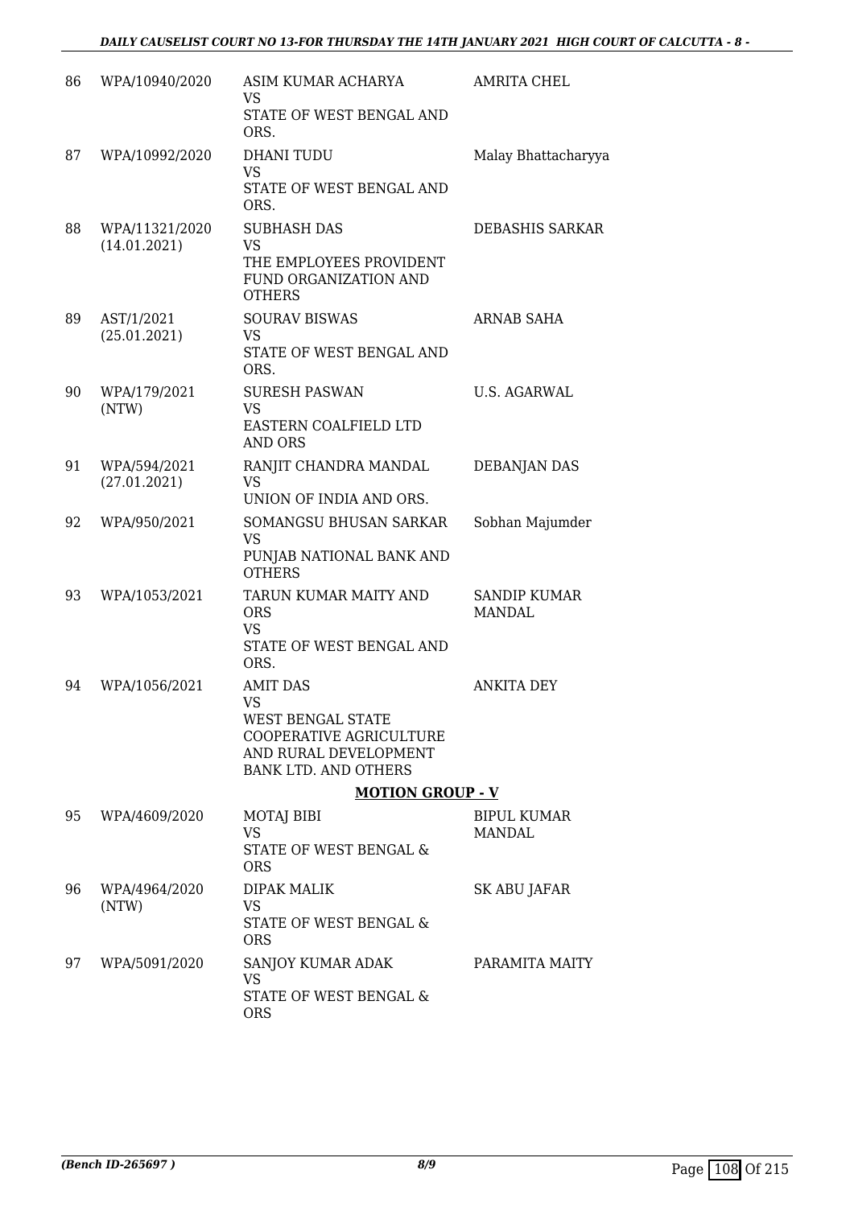| | | | |
|---|---|---|---|
| 86 | WPA/10940/2020 | ASIM KUMAR ACHARYA<br>VS<br>STATE OF WEST BENGAL AND ORS. | AMRITA CHEL |
| 87 | WPA/10992/2020 | DHANI TUDU<br>VS<br>STATE OF WEST BENGAL AND ORS. | Malay Bhattacharyya |
| 88 | WPA/11321/2020<br>(14.01.2021) | SUBHASH DAS<br>VS<br>THE EMPLOYEES PROVIDENT FUND ORGANIZATION AND OTHERS | DEBASHIS SARKAR |
| 89 | AST/1/2021<br>(25.01.2021) | SOURAV BISWAS<br>VS<br>STATE OF WEST BENGAL AND ORS. | ARNAB SAHA |
| 90 | WPA/179/2021<br>(NTW) | SURESH PASWAN<br>VS<br>EASTERN COALFIELD LTD AND ORS | U.S. AGARWAL |
| 91 | WPA/594/2021<br>(27.01.2021) | RANJIT CHANDRA MANDAL<br>VS<br>UNION OF INDIA AND ORS. | DEBANJAN DAS |
| 92 | WPA/950/2021 | SOMANGSU BHUSAN SARKAR<br>VS<br>PUNJAB NATIONAL BANK AND OTHERS | Sobhan Majumder |
| 93 | WPA/1053/2021 | TARUN KUMAR MAITY AND ORS<br>VS<br>STATE OF WEST BENGAL AND ORS. | SANDIP KUMAR MANDAL |
| 94 | WPA/1056/2021 | AMIT DAS<br>VS<br>WEST BENGAL STATE COOPERATIVE AGRICULTURE AND RURAL DEVELOPMENT BANK LTD. AND OTHERS | ANKITA DEY |

**MOTION GROUP - V**

| | | | |
|---|---|---|---|
| 95 | WPA/4609/2020 | MOTAJ BIBI<br>VS<br>STATE OF WEST BENGAL & ORS | BIPUL KUMAR MANDAL |
| 96 | WPA/4964/2020<br>(NTW) | DIPAK MALIK<br>VS<br>STATE OF WEST BENGAL & ORS | SK ABU JAFAR |
| 97 | WPA/5091/2020 | SANJOY KUMAR ADAK<br>VS<br>STATE OF WEST BENGAL & ORS | PARAMITA MAITY |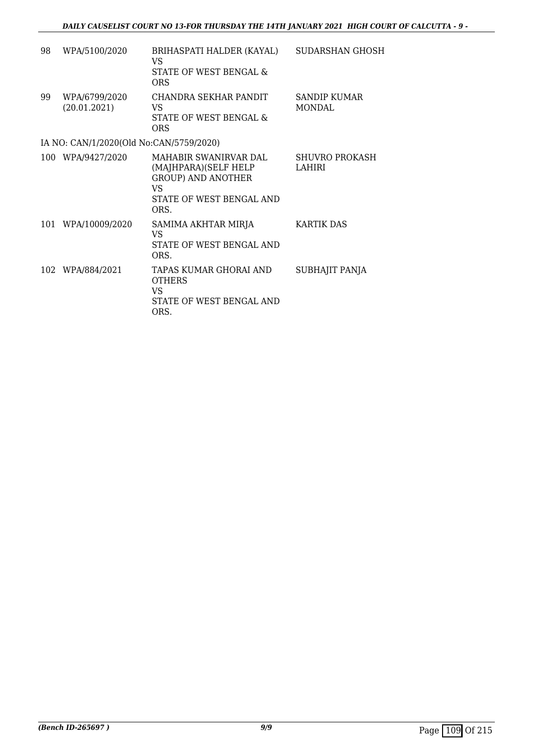| | | | |
|---|---|---|---|
| 98 | WPA/5100/2020 | BRIHASPATI HALDER (KAYAL)<br>VS<br>STATE OF WEST BENGAL & ORS | SUDARSHAN GHOSH |
| 99 | WPA/6799/2020<br>(20.01.2021) | CHANDRA SEKHAR PANDIT<br>VS<br>STATE OF WEST BENGAL & ORS | SANDIP KUMAR MONDAL |
| | IA NO: CAN/1/2020(Old No:CAN/5759/2020) | | |
| 100 | WPA/9427/2020 | MAHABIR SWANIRVAR DAL (MAJHPARA)(SELF HELP GROUP) AND ANOTHER<br>VS<br>STATE OF WEST BENGAL AND ORS. | SHUVRO PROKASH LAHIRI |
| 101 | WPA/10009/2020 | SAMIMA AKHTAR MIRJA<br>VS<br>STATE OF WEST BENGAL AND ORS. | KARTIK DAS |
| 102 | WPA/884/2021 | TAPAS KUMAR GHORAI AND OTHERS<br>VS<br>STATE OF WEST BENGAL AND ORS. | SUBHAJIT PANJA |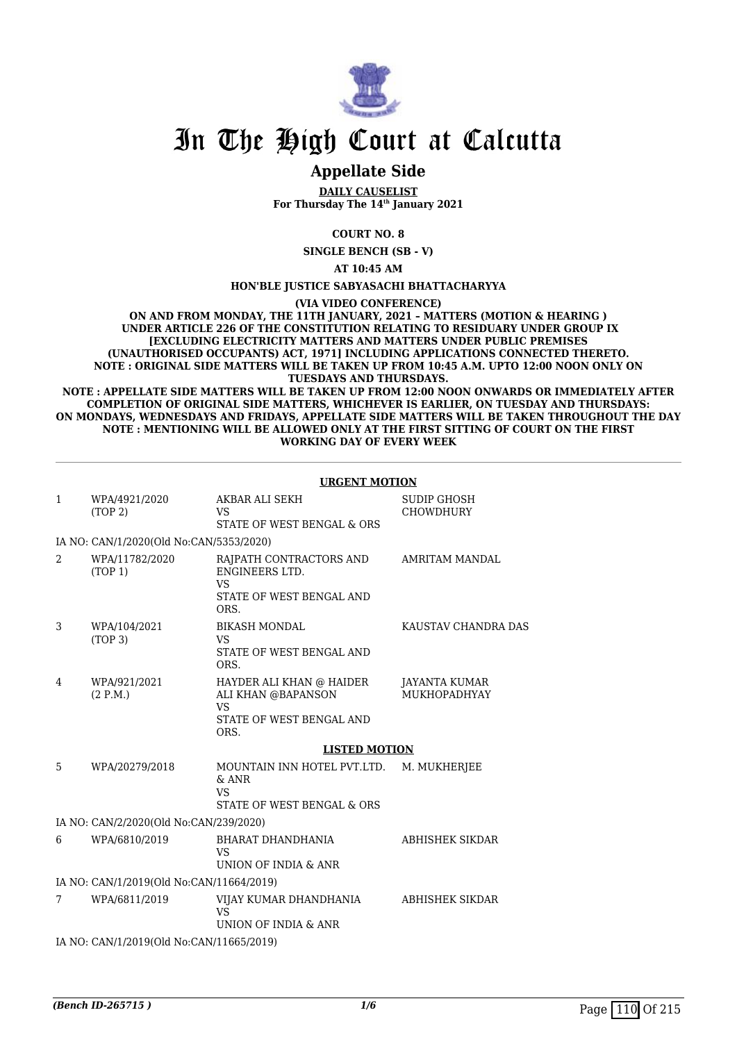# In The High Court at Calcutta

## Appellate Side

**DAILY CAUSELIST**
**For Thursday The 14th January 2021**

**COURT NO. 8**

**SINGLE BENCH (SB - V)**

**AT 10:45 AM**

**HON'BLE JUSTICE SABYASACHI BHATTACHARYYA**

**(VIA VIDEO CONFERENCE)**

**ON AND FROM MONDAY, THE 11TH JANUARY, 2021 – MATTERS (MOTION & HEARING ) UNDER ARTICLE 226 OF THE CONSTITUTION RELATING TO RESIDUARY UNDER GROUP IX [EXCLUDING ELECTRICITY MATTERS AND MATTERS UNDER PUBLIC PREMISES (UNAUTHORISED OCCUPANTS) ACT, 1971] INCLUDING APPLICATIONS CONNECTED THERETO.**
**NOTE : ORIGINAL SIDE MATTERS WILL BE TAKEN UP FROM 10:45 A.M. UPTO 12:00 NOON ONLY ON TUESDAYS AND THURSDAYS.**
**NOTE : APPELLATE SIDE MATTERS WILL BE TAKEN UP FROM 12:00 NOON ONWARDS OR IMMEDIATELY AFTER COMPLETION OF ORIGINAL SIDE MATTERS, WHICHEVER IS EARLIER, ON TUESDAY AND THURSDAYS: ON MONDAYS, WEDNESDAYS AND FRIDAYS, APPELLATE SIDE MATTERS WILL BE TAKEN THROUGHOUT THE DAY**
**NOTE : MENTIONING WILL BE ALLOWED ONLY AT THE FIRST SITTING OF COURT ON THE FIRST WORKING DAY OF EVERY WEEK**

**URGENT MOTION**

| | | | |
|---|---|---|---|
| 1 | WPA/4921/2020 (TOP 2) | AKBAR ALI SEKH VS STATE OF WEST BENGAL & ORS | SUDIP GHOSH CHOWDHURY |
| | IA NO: CAN/1/2020(Old No:CAN/5353/2020) | | |
| 2 | WPA/11782/2020 (TOP 1) | RAJPATH CONTRACTORS AND ENGINEERS LTD. VS STATE OF WEST BENGAL AND ORS. | AMRITAM MANDAL |
| 3 | WPA/104/2021 (TOP 3) | BIKASH MONDAL VS STATE OF WEST BENGAL AND ORS. | KAUSTAV CHANDRA DAS |
| 4 | WPA/921/2021 (2 P.M.) | HAYDER ALI KHAN @ HAIDER ALI KHAN @BAPANSON VS STATE OF WEST BENGAL AND ORS. | JAYANTA KUMAR MUKHOPADHYAY |

**LISTED MOTION**

| | | | |
|---|---|---|---|
| 5 | WPA/20279/2018 | MOUNTAIN INN HOTEL PVT.LTD. & ANR VS STATE OF WEST BENGAL & ORS | M. MUKHERJEE |
| | IA NO: CAN/2/2020(Old No:CAN/239/2020) | | |
| 6 | WPA/6810/2019 | BHARAT DHANDHANIA VS UNION OF INDIA & ANR | ABHISHEK SIKDAR |
| | IA NO: CAN/1/2019(Old No:CAN/11664/2019) | | |
| 7 | WPA/6811/2019 | VIJAY KUMAR DHANDHANIA VS UNION OF INDIA & ANR | ABHISHEK SIKDAR |
| | IA NO: CAN/1/2019(Old No:CAN/11665/2019) | | |

*(Bench ID-265715 )*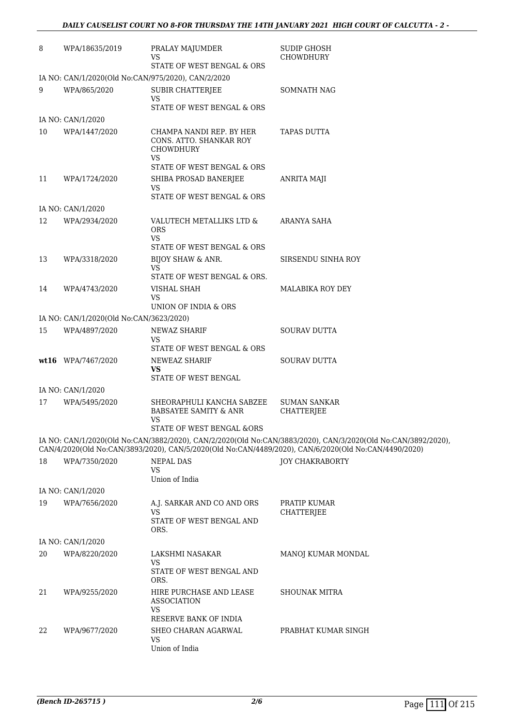| | | | |
|---|---|---|---|
| 8 | WPA/18635/2019 | PRALAY MAJUMDER<br>VS<br>STATE OF WEST BENGAL & ORS | SUDIP GHOSH CHOWDHURY |
| IA NO: CAN/1/2020(Old No:CAN/975/2020), CAN/2/2020 | | | |
| 9 | WPA/865/2020 | SUBIR CHATTERJEE<br>VS<br>STATE OF WEST BENGAL & ORS | SOMNATH NAG |
| IA NO: CAN/1/2020 | | | |
| 10 | WPA/1447/2020 | CHAMPA NANDI REP. BY HER CONS. ATTO. SHANKAR ROY CHOWDHURY<br>VS<br>STATE OF WEST BENGAL & ORS | TAPAS DUTTA |
| 11 | WPA/1724/2020 | SHIBA PROSAD BANERJEE<br>VS<br>STATE OF WEST BENGAL & ORS | ANRITA MAJI |
| IA NO: CAN/1/2020 | | | |
| 12 | WPA/2934/2020 | VALUTECH METALLIKS LTD & ORS<br>VS<br>STATE OF WEST BENGAL & ORS | ARANYA SAHA |
| 13 | WPA/3318/2020 | BIJOY SHAW & ANR.<br>VS<br>STATE OF WEST BENGAL & ORS. | SIRSENDU SINHA ROY |
| 14 | WPA/4743/2020 | VISHAL SHAH<br>VS<br>UNION OF INDIA & ORS | MALABIKA ROY DEY |
| IA NO: CAN/1/2020(Old No:CAN/3623/2020) | | | |
| 15 | WPA/4897/2020 | NEWAZ SHARIF<br>VS<br>STATE OF WEST BENGAL & ORS | SOURAV DUTTA |
| **wt16** | WPA/7467/2020 | NEWEAZ SHARIF<br>**VS**<br>STATE OF WEST BENGAL | SOURAV DUTTA |
| IA NO: CAN/1/2020 | | | |
| 17 | WPA/5495/2020 | SHEORAPHULI KANCHA SABZEE BABSAYEE SAMITY & ANR<br>VS<br>STATE OF WEST BENGAL &ORS | SUMAN SANKAR CHATTERJEE |
| IA NO: CAN/1/2020(Old No:CAN/3882/2020), CAN/2/2020(Old No:CAN/3883/2020), CAN/3/2020(Old No:CAN/3892/2020), CAN/4/2020(Old No:CAN/3893/2020), CAN/5/2020(Old No:CAN/4489/2020), CAN/6/2020(Old No:CAN/4490/2020) | | | |
| 18 | WPA/7350/2020 | NEPAL DAS<br>VS<br>Union of India | JOY CHAKRABORTY |
| IA NO: CAN/1/2020 | | | |
| 19 | WPA/7656/2020 | A.J. SARKAR AND CO AND ORS<br>VS<br>STATE OF WEST BENGAL AND ORS. | PRATIP KUMAR CHATTERJEE |
| IA NO: CAN/1/2020 | | | |
| 20 | WPA/8220/2020 | LAKSHMI NASAKAR<br>VS<br>STATE OF WEST BENGAL AND ORS. | MANOJ KUMAR MONDAL |
| 21 | WPA/9255/2020 | HIRE PURCHASE AND LEASE ASSOCIATION<br>VS<br>RESERVE BANK OF INDIA | SHOUNAK MITRA |
| 22 | WPA/9677/2020 | SHEO CHARAN AGARWAL<br>VS<br>Union of India | PRABHAT KUMAR SINGH |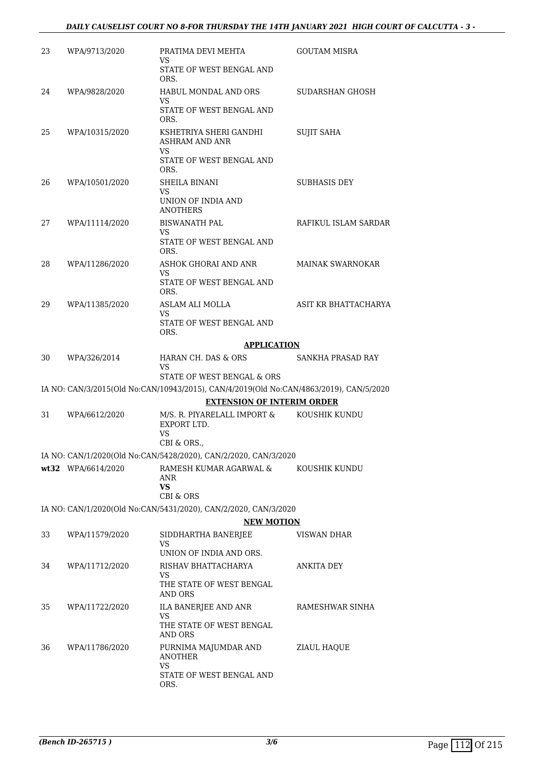| | | | |
|---|---|---|---|
| 23 | WPA/9713/2020 | PRATIMA DEVI MEHTA<br>VS<br>STATE OF WEST BENGAL AND ORS. | GOUTAM MISRA |
| 24 | WPA/9828/2020 | HABUL MONDAL AND ORS<br>VS<br>STATE OF WEST BENGAL AND ORS. | SUDARSHAN GHOSH |
| 25 | WPA/10315/2020 | KSHETRIYA SHERI GANDHI ASHRAM AND ANR<br>VS<br>STATE OF WEST BENGAL AND ORS. | SUJIT SAHA |
| 26 | WPA/10501/2020 | SHEILA BINANI<br>VS<br>UNION OF INDIA AND ANOTHERS | SUBHASIS DEY |
| 27 | WPA/11114/2020 | BISWANATH PAL<br>VS<br>STATE OF WEST BENGAL AND ORS. | RAFIKUL ISLAM SARDAR |
| 28 | WPA/11286/2020 | ASHOK GHORAI AND ANR<br>VS<br>STATE OF WEST BENGAL AND ORS. | MAINAK SWARNOKAR |
| 29 | WPA/11385/2020 | ASLAM ALI MOLLA<br>VS<br>STATE OF WEST BENGAL AND ORS. | ASIT KR BHATTACHARYA |

**APPLICATION**

| | | | |
|---|---|---|---|
| 30 | WPA/326/2014 | HARAN CH. DAS & ORS<br>VS<br>STATE OF WEST BENGAL & ORS | SANKHA PRASAD RAY |

IA NO: CAN/3/2015(Old No:CAN/10943/2015), CAN/4/2019(Old No:CAN/4863/2019), CAN/5/2020

**EXTENSION OF INTERIM ORDER**

| | | | |
|---|---|---|---|
| 31 | WPA/6612/2020 | M/S. R. PIYARELALL IMPORT & EXPORT LTD.<br>VS<br>CBI & ORS., | KOUSHIK KUNDU |

IA NO: CAN/1/2020(Old No:CAN/5428/2020), CAN/2/2020, CAN/3/2020

| | | | |
|---|---|---|---|
| **wt32** | WPA/6614/2020 | RAMESH KUMAR AGARWAL & ANR<br>**VS**<br>CBI & ORS | KOUSHIK KUNDU |

IA NO: CAN/1/2020(Old No:CAN/5431/2020), CAN/2/2020, CAN/3/2020

**NEW MOTION**

| | | | |
|---|---|---|---|
| 33 | WPA/11579/2020 | SIDDHARTHA BANERJEE<br>VS<br>UNION OF INDIA AND ORS. | VISWAN DHAR |
| 34 | WPA/11712/2020 | RISHAV BHATTACHARYA<br>VS<br>THE STATE OF WEST BENGAL AND ORS | ANKITA DEY |
| 35 | WPA/11722/2020 | ILA BANERJEE AND ANR<br>VS<br>THE STATE OF WEST BENGAL AND ORS | RAMESHWAR SINHA |
| 36 | WPA/11786/2020 | PURNIMA MAJUMDAR AND ANOTHER<br>VS<br>STATE OF WEST BENGAL AND ORS. | ZIAUL HAQUE |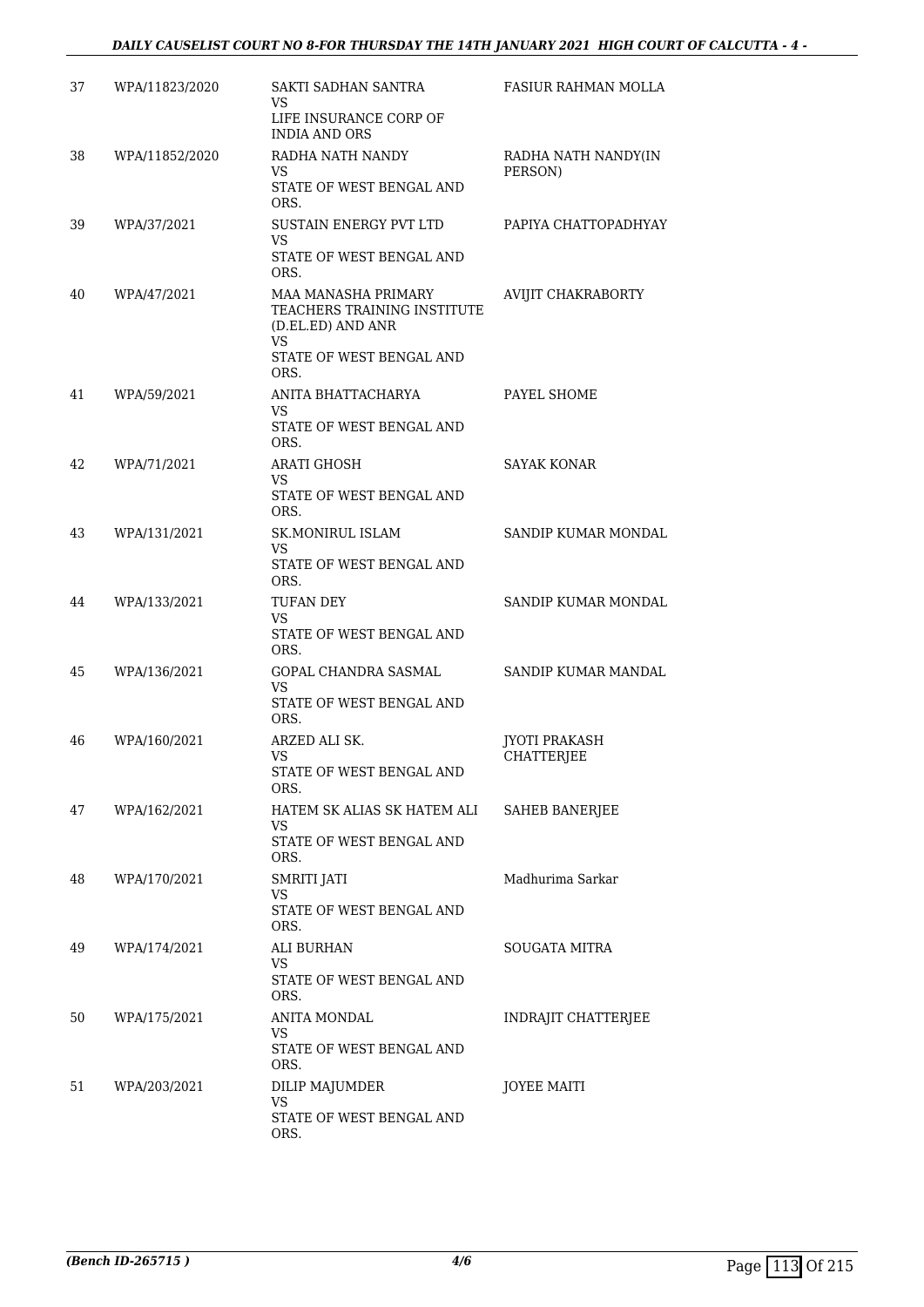| | | | |
|---|---|---|---|
| 37 | WPA/11823/2020 | SAKTI SADHAN SANTRA<br>VS<br>LIFE INSURANCE CORP OF INDIA AND ORS | FASIUR RAHMAN MOLLA |
| 38 | WPA/11852/2020 | RADHA NATH NANDY<br>VS<br>STATE OF WEST BENGAL AND ORS. | RADHA NATH NANDY(IN PERSON) |
| 39 | WPA/37/2021 | SUSTAIN ENERGY PVT LTD<br>VS<br>STATE OF WEST BENGAL AND ORS. | PAPIYA CHATTOPADHYAY |
| 40 | WPA/47/2021 | MAA MANASHA PRIMARY TEACHERS TRAINING INSTITUTE (D.EL.ED) AND ANR<br>VS<br>STATE OF WEST BENGAL AND ORS. | AVIJIT CHAKRABORTY |
| 41 | WPA/59/2021 | ANITA BHATTACHARYA<br>VS<br>STATE OF WEST BENGAL AND ORS. | PAYEL SHOME |
| 42 | WPA/71/2021 | ARATI GHOSH<br>VS<br>STATE OF WEST BENGAL AND ORS. | SAYAK KONAR |
| 43 | WPA/131/2021 | SK.MONIRUL ISLAM<br>VS<br>STATE OF WEST BENGAL AND ORS. | SANDIP KUMAR MONDAL |
| 44 | WPA/133/2021 | TUFAN DEY<br>VS<br>STATE OF WEST BENGAL AND ORS. | SANDIP KUMAR MONDAL |
| 45 | WPA/136/2021 | GOPAL CHANDRA SASMAL<br>VS<br>STATE OF WEST BENGAL AND ORS. | SANDIP KUMAR MANDAL |
| 46 | WPA/160/2021 | ARZED ALI SK.<br>VS<br>STATE OF WEST BENGAL AND ORS. | JYOTI PRAKASH CHATTERJEE |
| 47 | WPA/162/2021 | HATEM SK ALIAS SK HATEM ALI<br>VS<br>STATE OF WEST BENGAL AND ORS. | SAHEB BANERJEE |
| 48 | WPA/170/2021 | SMRITI JATI<br>VS<br>STATE OF WEST BENGAL AND ORS. | Madhurima Sarkar |
| 49 | WPA/174/2021 | ALI BURHAN<br>VS<br>STATE OF WEST BENGAL AND ORS. | SOUGATA MITRA |
| 50 | WPA/175/2021 | ANITA MONDAL<br>VS<br>STATE OF WEST BENGAL AND ORS. | INDRAJIT CHATTERJEE |
| 51 | WPA/203/2021 | DILIP MAJUMDER<br>VS<br>STATE OF WEST BENGAL AND ORS. | JOYEE MAITI |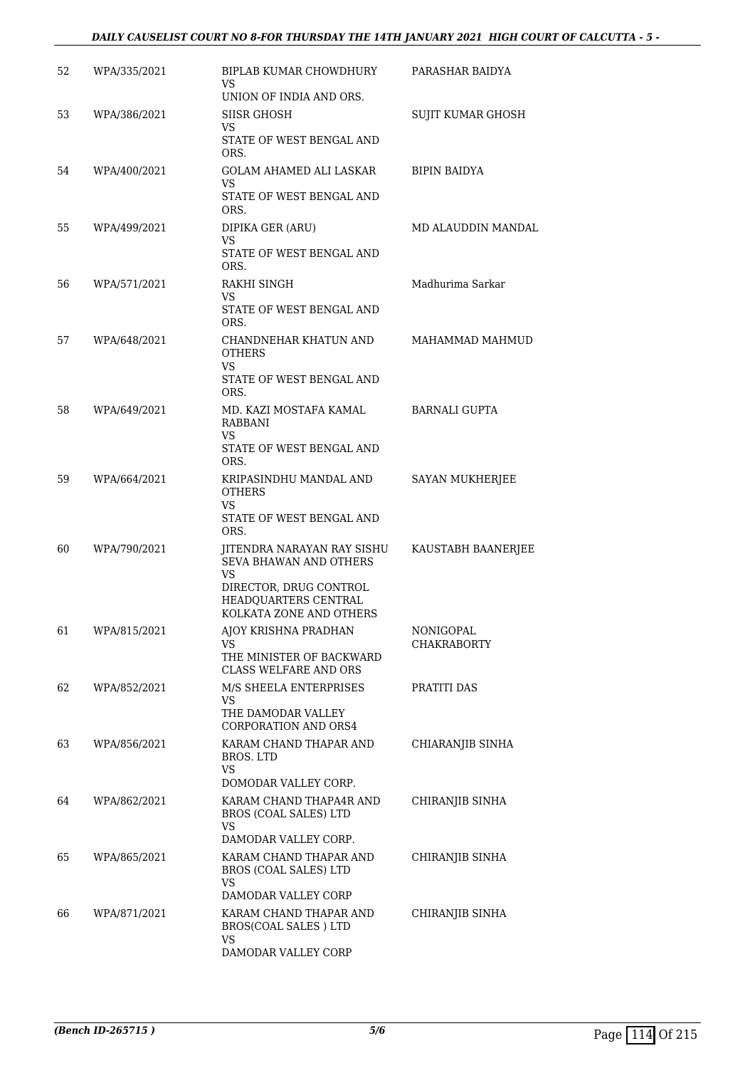| 52 | WPA/335/2021 | BIPLAB KUMAR CHOWDHURY<br>VS<br>UNION OF INDIA AND ORS. | PARASHAR BAIDYA |
|---|---|---|---|
| 53 | WPA/386/2021 | SIISR GHOSH<br>VS<br>STATE OF WEST BENGAL AND ORS. | SUJIT KUMAR GHOSH |
| 54 | WPA/400/2021 | GOLAM AHAMED ALI LASKAR<br>VS<br>STATE OF WEST BENGAL AND ORS. | BIPIN BAIDYA |
| 55 | WPA/499/2021 | DIPIKA GER (ARU)<br>VS<br>STATE OF WEST BENGAL AND ORS. | MD ALAUDDIN MANDAL |
| 56 | WPA/571/2021 | RAKHI SINGH<br>VS<br>STATE OF WEST BENGAL AND ORS. | Madhurima Sarkar |
| 57 | WPA/648/2021 | CHANDNEHAR KHATUN AND OTHERS<br>VS<br>STATE OF WEST BENGAL AND ORS. | MAHAMMAD MAHMUD |
| 58 | WPA/649/2021 | MD. KAZI MOSTAFA KAMAL RABBANI<br>VS<br>STATE OF WEST BENGAL AND ORS. | BARNALI GUPTA |
| 59 | WPA/664/2021 | KRIPASINDHU MANDAL AND OTHERS<br>VS<br>STATE OF WEST BENGAL AND ORS. | SAYAN MUKHERJEE |
| 60 | WPA/790/2021 | JITENDRA NARAYAN RAY SISHU SEVA BHAWAN AND OTHERS<br>VS<br>DIRECTOR, DRUG CONTROL HEADQUARTERS CENTRAL KOLKATA ZONE AND OTHERS | KAUSTABH BAANERJEE |
| 61 | WPA/815/2021 | AJOY KRISHNA PRADHAN<br>VS<br>THE MINISTER OF BACKWARD CLASS WELFARE AND ORS | NONIGOPAL CHAKRABORTY |
| 62 | WPA/852/2021 | M/S SHEELA ENTERPRISES<br>VS<br>THE DAMODAR VALLEY CORPORATION AND ORS4 | PRATITI DAS |
| 63 | WPA/856/2021 | KARAM CHAND THAPAR AND BROS. LTD<br>VS<br>DOMODAR VALLEY CORP. | CHIARANJIB SINHA |
| 64 | WPA/862/2021 | KARAM CHAND THAPA4R AND BROS (COAL SALES) LTD<br>VS<br>DAMODAR VALLEY CORP. | CHIRANJIB SINHA |
| 65 | WPA/865/2021 | KARAM CHAND THAPAR AND BROS (COAL SALES) LTD<br>VS<br>DAMODAR VALLEY CORP | CHIRANJIB SINHA |
| 66 | WPA/871/2021 | KARAM CHAND THAPAR AND BROS(COAL SALES ) LTD<br>VS<br>DAMODAR VALLEY CORP | CHIRANJIB SINHA |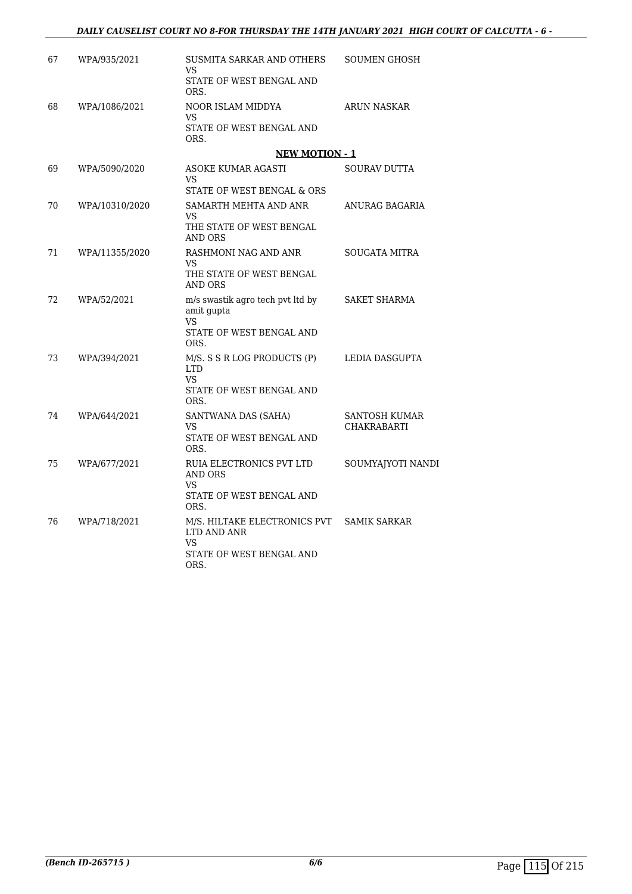| | | | |
|---|---|---|---|
| 67 | WPA/935/2021 | SUSMITA SARKAR AND OTHERS<br>VS<br>STATE OF WEST BENGAL AND ORS. | SOUMEN GHOSH |
| 68 | WPA/1086/2021 | NOOR ISLAM MIDDYA<br>VS<br>STATE OF WEST BENGAL AND ORS. | ARUN NASKAR |

**NEW MOTION - 1**

| | | | |
|---|---|---|---|
| 69 | WPA/5090/2020 | ASOKE KUMAR AGASTI<br>VS<br>STATE OF WEST BENGAL & ORS | SOURAV DUTTA |
| 70 | WPA/10310/2020 | SAMARTH MEHTA AND ANR<br>VS<br>THE STATE OF WEST BENGAL AND ORS | ANURAG BAGARIA |
| 71 | WPA/11355/2020 | RASHMONI NAG AND ANR<br>VS<br>THE STATE OF WEST BENGAL AND ORS | SOUGATA MITRA |
| 72 | WPA/52/2021 | m/s swastik agro tech pvt ltd by amit gupta<br>VS<br>STATE OF WEST BENGAL AND ORS. | SAKET SHARMA |
| 73 | WPA/394/2021 | M/S. S S R LOG PRODUCTS (P) LTD<br>VS<br>STATE OF WEST BENGAL AND ORS. | LEDIA DASGUPTA |
| 74 | WPA/644/2021 | SANTWANA DAS (SAHA)<br>VS<br>STATE OF WEST BENGAL AND ORS. | SANTOSH KUMAR CHAKRABARTI |
| 75 | WPA/677/2021 | RUIA ELECTRONICS PVT LTD AND ORS<br>VS<br>STATE OF WEST BENGAL AND ORS. | SOUMYAJYOTI NANDI |
| 76 | WPA/718/2021 | M/S. HILTAKE ELECTRONICS PVT LTD AND ANR<br>VS<br>STATE OF WEST BENGAL AND ORS. | SAMIK SARKAR |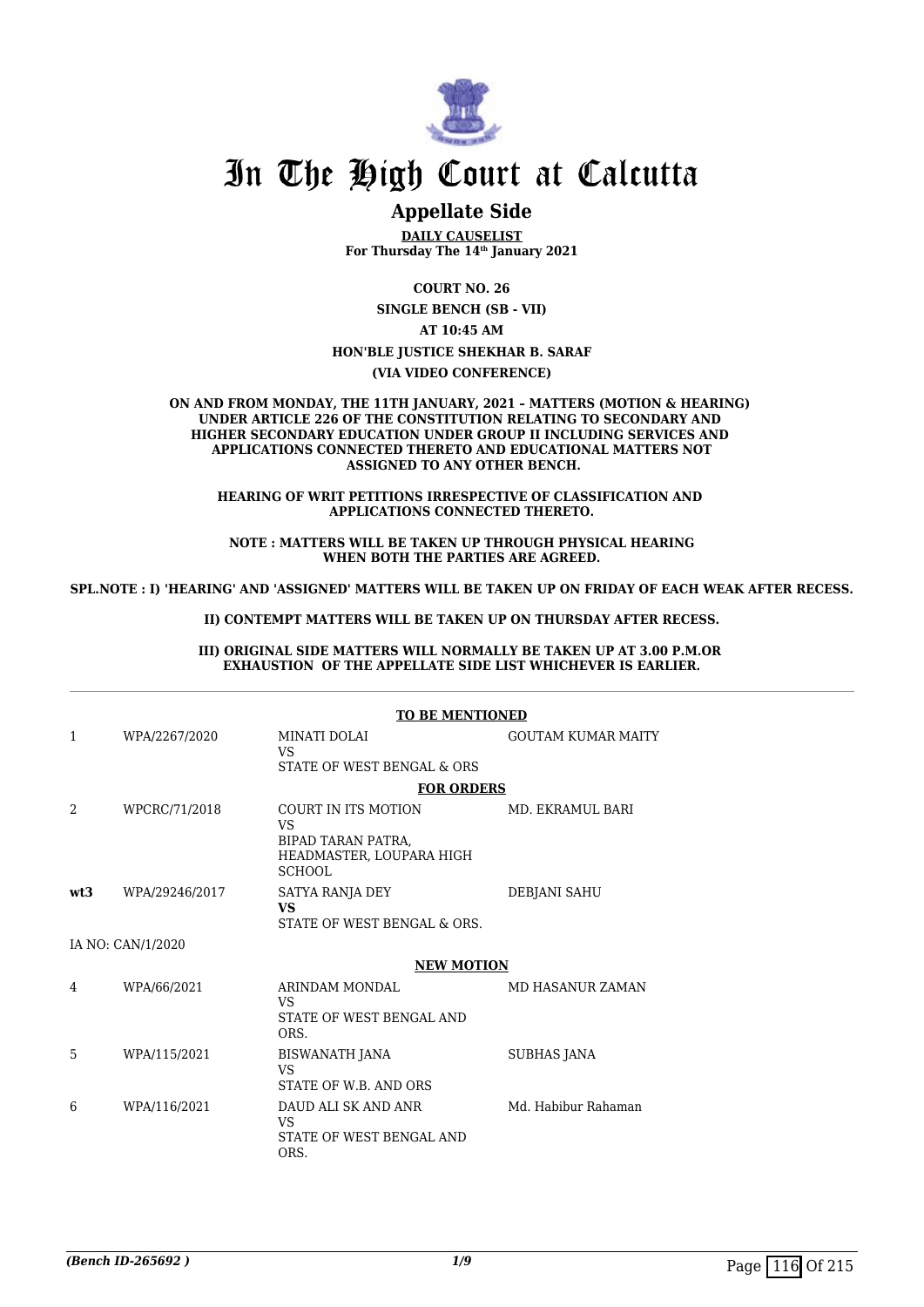# In The High Court at Calcutta

## Appellate Side

**DAILY CAUSELIST**
**For Thursday The 14th January 2021**

**COURT NO. 26**

**SINGLE BENCH (SB - VII)**

**AT 10:45 AM**

**HON'BLE JUSTICE SHEKHAR B. SARAF**

**(VIA VIDEO CONFERENCE)**

**ON AND FROM MONDAY, THE 11TH JANUARY, 2021 – MATTERS (MOTION & HEARING) UNDER ARTICLE 226 OF THE CONSTITUTION RELATING TO SECONDARY AND HIGHER SECONDARY EDUCATION UNDER GROUP II INCLUDING SERVICES AND APPLICATIONS CONNECTED THERETO AND EDUCATIONAL MATTERS NOT ASSIGNED TO ANY OTHER BENCH.**

**HEARING OF WRIT PETITIONS IRRESPECTIVE OF CLASSIFICATION AND APPLICATIONS CONNECTED THERETO.**

**NOTE : MATTERS WILL BE TAKEN UP THROUGH PHYSICAL HEARING WHEN BOTH THE PARTIES ARE AGREED.**

**SPL.NOTE : I) 'HEARING' AND 'ASSIGNED' MATTERS WILL BE TAKEN UP ON FRIDAY OF EACH WEAK AFTER RECESS.**

**II) CONTEMPT MATTERS WILL BE TAKEN UP ON THURSDAY AFTER RECESS.**

**III) ORIGINAL SIDE MATTERS WILL NORMALLY BE TAKEN UP AT 3.00 P.M.OR EXHAUSTION OF THE APPELLATE SIDE LIST WHICHEVER IS EARLIER.**

**TO BE MENTIONED**

| | | | |
|---|---|---|---|
| 1 | WPA/2267/2020 | MINATI DOLAI<br>VS<br>STATE OF WEST BENGAL & ORS | GOUTAM KUMAR MAITY |

**FOR ORDERS**

| | | | |
|---|---|---|---|
| 2 | WPCRC/71/2018 | COURT IN ITS MOTION<br>VS<br>BIPAD TARAN PATRA, HEADMASTER, LOUPARA HIGH SCHOOL | MD. EKRAMUL BARI |
| **wt3** | WPA/29246/2017 | SATYA RANJA DEY<br>**VS**<br>STATE OF WEST BENGAL & ORS. | DEBJANI SAHU |

IA NO: CAN/1/2020

**NEW MOTION**

| | | | |
|---|---|---|---|
| 4 | WPA/66/2021 | ARINDAM MONDAL<br>VS<br>STATE OF WEST BENGAL AND ORS. | MD HASANUR ZAMAN |
| 5 | WPA/115/2021 | BISWANATH JANA<br>VS<br>STATE OF W.B. AND ORS | SUBHAS JANA |
| 6 | WPA/116/2021 | DAUD ALI SK AND ANR<br>VS<br>STATE OF WEST BENGAL AND ORS. | Md. Habibur Rahaman |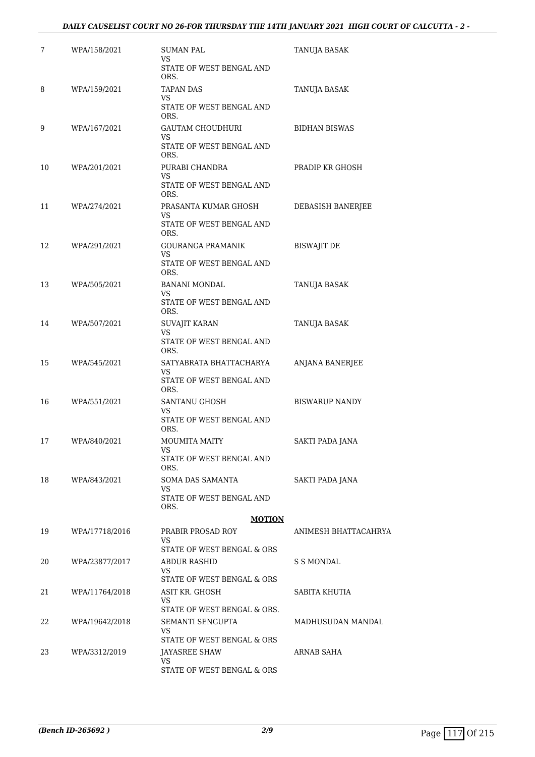| | | | |
|---|---|---|---|
| 7 | WPA/158/2021 | SUMAN PAL<br>VS<br>STATE OF WEST BENGAL AND ORS. | TANUJA BASAK |
| 8 | WPA/159/2021 | TAPAN DAS<br>VS<br>STATE OF WEST BENGAL AND ORS. | TANUJA BASAK |
| 9 | WPA/167/2021 | GAUTAM CHOUDHURI<br>VS<br>STATE OF WEST BENGAL AND ORS. | BIDHAN BISWAS |
| 10 | WPA/201/2021 | PURABI CHANDRA<br>VS<br>STATE OF WEST BENGAL AND ORS. | PRADIP KR GHOSH |
| 11 | WPA/274/2021 | PRASANTA KUMAR GHOSH<br>VS<br>STATE OF WEST BENGAL AND ORS. | DEBASISH BANERJEE |
| 12 | WPA/291/2021 | GOURANGA PRAMANIK<br>VS<br>STATE OF WEST BENGAL AND ORS. | BISWAJIT DE |
| 13 | WPA/505/2021 | BANANI MONDAL<br>VS<br>STATE OF WEST BENGAL AND ORS. | TANUJA BASAK |
| 14 | WPA/507/2021 | SUVAJIT KARAN<br>VS<br>STATE OF WEST BENGAL AND ORS. | TANUJA BASAK |
| 15 | WPA/545/2021 | SATYABRATA BHATTACHARYA<br>VS<br>STATE OF WEST BENGAL AND ORS. | ANJANA BANERJEE |
| 16 | WPA/551/2021 | SANTANU GHOSH<br>VS<br>STATE OF WEST BENGAL AND ORS. | BISWARUP NANDY |
| 17 | WPA/840/2021 | MOUMITA MAITY<br>VS<br>STATE OF WEST BENGAL AND ORS. | SAKTI PADA JANA |
| 18 | WPA/843/2021 | SOMA DAS SAMANTA<br>VS<br>STATE OF WEST BENGAL AND ORS. | SAKTI PADA JANA |
| | | **MOTION** | |
| 19 | WPA/17718/2016 | PRABIR PROSAD ROY<br>VS<br>STATE OF WEST BENGAL & ORS | ANIMESH BHATTACAHRYA |
| 20 | WPA/23877/2017 | ABDUR RASHID<br>VS<br>STATE OF WEST BENGAL & ORS | S S MONDAL |
| 21 | WPA/11764/2018 | ASIT KR. GHOSH<br>VS<br>STATE OF WEST BENGAL & ORS. | SABITA KHUTIA |
| 22 | WPA/19642/2018 | SEMANTI SENGUPTA<br>VS<br>STATE OF WEST BENGAL & ORS | MADHUSUDAN MANDAL |
| 23 | WPA/3312/2019 | JAYASREE SHAW<br>VS<br>STATE OF WEST BENGAL & ORS | ARNAB SAHA |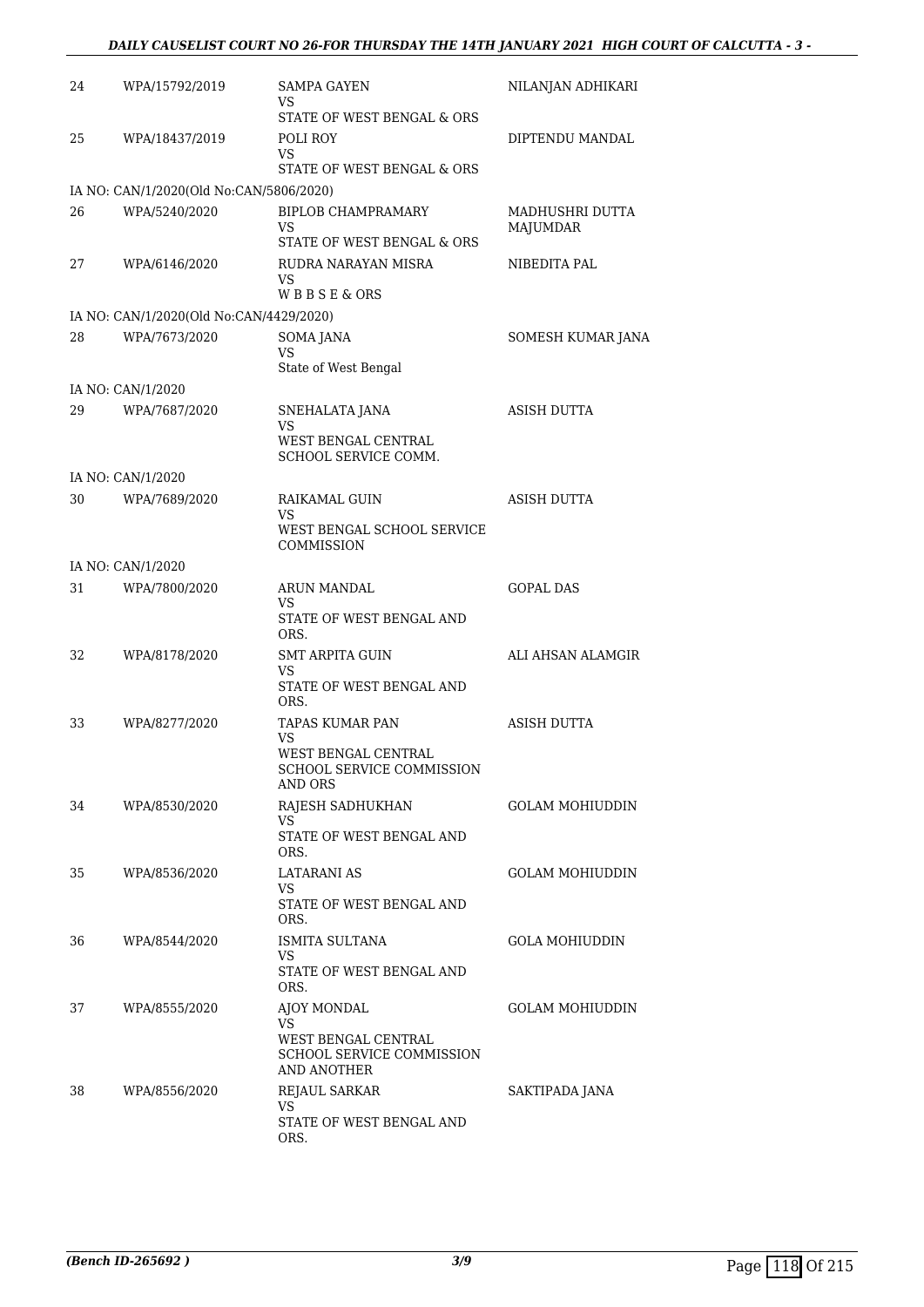| | | | |
|---|---|---|---|
| 24 | WPA/15792/2019 | SAMPA GAYEN<br>VS<br>STATE OF WEST BENGAL & ORS | NILANJAN ADHIKARI |
| 25 | WPA/18437/2019 | POLI ROY<br>VS<br>STATE OF WEST BENGAL & ORS | DIPTENDU MANDAL |
| | IA NO: CAN/1/2020(Old No:CAN/5806/2020) | | |
| 26 | WPA/5240/2020 | BIPLOB CHAMPRAMARY<br>VS<br>STATE OF WEST BENGAL & ORS | MADHUSHRI DUTTA MAJUMDAR |
| 27 | WPA/6146/2020 | RUDRA NARAYAN MISRA<br>VS<br>W B B S E & ORS | NIBEDITA PAL |
| | IA NO: CAN/1/2020(Old No:CAN/4429/2020) | | |
| 28 | WPA/7673/2020 | SOMA JANA<br>VS<br>State of West Bengal | SOMESH KUMAR JANA |
| | IA NO: CAN/1/2020 | | |
| 29 | WPA/7687/2020 | SNEHALATA JANA<br>VS<br>WEST BENGAL CENTRAL SCHOOL SERVICE COMM. | ASISH DUTTA |
| | IA NO: CAN/1/2020 | | |
| 30 | WPA/7689/2020 | RAIKAMAL GUIN<br>VS<br>WEST BENGAL SCHOOL SERVICE COMMISSION | ASISH DUTTA |
| | IA NO: CAN/1/2020 | | |
| 31 | WPA/7800/2020 | ARUN MANDAL<br>VS<br>STATE OF WEST BENGAL AND ORS. | GOPAL DAS |
| 32 | WPA/8178/2020 | SMT ARPITA GUIN<br>VS<br>STATE OF WEST BENGAL AND ORS. | ALI AHSAN ALAMGIR |
| 33 | WPA/8277/2020 | TAPAS KUMAR PAN<br>VS<br>WEST BENGAL CENTRAL SCHOOL SERVICE COMMISSION AND ORS | ASISH DUTTA |
| 34 | WPA/8530/2020 | RAJESH SADHUKHAN<br>VS<br>STATE OF WEST BENGAL AND ORS. | GOLAM MOHIUDDIN |
| 35 | WPA/8536/2020 | LATARANI AS<br>VS<br>STATE OF WEST BENGAL AND ORS. | GOLAM MOHIUDDIN |
| 36 | WPA/8544/2020 | ISMITA SULTANA<br>VS<br>STATE OF WEST BENGAL AND ORS. | GOLA MOHIUDDIN |
| 37 | WPA/8555/2020 | AJOY MONDAL<br>VS<br>WEST BENGAL CENTRAL SCHOOL SERVICE COMMISSION AND ANOTHER | GOLAM MOHIUDDIN |
| 38 | WPA/8556/2020 | REJAUL SARKAR<br>VS<br>STATE OF WEST BENGAL AND ORS. | SAKTIPADA JANA |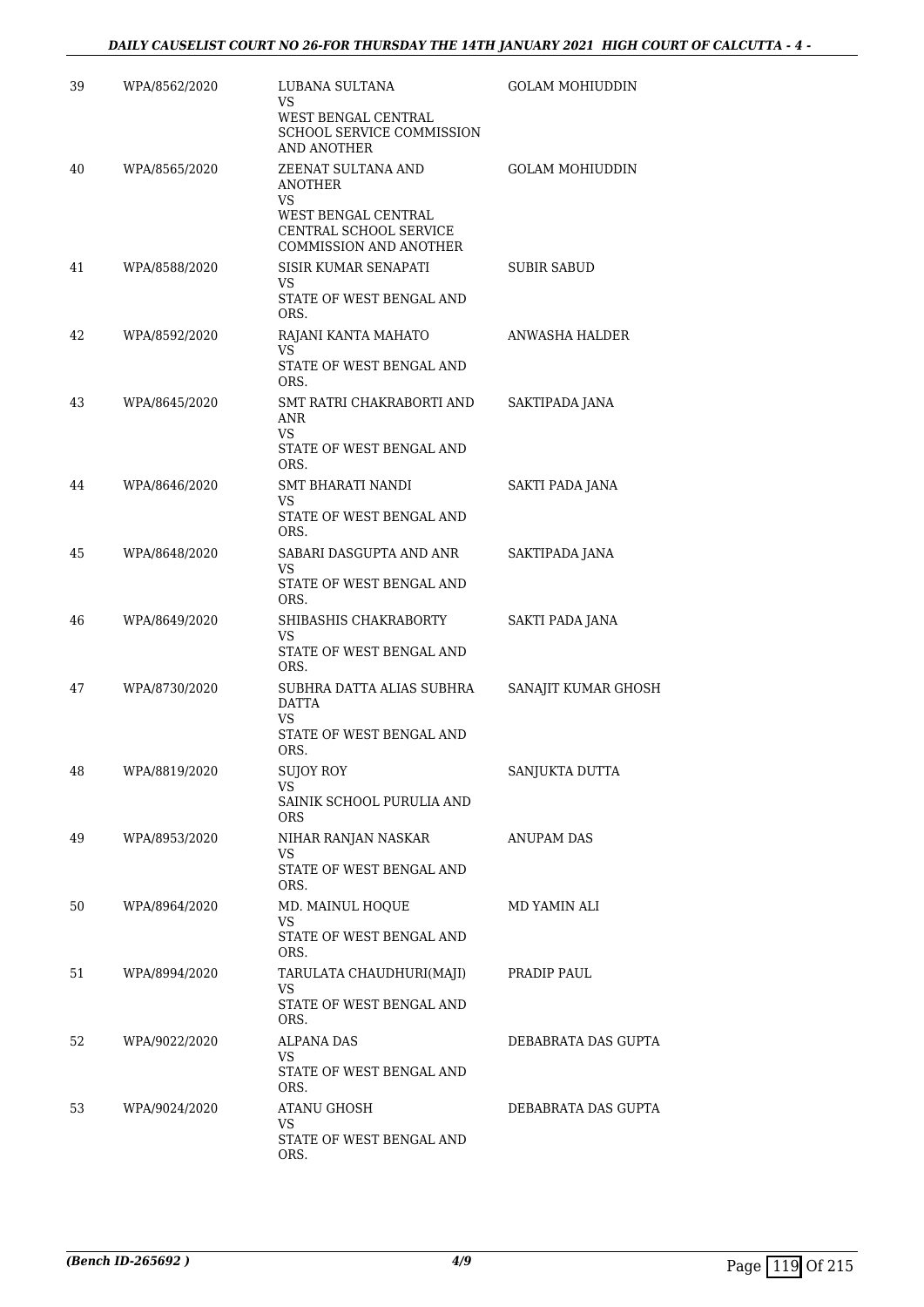| 39 | WPA/8562/2020 | LUBANA SULTANA<br>VS<br>WEST BENGAL CENTRAL SCHOOL SERVICE COMMISSION AND ANOTHER | GOLAM MOHIUDDIN |
|---|---|---|---|
| 40 | WPA/8565/2020 | ZEENAT SULTANA AND ANOTHER<br>VS<br>WEST BENGAL CENTRAL CENTRAL SCHOOL SERVICE COMMISSION AND ANOTHER | GOLAM MOHIUDDIN |
| 41 | WPA/8588/2020 | SISIR KUMAR SENAPATI<br>VS<br>STATE OF WEST BENGAL AND ORS. | SUBIR SABUD |
| 42 | WPA/8592/2020 | RAJANI KANTA MAHATO<br>VS<br>STATE OF WEST BENGAL AND ORS. | ANWASHA HALDER |
| 43 | WPA/8645/2020 | SMT RATRI CHAKRABORTI AND ANR<br>VS<br>STATE OF WEST BENGAL AND ORS. | SAKTIPADA JANA |
| 44 | WPA/8646/2020 | SMT BHARATI NANDI<br>VS<br>STATE OF WEST BENGAL AND ORS. | SAKTI PADA JANA |
| 45 | WPA/8648/2020 | SABARI DASGUPTA AND ANR<br>VS<br>STATE OF WEST BENGAL AND ORS. | SAKTIPADA JANA |
| 46 | WPA/8649/2020 | SHIBASHIS CHAKRABORTY<br>VS<br>STATE OF WEST BENGAL AND ORS. | SAKTI PADA JANA |
| 47 | WPA/8730/2020 | SUBHRA DATTA ALIAS SUBHRA DATTA<br>VS<br>STATE OF WEST BENGAL AND ORS. | SANAJIT KUMAR GHOSH |
| 48 | WPA/8819/2020 | SUJOY ROY<br>VS<br>SAINIK SCHOOL PURULIA AND ORS | SANJUKTA DUTTA |
| 49 | WPA/8953/2020 | NIHAR RANJAN NASKAR<br>VS<br>STATE OF WEST BENGAL AND ORS. | ANUPAM DAS |
| 50 | WPA/8964/2020 | MD. MAINUL HOQUE<br>VS<br>STATE OF WEST BENGAL AND ORS. | MD YAMIN ALI |
| 51 | WPA/8994/2020 | TARULATA CHAUDHURI(MAJI)<br>VS<br>STATE OF WEST BENGAL AND ORS. | PRADIP PAUL |
| 52 | WPA/9022/2020 | ALPANA DAS<br>VS<br>STATE OF WEST BENGAL AND ORS. | DEBABRATA DAS GUPTA |
| 53 | WPA/9024/2020 | ATANU GHOSH<br>VS<br>STATE OF WEST BENGAL AND ORS. | DEBABRATA DAS GUPTA |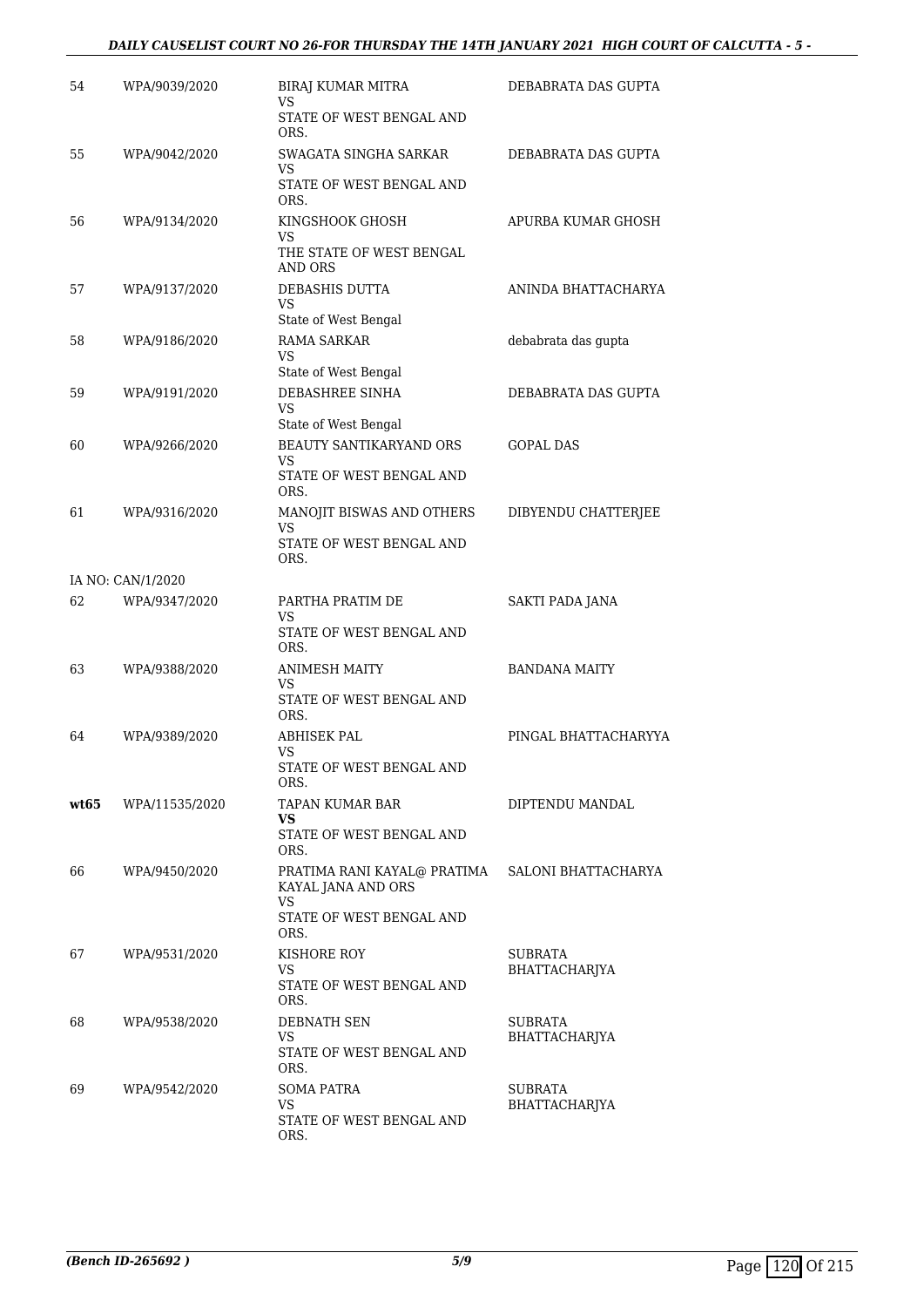| | | | |
|---|---|---|---|
| 54 | WPA/9039/2020 | BIRAJ KUMAR MITRA<br>VS<br>STATE OF WEST BENGAL AND ORS. | DEBABRATA DAS GUPTA |
| 55 | WPA/9042/2020 | SWAGATA SINGHA SARKAR<br>VS<br>STATE OF WEST BENGAL AND ORS. | DEBABRATA DAS GUPTA |
| 56 | WPA/9134/2020 | KINGSHOOK GHOSH<br>VS<br>THE STATE OF WEST BENGAL AND ORS | APURBA KUMAR GHOSH |
| 57 | WPA/9137/2020 | DEBASHIS DUTTA<br>VS<br>State of West Bengal | ANINDA BHATTACHARYA |
| 58 | WPA/9186/2020 | RAMA SARKAR<br>VS<br>State of West Bengal | debabrata das gupta |
| 59 | WPA/9191/2020 | DEBASHREE SINHA<br>VS<br>State of West Bengal | DEBABRATA DAS GUPTA |
| 60 | WPA/9266/2020 | BEAUTY SANTIKARYAND ORS<br>VS<br>STATE OF WEST BENGAL AND ORS. | GOPAL DAS |
| 61 | WPA/9316/2020 | MANOJIT BISWAS AND OTHERS<br>VS<br>STATE OF WEST BENGAL AND ORS. | DIBYENDU CHATTERJEE |
| | IA NO: CAN/1/2020 | | |
| 62 | WPA/9347/2020 | PARTHA PRATIM DE<br>VS<br>STATE OF WEST BENGAL AND ORS. | SAKTI PADA JANA |
| 63 | WPA/9388/2020 | ANIMESH MAITY<br>VS<br>STATE OF WEST BENGAL AND ORS. | BANDANA MAITY |
| 64 | WPA/9389/2020 | ABHISEK PAL<br>VS<br>STATE OF WEST BENGAL AND ORS. | PINGAL BHATTACHARYYA |
| **wt65** | WPA/11535/2020 | TAPAN KUMAR BAR<br>**VS**<br>STATE OF WEST BENGAL AND ORS. | DIPTENDU MANDAL |
| 66 | WPA/9450/2020 | PRATIMA RANI KAYAL@ PRATIMA KAYAL JANA AND ORS<br>VS<br>STATE OF WEST BENGAL AND ORS. | SALONI BHATTACHARYA |
| 67 | WPA/9531/2020 | KISHORE ROY<br>VS<br>STATE OF WEST BENGAL AND ORS. | SUBRATA BHATTACHARJYA |
| 68 | WPA/9538/2020 | DEBNATH SEN<br>VS<br>STATE OF WEST BENGAL AND ORS. | SUBRATA BHATTACHARJYA |
| 69 | WPA/9542/2020 | SOMA PATRA<br>VS<br>STATE OF WEST BENGAL AND ORS. | SUBRATA BHATTACHARJYA |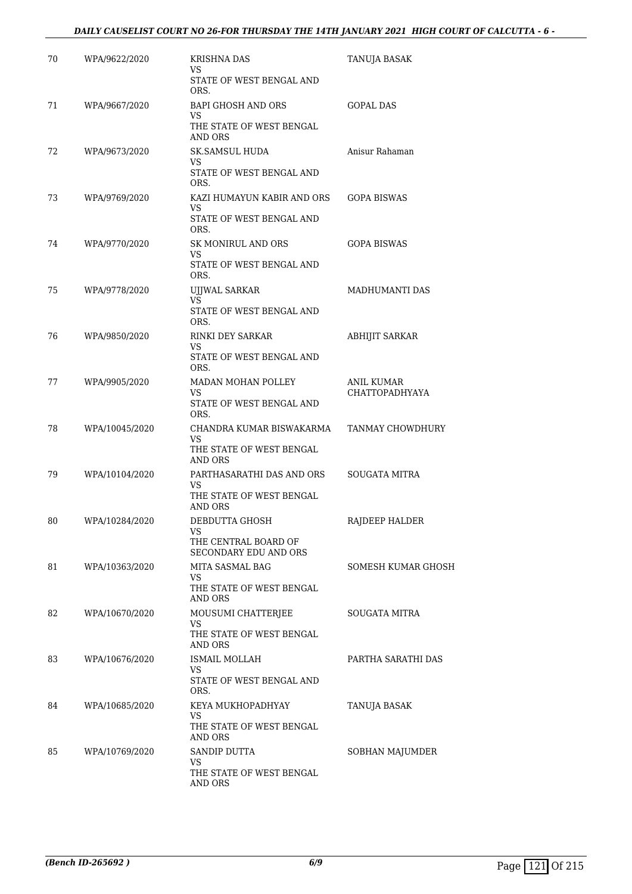| | | | |
|---|---|---|---|
| 70 | WPA/9622/2020 | KRISHNA DAS<br>VS<br>STATE OF WEST BENGAL AND ORS. | TANUJA BASAK |
| 71 | WPA/9667/2020 | BAPI GHOSH AND ORS<br>VS<br>THE STATE OF WEST BENGAL AND ORS | GOPAL DAS |
| 72 | WPA/9673/2020 | SK.SAMSUL HUDA<br>VS<br>STATE OF WEST BENGAL AND ORS. | Anisur Rahaman |
| 73 | WPA/9769/2020 | KAZI HUMAYUN KABIR AND ORS<br>VS<br>STATE OF WEST BENGAL AND ORS. | GOPA BISWAS |
| 74 | WPA/9770/2020 | SK MONIRUL AND ORS<br>VS<br>STATE OF WEST BENGAL AND ORS. | GOPA BISWAS |
| 75 | WPA/9778/2020 | UJJWAL SARKAR<br>VS<br>STATE OF WEST BENGAL AND ORS. | MADHUMANTI DAS |
| 76 | WPA/9850/2020 | RINKI DEY SARKAR<br>VS<br>STATE OF WEST BENGAL AND ORS. | ABHIJIT SARKAR |
| 77 | WPA/9905/2020 | MADAN MOHAN POLLEY<br>VS<br>STATE OF WEST BENGAL AND ORS. | ANIL KUMAR CHATTOPADHYAYA |
| 78 | WPA/10045/2020 | CHANDRA KUMAR BISWAKARMA<br>VS<br>THE STATE OF WEST BENGAL AND ORS | TANMAY CHOWDHURY |
| 79 | WPA/10104/2020 | PARTHASARATHI DAS AND ORS<br>VS<br>THE STATE OF WEST BENGAL AND ORS | SOUGATA MITRA |
| 80 | WPA/10284/2020 | DEBDUTTA GHOSH<br>VS<br>THE CENTRAL BOARD OF SECONDARY EDU AND ORS | RAJDEEP HALDER |
| 81 | WPA/10363/2020 | MITA SASMAL BAG<br>VS<br>THE STATE OF WEST BENGAL AND ORS | SOMESH KUMAR GHOSH |
| 82 | WPA/10670/2020 | MOUSUMI CHATTERJEE<br>VS<br>THE STATE OF WEST BENGAL AND ORS | SOUGATA MITRA |
| 83 | WPA/10676/2020 | ISMAIL MOLLAH<br>VS<br>STATE OF WEST BENGAL AND ORS. | PARTHA SARATHI DAS |
| 84 | WPA/10685/2020 | KEYA MUKHOPADHYAY<br>VS<br>THE STATE OF WEST BENGAL AND ORS | TANUJA BASAK |
| 85 | WPA/10769/2020 | SANDIP DUTTA<br>VS<br>THE STATE OF WEST BENGAL AND ORS | SOBHAN MAJUMDER |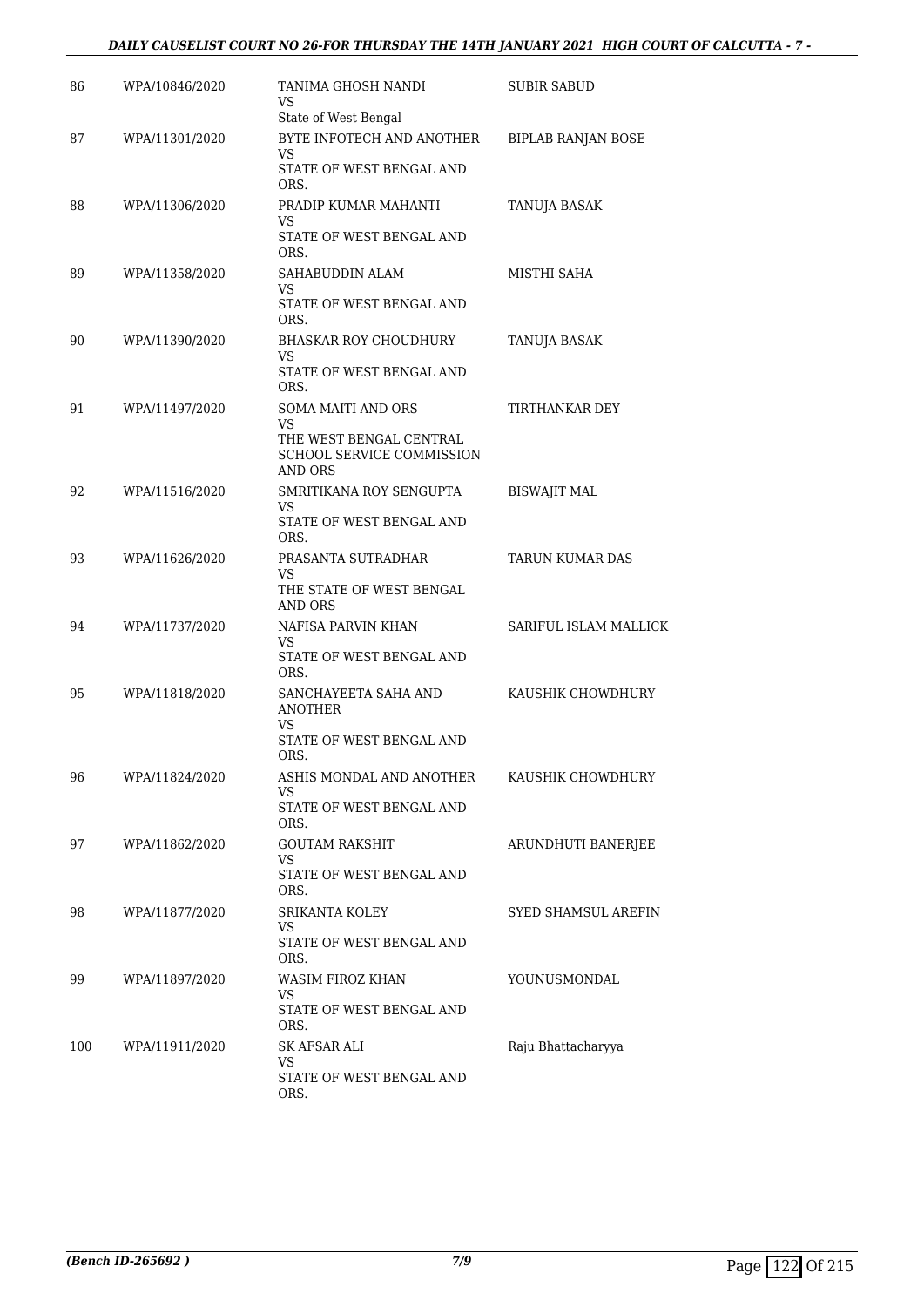| | | | |
|---|---|---|---|
| 86 | WPA/10846/2020 | TANIMA GHOSH NANDI<br>VS<br>State of West Bengal | SUBIR SABUD |
| 87 | WPA/11301/2020 | BYTE INFOTECH AND ANOTHER<br>VS<br>STATE OF WEST BENGAL AND ORS. | BIPLAB RANJAN BOSE |
| 88 | WPA/11306/2020 | PRADIP KUMAR MAHANTI<br>VS<br>STATE OF WEST BENGAL AND ORS. | TANUJA BASAK |
| 89 | WPA/11358/2020 | SAHABUDDIN ALAM<br>VS<br>STATE OF WEST BENGAL AND ORS. | MISTHI SAHA |
| 90 | WPA/11390/2020 | BHASKAR ROY CHOUDHURY<br>VS<br>STATE OF WEST BENGAL AND ORS. | TANUJA BASAK |
| 91 | WPA/11497/2020 | SOMA MAITI AND ORS<br>VS<br>THE WEST BENGAL CENTRAL SCHOOL SERVICE COMMISSION AND ORS | TIRTHANKAR DEY |
| 92 | WPA/11516/2020 | SMRITIKANA ROY SENGUPTA<br>VS<br>STATE OF WEST BENGAL AND ORS. | BISWAJIT MAL |
| 93 | WPA/11626/2020 | PRASANTA SUTRADHAR<br>VS<br>THE STATE OF WEST BENGAL AND ORS | TARUN KUMAR DAS |
| 94 | WPA/11737/2020 | NAFISA PARVIN KHAN<br>VS<br>STATE OF WEST BENGAL AND ORS. | SARIFUL ISLAM MALLICK |
| 95 | WPA/11818/2020 | SANCHAYEETA SAHA AND ANOTHER<br>VS<br>STATE OF WEST BENGAL AND ORS. | KAUSHIK CHOWDHURY |
| 96 | WPA/11824/2020 | ASHIS MONDAL AND ANOTHER<br>VS<br>STATE OF WEST BENGAL AND ORS. | KAUSHIK CHOWDHURY |
| 97 | WPA/11862/2020 | GOUTAM RAKSHIT<br>VS<br>STATE OF WEST BENGAL AND ORS. | ARUNDHUTI BANERJEE |
| 98 | WPA/11877/2020 | SRIKANTA KOLEY<br>VS<br>STATE OF WEST BENGAL AND ORS. | SYED SHAMSUL AREFIN |
| 99 | WPA/11897/2020 | WASIM FIROZ KHAN<br>VS<br>STATE OF WEST BENGAL AND ORS. | YOUNUSMONDAL |
| 100 | WPA/11911/2020 | SK AFSAR ALI<br>VS<br>STATE OF WEST BENGAL AND ORS. | Raju Bhattacharyya |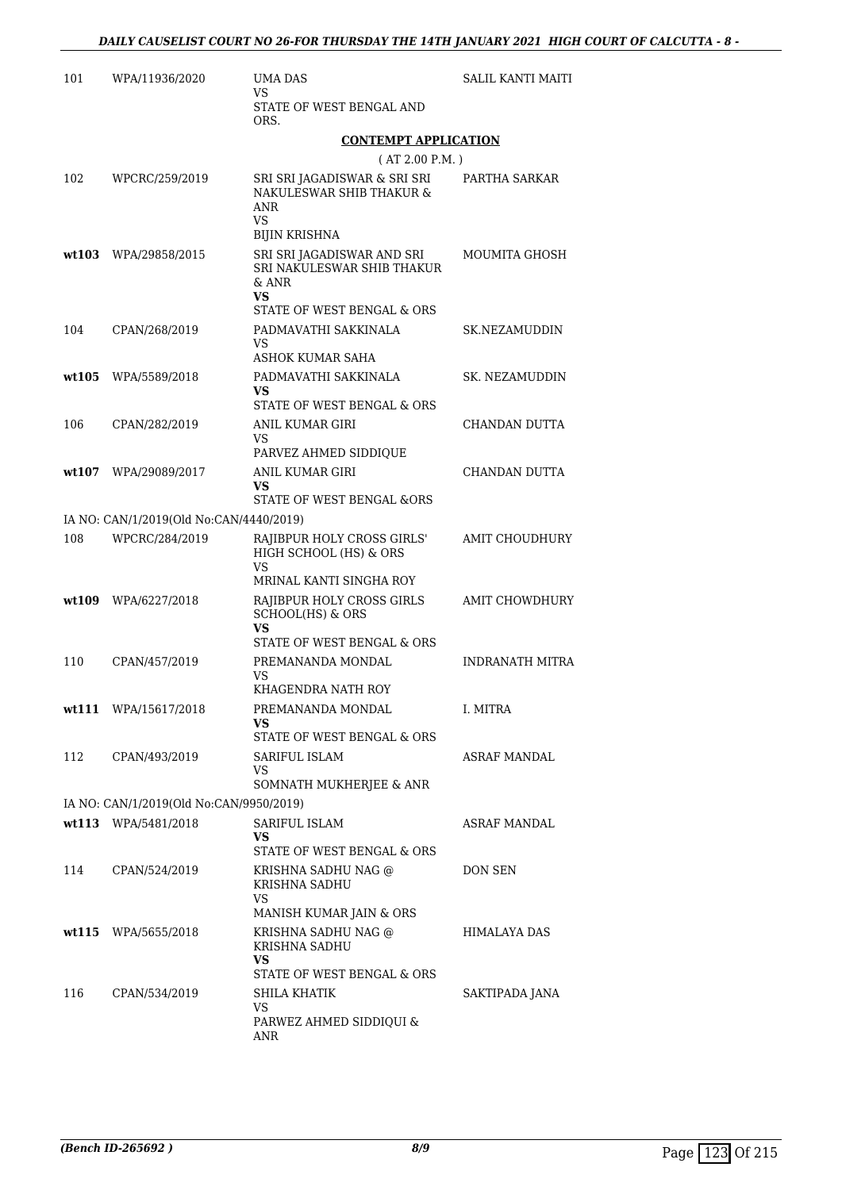| | | | |
|---|---|---|---|
| 101 | WPA/11936/2020 | UMA DAS<br>VS<br>STATE OF WEST BENGAL AND ORS. | SALIL KANTI MAITI |

## CONTEMPT APPLICATION

( AT 2.00 P.M. )

| | | | |
|---|---|---|---|
| 102 | WPCRC/259/2019 | SRI SRI JAGADISWAR & SRI SRI NAKULESWAR SHIB THAKUR & ANR<br>VS<br>BIJIN KRISHNA | PARTHA SARKAR |
| **wt103** | WPA/29858/2015 | SRI SRI JAGADISWAR AND SRI SRI NAKULESWAR SHIB THAKUR & ANR<br>**VS**<br>STATE OF WEST BENGAL & ORS | MOUMITA GHOSH |
| 104 | CPAN/268/2019 | PADMAVATHI SAKKINALA<br>VS<br>ASHOK KUMAR SAHA | SK.NEZAMUDDIN |
| **wt105** | WPA/5589/2018 | PADMAVATHI SAKKINALA<br>**VS**<br>STATE OF WEST BENGAL & ORS | SK. NEZAMUDDIN |
| 106 | CPAN/282/2019 | ANIL KUMAR GIRI<br>VS<br>PARVEZ AHMED SIDDIQUE | CHANDAN DUTTA |
| **wt107** | WPA/29089/2017 | ANIL KUMAR GIRI<br>**VS**<br>STATE OF WEST BENGAL &ORS | CHANDAN DUTTA |
| | IA NO: CAN/1/2019(Old No:CAN/4440/2019) | | |
| 108 | WPCRC/284/2019 | RAJIBPUR HOLY CROSS GIRLS' HIGH SCHOOL (HS) & ORS<br>VS<br>MRINAL KANTI SINGHA ROY | AMIT CHOUDHURY |
| **wt109** | WPA/6227/2018 | RAJIBPUR HOLY CROSS GIRLS SCHOOL(HS) & ORS<br>**VS**<br>STATE OF WEST BENGAL & ORS | AMIT CHOWDHURY |
| 110 | CPAN/457/2019 | PREMANANDA MONDAL<br>VS<br>KHAGENDRA NATH ROY | INDRANATH MITRA |
| **wt111** | WPA/15617/2018 | PREMANANDA MONDAL<br>**VS**<br>STATE OF WEST BENGAL & ORS | I. MITRA |
| 112 | CPAN/493/2019 | SARIFUL ISLAM<br>VS<br>SOMNATH MUKHERJEE & ANR | ASRAF MANDAL |
| | IA NO: CAN/1/2019(Old No:CAN/9950/2019) | | |
| **wt113** | WPA/5481/2018 | SARIFUL ISLAM<br>**VS**<br>STATE OF WEST BENGAL & ORS | ASRAF MANDAL |
| 114 | CPAN/524/2019 | KRISHNA SADHU NAG @ KRISHNA SADHU<br>VS<br>MANISH KUMAR JAIN & ORS | DON SEN |
| **wt115** | WPA/5655/2018 | KRISHNA SADHU NAG @ KRISHNA SADHU<br>**VS**<br>STATE OF WEST BENGAL & ORS | HIMALAYA DAS |
| 116 | CPAN/534/2019 | SHILA KHATIK<br>VS<br>PARWEZ AHMED SIDDIQUI & ANR | SAKTIPADA JANA |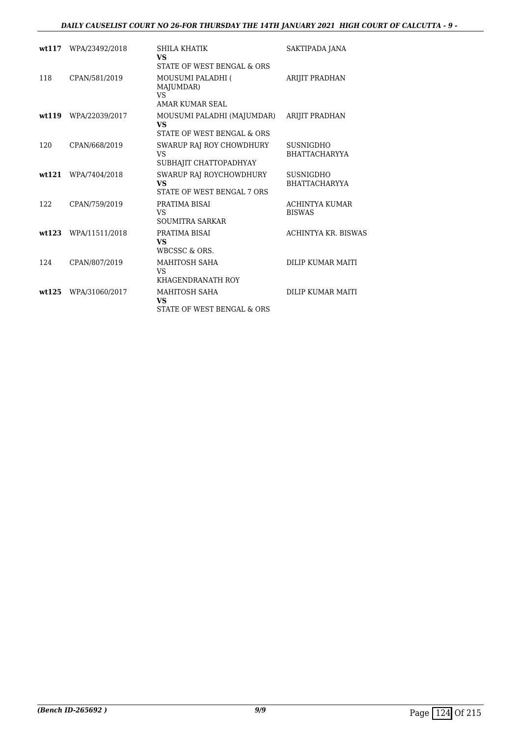| | | | |
|---|---|---|---|
| **wt117** | WPA/23492/2018 | SHILA KHATIK<br>**VS**<br>STATE OF WEST BENGAL & ORS | SAKTIPADA JANA |
| 118 | CPAN/581/2019 | MOUSUMI PALADHI ( MAJUMDAR)<br>VS<br>AMAR KUMAR SEAL | ARIJIT PRADHAN |
| **wt119** | WPA/22039/2017 | MOUSUMI PALADHI (MAJUMDAR)<br>**VS**<br>STATE OF WEST BENGAL & ORS | ARIJIT PRADHAN |
| 120 | CPAN/668/2019 | SWARUP RAJ ROY CHOWDHURY<br>VS<br>SUBHAJIT CHATTOPADHYAY | SUSNIGDHO BHATTACHARYYA |
| **wt121** | WPA/7404/2018 | SWARUP RAJ ROYCHOWDHURY<br>**VS**<br>STATE OF WEST BENGAL 7 ORS | SUSNIGDHO BHATTACHARYYA |
| 122 | CPAN/759/2019 | PRATIMA BISAI<br>VS<br>SOUMITRA SARKAR | ACHINTYA KUMAR BISWAS |
| **wt123** | WPA/11511/2018 | PRATIMA BISAI<br>**VS**<br>WBCSSC & ORS. | ACHINTYA KR. BISWAS |
| 124 | CPAN/807/2019 | MAHITOSH SAHA<br>VS<br>KHAGENDRANATH ROY | DILIP KUMAR MAITI |
| **wt125** | WPA/31060/2017 | MAHITOSH SAHA<br>**VS**<br>STATE OF WEST BENGAL & ORS | DILIP KUMAR MAITI |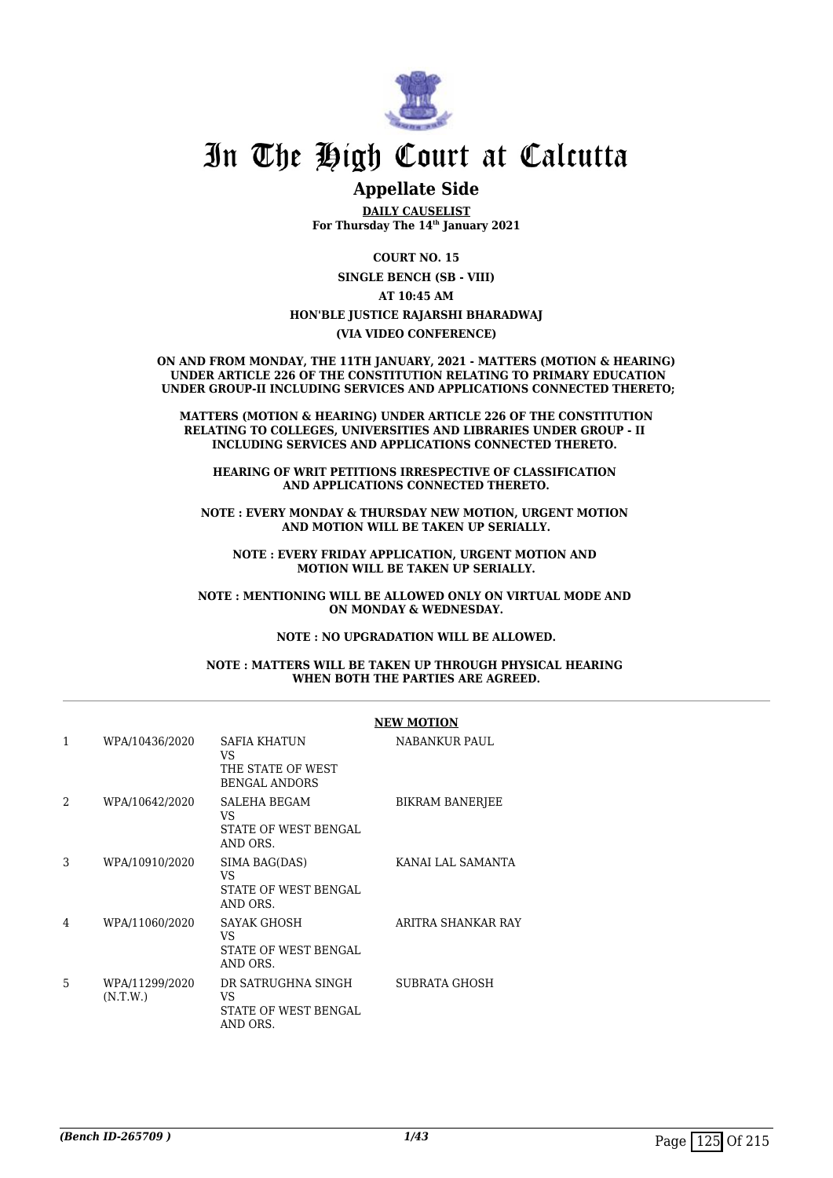# In The High Court at Calcutta

## Appellate Side

**DAILY CAUSELIST**
**For Thursday The 14th January 2021**

**COURT NO. 15**

**SINGLE BENCH (SB - VIII)**

**AT 10:45 AM**

**HON'BLE JUSTICE RAJARSHI BHARADWAJ**

**(VIA VIDEO CONFERENCE)**

**ON AND FROM MONDAY, THE 11TH JANUARY, 2021 - MATTERS (MOTION & HEARING) UNDER ARTICLE 226 OF THE CONSTITUTION RELATING TO PRIMARY EDUCATION UNDER GROUP-II INCLUDING SERVICES AND APPLICATIONS CONNECTED THERETO;**

**MATTERS (MOTION & HEARING) UNDER ARTICLE 226 OF THE CONSTITUTION RELATING TO COLLEGES, UNIVERSITIES AND LIBRARIES UNDER GROUP - II INCLUDING SERVICES AND APPLICATIONS CONNECTED THERETO.**

**HEARING OF WRIT PETITIONS IRRESPECTIVE OF CLASSIFICATION AND APPLICATIONS CONNECTED THERETO.**

**NOTE : EVERY MONDAY & THURSDAY NEW MOTION, URGENT MOTION AND MOTION WILL BE TAKEN UP SERIALLY.**

**NOTE : EVERY FRIDAY APPLICATION, URGENT MOTION AND MOTION WILL BE TAKEN UP SERIALLY.**

**NOTE : MENTIONING WILL BE ALLOWED ONLY ON VIRTUAL MODE AND ON MONDAY & WEDNESDAY.**

**NOTE : NO UPGRADATION WILL BE ALLOWED.**

**NOTE : MATTERS WILL BE TAKEN UP THROUGH PHYSICAL HEARING WHEN BOTH THE PARTIES ARE AGREED.**

**NEW MOTION**

| | | | |
|---|---|---|---|
| 1 | WPA/10436/2020 | SAFIA KHATUN VS THE STATE OF WEST BENGAL ANDORS | NABANKUR PAUL |
| 2 | WPA/10642/2020 | SALEHA BEGAM VS STATE OF WEST BENGAL AND ORS. | BIKRAM BANERJEE |
| 3 | WPA/10910/2020 | SIMA BAG(DAS) VS STATE OF WEST BENGAL AND ORS. | KANAI LAL SAMANTA |
| 4 | WPA/11060/2020 | SAYAK GHOSH VS STATE OF WEST BENGAL AND ORS. | ARITRA SHANKAR RAY |
| 5 | WPA/11299/2020 (N.T.W.) | DR SATRUGHNA SINGH VS STATE OF WEST BENGAL AND ORS. | SUBRATA GHOSH |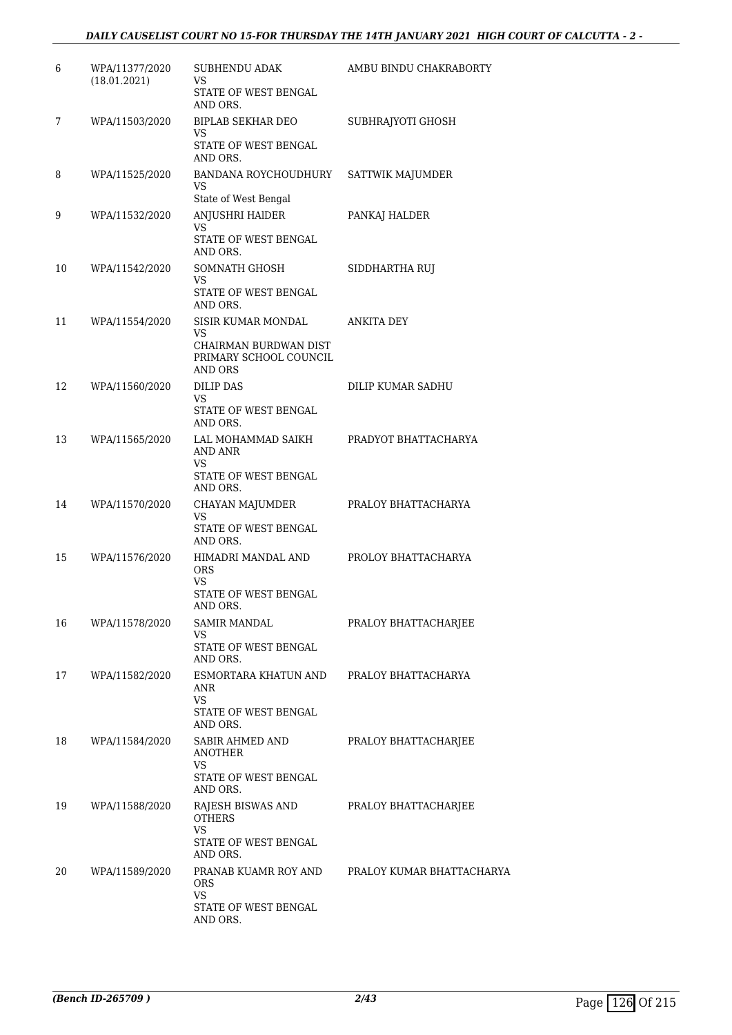| | | | |
|---|---|---|---|
| 6 | WPA/11377/2020 (18.01.2021) | SUBHENDU ADAK VS STATE OF WEST BENGAL AND ORS. | AMBU BINDU CHAKRABORTY |
| 7 | WPA/11503/2020 | BIPLAB SEKHAR DEO VS STATE OF WEST BENGAL AND ORS. | SUBHRAJYOTI GHOSH |
| 8 | WPA/11525/2020 | BANDANA ROYCHOUDHURY VS State of West Bengal | SATTWIK MAJUMDER |
| 9 | WPA/11532/2020 | ANJUSHRI HAIDER VS STATE OF WEST BENGAL AND ORS. | PANKAJ HALDER |
| 10 | WPA/11542/2020 | SOMNATH GHOSH VS STATE OF WEST BENGAL AND ORS. | SIDDHARTHA RUJ |
| 11 | WPA/11554/2020 | SISIR KUMAR MONDAL VS CHAIRMAN BURDWAN DIST PRIMARY SCHOOL COUNCIL AND ORS | ANKITA DEY |
| 12 | WPA/11560/2020 | DILIP DAS VS STATE OF WEST BENGAL AND ORS. | DILIP KUMAR SADHU |
| 13 | WPA/11565/2020 | LAL MOHAMMAD SAIKH AND ANR VS STATE OF WEST BENGAL AND ORS. | PRADYOT BHATTACHARYA |
| 14 | WPA/11570/2020 | CHAYAN MAJUMDER VS STATE OF WEST BENGAL AND ORS. | PRALOY BHATTACHARYA |
| 15 | WPA/11576/2020 | HIMADRI MANDAL AND ORS VS STATE OF WEST BENGAL AND ORS. | PROLOY BHATTACHARYA |
| 16 | WPA/11578/2020 | SAMIR MANDAL VS STATE OF WEST BENGAL AND ORS. | PRALOY BHATTACHARJEE |
| 17 | WPA/11582/2020 | ESMORTARA KHATUN AND ANR VS STATE OF WEST BENGAL AND ORS. | PRALOY BHATTACHARYA |
| 18 | WPA/11584/2020 | SABIR AHMED AND ANOTHER VS STATE OF WEST BENGAL AND ORS. | PRALOY BHATTACHARJEE |
| 19 | WPA/11588/2020 | RAJESH BISWAS AND OTHERS VS STATE OF WEST BENGAL AND ORS. | PRALOY BHATTACHARJEE |
| 20 | WPA/11589/2020 | PRANAB KUAMR ROY AND ORS VS STATE OF WEST BENGAL AND ORS. | PRALOY KUMAR BHATTACHARYA |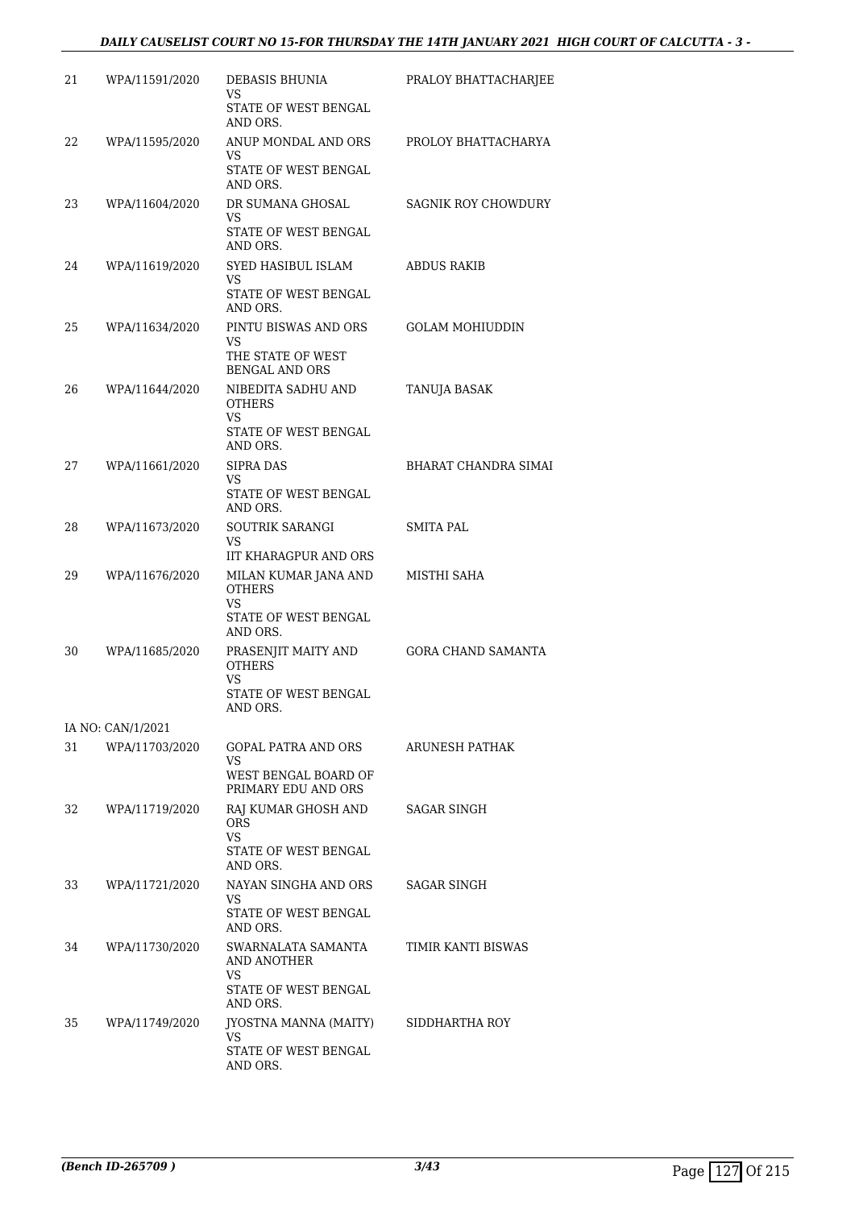| | | | |
|---|---|---|---|
| 21 | WPA/11591/2020 | DEBASIS BHUNIA<br>VS<br>STATE OF WEST BENGAL AND ORS. | PRALOY BHATTACHARJEE |
| 22 | WPA/11595/2020 | ANUP MONDAL AND ORS<br>VS<br>STATE OF WEST BENGAL AND ORS. | PROLOY BHATTACHARYA |
| 23 | WPA/11604/2020 | DR SUMANA GHOSAL<br>VS<br>STATE OF WEST BENGAL AND ORS. | SAGNIK ROY CHOWDURY |
| 24 | WPA/11619/2020 | SYED HASIBUL ISLAM<br>VS<br>STATE OF WEST BENGAL AND ORS. | ABDUS RAKIB |
| 25 | WPA/11634/2020 | PINTU BISWAS AND ORS<br>VS<br>THE STATE OF WEST BENGAL AND ORS | GOLAM MOHIUDDIN |
| 26 | WPA/11644/2020 | NIBEDITA SADHU AND OTHERS<br>VS<br>STATE OF WEST BENGAL AND ORS. | TANUJA BASAK |
| 27 | WPA/11661/2020 | SIPRA DAS<br>VS<br>STATE OF WEST BENGAL AND ORS. | BHARAT CHANDRA SIMAI |
| 28 | WPA/11673/2020 | SOUTRIK SARANGI<br>VS<br>IIT KHARAGPUR AND ORS | SMITA PAL |
| 29 | WPA/11676/2020 | MILAN KUMAR JANA AND OTHERS<br>VS<br>STATE OF WEST BENGAL AND ORS. | MISTHI SAHA |
| 30 | WPA/11685/2020 | PRASENJIT MAITY AND OTHERS<br>VS<br>STATE OF WEST BENGAL AND ORS. | GORA CHAND SAMANTA |
| | IA NO: CAN/1/2021 | | |
| 31 | WPA/11703/2020 | GOPAL PATRA AND ORS<br>VS<br>WEST BENGAL BOARD OF PRIMARY EDU AND ORS | ARUNESH PATHAK |
| 32 | WPA/11719/2020 | RAJ KUMAR GHOSH AND ORS<br>VS<br>STATE OF WEST BENGAL AND ORS. | SAGAR SINGH |
| 33 | WPA/11721/2020 | NAYAN SINGHA AND ORS<br>VS<br>STATE OF WEST BENGAL AND ORS. | SAGAR SINGH |
| 34 | WPA/11730/2020 | SWARNALATA SAMANTA AND ANOTHER<br>VS<br>STATE OF WEST BENGAL AND ORS. | TIMIR KANTI BISWAS |
| 35 | WPA/11749/2020 | JYOSTNA MANNA (MAITY)<br>VS<br>STATE OF WEST BENGAL AND ORS. | SIDDHARTHA ROY |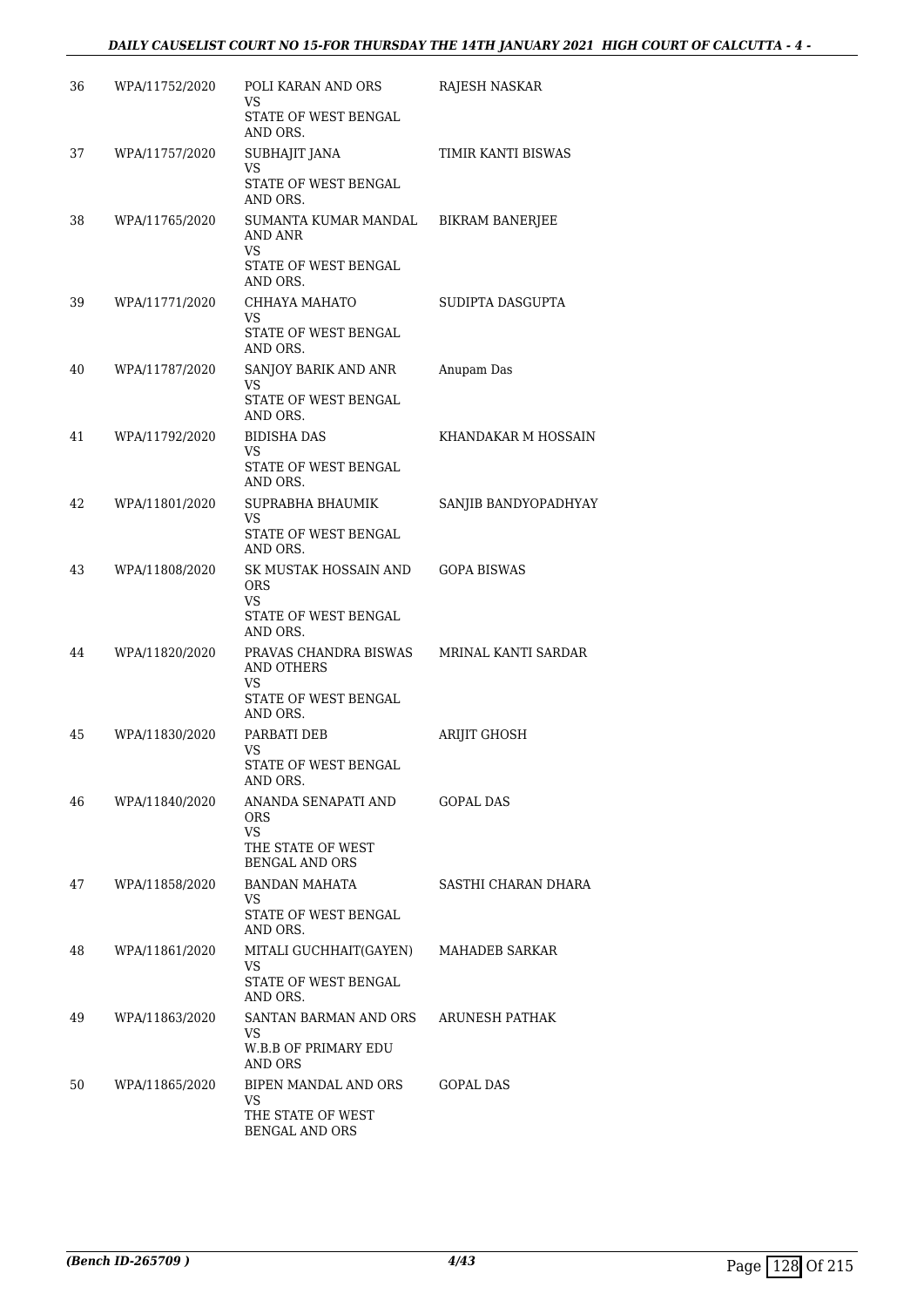| 36 | WPA/11752/2020 | POLI KARAN AND ORS<br>VS<br>STATE OF WEST BENGAL AND ORS. | RAJESH NASKAR |
|---|---|---|---|
| 37 | WPA/11757/2020 | SUBHAJIT JANA<br>VS<br>STATE OF WEST BENGAL AND ORS. | TIMIR KANTI BISWAS |
| 38 | WPA/11765/2020 | SUMANTA KUMAR MANDAL AND ANR<br>VS<br>STATE OF WEST BENGAL AND ORS. | BIKRAM BANERJEE |
| 39 | WPA/11771/2020 | CHHAYA MAHATO<br>VS<br>STATE OF WEST BENGAL AND ORS. | SUDIPTA DASGUPTA |
| 40 | WPA/11787/2020 | SANJOY BARIK AND ANR<br>VS<br>STATE OF WEST BENGAL AND ORS. | Anupam Das |
| 41 | WPA/11792/2020 | BIDISHA DAS<br>VS<br>STATE OF WEST BENGAL AND ORS. | KHANDAKAR M HOSSAIN |
| 42 | WPA/11801/2020 | SUPRABHA BHAUMIK<br>VS<br>STATE OF WEST BENGAL AND ORS. | SANJIB BANDYOPADHYAY |
| 43 | WPA/11808/2020 | SK MUSTAK HOSSAIN AND ORS<br>VS<br>STATE OF WEST BENGAL AND ORS. | GOPA BISWAS |
| 44 | WPA/11820/2020 | PRAVAS CHANDRA BISWAS AND OTHERS<br>VS<br>STATE OF WEST BENGAL AND ORS. | MRINAL KANTI SARDAR |
| 45 | WPA/11830/2020 | PARBATI DEB<br>VS<br>STATE OF WEST BENGAL AND ORS. | ARIJIT GHOSH |
| 46 | WPA/11840/2020 | ANANDA SENAPATI AND ORS<br>VS<br>THE STATE OF WEST BENGAL AND ORS | GOPAL DAS |
| 47 | WPA/11858/2020 | BANDAN MAHATA<br>VS<br>STATE OF WEST BENGAL AND ORS. | SASTHI CHARAN DHARA |
| 48 | WPA/11861/2020 | MITALI GUCHHAIT(GAYEN)<br>VS<br>STATE OF WEST BENGAL AND ORS. | MAHADEB SARKAR |
| 49 | WPA/11863/2020 | SANTAN BARMAN AND ORS<br>VS<br>W.B.B OF PRIMARY EDU AND ORS | ARUNESH PATHAK |
| 50 | WPA/11865/2020 | BIPEN MANDAL AND ORS<br>VS<br>THE STATE OF WEST BENGAL AND ORS | GOPAL DAS |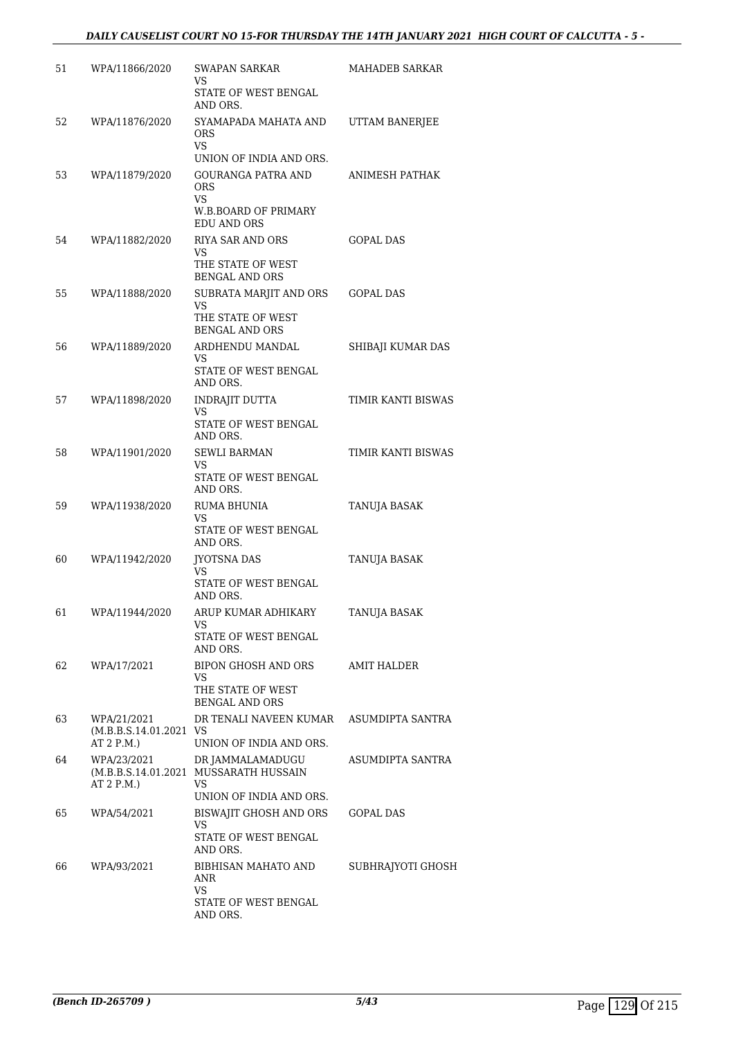| 51 | WPA/11866/2020 | SWAPAN SARKAR<br>VS<br>STATE OF WEST BENGAL AND ORS. | MAHADEB SARKAR |
|---|---|---|---|
| 52 | WPA/11876/2020 | SYAMAPADA MAHATA AND ORS<br>VS<br>UNION OF INDIA AND ORS. | UTTAM BANERJEE |
| 53 | WPA/11879/2020 | GOURANGA PATRA AND ORS<br>VS<br>W.B.BOARD OF PRIMARY EDU AND ORS | ANIMESH PATHAK |
| 54 | WPA/11882/2020 | RIYA SAR AND ORS<br>VS<br>THE STATE OF WEST BENGAL AND ORS | GOPAL DAS |
| 55 | WPA/11888/2020 | SUBRATA MARJIT AND ORS<br>VS<br>THE STATE OF WEST BENGAL AND ORS | GOPAL DAS |
| 56 | WPA/11889/2020 | ARDHENDU MANDAL<br>VS<br>STATE OF WEST BENGAL AND ORS. | SHIBAJI KUMAR DAS |
| 57 | WPA/11898/2020 | INDRAJIT DUTTA<br>VS<br>STATE OF WEST BENGAL AND ORS. | TIMIR KANTI BISWAS |
| 58 | WPA/11901/2020 | SEWLI BARMAN<br>VS<br>STATE OF WEST BENGAL AND ORS. | TIMIR KANTI BISWAS |
| 59 | WPA/11938/2020 | RUMA BHUNIA<br>VS<br>STATE OF WEST BENGAL AND ORS. | TANUJA BASAK |
| 60 | WPA/11942/2020 | JYOTSNA DAS<br>VS<br>STATE OF WEST BENGAL AND ORS. | TANUJA BASAK |
| 61 | WPA/11944/2020 | ARUP KUMAR ADHIKARY<br>VS<br>STATE OF WEST BENGAL AND ORS. | TANUJA BASAK |
| 62 | WPA/17/2021 | BIPON GHOSH AND ORS<br>VS<br>THE STATE OF WEST BENGAL AND ORS | AMIT HALDER |
| 63 | WPA/21/2021<br>(M.B.B.S.14.01.2021 AT 2 P.M.) | DR TENALI NAVEEN KUMAR<br>VS<br>UNION OF INDIA AND ORS. | ASUMDIPTA SANTRA |
| 64 | WPA/23/2021<br>(M.B.B.S.14.01.2021 AT 2 P.M.) | DR JAMMALAMADUGU MUSSARATH HUSSAIN<br>VS<br>UNION OF INDIA AND ORS. | ASUMDIPTA SANTRA |
| 65 | WPA/54/2021 | BISWAJIT GHOSH AND ORS<br>VS<br>STATE OF WEST BENGAL AND ORS. | GOPAL DAS |
| 66 | WPA/93/2021 | BIBHISAN MAHATO AND ANR<br>VS<br>STATE OF WEST BENGAL AND ORS. | SUBHRAJYOTI GHOSH |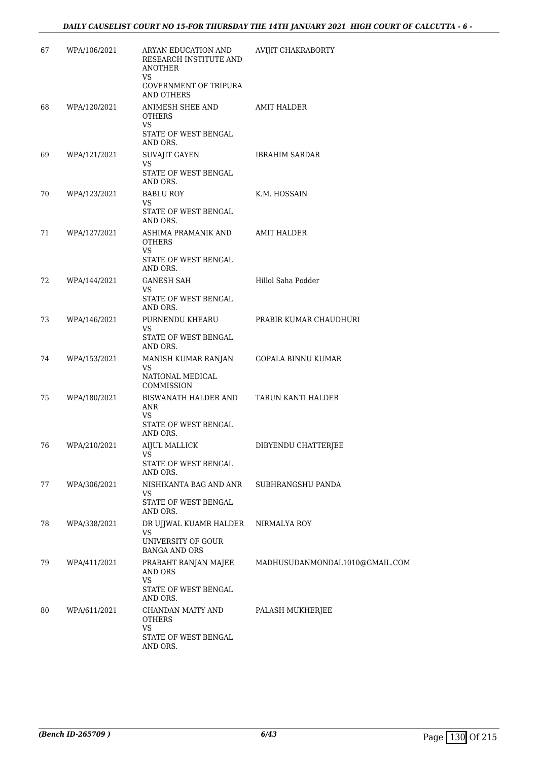| | | | |
|---|---|---|---|
| 67 | WPA/106/2021 | ARYAN EDUCATION AND RESEARCH INSTITUTE AND ANOTHER<br>VS<br>GOVERNMENT OF TRIPURA AND OTHERS | AVIJIT CHAKRABORTY |
| 68 | WPA/120/2021 | ANIMESH SHEE AND OTHERS<br>VS<br>STATE OF WEST BENGAL AND ORS. | AMIT HALDER |
| 69 | WPA/121/2021 | SUVAJIT GAYEN<br>VS<br>STATE OF WEST BENGAL AND ORS. | IBRAHIM SARDAR |
| 70 | WPA/123/2021 | BABLU ROY<br>VS<br>STATE OF WEST BENGAL AND ORS. | K.M. HOSSAIN |
| 71 | WPA/127/2021 | ASHIMA PRAMANIK AND OTHERS<br>VS<br>STATE OF WEST BENGAL AND ORS. | AMIT HALDER |
| 72 | WPA/144/2021 | GANESH SAH<br>VS<br>STATE OF WEST BENGAL AND ORS. | Hillol Saha Podder |
| 73 | WPA/146/2021 | PURNENDU KHEARU<br>VS<br>STATE OF WEST BENGAL AND ORS. | PRABIR KUMAR CHAUDHURI |
| 74 | WPA/153/2021 | MANISH KUMAR RANJAN<br>VS<br>NATIONAL MEDICAL COMMISSION | GOPALA BINNU KUMAR |
| 75 | WPA/180/2021 | BISWANATH HALDER AND ANR<br>VS<br>STATE OF WEST BENGAL AND ORS. | TARUN KANTI HALDER |
| 76 | WPA/210/2021 | AIJUL MALLICK<br>VS<br>STATE OF WEST BENGAL AND ORS. | DIBYENDU CHATTERJEE |
| 77 | WPA/306/2021 | NISHIKANTA BAG AND ANR<br>VS<br>STATE OF WEST BENGAL AND ORS. | SUBHRANGSHU PANDA |
| 78 | WPA/338/2021 | DR UJJWAL KUAMR HALDER<br>VS<br>UNIVERSITY OF GOUR BANGA AND ORS | NIRMALYA ROY |
| 79 | WPA/411/2021 | PRABAHT RANJAN MAJEE AND ORS<br>VS<br>STATE OF WEST BENGAL AND ORS. | MADHUSUDANMONDAL1010@GMAIL.COM |
| 80 | WPA/611/2021 | CHANDAN MAITY AND OTHERS<br>VS<br>STATE OF WEST BENGAL AND ORS. | PALASH MUKHERJEE |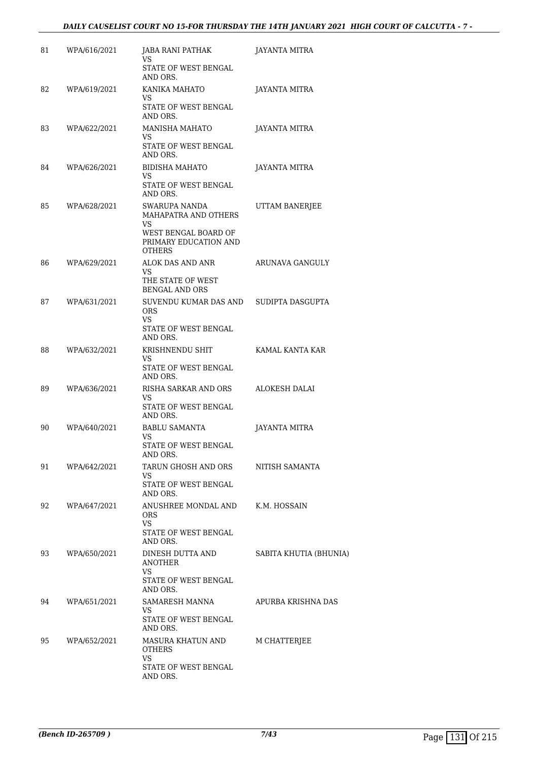| | | | |
|---|---|---|---|
| 81 | WPA/616/2021 | JABA RANI PATHAK<br>VS<br>STATE OF WEST BENGAL AND ORS. | JAYANTA MITRA |
| 82 | WPA/619/2021 | KANIKA MAHATO<br>VS<br>STATE OF WEST BENGAL AND ORS. | JAYANTA MITRA |
| 83 | WPA/622/2021 | MANISHA MAHATO<br>VS<br>STATE OF WEST BENGAL AND ORS. | JAYANTA MITRA |
| 84 | WPA/626/2021 | BIDISHA MAHATO<br>VS<br>STATE OF WEST BENGAL AND ORS. | JAYANTA MITRA |
| 85 | WPA/628/2021 | SWARUPA NANDA MAHAPATRA AND OTHERS<br>VS<br>WEST BENGAL BOARD OF PRIMARY EDUCATION AND OTHERS | UTTAM BANERJEE |
| 86 | WPA/629/2021 | ALOK DAS AND ANR<br>VS<br>THE STATE OF WEST BENGAL AND ORS | ARUNAVA GANGULY |
| 87 | WPA/631/2021 | SUVENDU KUMAR DAS AND ORS<br>VS<br>STATE OF WEST BENGAL AND ORS. | SUDIPTA DASGUPTA |
| 88 | WPA/632/2021 | KRISHNENDU SHIT<br>VS<br>STATE OF WEST BENGAL AND ORS. | KAMAL KANTA KAR |
| 89 | WPA/636/2021 | RISHA SARKAR AND ORS<br>VS<br>STATE OF WEST BENGAL AND ORS. | ALOKESH DALAI |
| 90 | WPA/640/2021 | BABLU SAMANTA<br>VS<br>STATE OF WEST BENGAL AND ORS. | JAYANTA MITRA |
| 91 | WPA/642/2021 | TARUN GHOSH AND ORS<br>VS<br>STATE OF WEST BENGAL AND ORS. | NITISH SAMANTA |
| 92 | WPA/647/2021 | ANUSHREE MONDAL AND ORS<br>VS<br>STATE OF WEST BENGAL AND ORS. | K.M. HOSSAIN |
| 93 | WPA/650/2021 | DINESH DUTTA AND ANOTHER<br>VS<br>STATE OF WEST BENGAL AND ORS. | SABITA KHUTIA (BHUNIA) |
| 94 | WPA/651/2021 | SAMARESH MANNA<br>VS<br>STATE OF WEST BENGAL AND ORS. | APURBA KRISHNA DAS |
| 95 | WPA/652/2021 | MASURA KHATUN AND OTHERS<br>VS<br>STATE OF WEST BENGAL AND ORS. | M CHATTERJEE |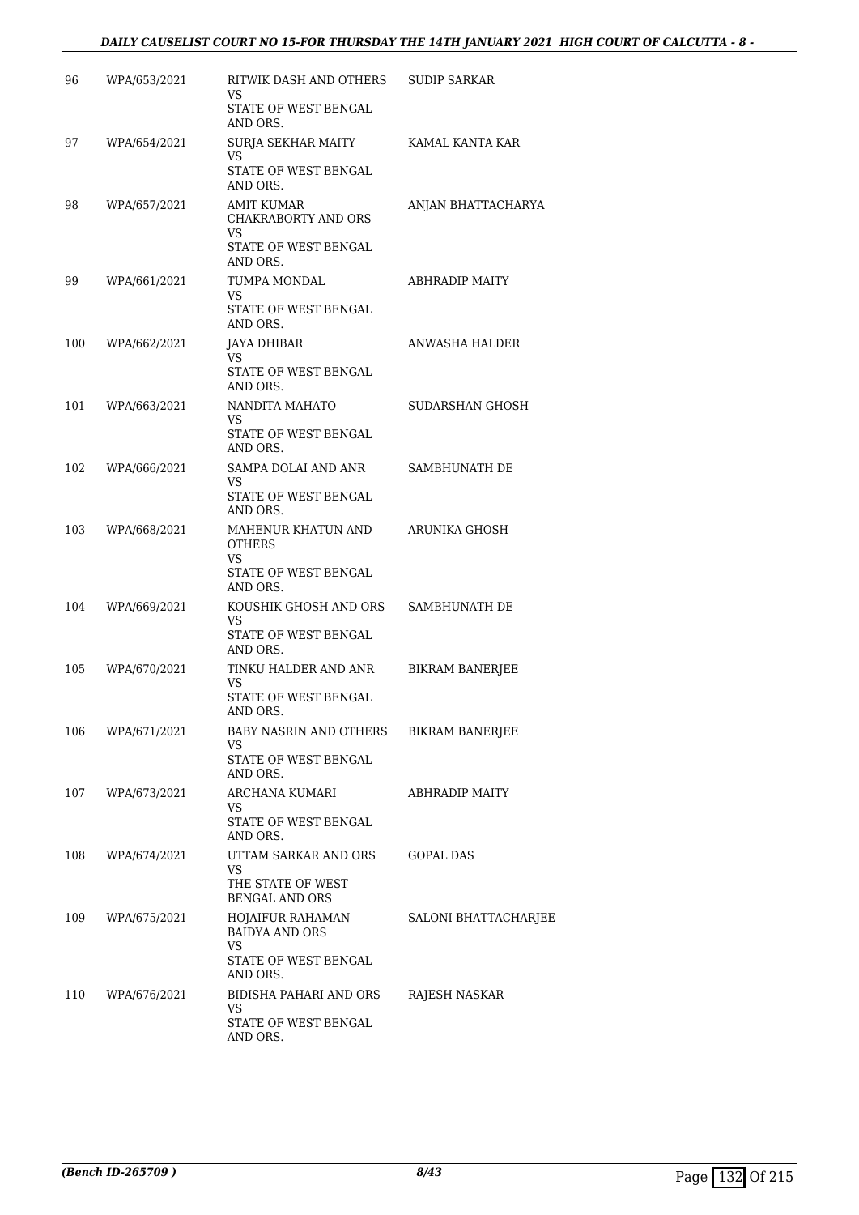| | | | |
|---|---|---|---|
| 96 | WPA/653/2021 | RITWIK DASH AND OTHERS<br>VS<br>STATE OF WEST BENGAL AND ORS. | SUDIP SARKAR |
| 97 | WPA/654/2021 | SURJA SEKHAR MAITY<br>VS<br>STATE OF WEST BENGAL AND ORS. | KAMAL KANTA KAR |
| 98 | WPA/657/2021 | AMIT KUMAR CHAKRABORTY AND ORS<br>VS<br>STATE OF WEST BENGAL AND ORS. | ANJAN BHATTACHARYA |
| 99 | WPA/661/2021 | TUMPA MONDAL<br>VS<br>STATE OF WEST BENGAL AND ORS. | ABHRADIP MAITY |
| 100 | WPA/662/2021 | JAYA DHIBAR<br>VS<br>STATE OF WEST BENGAL AND ORS. | ANWASHA HALDER |
| 101 | WPA/663/2021 | NANDITA MAHATO<br>VS<br>STATE OF WEST BENGAL AND ORS. | SUDARSHAN GHOSH |
| 102 | WPA/666/2021 | SAMPA DOLAI AND ANR<br>VS<br>STATE OF WEST BENGAL AND ORS. | SAMBHUNATH DE |
| 103 | WPA/668/2021 | MAHENUR KHATUN AND OTHERS<br>VS<br>STATE OF WEST BENGAL AND ORS. | ARUNIKA GHOSH |
| 104 | WPA/669/2021 | KOUSHIK GHOSH AND ORS<br>VS<br>STATE OF WEST BENGAL AND ORS. | SAMBHUNATH DE |
| 105 | WPA/670/2021 | TINKU HALDER AND ANR<br>VS<br>STATE OF WEST BENGAL AND ORS. | BIKRAM BANERJEE |
| 106 | WPA/671/2021 | BABY NASRIN AND OTHERS<br>VS<br>STATE OF WEST BENGAL AND ORS. | BIKRAM BANERJEE |
| 107 | WPA/673/2021 | ARCHANA KUMARI<br>VS<br>STATE OF WEST BENGAL AND ORS. | ABHRADIP MAITY |
| 108 | WPA/674/2021 | UTTAM SARKAR AND ORS<br>VS<br>THE STATE OF WEST BENGAL AND ORS | GOPAL DAS |
| 109 | WPA/675/2021 | HOJAIFUR RAHAMAN BAIDYA AND ORS<br>VS<br>STATE OF WEST BENGAL AND ORS. | SALONI BHATTACHARJEE |
| 110 | WPA/676/2021 | BIDISHA PAHARI AND ORS<br>VS<br>STATE OF WEST BENGAL AND ORS. | RAJESH NASKAR |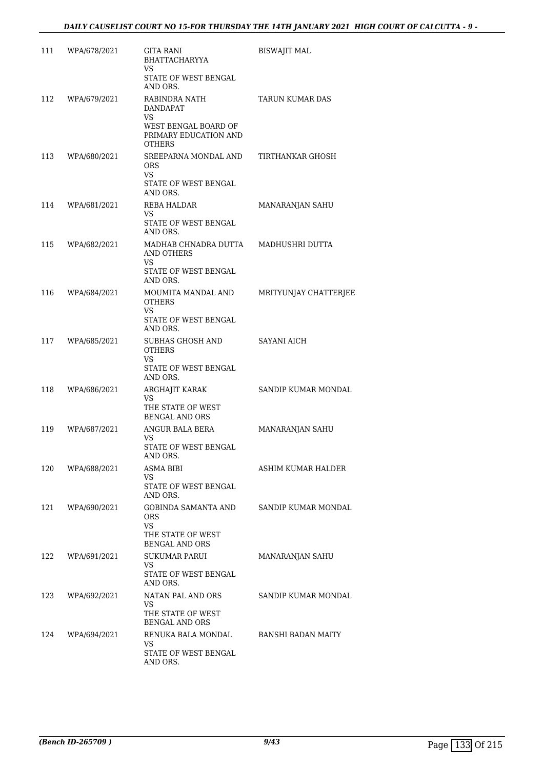| | | | |
|---|---|---|---|
| 111 | WPA/678/2021 | GITA RANI BHATTACHARYYA<br>VS<br>STATE OF WEST BENGAL AND ORS. | BISWAJIT MAL |
| 112 | WPA/679/2021 | RABINDRA NATH DANDAPAT<br>VS<br>WEST BENGAL BOARD OF PRIMARY EDUCATION AND OTHERS | TARUN KUMAR DAS |
| 113 | WPA/680/2021 | SREEPARNA MONDAL AND ORS<br>VS<br>STATE OF WEST BENGAL AND ORS. | TIRTHANKAR GHOSH |
| 114 | WPA/681/2021 | REBA HALDAR<br>VS<br>STATE OF WEST BENGAL AND ORS. | MANARANJAN SAHU |
| 115 | WPA/682/2021 | MADHAB CHNADRA DUTTA AND OTHERS<br>VS<br>STATE OF WEST BENGAL AND ORS. | MADHUSHRI DUTTA |
| 116 | WPA/684/2021 | MOUMITA MANDAL AND OTHERS<br>VS<br>STATE OF WEST BENGAL AND ORS. | MRITYUNJAY CHATTERJEE |
| 117 | WPA/685/2021 | SUBHAS GHOSH AND OTHERS<br>VS<br>STATE OF WEST BENGAL AND ORS. | SAYANI AICH |
| 118 | WPA/686/2021 | ARGHAJIT KARAK<br>VS<br>THE STATE OF WEST BENGAL AND ORS | SANDIP KUMAR MONDAL |
| 119 | WPA/687/2021 | ANGUR BALA BERA<br>VS<br>STATE OF WEST BENGAL AND ORS. | MANARANJAN SAHU |
| 120 | WPA/688/2021 | ASMA BIBI<br>VS<br>STATE OF WEST BENGAL AND ORS. | ASHIM KUMAR HALDER |
| 121 | WPA/690/2021 | GOBINDA SAMANTA AND ORS<br>VS<br>THE STATE OF WEST BENGAL AND ORS | SANDIP KUMAR MONDAL |
| 122 | WPA/691/2021 | SUKUMAR PARUI<br>VS<br>STATE OF WEST BENGAL AND ORS. | MANARANJAN SAHU |
| 123 | WPA/692/2021 | NATAN PAL AND ORS<br>VS<br>THE STATE OF WEST BENGAL AND ORS | SANDIP KUMAR MONDAL |
| 124 | WPA/694/2021 | RENUKA BALA MONDAL<br>VS<br>STATE OF WEST BENGAL AND ORS. | BANSHI BADAN MAITY |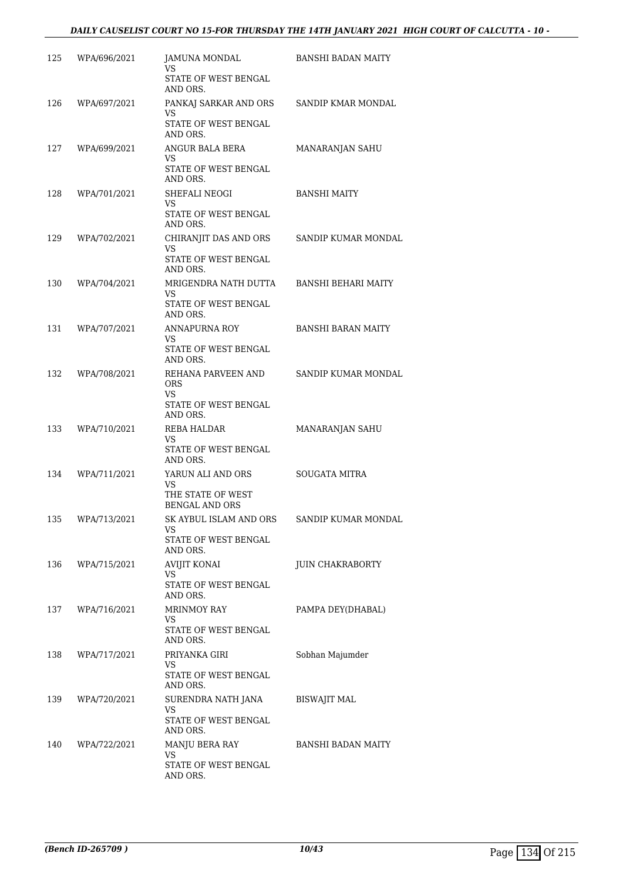| | | | |
|---|---|---|---|
| 125 | WPA/696/2021 | JAMUNA MONDAL<br>VS<br>STATE OF WEST BENGAL AND ORS. | BANSHI BADAN MAITY |
| 126 | WPA/697/2021 | PANKAJ SARKAR AND ORS<br>VS<br>STATE OF WEST BENGAL AND ORS. | SANDIP KMAR MONDAL |
| 127 | WPA/699/2021 | ANGUR BALA BERA<br>VS<br>STATE OF WEST BENGAL AND ORS. | MANARANJAN SAHU |
| 128 | WPA/701/2021 | SHEFALI NEOGI<br>VS<br>STATE OF WEST BENGAL AND ORS. | BANSHI MAITY |
| 129 | WPA/702/2021 | CHIRANJIT DAS AND ORS<br>VS<br>STATE OF WEST BENGAL AND ORS. | SANDIP KUMAR MONDAL |
| 130 | WPA/704/2021 | MRIGENDRA NATH DUTTA<br>VS<br>STATE OF WEST BENGAL AND ORS. | BANSHI BEHARI MAITY |
| 131 | WPA/707/2021 | ANNAPURNA ROY<br>VS<br>STATE OF WEST BENGAL AND ORS. | BANSHI BARAN MAITY |
| 132 | WPA/708/2021 | REHANA PARVEEN AND ORS<br>VS<br>STATE OF WEST BENGAL AND ORS. | SANDIP KUMAR MONDAL |
| 133 | WPA/710/2021 | REBA HALDAR<br>VS<br>STATE OF WEST BENGAL AND ORS. | MANARANJAN SAHU |
| 134 | WPA/711/2021 | YARUN ALI AND ORS<br>VS<br>THE STATE OF WEST BENGAL AND ORS | SOUGATA MITRA |
| 135 | WPA/713/2021 | SK AYBUL ISLAM AND ORS<br>VS<br>STATE OF WEST BENGAL AND ORS. | SANDIP KUMAR MONDAL |
| 136 | WPA/715/2021 | AVIJIT KONAI<br>VS<br>STATE OF WEST BENGAL AND ORS. | JUIN CHAKRABORTY |
| 137 | WPA/716/2021 | MRINMOY RAY<br>VS<br>STATE OF WEST BENGAL AND ORS. | PAMPA DEY(DHABAL) |
| 138 | WPA/717/2021 | PRIYANKA GIRI<br>VS<br>STATE OF WEST BENGAL AND ORS. | Sobhan Majumder |
| 139 | WPA/720/2021 | SURENDRA NATH JANA<br>VS<br>STATE OF WEST BENGAL AND ORS. | BISWAJIT MAL |
| 140 | WPA/722/2021 | MANJU BERA RAY<br>VS<br>STATE OF WEST BENGAL AND ORS. | BANSHI BADAN MAITY |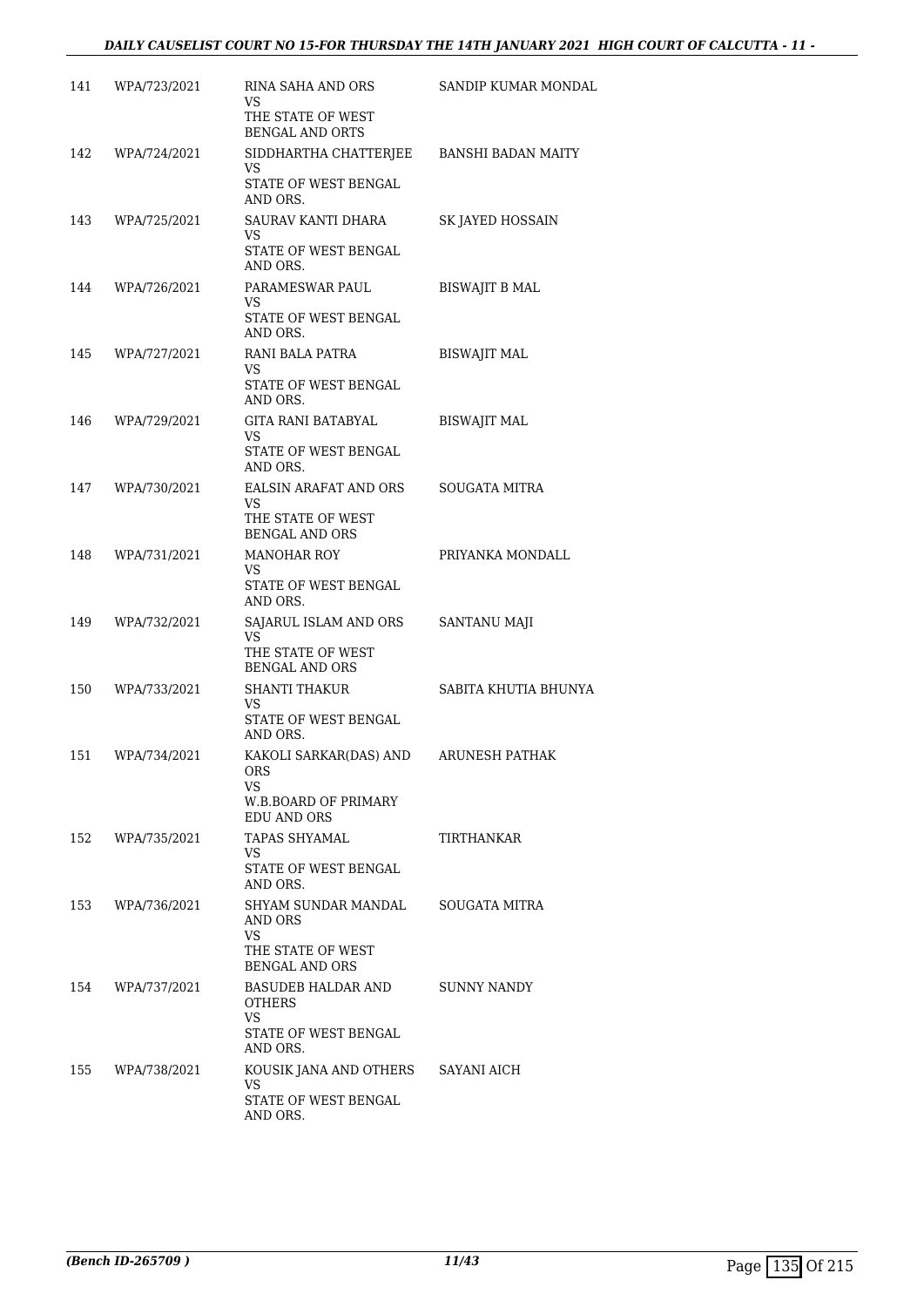| | | | |
|---|---|---|---|
| 141 | WPA/723/2021 | RINA SAHA AND ORS<br>VS<br>THE STATE OF WEST BENGAL AND ORTS | SANDIP KUMAR MONDAL |
| 142 | WPA/724/2021 | SIDDHARTHA CHATTERJEE<br>VS<br>STATE OF WEST BENGAL AND ORS. | BANSHI BADAN MAITY |
| 143 | WPA/725/2021 | SAURAV KANTI DHARA<br>VS<br>STATE OF WEST BENGAL AND ORS. | SK JAYED HOSSAIN |
| 144 | WPA/726/2021 | PARAMESWAR PAUL<br>VS<br>STATE OF WEST BENGAL AND ORS. | BISWAJIT B MAL |
| 145 | WPA/727/2021 | RANI BALA PATRA<br>VS<br>STATE OF WEST BENGAL AND ORS. | BISWAJIT MAL |
| 146 | WPA/729/2021 | GITA RANI BATABYAL<br>VS<br>STATE OF WEST BENGAL AND ORS. | BISWAJIT MAL |
| 147 | WPA/730/2021 | EALSIN ARAFAT AND ORS<br>VS<br>THE STATE OF WEST BENGAL AND ORS | SOUGATA MITRA |
| 148 | WPA/731/2021 | MANOHAR ROY<br>VS<br>STATE OF WEST BENGAL AND ORS. | PRIYANKA MONDALL |
| 149 | WPA/732/2021 | SAJARUL ISLAM AND ORS<br>VS<br>THE STATE OF WEST BENGAL AND ORS | SANTANU MAJI |
| 150 | WPA/733/2021 | SHANTI THAKUR<br>VS<br>STATE OF WEST BENGAL AND ORS. | SABITA KHUTIA BHUNYA |
| 151 | WPA/734/2021 | KAKOLI SARKAR(DAS) AND ORS<br>VS<br>W.B.BOARD OF PRIMARY EDU AND ORS | ARUNESH PATHAK |
| 152 | WPA/735/2021 | TAPAS SHYAMAL<br>VS<br>STATE OF WEST BENGAL AND ORS. | TIRTHANKAR |
| 153 | WPA/736/2021 | SHYAM SUNDAR MANDAL AND ORS<br>VS<br>THE STATE OF WEST BENGAL AND ORS | SOUGATA MITRA |
| 154 | WPA/737/2021 | BASUDEB HALDAR AND OTHERS<br>VS<br>STATE OF WEST BENGAL AND ORS. | SUNNY NANDY |
| 155 | WPA/738/2021 | KOUSIK JANA AND OTHERS<br>VS<br>STATE OF WEST BENGAL AND ORS. | SAYANI AICH |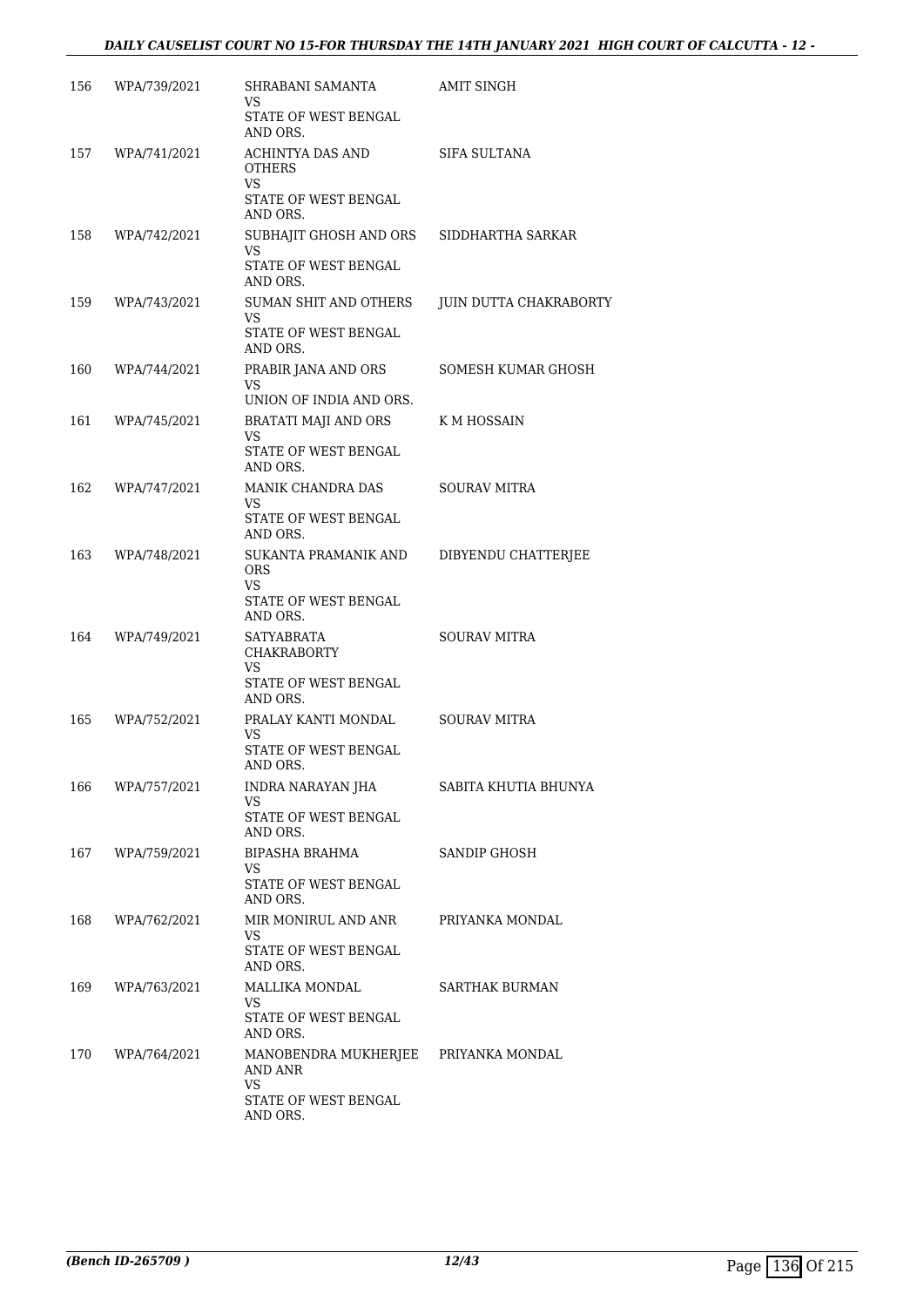| 156 | WPA/739/2021 | SHRABANI SAMANTA<br>VS<br>STATE OF WEST BENGAL AND ORS. | AMIT SINGH |
|---|---|---|---|
| 157 | WPA/741/2021 | ACHINTYA DAS AND OTHERS<br>VS<br>STATE OF WEST BENGAL AND ORS. | SIFA SULTANA |
| 158 | WPA/742/2021 | SUBHAJIT GHOSH AND ORS<br>VS<br>STATE OF WEST BENGAL AND ORS. | SIDDHARTHA SARKAR |
| 159 | WPA/743/2021 | SUMAN SHIT AND OTHERS<br>VS<br>STATE OF WEST BENGAL AND ORS. | JUIN DUTTA CHAKRABORTY |
| 160 | WPA/744/2021 | PRABIR JANA AND ORS<br>VS<br>UNION OF INDIA AND ORS. | SOMESH KUMAR GHOSH |
| 161 | WPA/745/2021 | BRATATI MAJI AND ORS<br>VS<br>STATE OF WEST BENGAL AND ORS. | K M HOSSAIN |
| 162 | WPA/747/2021 | MANIK CHANDRA DAS<br>VS<br>STATE OF WEST BENGAL AND ORS. | SOURAV MITRA |
| 163 | WPA/748/2021 | SUKANTA PRAMANIK AND ORS<br>VS<br>STATE OF WEST BENGAL AND ORS. | DIBYENDU CHATTERJEE |
| 164 | WPA/749/2021 | SATYABRATA CHAKRABORTY<br>VS<br>STATE OF WEST BENGAL AND ORS. | SOURAV MITRA |
| 165 | WPA/752/2021 | PRALAY KANTI MONDAL<br>VS<br>STATE OF WEST BENGAL AND ORS. | SOURAV MITRA |
| 166 | WPA/757/2021 | INDRA NARAYAN JHA<br>VS<br>STATE OF WEST BENGAL AND ORS. | SABITA KHUTIA BHUNYA |
| 167 | WPA/759/2021 | BIPASHA BRAHMA<br>VS<br>STATE OF WEST BENGAL AND ORS. | SANDIP GHOSH |
| 168 | WPA/762/2021 | MIR MONIRUL AND ANR<br>VS<br>STATE OF WEST BENGAL AND ORS. | PRIYANKA MONDAL |
| 169 | WPA/763/2021 | MALLIKA MONDAL<br>VS<br>STATE OF WEST BENGAL AND ORS. | SARTHAK BURMAN |
| 170 | WPA/764/2021 | MANOBENDRA MUKHERJEE AND ANR<br>VS<br>STATE OF WEST BENGAL AND ORS. | PRIYANKA MONDAL |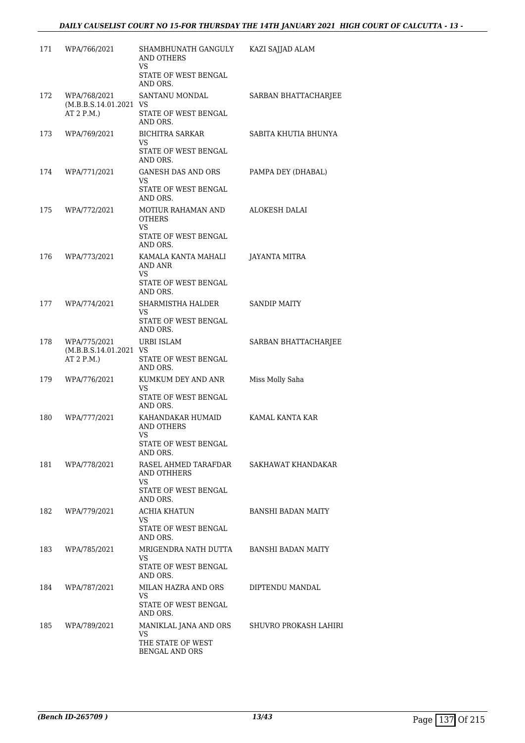| | | | |
|---|---|---|---|
| 171 | WPA/766/2021 | SHAMBHUNATH GANGULY AND OTHERS<br>VS<br>STATE OF WEST BENGAL AND ORS. | KAZI SAJJAD ALAM |
| 172 | WPA/768/2021<br>(M.B.B.S.14.01.2021 AT 2 P.M.) | SANTANU MONDAL<br>VS<br>STATE OF WEST BENGAL AND ORS. | SARBAN BHATTACHARJEE |
| 173 | WPA/769/2021 | BICHITRA SARKAR<br>VS<br>STATE OF WEST BENGAL AND ORS. | SABITA KHUTIA BHUNYA |
| 174 | WPA/771/2021 | GANESH DAS AND ORS<br>VS<br>STATE OF WEST BENGAL AND ORS. | PAMPA DEY (DHABAL) |
| 175 | WPA/772/2021 | MOTIUR RAHAMAN AND OTHERS<br>VS<br>STATE OF WEST BENGAL AND ORS. | ALOKESH DALAI |
| 176 | WPA/773/2021 | KAMALA KANTA MAHALI AND ANR<br>VS<br>STATE OF WEST BENGAL AND ORS. | JAYANTA MITRA |
| 177 | WPA/774/2021 | SHARMISTHA HALDER<br>VS<br>STATE OF WEST BENGAL AND ORS. | SANDIP MAITY |
| 178 | WPA/775/2021<br>(M.B.B.S.14.01.2021 AT 2 P.M.) | URBI ISLAM<br>VS<br>STATE OF WEST BENGAL AND ORS. | SARBAN BHATTACHARJEE |
| 179 | WPA/776/2021 | KUMKUM DEY AND ANR<br>VS<br>STATE OF WEST BENGAL AND ORS. | Miss Molly Saha |
| 180 | WPA/777/2021 | KAHANDAKAR HUMAID AND OTHERS<br>VS<br>STATE OF WEST BENGAL AND ORS. | KAMAL KANTA KAR |
| 181 | WPA/778/2021 | RASEL AHMED TARAFDAR AND OTTHERS<br>VS<br>STATE OF WEST BENGAL AND ORS. | SAKHAWAT KHANDAKAR |
| 182 | WPA/779/2021 | ACHIA KHATUN<br>VS<br>STATE OF WEST BENGAL AND ORS. | BANSHI BADAN MAITY |
| 183 | WPA/785/2021 | MRIGENDRA NATH DUTTA<br>VS<br>STATE OF WEST BENGAL AND ORS. | BANSHI BADAN MAITY |
| 184 | WPA/787/2021 | MILAN HAZRA AND ORS<br>VS<br>STATE OF WEST BENGAL AND ORS. | DIPTENDU MANDAL |
| 185 | WPA/789/2021 | MANIKLAL JANA AND ORS<br>VS<br>THE STATE OF WEST BENGAL AND ORS | SHUVRO PROKASH LAHIRI |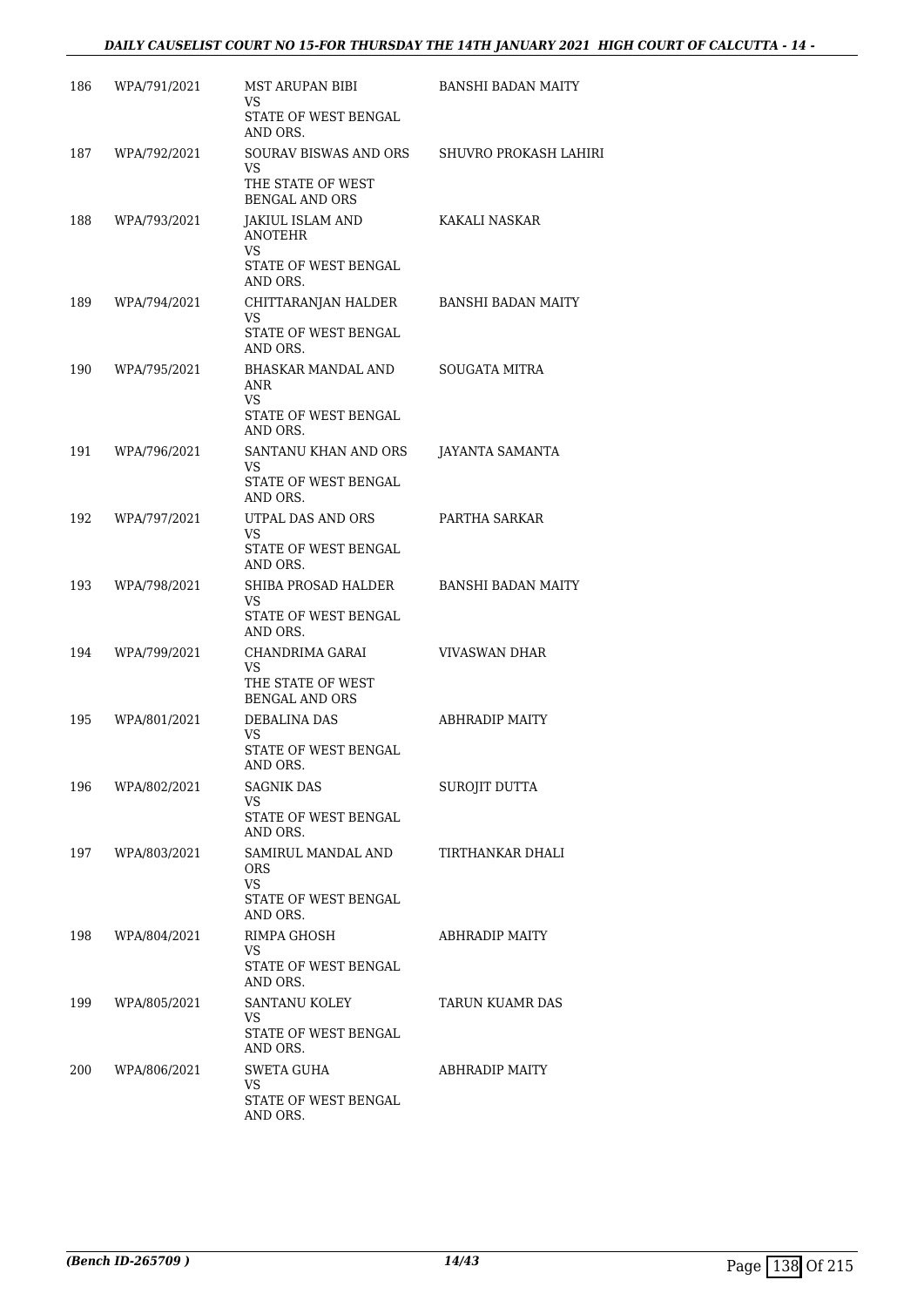| | | | |
|---|---|---|---|
| 186 | WPA/791/2021 | MST ARUPAN BIBI<br>VS<br>STATE OF WEST BENGAL AND ORS. | BANSHI BADAN MAITY |
| 187 | WPA/792/2021 | SOURAV BISWAS AND ORS<br>VS<br>THE STATE OF WEST BENGAL AND ORS | SHUVRO PROKASH LAHIRI |
| 188 | WPA/793/2021 | JAKIUL ISLAM AND ANOTEHR<br>VS<br>STATE OF WEST BENGAL AND ORS. | KAKALI NASKAR |
| 189 | WPA/794/2021 | CHITTARANJAN HALDER<br>VS<br>STATE OF WEST BENGAL AND ORS. | BANSHI BADAN MAITY |
| 190 | WPA/795/2021 | BHASKAR MANDAL AND ANR<br>VS<br>STATE OF WEST BENGAL AND ORS. | SOUGATA MITRA |
| 191 | WPA/796/2021 | SANTANU KHAN AND ORS<br>VS<br>STATE OF WEST BENGAL AND ORS. | JAYANTA SAMANTA |
| 192 | WPA/797/2021 | UTPAL DAS AND ORS<br>VS<br>STATE OF WEST BENGAL AND ORS. | PARTHA SARKAR |
| 193 | WPA/798/2021 | SHIBA PROSAD HALDER<br>VS<br>STATE OF WEST BENGAL AND ORS. | BANSHI BADAN MAITY |
| 194 | WPA/799/2021 | CHANDRIMA GARAI<br>VS<br>THE STATE OF WEST BENGAL AND ORS | VIVASWAN DHAR |
| 195 | WPA/801/2021 | DEBALINA DAS<br>VS<br>STATE OF WEST BENGAL AND ORS. | ABHRADIP MAITY |
| 196 | WPA/802/2021 | SAGNIK DAS<br>VS<br>STATE OF WEST BENGAL AND ORS. | SUROJIT DUTTA |
| 197 | WPA/803/2021 | SAMIRUL MANDAL AND ORS<br>VS<br>STATE OF WEST BENGAL AND ORS. | TIRTHANKAR DHALI |
| 198 | WPA/804/2021 | RIMPA GHOSH<br>VS<br>STATE OF WEST BENGAL AND ORS. | ABHRADIP MAITY |
| 199 | WPA/805/2021 | SANTANU KOLEY<br>VS<br>STATE OF WEST BENGAL AND ORS. | TARUN KUAMR DAS |
| 200 | WPA/806/2021 | SWETA GUHA<br>VS<br>STATE OF WEST BENGAL AND ORS. | ABHRADIP MAITY |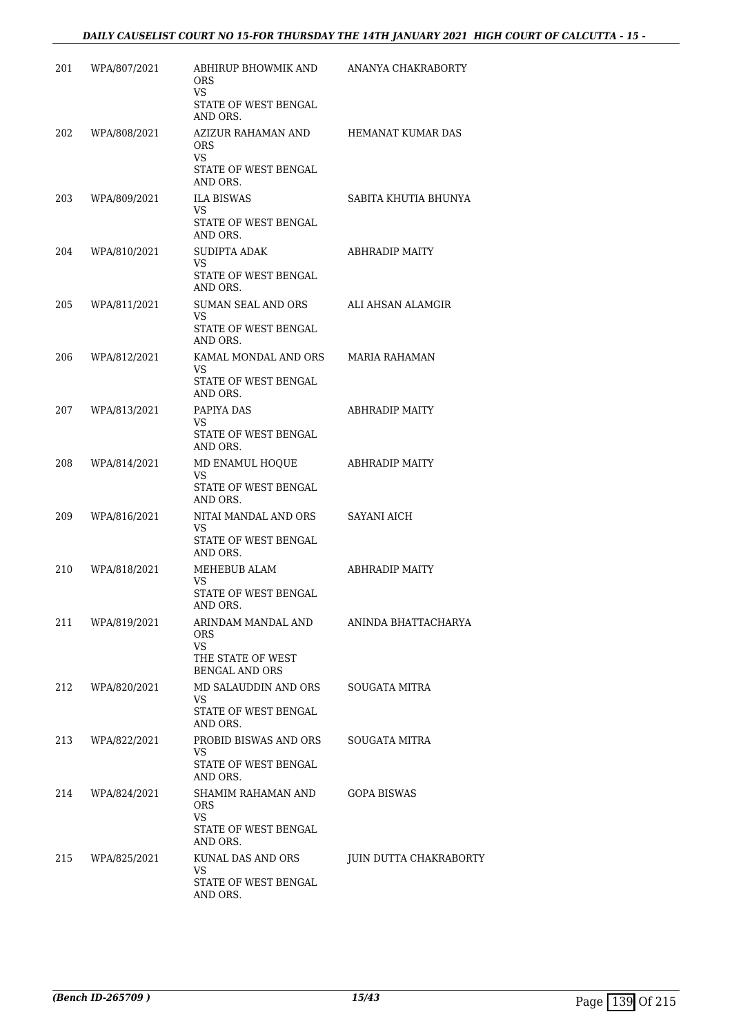| 201 | WPA/807/2021 | ABHIRUP BHOWMIK AND ORS<br>VS<br>STATE OF WEST BENGAL AND ORS. | ANANYA CHAKRABORTY |
|---|---|---|---|
| 202 | WPA/808/2021 | AZIZUR RAHAMAN AND ORS<br>VS<br>STATE OF WEST BENGAL AND ORS. | HEMANAT KUMAR DAS |
| 203 | WPA/809/2021 | ILA BISWAS<br>VS<br>STATE OF WEST BENGAL AND ORS. | SABITA KHUTIA BHUNYA |
| 204 | WPA/810/2021 | SUDIPTA ADAK<br>VS<br>STATE OF WEST BENGAL AND ORS. | ABHRADIP MAITY |
| 205 | WPA/811/2021 | SUMAN SEAL AND ORS<br>VS<br>STATE OF WEST BENGAL AND ORS. | ALI AHSAN ALAMGIR |
| 206 | WPA/812/2021 | KAMAL MONDAL AND ORS<br>VS<br>STATE OF WEST BENGAL AND ORS. | MARIA RAHAMAN |
| 207 | WPA/813/2021 | PAPIYA DAS<br>VS<br>STATE OF WEST BENGAL AND ORS. | ABHRADIP MAITY |
| 208 | WPA/814/2021 | MD ENAMUL HOQUE<br>VS<br>STATE OF WEST BENGAL AND ORS. | ABHRADIP MAITY |
| 209 | WPA/816/2021 | NITAI MANDAL AND ORS<br>VS<br>STATE OF WEST BENGAL AND ORS. | SAYANI AICH |
| 210 | WPA/818/2021 | MEHEBUB ALAM<br>VS<br>STATE OF WEST BENGAL AND ORS. | ABHRADIP MAITY |
| 211 | WPA/819/2021 | ARINDAM MANDAL AND ORS<br>VS<br>THE STATE OF WEST BENGAL AND ORS | ANINDA BHATTACHARYA |
| 212 | WPA/820/2021 | MD SALAUDDIN AND ORS<br>VS<br>STATE OF WEST BENGAL AND ORS. | SOUGATA MITRA |
| 213 | WPA/822/2021 | PROBID BISWAS AND ORS<br>VS<br>STATE OF WEST BENGAL AND ORS. | SOUGATA MITRA |
| 214 | WPA/824/2021 | SHAMIM RAHAMAN AND ORS<br>VS<br>STATE OF WEST BENGAL AND ORS. | GOPA BISWAS |
| 215 | WPA/825/2021 | KUNAL DAS AND ORS<br>VS<br>STATE OF WEST BENGAL AND ORS. | JUIN DUTTA CHAKRABORTY |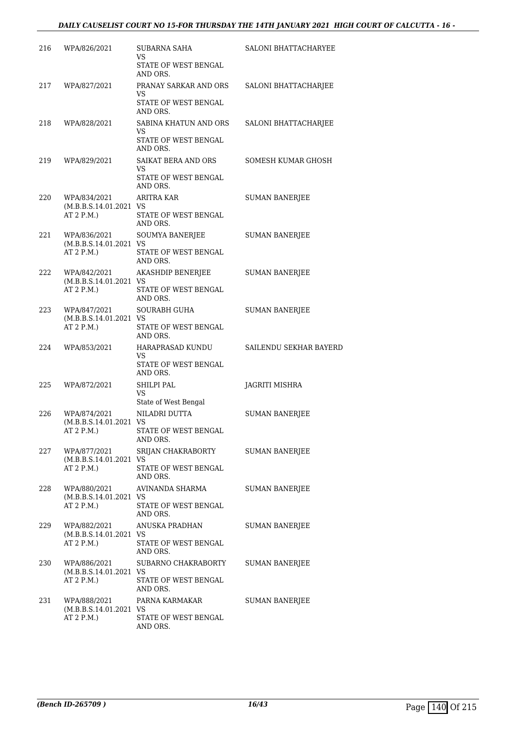| | | | |
|---|---|---|---|
| 216 | WPA/826/2021 | SUBARNA SAHA<br>VS<br>STATE OF WEST BENGAL AND ORS. | SALONI BHATTACHARYEE |
| 217 | WPA/827/2021 | PRANAY SARKAR AND ORS<br>VS<br>STATE OF WEST BENGAL AND ORS. | SALONI BHATTACHARJEE |
| 218 | WPA/828/2021 | SABINA KHATUN AND ORS<br>VS<br>STATE OF WEST BENGAL AND ORS. | SALONI BHATTACHARJEE |
| 219 | WPA/829/2021 | SAIKAT BERA AND ORS<br>VS<br>STATE OF WEST BENGAL AND ORS. | SOMESH KUMAR GHOSH |
| 220 | WPA/834/2021<br>(M.B.B.S.14.01.2021 AT 2 P.M.) | ARITRA KAR<br>VS<br>STATE OF WEST BENGAL AND ORS. | SUMAN BANERJEE |
| 221 | WPA/836/2021<br>(M.B.B.S.14.01.2021 AT 2 P.M.) | SOUMYA BANERJEE<br>VS<br>STATE OF WEST BENGAL AND ORS. | SUMAN BANERJEE |
| 222 | WPA/842/2021<br>(M.B.B.S.14.01.2021 AT 2 P.M.) | AKASHDIP BENERJEE<br>VS<br>STATE OF WEST BENGAL AND ORS. | SUMAN BANERJEE |
| 223 | WPA/847/2021<br>(M.B.B.S.14.01.2021 AT 2 P.M.) | SOURABH GUHA<br>VS<br>STATE OF WEST BENGAL AND ORS. | SUMAN BANERJEE |
| 224 | WPA/853/2021 | HARAPRASAD KUNDU<br>VS<br>STATE OF WEST BENGAL AND ORS. | SAILENDU SEKHAR BAYERD |
| 225 | WPA/872/2021 | SHILPI PAL<br>VS<br>State of West Bengal | JAGRITI MISHRA |
| 226 | WPA/874/2021<br>(M.B.B.S.14.01.2021 AT 2 P.M.) | NILADRI DUTTA<br>VS<br>STATE OF WEST BENGAL AND ORS. | SUMAN BANERJEE |
| 227 | WPA/877/2021<br>(M.B.B.S.14.01.2021 AT 2 P.M.) | SRIJAN CHAKRABORTY<br>VS<br>STATE OF WEST BENGAL AND ORS. | SUMAN BANERJEE |
| 228 | WPA/880/2021<br>(M.B.B.S.14.01.2021 AT 2 P.M.) | AVINANDA SHARMA<br>VS<br>STATE OF WEST BENGAL AND ORS. | SUMAN BANERJEE |
| 229 | WPA/882/2021<br>(M.B.B.S.14.01.2021 AT 2 P.M.) | ANUSKA PRADHAN<br>VS<br>STATE OF WEST BENGAL AND ORS. | SUMAN BANERJEE |
| 230 | WPA/886/2021<br>(M.B.B.S.14.01.2021 AT 2 P.M.) | SUBARNO CHAKRABORTY<br>VS<br>STATE OF WEST BENGAL AND ORS. | SUMAN BANERJEE |
| 231 | WPA/888/2021<br>(M.B.B.S.14.01.2021 AT 2 P.M.) | PARNA KARMAKAR<br>VS<br>STATE OF WEST BENGAL AND ORS. | SUMAN BANERJEE |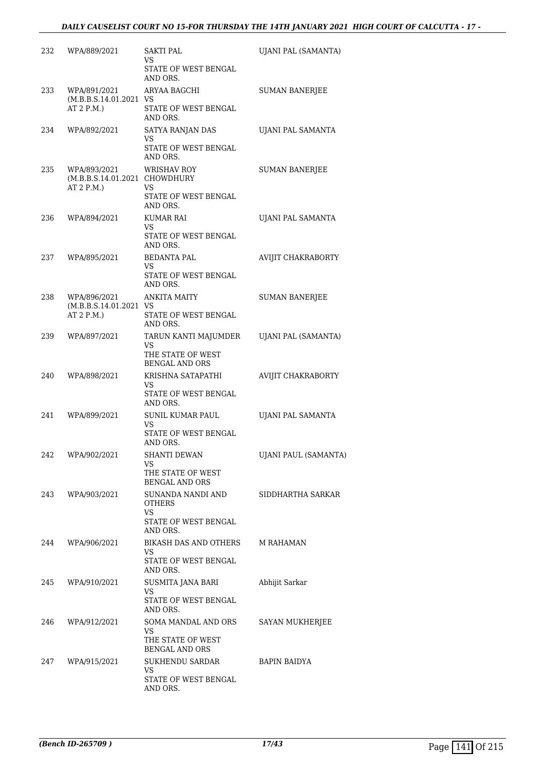| | | | |
|---|---|---|---|
| 232 | WPA/889/2021 | SAKTI PAL<br>VS<br>STATE OF WEST BENGAL AND ORS. | UJANI PAL (SAMANTA) |
| 233 | WPA/891/2021<br>(M.B.B.S.14.01.2021 AT 2 P.M.) | ARYAA BAGCHI<br>VS<br>STATE OF WEST BENGAL AND ORS. | SUMAN BANERJEE |
| 234 | WPA/892/2021 | SATYA RANJAN DAS<br>VS<br>STATE OF WEST BENGAL AND ORS. | UJANI PAL SAMANTA |
| 235 | WPA/893/2021<br>(M.B.B.S.14.01.2021 AT 2 P.M.) | WRISHAV ROY CHOWDHURY<br>VS<br>STATE OF WEST BENGAL AND ORS. | SUMAN BANERJEE |
| 236 | WPA/894/2021 | KUMAR RAI<br>VS<br>STATE OF WEST BENGAL AND ORS. | UJANI PAL SAMANTA |
| 237 | WPA/895/2021 | BEDANTA PAL<br>VS<br>STATE OF WEST BENGAL AND ORS. | AVIJIT CHAKRABORTY |
| 238 | WPA/896/2021<br>(M.B.B.S.14.01.2021 AT 2 P.M.) | ANKITA MAITY<br>VS<br>STATE OF WEST BENGAL AND ORS. | SUMAN BANERJEE |
| 239 | WPA/897/2021 | TARUN KANTI MAJUMDER<br>VS<br>THE STATE OF WEST BENGAL AND ORS | UJANI PAL (SAMANTA) |
| 240 | WPA/898/2021 | KRISHNA SATAPATHI<br>VS<br>STATE OF WEST BENGAL AND ORS. | AVIJIT CHAKRABORTY |
| 241 | WPA/899/2021 | SUNIL KUMAR PAUL<br>VS<br>STATE OF WEST BENGAL AND ORS. | UJANI PAL SAMANTA |
| 242 | WPA/902/2021 | SHANTI DEWAN<br>VS<br>THE STATE OF WEST BENGAL AND ORS | UJANI PAUL (SAMANTA) |
| 243 | WPA/903/2021 | SUNANDA NANDI AND OTHERS<br>VS<br>STATE OF WEST BENGAL AND ORS. | SIDDHARTHA SARKAR |
| 244 | WPA/906/2021 | BIKASH DAS AND OTHERS<br>VS<br>STATE OF WEST BENGAL AND ORS. | M RAHAMAN |
| 245 | WPA/910/2021 | SUSMITA JANA BARI<br>VS<br>STATE OF WEST BENGAL AND ORS. | Abhijit Sarkar |
| 246 | WPA/912/2021 | SOMA MANDAL AND ORS<br>VS<br>THE STATE OF WEST BENGAL AND ORS | SAYAN MUKHERJEE |
| 247 | WPA/915/2021 | SUKHENDU SARDAR<br>VS<br>STATE OF WEST BENGAL AND ORS. | BAPIN BAIDYA |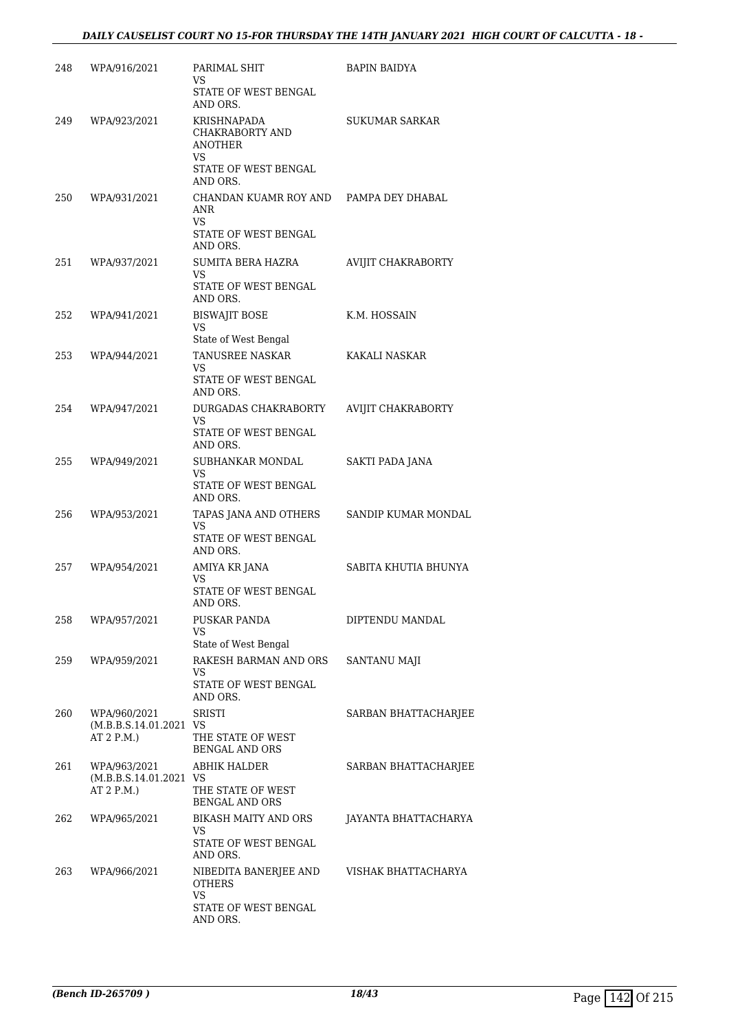| | | | |
|---|---|---|---|
| 248 | WPA/916/2021 | PARIMAL SHIT<br>VS<br>STATE OF WEST BENGAL AND ORS. | BAPIN BAIDYA |
| 249 | WPA/923/2021 | KRISHNAPADA CHAKRABORTY AND ANOTHER<br>VS<br>STATE OF WEST BENGAL AND ORS. | SUKUMAR SARKAR |
| 250 | WPA/931/2021 | CHANDAN KUAMR ROY AND ANR<br>VS<br>STATE OF WEST BENGAL AND ORS. | PAMPA DEY DHABAL |
| 251 | WPA/937/2021 | SUMITA BERA HAZRA<br>VS<br>STATE OF WEST BENGAL AND ORS. | AVIJIT CHAKRABORTY |
| 252 | WPA/941/2021 | BISWAJIT BOSE<br>VS<br>State of West Bengal | K.M. HOSSAIN |
| 253 | WPA/944/2021 | TANUSREE NASKAR<br>VS<br>STATE OF WEST BENGAL AND ORS. | KAKALI NASKAR |
| 254 | WPA/947/2021 | DURGADAS CHAKRABORTY<br>VS<br>STATE OF WEST BENGAL AND ORS. | AVIJIT CHAKRABORTY |
| 255 | WPA/949/2021 | SUBHANKAR MONDAL<br>VS<br>STATE OF WEST BENGAL AND ORS. | SAKTI PADA JANA |
| 256 | WPA/953/2021 | TAPAS JANA AND OTHERS<br>VS<br>STATE OF WEST BENGAL AND ORS. | SANDIP KUMAR MONDAL |
| 257 | WPA/954/2021 | AMIYA KR JANA<br>VS<br>STATE OF WEST BENGAL AND ORS. | SABITA KHUTIA BHUNYA |
| 258 | WPA/957/2021 | PUSKAR PANDA<br>VS<br>State of West Bengal | DIPTENDU MANDAL |
| 259 | WPA/959/2021 | RAKESH BARMAN AND ORS<br>VS<br>STATE OF WEST BENGAL AND ORS. | SANTANU MAJI |
| 260 | WPA/960/2021 (M.B.B.S.14.01.2021 AT 2 P.M.) | SRISTI<br>VS<br>THE STATE OF WEST BENGAL AND ORS | SARBAN BHATTACHARJEE |
| 261 | WPA/963/2021 (M.B.B.S.14.01.2021 AT 2 P.M.) | ABHIK HALDER<br>VS<br>THE STATE OF WEST BENGAL AND ORS | SARBAN BHATTACHARJEE |
| 262 | WPA/965/2021 | BIKASH MAITY AND ORS<br>VS<br>STATE OF WEST BENGAL AND ORS. | JAYANTA BHATTACHARYA |
| 263 | WPA/966/2021 | NIBEDITA BANERJEE AND OTHERS<br>VS<br>STATE OF WEST BENGAL AND ORS. | VISHAK BHATTACHARYA |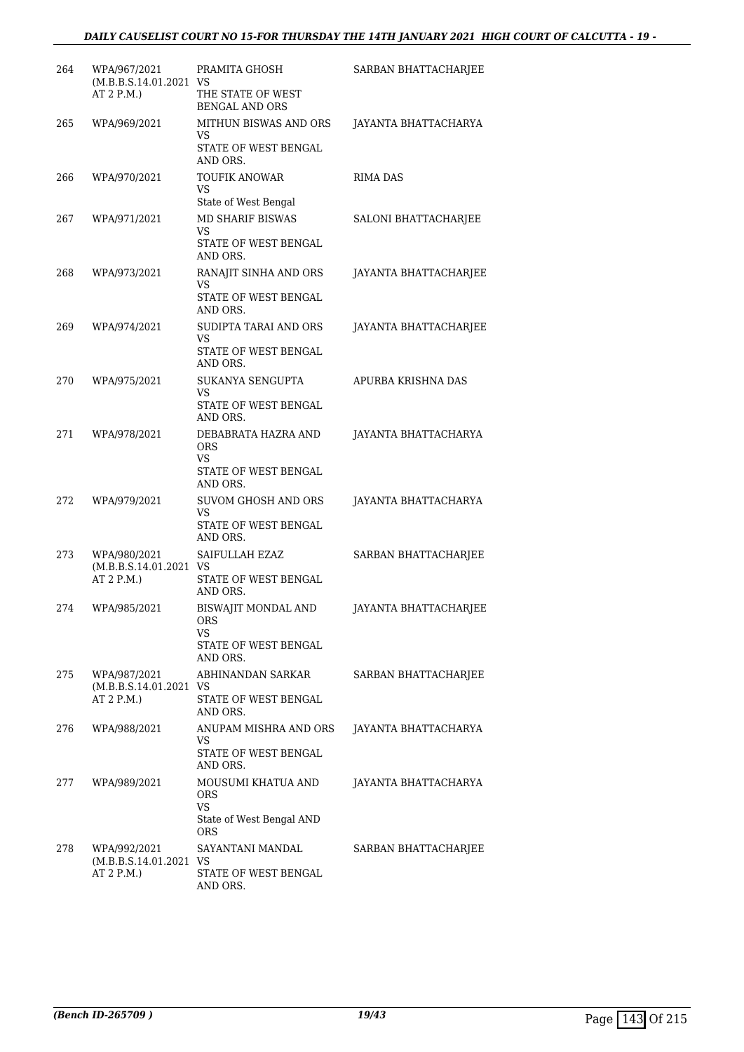| 264 | WPA/967/2021 (M.B.B.S.14.01.2021 AT 2 P.M.) | PRAMITA GHOSH VS THE STATE OF WEST BENGAL AND ORS | SARBAN BHATTACHARJEE |
|---|---|---|---|
| 265 | WPA/969/2021 | MITHUN BISWAS AND ORS VS STATE OF WEST BENGAL AND ORS. | JAYANTA BHATTACHARYA |
| 266 | WPA/970/2021 | TOUFIK ANOWAR VS State of West Bengal | RIMA DAS |
| 267 | WPA/971/2021 | MD SHARIF BISWAS VS STATE OF WEST BENGAL AND ORS. | SALONI BHATTACHARJEE |
| 268 | WPA/973/2021 | RANAJIT SINHA AND ORS VS STATE OF WEST BENGAL AND ORS. | JAYANTA BHATTACHARJEE |
| 269 | WPA/974/2021 | SUDIPTA TARAI AND ORS VS STATE OF WEST BENGAL AND ORS. | JAYANTA BHATTACHARJEE |
| 270 | WPA/975/2021 | SUKANYA SENGUPTA VS STATE OF WEST BENGAL AND ORS. | APURBA KRISHNA DAS |
| 271 | WPA/978/2021 | DEBABRATA HAZRA AND ORS VS STATE OF WEST BENGAL AND ORS. | JAYANTA BHATTACHARYA |
| 272 | WPA/979/2021 | SUVOM GHOSH AND ORS VS STATE OF WEST BENGAL AND ORS. | JAYANTA BHATTACHARYA |
| 273 | WPA/980/2021 (M.B.B.S.14.01.2021 AT 2 P.M.) | SAIFULLAH EZAZ VS STATE OF WEST BENGAL AND ORS. | SARBAN BHATTACHARJEE |
| 274 | WPA/985/2021 | BISWAJIT MONDAL AND ORS VS STATE OF WEST BENGAL AND ORS. | JAYANTA BHATTACHARJEE |
| 275 | WPA/987/2021 (M.B.B.S.14.01.2021 AT 2 P.M.) | ABHINANDAN SARKAR VS STATE OF WEST BENGAL AND ORS. | SARBAN BHATTACHARJEE |
| 276 | WPA/988/2021 | ANUPAM MISHRA AND ORS VS STATE OF WEST BENGAL AND ORS. | JAYANTA BHATTACHARYA |
| 277 | WPA/989/2021 | MOUSUMI KHATUA AND ORS VS State of West Bengal AND ORS | JAYANTA BHATTACHARYA |
| 278 | WPA/992/2021 (M.B.B.S.14.01.2021 AT 2 P.M.) | SAYANTANI MANDAL VS STATE OF WEST BENGAL AND ORS. | SARBAN BHATTACHARJEE |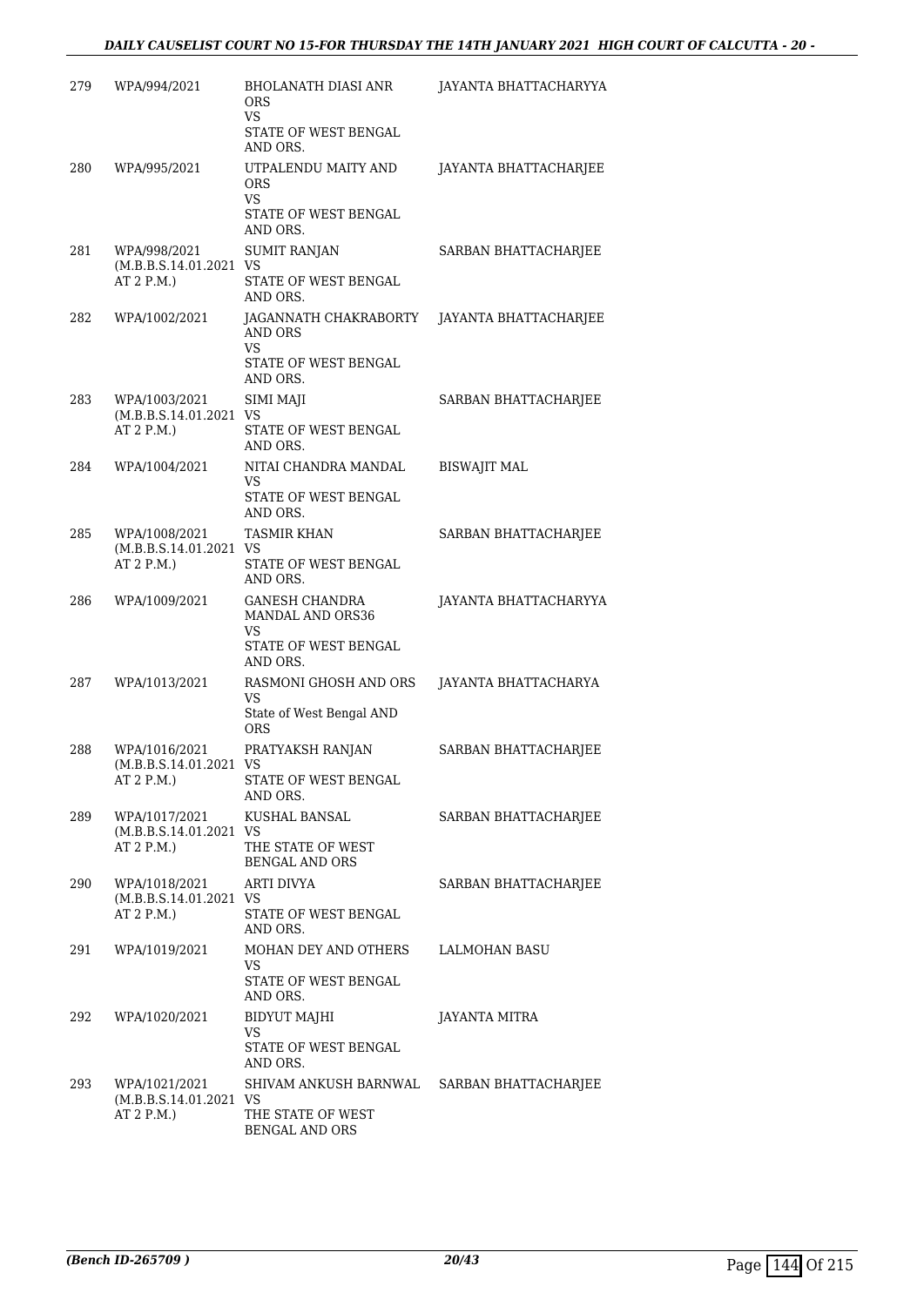| | | | |
|---|---|---|---|
| 279 | WPA/994/2021 | BHOLANATH DIASI ANR ORS<br>VS<br>STATE OF WEST BENGAL AND ORS. | JAYANTA BHATTACHARYYA |
| 280 | WPA/995/2021 | UTPALENDU MAITY AND ORS<br>VS<br>STATE OF WEST BENGAL AND ORS. | JAYANTA BHATTACHARJEE |
| 281 | WPA/998/2021<br>(M.B.B.S.14.01.2021 AT 2 P.M.) | SUMIT RANJAN<br>VS<br>STATE OF WEST BENGAL AND ORS. | SARBAN BHATTACHARJEE |
| 282 | WPA/1002/2021 | JAGANNATH CHAKRABORTY AND ORS<br>VS<br>STATE OF WEST BENGAL AND ORS. | JAYANTA BHATTACHARJEE |
| 283 | WPA/1003/2021<br>(M.B.B.S.14.01.2021 AT 2 P.M.) | SIMI MAJI<br>VS<br>STATE OF WEST BENGAL AND ORS. | SARBAN BHATTACHARJEE |
| 284 | WPA/1004/2021 | NITAI CHANDRA MANDAL<br>VS<br>STATE OF WEST BENGAL AND ORS. | BISWAJIT MAL |
| 285 | WPA/1008/2021<br>(M.B.B.S.14.01.2021 AT 2 P.M.) | TASMIR KHAN<br>VS<br>STATE OF WEST BENGAL AND ORS. | SARBAN BHATTACHARJEE |
| 286 | WPA/1009/2021 | GANESH CHANDRA MANDAL AND ORS36<br>VS<br>STATE OF WEST BENGAL AND ORS. | JAYANTA BHATTACHARYYA |
| 287 | WPA/1013/2021 | RASMONI GHOSH AND ORS<br>VS<br>State of West Bengal AND ORS | JAYANTA BHATTACHARYA |
| 288 | WPA/1016/2021<br>(M.B.B.S.14.01.2021 AT 2 P.M.) | PRATYAKSH RANJAN<br>VS<br>STATE OF WEST BENGAL AND ORS. | SARBAN BHATTACHARJEE |
| 289 | WPA/1017/2021<br>(M.B.B.S.14.01.2021 AT 2 P.M.) | KUSHAL BANSAL<br>VS<br>THE STATE OF WEST BENGAL AND ORS | SARBAN BHATTACHARJEE |
| 290 | WPA/1018/2021<br>(M.B.B.S.14.01.2021 AT 2 P.M.) | ARTI DIVYA<br>VS<br>STATE OF WEST BENGAL AND ORS. | SARBAN BHATTACHARJEE |
| 291 | WPA/1019/2021 | MOHAN DEY AND OTHERS<br>VS<br>STATE OF WEST BENGAL AND ORS. | LALMOHAN BASU |
| 292 | WPA/1020/2021 | BIDYUT MAJHI<br>VS<br>STATE OF WEST BENGAL AND ORS. | JAYANTA MITRA |
| 293 | WPA/1021/2021<br>(M.B.B.S.14.01.2021 AT 2 P.M.) | SHIVAM ANKUSH BARNWAL<br>VS<br>THE STATE OF WEST BENGAL AND ORS | SARBAN BHATTACHARJEE |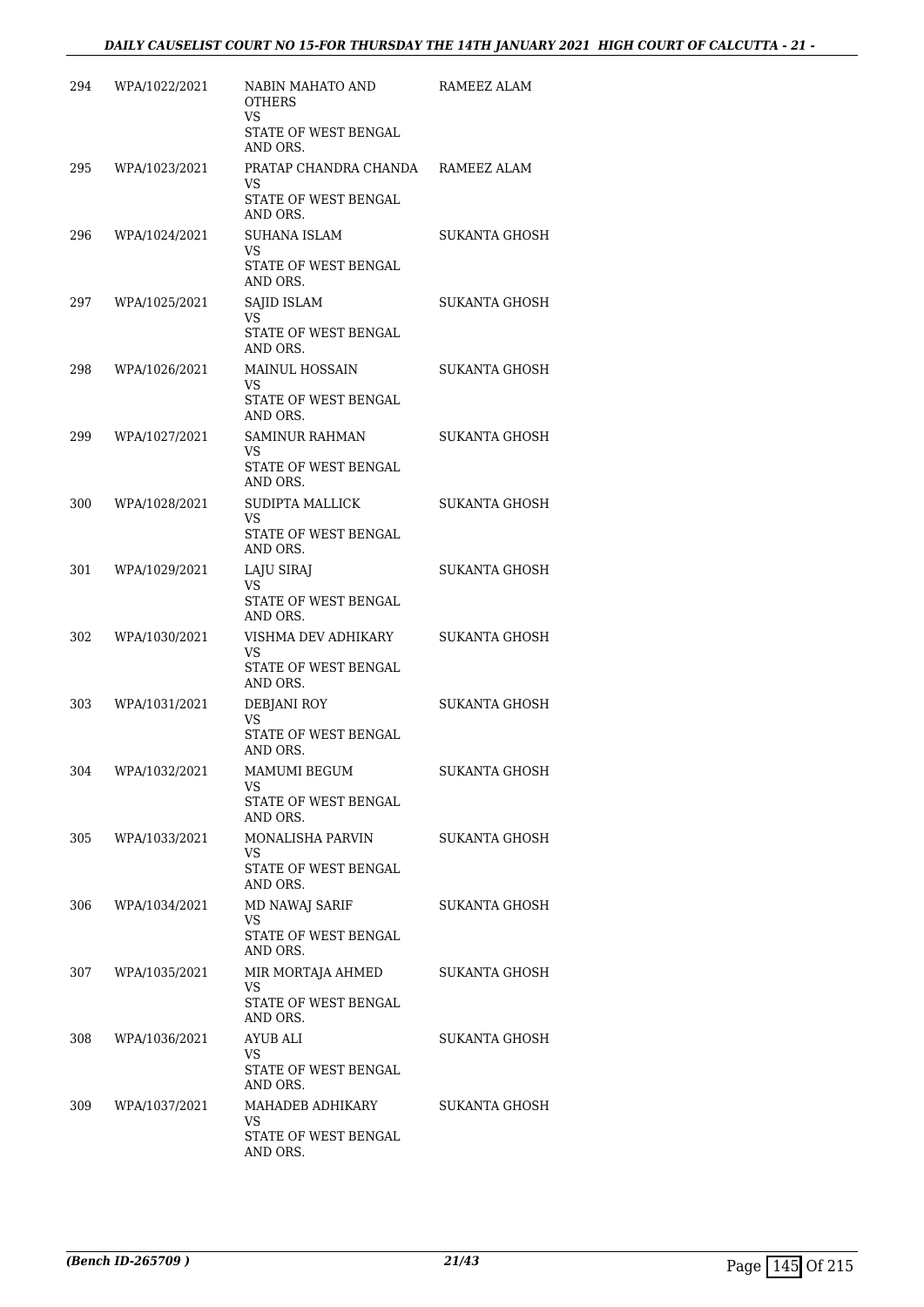| | | | |
|---|---|---|---|
| 294 | WPA/1022/2021 | NABIN MAHATO AND OTHERS<br>VS<br>STATE OF WEST BENGAL AND ORS. | RAMEEZ ALAM |
| 295 | WPA/1023/2021 | PRATAP CHANDRA CHANDA<br>VS<br>STATE OF WEST BENGAL AND ORS. | RAMEEZ ALAM |
| 296 | WPA/1024/2021 | SUHANA ISLAM<br>VS<br>STATE OF WEST BENGAL AND ORS. | SUKANTA GHOSH |
| 297 | WPA/1025/2021 | SAJID ISLAM<br>VS<br>STATE OF WEST BENGAL AND ORS. | SUKANTA GHOSH |
| 298 | WPA/1026/2021 | MAINUL HOSSAIN<br>VS<br>STATE OF WEST BENGAL AND ORS. | SUKANTA GHOSH |
| 299 | WPA/1027/2021 | SAMINUR RAHMAN<br>VS<br>STATE OF WEST BENGAL AND ORS. | SUKANTA GHOSH |
| 300 | WPA/1028/2021 | SUDIPTA MALLICK<br>VS<br>STATE OF WEST BENGAL AND ORS. | SUKANTA GHOSH |
| 301 | WPA/1029/2021 | LAJU SIRAJ<br>VS<br>STATE OF WEST BENGAL AND ORS. | SUKANTA GHOSH |
| 302 | WPA/1030/2021 | VISHMA DEV ADHIKARY<br>VS<br>STATE OF WEST BENGAL AND ORS. | SUKANTA GHOSH |
| 303 | WPA/1031/2021 | DEBJANI ROY<br>VS<br>STATE OF WEST BENGAL AND ORS. | SUKANTA GHOSH |
| 304 | WPA/1032/2021 | MAMUMI BEGUM<br>VS<br>STATE OF WEST BENGAL AND ORS. | SUKANTA GHOSH |
| 305 | WPA/1033/2021 | MONALISHA PARVIN<br>VS<br>STATE OF WEST BENGAL AND ORS. | SUKANTA GHOSH |
| 306 | WPA/1034/2021 | MD NAWAJ SARIF<br>VS<br>STATE OF WEST BENGAL AND ORS. | SUKANTA GHOSH |
| 307 | WPA/1035/2021 | MIR MORTAJA AHMED<br>VS<br>STATE OF WEST BENGAL AND ORS. | SUKANTA GHOSH |
| 308 | WPA/1036/2021 | AYUB ALI<br>VS<br>STATE OF WEST BENGAL AND ORS. | SUKANTA GHOSH |
| 309 | WPA/1037/2021 | MAHADEB ADHIKARY<br>VS<br>STATE OF WEST BENGAL AND ORS. | SUKANTA GHOSH |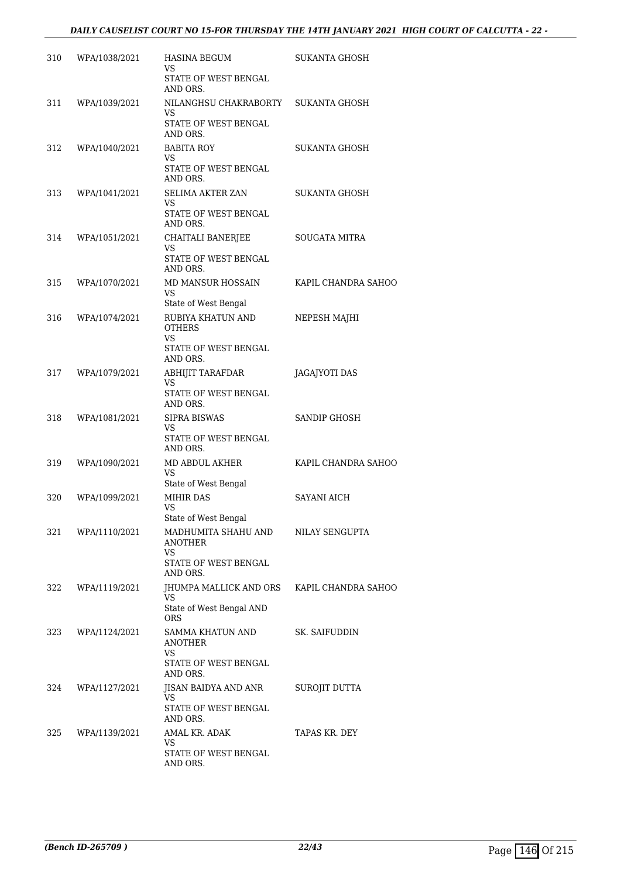| 310 | WPA/1038/2021 | HASINA BEGUM<br>VS<br>STATE OF WEST BENGAL AND ORS. | SUKANTA GHOSH |
|---|---|---|---|
| 311 | WPA/1039/2021 | NILANGHSU CHAKRABORTY<br>VS<br>STATE OF WEST BENGAL AND ORS. | SUKANTA GHOSH |
| 312 | WPA/1040/2021 | BABITA ROY<br>VS<br>STATE OF WEST BENGAL AND ORS. | SUKANTA GHOSH |
| 313 | WPA/1041/2021 | SELIMA AKTER ZAN<br>VS<br>STATE OF WEST BENGAL AND ORS. | SUKANTA GHOSH |
| 314 | WPA/1051/2021 | CHAITALI BANERJEE<br>VS<br>STATE OF WEST BENGAL AND ORS. | SOUGATA MITRA |
| 315 | WPA/1070/2021 | MD MANSUR HOSSAIN<br>VS<br>State of West Bengal | KAPIL CHANDRA SAHOO |
| 316 | WPA/1074/2021 | RUBIYA KHATUN AND OTHERS<br>VS<br>STATE OF WEST BENGAL AND ORS. | NEPESH MAJHI |
| 317 | WPA/1079/2021 | ABHIJIT TARAFDAR<br>VS<br>STATE OF WEST BENGAL AND ORS. | JAGAJYOTI DAS |
| 318 | WPA/1081/2021 | SIPRA BISWAS<br>VS<br>STATE OF WEST BENGAL AND ORS. | SANDIP GHOSH |
| 319 | WPA/1090/2021 | MD ABDUL AKHER<br>VS<br>State of West Bengal | KAPIL CHANDRA SAHOO |
| 320 | WPA/1099/2021 | MIHIR DAS<br>VS<br>State of West Bengal | SAYANI AICH |
| 321 | WPA/1110/2021 | MADHUMITA SHAHU AND ANOTHER<br>VS<br>STATE OF WEST BENGAL AND ORS. | NILAY SENGUPTA |
| 322 | WPA/1119/2021 | JHUMPA MALLICK AND ORS<br>VS<br>State of West Bengal AND ORS | KAPIL CHANDRA SAHOO |
| 323 | WPA/1124/2021 | SAMMA KHATUN AND ANOTHER<br>VS<br>STATE OF WEST BENGAL AND ORS. | SK. SAIFUDDIN |
| 324 | WPA/1127/2021 | JISAN BAIDYA AND ANR<br>VS<br>STATE OF WEST BENGAL AND ORS. | SUROJIT DUTTA |
| 325 | WPA/1139/2021 | AMAL KR. ADAK<br>VS<br>STATE OF WEST BENGAL AND ORS. | TAPAS KR. DEY |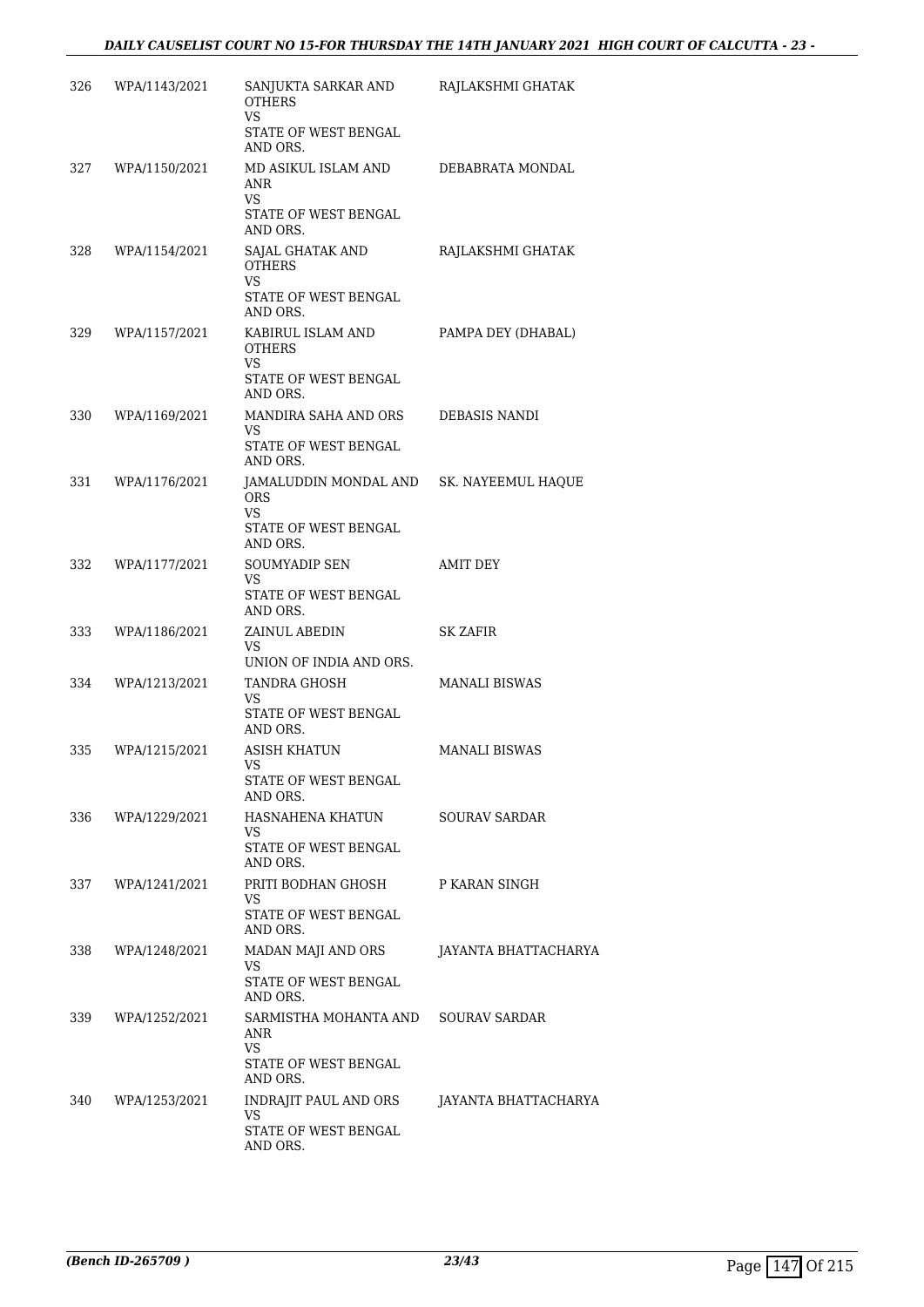| | | | |
|---|---|---|---|
| 326 | WPA/1143/2021 | SANJUKTA SARKAR AND OTHERS<br>VS<br>STATE OF WEST BENGAL AND ORS. | RAJLAKSHMI GHATAK |
| 327 | WPA/1150/2021 | MD ASIKUL ISLAM AND ANR<br>VS<br>STATE OF WEST BENGAL AND ORS. | DEBABRATA MONDAL |
| 328 | WPA/1154/2021 | SAJAL GHATAK AND OTHERS<br>VS<br>STATE OF WEST BENGAL AND ORS. | RAJLAKSHMI GHATAK |
| 329 | WPA/1157/2021 | KABIRUL ISLAM AND OTHERS<br>VS<br>STATE OF WEST BENGAL AND ORS. | PAMPA DEY (DHABAL) |
| 330 | WPA/1169/2021 | MANDIRA SAHA AND ORS<br>VS<br>STATE OF WEST BENGAL AND ORS. | DEBASIS NANDI |
| 331 | WPA/1176/2021 | JAMALUDDIN MONDAL AND ORS<br>VS<br>STATE OF WEST BENGAL AND ORS. | SK. NAYEEMUL HAQUE |
| 332 | WPA/1177/2021 | SOUMYADIP SEN<br>VS<br>STATE OF WEST BENGAL AND ORS. | AMIT DEY |
| 333 | WPA/1186/2021 | ZAINUL ABEDIN<br>VS<br>UNION OF INDIA AND ORS. | SK ZAFIR |
| 334 | WPA/1213/2021 | TANDRA GHOSH<br>VS<br>STATE OF WEST BENGAL AND ORS. | MANALI BISWAS |
| 335 | WPA/1215/2021 | ASISH KHATUN<br>VS<br>STATE OF WEST BENGAL AND ORS. | MANALI BISWAS |
| 336 | WPA/1229/2021 | HASNAHENA KHATUN<br>VS<br>STATE OF WEST BENGAL AND ORS. | SOURAV SARDAR |
| 337 | WPA/1241/2021 | PRITI BODHAN GHOSH<br>VS<br>STATE OF WEST BENGAL AND ORS. | P KARAN SINGH |
| 338 | WPA/1248/2021 | MADAN MAJI AND ORS<br>VS<br>STATE OF WEST BENGAL AND ORS. | JAYANTA BHATTACHARYA |
| 339 | WPA/1252/2021 | SARMISTHA MOHANTA AND ANR<br>VS<br>STATE OF WEST BENGAL AND ORS. | SOURAV SARDAR |
| 340 | WPA/1253/2021 | INDRAJIT PAUL AND ORS<br>VS<br>STATE OF WEST BENGAL AND ORS. | JAYANTA BHATTACHARYA |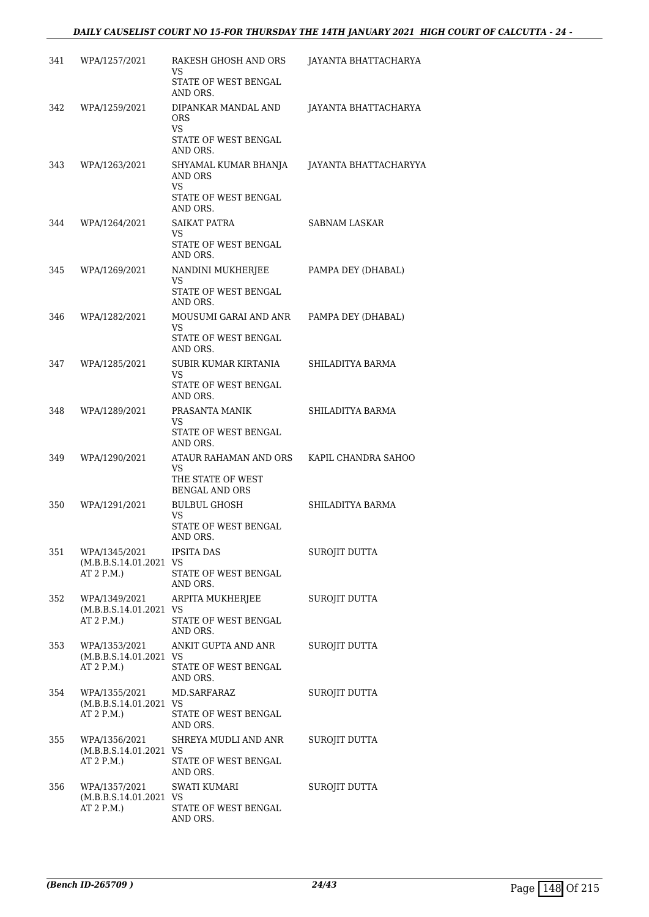| | | | |
|---|---|---|---|
| 341 | WPA/1257/2021 | RAKESH GHOSH AND ORS<br>VS<br>STATE OF WEST BENGAL AND ORS. | JAYANTA BHATTACHARYA |
| 342 | WPA/1259/2021 | DIPANKAR MANDAL AND ORS<br>VS<br>STATE OF WEST BENGAL AND ORS. | JAYANTA BHATTACHARYA |
| 343 | WPA/1263/2021 | SHYAMAL KUMAR BHANJA AND ORS<br>VS<br>STATE OF WEST BENGAL AND ORS. | JAYANTA BHATTACHARYYA |
| 344 | WPA/1264/2021 | SAIKAT PATRA<br>VS<br>STATE OF WEST BENGAL AND ORS. | SABNAM LASKAR |
| 345 | WPA/1269/2021 | NANDINI MUKHERJEE<br>VS<br>STATE OF WEST BENGAL AND ORS. | PAMPA DEY (DHABAL) |
| 346 | WPA/1282/2021 | MOUSUMI GARAI AND ANR<br>VS<br>STATE OF WEST BENGAL AND ORS. | PAMPA DEY (DHABAL) |
| 347 | WPA/1285/2021 | SUBIR KUMAR KIRTANIA<br>VS<br>STATE OF WEST BENGAL AND ORS. | SHILADITYA BARMA |
| 348 | WPA/1289/2021 | PRASANTA MANIK<br>VS<br>STATE OF WEST BENGAL AND ORS. | SHILADITYA BARMA |
| 349 | WPA/1290/2021 | ATAUR RAHAMAN AND ORS<br>VS<br>THE STATE OF WEST BENGAL AND ORS | KAPIL CHANDRA SAHOO |
| 350 | WPA/1291/2021 | BULBUL GHOSH<br>VS<br>STATE OF WEST BENGAL AND ORS. | SHILADITYA BARMA |
| 351 | WPA/1345/2021<br>(M.B.B.S.14.01.2021 AT 2 P.M.) | IPSITA DAS<br>VS<br>STATE OF WEST BENGAL AND ORS. | SUROJIT DUTTA |
| 352 | WPA/1349/2021<br>(M.B.B.S.14.01.2021 AT 2 P.M.) | ARPITA MUKHERJEE<br>VS<br>STATE OF WEST BENGAL AND ORS. | SUROJIT DUTTA |
| 353 | WPA/1353/2021<br>(M.B.B.S.14.01.2021 AT 2 P.M.) | ANKIT GUPTA AND ANR<br>VS<br>STATE OF WEST BENGAL AND ORS. | SUROJIT DUTTA |
| 354 | WPA/1355/2021<br>(M.B.B.S.14.01.2021 AT 2 P.M.) | MD.SARFARAZ<br>VS<br>STATE OF WEST BENGAL AND ORS. | SUROJIT DUTTA |
| 355 | WPA/1356/2021<br>(M.B.B.S.14.01.2021 AT 2 P.M.) | SHREYA MUDLI AND ANR<br>VS<br>STATE OF WEST BENGAL AND ORS. | SUROJIT DUTTA |
| 356 | WPA/1357/2021<br>(M.B.B.S.14.01.2021 AT 2 P.M.) | SWATI KUMARI<br>VS<br>STATE OF WEST BENGAL AND ORS. | SUROJIT DUTTA |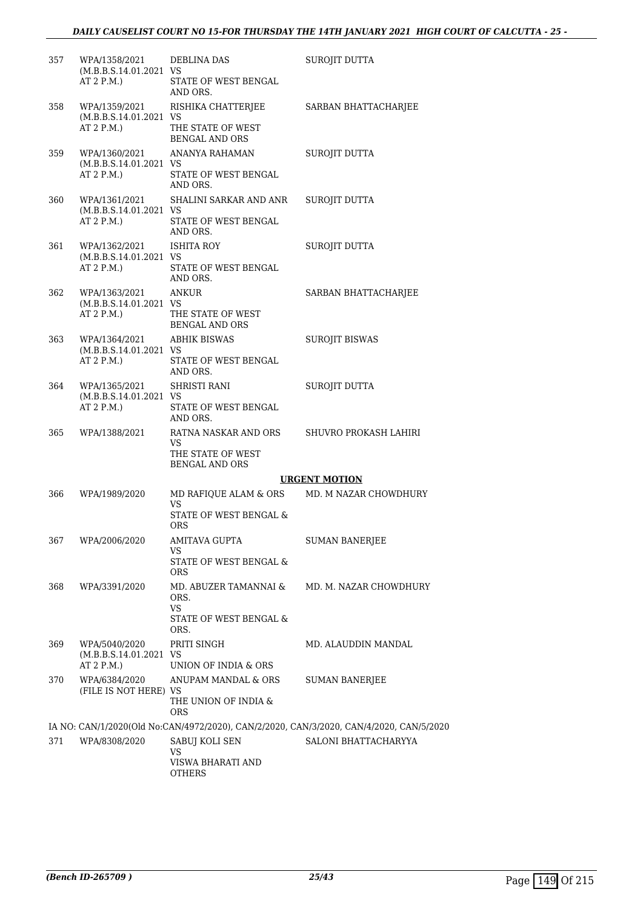| | | | |
|---|---|---|---|
| 357 | WPA/1358/2021 (M.B.B.S.14.01.2021 AT 2 P.M.) | DEBLINA DAS VS STATE OF WEST BENGAL AND ORS. | SUROJIT DUTTA |
| 358 | WPA/1359/2021 (M.B.B.S.14.01.2021 AT 2 P.M.) | RISHIKA CHATTERJEE VS THE STATE OF WEST BENGAL AND ORS | SARBAN BHATTACHARJEE |
| 359 | WPA/1360/2021 (M.B.B.S.14.01.2021 AT 2 P.M.) | ANANYA RAHAMAN VS STATE OF WEST BENGAL AND ORS. | SUROJIT DUTTA |
| 360 | WPA/1361/2021 (M.B.B.S.14.01.2021 AT 2 P.M.) | SHALINI SARKAR AND ANR VS STATE OF WEST BENGAL AND ORS. | SUROJIT DUTTA |
| 361 | WPA/1362/2021 (M.B.B.S.14.01.2021 AT 2 P.M.) | ISHITA ROY VS STATE OF WEST BENGAL AND ORS. | SUROJIT DUTTA |
| 362 | WPA/1363/2021 (M.B.B.S.14.01.2021 AT 2 P.M.) | ANKUR VS THE STATE OF WEST BENGAL AND ORS | SARBAN BHATTACHARJEE |
| 363 | WPA/1364/2021 (M.B.B.S.14.01.2021 AT 2 P.M.) | ABHIK BISWAS VS STATE OF WEST BENGAL AND ORS. | SUROJIT BISWAS |
| 364 | WPA/1365/2021 (M.B.B.S.14.01.2021 AT 2 P.M.) | SHRISTI RANI VS STATE OF WEST BENGAL AND ORS. | SUROJIT DUTTA |
| 365 | WPA/1388/2021 | RATNA NASKAR AND ORS VS THE STATE OF WEST BENGAL AND ORS | SHUVRO PROKASH LAHIRI |

**URGENT MOTION**

| | | | |
|---|---|---|---|
| 366 | WPA/1989/2020 | MD RAFIQUE ALAM & ORS VS STATE OF WEST BENGAL & ORS | MD. M NAZAR CHOWDHURY |
| 367 | WPA/2006/2020 | AMITAVA GUPTA VS STATE OF WEST BENGAL & ORS | SUMAN BANERJEE |
| 368 | WPA/3391/2020 | MD. ABUZER TAMANNAI & ORS. VS STATE OF WEST BENGAL & ORS. | MD. M. NAZAR CHOWDHURY |
| 369 | WPA/5040/2020 (M.B.B.S.14.01.2021 AT 2 P.M.) | PRITI SINGH VS UNION OF INDIA & ORS | MD. ALAUDDIN MANDAL |
| 370 | WPA/6384/2020 (FILE IS NOT HERE) | ANUPAM MANDAL & ORS VS THE UNION OF INDIA & ORS | SUMAN BANERJEE |

IA NO: CAN/1/2020(Old No:CAN/4972/2020), CAN/2/2020, CAN/3/2020, CAN/4/2020, CAN/5/2020

| | | | |
|---|---|---|---|
| 371 | WPA/8308/2020 | SABUJ KOLI SEN VS VISWA BHARATI AND OTHERS | SALONI BHATTACHARYYA |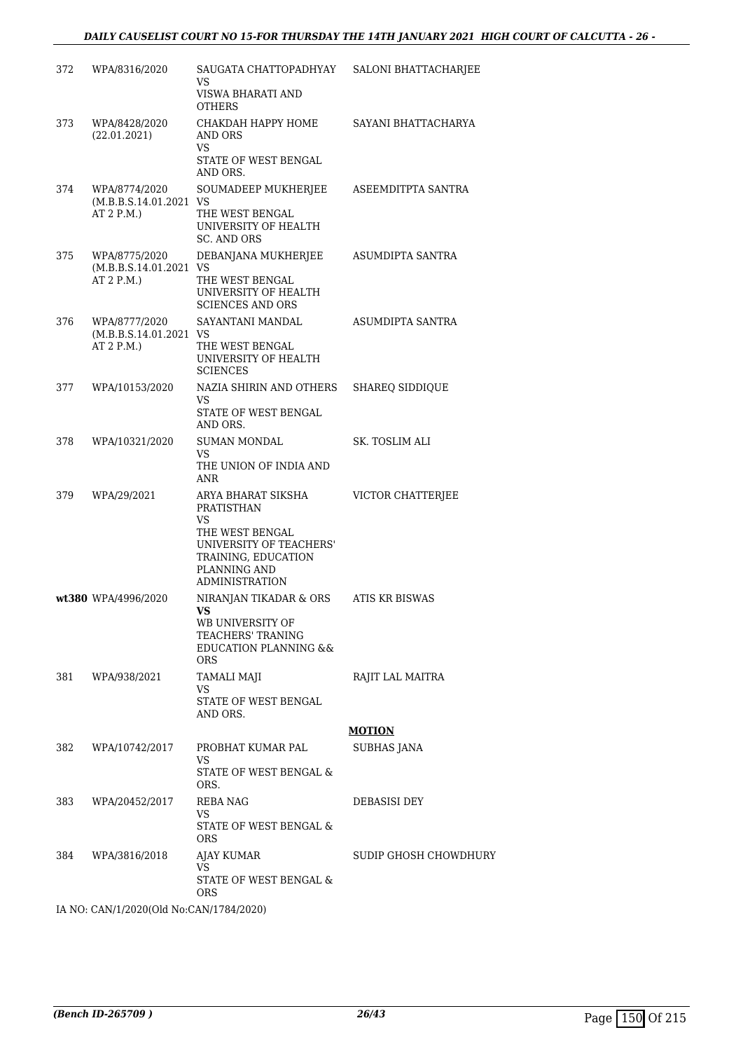| | | | |
|---|---|---|---|
| 372 | WPA/8316/2020 | SAUGATA CHATTOPADHYAY VS VISWA BHARATI AND OTHERS | SALONI BHATTACHARJEE |
| 373 | WPA/8428/2020 (22.01.2021) | CHAKDAH HAPPY HOME AND ORS VS STATE OF WEST BENGAL AND ORS. | SAYANI BHATTACHARYA |
| 374 | WPA/8774/2020 (M.B.B.S.14.01.2021 AT 2 P.M.) | SOUMADEEP MUKHERJEE VS THE WEST BENGAL UNIVERSITY OF HEALTH SC. AND ORS | ASEEMDITPTA SANTRA |
| 375 | WPA/8775/2020 (M.B.B.S.14.01.2021 AT 2 P.M.) | DEBANJANA MUKHERJEE VS THE WEST BENGAL UNIVERSITY OF HEALTH SCIENCES AND ORS | ASUMDIPTA SANTRA |
| 376 | WPA/8777/2020 (M.B.B.S.14.01.2021 AT 2 P.M.) | SAYANTANI MANDAL VS THE WEST BENGAL UNIVERSITY OF HEALTH SCIENCES | ASUMDIPTA SANTRA |
| 377 | WPA/10153/2020 | NAZIA SHIRIN AND OTHERS VS STATE OF WEST BENGAL AND ORS. | SHAREQ SIDDIQUE |
| 378 | WPA/10321/2020 | SUMAN MONDAL VS THE UNION OF INDIA AND ANR | SK. TOSLIM ALI |
| 379 | WPA/29/2021 | ARYA BHARAT SIKSHA PRATISTHAN VS THE WEST BENGAL UNIVERSITY OF TEACHERS' TRAINING, EDUCATION PLANNING AND ADMINISTRATION | VICTOR CHATTERJEE |
| **wt380** | WPA/4996/2020 | NIRANJAN TIKADAR & ORS **VS** WB UNIVERSITY OF TEACHERS' TRANING EDUCATION PLANNING && ORS | ATIS KR BISWAS |
| 381 | WPA/938/2021 | TAMALI MAJI VS STATE OF WEST BENGAL AND ORS. | RAJIT LAL MAITRA |
| | | | **MOTION** |
| 382 | WPA/10742/2017 | PROBHAT KUMAR PAL VS STATE OF WEST BENGAL & ORS. | SUBHAS JANA |
| 383 | WPA/20452/2017 | REBA NAG VS STATE OF WEST BENGAL & ORS | DEBASISI DEY |
| 384 | WPA/3816/2018 | AJAY KUMAR VS STATE OF WEST BENGAL & ORS | SUDIP GHOSH CHOWDHURY |

IA NO: CAN/1/2020(Old No:CAN/1784/2020)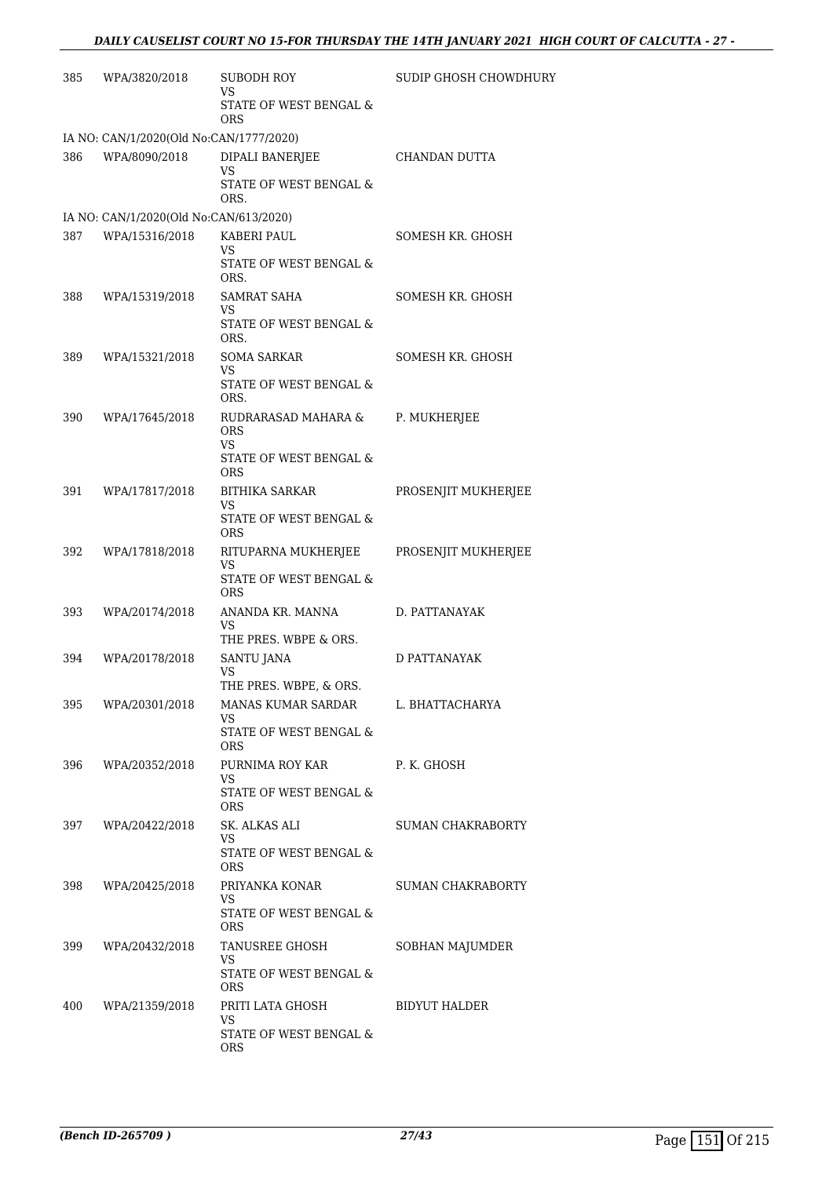| | | | |
|---|---|---|---|
| 385 | WPA/3820/2018 | SUBODH ROY<br>VS<br>STATE OF WEST BENGAL & ORS | SUDIP GHOSH CHOWDHURY |
| IA NO: CAN/1/2020(Old No:CAN/1777/2020) | | | |
| 386 | WPA/8090/2018 | DIPALI BANERJEE<br>VS<br>STATE OF WEST BENGAL & ORS. | CHANDAN DUTTA |
| IA NO: CAN/1/2020(Old No:CAN/613/2020) | | | |
| 387 | WPA/15316/2018 | KABERI PAUL<br>VS<br>STATE OF WEST BENGAL & ORS. | SOMESH KR. GHOSH |
| 388 | WPA/15319/2018 | SAMRAT SAHA<br>VS<br>STATE OF WEST BENGAL & ORS. | SOMESH KR. GHOSH |
| 389 | WPA/15321/2018 | SOMA SARKAR<br>VS<br>STATE OF WEST BENGAL & ORS. | SOMESH KR. GHOSH |
| 390 | WPA/17645/2018 | RUDRARASAD MAHARA & ORS<br>VS<br>STATE OF WEST BENGAL & ORS | P. MUKHERJEE |
| 391 | WPA/17817/2018 | BITHIKA SARKAR<br>VS<br>STATE OF WEST BENGAL & ORS | PROSENJIT MUKHERJEE |
| 392 | WPA/17818/2018 | RITUPARNA MUKHERJEE<br>VS<br>STATE OF WEST BENGAL & ORS | PROSENJIT MUKHERJEE |
| 393 | WPA/20174/2018 | ANANDA KR. MANNA<br>VS<br>THE PRES. WBPE & ORS. | D. PATTANAYAK |
| 394 | WPA/20178/2018 | SANTU JANA<br>VS<br>THE PRES. WBPE, & ORS. | D PATTANAYAK |
| 395 | WPA/20301/2018 | MANAS KUMAR SARDAR<br>VS<br>STATE OF WEST BENGAL & ORS | L. BHATTACHARYA |
| 396 | WPA/20352/2018 | PURNIMA ROY KAR<br>VS<br>STATE OF WEST BENGAL & ORS | P. K. GHOSH |
| 397 | WPA/20422/2018 | SK. ALKAS ALI<br>VS<br>STATE OF WEST BENGAL & ORS | SUMAN CHAKRABORTY |
| 398 | WPA/20425/2018 | PRIYANKA KONAR<br>VS<br>STATE OF WEST BENGAL & ORS | SUMAN CHAKRABORTY |
| 399 | WPA/20432/2018 | TANUSREE GHOSH<br>VS<br>STATE OF WEST BENGAL & ORS | SOBHAN MAJUMDER |
| 400 | WPA/21359/2018 | PRITI LATA GHOSH<br>VS<br>STATE OF WEST BENGAL & ORS | BIDYUT HALDER |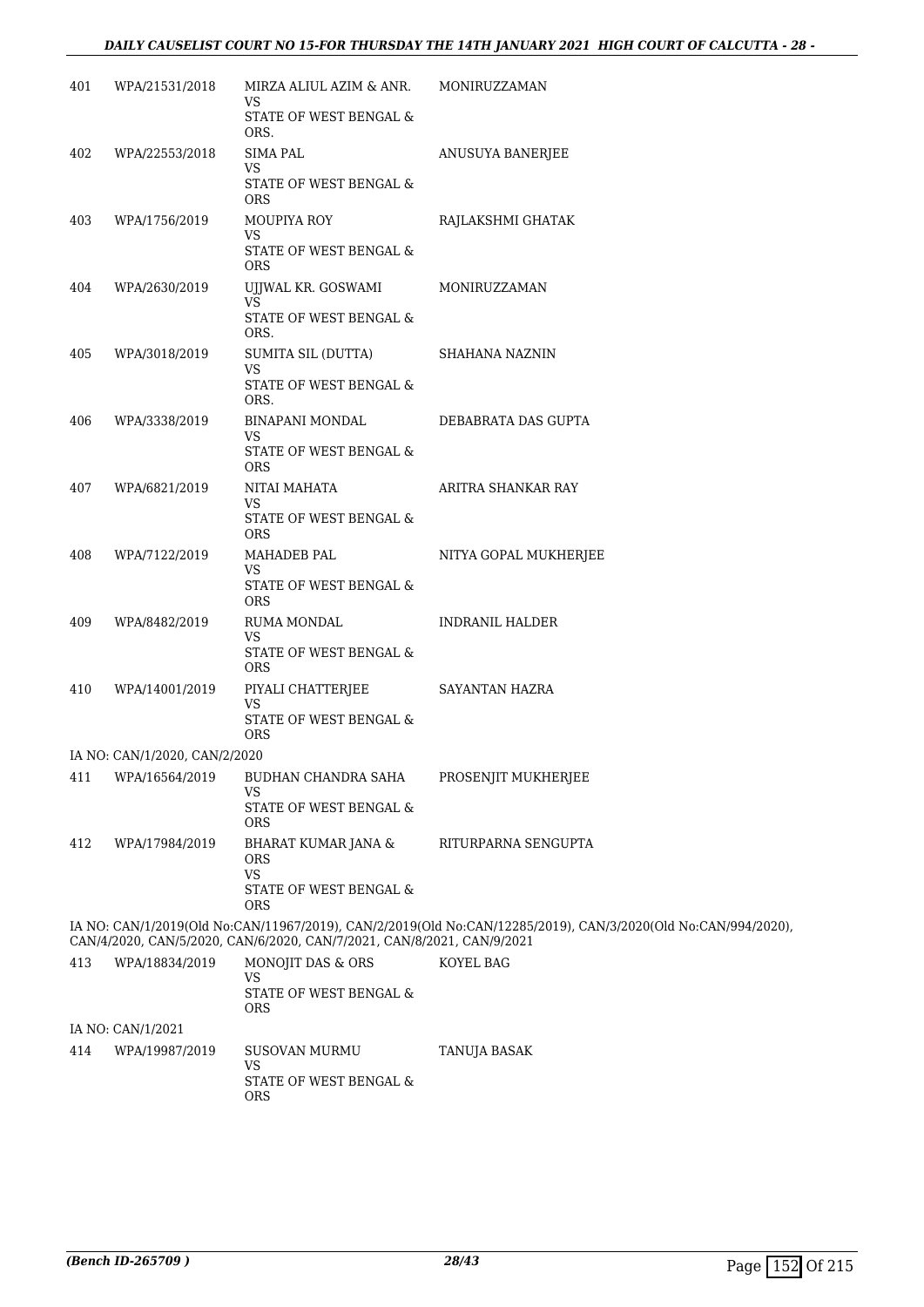| | | | |
|---|---|---|---|
| 401 | WPA/21531/2018 | MIRZA ALIUL AZIM & ANR.<br>VS<br>STATE OF WEST BENGAL & ORS. | MONIRUZZAMAN |
| 402 | WPA/22553/2018 | SIMA PAL<br>VS<br>STATE OF WEST BENGAL & ORS | ANUSUYA BANERJEE |
| 403 | WPA/1756/2019 | MOUPIYA ROY<br>VS<br>STATE OF WEST BENGAL & ORS | RAJLAKSHMI GHATAK |
| 404 | WPA/2630/2019 | UJJWAL KR. GOSWAMI<br>VS<br>STATE OF WEST BENGAL & ORS. | MONIRUZZAMAN |
| 405 | WPA/3018/2019 | SUMITA SIL (DUTTA)<br>VS<br>STATE OF WEST BENGAL & ORS. | SHAHANA NAZNIN |
| 406 | WPA/3338/2019 | BINAPANI MONDAL<br>VS<br>STATE OF WEST BENGAL & ORS | DEBABRATA DAS GUPTA |
| 407 | WPA/6821/2019 | NITAI MAHATA<br>VS<br>STATE OF WEST BENGAL & ORS | ARITRA SHANKAR RAY |
| 408 | WPA/7122/2019 | MAHADEB PAL<br>VS<br>STATE OF WEST BENGAL & ORS | NITYA GOPAL MUKHERJEE |
| 409 | WPA/8482/2019 | RUMA MONDAL<br>VS<br>STATE OF WEST BENGAL & ORS | INDRANIL HALDER |
| 410 | WPA/14001/2019 | PIYALI CHATTERJEE<br>VS<br>STATE OF WEST BENGAL & ORS | SAYANTAN HAZRA |

IA NO: CAN/1/2020, CAN/2/2020

| | | | |
|---|---|---|---|
| 411 | WPA/16564/2019 | BUDHAN CHANDRA SAHA<br>VS<br>STATE OF WEST BENGAL & ORS | PROSENJIT MUKHERJEE |
| 412 | WPA/17984/2019 | BHARAT KUMAR JANA & ORS<br>VS<br>STATE OF WEST BENGAL & ORS | RITURPARNA SENGUPTA |

IA NO: CAN/1/2019(Old No:CAN/11967/2019), CAN/2/2019(Old No:CAN/12285/2019), CAN/3/2020(Old No:CAN/994/2020), CAN/4/2020, CAN/5/2020, CAN/6/2020, CAN/7/2021, CAN/8/2021, CAN/9/2021

| | | | |
|---|---|---|---|
| 413 | WPA/18834/2019 | MONOJIT DAS & ORS<br>VS<br>STATE OF WEST BENGAL & ORS | KOYEL BAG |

IA NO: CAN/1/2021

| | | | |
|---|---|---|---|
| 414 | WPA/19987/2019 | SUSOVAN MURMU<br>VS<br>STATE OF WEST BENGAL & ORS | TANUJA BASAK |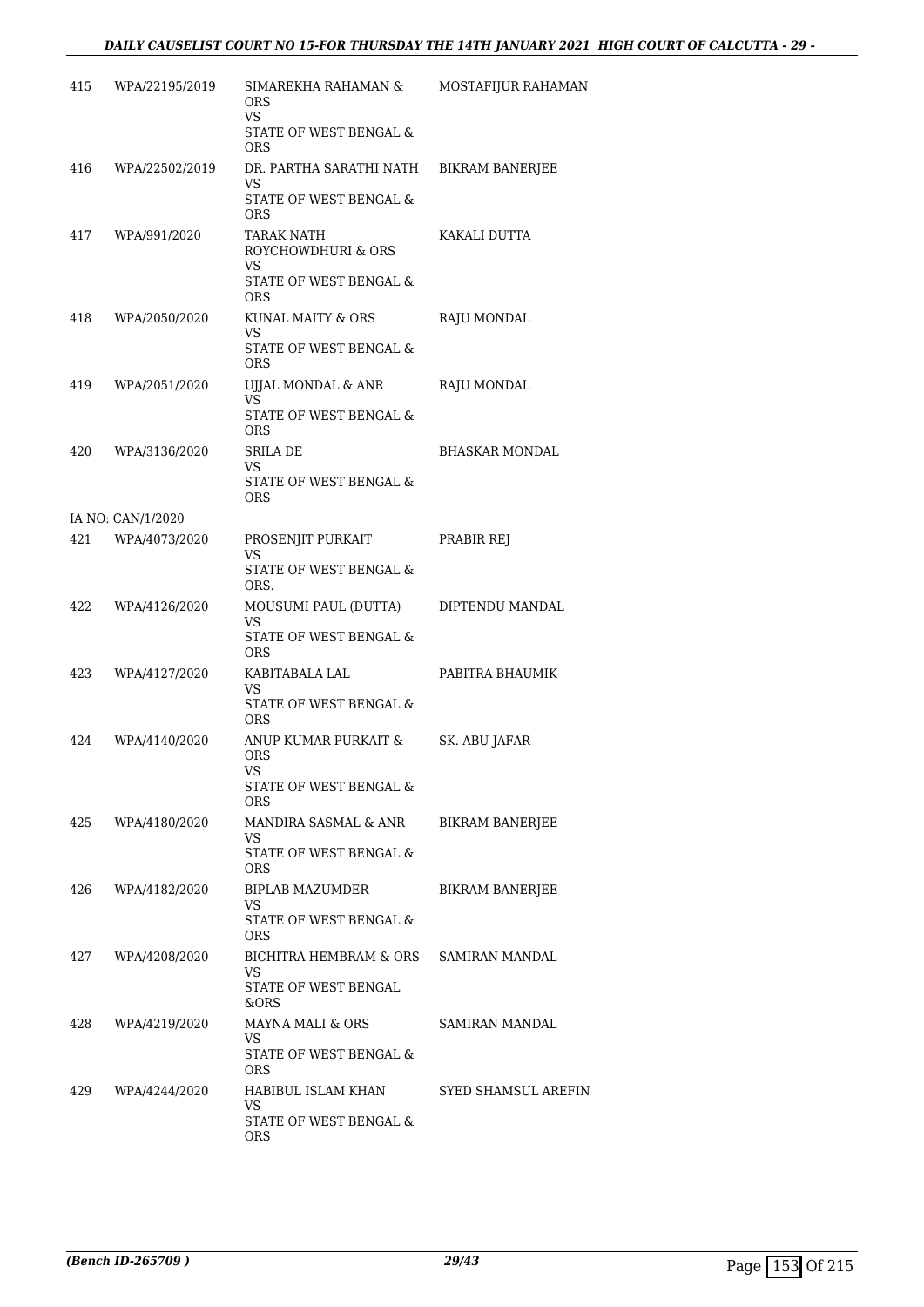| | | | |
|---|---|---|---|
| 415 | WPA/22195/2019 | SIMAREKHA RAHAMAN & ORS<br>VS<br>STATE OF WEST BENGAL & ORS | MOSTAFIJUR RAHAMAN |
| 416 | WPA/22502/2019 | DR. PARTHA SARATHI NATH<br>VS<br>STATE OF WEST BENGAL & ORS | BIKRAM BANERJEE |
| 417 | WPA/991/2020 | TARAK NATH ROYCHOWDHURI & ORS<br>VS<br>STATE OF WEST BENGAL & ORS | KAKALI DUTTA |
| 418 | WPA/2050/2020 | KUNAL MAITY & ORS<br>VS<br>STATE OF WEST BENGAL & ORS | RAJU MONDAL |
| 419 | WPA/2051/2020 | UJJAL MONDAL & ANR<br>VS<br>STATE OF WEST BENGAL & ORS | RAJU MONDAL |
| 420 | WPA/3136/2020 | SRILA DE<br>VS<br>STATE OF WEST BENGAL & ORS | BHASKAR MONDAL |
| | IA NO: CAN/1/2020 | | |
| 421 | WPA/4073/2020 | PROSENJIT PURKAIT<br>VS<br>STATE OF WEST BENGAL & ORS. | PRABIR REJ |
| 422 | WPA/4126/2020 | MOUSUMI PAUL (DUTTA)<br>VS<br>STATE OF WEST BENGAL & ORS | DIPTENDU MANDAL |
| 423 | WPA/4127/2020 | KABITABALA LAL<br>VS<br>STATE OF WEST BENGAL & ORS | PABITRA BHAUMIK |
| 424 | WPA/4140/2020 | ANUP KUMAR PURKAIT & ORS<br>VS<br>STATE OF WEST BENGAL & ORS | SK. ABU JAFAR |
| 425 | WPA/4180/2020 | MANDIRA SASMAL & ANR<br>VS<br>STATE OF WEST BENGAL & ORS | BIKRAM BANERJEE |
| 426 | WPA/4182/2020 | BIPLAB MAZUMDER<br>VS<br>STATE OF WEST BENGAL & ORS | BIKRAM BANERJEE |
| 427 | WPA/4208/2020 | BICHITRA HEMBRAM & ORS<br>VS<br>STATE OF WEST BENGAL &ORS | SAMIRAN MANDAL |
| 428 | WPA/4219/2020 | MAYNA MALI & ORS<br>VS<br>STATE OF WEST BENGAL & ORS | SAMIRAN MANDAL |
| 429 | WPA/4244/2020 | HABIBUL ISLAM KHAN<br>VS<br>STATE OF WEST BENGAL & ORS | SYED SHAMSUL AREFIN |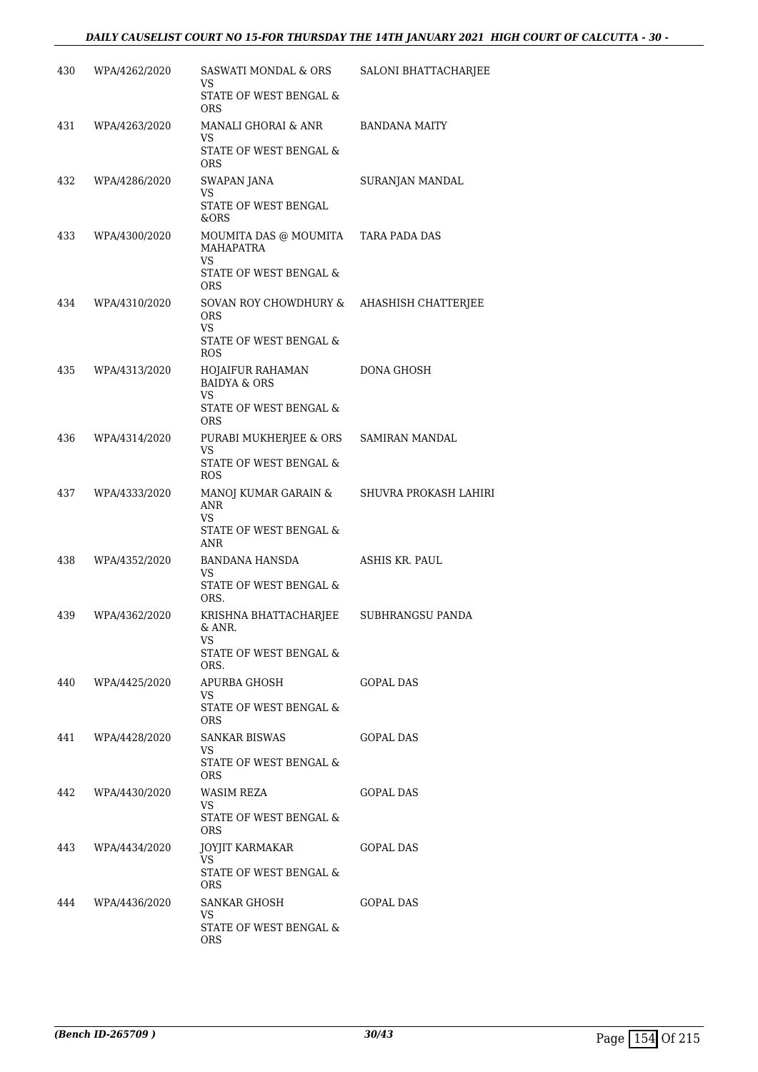| | | | |
|---|---|---|---|
| 430 | WPA/4262/2020 | SASWATI MONDAL & ORS<br>VS<br>STATE OF WEST BENGAL & ORS | SALONI BHATTACHARJEE |
| 431 | WPA/4263/2020 | MANALI GHORAI & ANR<br>VS<br>STATE OF WEST BENGAL & ORS | BANDANA MAITY |
| 432 | WPA/4286/2020 | SWAPAN JANA<br>VS<br>STATE OF WEST BENGAL &ORS | SURANJAN MANDAL |
| 433 | WPA/4300/2020 | MOUMITA DAS @ MOUMITA MAHAPATRA<br>VS<br>STATE OF WEST BENGAL & ORS | TARA PADA DAS |
| 434 | WPA/4310/2020 | SOVAN ROY CHOWDHURY & ORS<br>VS<br>STATE OF WEST BENGAL & ROS | AHASHISH CHATTERJEE |
| 435 | WPA/4313/2020 | HOJAIFUR RAHAMAN BAIDYA & ORS<br>VS<br>STATE OF WEST BENGAL & ORS | DONA GHOSH |
| 436 | WPA/4314/2020 | PURABI MUKHERJEE & ORS<br>VS<br>STATE OF WEST BENGAL & ROS | SAMIRAN MANDAL |
| 437 | WPA/4333/2020 | MANOJ KUMAR GARAIN & ANR<br>VS<br>STATE OF WEST BENGAL & ANR | SHUVRA PROKASH LAHIRI |
| 438 | WPA/4352/2020 | BANDANA HANSDA<br>VS<br>STATE OF WEST BENGAL & ORS. | ASHIS KR. PAUL |
| 439 | WPA/4362/2020 | KRISHNA BHATTACHARJEE & ANR.<br>VS<br>STATE OF WEST BENGAL & ORS. | SUBHRANGSU PANDA |
| 440 | WPA/4425/2020 | APURBA GHOSH<br>VS<br>STATE OF WEST BENGAL & ORS | GOPAL DAS |
| 441 | WPA/4428/2020 | SANKAR BISWAS<br>VS<br>STATE OF WEST BENGAL & ORS | GOPAL DAS |
| 442 | WPA/4430/2020 | WASIM REZA<br>VS<br>STATE OF WEST BENGAL & ORS | GOPAL DAS |
| 443 | WPA/4434/2020 | JOYJIT KARMAKAR<br>VS<br>STATE OF WEST BENGAL & ORS | GOPAL DAS |
| 444 | WPA/4436/2020 | SANKAR GHOSH<br>VS<br>STATE OF WEST BENGAL & ORS | GOPAL DAS |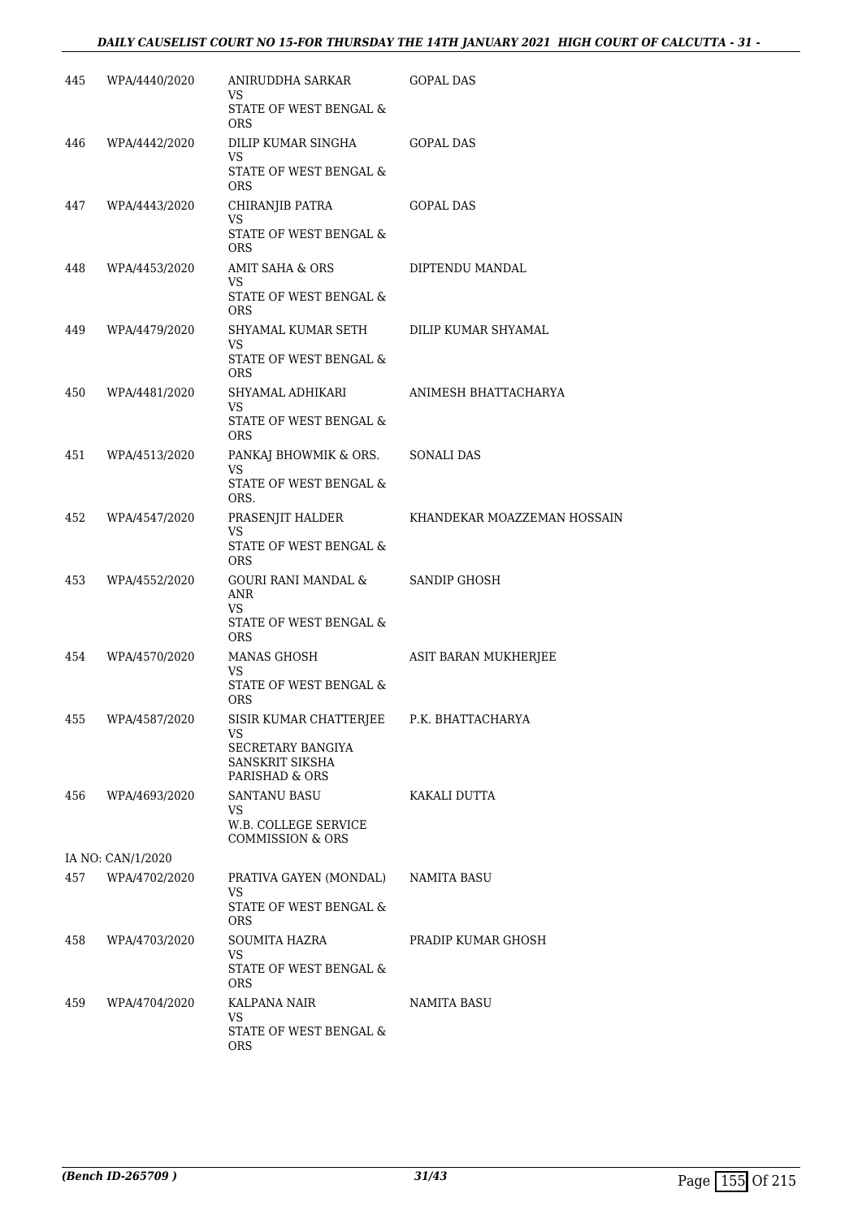| | | | |
|---|---|---|---|
| 445 | WPA/4440/2020 | ANIRUDDHA SARKAR<br>VS<br>STATE OF WEST BENGAL & ORS | GOPAL DAS |
| 446 | WPA/4442/2020 | DILIP KUMAR SINGHA<br>VS<br>STATE OF WEST BENGAL & ORS | GOPAL DAS |
| 447 | WPA/4443/2020 | CHIRANJIB PATRA<br>VS<br>STATE OF WEST BENGAL & ORS | GOPAL DAS |
| 448 | WPA/4453/2020 | AMIT SAHA & ORS<br>VS<br>STATE OF WEST BENGAL & ORS | DIPTENDU MANDAL |
| 449 | WPA/4479/2020 | SHYAMAL KUMAR SETH<br>VS<br>STATE OF WEST BENGAL & ORS | DILIP KUMAR SHYAMAL |
| 450 | WPA/4481/2020 | SHYAMAL ADHIKARI<br>VS<br>STATE OF WEST BENGAL & ORS | ANIMESH BHATTACHARYA |
| 451 | WPA/4513/2020 | PANKAJ BHOWMIK & ORS.<br>VS<br>STATE OF WEST BENGAL & ORS. | SONALI DAS |
| 452 | WPA/4547/2020 | PRASENJIT HALDER<br>VS<br>STATE OF WEST BENGAL & ORS | KHANDEKAR MOAZZEMAN HOSSAIN |
| 453 | WPA/4552/2020 | GOURI RANI MANDAL & ANR<br>VS<br>STATE OF WEST BENGAL & ORS | SANDIP GHOSH |
| 454 | WPA/4570/2020 | MANAS GHOSH<br>VS<br>STATE OF WEST BENGAL & ORS | ASIT BARAN MUKHERJEE |
| 455 | WPA/4587/2020 | SISIR KUMAR CHATTERJEE<br>VS<br>SECRETARY BANGIYA SANSKRIT SIKSHA PARISHAD & ORS | P.K. BHATTACHARYA |
| 456 | WPA/4693/2020 | SANTANU BASU<br>VS<br>W.B. COLLEGE SERVICE COMMISSION & ORS | KAKALI DUTTA |
| | IA NO: CAN/1/2020 | | |
| 457 | WPA/4702/2020 | PRATIVA GAYEN (MONDAL)<br>VS<br>STATE OF WEST BENGAL & ORS | NAMITA BASU |
| 458 | WPA/4703/2020 | SOUMITA HAZRA<br>VS<br>STATE OF WEST BENGAL & ORS | PRADIP KUMAR GHOSH |
| 459 | WPA/4704/2020 | KALPANA NAIR<br>VS<br>STATE OF WEST BENGAL & ORS | NAMITA BASU |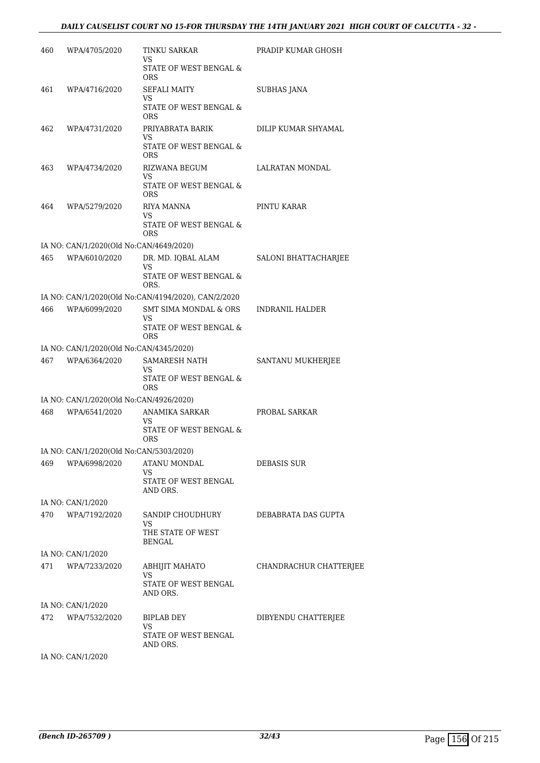| | | | |
|---|---|---|---|
| 460 | WPA/4705/2020 | TINKU SARKAR<br>VS<br>STATE OF WEST BENGAL & ORS | PRADIP KUMAR GHOSH |
| 461 | WPA/4716/2020 | SEFALI MAITY<br>VS<br>STATE OF WEST BENGAL & ORS | SUBHAS JANA |
| 462 | WPA/4731/2020 | PRIYABRATA BARIK<br>VS<br>STATE OF WEST BENGAL & ORS | DILIP KUMAR SHYAMAL |
| 463 | WPA/4734/2020 | RIZWANA BEGUM<br>VS<br>STATE OF WEST BENGAL & ORS | LALRATAN MONDAL |
| 464 | WPA/5279/2020 | RIYA MANNA<br>VS<br>STATE OF WEST BENGAL & ORS | PINTU KARAR |
| | IA NO: CAN/1/2020(Old No:CAN/4649/2020) | | |
| 465 | WPA/6010/2020 | DR. MD. IQBAL ALAM<br>VS<br>STATE OF WEST BENGAL & ORS. | SALONI BHATTACHARJEE |
| | IA NO: CAN/1/2020(Old No:CAN/4194/2020), CAN/2/2020 | | |
| 466 | WPA/6099/2020 | SMT SIMA MONDAL & ORS<br>VS<br>STATE OF WEST BENGAL & ORS | INDRANIL HALDER |
| | IA NO: CAN/1/2020(Old No:CAN/4345/2020) | | |
| 467 | WPA/6364/2020 | SAMARESH NATH<br>VS<br>STATE OF WEST BENGAL & ORS | SANTANU MUKHERJEE |
| | IA NO: CAN/1/2020(Old No:CAN/4926/2020) | | |
| 468 | WPA/6541/2020 | ANAMIKA SARKAR<br>VS<br>STATE OF WEST BENGAL & ORS | PROBAL SARKAR |
| | IA NO: CAN/1/2020(Old No:CAN/5303/2020) | | |
| 469 | WPA/6998/2020 | ATANU MONDAL<br>VS<br>STATE OF WEST BENGAL AND ORS. | DEBASIS SUR |
| | IA NO: CAN/1/2020 | | |
| 470 | WPA/7192/2020 | SANDIP CHOUDHURY<br>VS<br>THE STATE OF WEST BENGAL | DEBABRATA DAS GUPTA |
| | IA NO: CAN/1/2020 | | |
| 471 | WPA/7233/2020 | ABHIJIT MAHATO<br>VS<br>STATE OF WEST BENGAL AND ORS. | CHANDRACHUR CHATTERJEE |
| | IA NO: CAN/1/2020 | | |
| 472 | WPA/7532/2020 | BIPLAB DEY<br>VS<br>STATE OF WEST BENGAL AND ORS. | DIBYENDU CHATTERJEE |
| | IA NO: CAN/1/2020 | | |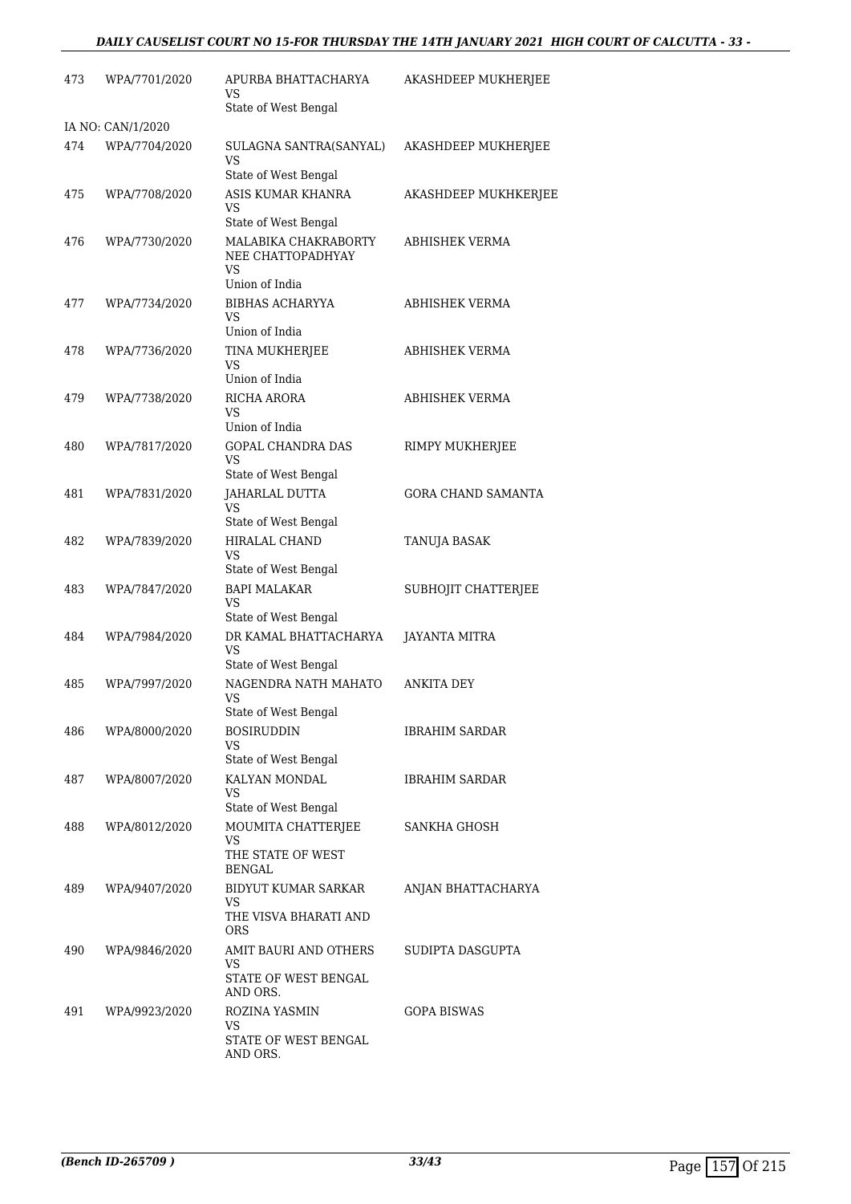| 473 | WPA/7701/2020 | APURBA BHATTACHARYA<br>VS<br>State of West Bengal | AKASHDEEP MUKHERJEE |
|---|---|---|---|
| | IA NO: CAN/1/2020 | | |
| 474 | WPA/7704/2020 | SULAGNA SANTRA(SANYAL)<br>VS<br>State of West Bengal | AKASHDEEP MUKHERJEE |
| 475 | WPA/7708/2020 | ASIS KUMAR KHANRA<br>VS<br>State of West Bengal | AKASHDEEP MUKHKERJEE |
| 476 | WPA/7730/2020 | MALABIKA CHAKRABORTY NEE CHATTOPADHYAY<br>VS<br>Union of India | ABHISHEK VERMA |
| 477 | WPA/7734/2020 | BIBHAS ACHARYYA<br>VS<br>Union of India | ABHISHEK VERMA |
| 478 | WPA/7736/2020 | TINA MUKHERJEE<br>VS<br>Union of India | ABHISHEK VERMA |
| 479 | WPA/7738/2020 | RICHA ARORA<br>VS<br>Union of India | ABHISHEK VERMA |
| 480 | WPA/7817/2020 | GOPAL CHANDRA DAS<br>VS<br>State of West Bengal | RIMPY MUKHERJEE |
| 481 | WPA/7831/2020 | JAHARLAL DUTTA<br>VS<br>State of West Bengal | GORA CHAND SAMANTA |
| 482 | WPA/7839/2020 | HIRALAL CHAND<br>VS<br>State of West Bengal | TANUJA BASAK |
| 483 | WPA/7847/2020 | BAPI MALAKAR<br>VS<br>State of West Bengal | SUBHOJIT CHATTERJEE |
| 484 | WPA/7984/2020 | DR KAMAL BHATTACHARYA<br>VS<br>State of West Bengal | JAYANTA MITRA |
| 485 | WPA/7997/2020 | NAGENDRA NATH MAHATO<br>VS<br>State of West Bengal | ANKITA DEY |
| 486 | WPA/8000/2020 | BOSIRUDDIN<br>VS<br>State of West Bengal | IBRAHIM SARDAR |
| 487 | WPA/8007/2020 | KALYAN MONDAL<br>VS<br>State of West Bengal | IBRAHIM SARDAR |
| 488 | WPA/8012/2020 | MOUMITA CHATTERJEE<br>VS<br>THE STATE OF WEST BENGAL | SANKHA GHOSH |
| 489 | WPA/9407/2020 | BIDYUT KUMAR SARKAR<br>VS<br>THE VISVA BHARATI AND ORS | ANJAN BHATTACHARYA |
| 490 | WPA/9846/2020 | AMIT BAURI AND OTHERS<br>VS<br>STATE OF WEST BENGAL AND ORS. | SUDIPTA DASGUPTA |
| 491 | WPA/9923/2020 | ROZINA YASMIN<br>VS<br>STATE OF WEST BENGAL AND ORS. | GOPA BISWAS |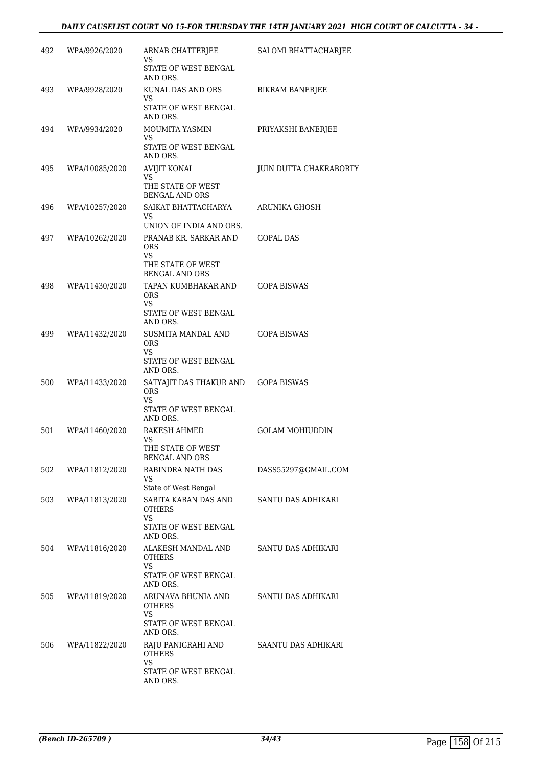| 492 | WPA/9926/2020 | ARNAB CHATTERJEE<br>VS<br>STATE OF WEST BENGAL AND ORS. | SALOMI BHATTACHARJEE |
|---|---|---|---|
| 493 | WPA/9928/2020 | KUNAL DAS AND ORS<br>VS<br>STATE OF WEST BENGAL AND ORS. | BIKRAM BANERJEE |
| 494 | WPA/9934/2020 | MOUMITA YASMIN<br>VS<br>STATE OF WEST BENGAL AND ORS. | PRIYAKSHI BANERJEE |
| 495 | WPA/10085/2020 | AVIJIT KONAI<br>VS<br>THE STATE OF WEST BENGAL AND ORS | JUIN DUTTA CHAKRABORTY |
| 496 | WPA/10257/2020 | SAIKAT BHATTACHARYA<br>VS<br>UNION OF INDIA AND ORS. | ARUNIKA GHOSH |
| 497 | WPA/10262/2020 | PRANAB KR. SARKAR AND ORS<br>VS<br>THE STATE OF WEST BENGAL AND ORS | GOPAL DAS |
| 498 | WPA/11430/2020 | TAPAN KUMBHAKAR AND ORS<br>VS<br>STATE OF WEST BENGAL AND ORS. | GOPA BISWAS |
| 499 | WPA/11432/2020 | SUSMITA MANDAL AND ORS<br>VS<br>STATE OF WEST BENGAL AND ORS. | GOPA BISWAS |
| 500 | WPA/11433/2020 | SATYAJIT DAS THAKUR AND ORS<br>VS<br>STATE OF WEST BENGAL AND ORS. | GOPA BISWAS |
| 501 | WPA/11460/2020 | RAKESH AHMED<br>VS<br>THE STATE OF WEST BENGAL AND ORS | GOLAM MOHIUDDIN |
| 502 | WPA/11812/2020 | RABINDRA NATH DAS<br>VS<br>State of West Bengal | DASS55297@GMAIL.COM |
| 503 | WPA/11813/2020 | SABITA KARAN DAS AND OTHERS<br>VS<br>STATE OF WEST BENGAL AND ORS. | SANTU DAS ADHIKARI |
| 504 | WPA/11816/2020 | ALAKESH MANDAL AND OTHERS<br>VS<br>STATE OF WEST BENGAL AND ORS. | SANTU DAS ADHIKARI |
| 505 | WPA/11819/2020 | ARUNAVA BHUNIA AND OTHERS<br>VS<br>STATE OF WEST BENGAL AND ORS. | SANTU DAS ADHIKARI |
| 506 | WPA/11822/2020 | RAJU PANIGRAHI AND OTHERS<br>VS<br>STATE OF WEST BENGAL AND ORS. | SAANTU DAS ADHIKARI |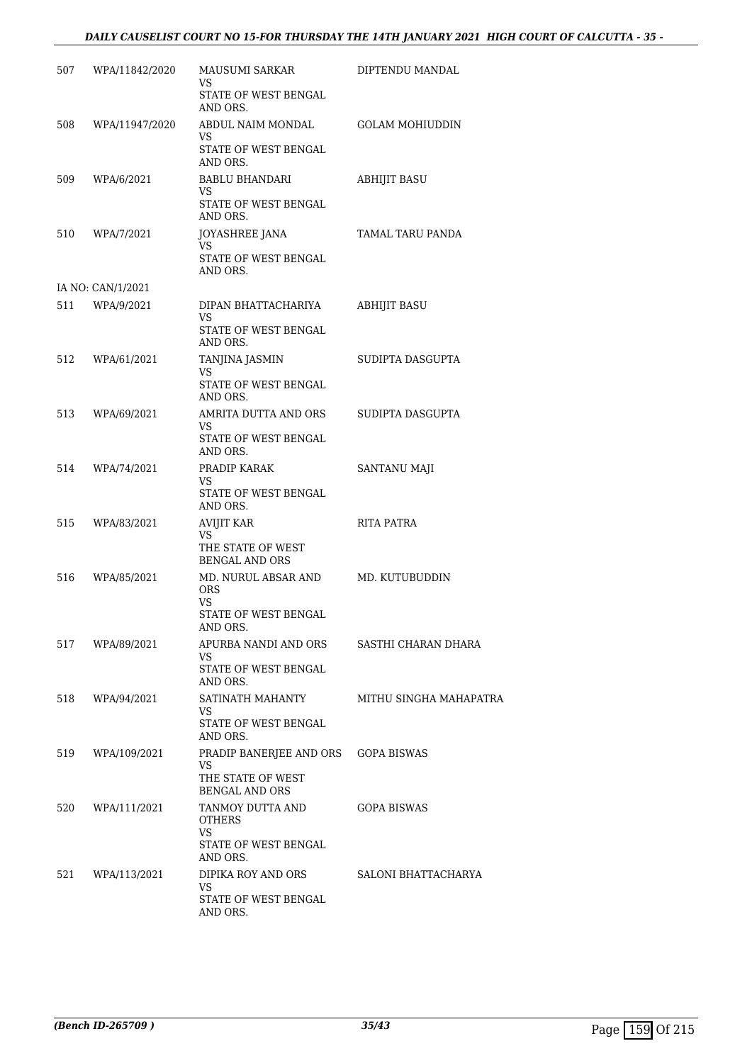| | | | |
|---|---|---|---|
| 507 | WPA/11842/2020 | MAUSUMI SARKAR<br>VS<br>STATE OF WEST BENGAL AND ORS. | DIPTENDU MANDAL |
| 508 | WPA/11947/2020 | ABDUL NAIM MONDAL<br>VS<br>STATE OF WEST BENGAL AND ORS. | GOLAM MOHIUDDIN |
| 509 | WPA/6/2021 | BABLU BHANDARI<br>VS<br>STATE OF WEST BENGAL AND ORS. | ABHIJIT BASU |
| 510 | WPA/7/2021 | JOYASHREE JANA<br>VS<br>STATE OF WEST BENGAL AND ORS. | TAMAL TARU PANDA |
| | IA NO: CAN/1/2021 | | |
| 511 | WPA/9/2021 | DIPAN BHATTACHARIYA<br>VS<br>STATE OF WEST BENGAL AND ORS. | ABHIJIT BASU |
| 512 | WPA/61/2021 | TANJINA JASMIN<br>VS<br>STATE OF WEST BENGAL AND ORS. | SUDIPTA DASGUPTA |
| 513 | WPA/69/2021 | AMRITA DUTTA AND ORS<br>VS<br>STATE OF WEST BENGAL AND ORS. | SUDIPTA DASGUPTA |
| 514 | WPA/74/2021 | PRADIP KARAK<br>VS<br>STATE OF WEST BENGAL AND ORS. | SANTANU MAJI |
| 515 | WPA/83/2021 | AVIJIT KAR<br>VS<br>THE STATE OF WEST BENGAL AND ORS | RITA PATRA |
| 516 | WPA/85/2021 | MD. NURUL ABSAR AND ORS<br>VS<br>STATE OF WEST BENGAL AND ORS. | MD. KUTUBUDDIN |
| 517 | WPA/89/2021 | APURBA NANDI AND ORS<br>VS<br>STATE OF WEST BENGAL AND ORS. | SASTHI CHARAN DHARA |
| 518 | WPA/94/2021 | SATINATH MAHANTY<br>VS<br>STATE OF WEST BENGAL AND ORS. | MITHU SINGHA MAHAPATRA |
| 519 | WPA/109/2021 | PRADIP BANERJEE AND ORS<br>VS<br>THE STATE OF WEST BENGAL AND ORS | GOPA BISWAS |
| 520 | WPA/111/2021 | TANMOY DUTTA AND OTHERS<br>VS<br>STATE OF WEST BENGAL AND ORS. | GOPA BISWAS |
| 521 | WPA/113/2021 | DIPIKA ROY AND ORS<br>VS<br>STATE OF WEST BENGAL AND ORS. | SALONI BHATTACHARYA |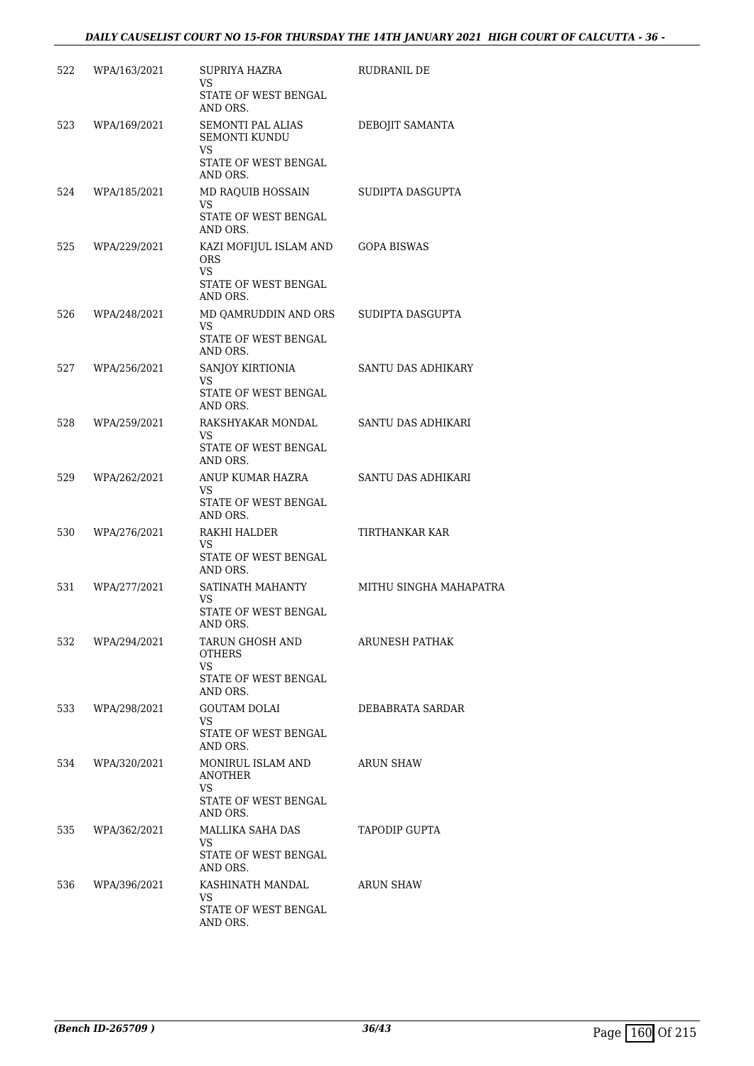| | | | |
|---|---|---|---|
| 522 | WPA/163/2021 | SUPRIYA HAZRA<br>VS<br>STATE OF WEST BENGAL AND ORS. | RUDRANIL DE |
| 523 | WPA/169/2021 | SEMONTI PAL ALIAS SEMONTI KUNDU<br>VS<br>STATE OF WEST BENGAL AND ORS. | DEBOJIT SAMANTA |
| 524 | WPA/185/2021 | MD RAQUIB HOSSAIN<br>VS<br>STATE OF WEST BENGAL AND ORS. | SUDIPTA DASGUPTA |
| 525 | WPA/229/2021 | KAZI MOFIJUL ISLAM AND ORS<br>VS<br>STATE OF WEST BENGAL AND ORS. | GOPA BISWAS |
| 526 | WPA/248/2021 | MD QAMRUDDIN AND ORS<br>VS<br>STATE OF WEST BENGAL AND ORS. | SUDIPTA DASGUPTA |
| 527 | WPA/256/2021 | SANJOY KIRTIONIA<br>VS<br>STATE OF WEST BENGAL AND ORS. | SANTU DAS ADHIKARY |
| 528 | WPA/259/2021 | RAKSHYAKAR MONDAL<br>VS<br>STATE OF WEST BENGAL AND ORS. | SANTU DAS ADHIKARI |
| 529 | WPA/262/2021 | ANUP KUMAR HAZRA<br>VS<br>STATE OF WEST BENGAL AND ORS. | SANTU DAS ADHIKARI |
| 530 | WPA/276/2021 | RAKHI HALDER<br>VS<br>STATE OF WEST BENGAL AND ORS. | TIRTHANKAR KAR |
| 531 | WPA/277/2021 | SATINATH MAHANTY<br>VS<br>STATE OF WEST BENGAL AND ORS. | MITHU SINGHA MAHAPATRA |
| 532 | WPA/294/2021 | TARUN GHOSH AND OTHERS<br>VS<br>STATE OF WEST BENGAL AND ORS. | ARUNESH PATHAK |
| 533 | WPA/298/2021 | GOUTAM DOLAI<br>VS<br>STATE OF WEST BENGAL AND ORS. | DEBABRATA SARDAR |
| 534 | WPA/320/2021 | MONIRUL ISLAM AND ANOTHER<br>VS<br>STATE OF WEST BENGAL AND ORS. | ARUN SHAW |
| 535 | WPA/362/2021 | MALLIKA SAHA DAS<br>VS<br>STATE OF WEST BENGAL AND ORS. | TAPODIP GUPTA |
| 536 | WPA/396/2021 | KASHINATH MANDAL<br>VS<br>STATE OF WEST BENGAL AND ORS. | ARUN SHAW |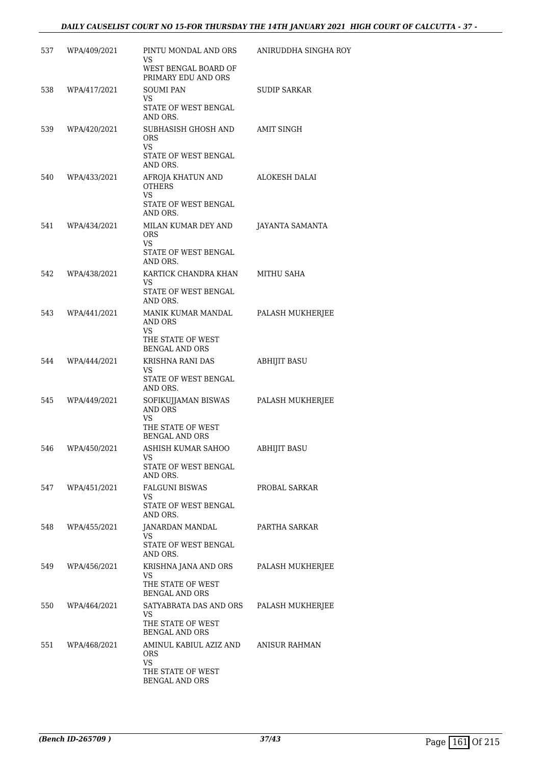| | | | |
|---|---|---|---|
| 537 | WPA/409/2021 | PINTU MONDAL AND ORS<br>VS<br>WEST BENGAL BOARD OF PRIMARY EDU AND ORS | ANIRUDDHA SINGHA ROY |
| 538 | WPA/417/2021 | SOUMI PAN<br>VS<br>STATE OF WEST BENGAL AND ORS. | SUDIP SARKAR |
| 539 | WPA/420/2021 | SUBHASISH GHOSH AND ORS<br>VS<br>STATE OF WEST BENGAL AND ORS. | AMIT SINGH |
| 540 | WPA/433/2021 | AFROJA KHATUN AND OTHERS<br>VS<br>STATE OF WEST BENGAL AND ORS. | ALOKESH DALAI |
| 541 | WPA/434/2021 | MILAN KUMAR DEY AND ORS<br>VS<br>STATE OF WEST BENGAL AND ORS. | JAYANTA SAMANTA |
| 542 | WPA/438/2021 | KARTICK CHANDRA KHAN<br>VS<br>STATE OF WEST BENGAL AND ORS. | MITHU SAHA |
| 543 | WPA/441/2021 | MANIK KUMAR MANDAL AND ORS<br>VS<br>THE STATE OF WEST BENGAL AND ORS | PALASH MUKHERJEE |
| 544 | WPA/444/2021 | KRISHNA RANI DAS<br>VS<br>STATE OF WEST BENGAL AND ORS. | ABHIJIT BASU |
| 545 | WPA/449/2021 | SOFIKUJJAMAN BISWAS AND ORS<br>VS<br>THE STATE OF WEST BENGAL AND ORS | PALASH MUKHERJEE |
| 546 | WPA/450/2021 | ASHISH KUMAR SAHOO<br>VS<br>STATE OF WEST BENGAL AND ORS. | ABHIJIT BASU |
| 547 | WPA/451/2021 | FALGUNI BISWAS<br>VS<br>STATE OF WEST BENGAL AND ORS. | PROBAL SARKAR |
| 548 | WPA/455/2021 | JANARDAN MANDAL<br>VS<br>STATE OF WEST BENGAL AND ORS. | PARTHA SARKAR |
| 549 | WPA/456/2021 | KRISHNA JANA AND ORS<br>VS<br>THE STATE OF WEST BENGAL AND ORS | PALASH MUKHERJEE |
| 550 | WPA/464/2021 | SATYABRATA DAS AND ORS<br>VS<br>THE STATE OF WEST BENGAL AND ORS | PALASH MUKHERJEE |
| 551 | WPA/468/2021 | AMINUL KABIUL AZIZ AND ORS<br>VS<br>THE STATE OF WEST BENGAL AND ORS | ANISUR RAHMAN |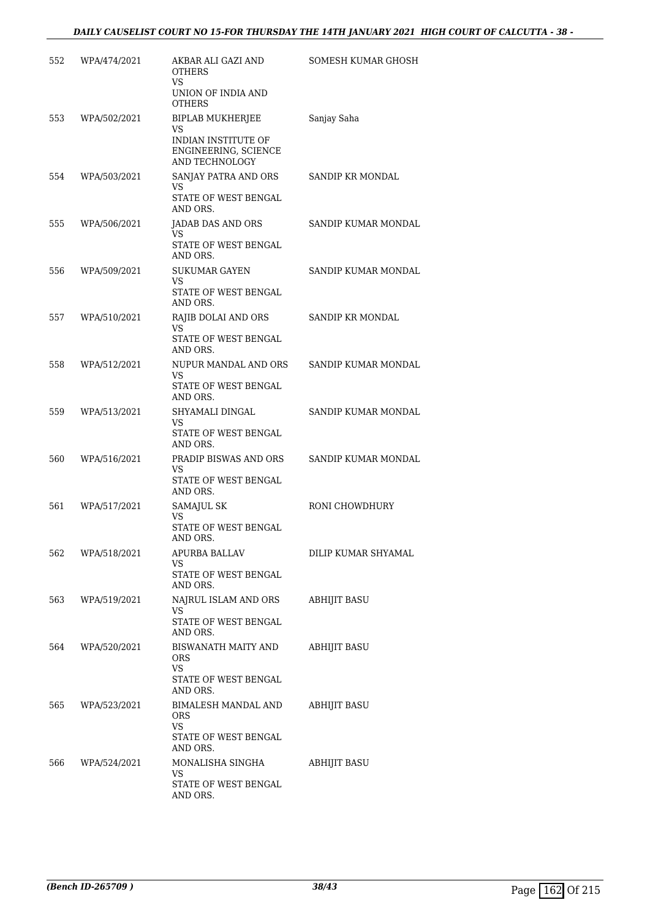| 552 | WPA/474/2021 | AKBAR ALI GAZI AND OTHERS<br>VS<br>UNION OF INDIA AND OTHERS | SOMESH KUMAR GHOSH |
|---|---|---|---|
| 553 | WPA/502/2021 | BIPLAB MUKHERJEE<br>VS<br>INDIAN INSTITUTE OF ENGINEERING, SCIENCE AND TECHNOLOGY | Sanjay Saha |
| 554 | WPA/503/2021 | SANJAY PATRA AND ORS<br>VS<br>STATE OF WEST BENGAL AND ORS. | SANDIP KR MONDAL |
| 555 | WPA/506/2021 | JADAB DAS AND ORS<br>VS<br>STATE OF WEST BENGAL AND ORS. | SANDIP KUMAR MONDAL |
| 556 | WPA/509/2021 | SUKUMAR GAYEN<br>VS<br>STATE OF WEST BENGAL AND ORS. | SANDIP KUMAR MONDAL |
| 557 | WPA/510/2021 | RAJIB DOLAI AND ORS<br>VS<br>STATE OF WEST BENGAL AND ORS. | SANDIP KR MONDAL |
| 558 | WPA/512/2021 | NUPUR MANDAL AND ORS<br>VS<br>STATE OF WEST BENGAL AND ORS. | SANDIP KUMAR MONDAL |
| 559 | WPA/513/2021 | SHYAMALI DINGAL<br>VS<br>STATE OF WEST BENGAL AND ORS. | SANDIP KUMAR MONDAL |
| 560 | WPA/516/2021 | PRADIP BISWAS AND ORS<br>VS<br>STATE OF WEST BENGAL AND ORS. | SANDIP KUMAR MONDAL |
| 561 | WPA/517/2021 | SAMAJUL SK<br>VS<br>STATE OF WEST BENGAL AND ORS. | RONI CHOWDHURY |
| 562 | WPA/518/2021 | APURBA BALLAV<br>VS<br>STATE OF WEST BENGAL AND ORS. | DILIP KUMAR SHYAMAL |
| 563 | WPA/519/2021 | NAJRUL ISLAM AND ORS<br>VS<br>STATE OF WEST BENGAL AND ORS. | ABHIJIT BASU |
| 564 | WPA/520/2021 | BISWANATH MAITY AND ORS<br>VS<br>STATE OF WEST BENGAL AND ORS. | ABHIJIT BASU |
| 565 | WPA/523/2021 | BIMALESH MANDAL AND ORS<br>VS<br>STATE OF WEST BENGAL AND ORS. | ABHIJIT BASU |
| 566 | WPA/524/2021 | MONALISHA SINGHA<br>VS<br>STATE OF WEST BENGAL AND ORS. | ABHIJIT BASU |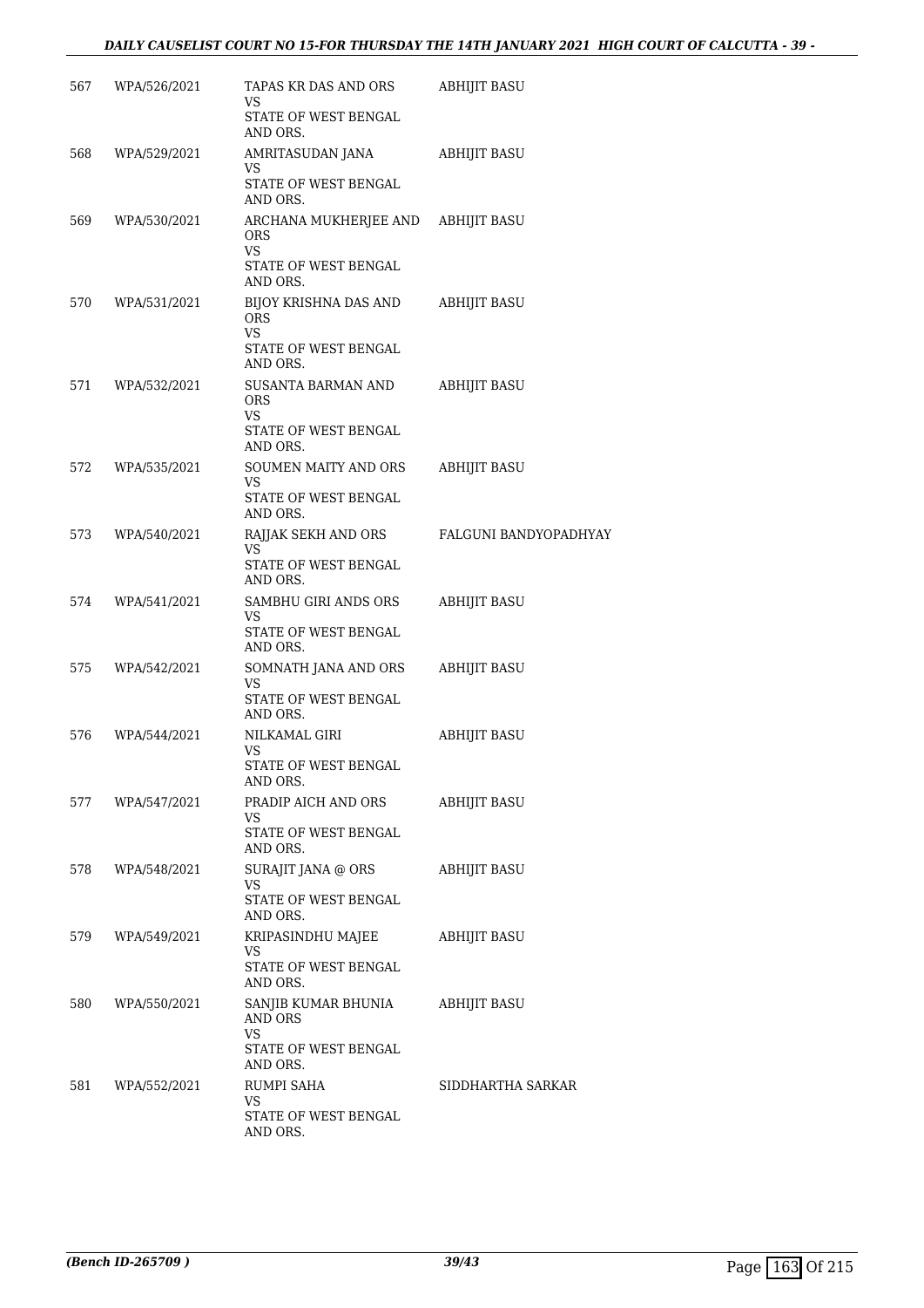| | | | |
|---|---|---|---|
| 567 | WPA/526/2021 | TAPAS KR DAS AND ORS<br>VS<br>STATE OF WEST BENGAL AND ORS. | ABHIJIT BASU |
| 568 | WPA/529/2021 | AMRITASUDAN JANA<br>VS<br>STATE OF WEST BENGAL AND ORS. | ABHIJIT BASU |
| 569 | WPA/530/2021 | ARCHANA MUKHERJEE AND ORS<br>VS<br>STATE OF WEST BENGAL AND ORS. | ABHIJIT BASU |
| 570 | WPA/531/2021 | BIJOY KRISHNA DAS AND ORS<br>VS<br>STATE OF WEST BENGAL AND ORS. | ABHIJIT BASU |
| 571 | WPA/532/2021 | SUSANTA BARMAN AND ORS<br>VS<br>STATE OF WEST BENGAL AND ORS. | ABHIJIT BASU |
| 572 | WPA/535/2021 | SOUMEN MAITY AND ORS<br>VS<br>STATE OF WEST BENGAL AND ORS. | ABHIJIT BASU |
| 573 | WPA/540/2021 | RAJJAK SEKH AND ORS<br>VS<br>STATE OF WEST BENGAL AND ORS. | FALGUNI BANDYOPADHYAY |
| 574 | WPA/541/2021 | SAMBHU GIRI ANDS ORS<br>VS<br>STATE OF WEST BENGAL AND ORS. | ABHIJIT BASU |
| 575 | WPA/542/2021 | SOMNATH JANA AND ORS<br>VS<br>STATE OF WEST BENGAL AND ORS. | ABHIJIT BASU |
| 576 | WPA/544/2021 | NILKAMAL GIRI<br>VS<br>STATE OF WEST BENGAL AND ORS. | ABHIJIT BASU |
| 577 | WPA/547/2021 | PRADIP AICH AND ORS<br>VS<br>STATE OF WEST BENGAL AND ORS. | ABHIJIT BASU |
| 578 | WPA/548/2021 | SURAJIT JANA @ ORS<br>VS<br>STATE OF WEST BENGAL AND ORS. | ABHIJIT BASU |
| 579 | WPA/549/2021 | KRIPASINDHU MAJEE<br>VS<br>STATE OF WEST BENGAL AND ORS. | ABHIJIT BASU |
| 580 | WPA/550/2021 | SANJIB KUMAR BHUNIA AND ORS<br>VS<br>STATE OF WEST BENGAL AND ORS. | ABHIJIT BASU |
| 581 | WPA/552/2021 | RUMPI SAHA<br>VS<br>STATE OF WEST BENGAL AND ORS. | SIDDHARTHA SARKAR |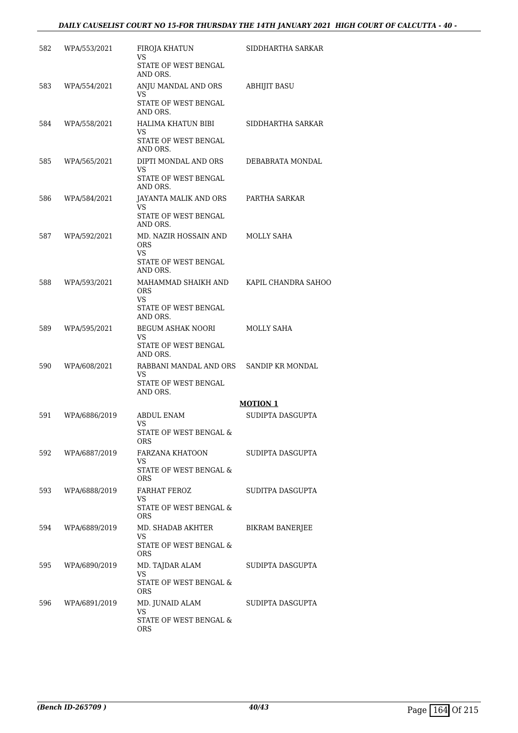| | | | |
|---|---|---|---|
| 582 | WPA/553/2021 | FIROJA KHATUN<br>VS<br>STATE OF WEST BENGAL AND ORS. | SIDDHARTHA SARKAR |
| 583 | WPA/554/2021 | ANJU MANDAL AND ORS<br>VS<br>STATE OF WEST BENGAL AND ORS. | ABHIJIT BASU |
| 584 | WPA/558/2021 | HALIMA KHATUN BIBI<br>VS<br>STATE OF WEST BENGAL AND ORS. | SIDDHARTHA SARKAR |
| 585 | WPA/565/2021 | DIPTI MONDAL AND ORS<br>VS<br>STATE OF WEST BENGAL AND ORS. | DEBABRATA MONDAL |
| 586 | WPA/584/2021 | JAYANTA MALIK AND ORS<br>VS<br>STATE OF WEST BENGAL AND ORS. | PARTHA SARKAR |
| 587 | WPA/592/2021 | MD. NAZIR HOSSAIN AND ORS<br>VS<br>STATE OF WEST BENGAL AND ORS. | MOLLY SAHA |
| 588 | WPA/593/2021 | MAHAMMAD SHAIKH AND ORS<br>VS<br>STATE OF WEST BENGAL AND ORS. | KAPIL CHANDRA SAHOO |
| 589 | WPA/595/2021 | BEGUM ASHAK NOORI<br>VS<br>STATE OF WEST BENGAL AND ORS. | MOLLY SAHA |
| 590 | WPA/608/2021 | RABBANI MANDAL AND ORS<br>VS<br>STATE OF WEST BENGAL AND ORS. | SANDIP KR MONDAL |

**MOTION 1**

| | | | |
|---|---|---|---|
| 591 | WPA/6886/2019 | ABDUL ENAM<br>VS<br>STATE OF WEST BENGAL & ORS | SUDIPTA DASGUPTA |
| 592 | WPA/6887/2019 | FARZANA KHATOON<br>VS<br>STATE OF WEST BENGAL & ORS | SUDIPTA DASGUPTA |
| 593 | WPA/6888/2019 | FARHAT FEROZ<br>VS<br>STATE OF WEST BENGAL & ORS | SUDITPA DASGUPTA |
| 594 | WPA/6889/2019 | MD. SHADAB AKHTER<br>VS<br>STATE OF WEST BENGAL & ORS | BIKRAM BANERJEE |
| 595 | WPA/6890/2019 | MD. TAJDAR ALAM<br>VS<br>STATE OF WEST BENGAL & ORS | SUDIPTA DASGUPTA |
| 596 | WPA/6891/2019 | MD. JUNAID ALAM<br>VS<br>STATE OF WEST BENGAL & ORS | SUDIPTA DASGUPTA |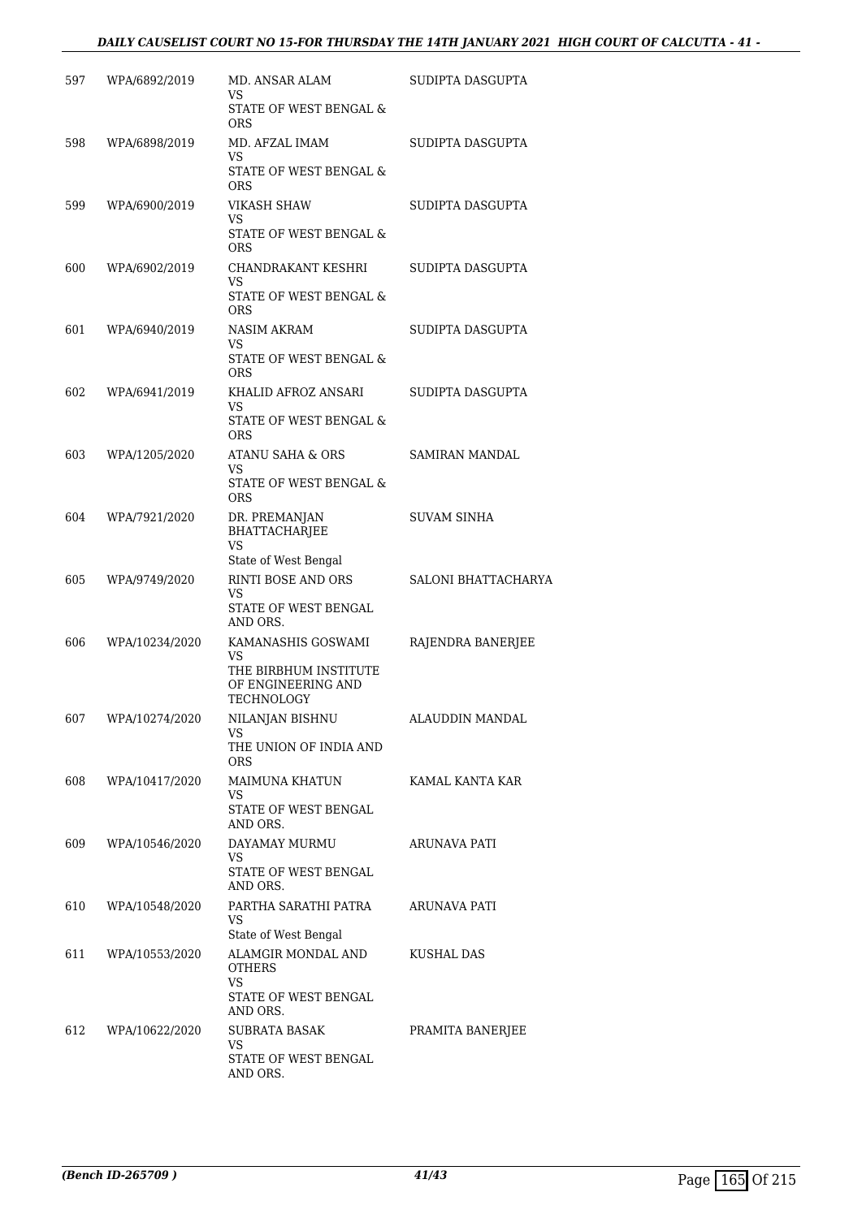| | | | |
|---|---|---|---|
| 597 | WPA/6892/2019 | MD. ANSAR ALAM<br>VS<br>STATE OF WEST BENGAL & ORS | SUDIPTA DASGUPTA |
| 598 | WPA/6898/2019 | MD. AFZAL IMAM<br>VS<br>STATE OF WEST BENGAL & ORS | SUDIPTA DASGUPTA |
| 599 | WPA/6900/2019 | VIKASH SHAW<br>VS<br>STATE OF WEST BENGAL & ORS | SUDIPTA DASGUPTA |
| 600 | WPA/6902/2019 | CHANDRAKANT KESHRI<br>VS<br>STATE OF WEST BENGAL & ORS | SUDIPTA DASGUPTA |
| 601 | WPA/6940/2019 | NASIM AKRAM<br>VS<br>STATE OF WEST BENGAL & ORS | SUDIPTA DASGUPTA |
| 602 | WPA/6941/2019 | KHALID AFROZ ANSARI<br>VS<br>STATE OF WEST BENGAL & ORS | SUDIPTA DASGUPTA |
| 603 | WPA/1205/2020 | ATANU SAHA & ORS<br>VS<br>STATE OF WEST BENGAL & ORS | SAMIRAN MANDAL |
| 604 | WPA/7921/2020 | DR. PREMANJAN BHATTACHARJEE<br>VS<br>State of West Bengal | SUVAM SINHA |
| 605 | WPA/9749/2020 | RINTI BOSE AND ORS<br>VS<br>STATE OF WEST BENGAL AND ORS. | SALONI BHATTACHARYA |
| 606 | WPA/10234/2020 | KAMANASHIS GOSWAMI<br>VS<br>THE BIRBHUM INSTITUTE OF ENGINEERING AND TECHNOLOGY | RAJENDRA BANERJEE |
| 607 | WPA/10274/2020 | NILANJAN BISHNU<br>VS<br>THE UNION OF INDIA AND ORS | ALAUDDIN MANDAL |
| 608 | WPA/10417/2020 | MAIMUNA KHATUN<br>VS<br>STATE OF WEST BENGAL AND ORS. | KAMAL KANTA KAR |
| 609 | WPA/10546/2020 | DAYAMAY MURMU<br>VS<br>STATE OF WEST BENGAL AND ORS. | ARUNAVA PATI |
| 610 | WPA/10548/2020 | PARTHA SARATHI PATRA<br>VS<br>State of West Bengal | ARUNAVA PATI |
| 611 | WPA/10553/2020 | ALAMGIR MONDAL AND OTHERS<br>VS<br>STATE OF WEST BENGAL AND ORS. | KUSHAL DAS |
| 612 | WPA/10622/2020 | SUBRATA BASAK<br>VS<br>STATE OF WEST BENGAL AND ORS. | PRAMITA BANERJEE |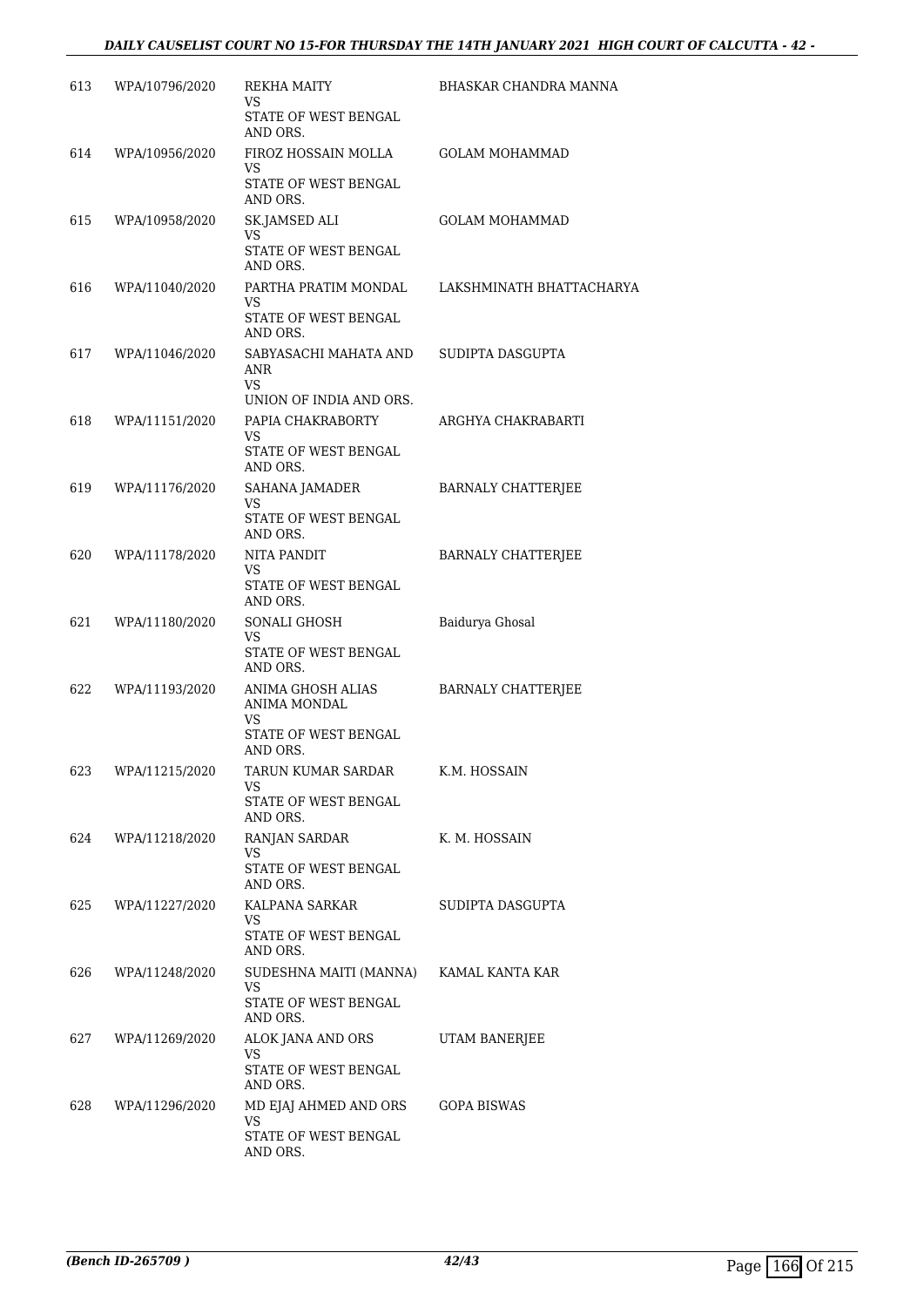| | | | |
|---|---|---|---|
| 613 | WPA/10796/2020 | REKHA MAITY<br>VS<br>STATE OF WEST BENGAL AND ORS. | BHASKAR CHANDRA MANNA |
| 614 | WPA/10956/2020 | FIROZ HOSSAIN MOLLA<br>VS<br>STATE OF WEST BENGAL AND ORS. | GOLAM MOHAMMAD |
| 615 | WPA/10958/2020 | SK.JAMSED ALI<br>VS<br>STATE OF WEST BENGAL AND ORS. | GOLAM MOHAMMAD |
| 616 | WPA/11040/2020 | PARTHA PRATIM MONDAL<br>VS<br>STATE OF WEST BENGAL AND ORS. | LAKSHMINATH BHATTACHARYA |
| 617 | WPA/11046/2020 | SABYASACHI MAHATA AND ANR<br>VS<br>UNION OF INDIA AND ORS. | SUDIPTA DASGUPTA |
| 618 | WPA/11151/2020 | PAPIA CHAKRABORTY<br>VS<br>STATE OF WEST BENGAL AND ORS. | ARGHYA CHAKRABARTI |
| 619 | WPA/11176/2020 | SAHANA JAMADER<br>VS<br>STATE OF WEST BENGAL AND ORS. | BARNALY CHATTERJEE |
| 620 | WPA/11178/2020 | NITA PANDIT<br>VS<br>STATE OF WEST BENGAL AND ORS. | BARNALY CHATTERJEE |
| 621 | WPA/11180/2020 | SONALI GHOSH<br>VS<br>STATE OF WEST BENGAL AND ORS. | Baidurya Ghosal |
| 622 | WPA/11193/2020 | ANIMA GHOSH ALIAS ANIMA MONDAL<br>VS<br>STATE OF WEST BENGAL AND ORS. | BARNALY CHATTERJEE |
| 623 | WPA/11215/2020 | TARUN KUMAR SARDAR<br>VS<br>STATE OF WEST BENGAL AND ORS. | K.M. HOSSAIN |
| 624 | WPA/11218/2020 | RANJAN SARDAR<br>VS<br>STATE OF WEST BENGAL AND ORS. | K. M. HOSSAIN |
| 625 | WPA/11227/2020 | KALPANA SARKAR<br>VS<br>STATE OF WEST BENGAL AND ORS. | SUDIPTA DASGUPTA |
| 626 | WPA/11248/2020 | SUDESHNA MAITI (MANNA)<br>VS<br>STATE OF WEST BENGAL AND ORS. | KAMAL KANTA KAR |
| 627 | WPA/11269/2020 | ALOK JANA AND ORS<br>VS<br>STATE OF WEST BENGAL AND ORS. | UTAM BANERJEE |
| 628 | WPA/11296/2020 | MD EJAJ AHMED AND ORS<br>VS<br>STATE OF WEST BENGAL AND ORS. | GOPA BISWAS |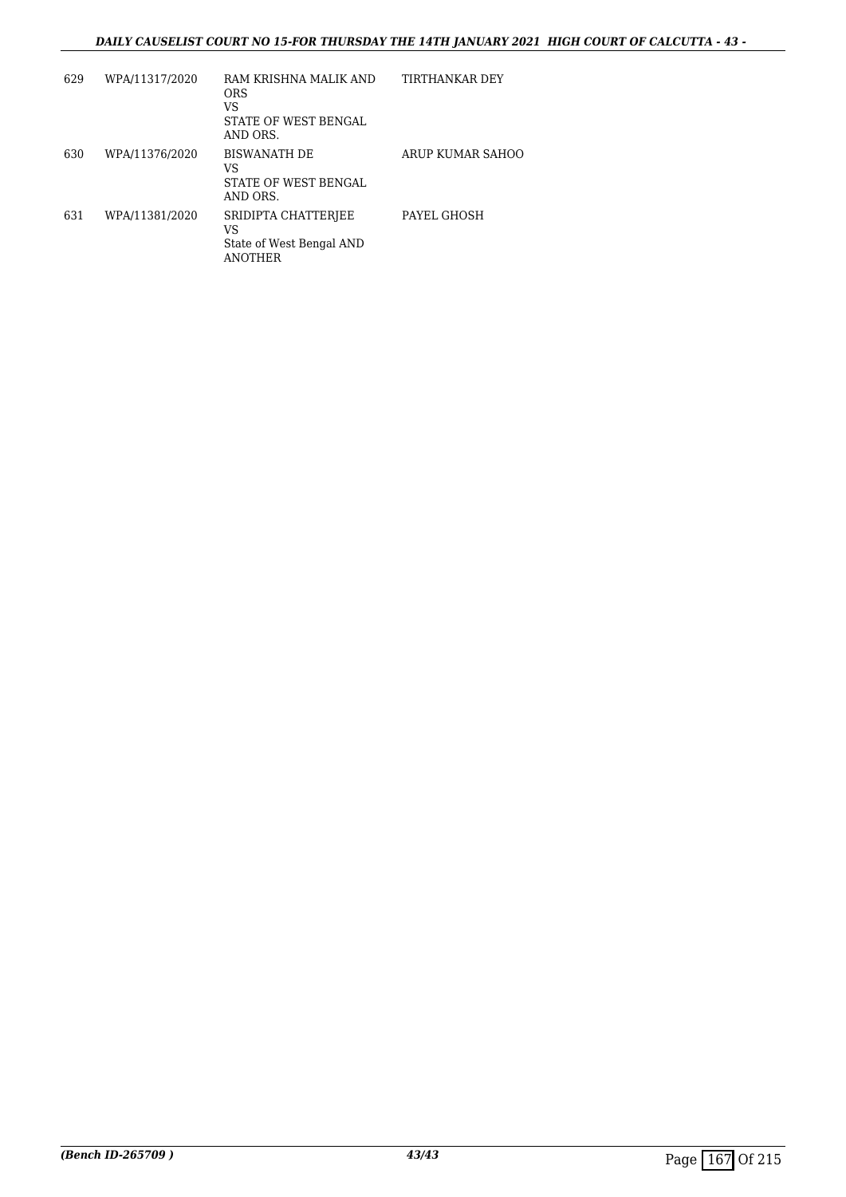| 629 | WPA/11317/2020 | RAM KRISHNA MALIK AND ORS<br>VS<br>STATE OF WEST BENGAL AND ORS. | TIRTHANKAR DEY |
|---|---|---|---|
| 630 | WPA/11376/2020 | BISWANATH DE<br>VS<br>STATE OF WEST BENGAL AND ORS. | ARUP KUMAR SAHOO |
| 631 | WPA/11381/2020 | SRIDIPTA CHATTERJEE<br>VS<br>State of West Bengal AND ANOTHER | PAYEL GHOSH |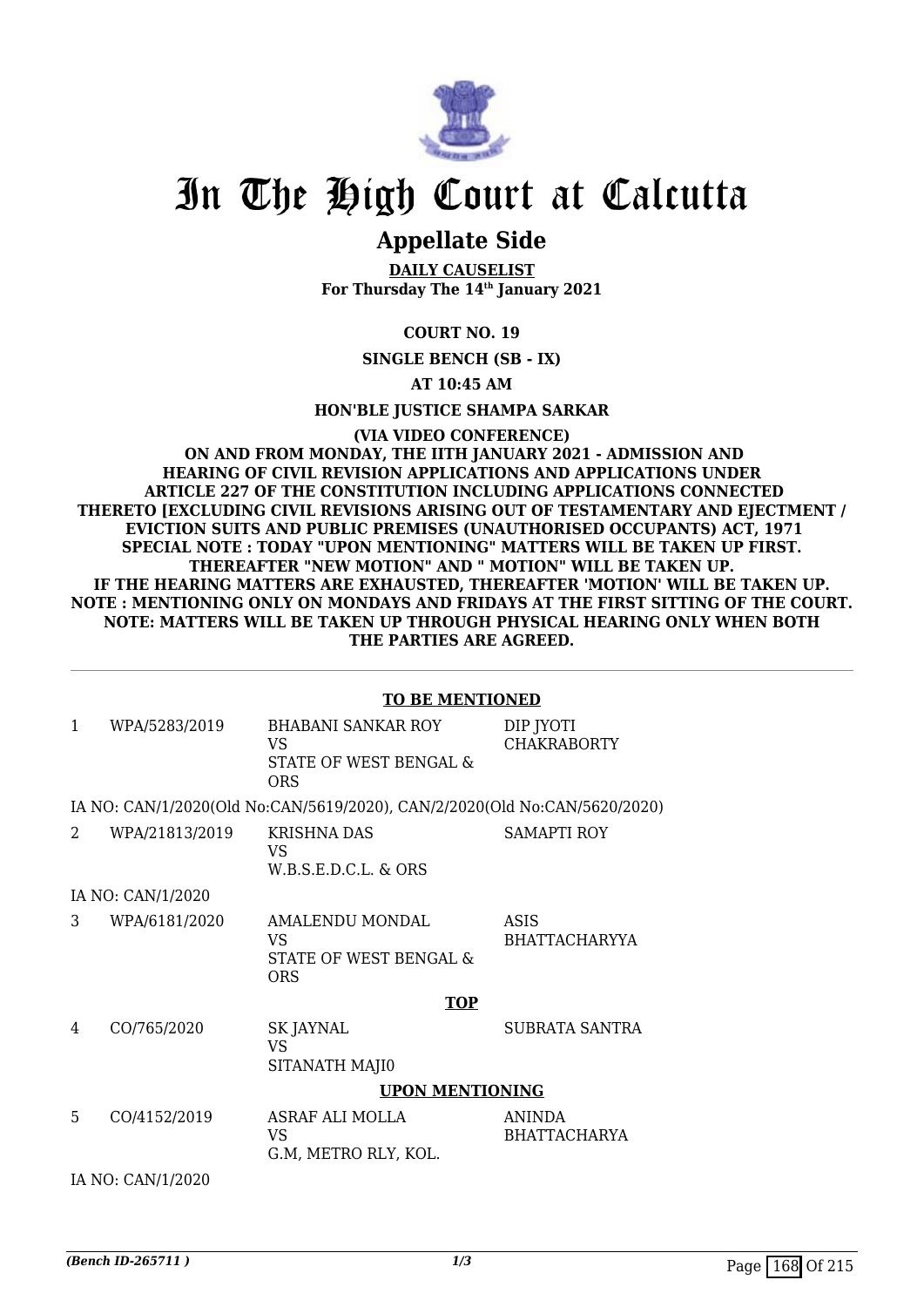# In The High Court at Calcutta

## Appellate Side

**DAILY CAUSELIST**
**For Thursday The 14th January 2021**

**COURT NO. 19**

**SINGLE BENCH (SB - IX)**

**AT 10:45 AM**

**HON'BLE JUSTICE SHAMPA SARKAR**

**(VIA VIDEO CONFERENCE)**
**ON AND FROM MONDAY, THE IITH JANUARY 2021 - ADMISSION AND HEARING OF CIVIL REVISION APPLICATIONS AND APPLICATIONS UNDER ARTICLE 227 OF THE CONSTITUTION INCLUDING APPLICATIONS CONNECTED THERETO [EXCLUDING CIVIL REVISIONS ARISING OUT OF TESTAMENTARY AND EJECTMENT / EVICTION SUITS AND PUBLIC PREMISES (UNAUTHORISED OCCUPANTS) ACT, 1971 SPECIAL NOTE : TODAY "UPON MENTIONING" MATTERS WILL BE TAKEN UP FIRST. THEREAFTER "NEW MOTION" AND " MOTION" WILL BE TAKEN UP. IF THE HEARING MATTERS ARE EXHAUSTED, THEREAFTER 'MOTION' WILL BE TAKEN UP. NOTE : MENTIONING ONLY ON MONDAYS AND FRIDAYS AT THE FIRST SITTING OF THE COURT. NOTE: MATTERS WILL BE TAKEN UP THROUGH PHYSICAL HEARING ONLY WHEN BOTH THE PARTIES ARE AGREED.**

**TO BE MENTIONED**

| | | | |
|---|---|---|---|
| 1 | WPA/5283/2019 | BHABANI SANKAR ROY<br>VS<br>STATE OF WEST BENGAL & ORS | DIP JYOTI CHAKRABORTY |

IA NO: CAN/1/2020(Old No:CAN/5619/2020), CAN/2/2020(Old No:CAN/5620/2020)

| | | | |
|---|---|---|---|
| 2 | WPA/21813/2019 | KRISHNA DAS<br>VS<br>W.B.S.E.D.C.L. & ORS | SAMAPTI ROY |

IA NO: CAN/1/2020

| | | | |
|---|---|---|---|
| 3 | WPA/6181/2020 | AMALENDU MONDAL<br>VS<br>STATE OF WEST BENGAL & ORS | ASIS BHATTACHARYYA |

**TOP**

| | | | |
|---|---|---|---|
| 4 | CO/765/2020 | SK JAYNAL<br>VS<br>SITANATH MAJI0 | SUBRATA SANTRA |

**UPON MENTIONING**

| | | | |
|---|---|---|---|
| 5 | CO/4152/2019 | ASRAF ALI MOLLA<br>VS<br>G.M, METRO RLY, KOL. | ANINDA BHATTACHARYA |

IA NO: CAN/1/2020

*(Bench ID-265711 )*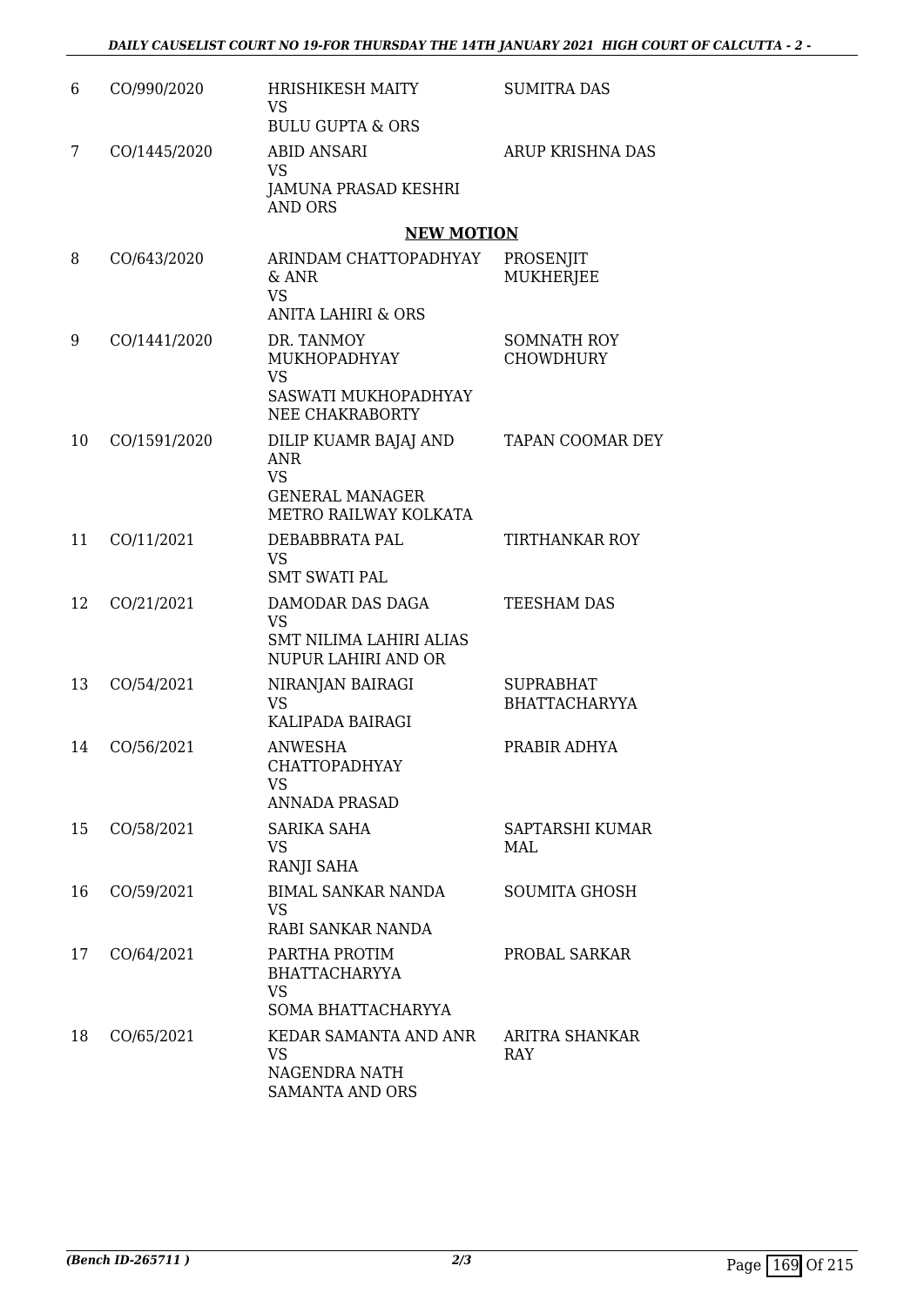| | | | |
|---|---|---|---|
| 6 | CO/990/2020 | HRISHIKESH MAITY<br>VS<br>BULU GUPTA & ORS | SUMITRA DAS |
| 7 | CO/1445/2020 | ABID ANSARI<br>VS<br>JAMUNA PRASAD KESHRI AND ORS | ARUP KRISHNA DAS |

**NEW MOTION**

| | | | |
|---|---|---|---|
| 8 | CO/643/2020 | ARINDAM CHATTOPADHYAY & ANR<br>VS<br>ANITA LAHIRI & ORS | PROSENJIT MUKHERJEE |
| 9 | CO/1441/2020 | DR. TANMOY MUKHOPADHYAY<br>VS<br>SASWATI MUKHOPADHYAY NEE CHAKRABORTY | SOMNATH ROY CHOWDHURY |
| 10 | CO/1591/2020 | DILIP KUAMR BAJAJ AND ANR<br>VS<br>GENERAL MANAGER METRO RAILWAY KOLKATA | TAPAN COOMAR DEY |
| 11 | CO/11/2021 | DEBABBRATA PAL<br>VS<br>SMT SWATI PAL | TIRTHANKAR ROY |
| 12 | CO/21/2021 | DAMODAR DAS DAGA<br>VS<br>SMT NILIMA LAHIRI ALIAS NUPUR LAHIRI AND OR | TEESHAM DAS |
| 13 | CO/54/2021 | NIRANJAN BAIRAGI<br>VS<br>KALIPADA BAIRAGI | SUPRABHAT BHATTACHARYYA |
| 14 | CO/56/2021 | ANWESHA CHATTOPADHYAY<br>VS<br>ANNADA PRASAD | PRABIR ADHYA |
| 15 | CO/58/2021 | SARIKA SAHA<br>VS<br>RANJI SAHA | SAPTARSHI KUMAR MAL |
| 16 | CO/59/2021 | BIMAL SANKAR NANDA<br>VS<br>RABI SANKAR NANDA | SOUMITA GHOSH |
| 17 | CO/64/2021 | PARTHA PROTIM BHATTACHARYYA<br>VS<br>SOMA BHATTACHARYYA | PROBAL SARKAR |
| 18 | CO/65/2021 | KEDAR SAMANTA AND ANR<br>VS<br>NAGENDRA NATH SAMANTA AND ORS | ARITRA SHANKAR RAY |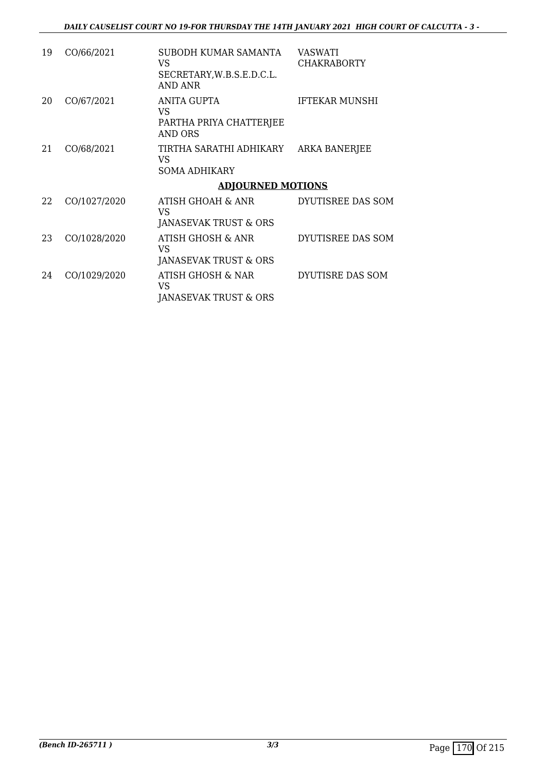| | | | |
|---|---|---|---|
| 19 | CO/66/2021 | SUBODH KUMAR SAMANTA<br>VS<br>SECRETARY,W.B.S.E.D.C.L. AND ANR | VASWATI CHAKRABORTY |
| 20 | CO/67/2021 | ANITA GUPTA<br>VS<br>PARTHA PRIYA CHATTERJEE AND ORS | IFTEKAR MUNSHI |
| 21 | CO/68/2021 | TIRTHA SARATHI ADHIKARY<br>VS<br>SOMA ADHIKARY | ARKA BANERJEE |

## ADJOURNED MOTIONS

| | | | |
|---|---|---|---|
| 22 | CO/1027/2020 | ATISH GHOAH & ANR<br>VS<br>JANASEVAK TRUST & ORS | DYUTISREE DAS SOM |
| 23 | CO/1028/2020 | ATISH GHOSH & ANR<br>VS<br>JANASEVAK TRUST & ORS | DYUTISREE DAS SOM |
| 24 | CO/1029/2020 | ATISH GHOSH & NAR<br>VS<br>JANASEVAK TRUST & ORS | DYUTISRE DAS SOM |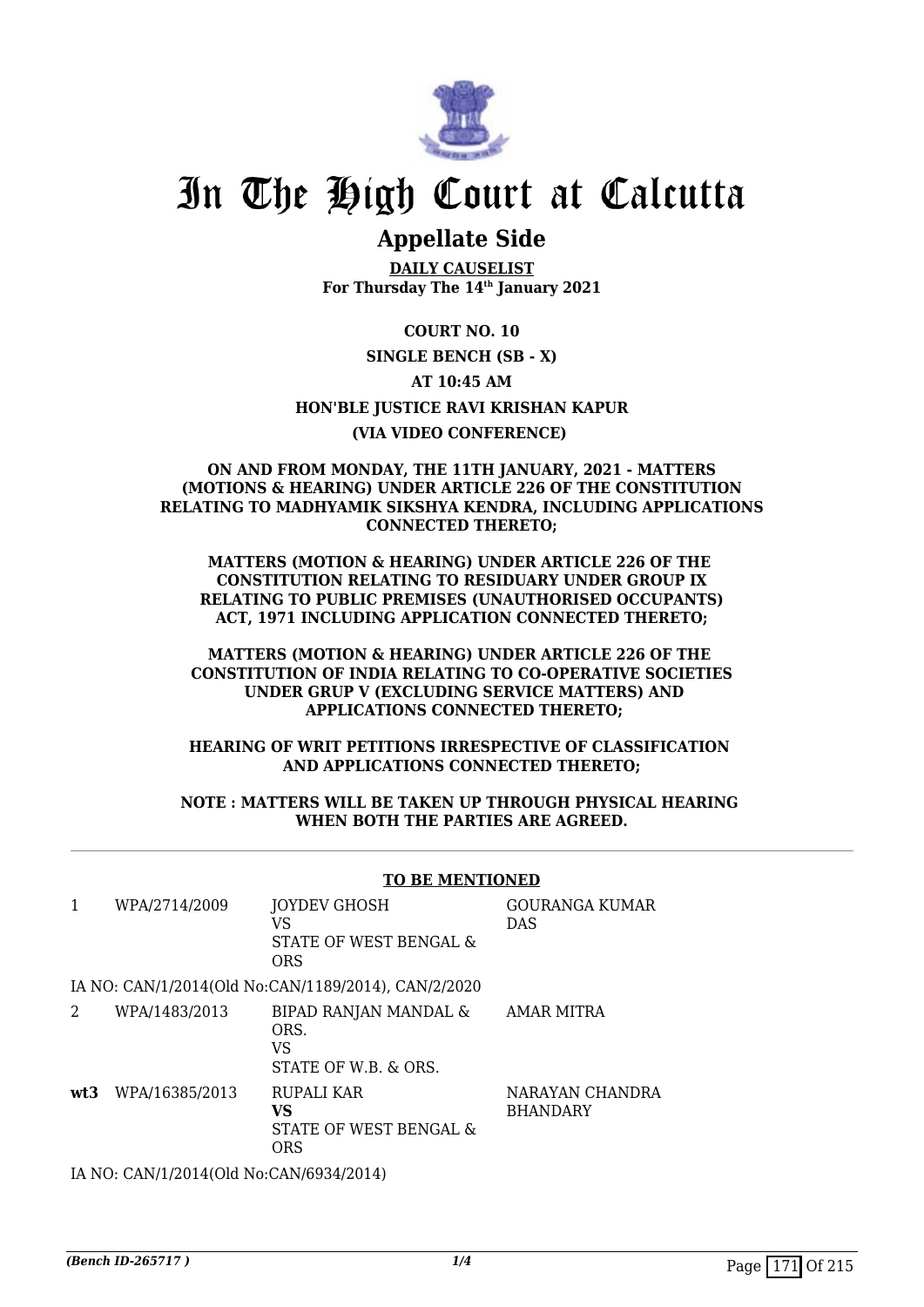# In The High Court at Calcutta

## Appellate Side

**DAILY CAUSELIST**
**For Thursday The 14th January 2021**

**COURT NO. 10**

**SINGLE BENCH (SB - X)**

**AT 10:45 AM**

**HON'BLE JUSTICE RAVI KRISHAN KAPUR**

**(VIA VIDEO CONFERENCE)**

**ON AND FROM MONDAY, THE 11TH JANUARY, 2021 - MATTERS (MOTIONS & HEARING) UNDER ARTICLE 226 OF THE CONSTITUTION RELATING TO MADHYAMIK SIKSHYA KENDRA, INCLUDING APPLICATIONS CONNECTED THERETO;**

**MATTERS (MOTION & HEARING) UNDER ARTICLE 226 OF THE CONSTITUTION RELATING TO RESIDUARY UNDER GROUP IX RELATING TO PUBLIC PREMISES (UNAUTHORISED OCCUPANTS) ACT, 1971 INCLUDING APPLICATION CONNECTED THERETO;**

**MATTERS (MOTION & HEARING) UNDER ARTICLE 226 OF THE CONSTITUTION OF INDIA RELATING TO CO-OPERATIVE SOCIETIES UNDER GRUP V (EXCLUDING SERVICE MATTERS) AND APPLICATIONS CONNECTED THERETO;**

**HEARING OF WRIT PETITIONS IRRESPECTIVE OF CLASSIFICATION AND APPLICATIONS CONNECTED THERETO;**

**NOTE : MATTERS WILL BE TAKEN UP THROUGH PHYSICAL HEARING WHEN BOTH THE PARTIES ARE AGREED.**

**TO BE MENTIONED**

| | | | |
|---|---|---|---|
| 1 | WPA/2714/2009 | JOYDEV GHOSH<br>VS<br>STATE OF WEST BENGAL & ORS | GOURANGA KUMAR DAS |

IA NO: CAN/1/2014(Old No:CAN/1189/2014), CAN/2/2020

| | | | |
|---|---|---|---|
| 2 | WPA/1483/2013 | BIPAD RANJAN MANDAL & ORS.<br>VS<br>STATE OF W.B. & ORS. | AMAR MITRA |
| **wt3** | WPA/16385/2013 | RUPALI KAR<br>**VS**<br>STATE OF WEST BENGAL & ORS | NARAYAN CHANDRA BHANDARY |

IA NO: CAN/1/2014(Old No:CAN/6934/2014)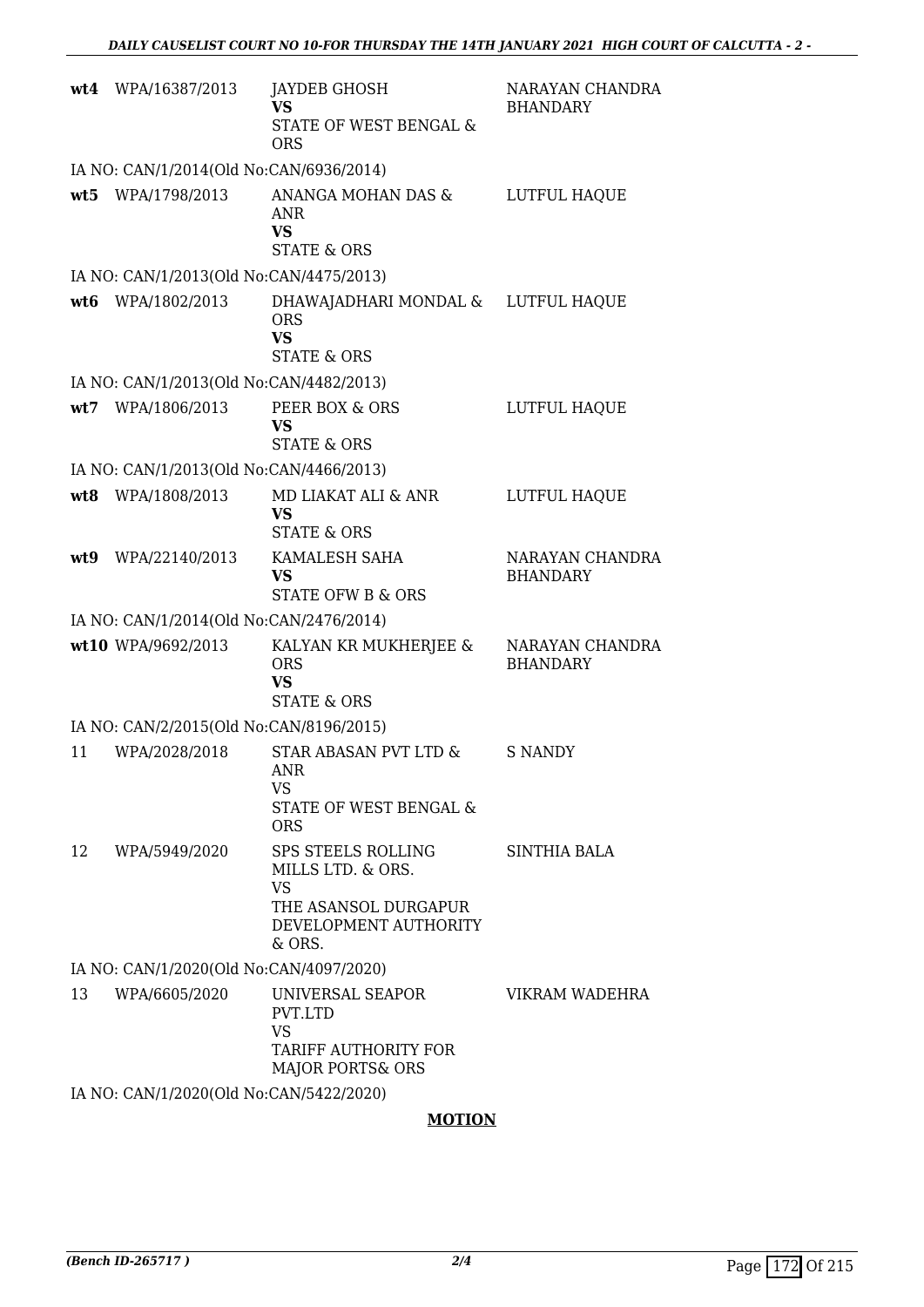| | | | |
|---|---|---|---|
| **wt4** | WPA/16387/2013 | JAYDEB GHOSH<br>**VS**<br>STATE OF WEST BENGAL & ORS | NARAYAN CHANDRA BHANDARY |
| IA NO: CAN/1/2014(Old No:CAN/6936/2014) | | | |
| **wt5** | WPA/1798/2013 | ANANGA MOHAN DAS & ANR<br>**VS**<br>STATE & ORS | LUTFUL HAQUE |
| IA NO: CAN/1/2013(Old No:CAN/4475/2013) | | | |
| **wt6** | WPA/1802/2013 | DHAWAJADHARI MONDAL & ORS<br>**VS**<br>STATE & ORS | LUTFUL HAQUE |
| IA NO: CAN/1/2013(Old No:CAN/4482/2013) | | | |
| **wt7** | WPA/1806/2013 | PEER BOX & ORS<br>**VS**<br>STATE & ORS | LUTFUL HAQUE |
| IA NO: CAN/1/2013(Old No:CAN/4466/2013) | | | |
| **wt8** | WPA/1808/2013 | MD LIAKAT ALI & ANR<br>**VS**<br>STATE & ORS | LUTFUL HAQUE |
| **wt9** | WPA/22140/2013 | KAMALESH SAHA<br>**VS**<br>STATE OFW B & ORS | NARAYAN CHANDRA BHANDARY |
| IA NO: CAN/1/2014(Old No:CAN/2476/2014) | | | |
| **wt10** | WPA/9692/2013 | KALYAN KR MUKHERJEE & ORS<br>**VS**<br>STATE & ORS | NARAYAN CHANDRA BHANDARY |
| IA NO: CAN/2/2015(Old No:CAN/8196/2015) | | | |
| 11 | WPA/2028/2018 | STAR ABASAN PVT LTD & ANR<br>VS<br>STATE OF WEST BENGAL & ORS | S NANDY |
| 12 | WPA/5949/2020 | SPS STEELS ROLLING MILLS LTD. & ORS.<br>VS<br>THE ASANSOL DURGAPUR DEVELOPMENT AUTHORITY & ORS. | SINTHIA BALA |
| IA NO: CAN/1/2020(Old No:CAN/4097/2020) | | | |
| 13 | WPA/6605/2020 | UNIVERSAL SEAPOR PVT.LTD<br>VS<br>TARIFF AUTHORITY FOR MAJOR PORTS& ORS | VIKRAM WADEHRA |
| IA NO: CAN/1/2020(Old No:CAN/5422/2020) | | | |

**MOTION**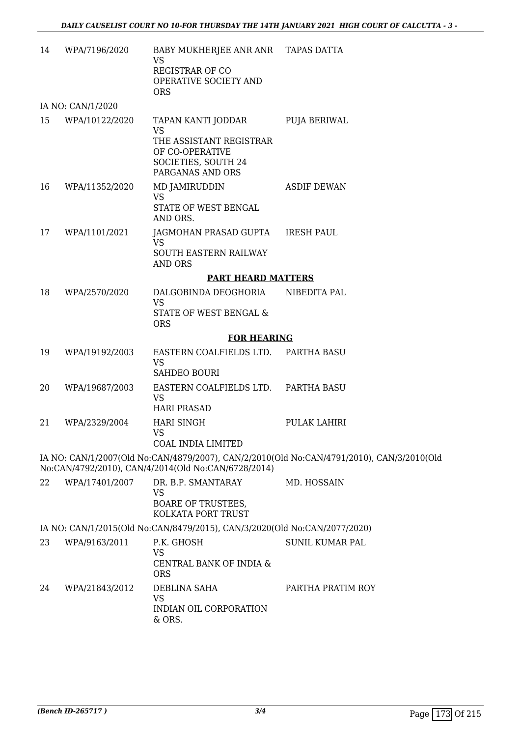| | | | |
|---|---|---|---|
| 14 | WPA/7196/2020 | BABY MUKHERJEE ANR ANR<br>VS<br>REGISTRAR OF CO OPERATIVE SOCIETY AND ORS | TAPAS DATTA |

IA NO: CAN/1/2020

| | | | |
|---|---|---|---|
| 15 | WPA/10122/2020 | TAPAN KANTI JODDAR<br>VS<br>THE ASSISTANT REGISTRAR OF CO-OPERATIVE SOCIETIES, SOUTH 24 PARGANAS AND ORS | PUJA BERIWAL |
| 16 | WPA/11352/2020 | MD JAMIRUDDIN<br>VS<br>STATE OF WEST BENGAL AND ORS. | ASDIF DEWAN |
| 17 | WPA/1101/2021 | JAGMOHAN PRASAD GUPTA<br>VS<br>SOUTH EASTERN RAILWAY AND ORS | IRESH PAUL |

**PART HEARD MATTERS**

| | | | |
|---|---|---|---|
| 18 | WPA/2570/2020 | DALGOBINDA DEOGHORIA<br>VS<br>STATE OF WEST BENGAL & ORS | NIBEDITA PAL |

**FOR HEARING**

| | | | |
|---|---|---|---|
| 19 | WPA/19192/2003 | EASTERN COALFIELDS LTD.<br>VS<br>SAHDEO BOURI | PARTHA BASU |
| 20 | WPA/19687/2003 | EASTERN COALFIELDS LTD.<br>VS<br>HARI PRASAD | PARTHA BASU |
| 21 | WPA/2329/2004 | HARI SINGH<br>VS<br>COAL INDIA LIMITED | PULAK LAHIRI |

IA NO: CAN/1/2007(Old No:CAN/4879/2007), CAN/2/2010(Old No:CAN/4791/2010), CAN/3/2010(Old No:CAN/4792/2010), CAN/4/2014(Old No:CAN/6728/2014)

| | | | |
|---|---|---|---|
| 22 | WPA/17401/2007 | DR. B.P. SMANTARAY<br>VS<br>BOARE OF TRUSTEES, KOLKATA PORT TRUST | MD. HOSSAIN |

IA NO: CAN/1/2015(Old No:CAN/8479/2015), CAN/3/2020(Old No:CAN/2077/2020)

| | | | |
|---|---|---|---|
| 23 | WPA/9163/2011 | P.K. GHOSH<br>VS<br>CENTRAL BANK OF INDIA & ORS | SUNIL KUMAR PAL |
| 24 | WPA/21843/2012 | DEBLINA SAHA<br>VS<br>INDIAN OIL CORPORATION & ORS. | PARTHA PRATIM ROY |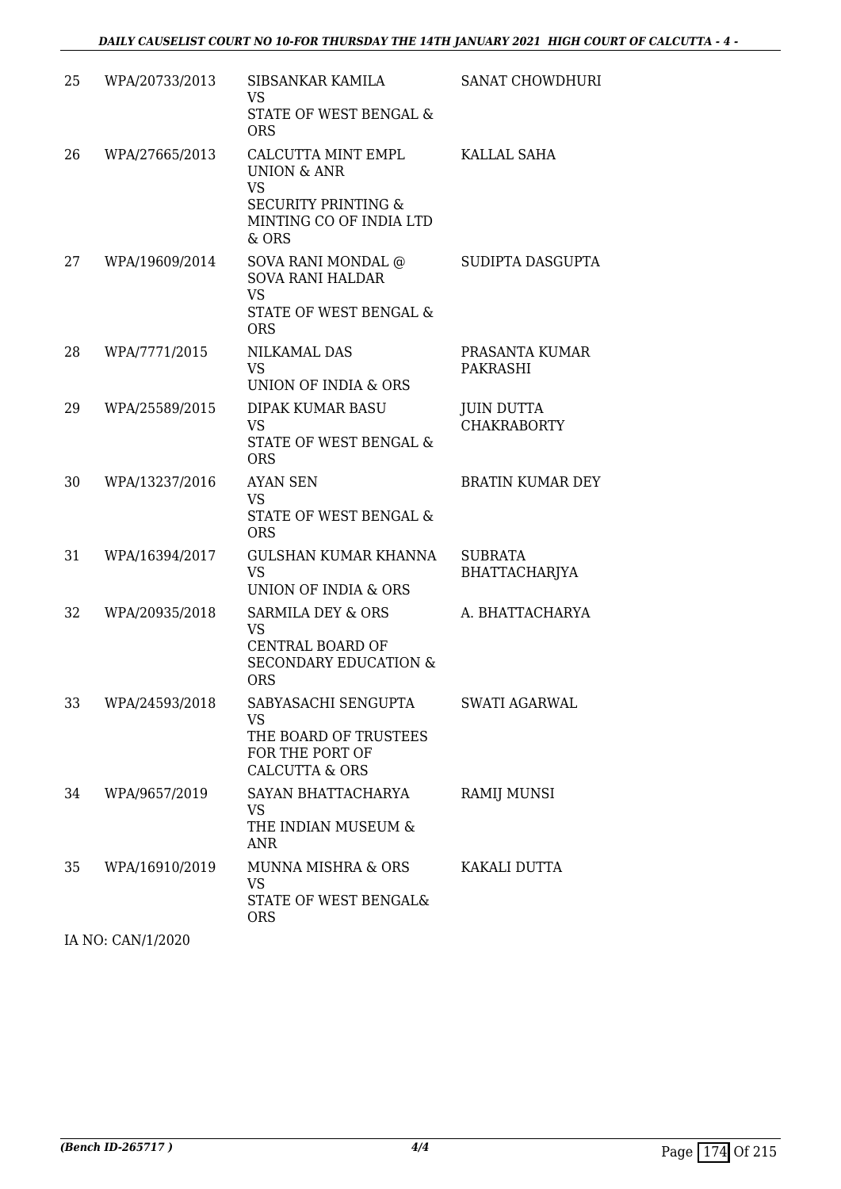| 25 | WPA/20733/2013 | SIBSANKAR KAMILA<br>VS<br>STATE OF WEST BENGAL & ORS | SANAT CHOWDHURI |
|---|---|---|---|
| 26 | WPA/27665/2013 | CALCUTTA MINT EMPL UNION & ANR<br>VS<br>SECURITY PRINTING & MINTING CO OF INDIA LTD & ORS | KALLAL SAHA |
| 27 | WPA/19609/2014 | SOVA RANI MONDAL @ SOVA RANI HALDAR<br>VS<br>STATE OF WEST BENGAL & ORS | SUDIPTA DASGUPTA |
| 28 | WPA/7771/2015 | NILKAMAL DAS<br>VS<br>UNION OF INDIA & ORS | PRASANTA KUMAR PAKRASHI |
| 29 | WPA/25589/2015 | DIPAK KUMAR BASU<br>VS<br>STATE OF WEST BENGAL & ORS | JUIN DUTTA CHAKRABORTY |
| 30 | WPA/13237/2016 | AYAN SEN<br>VS<br>STATE OF WEST BENGAL & ORS | BRATIN KUMAR DEY |
| 31 | WPA/16394/2017 | GULSHAN KUMAR KHANNA<br>VS<br>UNION OF INDIA & ORS | SUBRATA BHATTACHARJYA |
| 32 | WPA/20935/2018 | SARMILA DEY & ORS<br>VS<br>CENTRAL BOARD OF SECONDARY EDUCATION & ORS | A. BHATTACHARYA |
| 33 | WPA/24593/2018 | SABYASACHI SENGUPTA<br>VS<br>THE BOARD OF TRUSTEES FOR THE PORT OF CALCUTTA & ORS | SWATI AGARWAL |
| 34 | WPA/9657/2019 | SAYAN BHATTACHARYA<br>VS<br>THE INDIAN MUSEUM & ANR | RAMIJ MUNSI |
| 35 | WPA/16910/2019 | MUNNA MISHRA & ORS<br>VS<br>STATE OF WEST BENGAL& ORS | KAKALI DUTTA |

IA NO: CAN/1/2020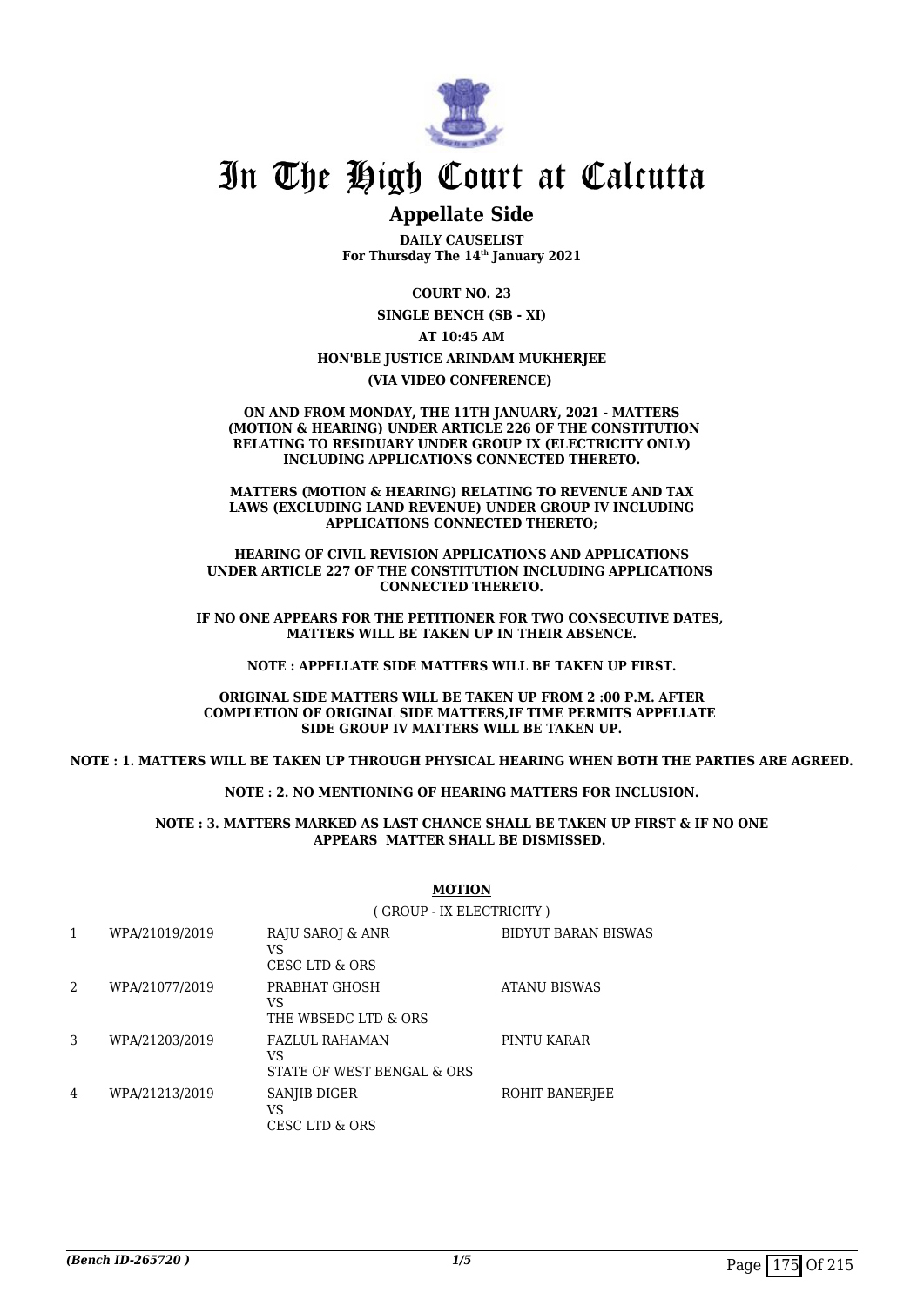# In The High Court at Calcutta

## Appellate Side

**DAILY CAUSELIST**
**For Thursday The 14th January 2021**

**COURT NO. 23**

**SINGLE BENCH (SB - XI)**

**AT 10:45 AM**

**HON'BLE JUSTICE ARINDAM MUKHERJEE**

**(VIA VIDEO CONFERENCE)**

**ON AND FROM MONDAY, THE 11TH JANUARY, 2021 - MATTERS (MOTION & HEARING) UNDER ARTICLE 226 OF THE CONSTITUTION RELATING TO RESIDUARY UNDER GROUP IX (ELECTRICITY ONLY) INCLUDING APPLICATIONS CONNECTED THERETO.**

**MATTERS (MOTION & HEARING) RELATING TO REVENUE AND TAX LAWS (EXCLUDING LAND REVENUE) UNDER GROUP IV INCLUDING APPLICATIONS CONNECTED THERETO;**

**HEARING OF CIVIL REVISION APPLICATIONS AND APPLICATIONS UNDER ARTICLE 227 OF THE CONSTITUTION INCLUDING APPLICATIONS CONNECTED THERETO.**

**IF NO ONE APPEARS FOR THE PETITIONER FOR TWO CONSECUTIVE DATES, MATTERS WILL BE TAKEN UP IN THEIR ABSENCE.**

**NOTE : APPELLATE SIDE MATTERS WILL BE TAKEN UP FIRST.**

**ORIGINAL SIDE MATTERS WILL BE TAKEN UP FROM 2 :00 P.M. AFTER COMPLETION OF ORIGINAL SIDE MATTERS,IF TIME PERMITS APPELLATE SIDE GROUP IV MATTERS WILL BE TAKEN UP.**

**NOTE : 1. MATTERS WILL BE TAKEN UP THROUGH PHYSICAL HEARING WHEN BOTH THE PARTIES ARE AGREED.**

**NOTE : 2. NO MENTIONING OF HEARING MATTERS FOR INCLUSION.**

**NOTE : 3. MATTERS MARKED AS LAST CHANCE SHALL BE TAKEN UP FIRST & IF NO ONE APPEARS MATTER SHALL BE DISMISSED.**

**MOTION**

( GROUP - IX ELECTRICITY )

| | | | |
|---|---|---|---|
| 1 | WPA/21019/2019 | RAJU SAROJ & ANR<br>VS<br>CESC LTD & ORS | BIDYUT BARAN BISWAS |
| 2 | WPA/21077/2019 | PRABHAT GHOSH<br>VS<br>THE WBSEDC LTD & ORS | ATANU BISWAS |
| 3 | WPA/21203/2019 | FAZLUL RAHAMAN<br>VS<br>STATE OF WEST BENGAL & ORS | PINTU KARAR |
| 4 | WPA/21213/2019 | SANJIB DIGER<br>VS<br>CESC LTD & ORS | ROHIT BANERJEE |

*(Bench ID-265720 )*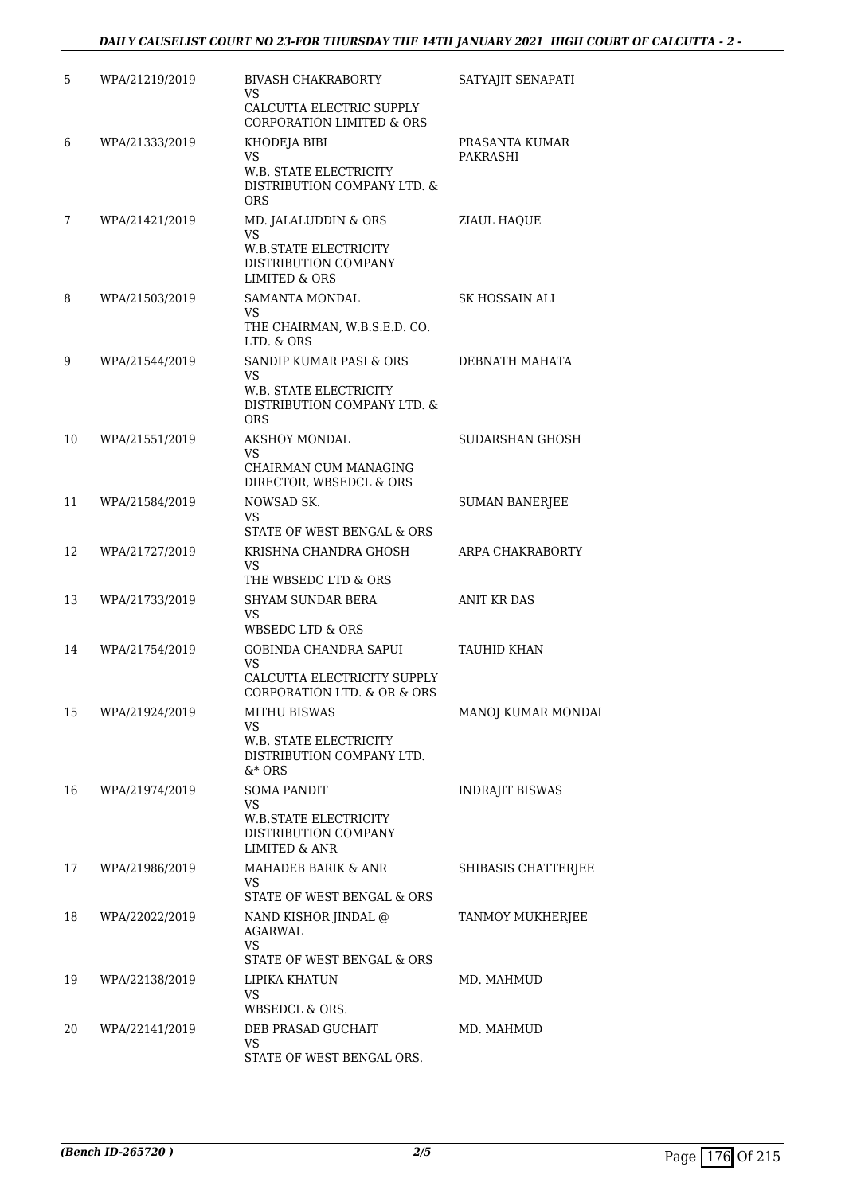| 5 | WPA/21219/2019 | BIVASH CHAKRABORTY<br>VS<br>CALCUTTA ELECTRIC SUPPLY CORPORATION LIMITED & ORS | SATYAJIT SENAPATI |
|---|---|---|---|
| 6 | WPA/21333/2019 | KHODEJA BIBI<br>VS<br>W.B. STATE ELECTRICITY DISTRIBUTION COMPANY LTD. & ORS | PRASANTA KUMAR PAKRASHI |
| 7 | WPA/21421/2019 | MD. JALALUDDIN & ORS<br>VS<br>W.B.STATE ELECTRICITY DISTRIBUTION COMPANY LIMITED & ORS | ZIAUL HAQUE |
| 8 | WPA/21503/2019 | SAMANTA MONDAL<br>VS<br>THE CHAIRMAN, W.B.S.E.D. CO. LTD. & ORS | SK HOSSAIN ALI |
| 9 | WPA/21544/2019 | SANDIP KUMAR PASI & ORS<br>VS<br>W.B. STATE ELECTRICITY DISTRIBUTION COMPANY LTD. & ORS | DEBNATH MAHATA |
| 10 | WPA/21551/2019 | AKSHOY MONDAL<br>VS<br>CHAIRMAN CUM MANAGING DIRECTOR, WBSEDCL & ORS | SUDARSHAN GHOSH |
| 11 | WPA/21584/2019 | NOWSAD SK.<br>VS<br>STATE OF WEST BENGAL & ORS | SUMAN BANERJEE |
| 12 | WPA/21727/2019 | KRISHNA CHANDRA GHOSH<br>VS<br>THE WBSEDC LTD & ORS | ARPA CHAKRABORTY |
| 13 | WPA/21733/2019 | SHYAM SUNDAR BERA<br>VS<br>WBSEDC LTD & ORS | ANIT KR DAS |
| 14 | WPA/21754/2019 | GOBINDA CHANDRA SAPUI<br>VS<br>CALCUTTA ELECTRICITY SUPPLY CORPORATION LTD. & OR & ORS | TAUHID KHAN |
| 15 | WPA/21924/2019 | MITHU BISWAS<br>VS<br>W.B. STATE ELECTRICITY DISTRIBUTION COMPANY LTD. &* ORS | MANOJ KUMAR MONDAL |
| 16 | WPA/21974/2019 | SOMA PANDIT<br>VS<br>W.B.STATE ELECTRICITY DISTRIBUTION COMPANY LIMITED & ANR | INDRAJIT BISWAS |
| 17 | WPA/21986/2019 | MAHADEB BARIK & ANR<br>VS<br>STATE OF WEST BENGAL & ORS | SHIBASIS CHATTERJEE |
| 18 | WPA/22022/2019 | NAND KISHOR JINDAL @ AGARWAL<br>VS<br>STATE OF WEST BENGAL & ORS | TANMOY MUKHERJEE |
| 19 | WPA/22138/2019 | LIPIKA KHATUN<br>VS<br>WBSEDCL & ORS. | MD. MAHMUD |
| 20 | WPA/22141/2019 | DEB PRASAD GUCHAIT<br>VS<br>STATE OF WEST BENGAL ORS. | MD. MAHMUD |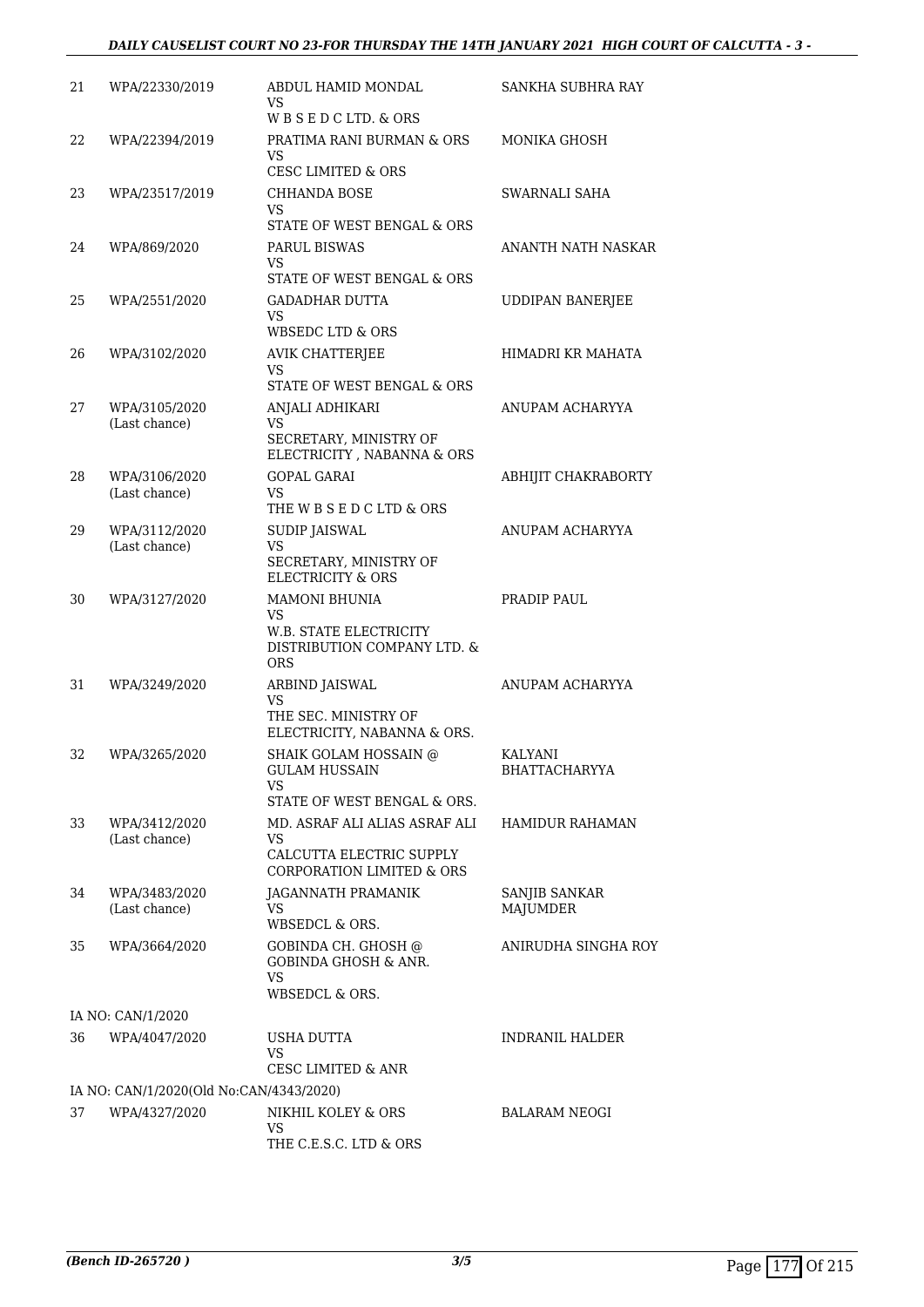| | | | |
|---|---|---|---|
| 21 | WPA/22330/2019 | ABDUL HAMID MONDAL<br>VS<br>W B S E D C LTD. & ORS | SANKHA SUBHRA RAY |
| 22 | WPA/22394/2019 | PRATIMA RANI BURMAN & ORS<br>VS<br>CESC LIMITED & ORS | MONIKA GHOSH |
| 23 | WPA/23517/2019 | CHHANDA BOSE<br>VS<br>STATE OF WEST BENGAL & ORS | SWARNALI SAHA |
| 24 | WPA/869/2020 | PARUL BISWAS<br>VS<br>STATE OF WEST BENGAL & ORS | ANANTH NATH NASKAR |
| 25 | WPA/2551/2020 | GADADHAR DUTTA<br>VS<br>WBSEDC LTD & ORS | UDDIPAN BANERJEE |
| 26 | WPA/3102/2020 | AVIK CHATTERJEE<br>VS<br>STATE OF WEST BENGAL & ORS | HIMADRI KR MAHATA |
| 27 | WPA/3105/2020<br>(Last chance) | ANJALI ADHIKARI<br>VS<br>SECRETARY, MINISTRY OF ELECTRICITY , NABANNA & ORS | ANUPAM ACHARYYA |
| 28 | WPA/3106/2020<br>(Last chance) | GOPAL GARAI<br>VS<br>THE W B S E D C LTD & ORS | ABHIJIT CHAKRABORTY |
| 29 | WPA/3112/2020<br>(Last chance) | SUDIP JAISWAL<br>VS<br>SECRETARY, MINISTRY OF ELECTRICITY & ORS | ANUPAM ACHARYYA |
| 30 | WPA/3127/2020 | MAMONI BHUNIA<br>VS<br>W.B. STATE ELECTRICITY DISTRIBUTION COMPANY LTD. & ORS | PRADIP PAUL |
| 31 | WPA/3249/2020 | ARBIND JAISWAL<br>VS<br>THE SEC. MINISTRY OF ELECTRICITY, NABANNA & ORS. | ANUPAM ACHARYYA |
| 32 | WPA/3265/2020 | SHAIK GOLAM HOSSAIN @ GULAM HUSSAIN<br>VS<br>STATE OF WEST BENGAL & ORS. | KALYANI BHATTACHARYYA |
| 33 | WPA/3412/2020<br>(Last chance) | MD. ASRAF ALI ALIAS ASRAF ALI<br>VS<br>CALCUTTA ELECTRIC SUPPLY CORPORATION LIMITED & ORS | HAMIDUR RAHAMAN |
| 34 | WPA/3483/2020<br>(Last chance) | JAGANNATH PRAMANIK<br>VS<br>WBSEDCL & ORS. | SANJIB SANKAR MAJUMDER |
| 35 | WPA/3664/2020 | GOBINDA CH. GHOSH @ GOBINDA GHOSH & ANR.<br>VS<br>WBSEDCL & ORS. | ANIRUDHA SINGHA ROY |
| | IA NO: CAN/1/2020 | | |
| 36 | WPA/4047/2020 | USHA DUTTA<br>VS<br>CESC LIMITED & ANR | INDRANIL HALDER |
| | IA NO: CAN/1/2020(Old No:CAN/4343/2020) | | |
| 37 | WPA/4327/2020 | NIKHIL KOLEY & ORS<br>VS<br>THE C.E.S.C. LTD & ORS | BALARAM NEOGI |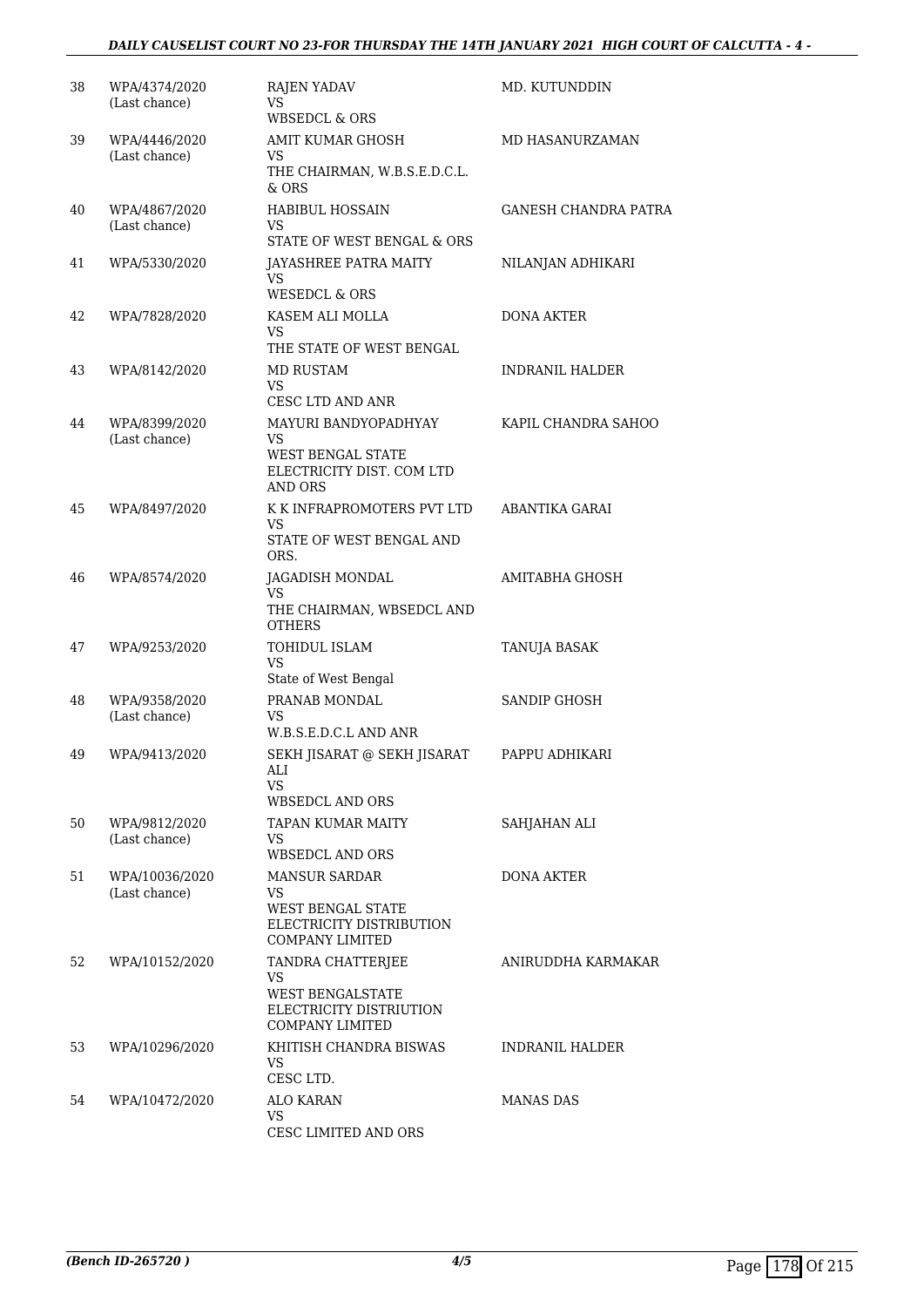| | | | |
|---|---|---|---|
| 38 | WPA/4374/2020 (Last chance) | RAJEN YADAV VS WBSEDCL & ORS | MD. KUTUNDDIN |
| 39 | WPA/4446/2020 (Last chance) | AMIT KUMAR GHOSH VS THE CHAIRMAN, W.B.S.E.D.C.L. & ORS | MD HASANURZAMAN |
| 40 | WPA/4867/2020 (Last chance) | HABIBUL HOSSAIN VS STATE OF WEST BENGAL & ORS | GANESH CHANDRA PATRA |
| 41 | WPA/5330/2020 | JAYASHREE PATRA MAITY VS WESEDCL & ORS | NILANJAN ADHIKARI |
| 42 | WPA/7828/2020 | KASEM ALI MOLLA VS THE STATE OF WEST BENGAL | DONA AKTER |
| 43 | WPA/8142/2020 | MD RUSTAM VS CESC LTD AND ANR | INDRANIL HALDER |
| 44 | WPA/8399/2020 (Last chance) | MAYURI BANDYOPADHYAY VS WEST BENGAL STATE ELECTRICITY DIST. COM LTD AND ORS | KAPIL CHANDRA SAHOO |
| 45 | WPA/8497/2020 | K K INFRAPROMOTERS PVT LTD VS STATE OF WEST BENGAL AND ORS. | ABANTIKA GARAI |
| 46 | WPA/8574/2020 | JAGADISH MONDAL VS THE CHAIRMAN, WBSEDCL AND OTHERS | AMITABHA GHOSH |
| 47 | WPA/9253/2020 | TOHIDUL ISLAM VS State of West Bengal | TANUJA BASAK |
| 48 | WPA/9358/2020 (Last chance) | PRANAB MONDAL VS W.B.S.E.D.C.L AND ANR | SANDIP GHOSH |
| 49 | WPA/9413/2020 | SEKH JISARAT @ SEKH JISARAT ALI VS WBSEDCL AND ORS | PAPPU ADHIKARI |
| 50 | WPA/9812/2020 (Last chance) | TAPAN KUMAR MAITY VS WBSEDCL AND ORS | SAHJAHAN ALI |
| 51 | WPA/10036/2020 (Last chance) | MANSUR SARDAR VS WEST BENGAL STATE ELECTRICITY DISTRIBUTION COMPANY LIMITED | DONA AKTER |
| 52 | WPA/10152/2020 | TANDRA CHATTERJEE VS WEST BENGALSTATE ELECTRICITY DISTRIUTION COMPANY LIMITED | ANIRUDDHA KARMAKAR |
| 53 | WPA/10296/2020 | KHITISH CHANDRA BISWAS VS CESC LTD. | INDRANIL HALDER |
| 54 | WPA/10472/2020 | ALO KARAN VS CESC LIMITED AND ORS | MANAS DAS |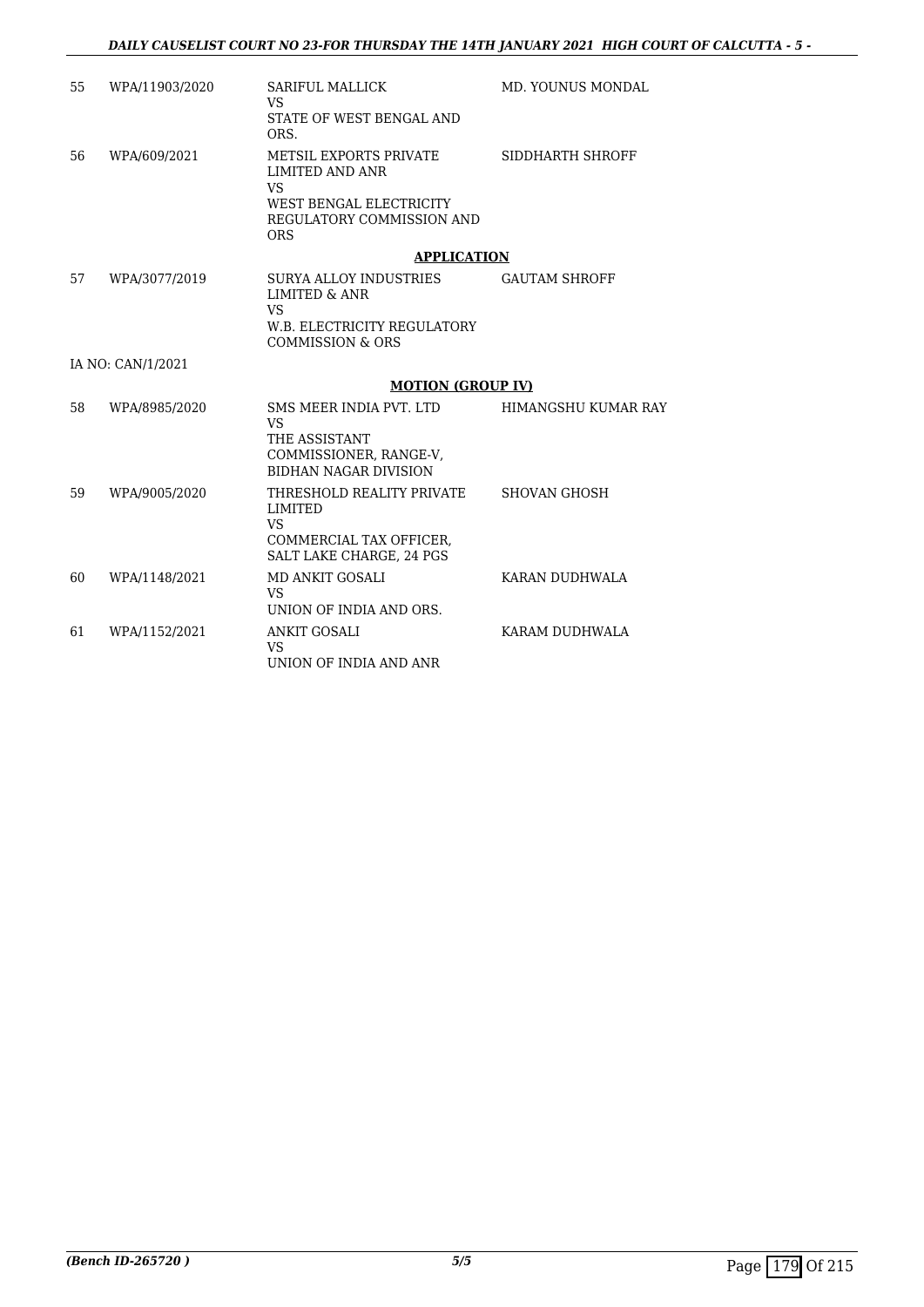| | | | |
|---|---|---|---|
| 55 | WPA/11903/2020 | SARIFUL MALLICK<br>VS<br>STATE OF WEST BENGAL AND ORS. | MD. YOUNUS MONDAL |
| 56 | WPA/609/2021 | METSIL EXPORTS PRIVATE LIMITED AND ANR<br>VS<br>WEST BENGAL ELECTRICITY REGULATORY COMMISSION AND ORS | SIDDHARTH SHROFF |

**APPLICATION**

| | | | |
|---|---|---|---|
| 57 | WPA/3077/2019 | SURYA ALLOY INDUSTRIES LIMITED & ANR<br>VS<br>W.B. ELECTRICITY REGULATORY COMMISSION & ORS | GAUTAM SHROFF |

IA NO: CAN/1/2021

**MOTION (GROUP IV)**

| | | | |
|---|---|---|---|
| 58 | WPA/8985/2020 | SMS MEER INDIA PVT. LTD<br>VS<br>THE ASSISTANT COMMISSIONER, RANGE-V, BIDHAN NAGAR DIVISION | HIMANGSHU KUMAR RAY |
| 59 | WPA/9005/2020 | THRESHOLD REALITY PRIVATE LIMITED<br>VS<br>COMMERCIAL TAX OFFICER, SALT LAKE CHARGE, 24 PGS | SHOVAN GHOSH |
| 60 | WPA/1148/2021 | MD ANKIT GOSALI<br>VS<br>UNION OF INDIA AND ORS. | KARAN DUDHWALA |
| 61 | WPA/1152/2021 | ANKIT GOSALI<br>VS<br>UNION OF INDIA AND ANR | KARAM DUDHWALA |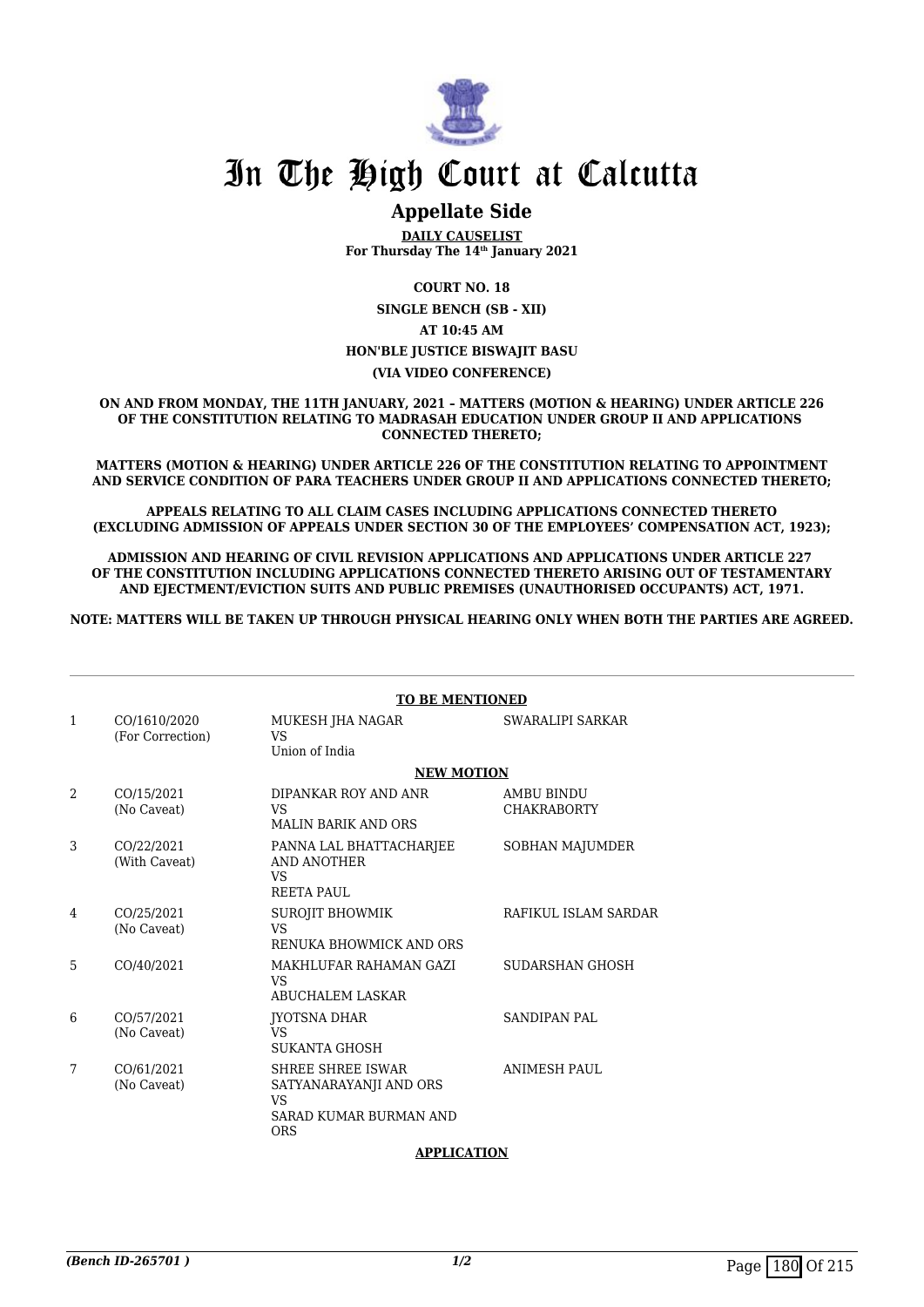# In The High Court at Calcutta

## Appellate Side

**DAILY CAUSELIST**
**For Thursday The 14th January 2021**

**COURT NO. 18**

**SINGLE BENCH (SB - XII)**

**AT 10:45 AM**

**HON'BLE JUSTICE BISWAJIT BASU**

**(VIA VIDEO CONFERENCE)**

**ON AND FROM MONDAY, THE 11TH JANUARY, 2021 – MATTERS (MOTION & HEARING) UNDER ARTICLE 226 OF THE CONSTITUTION RELATING TO MADRASAH EDUCATION UNDER GROUP II AND APPLICATIONS CONNECTED THERETO;**

**MATTERS (MOTION & HEARING) UNDER ARTICLE 226 OF THE CONSTITUTION RELATING TO APPOINTMENT AND SERVICE CONDITION OF PARA TEACHERS UNDER GROUP II AND APPLICATIONS CONNECTED THERETO;**

**APPEALS RELATING TO ALL CLAIM CASES INCLUDING APPLICATIONS CONNECTED THERETO (EXCLUDING ADMISSION OF APPEALS UNDER SECTION 30 OF THE EMPLOYEES' COMPENSATION ACT, 1923);**

**ADMISSION AND HEARING OF CIVIL REVISION APPLICATIONS AND APPLICATIONS UNDER ARTICLE 227 OF THE CONSTITUTION INCLUDING APPLICATIONS CONNECTED THERETO ARISING OUT OF TESTAMENTARY AND EJECTMENT/EVICTION SUITS AND PUBLIC PREMISES (UNAUTHORISED OCCUPANTS) ACT, 1971.**

**NOTE: MATTERS WILL BE TAKEN UP THROUGH PHYSICAL HEARING ONLY WHEN BOTH THE PARTIES ARE AGREED.**

**TO BE MENTIONED**

| | | | |
|---|---|---|---|
| 1 | CO/1610/2020 (For Correction) | MUKESH JHA NAGAR VS Union of India | SWARALIPI SARKAR |

**NEW MOTION**

| | | | |
|---|---|---|---|
| 2 | CO/15/2021 (No Caveat) | DIPANKAR ROY AND ANR VS MALIN BARIK AND ORS | AMBU BINDU CHAKRABORTY |
| 3 | CO/22/2021 (With Caveat) | PANNA LAL BHATTACHARJEE AND ANOTHER VS REETA PAUL | SOBHAN MAJUMDER |
| 4 | CO/25/2021 (No Caveat) | SUROJIT BHOWMIK VS RENUKA BHOWMICK AND ORS | RAFIKUL ISLAM SARDAR |
| 5 | CO/40/2021 | MAKHLUFAR RAHAMAN GAZI VS ABUCHALEM LASKAR | SUDARSHAN GHOSH |
| 6 | CO/57/2021 (No Caveat) | JYOTSNA DHAR VS SUKANTA GHOSH | SANDIPAN PAL |
| 7 | CO/61/2021 (No Caveat) | SHREE SHREE ISWAR SATYANARAYANJI AND ORS VS SARAD KUMAR BURMAN AND ORS | ANIMESH PAUL |

**APPLICATION**

*(Bench ID-265701 )*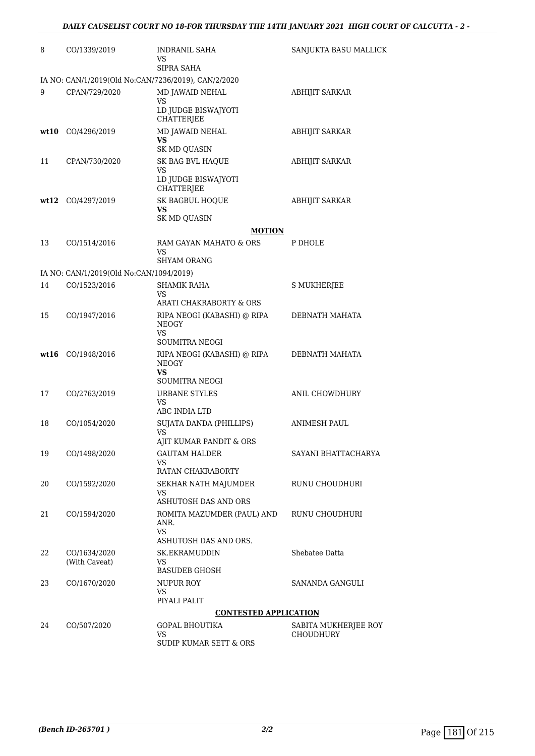| | | | |
|---|---|---|---|
| 8 | CO/1339/2019 | INDRANIL SAHA<br>VS<br>SIPRA SAHA | SANJUKTA BASU MALLICK |
| | IA NO: CAN/1/2019(Old No:CAN/7236/2019), CAN/2/2020 | | |
| 9 | CPAN/729/2020 | MD JAWAID NEHAL<br>VS<br>LD JUDGE BISWAJYOTI CHATTERJEE | ABHIJIT SARKAR |
| **wt10** | CO/4296/2019 | MD JAWAID NEHAL<br>**VS**<br>SK MD QUASIN | ABHIJIT SARKAR |
| 11 | CPAN/730/2020 | SK BAG BVL HAQUE<br>VS<br>LD JUDGE BISWAJYOTI CHATTERJEE | ABHIJIT SARKAR |
| **wt12** | CO/4297/2019 | SK BAGBUL HOQUE<br>**VS**<br>SK MD QUASIN | ABHIJIT SARKAR |
| | | **MOTION** | |
| 13 | CO/1514/2016 | RAM GAYAN MAHATO & ORS<br>VS<br>SHYAM ORANG | P DHOLE |
| | IA NO: CAN/1/2019(Old No:CAN/1094/2019) | | |
| 14 | CO/1523/2016 | SHAMIK RAHA<br>VS<br>ARATI CHAKRABORTY & ORS | S MUKHERJEE |
| 15 | CO/1947/2016 | RIPA NEOGI (KABASHI) @ RIPA NEOGY<br>VS<br>SOUMITRA NEOGI | DEBNATH MAHATA |
| **wt16** | CO/1948/2016 | RIPA NEOGI (KABASHI) @ RIPA NEOGY<br>**VS**<br>SOUMITRA NEOGI | DEBNATH MAHATA |
| 17 | CO/2763/2019 | URBANE STYLES<br>VS<br>ABC INDIA LTD | ANIL CHOWDHURY |
| 18 | CO/1054/2020 | SUJATA DANDA (PHILLIPS)<br>VS<br>AJIT KUMAR PANDIT & ORS | ANIMESH PAUL |
| 19 | CO/1498/2020 | GAUTAM HALDER<br>VS<br>RATAN CHAKRABORTY | SAYANI BHATTACHARYA |
| 20 | CO/1592/2020 | SEKHAR NATH MAJUMDER<br>VS<br>ASHUTOSH DAS AND ORS | RUNU CHOUDHURI |
| 21 | CO/1594/2020 | ROMITA MAZUMDER (PAUL) AND ANR.<br>VS<br>ASHUTOSH DAS AND ORS. | RUNU CHOUDHURI |
| 22 | CO/1634/2020<br>(With Caveat) | SK.EKRAMUDDIN<br>VS<br>BASUDEB GHOSH | Shebatee Datta |
| 23 | CO/1670/2020 | NUPUR ROY<br>VS<br>PIYALI PALIT | SANANDA GANGULI |
| | | **CONTESTED APPLICATION** | |
| 24 | CO/507/2020 | GOPAL BHOUTIKA<br>VS<br>SUDIP KUMAR SETT & ORS | SABITA MUKHERJEE ROY CHOUDHURY |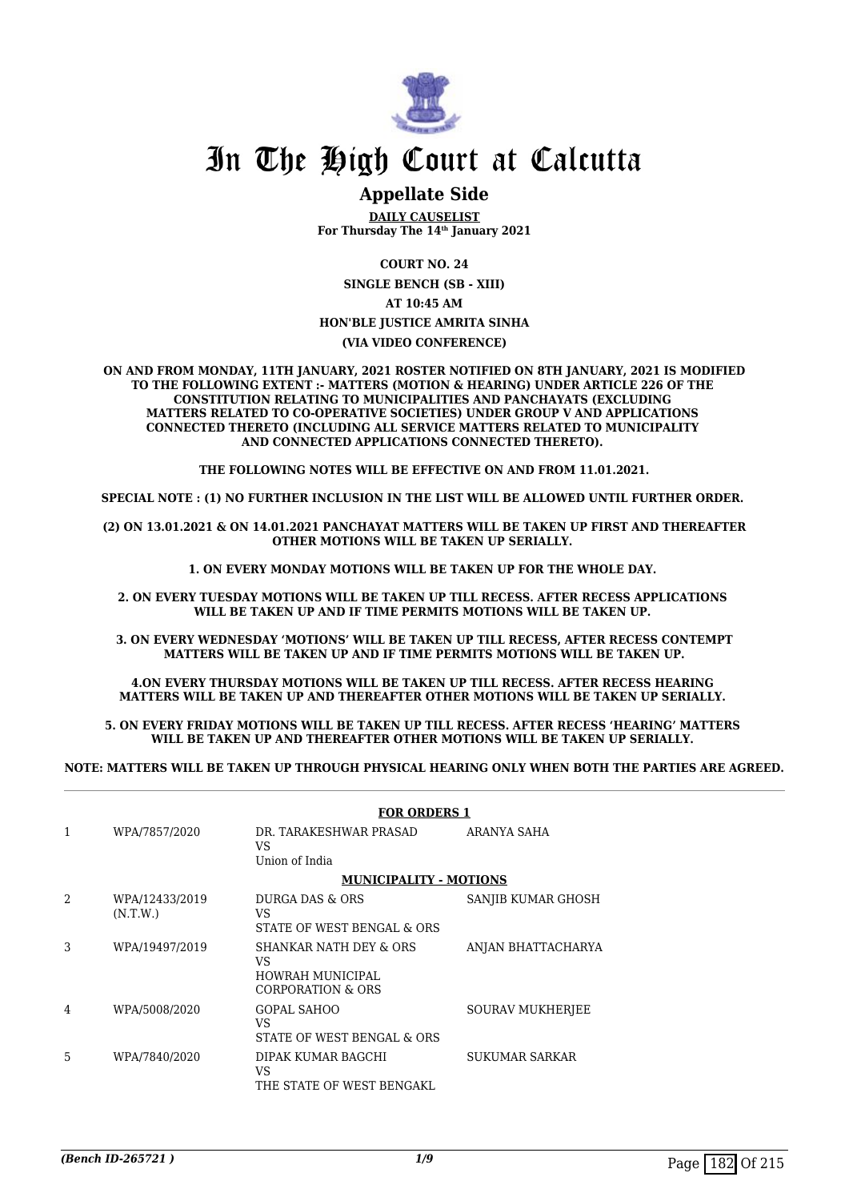# In The High Court at Calcutta

## Appellate Side

**DAILY CAUSELIST**
**For Thursday The 14th January 2021**

**COURT NO. 24**

**SINGLE BENCH (SB - XIII)**

**AT 10:45 AM**

**HON'BLE JUSTICE AMRITA SINHA**

**(VIA VIDEO CONFERENCE)**

**ON AND FROM MONDAY, 11TH JANUARY, 2021 ROSTER NOTIFIED ON 8TH JANUARY, 2021 IS MODIFIED TO THE FOLLOWING EXTENT :- MATTERS (MOTION & HEARING) UNDER ARTICLE 226 OF THE CONSTITUTION RELATING TO MUNICIPALITIES AND PANCHAYATS (EXCLUDING MATTERS RELATED TO CO-OPERATIVE SOCIETIES) UNDER GROUP V AND APPLICATIONS CONNECTED THERETO (INCLUDING ALL SERVICE MATTERS RELATED TO MUNICIPALITY AND CONNECTED APPLICATIONS CONNECTED THERETO).**

**THE FOLLOWING NOTES WILL BE EFFECTIVE ON AND FROM 11.01.2021.**

**SPECIAL NOTE : (1) NO FURTHER INCLUSION IN THE LIST WILL BE ALLOWED UNTIL FURTHER ORDER.**

**(2) ON 13.01.2021 & ON 14.01.2021 PANCHAYAT MATTERS WILL BE TAKEN UP FIRST AND THEREAFTER OTHER MOTIONS WILL BE TAKEN UP SERIALLY.**

**1. ON EVERY MONDAY MOTIONS WILL BE TAKEN UP FOR THE WHOLE DAY.**

**2. ON EVERY TUESDAY MOTIONS WILL BE TAKEN UP TILL RECESS. AFTER RECESS APPLICATIONS WILL BE TAKEN UP AND IF TIME PERMITS MOTIONS WILL BE TAKEN UP.**

**3. ON EVERY WEDNESDAY 'MOTIONS' WILL BE TAKEN UP TILL RECESS, AFTER RECESS CONTEMPT MATTERS WILL BE TAKEN UP AND IF TIME PERMITS MOTIONS WILL BE TAKEN UP.**

**4.ON EVERY THURSDAY MOTIONS WILL BE TAKEN UP TILL RECESS. AFTER RECESS HEARING MATTERS WILL BE TAKEN UP AND THEREAFTER OTHER MOTIONS WILL BE TAKEN UP SERIALLY.**

**5. ON EVERY FRIDAY MOTIONS WILL BE TAKEN UP TILL RECESS. AFTER RECESS 'HEARING' MATTERS WILL BE TAKEN UP AND THEREAFTER OTHER MOTIONS WILL BE TAKEN UP SERIALLY.**

**NOTE: MATTERS WILL BE TAKEN UP THROUGH PHYSICAL HEARING ONLY WHEN BOTH THE PARTIES ARE AGREED.**

**FOR ORDERS 1**

| | | | |
|---|---|---|---|
| 1 | WPA/7857/2020 | DR. TARAKESHWAR PRASAD<br>VS<br>Union of India | ARANYA SAHA |

**MUNICIPALITY - MOTIONS**

| | | | |
|---|---|---|---|
| 2 | WPA/12433/2019<br>(N.T.W.) | DURGA DAS & ORS<br>VS<br>STATE OF WEST BENGAL & ORS | SANJIB KUMAR GHOSH |
| 3 | WPA/19497/2019 | SHANKAR NATH DEY & ORS<br>VS<br>HOWRAH MUNICIPAL CORPORATION & ORS | ANJAN BHATTACHARYA |
| 4 | WPA/5008/2020 | GOPAL SAHOO<br>VS<br>STATE OF WEST BENGAL & ORS | SOURAV MUKHERJEE |
| 5 | WPA/7840/2020 | DIPAK KUMAR BAGCHI<br>VS<br>THE STATE OF WEST BENGAKL | SUKUMAR SARKAR |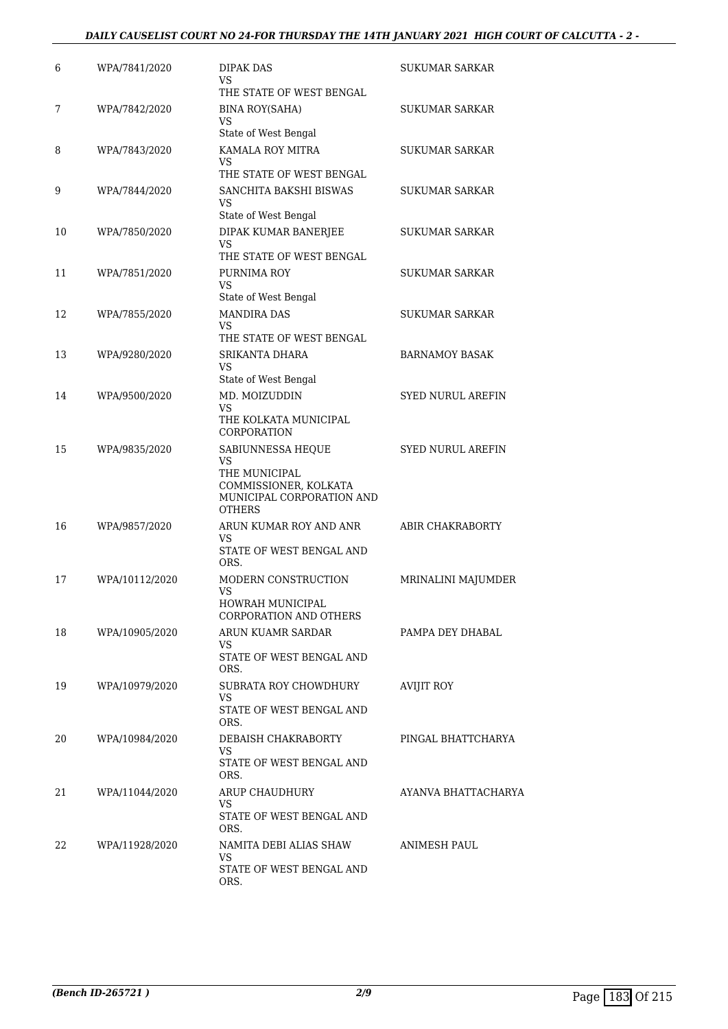| 6 | WPA/7841/2020 | DIPAK DAS VS THE STATE OF WEST BENGAL | SUKUMAR SARKAR |
|---|---|---|---|
| 7 | WPA/7842/2020 | BINA ROY(SAHA) VS State of West Bengal | SUKUMAR SARKAR |
| 8 | WPA/7843/2020 | KAMALA ROY MITRA VS THE STATE OF WEST BENGAL | SUKUMAR SARKAR |
| 9 | WPA/7844/2020 | SANCHITA BAKSHI BISWAS VS State of West Bengal | SUKUMAR SARKAR |
| 10 | WPA/7850/2020 | DIPAK KUMAR BANERJEE VS THE STATE OF WEST BENGAL | SUKUMAR SARKAR |
| 11 | WPA/7851/2020 | PURNIMA ROY VS State of West Bengal | SUKUMAR SARKAR |
| 12 | WPA/7855/2020 | MANDIRA DAS VS THE STATE OF WEST BENGAL | SUKUMAR SARKAR |
| 13 | WPA/9280/2020 | SRIKANTA DHARA VS State of West Bengal | BARNAMOY BASAK |
| 14 | WPA/9500/2020 | MD. MOIZUDDIN VS THE KOLKATA MUNICIPAL CORPORATION | SYED NURUL AREFIN |
| 15 | WPA/9835/2020 | SABIUNNESSA HEQUE VS THE MUNICIPAL COMMISSIONER, KOLKATA MUNICIPAL CORPORATION AND OTHERS | SYED NURUL AREFIN |
| 16 | WPA/9857/2020 | ARUN KUMAR ROY AND ANR VS STATE OF WEST BENGAL AND ORS. | ABIR CHAKRABORTY |
| 17 | WPA/10112/2020 | MODERN CONSTRUCTION VS HOWRAH MUNICIPAL CORPORATION AND OTHERS | MRINALINI MAJUMDER |
| 18 | WPA/10905/2020 | ARUN KUAMR SARDAR VS STATE OF WEST BENGAL AND ORS. | PAMPA DEY DHABAL |
| 19 | WPA/10979/2020 | SUBRATA ROY CHOWDHURY VS STATE OF WEST BENGAL AND ORS. | AVIJIT ROY |
| 20 | WPA/10984/2020 | DEBAISH CHAKRABORTY VS STATE OF WEST BENGAL AND ORS. | PINGAL BHATTCHARYA |
| 21 | WPA/11044/2020 | ARUP CHAUDHURY VS STATE OF WEST BENGAL AND ORS. | AYANVA BHATTACHARYA |
| 22 | WPA/11928/2020 | NAMITA DEBI ALIAS SHAW VS STATE OF WEST BENGAL AND ORS. | ANIMESH PAUL |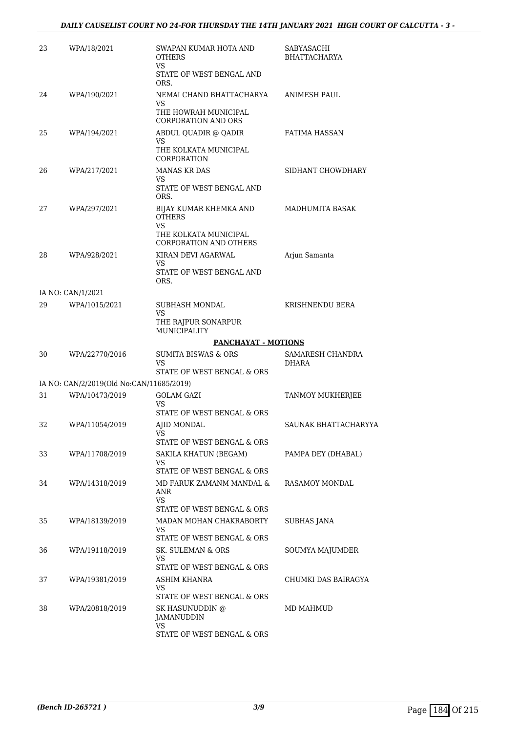| | | | |
|---|---|---|---|
| 23 | WPA/18/2021 | SWAPAN KUMAR HOTA AND OTHERS VS STATE OF WEST BENGAL AND ORS. | SABYASACHI BHATTACHARYA |
| 24 | WPA/190/2021 | NEMAI CHAND BHATTACHARYA VS THE HOWRAH MUNICIPAL CORPORATION AND ORS | ANIMESH PAUL |
| 25 | WPA/194/2021 | ABDUL QUADIR @ QADIR VS THE KOLKATA MUNICIPAL CORPORATION | FATIMA HASSAN |
| 26 | WPA/217/2021 | MANAS KR DAS VS STATE OF WEST BENGAL AND ORS. | SIDHANT CHOWDHARY |
| 27 | WPA/297/2021 | BIJAY KUMAR KHEMKA AND OTHERS VS THE KOLKATA MUNICIPAL CORPORATION AND OTHERS | MADHUMITA BASAK |
| 28 | WPA/928/2021 | KIRAN DEVI AGARWAL VS STATE OF WEST BENGAL AND ORS. | Arjun Samanta |
| | IA NO: CAN/1/2021 | | |
| 29 | WPA/1015/2021 | SUBHASH MONDAL VS THE RAJPUR SONARPUR MUNICIPALITY | KRISHNENDU BERA |

**PANCHAYAT - MOTIONS**

| | | | |
|---|---|---|---|
| 30 | WPA/22770/2016 | SUMITA BISWAS & ORS VS STATE OF WEST BENGAL & ORS | SAMARESH CHANDRA DHARA |
| | IA NO: CAN/2/2019(Old No:CAN/11685/2019) | | |
| 31 | WPA/10473/2019 | GOLAM GAZI VS STATE OF WEST BENGAL & ORS | TANMOY MUKHERJEE |
| 32 | WPA/11054/2019 | AJID MONDAL VS STATE OF WEST BENGAL & ORS | SAUNAK BHATTACHARYYA |
| 33 | WPA/11708/2019 | SAKILA KHATUN (BEGAM) VS STATE OF WEST BENGAL & ORS | PAMPA DEY (DHABAL) |
| 34 | WPA/14318/2019 | MD FARUK ZAMANM MANDAL & ANR VS STATE OF WEST BENGAL & ORS | RASAMOY MONDAL |
| 35 | WPA/18139/2019 | MADAN MOHAN CHAKRABORTY VS STATE OF WEST BENGAL & ORS | SUBHAS JANA |
| 36 | WPA/19118/2019 | SK. SULEMAN & ORS VS STATE OF WEST BENGAL & ORS | SOUMYA MAJUMDER |
| 37 | WPA/19381/2019 | ASHIM KHANRA VS STATE OF WEST BENGAL & ORS | CHUMKI DAS BAIRAGYA |
| 38 | WPA/20818/2019 | SK HASUNUDDIN @ JAMANUDDIN VS STATE OF WEST BENGAL & ORS | MD MAHMUD |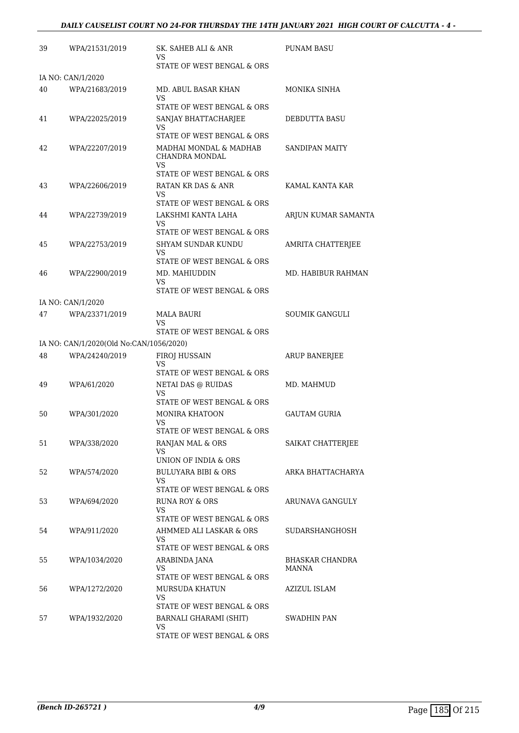| | | | |
|---|---|---|---|
| 39 | WPA/21531/2019 | SK. SAHEB ALI & ANR<br>VS<br>STATE OF WEST BENGAL & ORS | PUNAM BASU |
| IA NO: CAN/1/2020 | | | |
| 40 | WPA/21683/2019 | MD. ABUL BASAR KHAN<br>VS<br>STATE OF WEST BENGAL & ORS | MONIKA SINHA |
| 41 | WPA/22025/2019 | SANJAY BHATTACHARJEE<br>VS<br>STATE OF WEST BENGAL & ORS | DEBDUTTA BASU |
| 42 | WPA/22207/2019 | MADHAI MONDAL & MADHAB CHANDRA MONDAL<br>VS<br>STATE OF WEST BENGAL & ORS | SANDIPAN MAITY |
| 43 | WPA/22606/2019 | RATAN KR DAS & ANR<br>VS<br>STATE OF WEST BENGAL & ORS | KAMAL KANTA KAR |
| 44 | WPA/22739/2019 | LAKSHMI KANTA LAHA<br>VS<br>STATE OF WEST BENGAL & ORS | ARJUN KUMAR SAMANTA |
| 45 | WPA/22753/2019 | SHYAM SUNDAR KUNDU<br>VS<br>STATE OF WEST BENGAL & ORS | AMRITA CHATTERJEE |
| 46 | WPA/22900/2019 | MD. MAHIUDDIN<br>VS<br>STATE OF WEST BENGAL & ORS | MD. HABIBUR RAHMAN |
| IA NO: CAN/1/2020 | | | |
| 47 | WPA/23371/2019 | MALA BAURI<br>VS<br>STATE OF WEST BENGAL & ORS | SOUMIK GANGULI |
| IA NO: CAN/1/2020(Old No:CAN/1056/2020) | | | |
| 48 | WPA/24240/2019 | FIROJ HUSSAIN<br>VS<br>STATE OF WEST BENGAL & ORS | ARUP BANERJEE |
| 49 | WPA/61/2020 | NETAI DAS @ RUIDAS<br>VS<br>STATE OF WEST BENGAL & ORS | MD. MAHMUD |
| 50 | WPA/301/2020 | MONIRA KHATOON<br>VS<br>STATE OF WEST BENGAL & ORS | GAUTAM GURIA |
| 51 | WPA/338/2020 | RANJAN MAL & ORS<br>VS<br>UNION OF INDIA & ORS | SAIKAT CHATTERJEE |
| 52 | WPA/574/2020 | BULUYARA BIBI & ORS<br>VS<br>STATE OF WEST BENGAL & ORS | ARKA BHATTACHARYA |
| 53 | WPA/694/2020 | RUNA ROY & ORS<br>VS<br>STATE OF WEST BENGAL & ORS | ARUNAVA GANGULY |
| 54 | WPA/911/2020 | AHMMED ALI LASKAR & ORS<br>VS<br>STATE OF WEST BENGAL & ORS | SUDARSHANGHOSH |
| 55 | WPA/1034/2020 | ARABINDA JANA<br>VS<br>STATE OF WEST BENGAL & ORS | BHASKAR CHANDRA MANNA |
| 56 | WPA/1272/2020 | MURSUDA KHATUN<br>VS<br>STATE OF WEST BENGAL & ORS | AZIZUL ISLAM |
| 57 | WPA/1932/2020 | BARNALI GHARAMI (SHIT)<br>VS<br>STATE OF WEST BENGAL & ORS | SWADHIN PAN |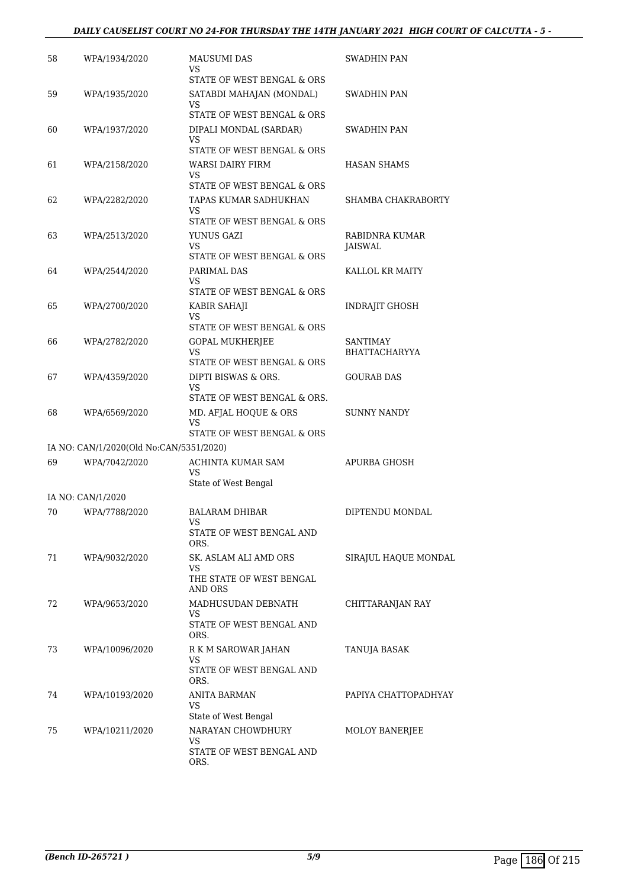| 58 | WPA/1934/2020 | MAUSUMI DAS<br>VS<br>STATE OF WEST BENGAL & ORS | SWADHIN PAN |
|---|---|---|---|
| 59 | WPA/1935/2020 | SATABDI MAHAJAN (MONDAL)<br>VS<br>STATE OF WEST BENGAL & ORS | SWADHIN PAN |
| 60 | WPA/1937/2020 | DIPALI MONDAL (SARDAR)<br>VS<br>STATE OF WEST BENGAL & ORS | SWADHIN PAN |
| 61 | WPA/2158/2020 | WARSI DAIRY FIRM<br>VS<br>STATE OF WEST BENGAL & ORS | HASAN SHAMS |
| 62 | WPA/2282/2020 | TAPAS KUMAR SADHUKHAN<br>VS<br>STATE OF WEST BENGAL & ORS | SHAMBA CHAKRABORTY |
| 63 | WPA/2513/2020 | YUNUS GAZI<br>VS<br>STATE OF WEST BENGAL & ORS | RABIDNRA KUMAR JAISWAL |
| 64 | WPA/2544/2020 | PARIMAL DAS<br>VS<br>STATE OF WEST BENGAL & ORS | KALLOL KR MAITY |
| 65 | WPA/2700/2020 | KABIR SAHAJI<br>VS<br>STATE OF WEST BENGAL & ORS | INDRAJIT GHOSH |
| 66 | WPA/2782/2020 | GOPAL MUKHERJEE<br>VS<br>STATE OF WEST BENGAL & ORS | SANTIMAY BHATTACHARYYA |
| 67 | WPA/4359/2020 | DIPTI BISWAS & ORS.<br>VS<br>STATE OF WEST BENGAL & ORS. | GOURAB DAS |
| 68 | WPA/6569/2020 | MD. AFJAL HOQUE & ORS<br>VS<br>STATE OF WEST BENGAL & ORS | SUNNY NANDY |
| | IA NO: CAN/1/2020(Old No:CAN/5351/2020) | | |
| 69 | WPA/7042/2020 | ACHINTA KUMAR SAM<br>VS<br>State of West Bengal | APURBA GHOSH |
| | IA NO: CAN/1/2020 | | |
| 70 | WPA/7788/2020 | BALARAM DHIBAR<br>VS<br>STATE OF WEST BENGAL AND ORS. | DIPTENDU MONDAL |
| 71 | WPA/9032/2020 | SK. ASLAM ALI AMD ORS<br>VS<br>THE STATE OF WEST BENGAL AND ORS | SIRAJUL HAQUE MONDAL |
| 72 | WPA/9653/2020 | MADHUSUDAN DEBNATH<br>VS<br>STATE OF WEST BENGAL AND ORS. | CHITTARANJAN RAY |
| 73 | WPA/10096/2020 | R K M SAROWAR JAHAN<br>VS<br>STATE OF WEST BENGAL AND ORS. | TANUJA BASAK |
| 74 | WPA/10193/2020 | ANITA BARMAN<br>VS<br>State of West Bengal | PAPIYA CHATTOPADHYAY |
| 75 | WPA/10211/2020 | NARAYAN CHOWDHURY<br>VS<br>STATE OF WEST BENGAL AND ORS. | MOLOY BANERJEE |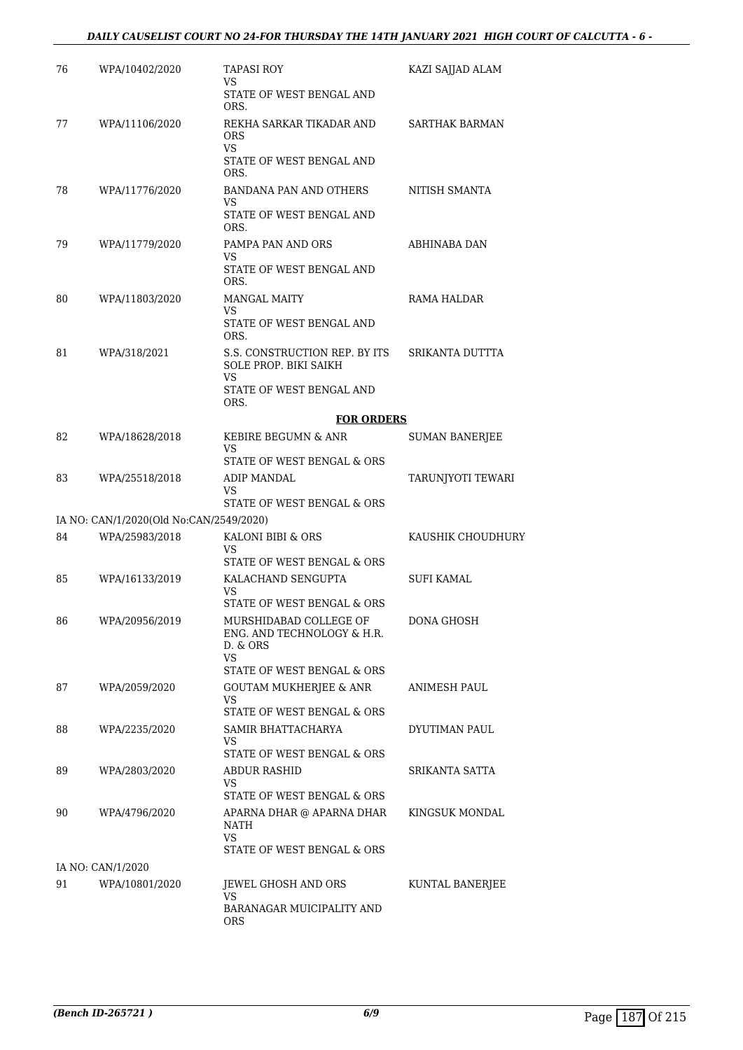| | | | |
|---|---|---|---|
| 76 | WPA/10402/2020 | TAPASI ROY<br>VS<br>STATE OF WEST BENGAL AND ORS. | KAZI SAJJAD ALAM |
| 77 | WPA/11106/2020 | REKHA SARKAR TIKADAR AND ORS<br>VS<br>STATE OF WEST BENGAL AND ORS. | SARTHAK BARMAN |
| 78 | WPA/11776/2020 | BANDANA PAN AND OTHERS<br>VS<br>STATE OF WEST BENGAL AND ORS. | NITISH SMANTA |
| 79 | WPA/11779/2020 | PAMPA PAN AND ORS<br>VS<br>STATE OF WEST BENGAL AND ORS. | ABHINABA DAN |
| 80 | WPA/11803/2020 | MANGAL MAITY<br>VS<br>STATE OF WEST BENGAL AND ORS. | RAMA HALDAR |
| 81 | WPA/318/2021 | S.S. CONSTRUCTION REP. BY ITS SOLE PROP. BIKI SAIKH<br>VS<br>STATE OF WEST BENGAL AND ORS. | SRIKANTA DUTTTA |

**FOR ORDERS**

| | | | |
|---|---|---|---|
| 82 | WPA/18628/2018 | KEBIRE BEGUMN & ANR<br>VS<br>STATE OF WEST BENGAL & ORS | SUMAN BANERJEE |
| 83 | WPA/25518/2018 | ADIP MANDAL<br>VS<br>STATE OF WEST BENGAL & ORS | TARUNJYOTI TEWARI |
| | IA NO: CAN/1/2020(Old No:CAN/2549/2020) | | |
| 84 | WPA/25983/2018 | KALONI BIBI & ORS<br>VS<br>STATE OF WEST BENGAL & ORS | KAUSHIK CHOUDHURY |
| 85 | WPA/16133/2019 | KALACHAND SENGUPTA<br>VS<br>STATE OF WEST BENGAL & ORS | SUFI KAMAL |
| 86 | WPA/20956/2019 | MURSHIDABAD COLLEGE OF ENG. AND TECHNOLOGY & H.R. D. & ORS<br>VS<br>STATE OF WEST BENGAL & ORS | DONA GHOSH |
| 87 | WPA/2059/2020 | GOUTAM MUKHERJEE & ANR<br>VS<br>STATE OF WEST BENGAL & ORS | ANIMESH PAUL |
| 88 | WPA/2235/2020 | SAMIR BHATTACHARYA<br>VS<br>STATE OF WEST BENGAL & ORS | DYUTIMAN PAUL |
| 89 | WPA/2803/2020 | ABDUR RASHID<br>VS<br>STATE OF WEST BENGAL & ORS | SRIKANTA SATTA |
| 90 | WPA/4796/2020 | APARNA DHAR @ APARNA DHAR NATH<br>VS<br>STATE OF WEST BENGAL & ORS | KINGSUK MONDAL |
| | IA NO: CAN/1/2020 | | |
| 91 | WPA/10801/2020 | JEWEL GHOSH AND ORS<br>VS<br>BARANAGAR MUICIPALITY AND ORS | KUNTAL BANERJEE |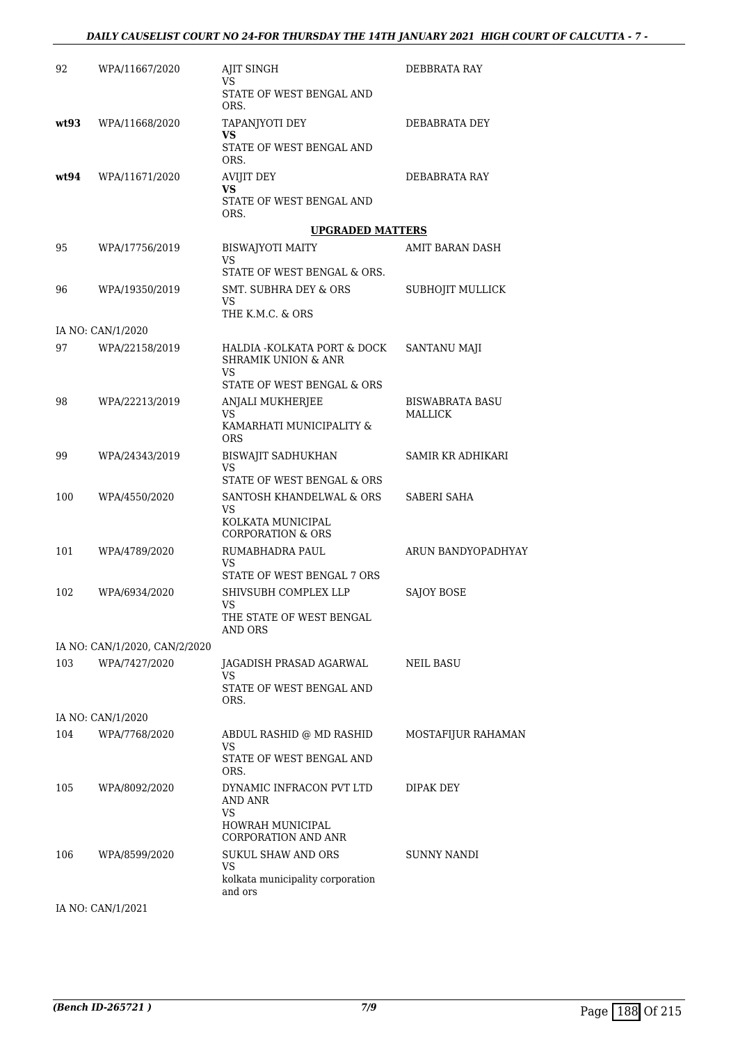| 92 | WPA/11667/2020 | AJIT SINGH<br>VS<br>STATE OF WEST BENGAL AND ORS. | DEBBRATA RAY |
|---|---|---|---|
| **wt93** | WPA/11668/2020 | TAPANJYOTI DEY<br>**VS**<br>STATE OF WEST BENGAL AND ORS. | DEBABRATA DEY |
| **wt94** | WPA/11671/2020 | AVIJIT DEY<br>**VS**<br>STATE OF WEST BENGAL AND ORS. | DEBABRATA RAY |

**UPGRADED MATTERS**

| 95 | WPA/17756/2019 | BISWAJYOTI MAITY<br>VS<br>STATE OF WEST BENGAL & ORS. | AMIT BARAN DASH |
|---|---|---|---|
| 96 | WPA/19350/2019 | SMT. SUBHRA DEY & ORS<br>VS<br>THE K.M.C. & ORS | SUBHOJIT MULLICK |
| IA NO: CAN/1/2020 | | | |
| 97 | WPA/22158/2019 | HALDIA -KOLKATA PORT & DOCK SHRAMIK UNION & ANR<br>VS<br>STATE OF WEST BENGAL & ORS | SANTANU MAJI |
| 98 | WPA/22213/2019 | ANJALI MUKHERJEE<br>VS<br>KAMARHATI MUNICIPALITY & ORS | BISWABRATA BASU MALLICK |
| 99 | WPA/24343/2019 | BISWAJIT SADHUKHAN<br>VS<br>STATE OF WEST BENGAL & ORS | SAMIR KR ADHIKARI |
| 100 | WPA/4550/2020 | SANTOSH KHANDELWAL & ORS<br>VS<br>KOLKATA MUNICIPAL CORPORATION & ORS | SABERI SAHA |
| 101 | WPA/4789/2020 | RUMABHADRA PAUL<br>VS<br>STATE OF WEST BENGAL 7 ORS | ARUN BANDYOPADHYAY |
| 102 | WPA/6934/2020 | SHIVSUBH COMPLEX LLP<br>VS<br>THE STATE OF WEST BENGAL AND ORS | SAJOY BOSE |
| IA NO: CAN/1/2020, CAN/2/2020 | | | |
| 103 | WPA/7427/2020 | JAGADISH PRASAD AGARWAL<br>VS<br>STATE OF WEST BENGAL AND ORS. | NEIL BASU |
| IA NO: CAN/1/2020 | | | |
| 104 | WPA/7768/2020 | ABDUL RASHID @ MD RASHID<br>VS<br>STATE OF WEST BENGAL AND ORS. | MOSTAFIJUR RAHAMAN |
| 105 | WPA/8092/2020 | DYNAMIC INFRACON PVT LTD AND ANR<br>VS<br>HOWRAH MUNICIPAL CORPORATION AND ANR | DIPAK DEY |
| 106 | WPA/8599/2020 | SUKUL SHAW AND ORS<br>VS<br>kolkata municipality corporation and ors | SUNNY NANDI |
| IA NO: CAN/1/2021 | | | |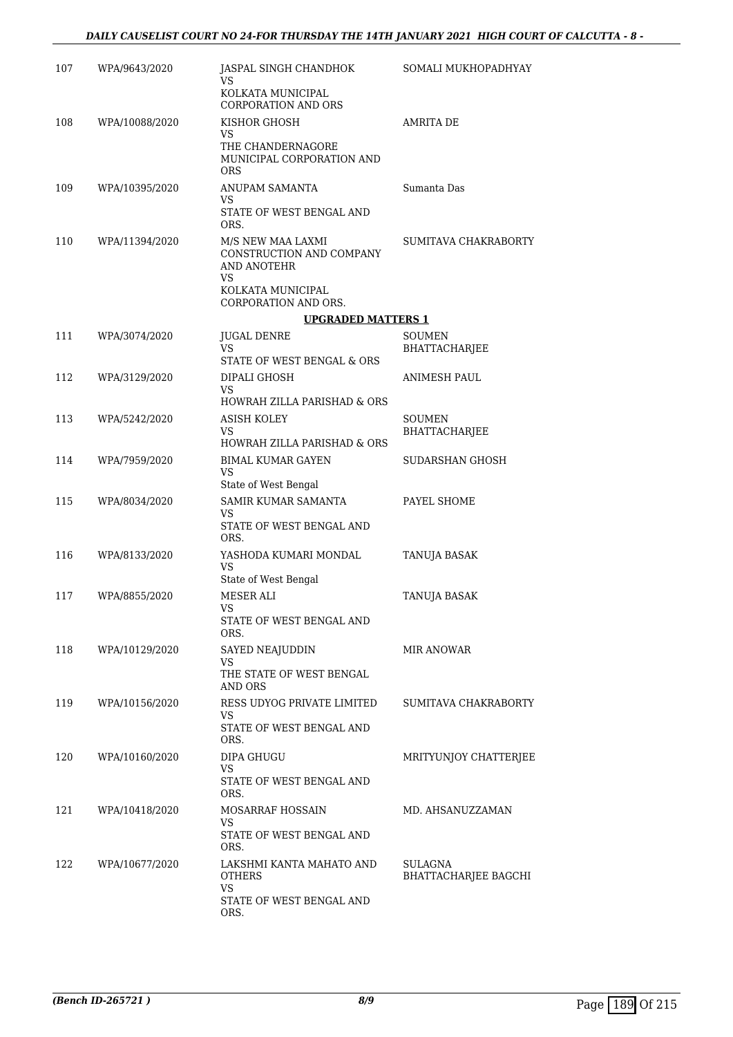| | | | |
|---|---|---|---|
| 107 | WPA/9643/2020 | JASPAL SINGH CHANDHOK<br>VS<br>KOLKATA MUNICIPAL CORPORATION AND ORS | SOMALI MUKHOPADHYAY |
| 108 | WPA/10088/2020 | KISHOR GHOSH<br>VS<br>THE CHANDERNAGORE MUNICIPAL CORPORATION AND ORS | AMRITA DE |
| 109 | WPA/10395/2020 | ANUPAM SAMANTA<br>VS<br>STATE OF WEST BENGAL AND ORS. | Sumanta Das |
| 110 | WPA/11394/2020 | M/S NEW MAA LAXMI CONSTRUCTION AND COMPANY AND ANOTEHR<br>VS<br>KOLKATA MUNICIPAL CORPORATION AND ORS. | SUMITAVA CHAKRABORTY |

**UPGRADED MATTERS 1**

| | | | |
|---|---|---|---|
| 111 | WPA/3074/2020 | JUGAL DENRE<br>VS<br>STATE OF WEST BENGAL & ORS | SOUMEN BHATTACHARJEE |
| 112 | WPA/3129/2020 | DIPALI GHOSH<br>VS<br>HOWRAH ZILLA PARISHAD & ORS | ANIMESH PAUL |
| 113 | WPA/5242/2020 | ASISH KOLEY<br>VS<br>HOWRAH ZILLA PARISHAD & ORS | SOUMEN BHATTACHARJEE |
| 114 | WPA/7959/2020 | BIMAL KUMAR GAYEN<br>VS<br>State of West Bengal | SUDARSHAN GHOSH |
| 115 | WPA/8034/2020 | SAMIR KUMAR SAMANTA<br>VS<br>STATE OF WEST BENGAL AND ORS. | PAYEL SHOME |
| 116 | WPA/8133/2020 | YASHODA KUMARI MONDAL<br>VS<br>State of West Bengal | TANUJA BASAK |
| 117 | WPA/8855/2020 | MESER ALI<br>VS<br>STATE OF WEST BENGAL AND ORS. | TANUJA BASAK |
| 118 | WPA/10129/2020 | SAYED NEAJUDDIN<br>VS<br>THE STATE OF WEST BENGAL AND ORS | MIR ANOWAR |
| 119 | WPA/10156/2020 | RESS UDYOG PRIVATE LIMITED<br>VS<br>STATE OF WEST BENGAL AND ORS. | SUMITAVA CHAKRABORTY |
| 120 | WPA/10160/2020 | DIPA GHUGU<br>VS<br>STATE OF WEST BENGAL AND ORS. | MRITYUNJOY CHATTERJEE |
| 121 | WPA/10418/2020 | MOSARRAF HOSSAIN<br>VS<br>STATE OF WEST BENGAL AND ORS. | MD. AHSANUZZAMAN |
| 122 | WPA/10677/2020 | LAKSHMI KANTA MAHATO AND OTHERS<br>VS<br>STATE OF WEST BENGAL AND ORS. | SULAGNA BHATTACHARJEE BAGCHI |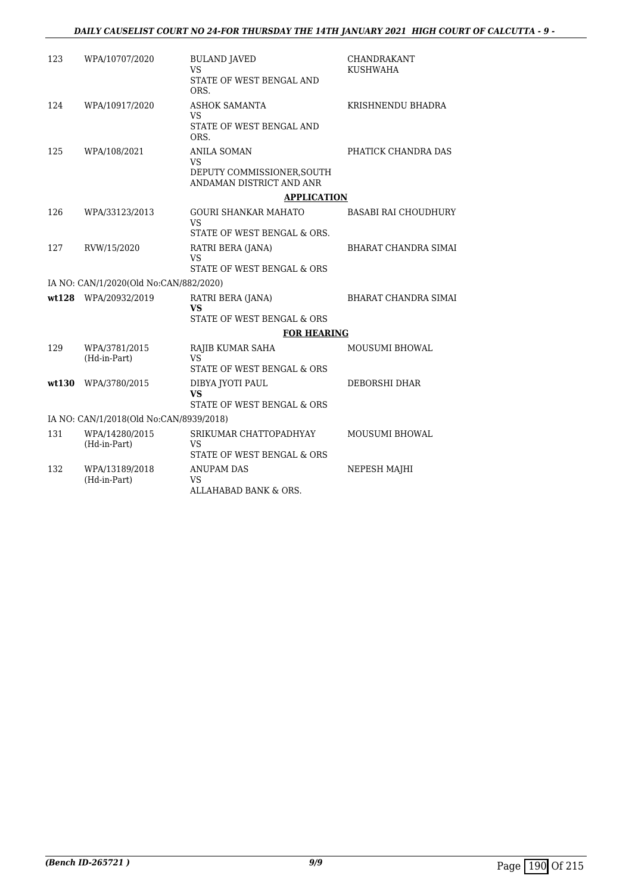| | | | |
|---|---|---|---|
| 123 | WPA/10707/2020 | BULAND JAVED<br>VS<br>STATE OF WEST BENGAL AND ORS. | CHANDRAKANT KUSHWAHA |
| 124 | WPA/10917/2020 | ASHOK SAMANTA<br>VS<br>STATE OF WEST BENGAL AND ORS. | KRISHNENDU BHADRA |
| 125 | WPA/108/2021 | ANILA SOMAN<br>VS<br>DEPUTY COMMISSIONER,SOUTH ANDAMAN DISTRICT AND ANR | PHATICK CHANDRA DAS |
| | | **APPLICATION** | |
| 126 | WPA/33123/2013 | GOURI SHANKAR MAHATO<br>VS<br>STATE OF WEST BENGAL & ORS. | BASABI RAI CHOUDHURY |
| 127 | RVW/15/2020 | RATRI BERA (JANA)<br>VS<br>STATE OF WEST BENGAL & ORS | BHARAT CHANDRA SIMAI |
| | IA NO: CAN/1/2020(Old No:CAN/882/2020) | | |
| **wt128** | WPA/20932/2019 | RATRI BERA (JANA)<br>**VS**<br>STATE OF WEST BENGAL & ORS | BHARAT CHANDRA SIMAI |
| | | **FOR HEARING** | |
| 129 | WPA/3781/2015<br>(Hd-in-Part) | RAJIB KUMAR SAHA<br>VS<br>STATE OF WEST BENGAL & ORS | MOUSUMI BHOWAL |
| **wt130** | WPA/3780/2015 | DIBYA JYOTI PAUL<br>**VS**<br>STATE OF WEST BENGAL & ORS | DEBORSHI DHAR |
| | IA NO: CAN/1/2018(Old No:CAN/8939/2018) | | |
| 131 | WPA/14280/2015<br>(Hd-in-Part) | SRIKUMAR CHATTOPADHYAY<br>VS<br>STATE OF WEST BENGAL & ORS | MOUSUMI BHOWAL |
| 132 | WPA/13189/2018<br>(Hd-in-Part) | ANUPAM DAS<br>VS<br>ALLAHABAD BANK & ORS. | NEPESH MAJHI |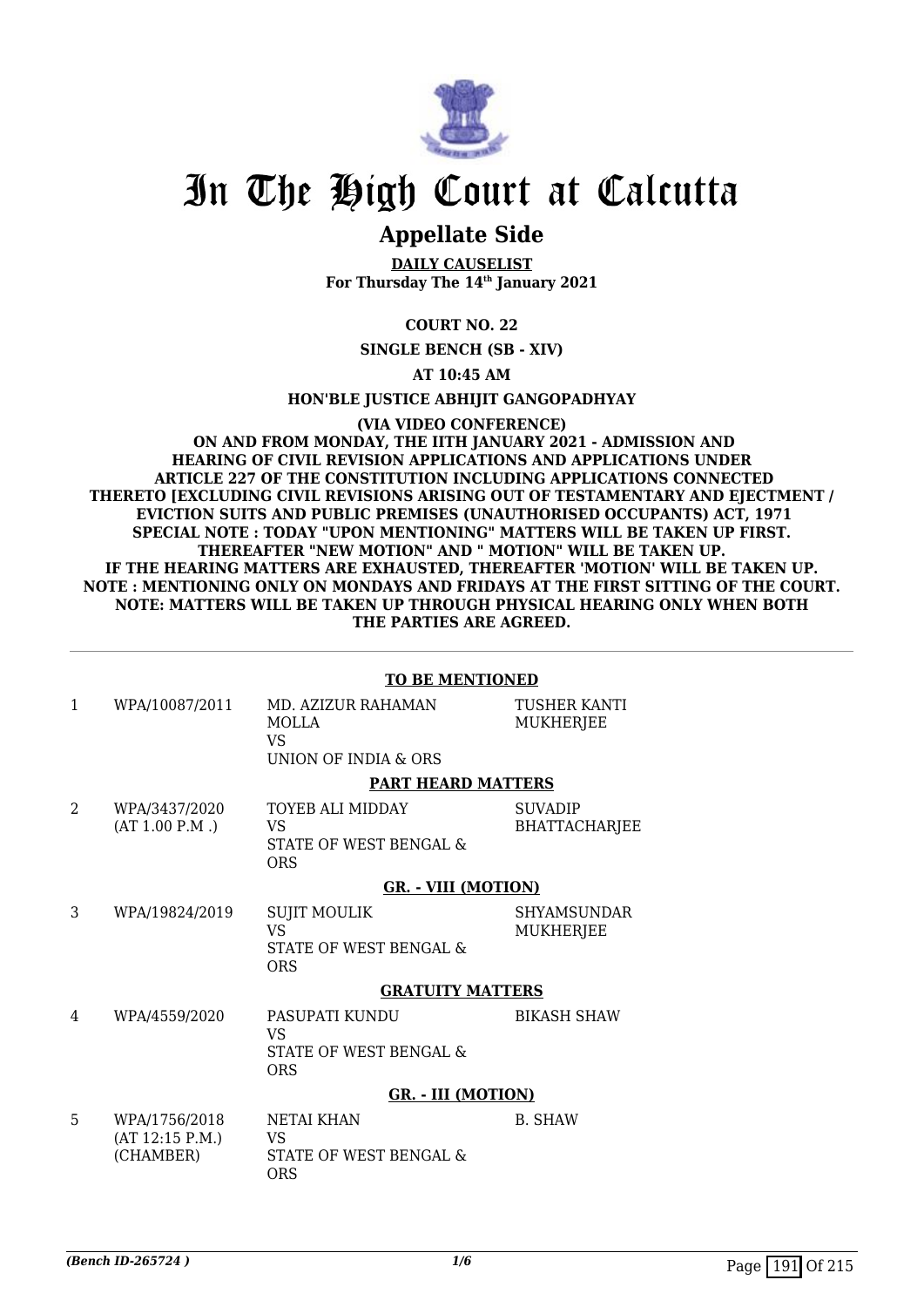# In The High Court at Calcutta

## Appellate Side

**DAILY CAUSELIST**
**For Thursday The 14th January 2021**

**COURT NO. 22**

**SINGLE BENCH (SB - XIV)**

**AT 10:45 AM**

**HON'BLE JUSTICE ABHIJIT GANGOPADHYAY**

**(VIA VIDEO CONFERENCE)**
**ON AND FROM MONDAY, THE IITH JANUARY 2021 - ADMISSION AND HEARING OF CIVIL REVISION APPLICATIONS AND APPLICATIONS UNDER ARTICLE 227 OF THE CONSTITUTION INCLUDING APPLICATIONS CONNECTED THERETO [EXCLUDING CIVIL REVISIONS ARISING OUT OF TESTAMENTARY AND EJECTMENT / EVICTION SUITS AND PUBLIC PREMISES (UNAUTHORISED OCCUPANTS) ACT, 1971**
**SPECIAL NOTE : TODAY "UPON MENTIONING" MATTERS WILL BE TAKEN UP FIRST. THEREAFTER "NEW MOTION" AND " MOTION" WILL BE TAKEN UP.**
**IF THE HEARING MATTERS ARE EXHAUSTED, THEREAFTER 'MOTION' WILL BE TAKEN UP.**
**NOTE : MENTIONING ONLY ON MONDAYS AND FRIDAYS AT THE FIRST SITTING OF THE COURT.**
**NOTE: MATTERS WILL BE TAKEN UP THROUGH PHYSICAL HEARING ONLY WHEN BOTH THE PARTIES ARE AGREED.**

**TO BE MENTIONED**

| | | | |
|---|---|---|---|
| 1 | WPA/10087/2011 | MD. AZIZUR RAHAMAN MOLLA<br>VS<br>UNION OF INDIA & ORS | TUSHER KANTI MUKHERJEE |

**PART HEARD MATTERS**

| | | | |
|---|---|---|---|
| 2 | WPA/3437/2020<br>(AT 1.00 P.M .) | TOYEB ALI MIDDAY<br>VS<br>STATE OF WEST BENGAL & ORS | SUVADIP BHATTACHARJEE |

**GR. - VIII (MOTION)**

| | | | |
|---|---|---|---|
| 3 | WPA/19824/2019 | SUJIT MOULIK<br>VS<br>STATE OF WEST BENGAL & ORS | SHYAMSUNDAR MUKHERJEE |

**GRATUITY MATTERS**

| | | | |
|---|---|---|---|
| 4 | WPA/4559/2020 | PASUPATI KUNDU<br>VS<br>STATE OF WEST BENGAL & ORS | BIKASH SHAW |

**GR. - III (MOTION)**

| | | | |
|---|---|---|---|
| 5 | WPA/1756/2018<br>(AT 12:15 P.M.)<br>(CHAMBER) | NETAI KHAN<br>VS<br>STATE OF WEST BENGAL & ORS | B. SHAW |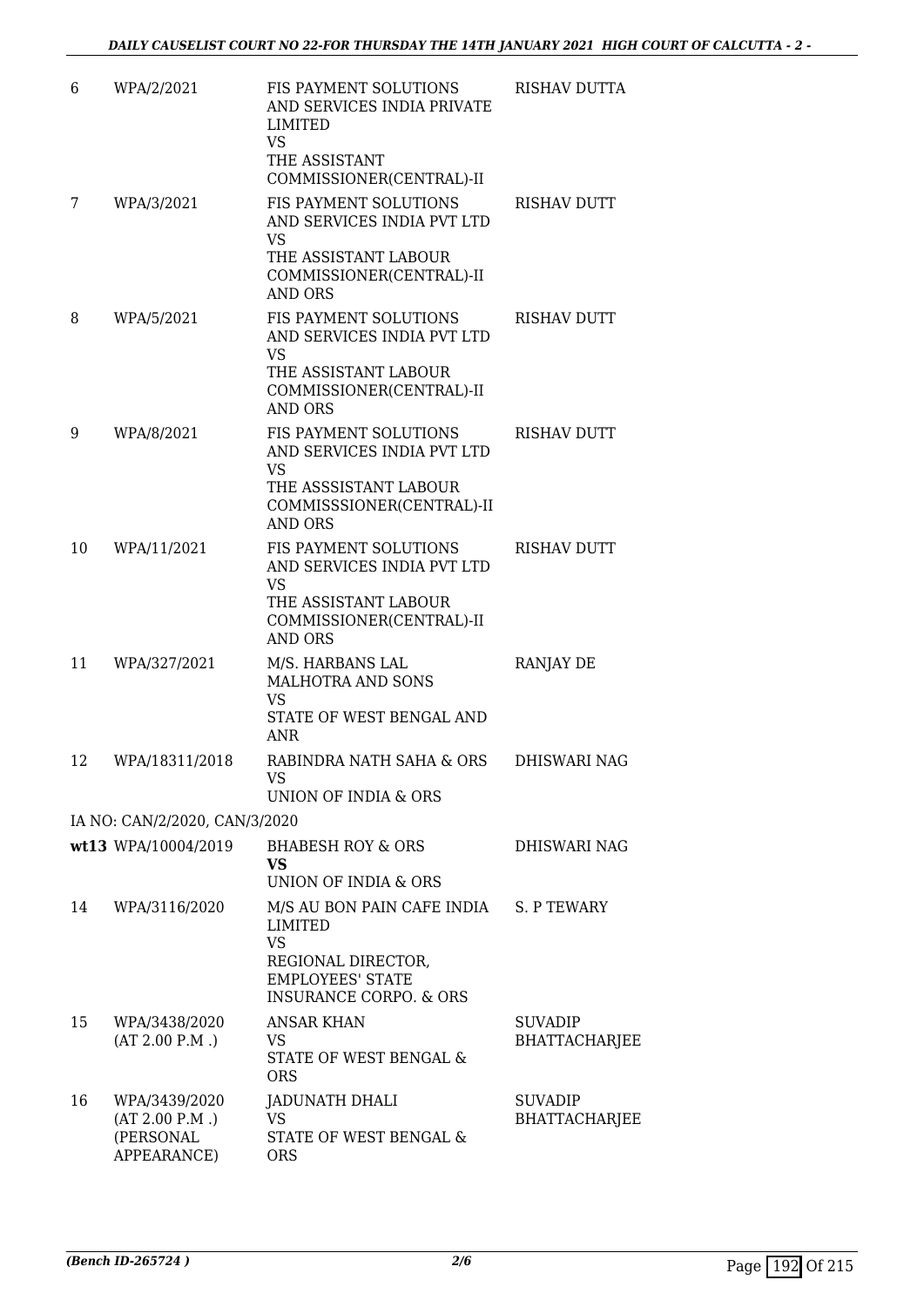| | | | |
|---|---|---|---|
| 6 | WPA/2/2021 | FIS PAYMENT SOLUTIONS AND SERVICES INDIA PRIVATE LIMITED<br>VS<br>THE ASSISTANT COMMISSIONER(CENTRAL)-II | RISHAV DUTTA |
| 7 | WPA/3/2021 | FIS PAYMENT SOLUTIONS AND SERVICES INDIA PVT LTD<br>VS<br>THE ASSISTANT LABOUR COMMISSIONER(CENTRAL)-II AND ORS | RISHAV DUTT |
| 8 | WPA/5/2021 | FIS PAYMENT SOLUTIONS AND SERVICES INDIA PVT LTD<br>VS<br>THE ASSISTANT LABOUR COMMISSIONER(CENTRAL)-II AND ORS | RISHAV DUTT |
| 9 | WPA/8/2021 | FIS PAYMENT SOLUTIONS AND SERVICES INDIA PVT LTD<br>VS<br>THE ASSSISTANT LABOUR COMMISSSIONER(CENTRAL)-II AND ORS | RISHAV DUTT |
| 10 | WPA/11/2021 | FIS PAYMENT SOLUTIONS AND SERVICES INDIA PVT LTD<br>VS<br>THE ASSISTANT LABOUR COMMISSIONER(CENTRAL)-II AND ORS | RISHAV DUTT |
| 11 | WPA/327/2021 | M/S. HARBANS LAL MALHOTRA AND SONS<br>VS<br>STATE OF WEST BENGAL AND ANR | RANJAY DE |
| 12 | WPA/18311/2018 | RABINDRA NATH SAHA & ORS<br>VS<br>UNION OF INDIA & ORS | DHISWARI NAG |
| | IA NO: CAN/2/2020, CAN/3/2020 | | |
| wt13 | WPA/10004/2019 | BHABESH ROY & ORS<br>**VS**<br>UNION OF INDIA & ORS | DHISWARI NAG |
| 14 | WPA/3116/2020 | M/S AU BON PAIN CAFE INDIA LIMITED<br>VS<br>REGIONAL DIRECTOR, EMPLOYEES' STATE INSURANCE CORPO. & ORS | S. P TEWARY |
| 15 | WPA/3438/2020<br>(AT 2.00 P.M .) | ANSAR KHAN<br>VS<br>STATE OF WEST BENGAL & ORS | SUVADIP BHATTACHARJEE |
| 16 | WPA/3439/2020<br>(AT 2.00 P.M .)<br>(PERSONAL APPEARANCE) | JADUNATH DHALI<br>VS<br>STATE OF WEST BENGAL & ORS | SUVADIP BHATTACHARJEE |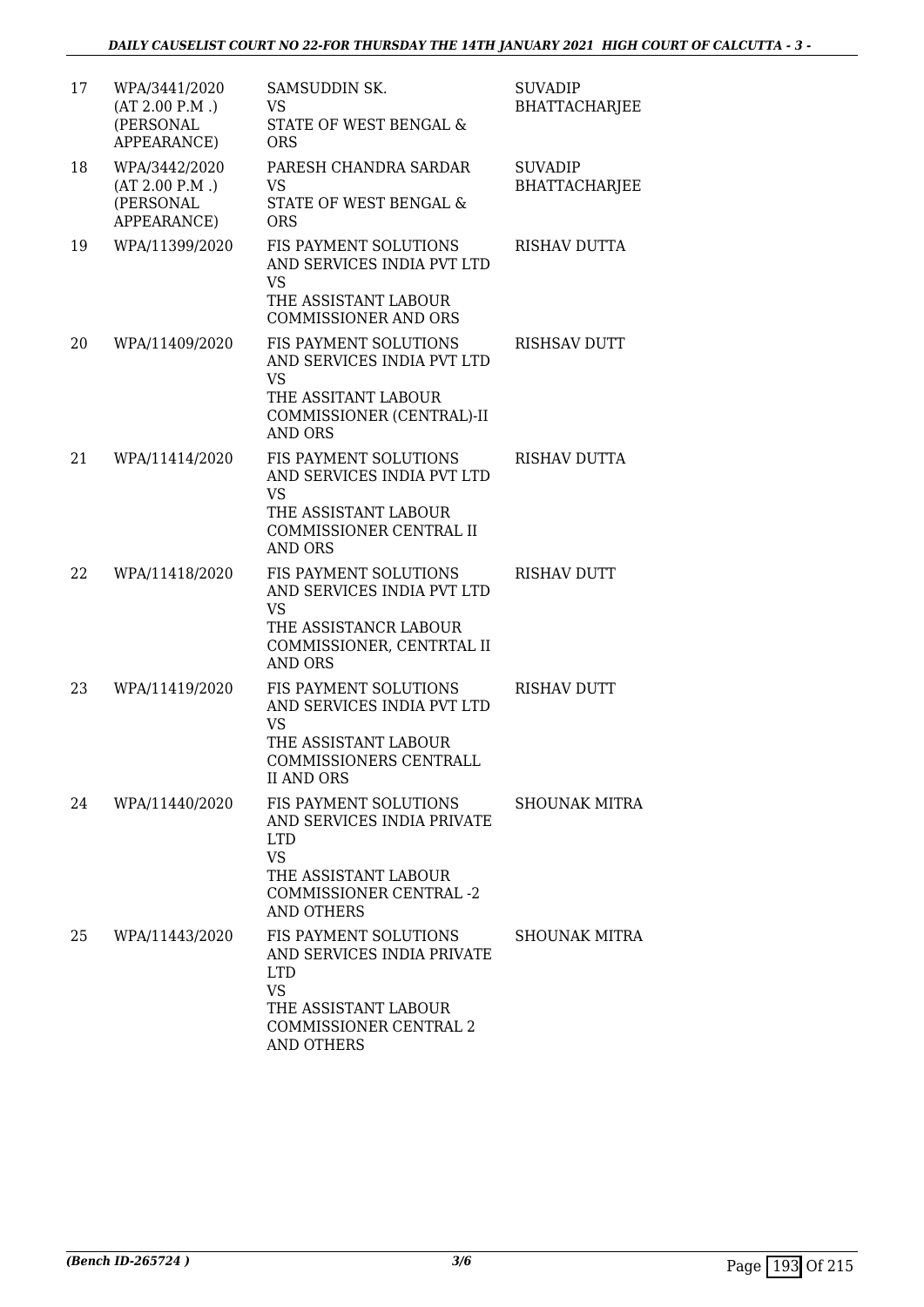| | | | |
|---|---|---|---|
| 17 | WPA/3441/2020 (AT 2.00 P.M .) (PERSONAL APPEARANCE) | SAMSUDDIN SK. VS STATE OF WEST BENGAL & ORS | SUVADIP BHATTACHARJEE |
| 18 | WPA/3442/2020 (AT 2.00 P.M .) (PERSONAL APPEARANCE) | PARESH CHANDRA SARDAR VS STATE OF WEST BENGAL & ORS | SUVADIP BHATTACHARJEE |
| 19 | WPA/11399/2020 | FIS PAYMENT SOLUTIONS AND SERVICES INDIA PVT LTD VS THE ASSISTANT LABOUR COMMISSIONER AND ORS | RISHAV DUTTA |
| 20 | WPA/11409/2020 | FIS PAYMENT SOLUTIONS AND SERVICES INDIA PVT LTD VS THE ASSITANT LABOUR COMMISSIONER (CENTRAL)-II AND ORS | RISHSAV DUTT |
| 21 | WPA/11414/2020 | FIS PAYMENT SOLUTIONS AND SERVICES INDIA PVT LTD VS THE ASSISTANT LABOUR COMMISSIONER CENTRAL II AND ORS | RISHAV DUTTA |
| 22 | WPA/11418/2020 | FIS PAYMENT SOLUTIONS AND SERVICES INDIA PVT LTD VS THE ASSISTANCR LABOUR COMMISSIONER, CENTRTAL II AND ORS | RISHAV DUTT |
| 23 | WPA/11419/2020 | FIS PAYMENT SOLUTIONS AND SERVICES INDIA PVT LTD VS THE ASSISTANT LABOUR COMMISSIONERS CENTRALL II AND ORS | RISHAV DUTT |
| 24 | WPA/11440/2020 | FIS PAYMENT SOLUTIONS AND SERVICES INDIA PRIVATE LTD VS THE ASSISTANT LABOUR COMMISSIONER CENTRAL -2 AND OTHERS | SHOUNAK MITRA |
| 25 | WPA/11443/2020 | FIS PAYMENT SOLUTIONS AND SERVICES INDIA PRIVATE LTD VS THE ASSISTANT LABOUR COMMISSIONER CENTRAL 2 AND OTHERS | SHOUNAK MITRA |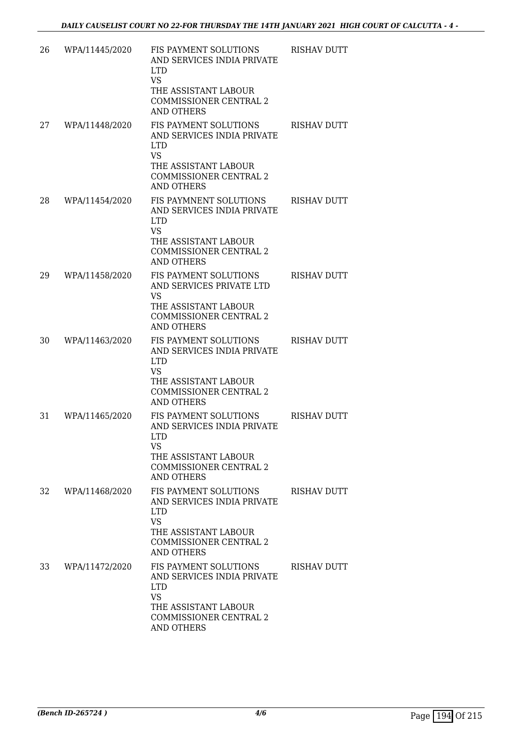| | | | |
|---|---|---|---|
| 26 | WPA/11445/2020 | FIS PAYMENT SOLUTIONS AND SERVICES INDIA PRIVATE LTD<br>VS<br>THE ASSISTANT LABOUR COMMISSIONER CENTRAL 2 AND OTHERS | RISHAV DUTT |
| 27 | WPA/11448/2020 | FIS PAYMENT SOLUTIONS AND SERVICES INDIA PRIVATE LTD<br>VS<br>THE ASSISTANT LABOUR COMMISSIONER CENTRAL 2 AND OTHERS | RISHAV DUTT |
| 28 | WPA/11454/2020 | FIS PAYMNENT SOLUTIONS AND SERVICES INDIA PRIVATE LTD<br>VS<br>THE ASSISTANT LABOUR COMMISSIONER CENTRAL 2 AND OTHERS | RISHAV DUTT |
| 29 | WPA/11458/2020 | FIS PAYMENT SOLUTIONS AND SERVICES PRIVATE LTD<br>VS<br>THE ASSISTANT LABOUR COMMISSIONER CENTRAL 2 AND OTHERS | RISHAV DUTT |
| 30 | WPA/11463/2020 | FIS PAYMENT SOLUTIONS AND SERVICES INDIA PRIVATE LTD<br>VS<br>THE ASSISTANT LABOUR COMMISSIONER CENTRAL 2 AND OTHERS | RISHAV DUTT |
| 31 | WPA/11465/2020 | FIS PAYMENT SOLUTIONS AND SERVICES INDIA PRIVATE LTD<br>VS<br>THE ASSISTANT LABOUR COMMISSIONER CENTRAL 2 AND OTHERS | RISHAV DUTT |
| 32 | WPA/11468/2020 | FIS PAYMENT SOLUTIONS AND SERVICES INDIA PRIVATE LTD<br>VS<br>THE ASSISTANT LABOUR COMMISSIONER CENTRAL 2 AND OTHERS | RISHAV DUTT |
| 33 | WPA/11472/2020 | FIS PAYMENT SOLUTIONS AND SERVICES INDIA PRIVATE LTD<br>VS<br>THE ASSISTANT LABOUR COMMISSIONER CENTRAL 2 AND OTHERS | RISHAV DUTT |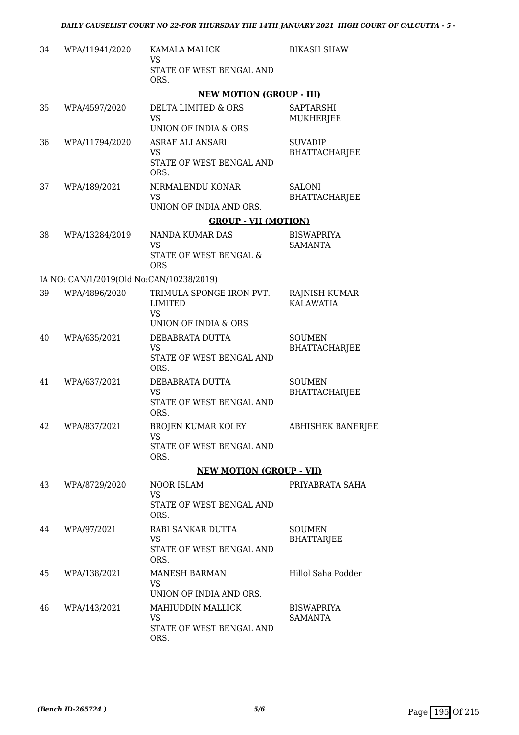| | | | |
|---|---|---|---|
| 34 | WPA/11941/2020 | KAMALA MALICK<br>VS<br>STATE OF WEST BENGAL AND ORS. | BIKASH SHAW |

**NEW MOTION (GROUP - III)**

| | | | |
|---|---|---|---|
| 35 | WPA/4597/2020 | DELTA LIMITED & ORS<br>VS<br>UNION OF INDIA & ORS | SAPTARSHI MUKHERJEE |
| 36 | WPA/11794/2020 | ASRAF ALI ANSARI<br>VS<br>STATE OF WEST BENGAL AND ORS. | SUVADIP BHATTACHARJEE |
| 37 | WPA/189/2021 | NIRMALENDU KONAR<br>VS<br>UNION OF INDIA AND ORS. | SALONI BHATTACHARJEE |

**GROUP - VII (MOTION)**

| | | | |
|---|---|---|---|
| 38 | WPA/13284/2019 | NANDA KUMAR DAS<br>VS<br>STATE OF WEST BENGAL & ORS | BISWAPRIYA SAMANTA |

IA NO: CAN/1/2019(Old No:CAN/10238/2019)

| | | | |
|---|---|---|---|
| 39 | WPA/4896/2020 | TRIMULA SPONGE IRON PVT. LIMITED<br>VS<br>UNION OF INDIA & ORS | RAJNISH KUMAR KALAWATIA |
| 40 | WPA/635/2021 | DEBABRATA DUTTA<br>VS<br>STATE OF WEST BENGAL AND ORS. | SOUMEN BHATTACHARJEE |
| 41 | WPA/637/2021 | DEBABRATA DUTTA<br>VS<br>STATE OF WEST BENGAL AND ORS. | SOUMEN BHATTACHARJEE |
| 42 | WPA/837/2021 | BROJEN KUMAR KOLEY<br>VS<br>STATE OF WEST BENGAL AND ORS. | ABHISHEK BANERJEE |

**NEW MOTION (GROUP - VII)**

| | | | |
|---|---|---|---|
| 43 | WPA/8729/2020 | NOOR ISLAM<br>VS<br>STATE OF WEST BENGAL AND ORS. | PRIYABRATA SAHA |
| 44 | WPA/97/2021 | RABI SANKAR DUTTA<br>VS<br>STATE OF WEST BENGAL AND ORS. | SOUMEN BHATTARJEE |
| 45 | WPA/138/2021 | MANESH BARMAN<br>VS<br>UNION OF INDIA AND ORS. | Hillol Saha Podder |
| 46 | WPA/143/2021 | MAHIUDDIN MALLICK<br>VS<br>STATE OF WEST BENGAL AND ORS. | BISWAPRIYA SAMANTA |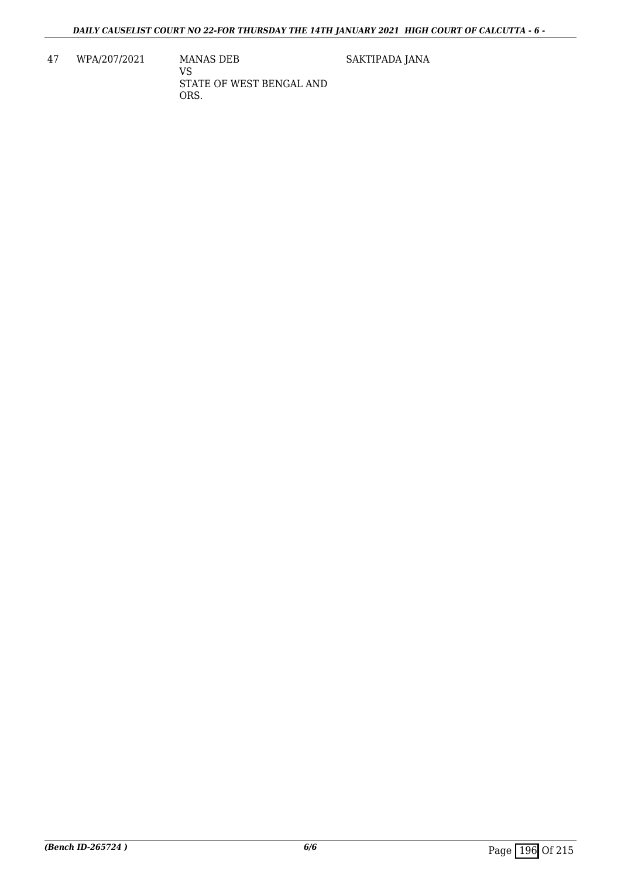| 47 | WPA/207/2021 | MANAS DEB<br>VS<br>STATE OF WEST BENGAL AND ORS. | SAKTIPADA JANA |
|---|---|---|---|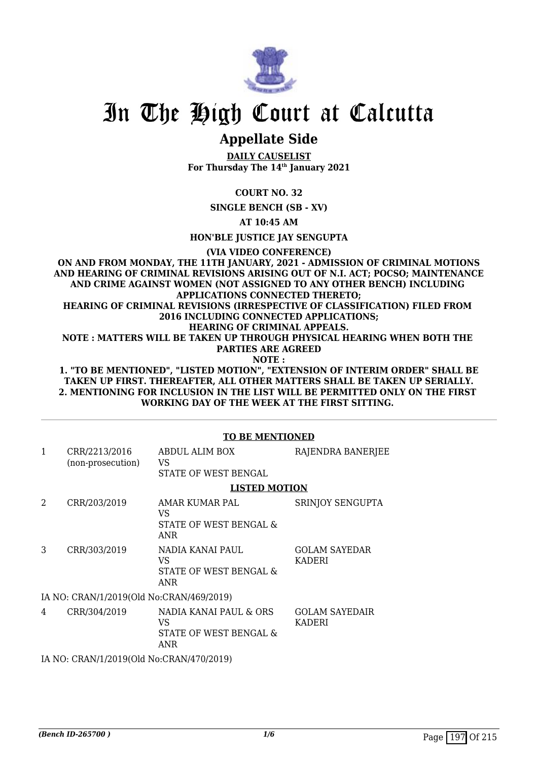# In The High Court at Calcutta

## Appellate Side

**DAILY CAUSELIST**
**For Thursday The 14th January 2021**

**COURT NO. 32**

**SINGLE BENCH (SB - XV)**

**AT 10:45 AM**

**HON'BLE JUSTICE JAY SENGUPTA**

**(VIA VIDEO CONFERENCE)**

**ON AND FROM MONDAY, THE 11TH JANUARY, 2021 - ADMISSION OF CRIMINAL MOTIONS AND HEARING OF CRIMINAL REVISIONS ARISING OUT OF N.I. ACT; POCSO; MAINTENANCE AND CRIME AGAINST WOMEN (NOT ASSIGNED TO ANY OTHER BENCH) INCLUDING APPLICATIONS CONNECTED THERETO;**
**HEARING OF CRIMINAL REVISIONS (IRRESPECTIVE OF CLASSIFICATION) FILED FROM 2016 INCLUDING CONNECTED APPLICATIONS;**
**HEARING OF CRIMINAL APPEALS.**
**NOTE : MATTERS WILL BE TAKEN UP THROUGH PHYSICAL HEARING WHEN BOTH THE PARTIES ARE AGREED**
**NOTE :**
**1. "TO BE MENTIONED", "LISTED MOTION", "EXTENSION OF INTERIM ORDER" SHALL BE TAKEN UP FIRST. THEREAFTER, ALL OTHER MATTERS SHALL BE TAKEN UP SERIALLY.**
**2. MENTIONING FOR INCLUSION IN THE LIST WILL BE PERMITTED ONLY ON THE FIRST WORKING DAY OF THE WEEK AT THE FIRST SITTING.**

---

**TO BE MENTIONED**

| | | | |
|---|---|---|---|
| 1 | CRR/2213/2016 (non-prosecution) | ABDUL ALIM BOX VS STATE OF WEST BENGAL | RAJENDRA BANERJEE |

**LISTED MOTION**

| | | | |
|---|---|---|---|
| 2 | CRR/203/2019 | AMAR KUMAR PAL VS STATE OF WEST BENGAL & ANR | SRINJOY SENGUPTA |
| 3 | CRR/303/2019 | NADIA KANAI PAUL VS STATE OF WEST BENGAL & ANR | GOLAM SAYEDAR KADERI |

IA NO: CRAN/1/2019(Old No:CRAN/469/2019)

| | | | |
|---|---|---|---|
| 4 | CRR/304/2019 | NADIA KANAI PAUL & ORS VS STATE OF WEST BENGAL & ANR | GOLAM SAYEDAIR KADERI |

IA NO: CRAN/1/2019(Old No:CRAN/470/2019)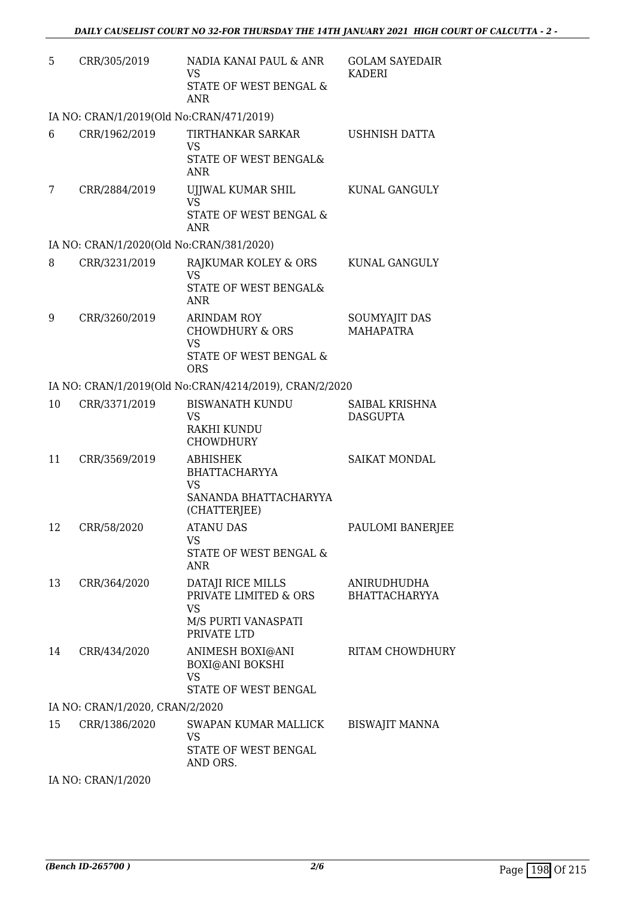| | | | |
|---|---|---|---|
| 5 | CRR/305/2019 | NADIA KANAI PAUL & ANR<br>VS<br>STATE OF WEST BENGAL & ANR | GOLAM SAYEDAIR KADERI |
| IA NO: CRAN/1/2019(Old No:CRAN/471/2019) | | | |
| 6 | CRR/1962/2019 | TIRTHANKAR SARKAR<br>VS<br>STATE OF WEST BENGAL& ANR | USHNISH DATTA |
| 7 | CRR/2884/2019 | UJJWAL KUMAR SHIL<br>VS<br>STATE OF WEST BENGAL & ANR | KUNAL GANGULY |
| IA NO: CRAN/1/2020(Old No:CRAN/381/2020) | | | |
| 8 | CRR/3231/2019 | RAJKUMAR KOLEY & ORS<br>VS<br>STATE OF WEST BENGAL& ANR | KUNAL GANGULY |
| 9 | CRR/3260/2019 | ARINDAM ROY CHOWDHURY & ORS<br>VS<br>STATE OF WEST BENGAL & ORS | SOUMYAJIT DAS MAHAPATRA |
| IA NO: CRAN/1/2019(Old No:CRAN/4214/2019), CRAN/2/2020 | | | |
| 10 | CRR/3371/2019 | BISWANATH KUNDU<br>VS<br>RAKHI KUNDU CHOWDHURY | SAIBAL KRISHNA DASGUPTA |
| 11 | CRR/3569/2019 | ABHISHEK BHATTACHARYYA<br>VS<br>SANANDA BHATTACHARYYA (CHATTERJEE) | SAIKAT MONDAL |
| 12 | CRR/58/2020 | ATANU DAS<br>VS<br>STATE OF WEST BENGAL & ANR | PAULOMI BANERJEE |
| 13 | CRR/364/2020 | DATAJI RICE MILLS PRIVATE LIMITED & ORS<br>VS<br>M/S PURTI VANASPATI PRIVATE LTD | ANIRUDHUDHA BHATTACHARYYA |
| 14 | CRR/434/2020 | ANIMESH BOXI@ANI BOXI@ANI BOKSHI<br>VS<br>STATE OF WEST BENGAL | RITAM CHOWDHURY |
| IA NO: CRAN/1/2020, CRAN/2/2020 | | | |
| 15 | CRR/1386/2020 | SWAPAN KUMAR MALLICK<br>VS<br>STATE OF WEST BENGAL AND ORS. | BISWAJIT MANNA |
| IA NO: CRAN/1/2020 | | | |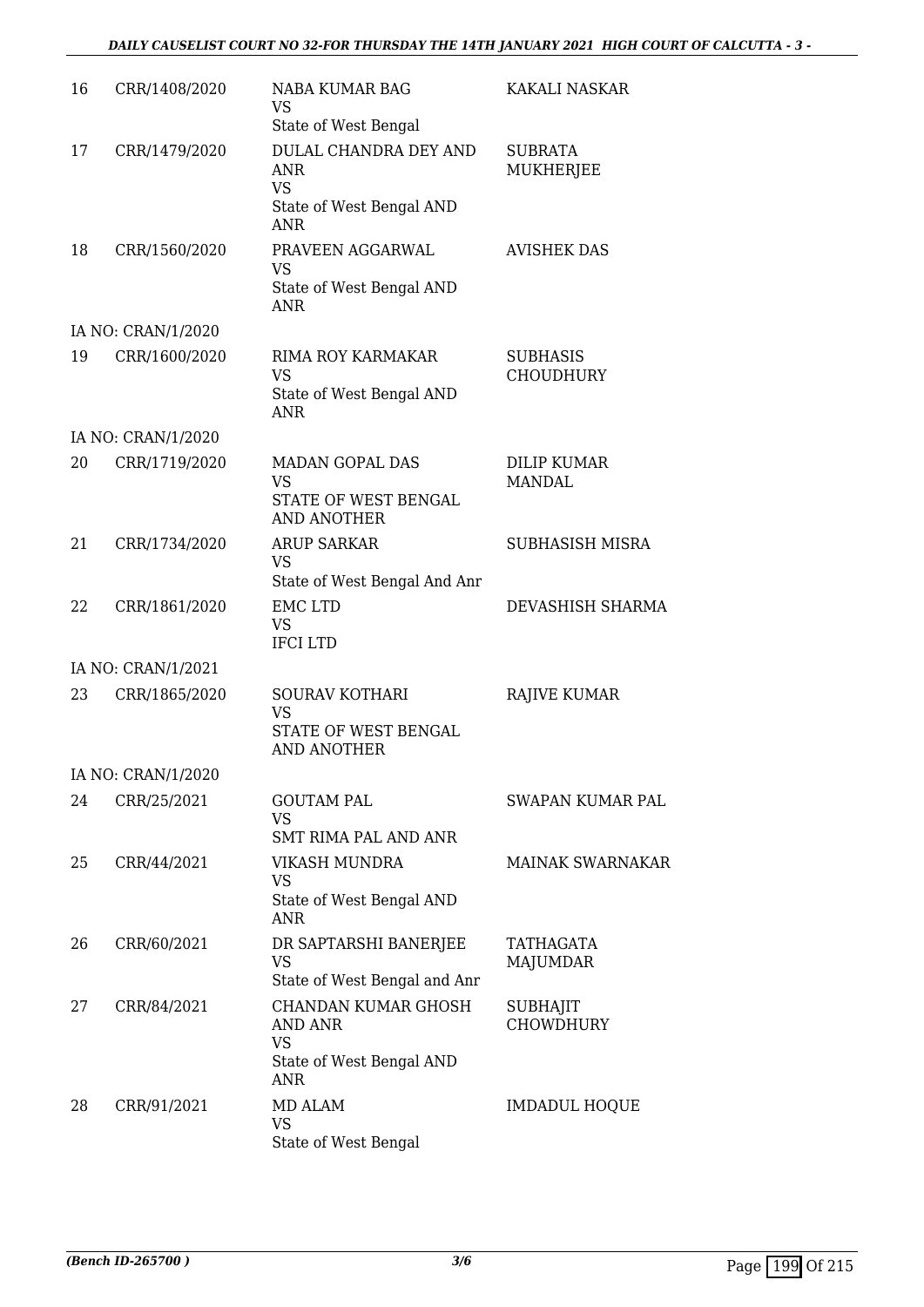| 16 | CRR/1408/2020 | NABA KUMAR BAG VS State of West Bengal | KAKALI NASKAR |
|---|---|---|---|
| 17 | CRR/1479/2020 | DULAL CHANDRA DEY AND ANR VS State of West Bengal AND ANR | SUBRATA MUKHERJEE |
| 18 | CRR/1560/2020 | PRAVEEN AGGARWAL VS State of West Bengal AND ANR | AVISHEK DAS |
| | IA NO: CRAN/1/2020 | | |
| 19 | CRR/1600/2020 | RIMA ROY KARMAKAR VS State of West Bengal AND ANR | SUBHASIS CHOUDHURY |
| | IA NO: CRAN/1/2020 | | |
| 20 | CRR/1719/2020 | MADAN GOPAL DAS VS STATE OF WEST BENGAL AND ANOTHER | DILIP KUMAR MANDAL |
| 21 | CRR/1734/2020 | ARUP SARKAR VS State of West Bengal And Anr | SUBHASISH MISRA |
| 22 | CRR/1861/2020 | EMC LTD VS IFCI LTD | DEVASHISH SHARMA |
| | IA NO: CRAN/1/2021 | | |
| 23 | CRR/1865/2020 | SOURAV KOTHARI VS STATE OF WEST BENGAL AND ANOTHER | RAJIVE KUMAR |
| | IA NO: CRAN/1/2020 | | |
| 24 | CRR/25/2021 | GOUTAM PAL VS SMT RIMA PAL AND ANR | SWAPAN KUMAR PAL |
| 25 | CRR/44/2021 | VIKASH MUNDRA VS State of West Bengal AND ANR | MAINAK SWARNAKAR |
| 26 | CRR/60/2021 | DR SAPTARSHI BANERJEE VS State of West Bengal and Anr | TATHAGATA MAJUMDAR |
| 27 | CRR/84/2021 | CHANDAN KUMAR GHOSH AND ANR VS State of West Bengal AND ANR | SUBHAJIT CHOWDHURY |
| 28 | CRR/91/2021 | MD ALAM VS State of West Bengal | IMDADUL HOQUE |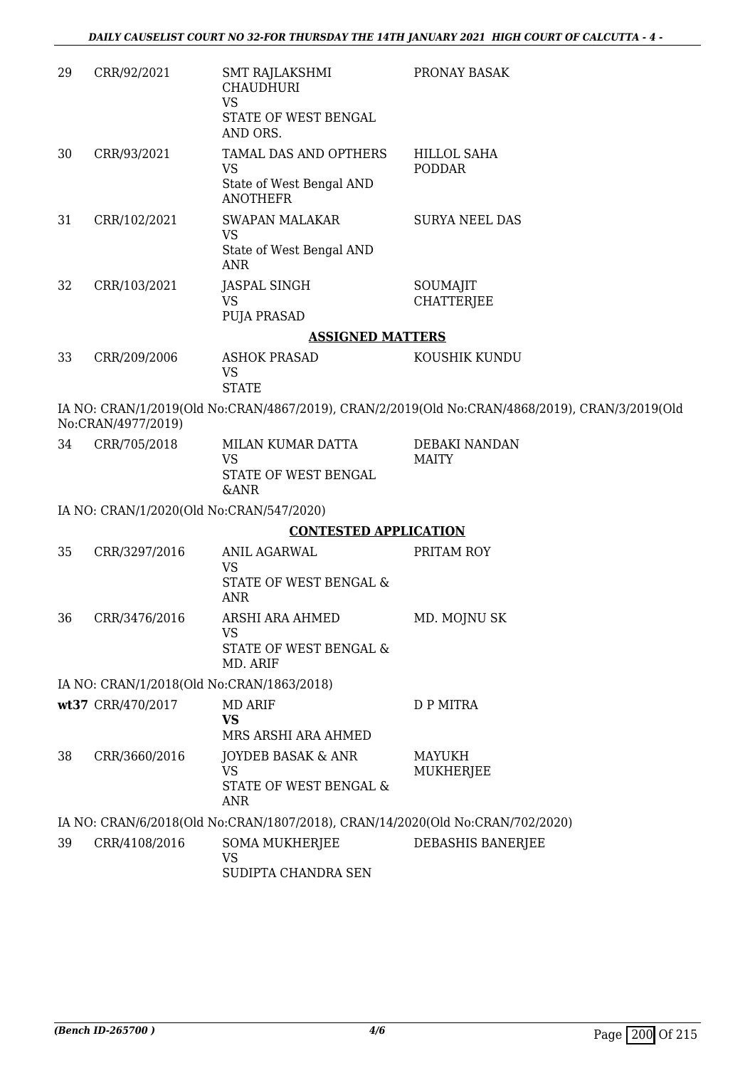| | | | |
|---|---|---|---|
| 29 | CRR/92/2021 | SMT RAJLAKSHMI CHAUDHURI<br>VS<br>STATE OF WEST BENGAL AND ORS. | PRONAY BASAK |
| 30 | CRR/93/2021 | TAMAL DAS AND OPTHERS<br>VS<br>State of West Bengal AND ANOTHEFR | HILLOL SAHA PODDAR |
| 31 | CRR/102/2021 | SWAPAN MALAKAR<br>VS<br>State of West Bengal AND ANR | SURYA NEEL DAS |
| 32 | CRR/103/2021 | JASPAL SINGH<br>VS<br>PUJA PRASAD | SOUMAJIT CHATTERJEE |

### ASSIGNED MATTERS

| | | | |
|---|---|---|---|
| 33 | CRR/209/2006 | ASHOK PRASAD<br>VS<br>STATE | KOUSHIK KUNDU |

IA NO: CRAN/1/2019(Old No:CRAN/4867/2019), CRAN/2/2019(Old No:CRAN/4868/2019), CRAN/3/2019(Old No:CRAN/4977/2019)

| | | | |
|---|---|---|---|
| 34 | CRR/705/2018 | MILAN KUMAR DATTA<br>VS<br>STATE OF WEST BENGAL &ANR | DEBAKI NANDAN MAITY |

IA NO: CRAN/1/2020(Old No:CRAN/547/2020)

### CONTESTED APPLICATION

| | | | |
|---|---|---|---|
| 35 | CRR/3297/2016 | ANIL AGARWAL<br>VS<br>STATE OF WEST BENGAL & ANR | PRITAM ROY |
| 36 | CRR/3476/2016 | ARSHI ARA AHMED<br>VS<br>STATE OF WEST BENGAL & MD. ARIF | MD. MOJNU SK |

IA NO: CRAN/1/2018(Old No:CRAN/1863/2018)

| | | | |
|---|---|---|---|
| wt37 | CRR/470/2017 | MD ARIF<br>**VS**<br>MRS ARSHI ARA AHMED | D P MITRA |
| 38 | CRR/3660/2016 | JOYDEB BASAK & ANR<br>VS<br>STATE OF WEST BENGAL & ANR | MAYUKH MUKHERJEE |

IA NO: CRAN/6/2018(Old No:CRAN/1807/2018), CRAN/14/2020(Old No:CRAN/702/2020)

| | | | |
|---|---|---|---|
| 39 | CRR/4108/2016 | SOMA MUKHERJEE<br>VS<br>SUDIPTA CHANDRA SEN | DEBASHIS BANERJEE |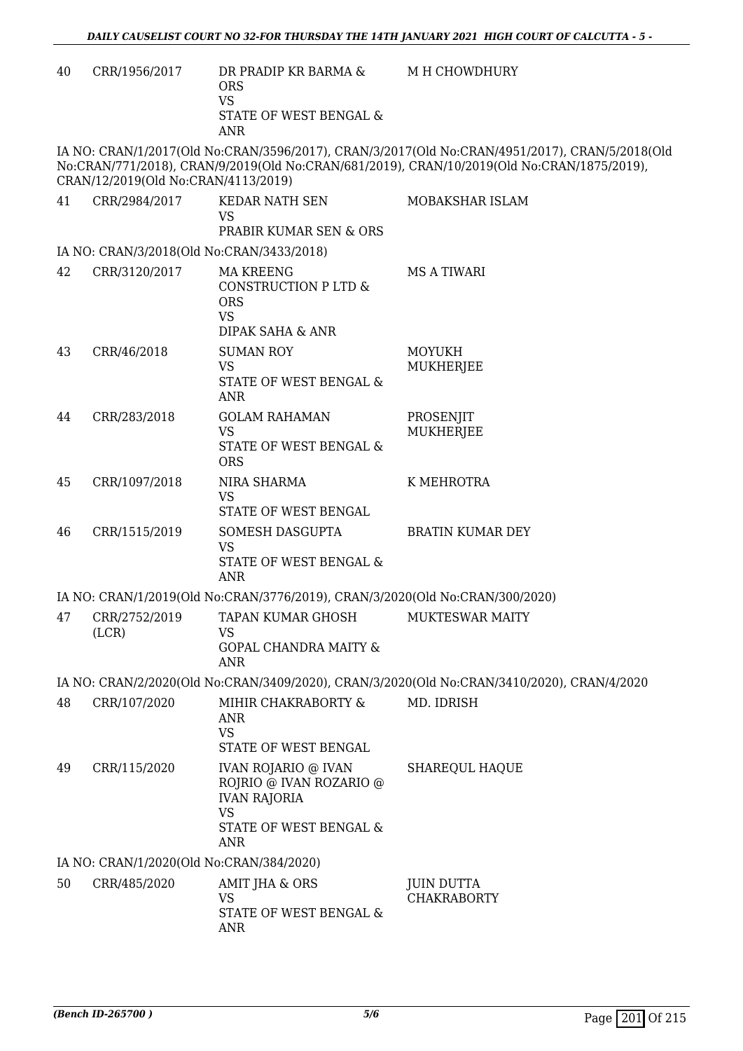| | | | |
|---|---|---|---|
| 40 | CRR/1956/2017 | DR PRADIP KR BARMA & ORS<br>VS<br>STATE OF WEST BENGAL & ANR | M H CHOWDHURY |

IA NO: CRAN/1/2017(Old No:CRAN/3596/2017), CRAN/3/2017(Old No:CRAN/4951/2017), CRAN/5/2018(Old No:CRAN/771/2018), CRAN/9/2019(Old No:CRAN/681/2019), CRAN/10/2019(Old No:CRAN/1875/2019), CRAN/12/2019(Old No:CRAN/4113/2019)

| | | | |
|---|---|---|---|
| 41 | CRR/2984/2017 | KEDAR NATH SEN<br>VS<br>PRABIR KUMAR SEN & ORS | MOBAKSHAR ISLAM |

IA NO: CRAN/3/2018(Old No:CRAN/3433/2018)

| | | | |
|---|---|---|---|
| 42 | CRR/3120/2017 | MA KREENG CONSTRUCTION P LTD & ORS<br>VS<br>DIPAK SAHA & ANR | MS A TIWARI |
| 43 | CRR/46/2018 | SUMAN ROY<br>VS<br>STATE OF WEST BENGAL & ANR | MOYUKH MUKHERJEE |
| 44 | CRR/283/2018 | GOLAM RAHAMAN<br>VS<br>STATE OF WEST BENGAL & ORS | PROSENJIT MUKHERJEE |
| 45 | CRR/1097/2018 | NIRA SHARMA<br>VS<br>STATE OF WEST BENGAL | K MEHROTRA |
| 46 | CRR/1515/2019 | SOMESH DASGUPTA<br>VS<br>STATE OF WEST BENGAL & ANR | BRATIN KUMAR DEY |

IA NO: CRAN/1/2019(Old No:CRAN/3776/2019), CRAN/3/2020(Old No:CRAN/300/2020)

| | | | |
|---|---|---|---|
| 47 | CRR/2752/2019 (LCR) | TAPAN KUMAR GHOSH<br>VS<br>GOPAL CHANDRA MAITY & ANR | MUKTESWAR MAITY |

IA NO: CRAN/2/2020(Old No:CRAN/3409/2020), CRAN/3/2020(Old No:CRAN/3410/2020), CRAN/4/2020

| | | | |
|---|---|---|---|
| 48 | CRR/107/2020 | MIHIR CHAKRABORTY & ANR<br>VS<br>STATE OF WEST BENGAL | MD. IDRISH |
| 49 | CRR/115/2020 | IVAN ROJARIO @ IVAN ROJRIO @ IVAN ROZARIO @ IVAN RAJORIA<br>VS<br>STATE OF WEST BENGAL & ANR | SHAREQUL HAQUE |

IA NO: CRAN/1/2020(Old No:CRAN/384/2020)

| | | | |
|---|---|---|---|
| 50 | CRR/485/2020 | AMIT JHA & ORS<br>VS<br>STATE OF WEST BENGAL & ANR | JUIN DUTTA CHAKRABORTY |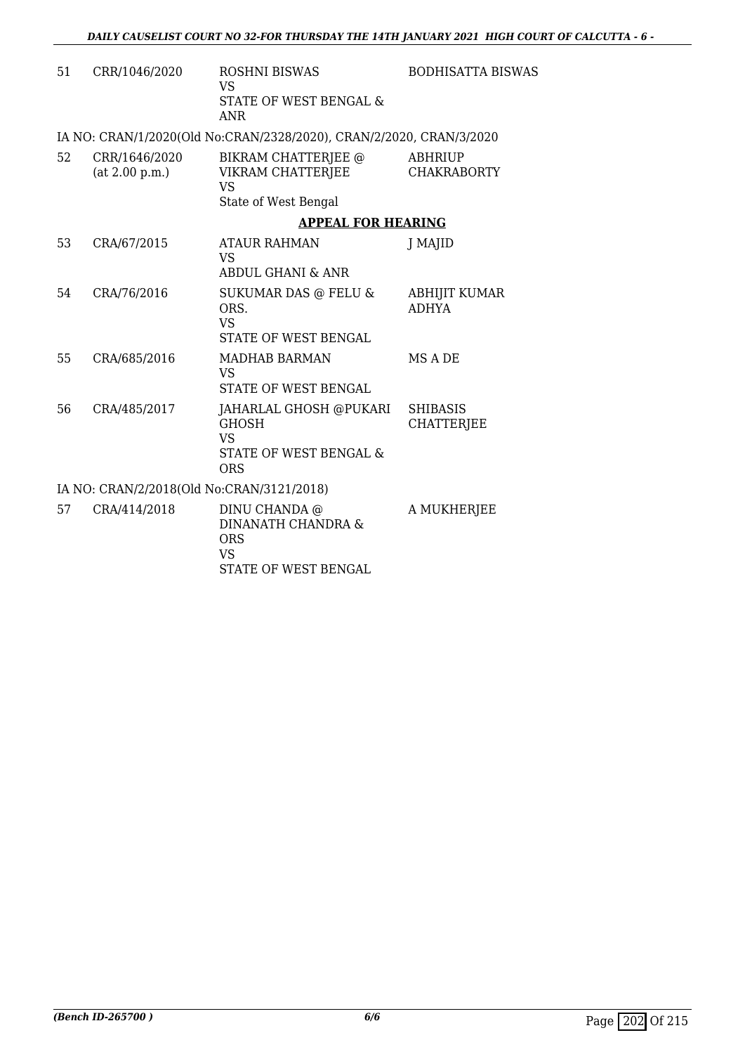| | | | |
|---|---|---|---|
| 51 | CRR/1046/2020 | ROSHNI BISWAS<br>VS<br>STATE OF WEST BENGAL & ANR | BODHISATTA BISWAS |

IA NO: CRAN/1/2020(Old No:CRAN/2328/2020), CRAN/2/2020, CRAN/3/2020

| | | | |
|---|---|---|---|
| 52 | CRR/1646/2020<br>(at 2.00 p.m.) | BIKRAM CHATTERJEE @ VIKRAM CHATTERJEE<br>VS<br>State of West Bengal | ABHRIUP CHAKRABORTY |

**APPEAL FOR HEARING**

| | | | |
|---|---|---|---|
| 53 | CRA/67/2015 | ATAUR RAHMAN<br>VS<br>ABDUL GHANI & ANR | J MAJID |
| 54 | CRA/76/2016 | SUKUMAR DAS @ FELU & ORS.<br>VS<br>STATE OF WEST BENGAL | ABHIJIT KUMAR ADHYA |
| 55 | CRA/685/2016 | MADHAB BARMAN<br>VS<br>STATE OF WEST BENGAL | MS A DE |
| 56 | CRA/485/2017 | JAHARLAL GHOSH @PUKARI GHOSH<br>VS<br>STATE OF WEST BENGAL & ORS | SHIBASIS CHATTERJEE |

IA NO: CRAN/2/2018(Old No:CRAN/3121/2018)

| | | | |
|---|---|---|---|
| 57 | CRA/414/2018 | DINU CHANDA @ DINANATH CHANDRA & ORS<br>VS<br>STATE OF WEST BENGAL | A MUKHERJEE |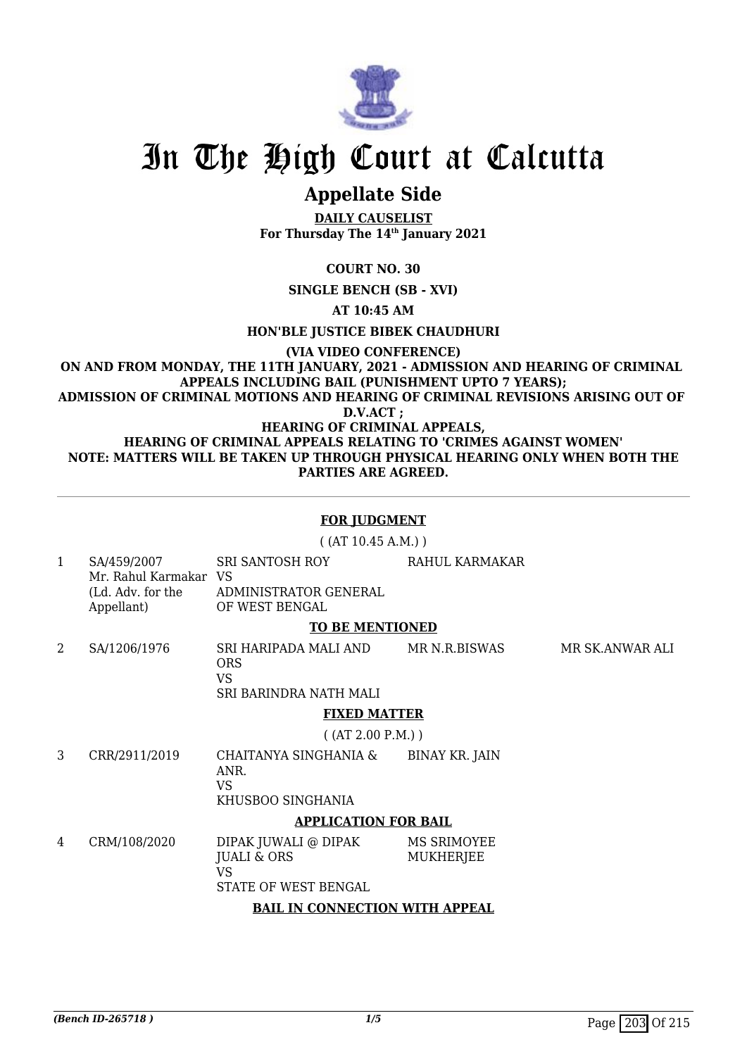# In The High Court at Calcutta

## Appellate Side

**DAILY CAUSELIST**
**For Thursday The 14th January 2021**

**COURT NO. 30**

**SINGLE BENCH (SB - XVI)**

**AT 10:45 AM**

**HON'BLE JUSTICE BIBEK CHAUDHURI**

**(VIA VIDEO CONFERENCE)**
**ON AND FROM MONDAY, THE 11TH JANUARY, 2021 - ADMISSION AND HEARING OF CRIMINAL APPEALS INCLUDING BAIL (PUNISHMENT UPTO 7 YEARS); ADMISSION OF CRIMINAL MOTIONS AND HEARING OF CRIMINAL REVISIONS ARISING OUT OF D.V.ACT ; HEARING OF CRIMINAL APPEALS, HEARING OF CRIMINAL APPEALS RELATING TO 'CRIMES AGAINST WOMEN' NOTE: MATTERS WILL BE TAKEN UP THROUGH PHYSICAL HEARING ONLY WHEN BOTH THE PARTIES ARE AGREED.**

---

**FOR JUDGMENT**

( (AT 10.45 A.M.) )

| | | | | |
|---|---|---|---|---|
| 1 | SA/459/2007<br>Mr. Rahul Karmakar<br>(Ld. Adv. for the Appellant) | SRI SANTOSH ROY<br>VS<br>ADMINISTRATOR GENERAL OF WEST BENGAL | RAHUL KARMAKAR | |

**TO BE MENTIONED**

| | | | | |
|---|---|---|---|---|
| 2 | SA/1206/1976 | SRI HARIPADA MALI AND ORS<br>VS<br>SRI BARINDRA NATH MALI | MR N.R.BISWAS | MR SK.ANWAR ALI |

**FIXED MATTER**

( (AT 2.00 P.M.) )

| | | | | |
|---|---|---|---|---|
| 3 | CRR/2911/2019 | CHAITANYA SINGHANIA & ANR.<br>VS<br>KHUSBOO SINGHANIA | BINAY KR. JAIN | |

**APPLICATION FOR BAIL**

| | | | | |
|---|---|---|---|---|
| 4 | CRM/108/2020 | DIPAK JUWALI @ DIPAK JUALI & ORS<br>VS<br>STATE OF WEST BENGAL | MS SRIMOYEE MUKHERJEE | |

**BAIL IN CONNECTION WITH APPEAL**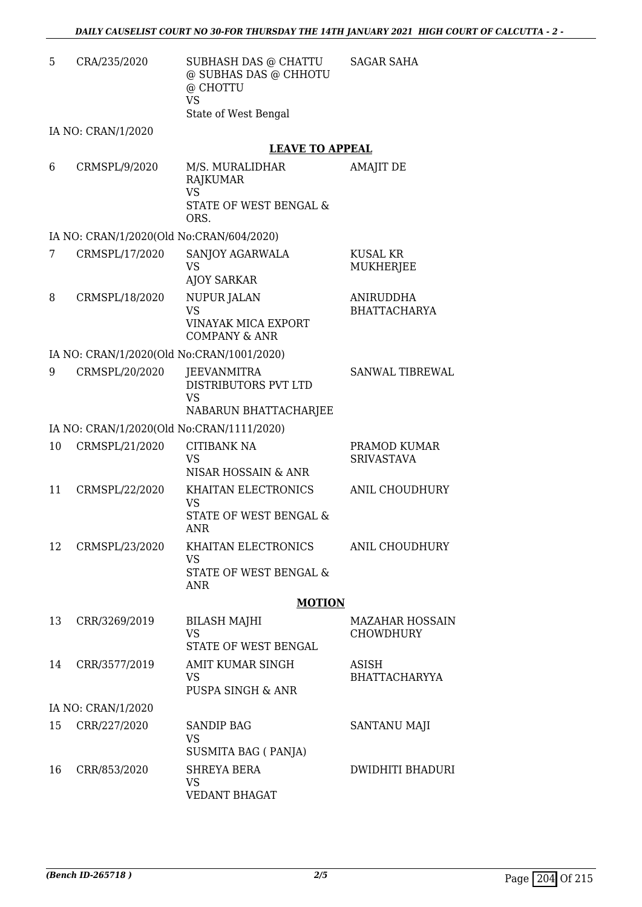| | | | |
|---|---|---|---|
| 5 | CRA/235/2020 | SUBHASH DAS @ CHATTU @ SUBHAS DAS @ CHHOTU @ CHOTTU<br>VS<br>State of West Bengal | SAGAR SAHA |

IA NO: CRAN/1/2020

**LEAVE TO APPEAL**

| | | | |
|---|---|---|---|
| 6 | CRMSPL/9/2020 | M/S. MURALIDHAR RAJKUMAR<br>VS<br>STATE OF WEST BENGAL & ORS. | AMAJIT DE |

IA NO: CRAN/1/2020(Old No:CRAN/604/2020)

| | | | |
|---|---|---|---|
| 7 | CRMSPL/17/2020 | SANJOY AGARWALA<br>VS<br>AJOY SARKAR | KUSAL KR MUKHERJEE |
| 8 | CRMSPL/18/2020 | NUPUR JALAN<br>VS<br>VINAYAK MICA EXPORT COMPANY & ANR | ANIRUDDHA BHATTACHARYA |

IA NO: CRAN/1/2020(Old No:CRAN/1001/2020)

| | | | |
|---|---|---|---|
| 9 | CRMSPL/20/2020 | JEEVANMITRA DISTRIBUTORS PVT LTD<br>VS<br>NABARUN BHATTACHARJEE | SANWAL TIBREWAL |

IA NO: CRAN/1/2020(Old No:CRAN/1111/2020)

| | | | |
|---|---|---|---|
| 10 | CRMSPL/21/2020 | CITIBANK NA<br>VS<br>NISAR HOSSAIN & ANR | PRAMOD KUMAR SRIVASTAVA |
| 11 | CRMSPL/22/2020 | KHAITAN ELECTRONICS<br>VS<br>STATE OF WEST BENGAL & ANR | ANIL CHOUDHURY |
| 12 | CRMSPL/23/2020 | KHAITAN ELECTRONICS<br>VS<br>STATE OF WEST BENGAL & ANR | ANIL CHOUDHURY |

**MOTION**

| | | | |
|---|---|---|---|
| 13 | CRR/3269/2019 | BILASH MAJHI<br>VS<br>STATE OF WEST BENGAL | MAZAHAR HOSSAIN CHOWDHURY |
| 14 | CRR/3577/2019 | AMIT KUMAR SINGH<br>VS<br>PUSPA SINGH & ANR | ASISH BHATTACHARYYA |

IA NO: CRAN/1/2020

| | | | |
|---|---|---|---|
| 15 | CRR/227/2020 | SANDIP BAG<br>VS<br>SUSMITA BAG ( PANJA) | SANTANU MAJI |
| 16 | CRR/853/2020 | SHREYA BERA<br>VS<br>VEDANT BHAGAT | DWIDHITI BHADURI |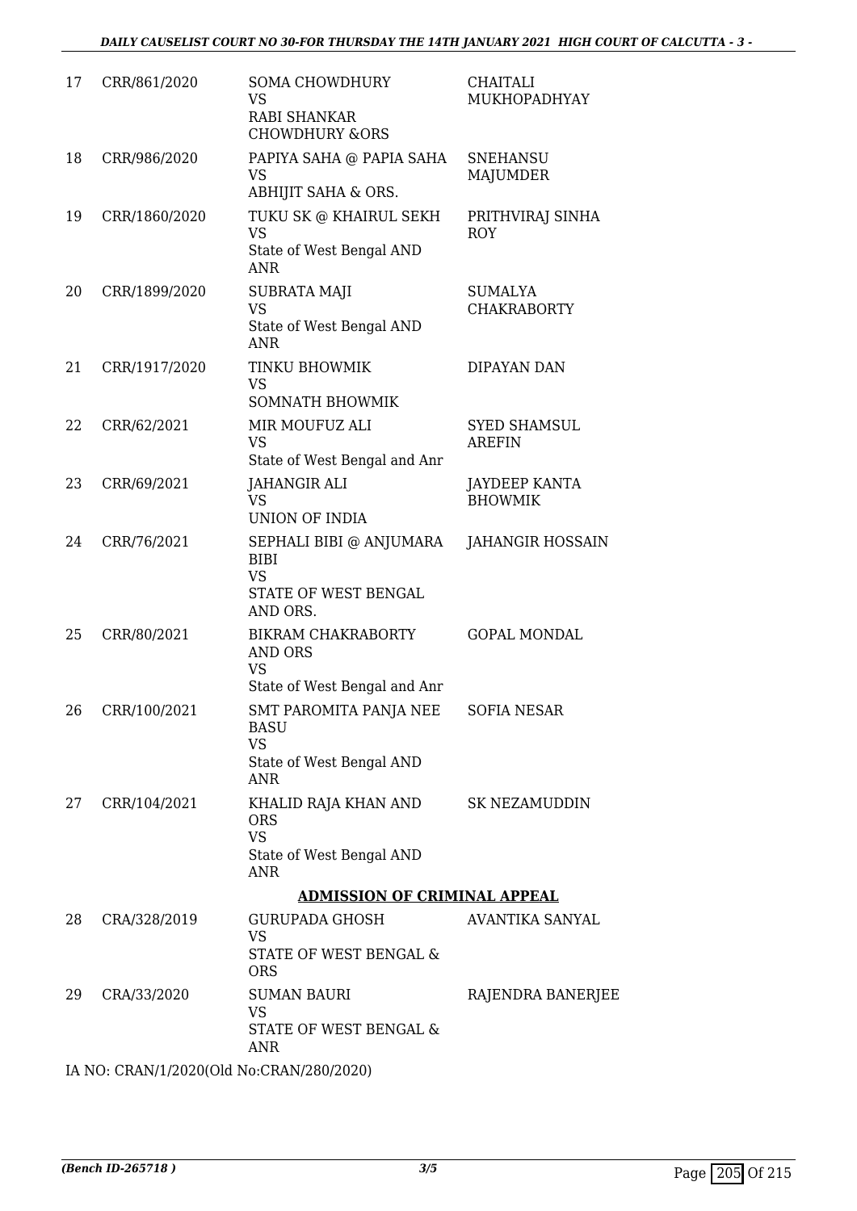| | | | |
|---|---|---|---|
| 17 | CRR/861/2020 | SOMA CHOWDHURY<br>VS<br>RABI SHANKAR CHOWDHURY &ORS | CHAITALI MUKHOPADHYAY |
| 18 | CRR/986/2020 | PAPIYA SAHA @ PAPIA SAHA<br>VS<br>ABHIJIT SAHA & ORS. | SNEHANSU MAJUMDER |
| 19 | CRR/1860/2020 | TUKU SK @ KHAIRUL SEKH<br>VS<br>State of West Bengal AND ANR | PRITHVIRAJ SINHA ROY |
| 20 | CRR/1899/2020 | SUBRATA MAJI<br>VS<br>State of West Bengal AND ANR | SUMALYA CHAKRABORTY |
| 21 | CRR/1917/2020 | TINKU BHOWMIK<br>VS<br>SOMNATH BHOWMIK | DIPAYAN DAN |
| 22 | CRR/62/2021 | MIR MOUFUZ ALI<br>VS<br>State of West Bengal and Anr | SYED SHAMSUL AREFIN |
| 23 | CRR/69/2021 | JAHANGIR ALI<br>VS<br>UNION OF INDIA | JAYDEEP KANTA BHOWMIK |
| 24 | CRR/76/2021 | SEPHALI BIBI @ ANJUMARA BIBI<br>VS<br>STATE OF WEST BENGAL AND ORS. | JAHANGIR HOSSAIN |
| 25 | CRR/80/2021 | BIKRAM CHAKRABORTY AND ORS<br>VS<br>State of West Bengal and Anr | GOPAL MONDAL |
| 26 | CRR/100/2021 | SMT PAROMITA PANJA NEE BASU<br>VS<br>State of West Bengal AND ANR | SOFIA NESAR |
| 27 | CRR/104/2021 | KHALID RAJA KHAN AND ORS<br>VS<br>State of West Bengal AND ANR | SK NEZAMUDDIN |

**ADMISSION OF CRIMINAL APPEAL**

| | | | |
|---|---|---|---|
| 28 | CRA/328/2019 | GURUPADA GHOSH<br>VS<br>STATE OF WEST BENGAL & ORS | AVANTIKA SANYAL |
| 29 | CRA/33/2020 | SUMAN BAURI<br>VS<br>STATE OF WEST BENGAL & ANR | RAJENDRA BANERJEE |

IA NO: CRAN/1/2020(Old No:CRAN/280/2020)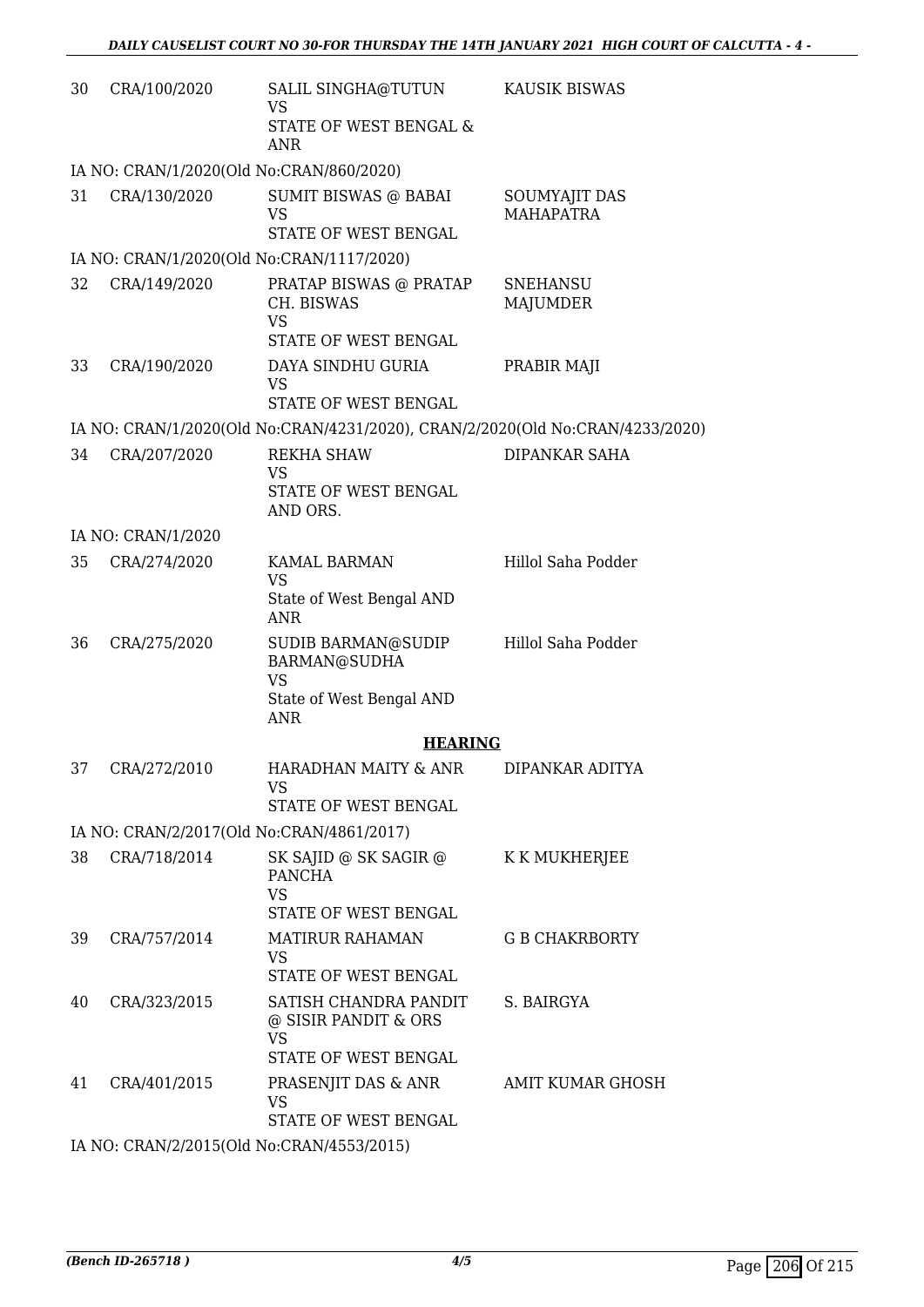| | | | |
|---|---|---|---|
| 30 | CRA/100/2020 | SALIL SINGHA@TUTUN<br>VS<br>STATE OF WEST BENGAL & ANR | KAUSIK BISWAS |

IA NO: CRAN/1/2020(Old No:CRAN/860/2020)

| | | | |
|---|---|---|---|
| 31 | CRA/130/2020 | SUMIT BISWAS @ BABAI<br>VS<br>STATE OF WEST BENGAL | SOUMYAJIT DAS MAHAPATRA |

IA NO: CRAN/1/2020(Old No:CRAN/1117/2020)

| | | | |
|---|---|---|---|
| 32 | CRA/149/2020 | PRATAP BISWAS @ PRATAP CH. BISWAS<br>VS<br>STATE OF WEST BENGAL | SNEHANSU MAJUMDER |
| 33 | CRA/190/2020 | DAYA SINDHU GURIA<br>VS<br>STATE OF WEST BENGAL | PRABIR MAJI |

IA NO: CRAN/1/2020(Old No:CRAN/4231/2020), CRAN/2/2020(Old No:CRAN/4233/2020)

| | | | |
|---|---|---|---|
| 34 | CRA/207/2020 | REKHA SHAW<br>VS<br>STATE OF WEST BENGAL AND ORS. | DIPANKAR SAHA |

IA NO: CRAN/1/2020

| | | | |
|---|---|---|---|
| 35 | CRA/274/2020 | KAMAL BARMAN<br>VS<br>State of West Bengal AND ANR | Hillol Saha Podder |
| 36 | CRA/275/2020 | SUDIB BARMAN@SUDIP BARMAN@SUDHA<br>VS<br>State of West Bengal AND ANR | Hillol Saha Podder |

**HEARING**

| | | | |
|---|---|---|---|
| 37 | CRA/272/2010 | HARADHAN MAITY & ANR<br>VS<br>STATE OF WEST BENGAL | DIPANKAR ADITYA |

IA NO: CRAN/2/2017(Old No:CRAN/4861/2017)

| | | | |
|---|---|---|---|
| 38 | CRA/718/2014 | SK SAJID @ SK SAGIR @ PANCHA<br>VS<br>STATE OF WEST BENGAL | K K MUKHERJEE |
| 39 | CRA/757/2014 | MATIRUR RAHAMAN<br>VS<br>STATE OF WEST BENGAL | G B CHAKRBORTY |
| 40 | CRA/323/2015 | SATISH CHANDRA PANDIT @ SISIR PANDIT & ORS<br>VS<br>STATE OF WEST BENGAL | S. BAIRGYA |
| 41 | CRA/401/2015 | PRASENJIT DAS & ANR<br>VS<br>STATE OF WEST BENGAL | AMIT KUMAR GHOSH |

IA NO: CRAN/2/2015(Old No:CRAN/4553/2015)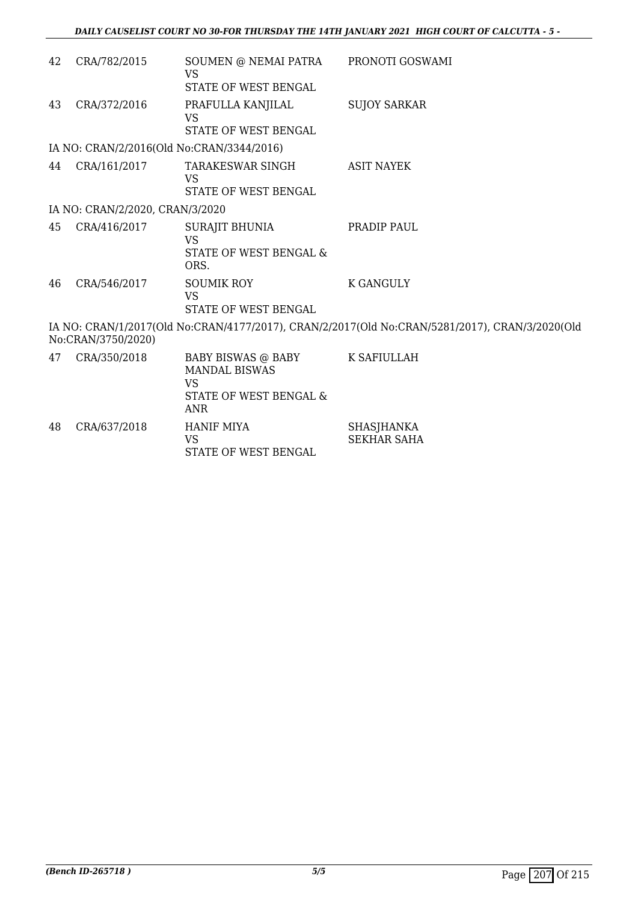| | | | |
|---|---|---|---|
| 42 | CRA/782/2015 | SOUMEN @ NEMAI PATRA<br>VS<br>STATE OF WEST BENGAL | PRONOTI GOSWAMI |
| 43 | CRA/372/2016 | PRAFULLA KANJILAL<br>VS<br>STATE OF WEST BENGAL | SUJOY SARKAR |

IA NO: CRAN/2/2016(Old No:CRAN/3344/2016)

| | | | |
|---|---|---|---|
| 44 | CRA/161/2017 | TARAKESWAR SINGH<br>VS<br>STATE OF WEST BENGAL | ASIT NAYEK |

IA NO: CRAN/2/2020, CRAN/3/2020

| | | | |
|---|---|---|---|
| 45 | CRA/416/2017 | SURAJIT BHUNIA<br>VS<br>STATE OF WEST BENGAL & ORS. | PRADIP PAUL |
| 46 | CRA/546/2017 | SOUMIK ROY<br>VS<br>STATE OF WEST BENGAL | K GANGULY |

IA NO: CRAN/1/2017(Old No:CRAN/4177/2017), CRAN/2/2017(Old No:CRAN/5281/2017), CRAN/3/2020(Old No:CRAN/3750/2020)

| | | | |
|---|---|---|---|
| 47 | CRA/350/2018 | BABY BISWAS @ BABY MANDAL BISWAS<br>VS<br>STATE OF WEST BENGAL & ANR | K SAFIULLAH |
| 48 | CRA/637/2018 | HANIF MIYA<br>VS<br>STATE OF WEST BENGAL | SHASJHANKA SEKHAR SAHA |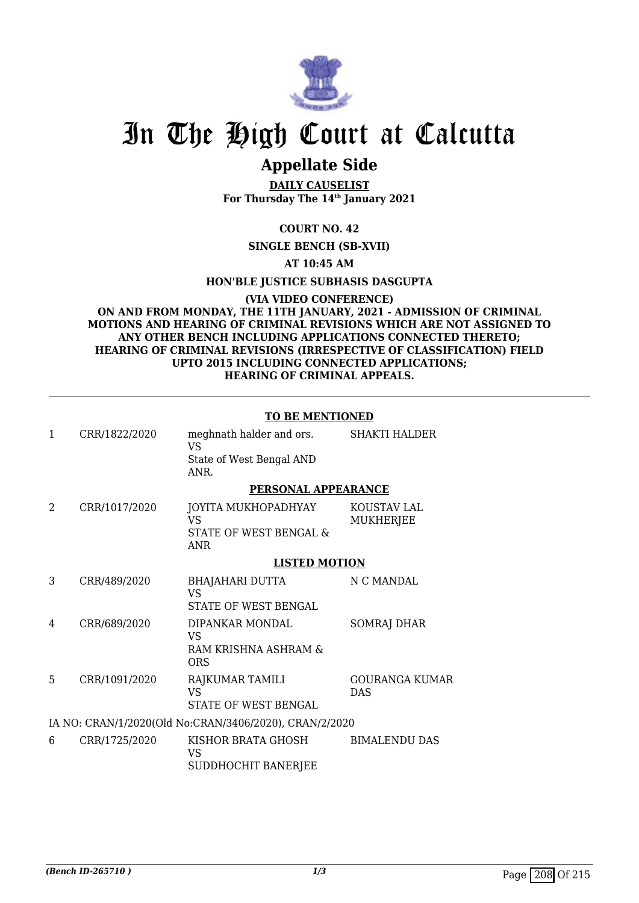# In The High Court at Calcutta

## Appellate Side

**DAILY CAUSELIST**
**For Thursday The 14th January 2021**

**COURT NO. 42**

**SINGLE BENCH (SB-XVII)**

**AT 10:45 AM**

**HON'BLE JUSTICE SUBHASIS DASGUPTA**

**(VIA VIDEO CONFERENCE)**
**ON AND FROM MONDAY, THE 11TH JANUARY, 2021 - ADMISSION OF CRIMINAL MOTIONS AND HEARING OF CRIMINAL REVISIONS WHICH ARE NOT ASSIGNED TO ANY OTHER BENCH INCLUDING APPLICATIONS CONNECTED THERETO; HEARING OF CRIMINAL REVISIONS (IRRESPECTIVE OF CLASSIFICATION) FIELD UPTO 2015 INCLUDING CONNECTED APPLICATIONS; HEARING OF CRIMINAL APPEALS.**

---

**TO BE MENTIONED**

| | | | |
|---|---|---|---|
| 1 | CRR/1822/2020 | meghnath halder and ors.<br>VS<br>State of West Bengal AND ANR. | SHAKTI HALDER |

**PERSONAL APPEARANCE**

| | | | |
|---|---|---|---|
| 2 | CRR/1017/2020 | JOYITA MUKHOPADHYAY<br>VS<br>STATE OF WEST BENGAL & ANR | KOUSTAV LAL MUKHERJEE |

**LISTED MOTION**

| | | | |
|---|---|---|---|
| 3 | CRR/489/2020 | BHAJAHARI DUTTA<br>VS<br>STATE OF WEST BENGAL | N C MANDAL |
| 4 | CRR/689/2020 | DIPANKAR MONDAL<br>VS<br>RAM KRISHNA ASHRAM & ORS | SOMRAJ DHAR |
| 5 | CRR/1091/2020 | RAJKUMAR TAMILI<br>VS<br>STATE OF WEST BENGAL | GOURANGA KUMAR DAS |

IA NO: CRAN/1/2020(Old No:CRAN/3406/2020), CRAN/2/2020

| | | | |
|---|---|---|---|
| 6 | CRR/1725/2020 | KISHOR BRATA GHOSH<br>VS<br>SUDDHOCHIT BANERJEE | BIMALENDU DAS |

*(Bench ID-265710 )*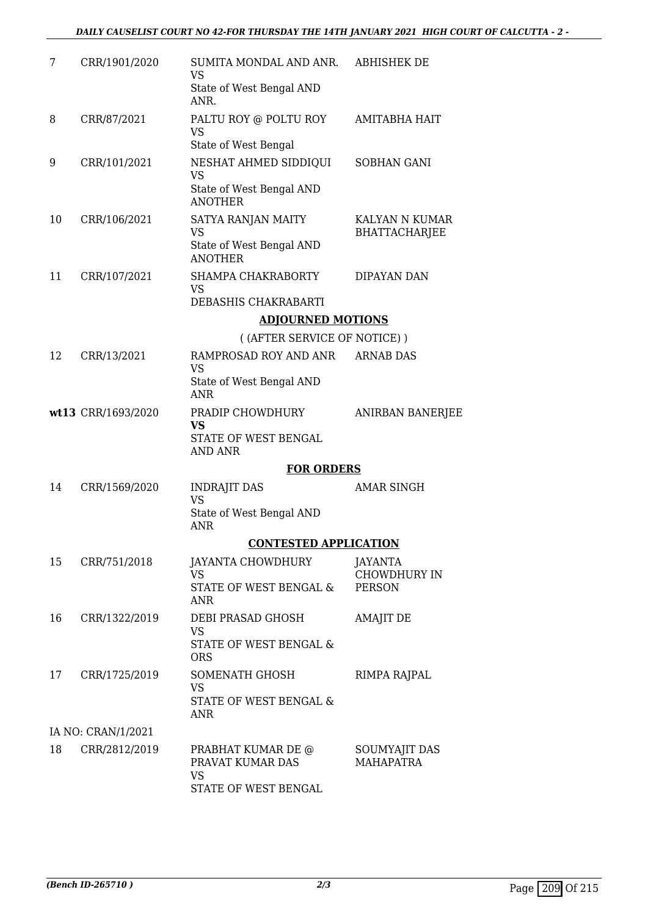| | | | |
|---|---|---|---|
| 7 | CRR/1901/2020 | SUMITA MONDAL AND ANR.<br>VS<br>State of West Bengal AND ANR. | ABHISHEK DE |
| 8 | CRR/87/2021 | PALTU ROY @ POLTU ROY<br>VS<br>State of West Bengal | AMITABHA HAIT |
| 9 | CRR/101/2021 | NESHAT AHMED SIDDIQUI<br>VS<br>State of West Bengal AND ANOTHER | SOBHAN GANI |
| 10 | CRR/106/2021 | SATYA RANJAN MAITY<br>VS<br>State of West Bengal AND ANOTHER | KALYAN N KUMAR BHATTACHARJEE |
| 11 | CRR/107/2021 | SHAMPA CHAKRABORTY<br>VS<br>DEBASHIS CHAKRABARTI | DIPAYAN DAN |

**ADJOURNED MOTIONS**

( (AFTER SERVICE OF NOTICE) )

| | | | |
|---|---|---|---|
| 12 | CRR/13/2021 | RAMPROSAD ROY AND ANR<br>VS<br>State of West Bengal AND ANR | ARNAB DAS |
| **wt13** | CRR/1693/2020 | PRADIP CHOWDHURY<br>**VS**<br>STATE OF WEST BENGAL AND ANR | ANIRBAN BANERJEE |

**FOR ORDERS**

| | | | |
|---|---|---|---|
| 14 | CRR/1569/2020 | INDRAJIT DAS<br>VS<br>State of West Bengal AND ANR | AMAR SINGH |

**CONTESTED APPLICATION**

| | | | |
|---|---|---|---|
| 15 | CRR/751/2018 | JAYANTA CHOWDHURY<br>VS<br>STATE OF WEST BENGAL & ANR | JAYANTA CHOWDHURY IN PERSON |
| 16 | CRR/1322/2019 | DEBI PRASAD GHOSH<br>VS<br>STATE OF WEST BENGAL & ORS | AMAJIT DE |
| 17 | CRR/1725/2019 | SOMENATH GHOSH<br>VS<br>STATE OF WEST BENGAL & ANR | RIMPA RAJPAL |

IA NO: CRAN/1/2021

| | | | |
|---|---|---|---|
| 18 | CRR/2812/2019 | PRABHAT KUMAR DE @ PRAVAT KUMAR DAS<br>VS<br>STATE OF WEST BENGAL | SOUMYAJIT DAS MAHAPATRA |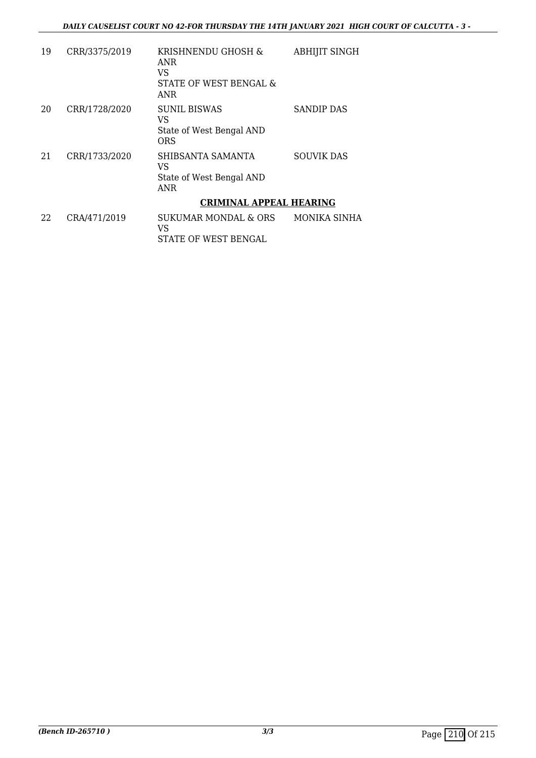| 19 | CRR/3375/2019 | KRISHNENDU GHOSH & ANR<br>VS<br>STATE OF WEST BENGAL & ANR | ABHIJIT SINGH |
|---|---|---|---|
| 20 | CRR/1728/2020 | SUNIL BISWAS<br>VS<br>State of West Bengal AND ORS | SANDIP DAS |
| 21 | CRR/1733/2020 | SHIBSANTA SAMANTA<br>VS<br>State of West Bengal AND ANR | SOUVIK DAS |

**CRIMINAL APPEAL HEARING**

| 22 | CRA/471/2019 | SUKUMAR MONDAL & ORS<br>VS<br>STATE OF WEST BENGAL | MONIKA SINHA |
|---|---|---|---|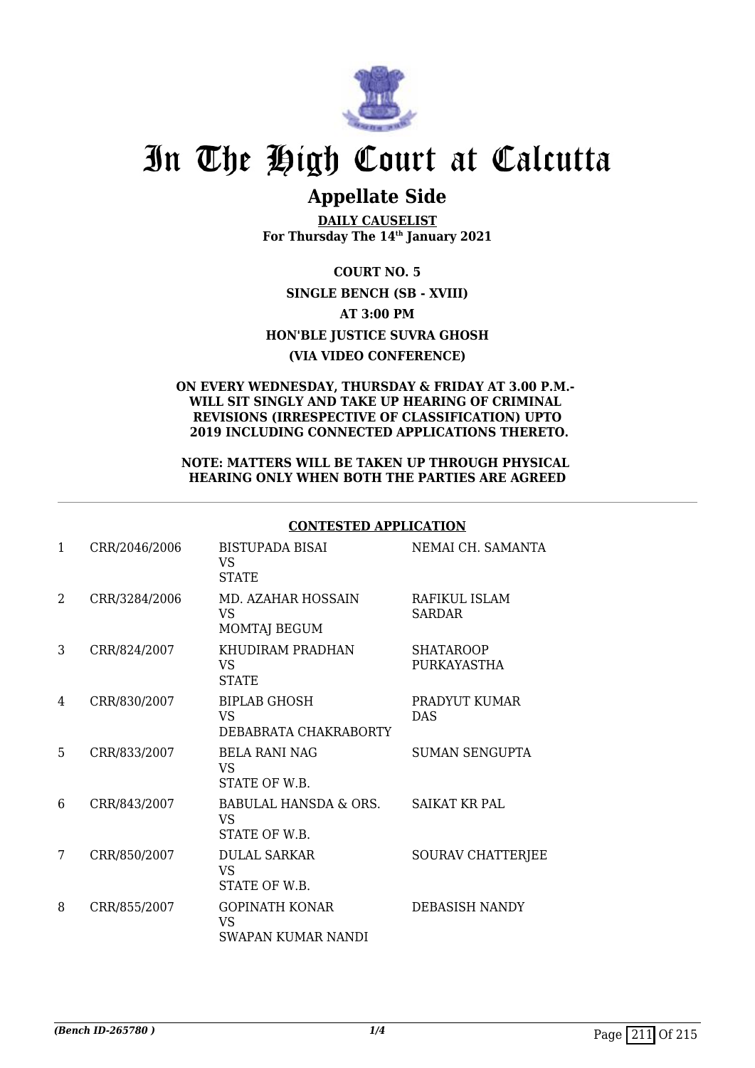# In The High Court at Calcutta

## Appellate Side

**DAILY CAUSELIST**
**For Thursday The 14th January 2021**

**COURT NO. 5**

**SINGLE BENCH (SB - XVIII)**

**AT 3:00 PM**

**HON'BLE JUSTICE SUVRA GHOSH**

**(VIA VIDEO CONFERENCE)**

**ON EVERY WEDNESDAY, THURSDAY & FRIDAY AT 3.00 P.M.- WILL SIT SINGLY AND TAKE UP HEARING OF CRIMINAL REVISIONS (IRRESPECTIVE OF CLASSIFICATION) UPTO 2019 INCLUDING CONNECTED APPLICATIONS THERETO.**

**NOTE: MATTERS WILL BE TAKEN UP THROUGH PHYSICAL HEARING ONLY WHEN BOTH THE PARTIES ARE AGREED**

**CONTESTED APPLICATION**

| | | | |
|---|---|---|---|
| 1 | CRR/2046/2006 | BISTUPADA BISAI VS STATE | NEMAI CH. SAMANTA |
| 2 | CRR/3284/2006 | MD. AZAHAR HOSSAIN VS MOMTAJ BEGUM | RAFIKUL ISLAM SARDAR |
| 3 | CRR/824/2007 | KHUDIRAM PRADHAN VS STATE | SHATAROOP PURKAYASTHA |
| 4 | CRR/830/2007 | BIPLAB GHOSH VS DEBABRATA CHAKRABORTY | PRADYUT KUMAR DAS |
| 5 | CRR/833/2007 | BELA RANI NAG VS STATE OF W.B. | SUMAN SENGUPTA |
| 6 | CRR/843/2007 | BABULAL HANSDA & ORS. VS STATE OF W.B. | SAIKAT KR PAL |
| 7 | CRR/850/2007 | DULAL SARKAR VS STATE OF W.B. | SOURAV CHATTERJEE |
| 8 | CRR/855/2007 | GOPINATH KONAR VS SWAPAN KUMAR NANDI | DEBASISH NANDY |

*(Bench ID-265780 )*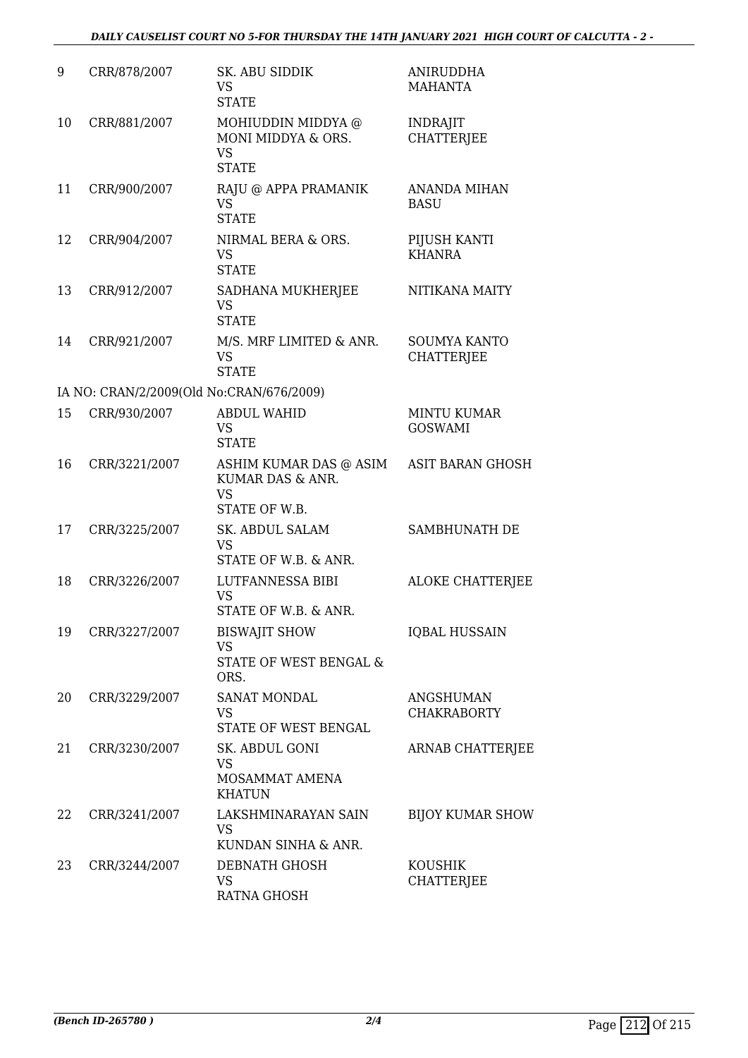| | | | |
|---|---|---|---|
| 9 | CRR/878/2007 | SK. ABU SIDDIK<br>VS<br>STATE | ANIRUDDHA MAHANTA |
| 10 | CRR/881/2007 | MOHIUDDIN MIDDYA @ MONI MIDDYA & ORS.<br>VS<br>STATE | INDRAJIT CHATTERJEE |
| 11 | CRR/900/2007 | RAJU @ APPA PRAMANIK<br>VS<br>STATE | ANANDA MIHAN BASU |
| 12 | CRR/904/2007 | NIRMAL BERA & ORS.<br>VS<br>STATE | PIJUSH KANTI KHANRA |
| 13 | CRR/912/2007 | SADHANA MUKHERJEE<br>VS<br>STATE | NITIKANA MAITY |
| 14 | CRR/921/2007 | M/S. MRF LIMITED & ANR.<br>VS<br>STATE | SOUMYA KANTO CHATTERJEE |
| | IA NO: CRAN/2/2009(Old No:CRAN/676/2009) | | |
| 15 | CRR/930/2007 | ABDUL WAHID<br>VS<br>STATE | MINTU KUMAR GOSWAMI |
| 16 | CRR/3221/2007 | ASHIM KUMAR DAS @ ASIM KUMAR DAS & ANR.<br>VS<br>STATE OF W.B. | ASIT BARAN GHOSH |
| 17 | CRR/3225/2007 | SK. ABDUL SALAM<br>VS<br>STATE OF W.B. & ANR. | SAMBHUNATH DE |
| 18 | CRR/3226/2007 | LUTFANNESSA BIBI<br>VS<br>STATE OF W.B. & ANR. | ALOKE CHATTERJEE |
| 19 | CRR/3227/2007 | BISWAJIT SHOW<br>VS<br>STATE OF WEST BENGAL & ORS. | IQBAL HUSSAIN |
| 20 | CRR/3229/2007 | SANAT MONDAL<br>VS<br>STATE OF WEST BENGAL | ANGSHUMAN CHAKRABORTY |
| 21 | CRR/3230/2007 | SK. ABDUL GONI<br>VS<br>MOSAMMAT AMENA KHATUN | ARNAB CHATTERJEE |
| 22 | CRR/3241/2007 | LAKSHMINARAYAN SAIN<br>VS<br>KUNDAN SINHA & ANR. | BIJOY KUMAR SHOW |
| 23 | CRR/3244/2007 | DEBNATH GHOSH<br>VS<br>RATNA GHOSH | KOUSHIK CHATTERJEE |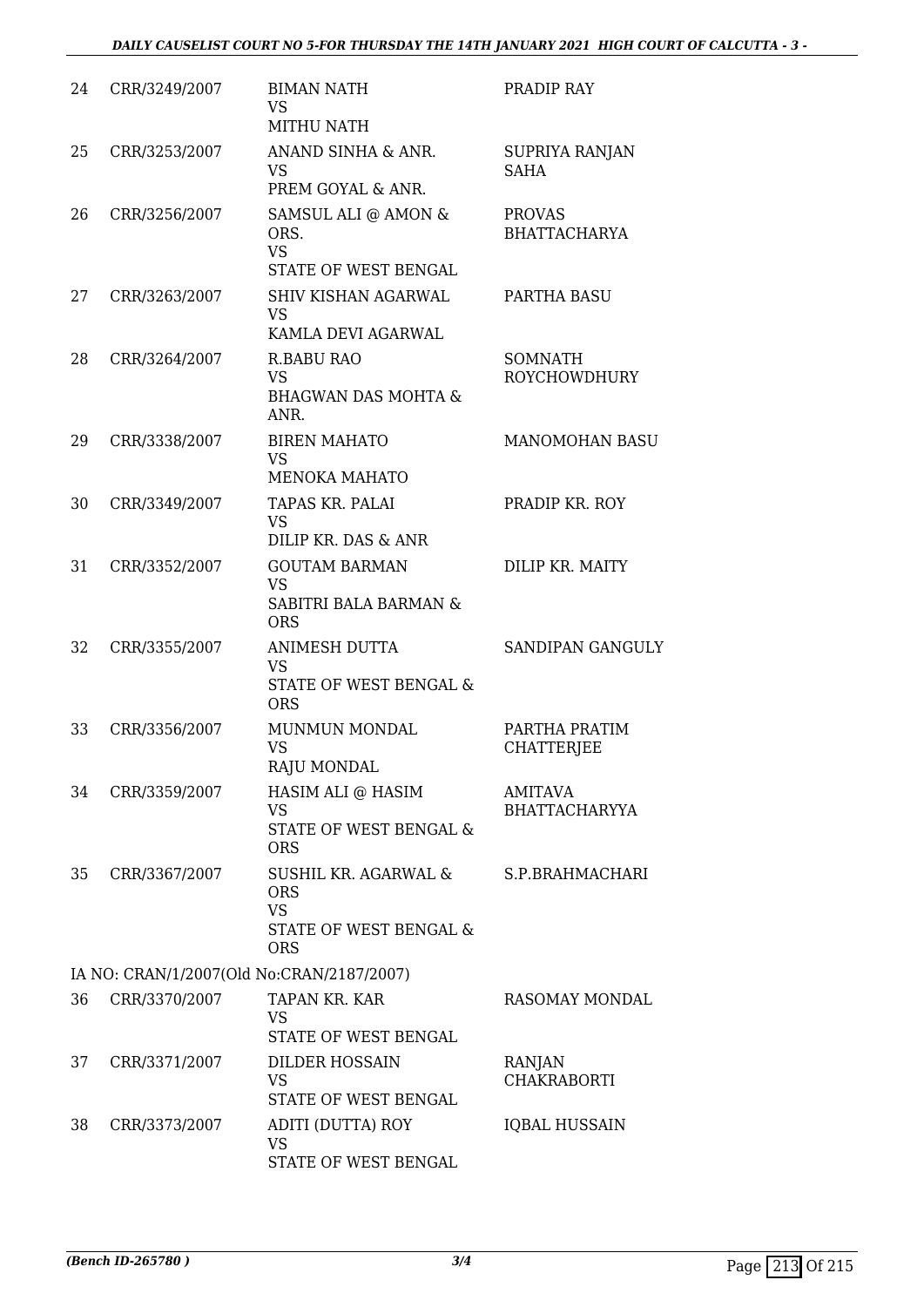| | | | |
|---|---|---|---|
| 24 | CRR/3249/2007 | BIMAN NATH<br>VS<br>MITHU NATH | PRADIP RAY |
| 25 | CRR/3253/2007 | ANAND SINHA & ANR.<br>VS<br>PREM GOYAL & ANR. | SUPRIYA RANJAN SAHA |
| 26 | CRR/3256/2007 | SAMSUL ALI @ AMON & ORS.<br>VS<br>STATE OF WEST BENGAL | PROVAS BHATTACHARYA |
| 27 | CRR/3263/2007 | SHIV KISHAN AGARWAL<br>VS<br>KAMLA DEVI AGARWAL | PARTHA BASU |
| 28 | CRR/3264/2007 | R.BABU RAO<br>VS<br>BHAGWAN DAS MOHTA & ANR. | SOMNATH ROYCHOWDHURY |
| 29 | CRR/3338/2007 | BIREN MAHATO<br>VS<br>MENOKA MAHATO | MANOMOHAN BASU |
| 30 | CRR/3349/2007 | TAPAS KR. PALAI<br>VS<br>DILIP KR. DAS & ANR | PRADIP KR. ROY |
| 31 | CRR/3352/2007 | GOUTAM BARMAN<br>VS<br>SABITRI BALA BARMAN & ORS | DILIP KR. MAITY |
| 32 | CRR/3355/2007 | ANIMESH DUTTA<br>VS<br>STATE OF WEST BENGAL & ORS | SANDIPAN GANGULY |
| 33 | CRR/3356/2007 | MUNMUN MONDAL<br>VS<br>RAJU MONDAL | PARTHA PRATIM CHATTERJEE |
| 34 | CRR/3359/2007 | HASIM ALI @ HASIM<br>VS<br>STATE OF WEST BENGAL & ORS | AMITAVA BHATTACHARYYA |
| 35 | CRR/3367/2007 | SUSHIL KR. AGARWAL & ORS<br>VS<br>STATE OF WEST BENGAL & ORS | S.P.BRAHMACHARI |
| | IA NO: CRAN/1/2007(Old No:CRAN/2187/2007) | | |
| 36 | CRR/3370/2007 | TAPAN KR. KAR<br>VS<br>STATE OF WEST BENGAL | RASOMAY MONDAL |
| 37 | CRR/3371/2007 | DILDER HOSSAIN<br>VS<br>STATE OF WEST BENGAL | RANJAN CHAKRABORTI |
| 38 | CRR/3373/2007 | ADITI (DUTTA) ROY<br>VS<br>STATE OF WEST BENGAL | IQBAL HUSSAIN |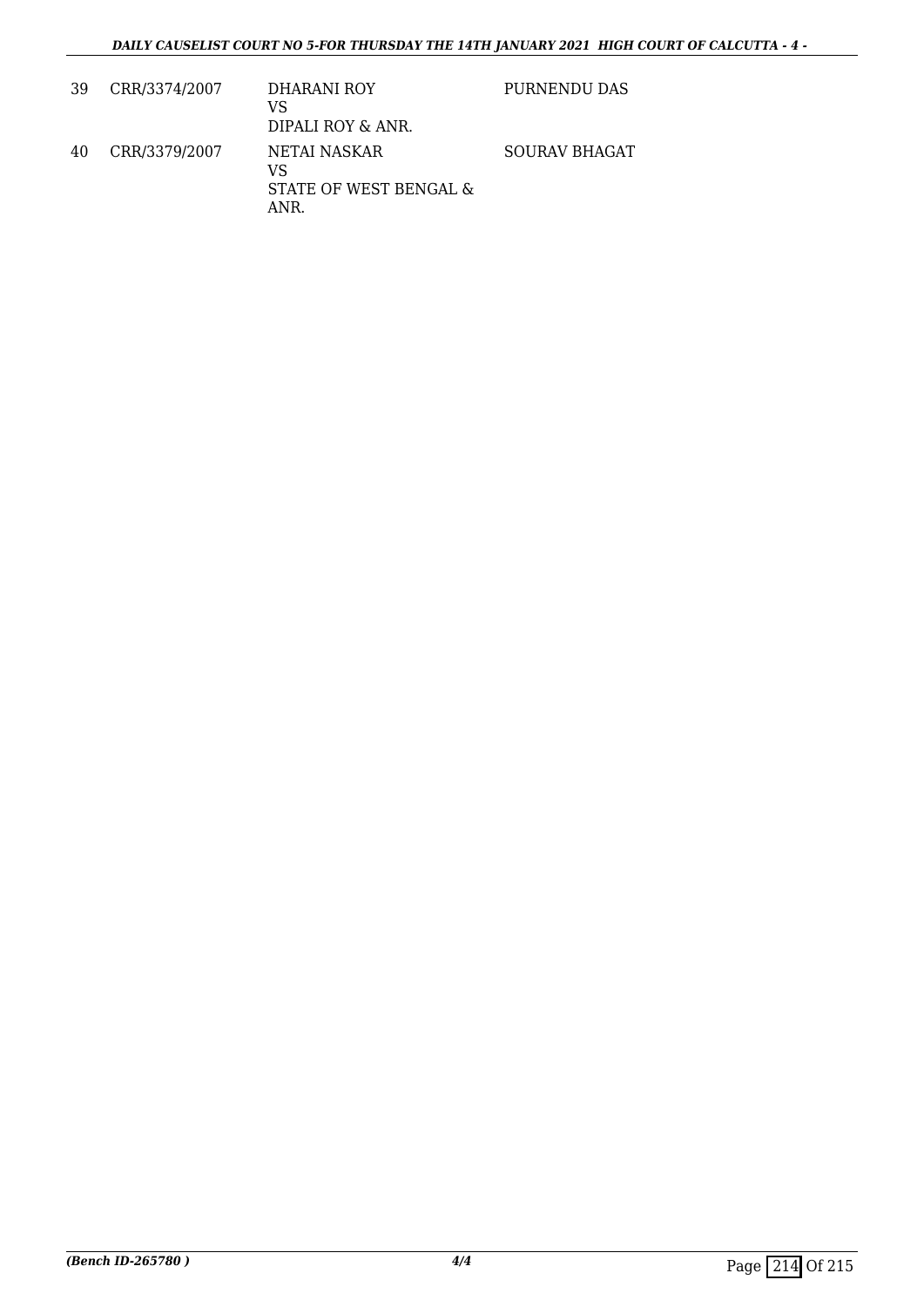| 39 | CRR/3374/2007 | DHARANI ROY<br>VS<br>DIPALI ROY & ANR. | PURNENDU DAS |
|---|---|---|---|
| 40 | CRR/3379/2007 | NETAI NASKAR<br>VS<br>STATE OF WEST BENGAL & ANR. | SOURAV BHAGAT |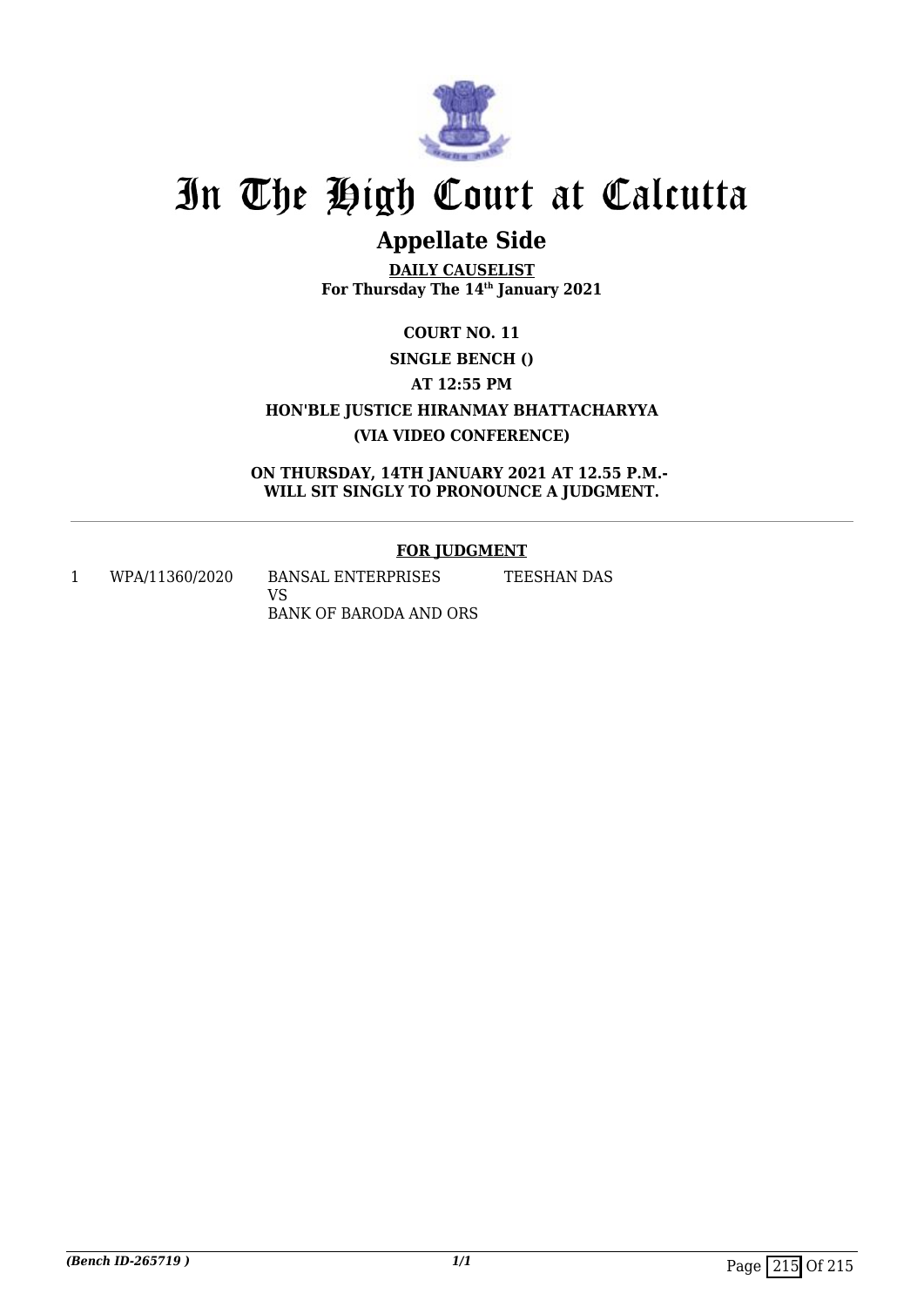# In The High Court at Calcutta

## Appellate Side

**DAILY CAUSELIST**
**For Thursday The 14th January 2021**

**COURT NO. 11**

**SINGLE BENCH ()**

**AT 12:55 PM**

**HON'BLE JUSTICE HIRANMAY BHATTACHARYYA**

**(VIA VIDEO CONFERENCE)**

**ON THURSDAY, 14TH JANUARY 2021 AT 12.55 P.M.- WILL SIT SINGLY TO PRONOUNCE A JUDGMENT.**

**FOR JUDGMENT**

| | | | |
|---|---|---|---|
| 1 | WPA/11360/2020 | BANSAL ENTERPRISES<br>VS<br>BANK OF BARODA AND ORS | TEESHAN DAS |

*(Bench ID-265719 )*